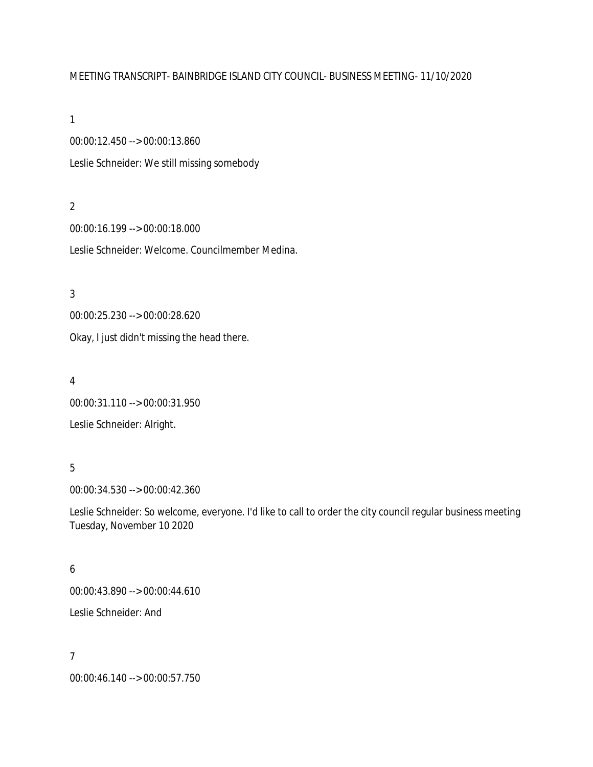MEETING TRANSCRIPT- BAINBRIDGE ISLAND CITY COUNCIL- BUSINESS MEETING- 11/10/2020

1

00:00:12.450 --> 00:00:13.860

Leslie Schneider: We still missing somebody

2

00:00:16.199 --> 00:00:18.000

Leslie Schneider: Welcome. Councilmember Medina.

3

00:00:25.230 --> 00:00:28.620

Okay, I just didn't missing the head there.

4

00:00:31.110 --> 00:00:31.950

Leslie Schneider: Alright.

5

00:00:34.530 --> 00:00:42.360

Leslie Schneider: So welcome, everyone. I'd like to call to order the city council regular business meeting Tuesday, November 10 2020

6

00:00:43.890 --> 00:00:44.610

Leslie Schneider: And

7

00:00:46.140 --> 00:00:57.750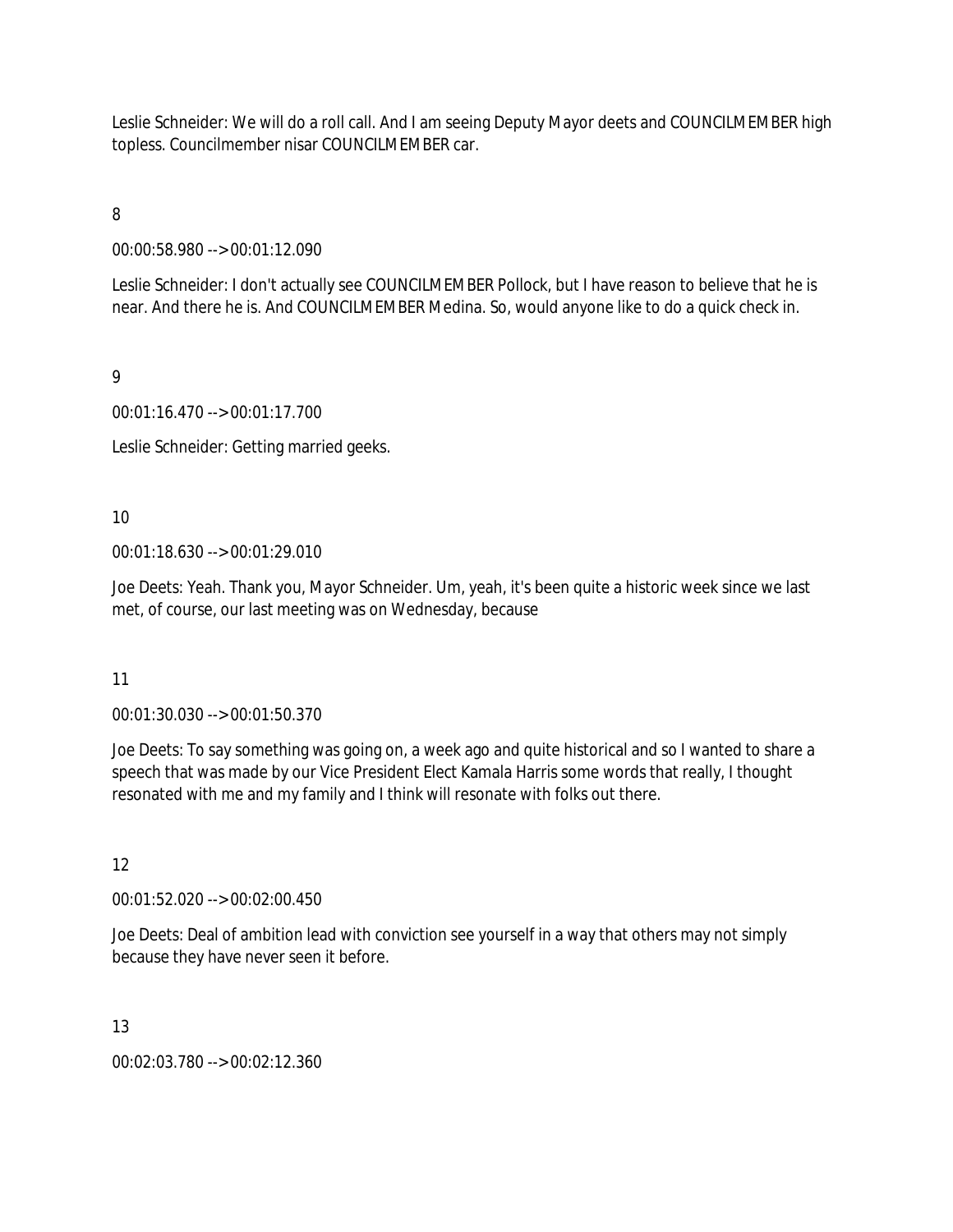Leslie Schneider: We will do a roll call. And I am seeing Deputy Mayor deets and COUNCILMEMBER high topless. Councilmember nisar COUNCILMEMBER car.

8

00:00:58.980 --> 00:01:12.090

Leslie Schneider: I don't actually see COUNCILMEMBER Pollock, but I have reason to believe that he is near. And there he is. And COUNCILMEMBER Medina. So, would anyone like to do a quick check in.

9

00:01:16.470 --> 00:01:17.700

Leslie Schneider: Getting married geeks.

10

00:01:18.630 --> 00:01:29.010

Joe Deets: Yeah. Thank you, Mayor Schneider. Um, yeah, it's been quite a historic week since we last met, of course, our last meeting was on Wednesday, because

11

00:01:30.030 --> 00:01:50.370

Joe Deets: To say something was going on, a week ago and quite historical and so I wanted to share a speech that was made by our Vice President Elect Kamala Harris some words that really, I thought resonated with me and my family and I think will resonate with folks out there.

12

00:01:52.020 --> 00:02:00.450

Joe Deets: Deal of ambition lead with conviction see yourself in a way that others may not simply because they have never seen it before.

13

00:02:03.780 --> 00:02:12.360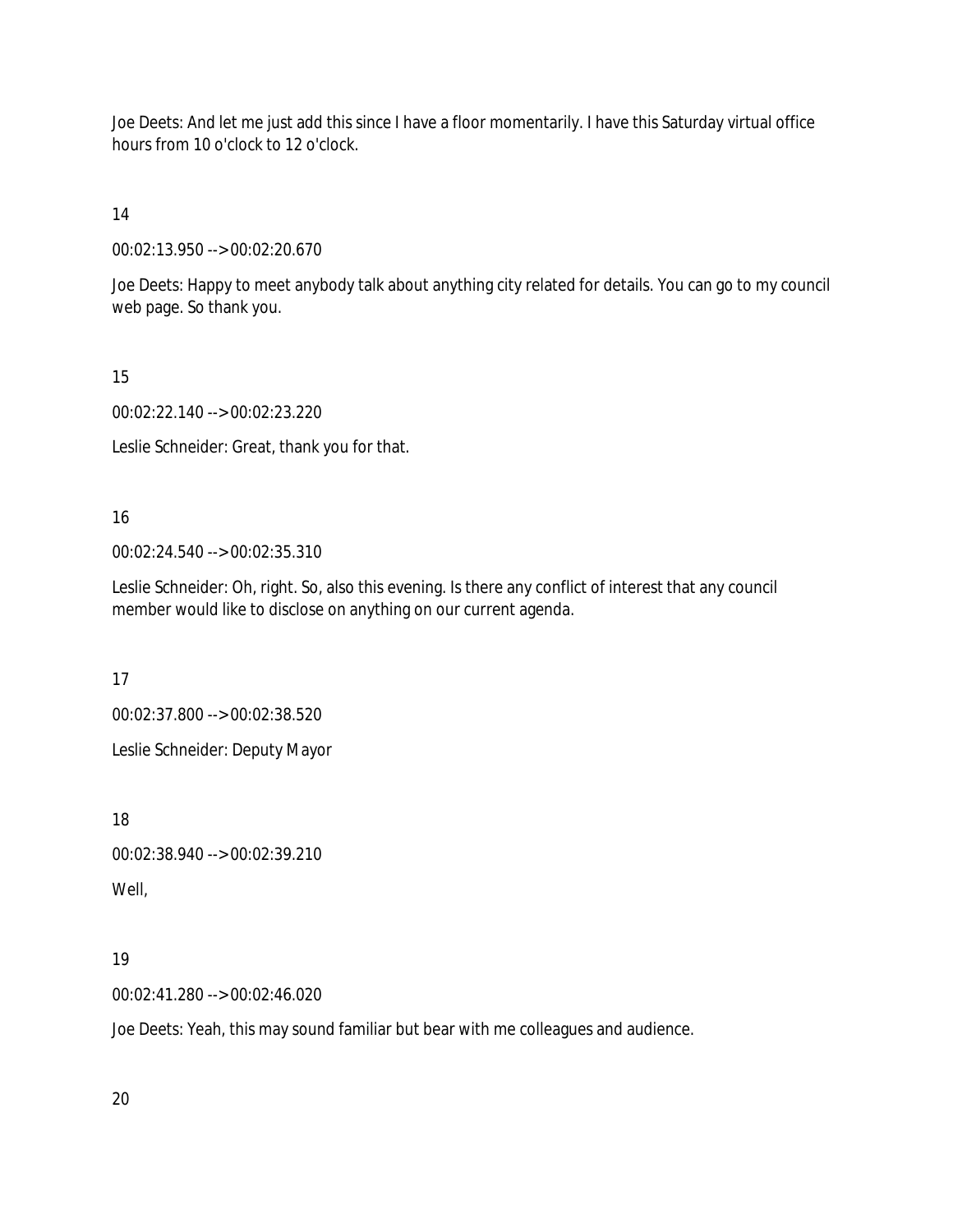Joe Deets: And let me just add this since I have a floor momentarily. I have this Saturday virtual office hours from 10 o'clock to 12 o'clock.

14

00:02:13.950 --> 00:02:20.670

Joe Deets: Happy to meet anybody talk about anything city related for details. You can go to my council web page. So thank you.

15

00:02:22.140 --> 00:02:23.220

Leslie Schneider: Great, thank you for that.

16

00:02:24.540 --> 00:02:35.310

Leslie Schneider: Oh, right. So, also this evening. Is there any conflict of interest that any council member would like to disclose on anything on our current agenda.

17

00:02:37.800 --> 00:02:38.520

Leslie Schneider: Deputy Mayor

18

00:02:38.940 --> 00:02:39.210

Well,

19

00:02:41.280 --> 00:02:46.020

Joe Deets: Yeah, this may sound familiar but bear with me colleagues and audience.

20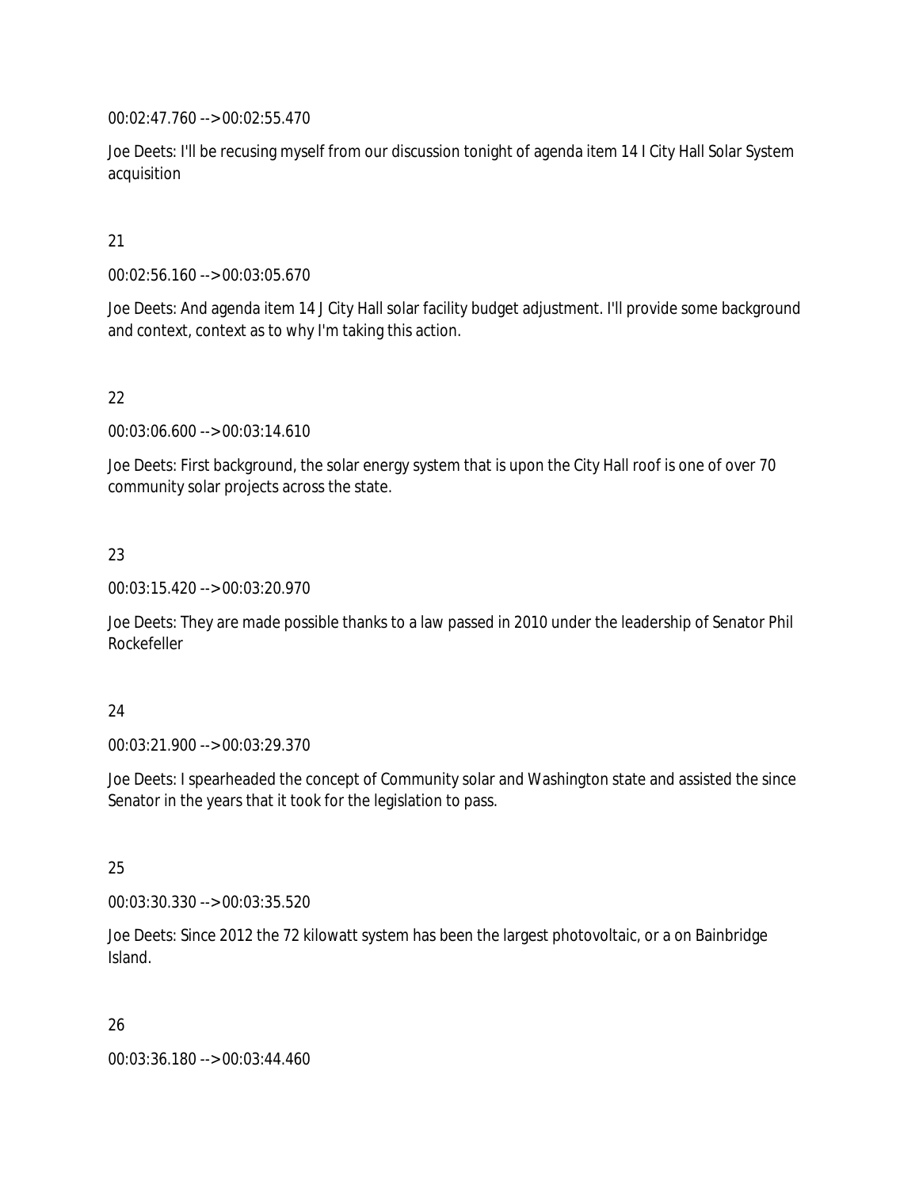00:02:47.760 --> 00:02:55.470

Joe Deets: I'll be recusing myself from our discussion tonight of agenda item 14 I City Hall Solar System acquisition

21

00:02:56.160 --> 00:03:05.670

Joe Deets: And agenda item 14 J City Hall solar facility budget adjustment. I'll provide some background and context, context as to why I'm taking this action.

22

00:03:06.600 --> 00:03:14.610

Joe Deets: First background, the solar energy system that is upon the City Hall roof is one of over 70 community solar projects across the state.

23

00:03:15.420 --> 00:03:20.970

Joe Deets: They are made possible thanks to a law passed in 2010 under the leadership of Senator Phil Rockefeller

24

00:03:21.900 --> 00:03:29.370

Joe Deets: I spearheaded the concept of Community solar and Washington state and assisted the since Senator in the years that it took for the legislation to pass.

25

00:03:30.330 --> 00:03:35.520

Joe Deets: Since 2012 the 72 kilowatt system has been the largest photovoltaic, or a on Bainbridge Island.

26

00:03:36.180 --> 00:03:44.460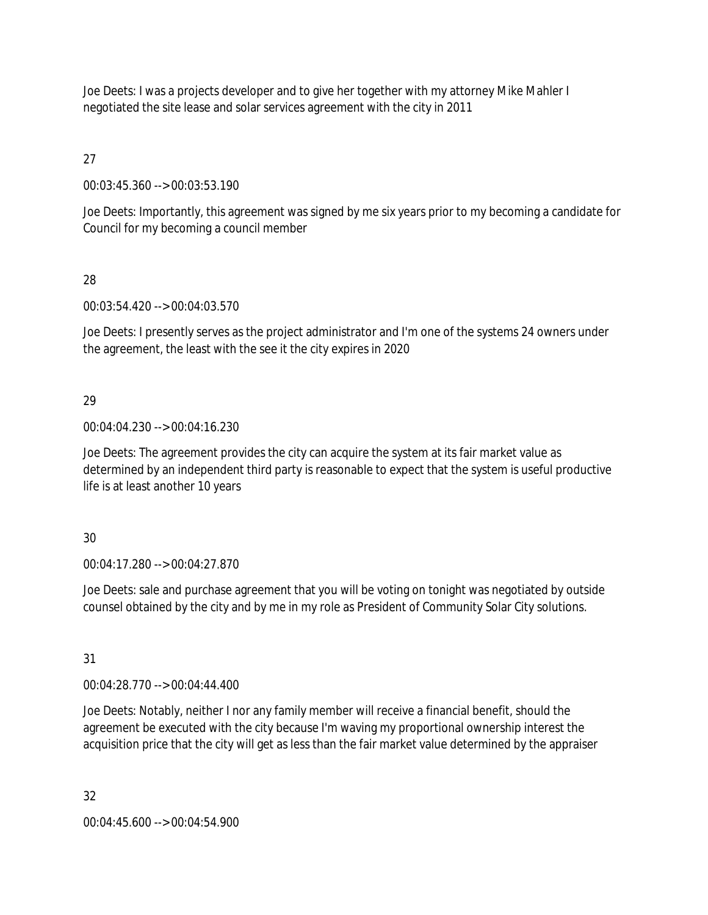Joe Deets: I was a projects developer and to give her together with my attorney Mike Mahler I negotiated the site lease and solar services agreement with the city in 2011

27

00:03:45.360 --> 00:03:53.190

Joe Deets: Importantly, this agreement was signed by me six years prior to my becoming a candidate for Council for my becoming a council member

28

00:03:54.420 --> 00:04:03.570

Joe Deets: I presently serves as the project administrator and I'm one of the systems 24 owners under the agreement, the least with the see it the city expires in 2020

29

00:04:04.230 --> 00:04:16.230

Joe Deets: The agreement provides the city can acquire the system at its fair market value as determined by an independent third party is reasonable to expect that the system is useful productive life is at least another 10 years

30

00:04:17.280 --> 00:04:27.870

Joe Deets: sale and purchase agreement that you will be voting on tonight was negotiated by outside counsel obtained by the city and by me in my role as President of Community Solar City solutions.

31

00:04:28.770 --> 00:04:44.400

Joe Deets: Notably, neither I nor any family member will receive a financial benefit, should the agreement be executed with the city because I'm waving my proportional ownership interest the acquisition price that the city will get as less than the fair market value determined by the appraiser

32

00:04:45.600 --> 00:04:54.900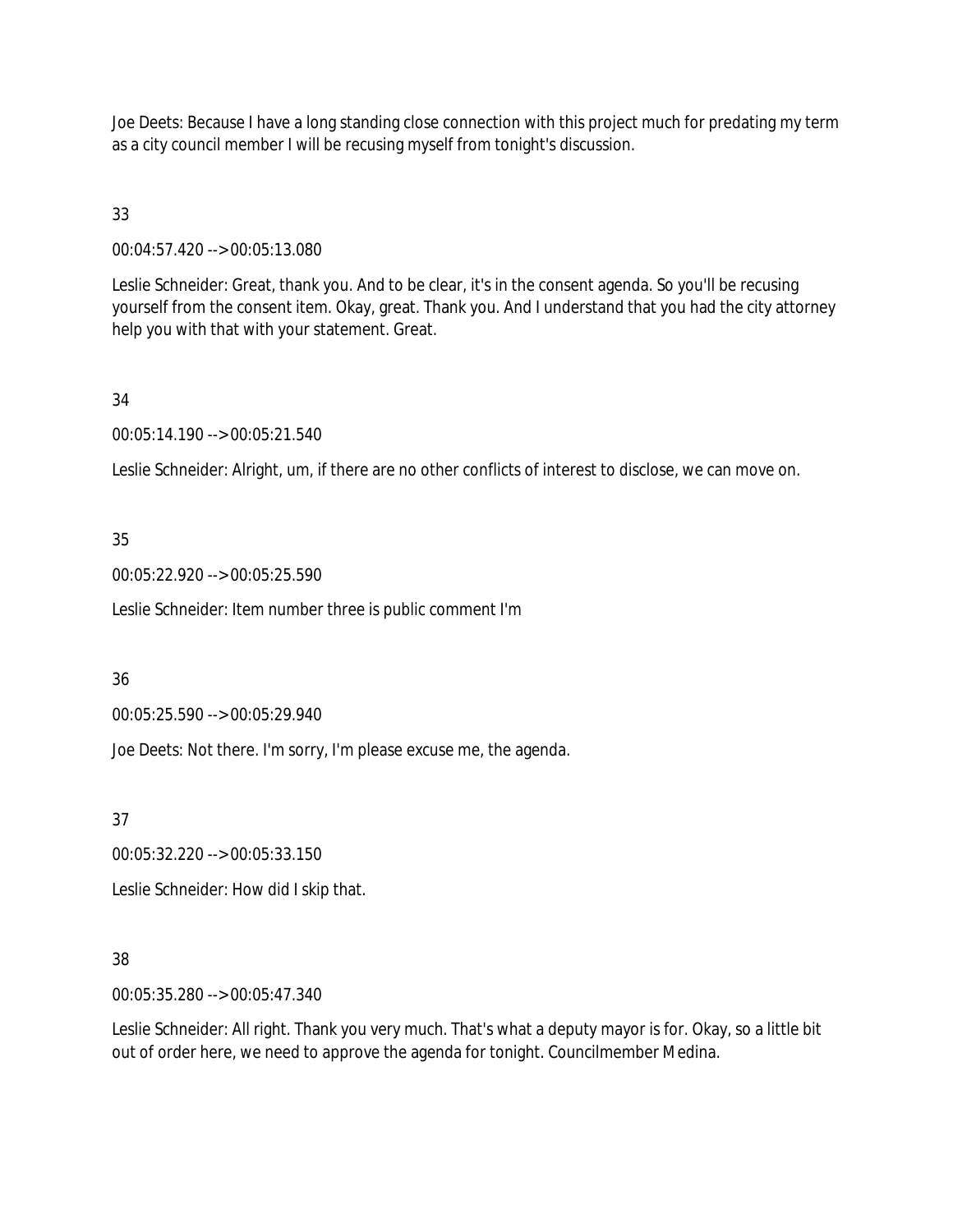Joe Deets: Because I have a long standing close connection with this project much for predating my term as a city council member I will be recusing myself from tonight's discussion.

33

00:04:57.420 --> 00:05:13.080

Leslie Schneider: Great, thank you. And to be clear, it's in the consent agenda. So you'll be recusing yourself from the consent item. Okay, great. Thank you. And I understand that you had the city attorney help you with that with your statement. Great.

34

00:05:14.190 --> 00:05:21.540

Leslie Schneider: Alright, um, if there are no other conflicts of interest to disclose, we can move on.

35

00:05:22.920 --> 00:05:25.590

Leslie Schneider: Item number three is public comment I'm

36

00:05:25.590 --> 00:05:29.940

Joe Deets: Not there. I'm sorry, I'm please excuse me, the agenda.

37

00:05:32.220 --> 00:05:33.150

Leslie Schneider: How did I skip that.

38

00:05:35.280 --> 00:05:47.340

Leslie Schneider: All right. Thank you very much. That's what a deputy mayor is for. Okay, so a little bit out of order here, we need to approve the agenda for tonight. Councilmember Medina.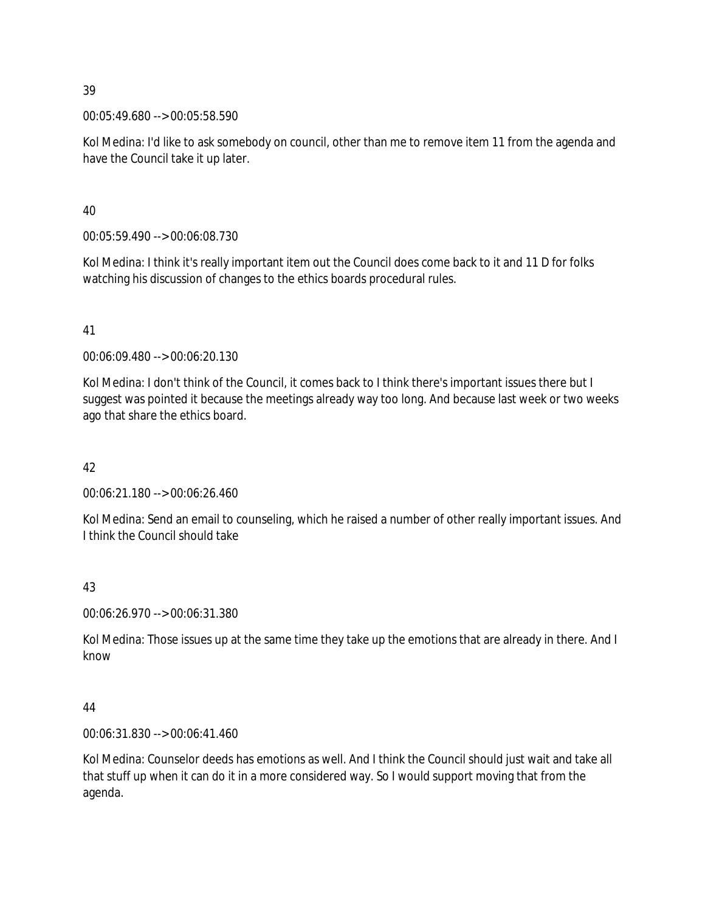39

00:05:49.680 --> 00:05:58.590

Kol Medina: I'd like to ask somebody on council, other than me to remove item 11 from the agenda and have the Council take it up later.

40

00:05:59.490 --> 00:06:08.730

Kol Medina: I think it's really important item out the Council does come back to it and 11 D for folks watching his discussion of changes to the ethics boards procedural rules.

41

00:06:09.480 --> 00:06:20.130

Kol Medina: I don't think of the Council, it comes back to I think there's important issues there but I suggest was pointed it because the meetings already way too long. And because last week or two weeks ago that share the ethics board.

42

00:06:21.180 --> 00:06:26.460

Kol Medina: Send an email to counseling, which he raised a number of other really important issues. And I think the Council should take

43

00:06:26.970 --> 00:06:31.380

Kol Medina: Those issues up at the same time they take up the emotions that are already in there. And I know

44

00:06:31.830 --> 00:06:41.460

Kol Medina: Counselor deeds has emotions as well. And I think the Council should just wait and take all that stuff up when it can do it in a more considered way. So I would support moving that from the agenda.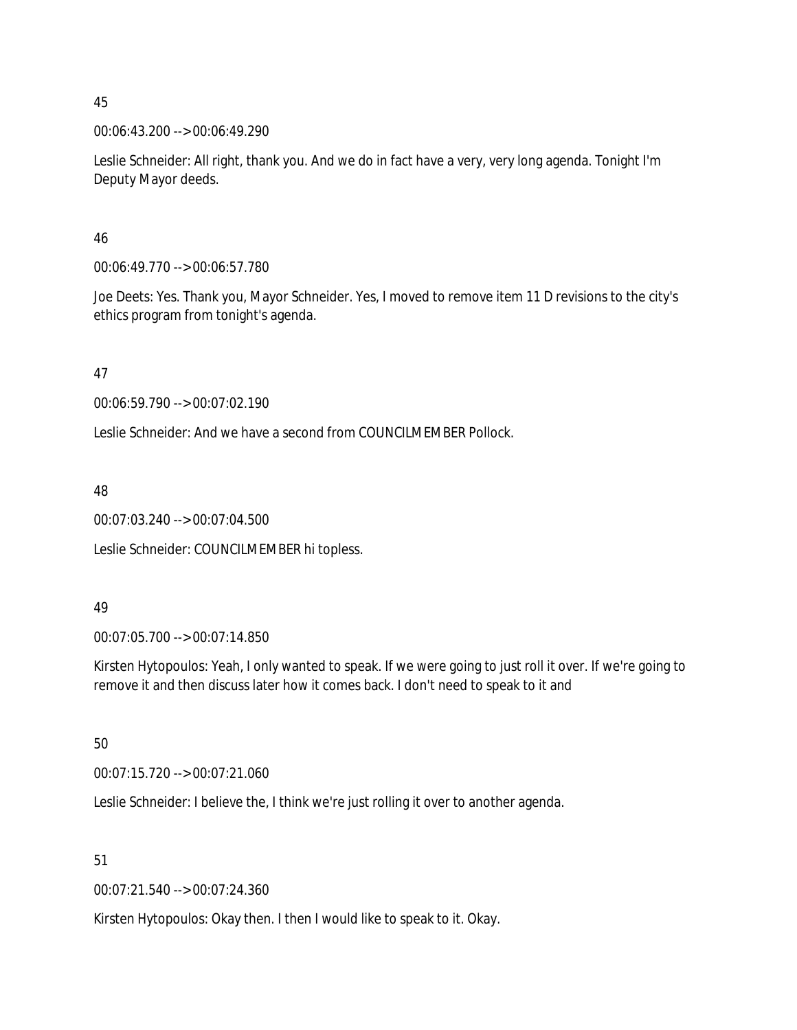45

00:06:43.200 --> 00:06:49.290

Leslie Schneider: All right, thank you. And we do in fact have a very, very long agenda. Tonight I'm Deputy Mayor deeds.

46

00:06:49.770 --> 00:06:57.780

Joe Deets: Yes. Thank you, Mayor Schneider. Yes, I moved to remove item 11 D revisions to the city's ethics program from tonight's agenda.

47

00:06:59.790 --> 00:07:02.190

Leslie Schneider: And we have a second from COUNCILMEMBER Pollock.

48

00:07:03.240 --> 00:07:04.500

Leslie Schneider: COUNCILMEMBER hi topless.

49

00:07:05.700 --> 00:07:14.850

Kirsten Hytopoulos: Yeah, I only wanted to speak. If we were going to just roll it over. If we're going to remove it and then discuss later how it comes back. I don't need to speak to it and

50

00:07:15.720 --> 00:07:21.060

Leslie Schneider: I believe the, I think we're just rolling it over to another agenda.

51

00:07:21.540 --> 00:07:24.360

Kirsten Hytopoulos: Okay then. I then I would like to speak to it. Okay.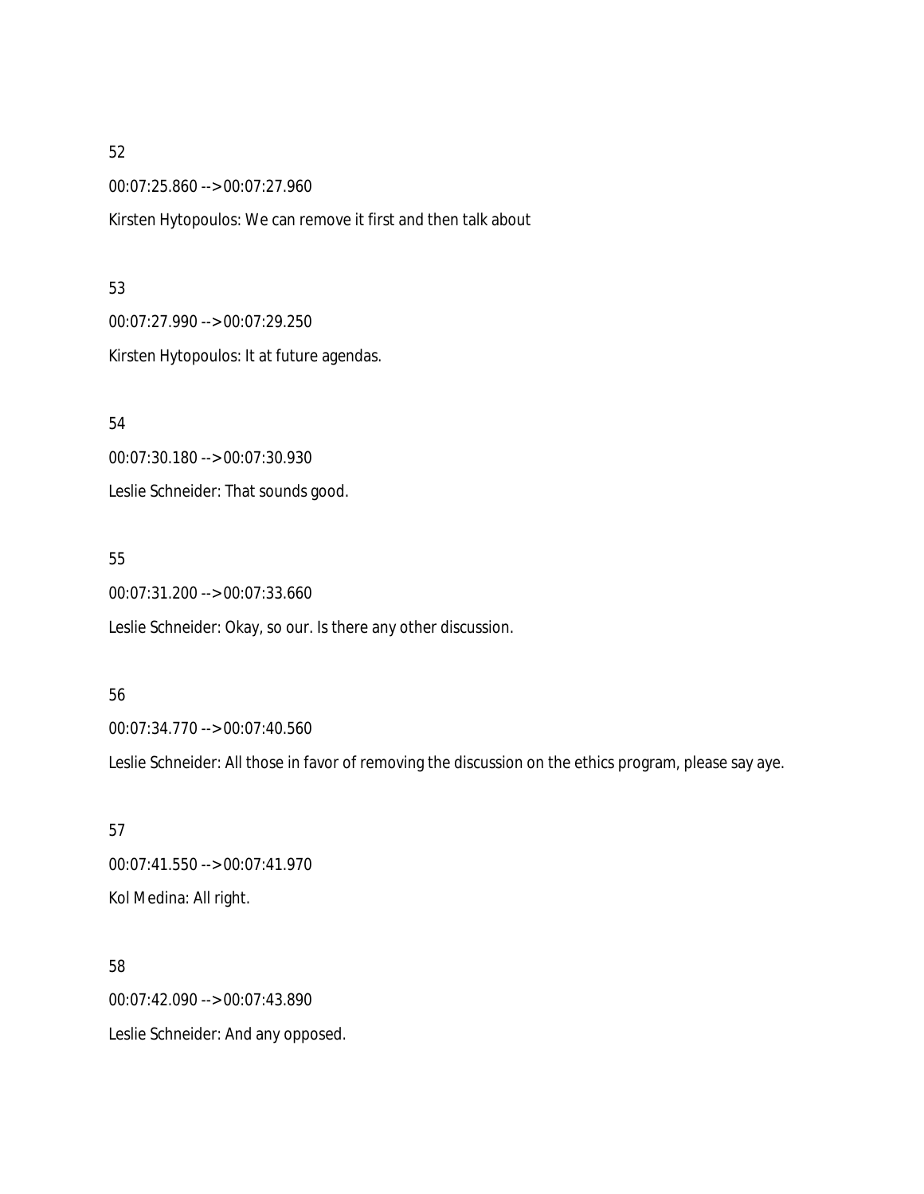52

00:07:25.860 --> 00:07:27.960

Kirsten Hytopoulos: We can remove it first and then talk about

53

00:07:27.990 --> 00:07:29.250

Kirsten Hytopoulos: It at future agendas.

54

00:07:30.180 --> 00:07:30.930

Leslie Schneider: That sounds good.

55

00:07:31.200 --> 00:07:33.660

Leslie Schneider: Okay, so our. Is there any other discussion.

56

00:07:34.770 --> 00:07:40.560

Leslie Schneider: All those in favor of removing the discussion on the ethics program, please say aye.

57

00:07:41.550 --> 00:07:41.970

Kol Medina: All right.

58

00:07:42.090 --> 00:07:43.890

Leslie Schneider: And any opposed.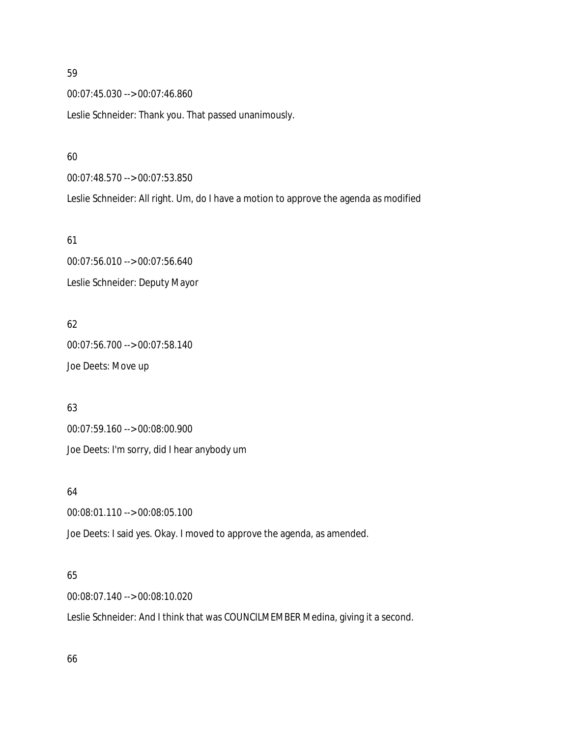59

00:07:45.030 --> 00:07:46.860

Leslie Schneider: Thank you. That passed unanimously.

60

00:07:48.570 --> 00:07:53.850

Leslie Schneider: All right. Um, do I have a motion to approve the agenda as modified

61

00:07:56.010 --> 00:07:56.640

Leslie Schneider: Deputy Mayor

62

00:07:56.700 --> 00:07:58.140

Joe Deets: Move up

63

00:07:59.160 --> 00:08:00.900

Joe Deets: I'm sorry, did I hear anybody um

64

00:08:01.110 --> 00:08:05.100

Joe Deets: I said yes. Okay. I moved to approve the agenda, as amended.

65

00:08:07.140 --> 00:08:10.020

Leslie Schneider: And I think that was COUNCILMEMBER Medina, giving it a second.

66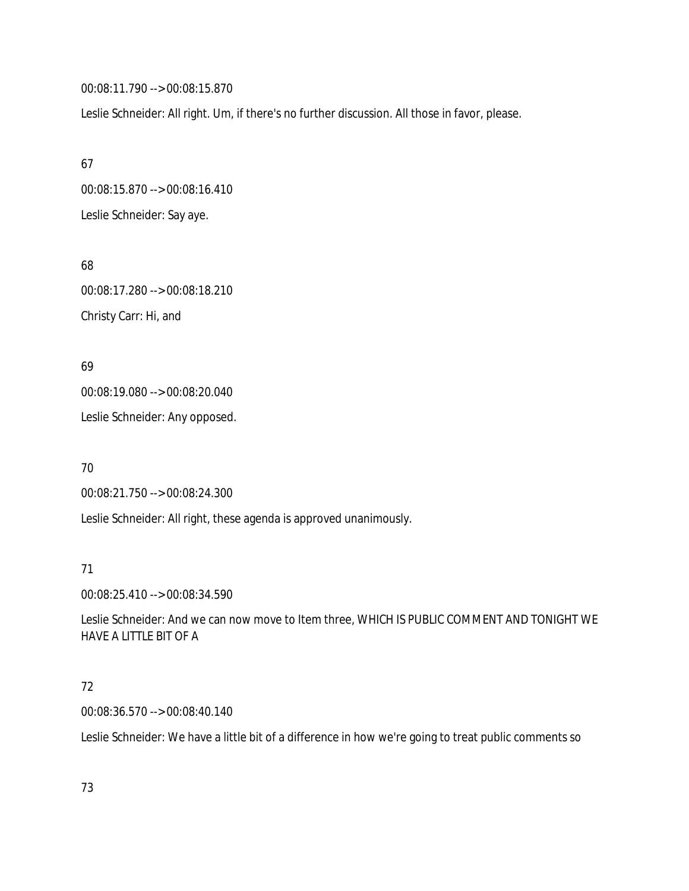00:08:11.790 --> 00:08:15.870

Leslie Schneider: All right. Um, if there's no further discussion. All those in favor, please.

67

00:08:15.870 --> 00:08:16.410

Leslie Schneider: Say aye.

68

00:08:17.280 --> 00:08:18.210

Christy Carr: Hi, and

69

00:08:19.080 --> 00:08:20.040

Leslie Schneider: Any opposed.

70

00:08:21.750 --> 00:08:24.300

Leslie Schneider: All right, these agenda is approved unanimously.

71

00:08:25.410 --> 00:08:34.590

Leslie Schneider: And we can now move to Item three, WHICH IS PUBLIC COMMENT AND TONIGHT WE HAVE A LITTLE BIT OF A

72

00:08:36.570 --> 00:08:40.140

Leslie Schneider: We have a little bit of a difference in how we're going to treat public comments so

73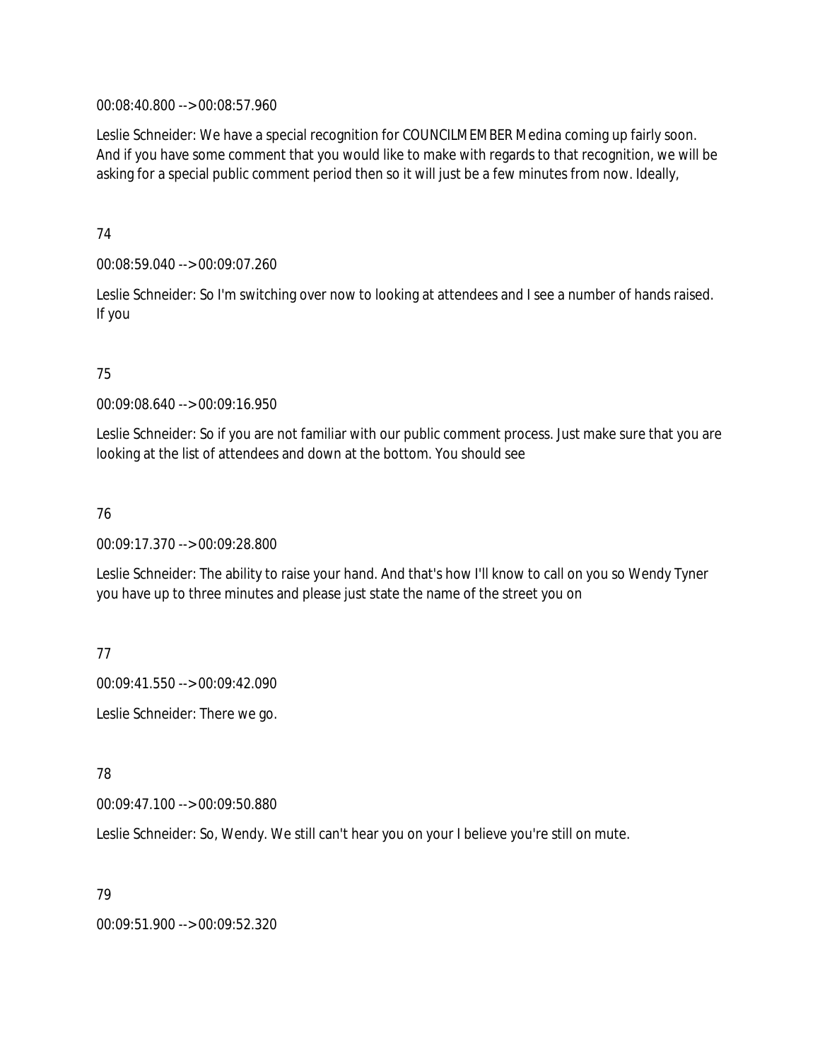00:08:40.800 --> 00:08:57.960

Leslie Schneider: We have a special recognition for COUNCILMEMBER Medina coming up fairly soon. And if you have some comment that you would like to make with regards to that recognition, we will be asking for a special public comment period then so it will just be a few minutes from now. Ideally,

74

00:08:59.040 --> 00:09:07.260

Leslie Schneider: So I'm switching over now to looking at attendees and I see a number of hands raised. If you

75

00:09:08.640 --> 00:09:16.950

Leslie Schneider: So if you are not familiar with our public comment process. Just make sure that you are looking at the list of attendees and down at the bottom. You should see

76

00:09:17.370 --> 00:09:28.800

Leslie Schneider: The ability to raise your hand. And that's how I'll know to call on you so Wendy Tyner you have up to three minutes and please just state the name of the street you on

77

00:09:41.550 --> 00:09:42.090

Leslie Schneider: There we go.

78

00:09:47.100 --> 00:09:50.880

Leslie Schneider: So, Wendy. We still can't hear you on your I believe you're still on mute.

79

00:09:51.900 --> 00:09:52.320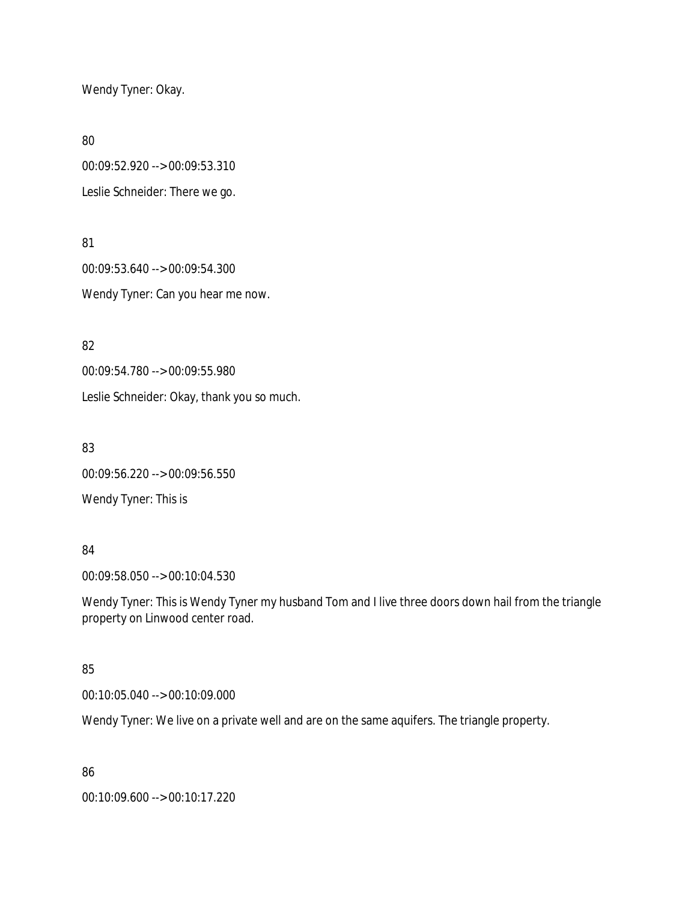Wendy Tyner: Okay.

80

00:09:52.920 --> 00:09:53.310

Leslie Schneider: There we go.

81

00:09:53.640 --> 00:09:54.300

Wendy Tyner: Can you hear me now.

82

00:09:54.780 --> 00:09:55.980

Leslie Schneider: Okay, thank you so much.

83

00:09:56.220 --> 00:09:56.550

Wendy Tyner: This is

84

00:09:58.050 --> 00:10:04.530

Wendy Tyner: This is Wendy Tyner my husband Tom and I live three doors down hail from the triangle property on Linwood center road.

85

00:10:05.040 --> 00:10:09.000

Wendy Tyner: We live on a private well and are on the same aquifers. The triangle property.

86

00:10:09.600 --> 00:10:17.220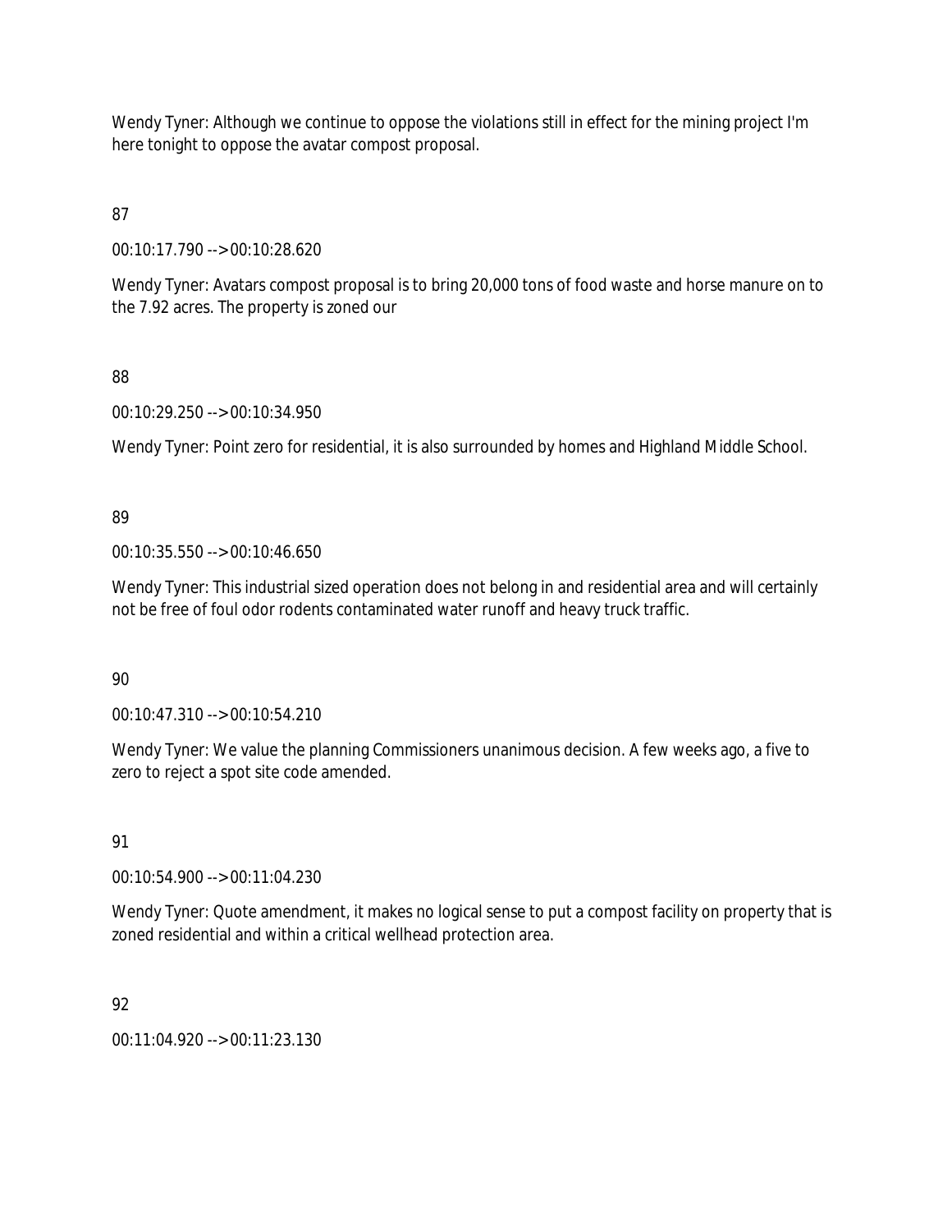Wendy Tyner: Although we continue to oppose the violations still in effect for the mining project I'm here tonight to oppose the avatar compost proposal.

87

00:10:17.790 --> 00:10:28.620

Wendy Tyner: Avatars compost proposal is to bring 20,000 tons of food waste and horse manure on to the 7.92 acres. The property is zoned our

88

00:10:29.250 --> 00:10:34.950

Wendy Tyner: Point zero for residential, it is also surrounded by homes and Highland Middle School.

89

00:10:35.550 --> 00:10:46.650

Wendy Tyner: This industrial sized operation does not belong in and residential area and will certainly not be free of foul odor rodents contaminated water runoff and heavy truck traffic.

90

00:10:47.310 --> 00:10:54.210

Wendy Tyner: We value the planning Commissioners unanimous decision. A few weeks ago, a five to zero to reject a spot site code amended.

91

00:10:54.900 --> 00:11:04.230

Wendy Tyner: Quote amendment, it makes no logical sense to put a compost facility on property that is zoned residential and within a critical wellhead protection area.

92

00:11:04.920 --> 00:11:23.130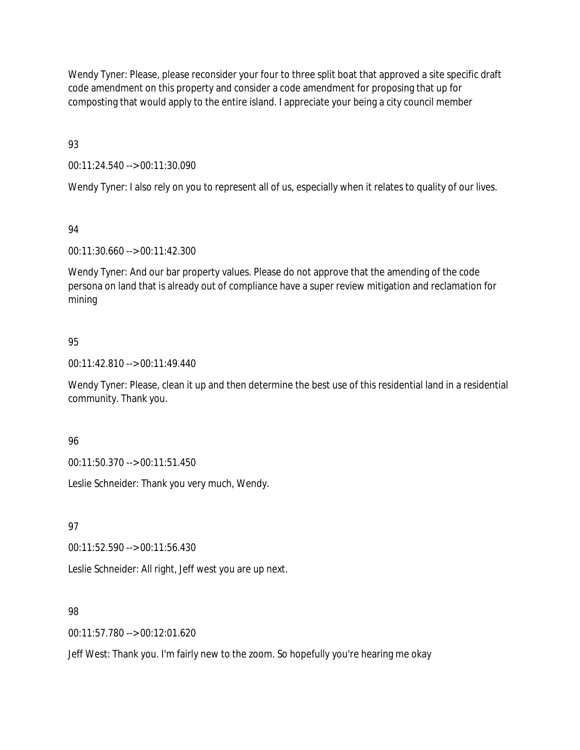Wendy Tyner: Please, please reconsider your four to three split boat that approved a site specific draft code amendment on this property and consider a code amendment for proposing that up for composting that would apply to the entire island. I appreciate your being a city council member

93

00:11:24.540 --> 00:11:30.090

Wendy Tyner: I also rely on you to represent all of us, especially when it relates to quality of our lives.

94

00:11:30.660 --> 00:11:42.300

Wendy Tyner: And our bar property values. Please do not approve that the amending of the code persona on land that is already out of compliance have a super review mitigation and reclamation for mining

95

00:11:42.810 --> 00:11:49.440

Wendy Tyner: Please, clean it up and then determine the best use of this residential land in a residential community. Thank you.

96

00:11:50.370 --> 00:11:51.450

Leslie Schneider: Thank you very much, Wendy.

97

00:11:52.590 --> 00:11:56.430

Leslie Schneider: All right, Jeff west you are up next.

98

00:11:57.780 --> 00:12:01.620

Jeff West: Thank you. I'm fairly new to the zoom. So hopefully you're hearing me okay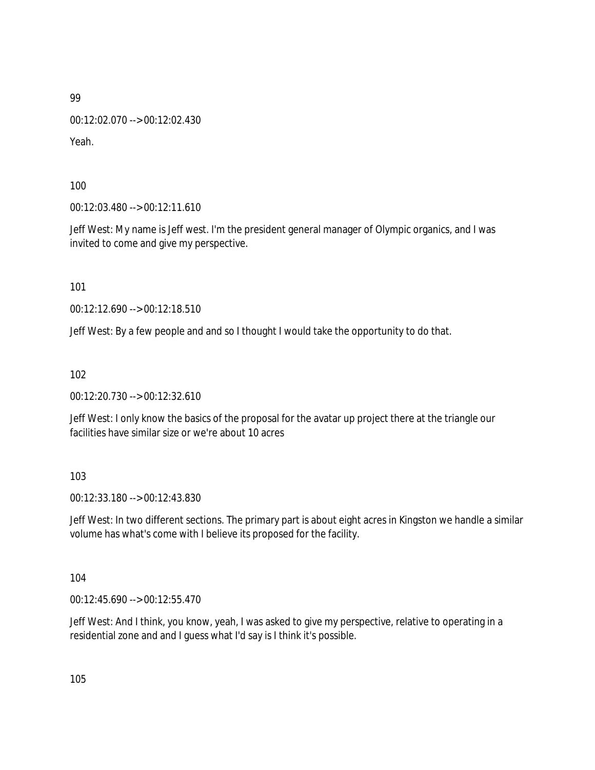99

00:12:02.070 --> 00:12:02.430

Yeah.

100

00:12:03.480 --> 00:12:11.610

Jeff West: My name is Jeff west. I'm the president general manager of Olympic organics, and I was invited to come and give my perspective.

101

00:12:12.690 --> 00:12:18.510

Jeff West: By a few people and and so I thought I would take the opportunity to do that.

102

00:12:20.730 --> 00:12:32.610

Jeff West: I only know the basics of the proposal for the avatar up project there at the triangle our facilities have similar size or we're about 10 acres

103

00:12:33.180 --> 00:12:43.830

Jeff West: In two different sections. The primary part is about eight acres in Kingston we handle a similar volume has what's come with I believe its proposed for the facility.

104

00:12:45.690 --> 00:12:55.470

Jeff West: And I think, you know, yeah, I was asked to give my perspective, relative to operating in a residential zone and and I guess what I'd say is I think it's possible.

105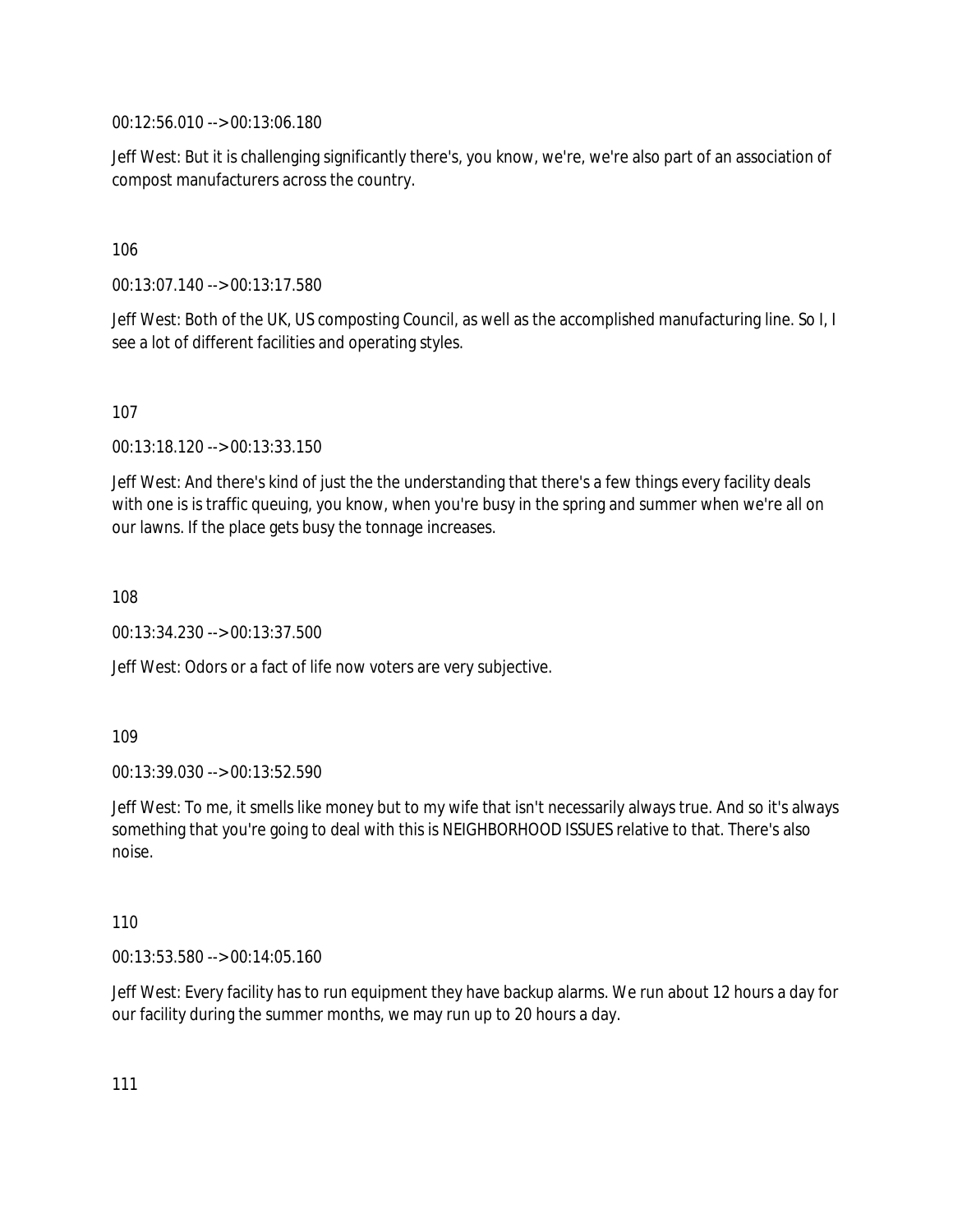00:12:56.010 --> 00:13:06.180

Jeff West: But it is challenging significantly there's, you know, we're, we're also part of an association of compost manufacturers across the country.

106

00:13:07.140 --> 00:13:17.580

Jeff West: Both of the UK, US composting Council, as well as the accomplished manufacturing line. So I, I see a lot of different facilities and operating styles.

107

00:13:18.120 --> 00:13:33.150

Jeff West: And there's kind of just the the understanding that there's a few things every facility deals with one is is traffic queuing, you know, when you're busy in the spring and summer when we're all on our lawns. If the place gets busy the tonnage increases.

108

00:13:34.230 --> 00:13:37.500

Jeff West: Odors or a fact of life now voters are very subjective.

109

00:13:39.030 --> 00:13:52.590

Jeff West: To me, it smells like money but to my wife that isn't necessarily always true. And so it's always something that you're going to deal with this is NEIGHBORHOOD ISSUES relative to that. There's also noise.

110

00:13:53.580 --> 00:14:05.160

Jeff West: Every facility has to run equipment they have backup alarms. We run about 12 hours a day for our facility during the summer months, we may run up to 20 hours a day.

111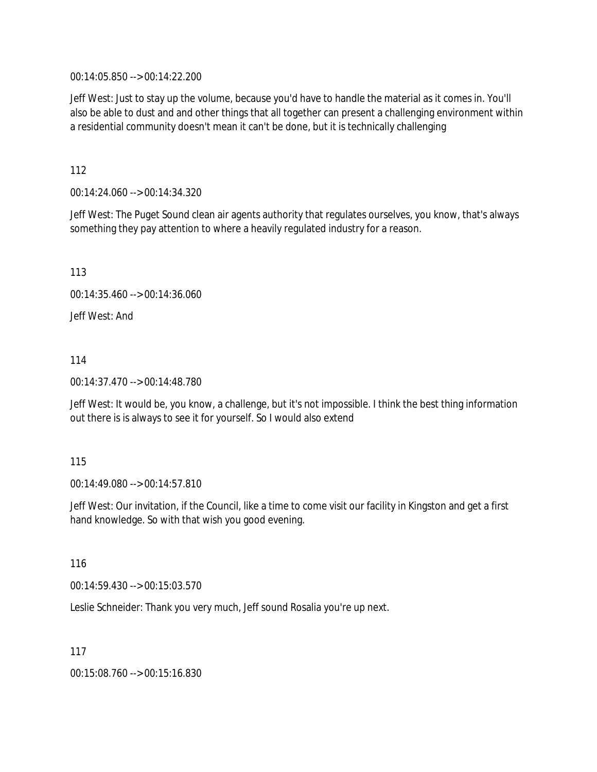00:14:05.850 --> 00:14:22.200

Jeff West: Just to stay up the volume, because you'd have to handle the material as it comes in. You'll also be able to dust and and other things that all together can present a challenging environment within a residential community doesn't mean it can't be done, but it is technically challenging

112

00:14:24.060 --> 00:14:34.320

Jeff West: The Puget Sound clean air agents authority that regulates ourselves, you know, that's always something they pay attention to where a heavily regulated industry for a reason.

113

00:14:35.460 --> 00:14:36.060

Jeff West: And

114

00:14:37.470 --> 00:14:48.780

Jeff West: It would be, you know, a challenge, but it's not impossible. I think the best thing information out there is is always to see it for yourself. So I would also extend

115

00:14:49.080 --> 00:14:57.810

Jeff West: Our invitation, if the Council, like a time to come visit our facility in Kingston and get a first hand knowledge. So with that wish you good evening.

116

00:14:59.430 --> 00:15:03.570

Leslie Schneider: Thank you very much, Jeff sound Rosalia you're up next.

117

00:15:08.760 --> 00:15:16.830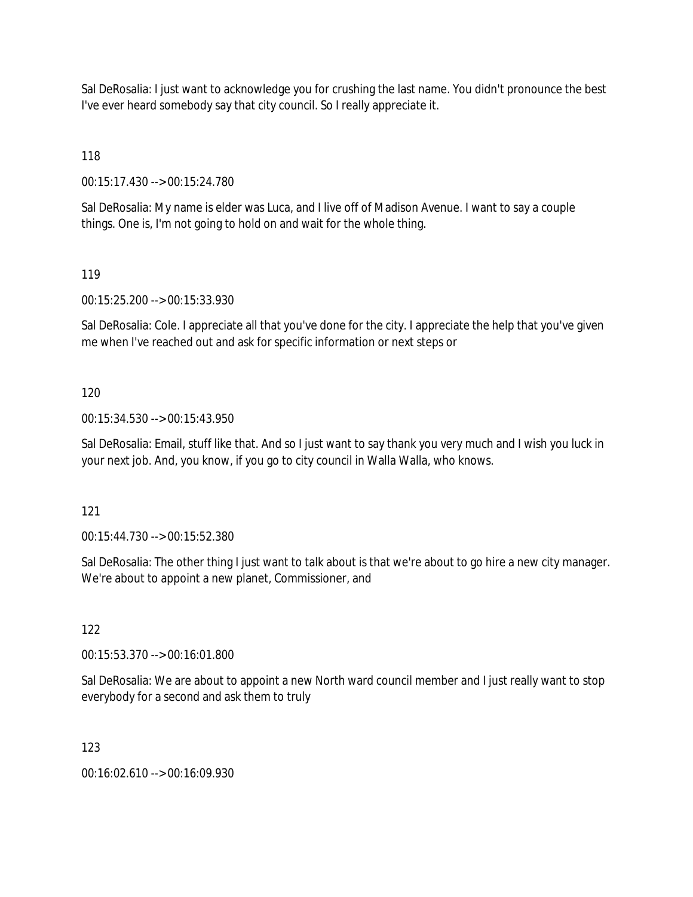Sal DeRosalia: I just want to acknowledge you for crushing the last name. You didn't pronounce the best I've ever heard somebody say that city council. So I really appreciate it.

118

00:15:17.430 --> 00:15:24.780

Sal DeRosalia: My name is elder was Luca, and I live off of Madison Avenue. I want to say a couple things. One is, I'm not going to hold on and wait for the whole thing.

119

00:15:25.200 --> 00:15:33.930

Sal DeRosalia: Cole. I appreciate all that you've done for the city. I appreciate the help that you've given me when I've reached out and ask for specific information or next steps or

120

00:15:34.530 --> 00:15:43.950

Sal DeRosalia: Email, stuff like that. And so I just want to say thank you very much and I wish you luck in your next job. And, you know, if you go to city council in Walla Walla, who knows.

121

00:15:44.730 --> 00:15:52.380

Sal DeRosalia: The other thing I just want to talk about is that we're about to go hire a new city manager. We're about to appoint a new planet, Commissioner, and

122

00:15:53.370 --> 00:16:01.800

Sal DeRosalia: We are about to appoint a new North ward council member and I just really want to stop everybody for a second and ask them to truly

123

00:16:02.610 --> 00:16:09.930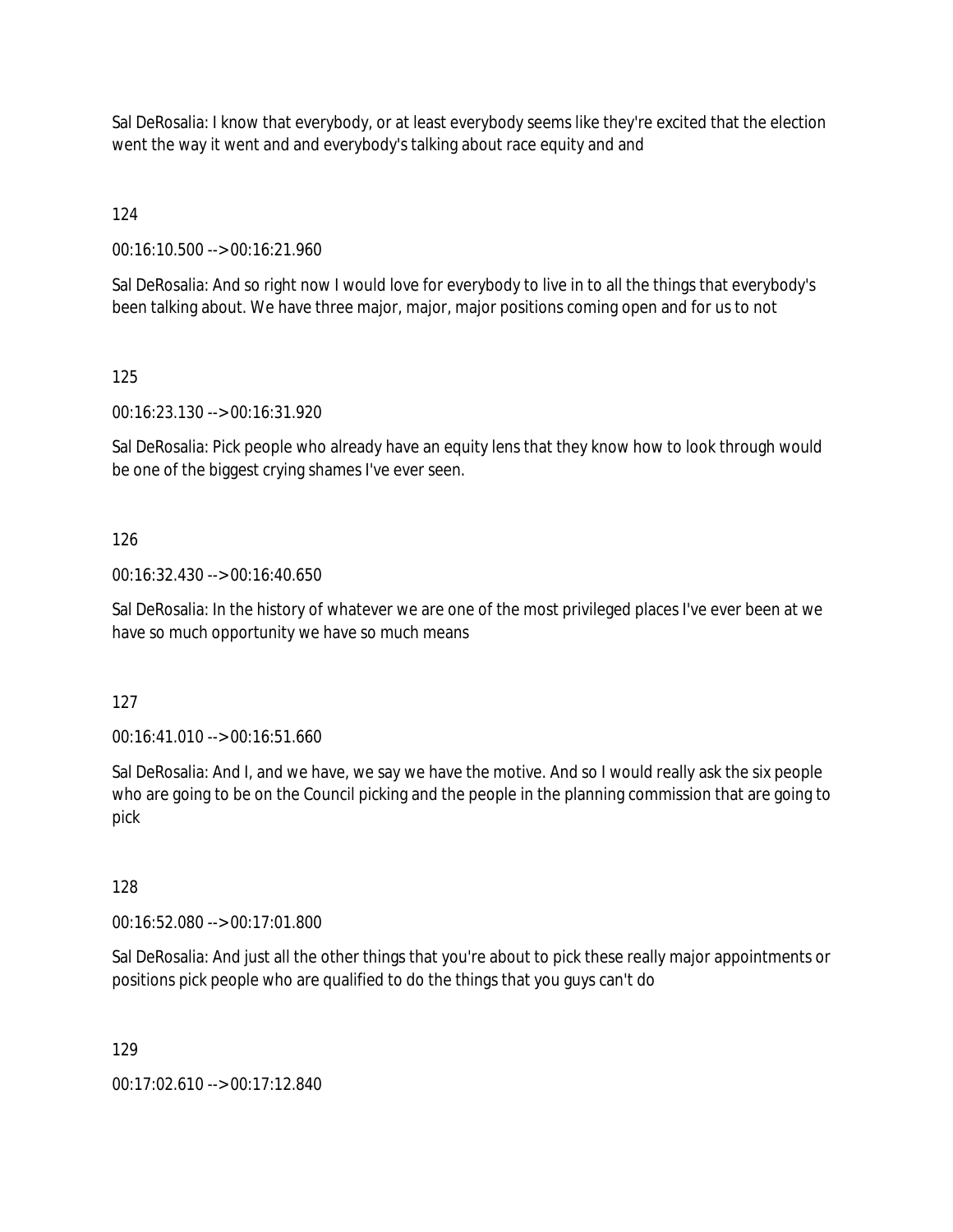Sal DeRosalia: I know that everybody, or at least everybody seems like they're excited that the election went the way it went and and everybody's talking about race equity and and

124

00:16:10.500 --> 00:16:21.960

Sal DeRosalia: And so right now I would love for everybody to live in to all the things that everybody's been talking about. We have three major, major, major positions coming open and for us to not

125

00:16:23.130 --> 00:16:31.920

Sal DeRosalia: Pick people who already have an equity lens that they know how to look through would be one of the biggest crying shames I've ever seen.

126

00:16:32.430 --> 00:16:40.650

Sal DeRosalia: In the history of whatever we are one of the most privileged places I've ever been at we have so much opportunity we have so much means

127

00:16:41.010 --> 00:16:51.660

Sal DeRosalia: And I, and we have, we say we have the motive. And so I would really ask the six people who are going to be on the Council picking and the people in the planning commission that are going to pick

128

00:16:52.080 --> 00:17:01.800

Sal DeRosalia: And just all the other things that you're about to pick these really major appointments or positions pick people who are qualified to do the things that you guys can't do

129

00:17:02.610 --> 00:17:12.840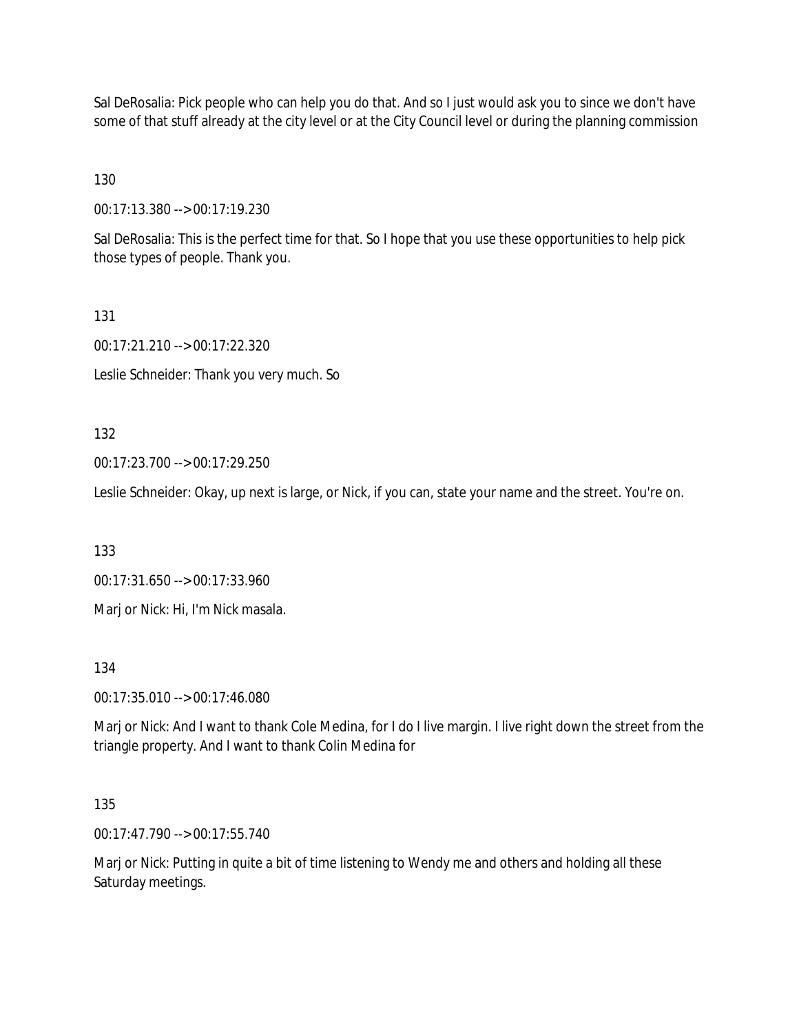Sal DeRosalia: Pick people who can help you do that. And so I just would ask you to since we don't have some of that stuff already at the city level or at the City Council level or during the planning commission

130

00:17:13.380 --> 00:17:19.230

Sal DeRosalia: This is the perfect time for that. So I hope that you use these opportunities to help pick those types of people. Thank you.

131

00:17:21.210 --> 00:17:22.320

Leslie Schneider: Thank you very much. So

132

00:17:23.700 --> 00:17:29.250

Leslie Schneider: Okay, up next is large, or Nick, if you can, state your name and the street. You're on.

133

00:17:31.650 --> 00:17:33.960

Marj or Nick: Hi, I'm Nick masala.

134

00:17:35.010 --> 00:17:46.080

Marj or Nick: And I want to thank Cole Medina, for I do I live margin. I live right down the street from the triangle property. And I want to thank Colin Medina for

135

00:17:47.790 --> 00:17:55.740

Marj or Nick: Putting in quite a bit of time listening to Wendy me and others and holding all these Saturday meetings.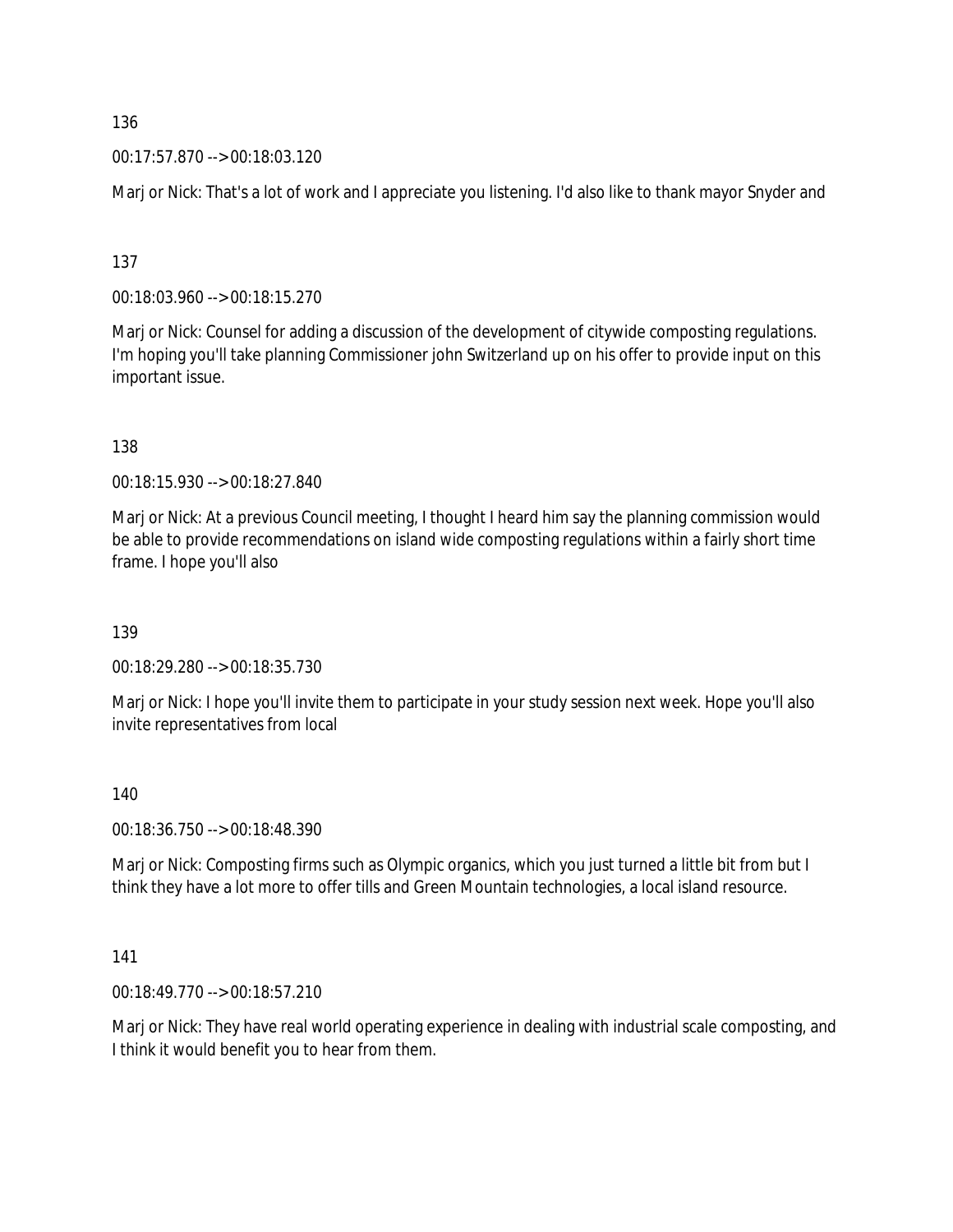136

00:17:57.870 --> 00:18:03.120

Marj or Nick: That's a lot of work and I appreciate you listening. I'd also like to thank mayor Snyder and

137

00:18:03.960 --> 00:18:15.270

Marj or Nick: Counsel for adding a discussion of the development of citywide composting regulations. I'm hoping you'll take planning Commissioner john Switzerland up on his offer to provide input on this important issue.

138

00:18:15.930 --> 00:18:27.840

Marj or Nick: At a previous Council meeting, I thought I heard him say the planning commission would be able to provide recommendations on island wide composting regulations within a fairly short time frame. I hope you'll also

139

00:18:29.280 --> 00:18:35.730

Marj or Nick: I hope you'll invite them to participate in your study session next week. Hope you'll also invite representatives from local

140

00:18:36.750 --> 00:18:48.390

Marj or Nick: Composting firms such as Olympic organics, which you just turned a little bit from but I think they have a lot more to offer tills and Green Mountain technologies, a local island resource.

141

00:18:49.770 --> 00:18:57.210

Marj or Nick: They have real world operating experience in dealing with industrial scale composting, and I think it would benefit you to hear from them.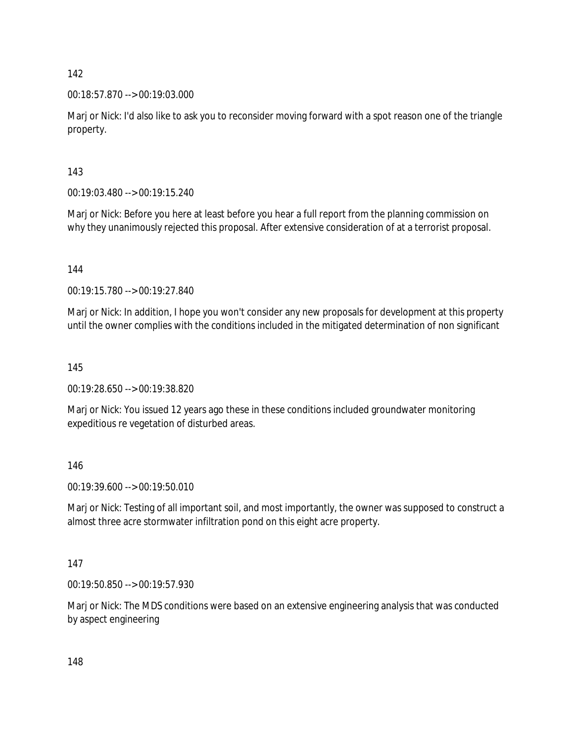142

00:18:57.870 --> 00:19:03.000

Marj or Nick: I'd also like to ask you to reconsider moving forward with a spot reason one of the triangle property.

143

00:19:03.480 --> 00:19:15.240

Marj or Nick: Before you here at least before you hear a full report from the planning commission on why they unanimously rejected this proposal. After extensive consideration of at a terrorist proposal.

144

00:19:15.780 --> 00:19:27.840

Marj or Nick: In addition, I hope you won't consider any new proposals for development at this property until the owner complies with the conditions included in the mitigated determination of non significant

145

00:19:28.650 --> 00:19:38.820

Marj or Nick: You issued 12 years ago these in these conditions included groundwater monitoring expeditious re vegetation of disturbed areas.

146

00:19:39.600 --> 00:19:50.010

Marj or Nick: Testing of all important soil, and most importantly, the owner was supposed to construct a almost three acre stormwater infiltration pond on this eight acre property.

147

00:19:50.850 --> 00:19:57.930

Marj or Nick: The MDS conditions were based on an extensive engineering analysis that was conducted by aspect engineering

148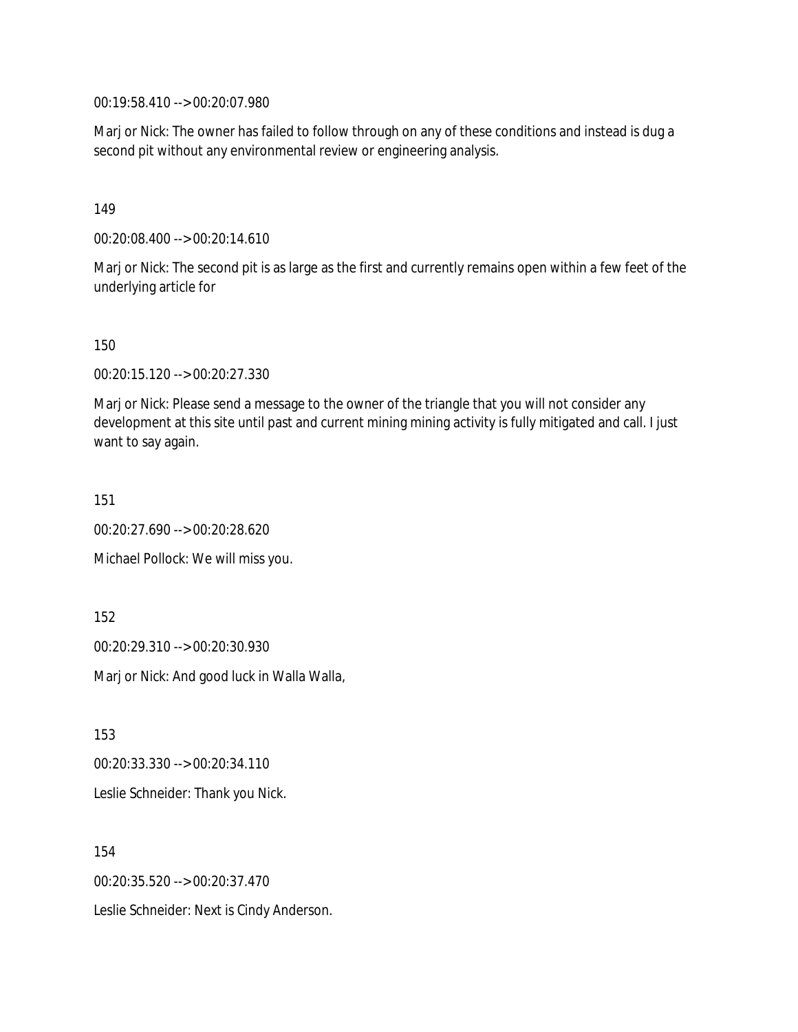00:19:58.410 --> 00:20:07.980

Marj or Nick: The owner has failed to follow through on any of these conditions and instead is dug a second pit without any environmental review or engineering analysis.

149

00:20:08.400 --> 00:20:14.610

Marj or Nick: The second pit is as large as the first and currently remains open within a few feet of the underlying article for

150

00:20:15.120 --> 00:20:27.330

Marj or Nick: Please send a message to the owner of the triangle that you will not consider any development at this site until past and current mining mining activity is fully mitigated and call. I just want to say again.

151

00:20:27.690 --> 00:20:28.620

Michael Pollock: We will miss you.

152

00:20:29.310 --> 00:20:30.930

Marj or Nick: And good luck in Walla Walla,

153

00:20:33.330 --> 00:20:34.110

Leslie Schneider: Thank you Nick.

154

00:20:35.520 --> 00:20:37.470

Leslie Schneider: Next is Cindy Anderson.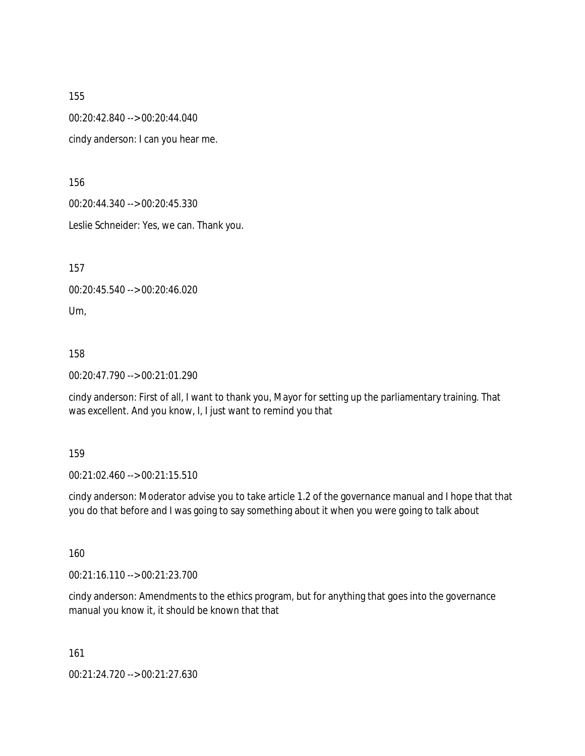155

00:20:42.840 --> 00:20:44.040

cindy anderson: I can you hear me.

156

00:20:44.340 --> 00:20:45.330

Leslie Schneider: Yes, we can. Thank you.

157

00:20:45.540 --> 00:20:46.020

Um,

158

00:20:47.790 --> 00:21:01.290

cindy anderson: First of all, I want to thank you, Mayor for setting up the parliamentary training. That was excellent. And you know, I, I just want to remind you that

159

00:21:02.460 --> 00:21:15.510

cindy anderson: Moderator advise you to take article 1.2 of the governance manual and I hope that that you do that before and I was going to say something about it when you were going to talk about

160

00:21:16.110 --> 00:21:23.700

cindy anderson: Amendments to the ethics program, but for anything that goes into the governance manual you know it, it should be known that that

161

00:21:24.720 --> 00:21:27.630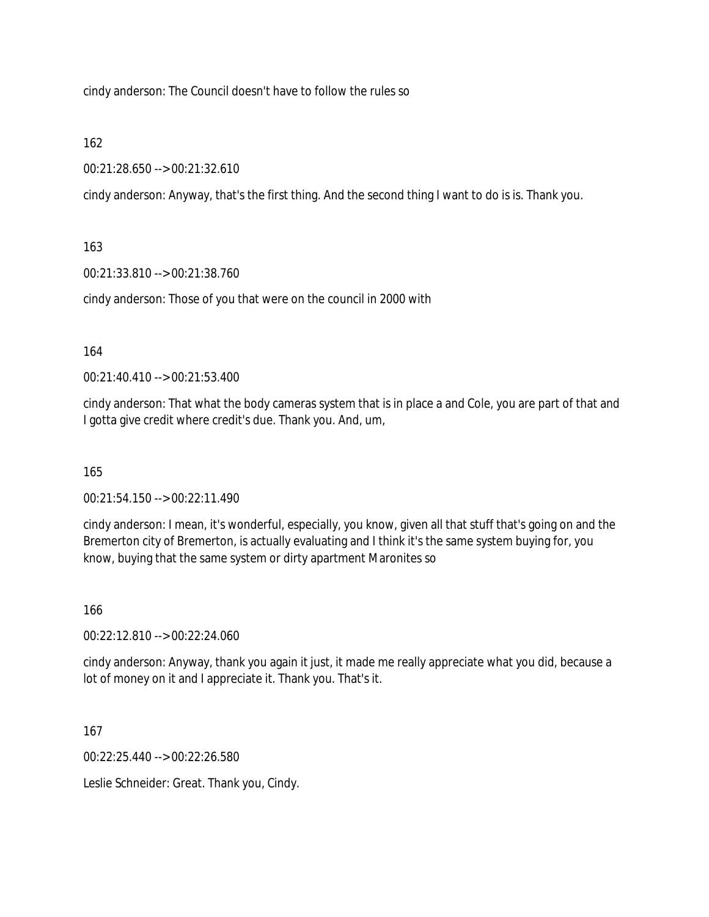cindy anderson: The Council doesn't have to follow the rules so

162

00:21:28.650 --> 00:21:32.610

cindy anderson: Anyway, that's the first thing. And the second thing I want to do is is. Thank you.

163

00:21:33.810 --> 00:21:38.760

cindy anderson: Those of you that were on the council in 2000 with

164

00:21:40.410 --> 00:21:53.400

cindy anderson: That what the body cameras system that is in place a and Cole, you are part of that and I gotta give credit where credit's due. Thank you. And, um,

165

00:21:54.150 --> 00:22:11.490

cindy anderson: I mean, it's wonderful, especially, you know, given all that stuff that's going on and the Bremerton city of Bremerton, is actually evaluating and I think it's the same system buying for, you know, buying that the same system or dirty apartment Maronites so

166

00:22:12.810 --> 00:22:24.060

cindy anderson: Anyway, thank you again it just, it made me really appreciate what you did, because a lot of money on it and I appreciate it. Thank you. That's it.

167

00:22:25.440 --> 00:22:26.580

Leslie Schneider: Great. Thank you, Cindy.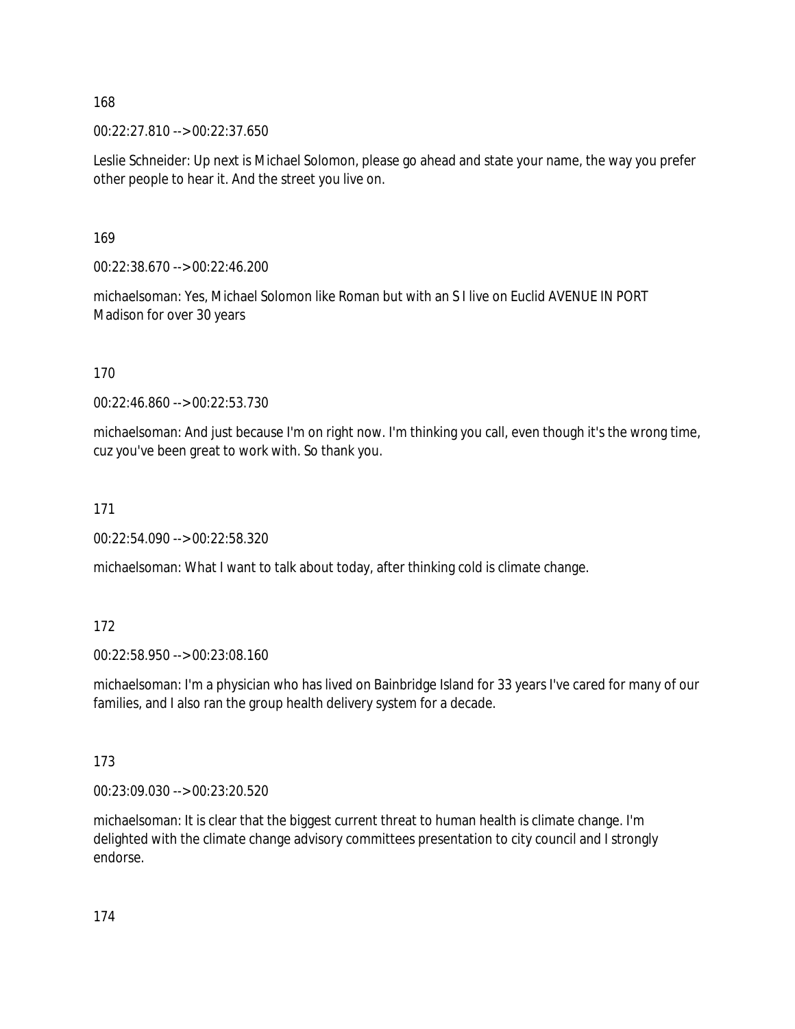168

00:22:27.810 --> 00:22:37.650

Leslie Schneider: Up next is Michael Solomon, please go ahead and state your name, the way you prefer other people to hear it. And the street you live on.

169

00:22:38.670 --> 00:22:46.200

michaelsoman: Yes, Michael Solomon like Roman but with an S I live on Euclid AVENUE IN PORT Madison for over 30 years

170

00:22:46.860 --> 00:22:53.730

michaelsoman: And just because I'm on right now. I'm thinking you call, even though it's the wrong time, cuz you've been great to work with. So thank you.

171

00:22:54.090 --> 00:22:58.320

michaelsoman: What I want to talk about today, after thinking cold is climate change.

172

00:22:58.950 --> 00:23:08.160

michaelsoman: I'm a physician who has lived on Bainbridge Island for 33 years I've cared for many of our families, and I also ran the group health delivery system for a decade.

173

00:23:09.030 --> 00:23:20.520

michaelsoman: It is clear that the biggest current threat to human health is climate change. I'm delighted with the climate change advisory committees presentation to city council and I strongly endorse.

174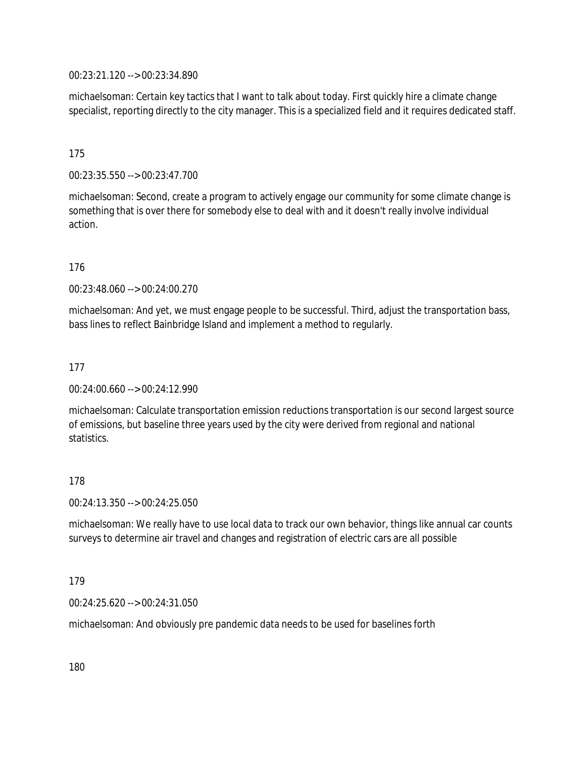00:23:21.120 --> 00:23:34.890

michaelsoman: Certain key tactics that I want to talk about today. First quickly hire a climate change specialist, reporting directly to the city manager. This is a specialized field and it requires dedicated staff.

175

00:23:35.550 --> 00:23:47.700

michaelsoman: Second, create a program to actively engage our community for some climate change is something that is over there for somebody else to deal with and it doesn't really involve individual action.

176

00:23:48.060 --> 00:24:00.270

michaelsoman: And yet, we must engage people to be successful. Third, adjust the transportation bass, bass lines to reflect Bainbridge Island and implement a method to regularly.

177

00:24:00.660 --> 00:24:12.990

michaelsoman: Calculate transportation emission reductions transportation is our second largest source of emissions, but baseline three years used by the city were derived from regional and national statistics.

178

00:24:13.350 --> 00:24:25.050

michaelsoman: We really have to use local data to track our own behavior, things like annual car counts surveys to determine air travel and changes and registration of electric cars are all possible

179

00:24:25.620 --> 00:24:31.050

michaelsoman: And obviously pre pandemic data needs to be used for baselines forth

180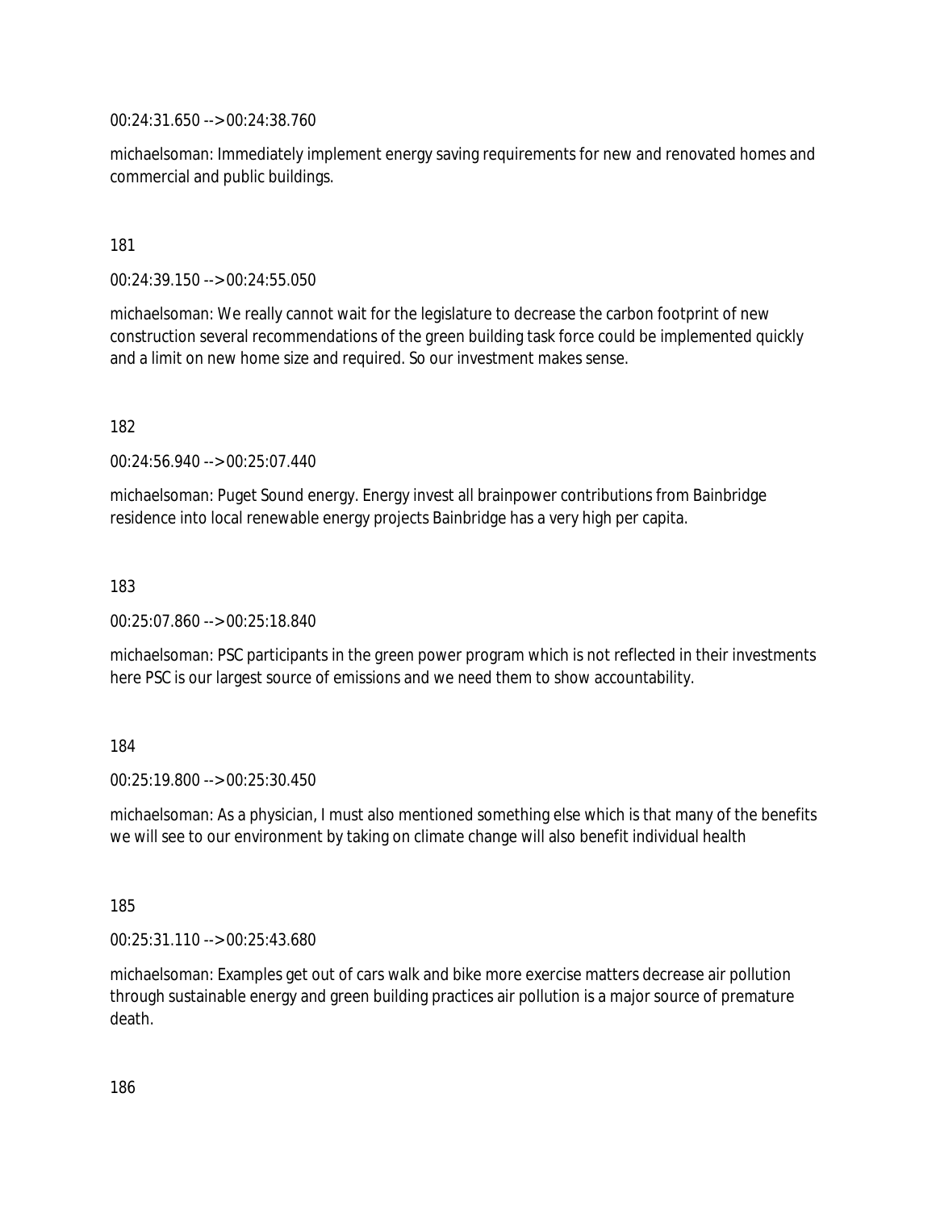00:24:31.650 --> 00:24:38.760

michaelsoman: Immediately implement energy saving requirements for new and renovated homes and commercial and public buildings.

181

00:24:39.150 --> 00:24:55.050

michaelsoman: We really cannot wait for the legislature to decrease the carbon footprint of new construction several recommendations of the green building task force could be implemented quickly and a limit on new home size and required. So our investment makes sense.

182

00:24:56.940 --> 00:25:07.440

michaelsoman: Puget Sound energy. Energy invest all brainpower contributions from Bainbridge residence into local renewable energy projects Bainbridge has a very high per capita.

183

00:25:07.860 --> 00:25:18.840

michaelsoman: PSC participants in the green power program which is not reflected in their investments here PSC is our largest source of emissions and we need them to show accountability.

184

00:25:19.800 --> 00:25:30.450

michaelsoman: As a physician, I must also mentioned something else which is that many of the benefits we will see to our environment by taking on climate change will also benefit individual health

185

00:25:31.110 --> 00:25:43.680

michaelsoman: Examples get out of cars walk and bike more exercise matters decrease air pollution through sustainable energy and green building practices air pollution is a major source of premature death.

186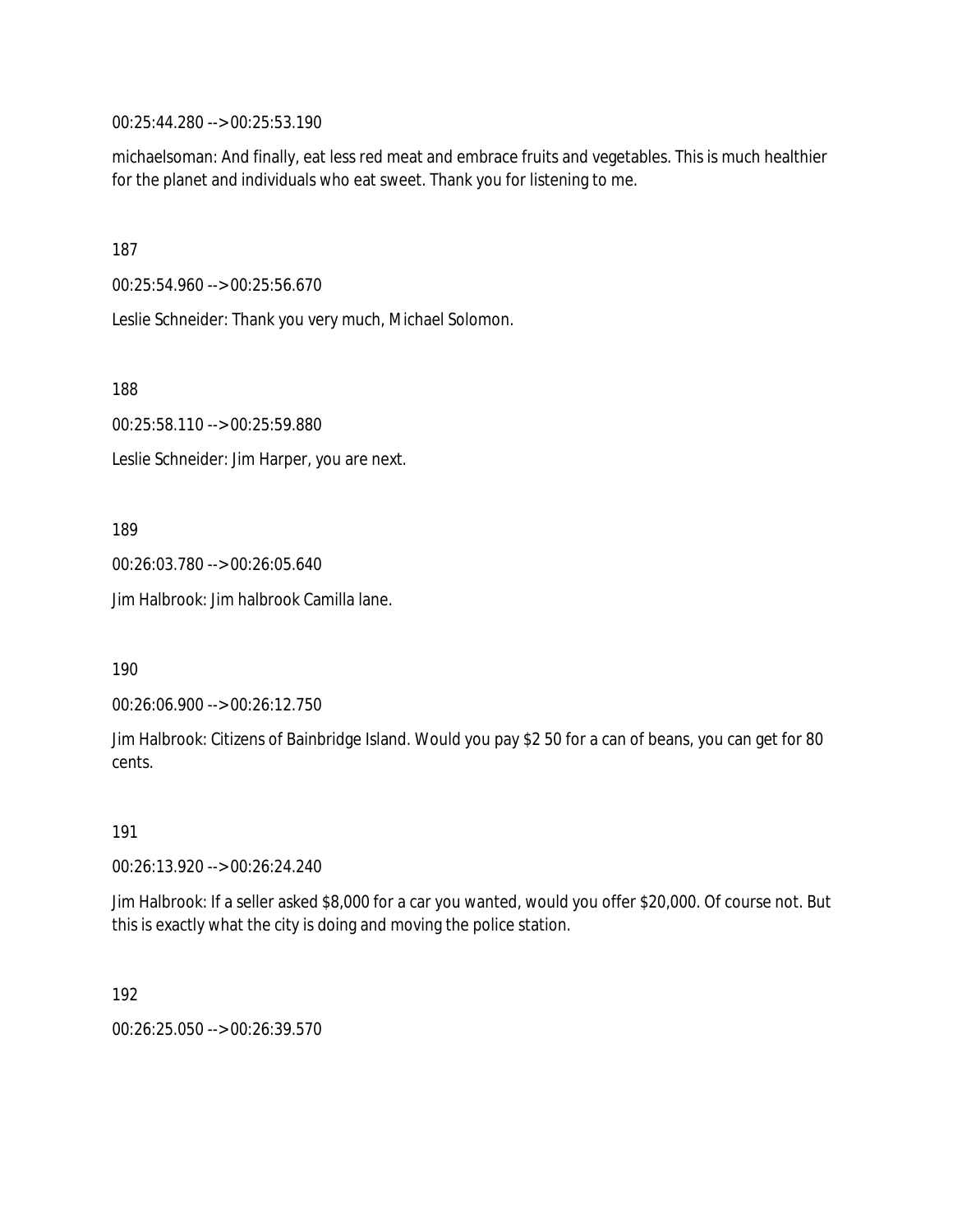00:25:44.280 --> 00:25:53.190

michaelsoman: And finally, eat less red meat and embrace fruits and vegetables. This is much healthier for the planet and individuals who eat sweet. Thank you for listening to me.

187

00:25:54.960 --> 00:25:56.670

Leslie Schneider: Thank you very much, Michael Solomon.

188

00:25:58.110 --> 00:25:59.880

Leslie Schneider: Jim Harper, you are next.

189

00:26:03.780 --> 00:26:05.640

Jim Halbrook: Jim halbrook Camilla lane.

190

00:26:06.900 --> 00:26:12.750

Jim Halbrook: Citizens of Bainbridge Island. Would you pay $2 50 for a can of beans, you can get for 80 cents.

191

00:26:13.920 --> 00:26:24.240

Jim Halbrook: If a seller asked $8,000 for a car you wanted, would you offer $20,000. Of course not. But this is exactly what the city is doing and moving the police station.

192

00:26:25.050 --> 00:26:39.570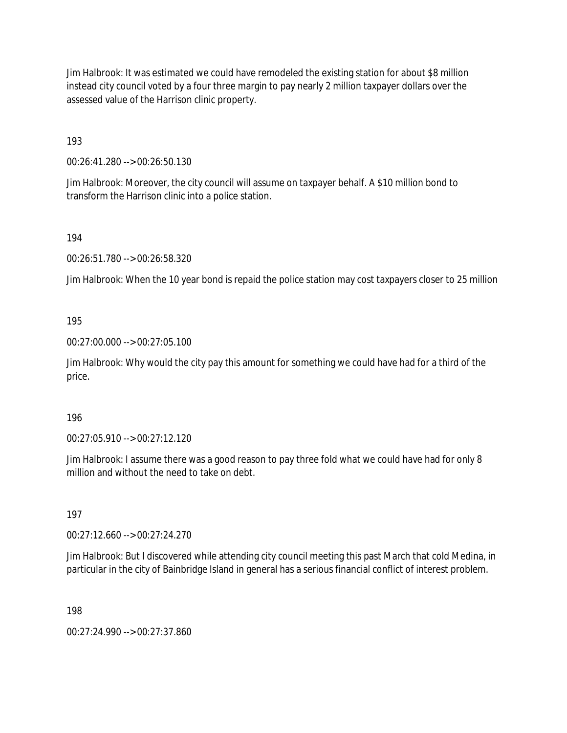Jim Halbrook: It was estimated we could have remodeled the existing station for about $8 million instead city council voted by a four three margin to pay nearly 2 million taxpayer dollars over the assessed value of the Harrison clinic property.

193

00:26:41.280 --> 00:26:50.130

Jim Halbrook: Moreover, the city council will assume on taxpayer behalf. A $10 million bond to transform the Harrison clinic into a police station.

194

00:26:51.780 --> 00:26:58.320

Jim Halbrook: When the 10 year bond is repaid the police station may cost taxpayers closer to 25 million

195

00:27:00.000 --> 00:27:05.100

Jim Halbrook: Why would the city pay this amount for something we could have had for a third of the price.

196

00:27:05.910 --> 00:27:12.120

Jim Halbrook: I assume there was a good reason to pay three fold what we could have had for only 8 million and without the need to take on debt.

197

00:27:12.660 --> 00:27:24.270

Jim Halbrook: But I discovered while attending city council meeting this past March that cold Medina, in particular in the city of Bainbridge Island in general has a serious financial conflict of interest problem.

198

00:27:24.990 --> 00:27:37.860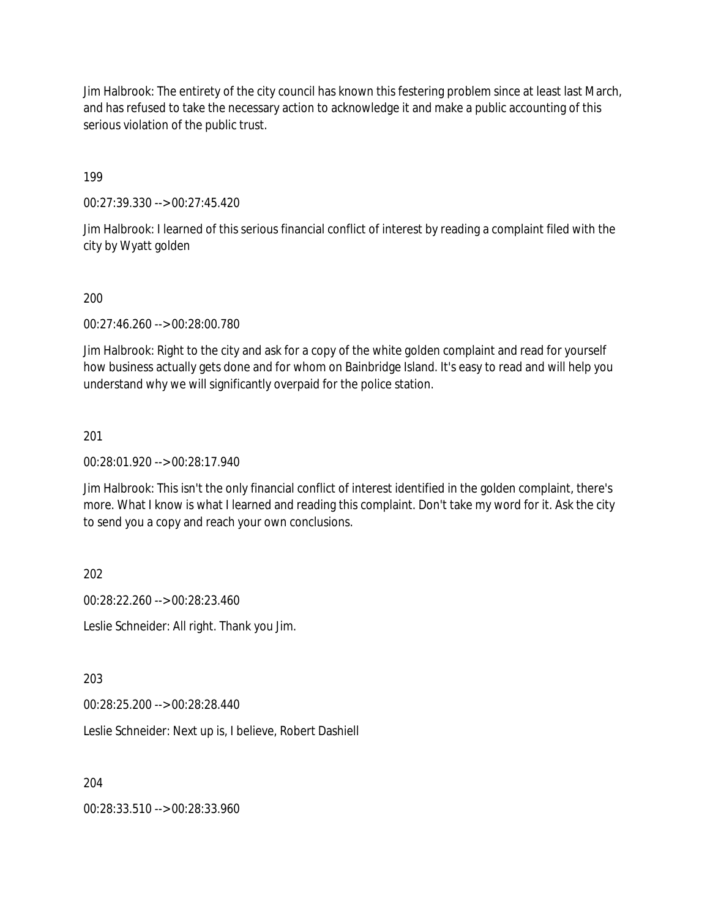Jim Halbrook: The entirety of the city council has known this festering problem since at least last March, and has refused to take the necessary action to acknowledge it and make a public accounting of this serious violation of the public trust.

199

00:27:39.330 --> 00:27:45.420

Jim Halbrook: I learned of this serious financial conflict of interest by reading a complaint filed with the city by Wyatt golden

200

00:27:46.260 --> 00:28:00.780

Jim Halbrook: Right to the city and ask for a copy of the white golden complaint and read for yourself how business actually gets done and for whom on Bainbridge Island. It's easy to read and will help you understand why we will significantly overpaid for the police station.

201

00:28:01.920 --> 00:28:17.940

Jim Halbrook: This isn't the only financial conflict of interest identified in the golden complaint, there's more. What I know is what I learned and reading this complaint. Don't take my word for it. Ask the city to send you a copy and reach your own conclusions.

202

00:28:22.260 --> 00:28:23.460

Leslie Schneider: All right. Thank you Jim.

203

00:28:25.200 --> 00:28:28.440

Leslie Schneider: Next up is, I believe, Robert Dashiell

204

00:28:33.510 --> 00:28:33.960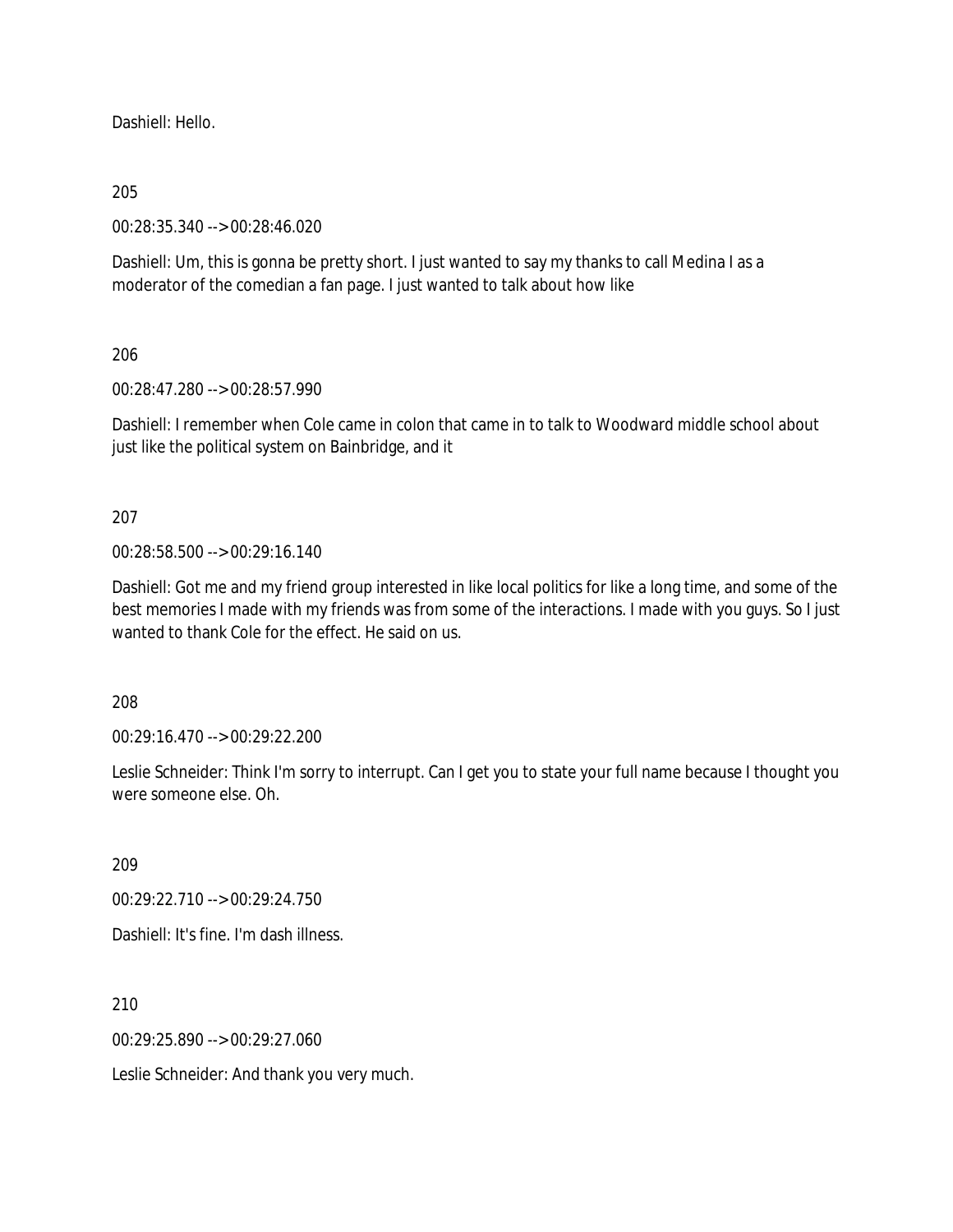Dashiell: Hello.

205

00:28:35.340 --> 00:28:46.020

Dashiell: Um, this is gonna be pretty short. I just wanted to say my thanks to call Medina I as a moderator of the comedian a fan page. I just wanted to talk about how like

206

00:28:47.280 --> 00:28:57.990

Dashiell: I remember when Cole came in colon that came in to talk to Woodward middle school about just like the political system on Bainbridge, and it

207

00:28:58.500 --> 00:29:16.140

Dashiell: Got me and my friend group interested in like local politics for like a long time, and some of the best memories I made with my friends was from some of the interactions. I made with you guys. So I just wanted to thank Cole for the effect. He said on us.

208

00:29:16.470 --> 00:29:22.200

Leslie Schneider: Think I'm sorry to interrupt. Can I get you to state your full name because I thought you were someone else. Oh.

209

00:29:22.710 --> 00:29:24.750

Dashiell: It's fine. I'm dash illness.

210

00:29:25.890 --> 00:29:27.060

Leslie Schneider: And thank you very much.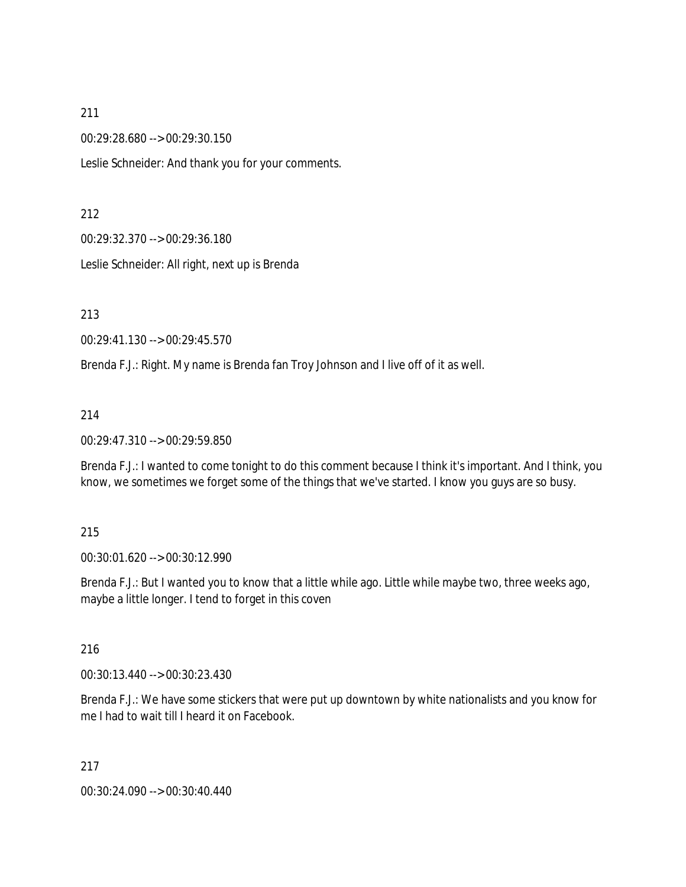211

00:29:28.680 --> 00:29:30.150

Leslie Schneider: And thank you for your comments.

212

00:29:32.370 --> 00:29:36.180

Leslie Schneider: All right, next up is Brenda

213

00:29:41.130 --> 00:29:45.570

Brenda F.J.: Right. My name is Brenda fan Troy Johnson and I live off of it as well.

214

00:29:47.310 --> 00:29:59.850

Brenda F.J.: I wanted to come tonight to do this comment because I think it's important. And I think, you know, we sometimes we forget some of the things that we've started. I know you guys are so busy.

215

00:30:01.620 --> 00:30:12.990

Brenda F.J.: But I wanted you to know that a little while ago. Little while maybe two, three weeks ago, maybe a little longer. I tend to forget in this coven

216

00:30:13.440 --> 00:30:23.430

Brenda F.J.: We have some stickers that were put up downtown by white nationalists and you know for me I had to wait till I heard it on Facebook.

217

00:30:24.090 --> 00:30:40.440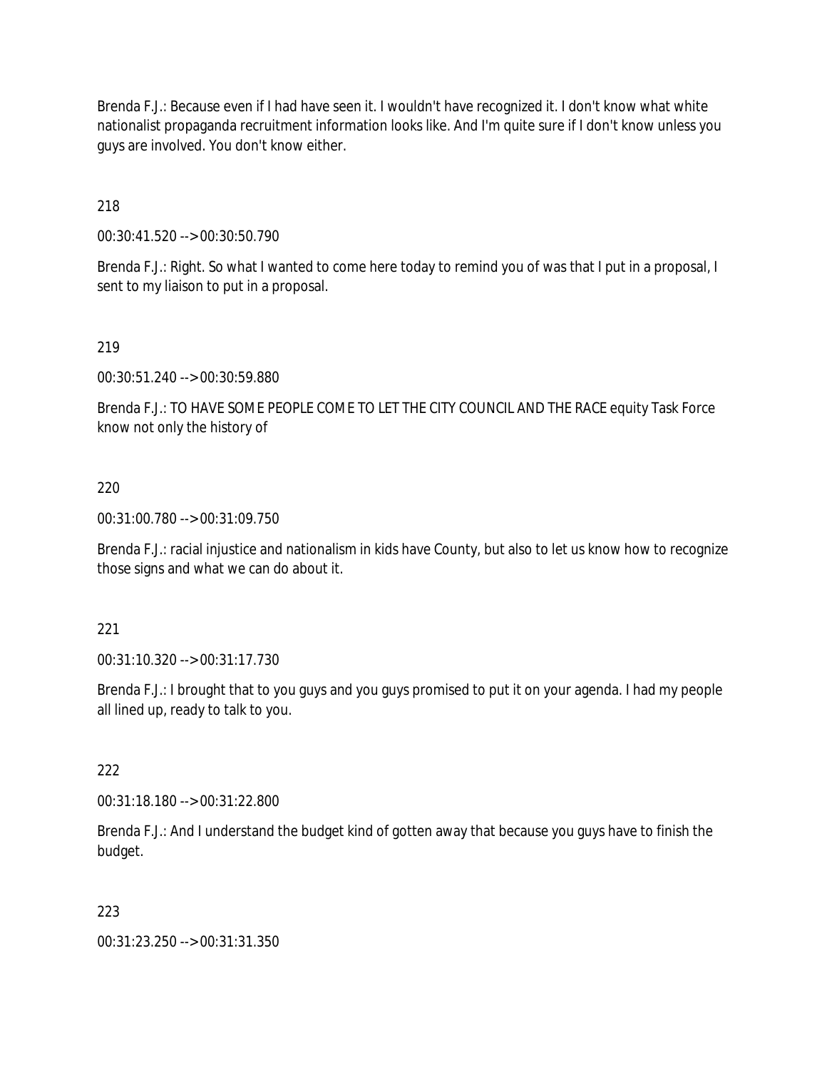Brenda F.J.: Because even if I had have seen it. I wouldn't have recognized it. I don't know what white nationalist propaganda recruitment information looks like. And I'm quite sure if I don't know unless you guys are involved. You don't know either.

218

00:30:41.520 --> 00:30:50.790

Brenda F.J.: Right. So what I wanted to come here today to remind you of was that I put in a proposal, I sent to my liaison to put in a proposal.

219

00:30:51.240 --> 00:30:59.880

Brenda F.J.: TO HAVE SOME PEOPLE COME TO LET THE CITY COUNCIL AND THE RACE equity Task Force know not only the history of

220

00:31:00.780 --> 00:31:09.750

Brenda F.J.: racial injustice and nationalism in kids have County, but also to let us know how to recognize those signs and what we can do about it.

221

00:31:10.320 --> 00:31:17.730

Brenda F.J.: I brought that to you guys and you guys promised to put it on your agenda. I had my people all lined up, ready to talk to you.

222

00:31:18.180 --> 00:31:22.800

Brenda F.J.: And I understand the budget kind of gotten away that because you guys have to finish the budget.

223

00:31:23.250 --> 00:31:31.350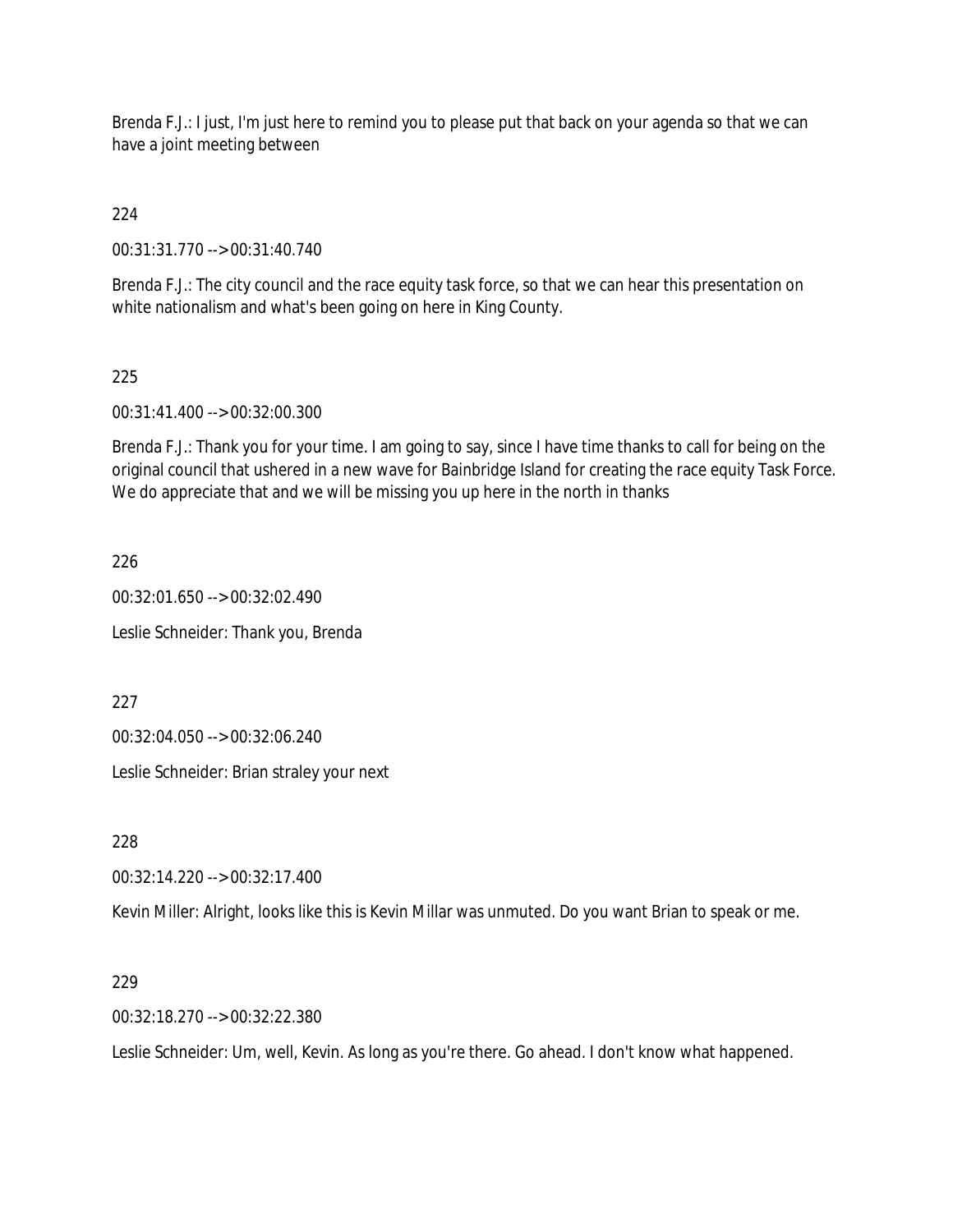Brenda F.J.: I just, I'm just here to remind you to please put that back on your agenda so that we can have a joint meeting between

224

00:31:31.770 --> 00:31:40.740

Brenda F.J.: The city council and the race equity task force, so that we can hear this presentation on white nationalism and what's been going on here in King County.

225

00:31:41.400 --> 00:32:00.300

Brenda F.J.: Thank you for your time. I am going to say, since I have time thanks to call for being on the original council that ushered in a new wave for Bainbridge Island for creating the race equity Task Force. We do appreciate that and we will be missing you up here in the north in thanks

226

00:32:01.650 --> 00:32:02.490

Leslie Schneider: Thank you, Brenda

227

00:32:04.050 --> 00:32:06.240

Leslie Schneider: Brian straley your next

228

00:32:14.220 --> 00:32:17.400

Kevin Miller: Alright, looks like this is Kevin Millar was unmuted. Do you want Brian to speak or me.

229

00:32:18.270 --> 00:32:22.380

Leslie Schneider: Um, well, Kevin. As long as you're there. Go ahead. I don't know what happened.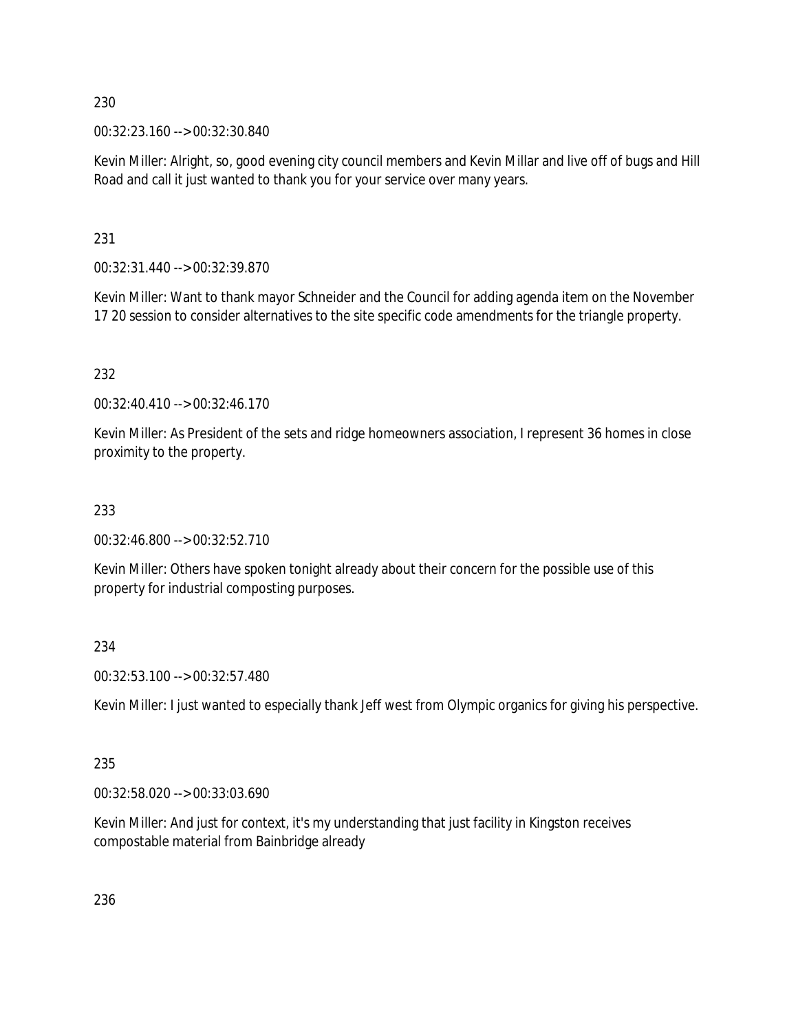230

00:32:23.160 --> 00:32:30.840

Kevin Miller: Alright, so, good evening city council members and Kevin Millar and live off of bugs and Hill Road and call it just wanted to thank you for your service over many years.

231

00:32:31.440 --> 00:32:39.870

Kevin Miller: Want to thank mayor Schneider and the Council for adding agenda item on the November 17 20 session to consider alternatives to the site specific code amendments for the triangle property.

232

00:32:40.410 --> 00:32:46.170

Kevin Miller: As President of the sets and ridge homeowners association, I represent 36 homes in close proximity to the property.

233

00:32:46.800 --> 00:32:52.710

Kevin Miller: Others have spoken tonight already about their concern for the possible use of this property for industrial composting purposes.

234

00:32:53.100 --> 00:32:57.480

Kevin Miller: I just wanted to especially thank Jeff west from Olympic organics for giving his perspective.

235

00:32:58.020 --> 00:33:03.690

Kevin Miller: And just for context, it's my understanding that just facility in Kingston receives compostable material from Bainbridge already

236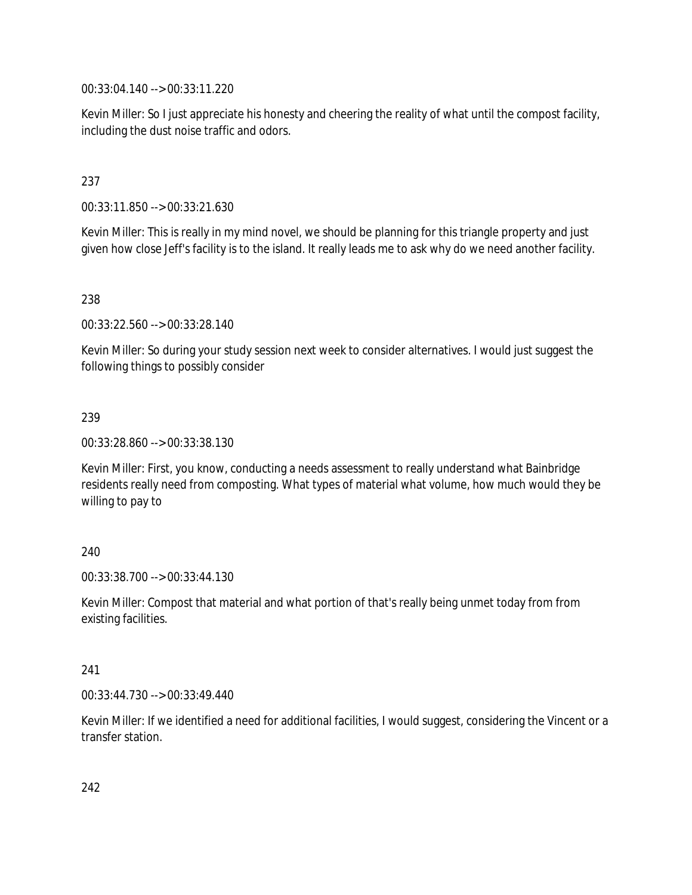00:33:04.140 --> 00:33:11.220

Kevin Miller: So I just appreciate his honesty and cheering the reality of what until the compost facility, including the dust noise traffic and odors.

237

00:33:11.850 --> 00:33:21.630

Kevin Miller: This is really in my mind novel, we should be planning for this triangle property and just given how close Jeff's facility is to the island. It really leads me to ask why do we need another facility.

238

00:33:22.560 --> 00:33:28.140

Kevin Miller: So during your study session next week to consider alternatives. I would just suggest the following things to possibly consider

239

00:33:28.860 --> 00:33:38.130

Kevin Miller: First, you know, conducting a needs assessment to really understand what Bainbridge residents really need from composting. What types of material what volume, how much would they be willing to pay to

240

00:33:38.700 --> 00:33:44.130

Kevin Miller: Compost that material and what portion of that's really being unmet today from from existing facilities.

241

00:33:44.730 --> 00:33:49.440

Kevin Miller: If we identified a need for additional facilities, I would suggest, considering the Vincent or a transfer station.

242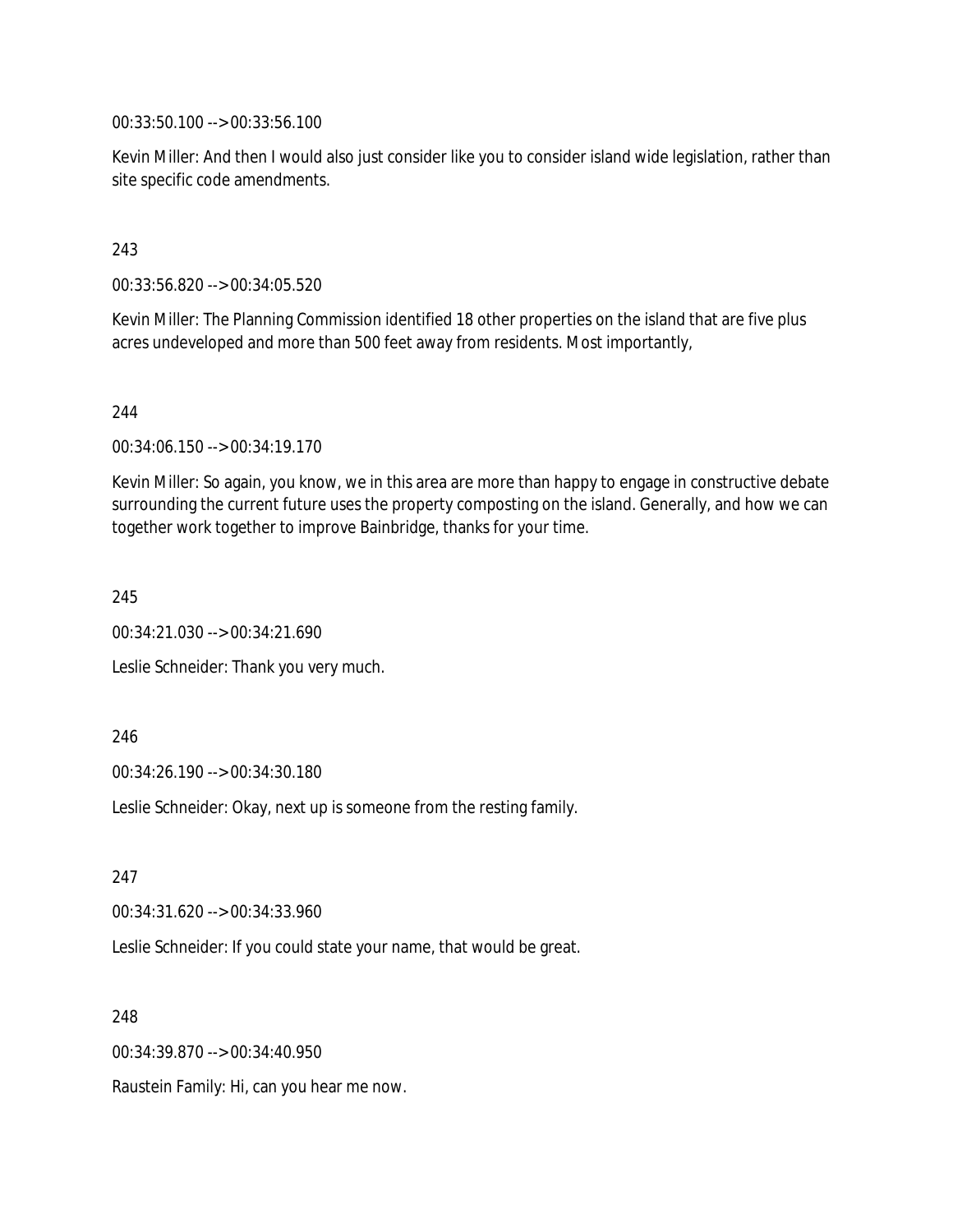00:33:50.100 --> 00:33:56.100

Kevin Miller: And then I would also just consider like you to consider island wide legislation, rather than site specific code amendments.

243

00:33:56.820 --> 00:34:05.520

Kevin Miller: The Planning Commission identified 18 other properties on the island that are five plus acres undeveloped and more than 500 feet away from residents. Most importantly,

244

00:34:06.150 --> 00:34:19.170

Kevin Miller: So again, you know, we in this area are more than happy to engage in constructive debate surrounding the current future uses the property composting on the island. Generally, and how we can together work together to improve Bainbridge, thanks for your time.

245

00:34:21.030 --> 00:34:21.690

Leslie Schneider: Thank you very much.

246

00:34:26.190 --> 00:34:30.180

Leslie Schneider: Okay, next up is someone from the resting family.

247

00:34:31.620 --> 00:34:33.960

Leslie Schneider: If you could state your name, that would be great.

248

00:34:39.870 --> 00:34:40.950

Raustein Family: Hi, can you hear me now.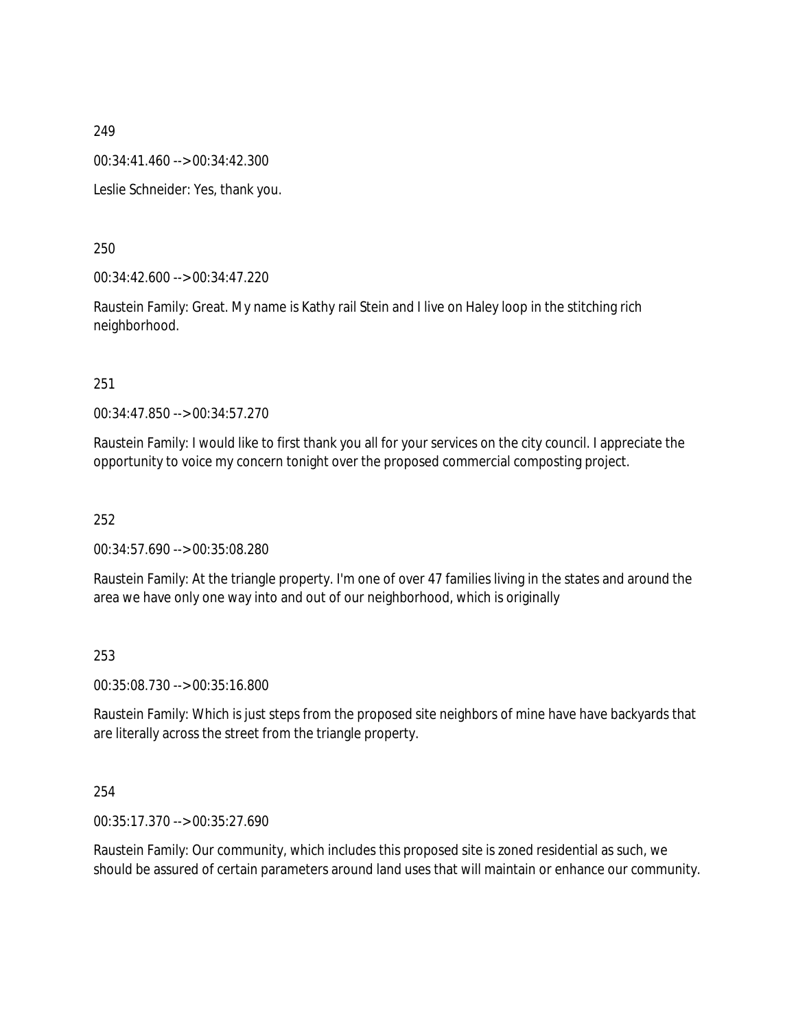249

00:34:41.460 --> 00:34:42.300

Leslie Schneider: Yes, thank you.

250

00:34:42.600 --> 00:34:47.220

Raustein Family: Great. My name is Kathy rail Stein and I live on Haley loop in the stitching rich neighborhood.

251

00:34:47.850 --> 00:34:57.270

Raustein Family: I would like to first thank you all for your services on the city council. I appreciate the opportunity to voice my concern tonight over the proposed commercial composting project.

252

00:34:57.690 --> 00:35:08.280

Raustein Family: At the triangle property. I'm one of over 47 families living in the states and around the area we have only one way into and out of our neighborhood, which is originally

253

00:35:08.730 --> 00:35:16.800

Raustein Family: Which is just steps from the proposed site neighbors of mine have have backyards that are literally across the street from the triangle property.

254

00:35:17.370 --> 00:35:27.690

Raustein Family: Our community, which includes this proposed site is zoned residential as such, we should be assured of certain parameters around land uses that will maintain or enhance our community.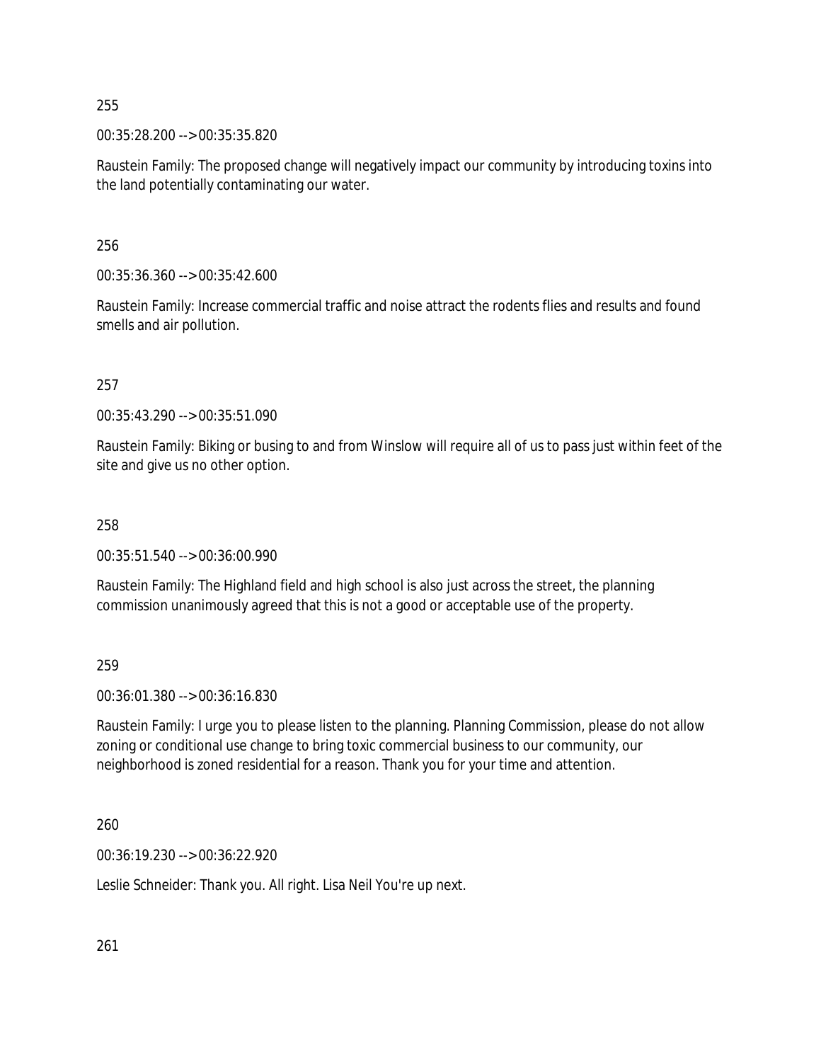255

00:35:28.200 --> 00:35:35.820

Raustein Family: The proposed change will negatively impact our community by introducing toxins into the land potentially contaminating our water.

256

00:35:36.360 --> 00:35:42.600

Raustein Family: Increase commercial traffic and noise attract the rodents flies and results and found smells and air pollution.

257

00:35:43.290 --> 00:35:51.090

Raustein Family: Biking or busing to and from Winslow will require all of us to pass just within feet of the site and give us no other option.

258

00:35:51.540 --> 00:36:00.990

Raustein Family: The Highland field and high school is also just across the street, the planning commission unanimously agreed that this is not a good or acceptable use of the property.

259

00:36:01.380 --> 00:36:16.830

Raustein Family: I urge you to please listen to the planning. Planning Commission, please do not allow zoning or conditional use change to bring toxic commercial business to our community, our neighborhood is zoned residential for a reason. Thank you for your time and attention.

260

00:36:19.230 --> 00:36:22.920

Leslie Schneider: Thank you. All right. Lisa Neil You're up next.

261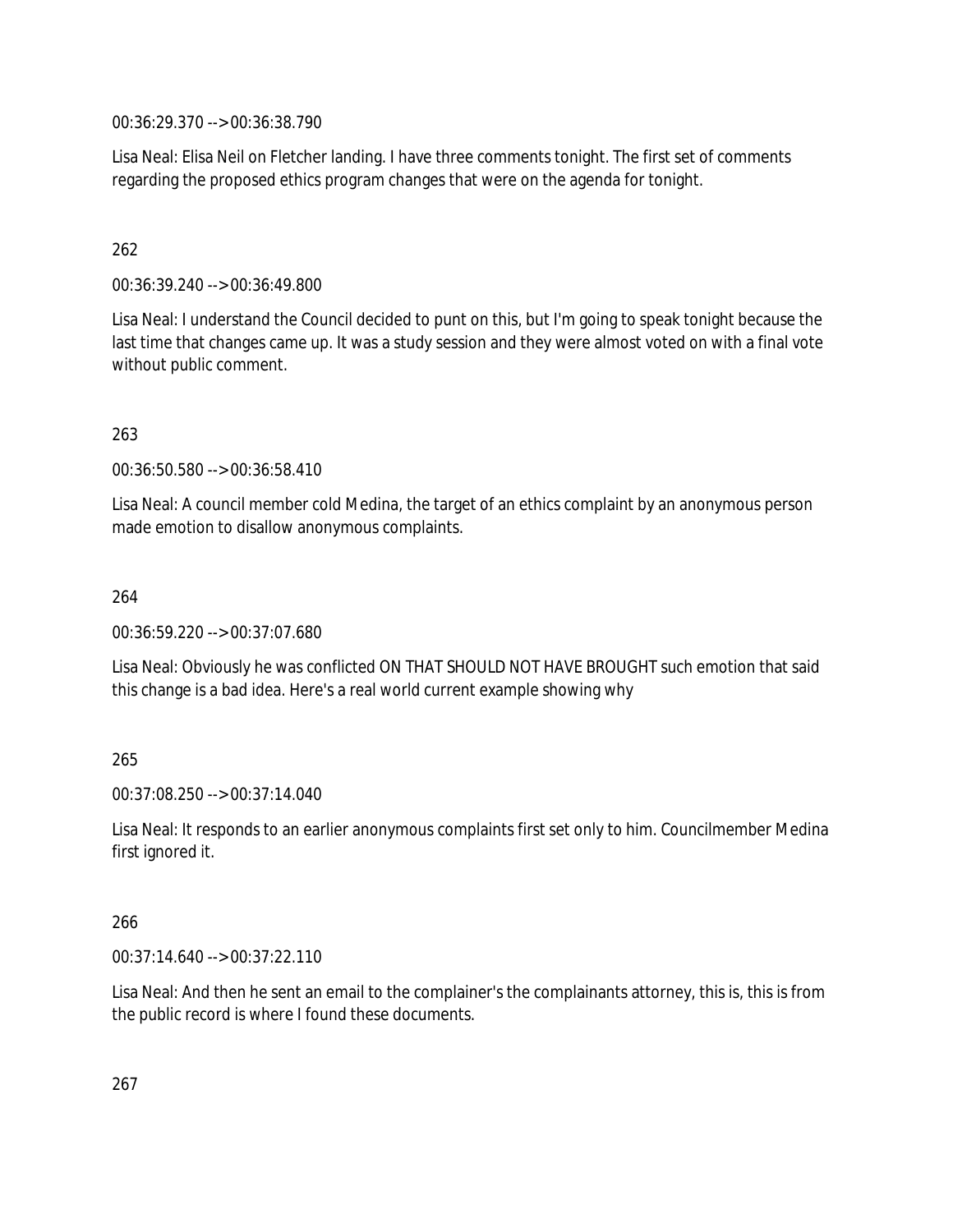00:36:29.370 --> 00:36:38.790

Lisa Neal: Elisa Neil on Fletcher landing. I have three comments tonight. The first set of comments regarding the proposed ethics program changes that were on the agenda for tonight.

262

00:36:39.240 --> 00:36:49.800

Lisa Neal: I understand the Council decided to punt on this, but I'm going to speak tonight because the last time that changes came up. It was a study session and they were almost voted on with a final vote without public comment.

263

00:36:50.580 --> 00:36:58.410

Lisa Neal: A council member cold Medina, the target of an ethics complaint by an anonymous person made emotion to disallow anonymous complaints.

264

00:36:59.220 --> 00:37:07.680

Lisa Neal: Obviously he was conflicted ON THAT SHOULD NOT HAVE BROUGHT such emotion that said this change is a bad idea. Here's a real world current example showing why

265

00:37:08.250 --> 00:37:14.040

Lisa Neal: It responds to an earlier anonymous complaints first set only to him. Councilmember Medina first ignored it.

266

00:37:14.640 --> 00:37:22.110

Lisa Neal: And then he sent an email to the complainer's the complainants attorney, this is, this is from the public record is where I found these documents.

267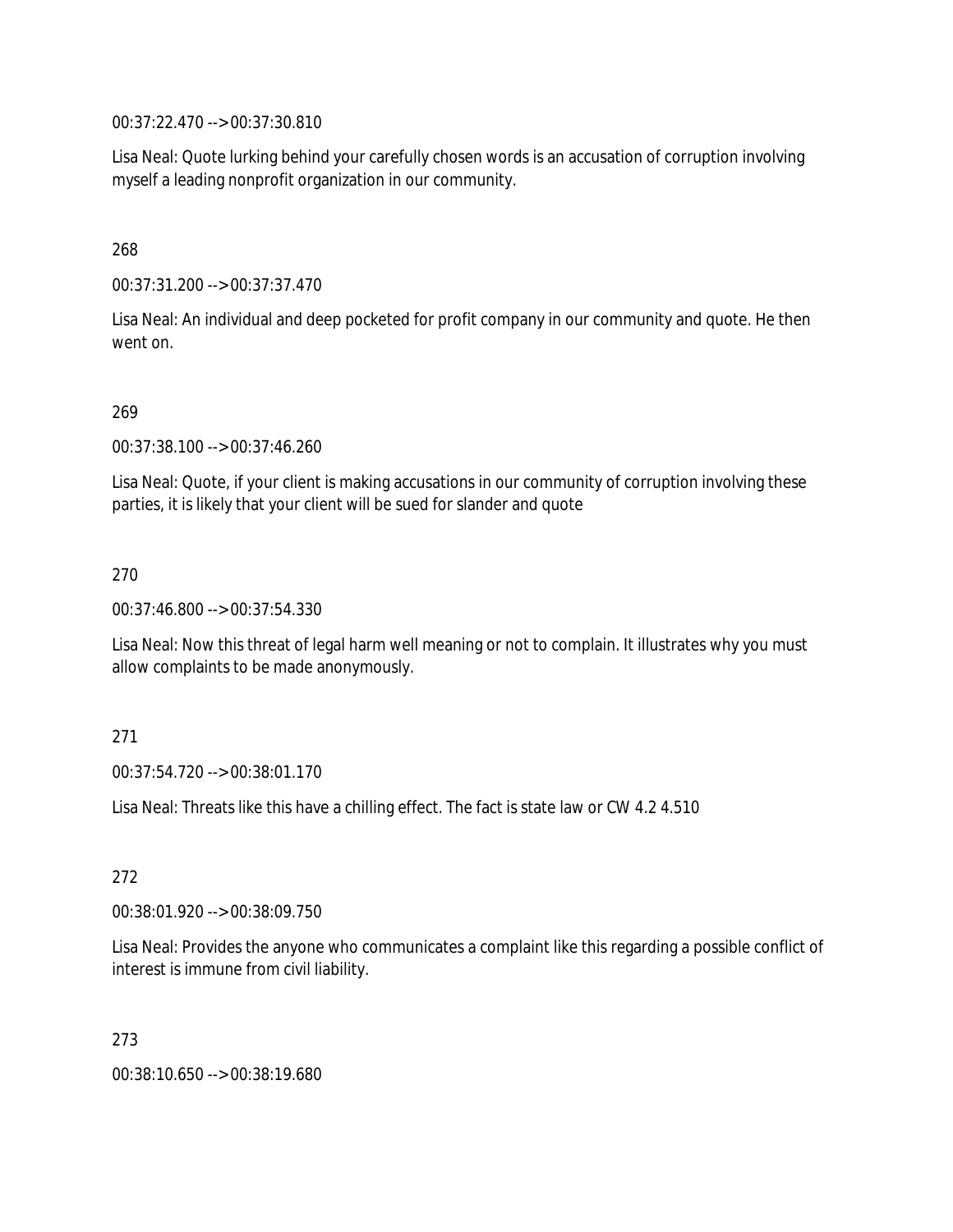00:37:22.470 --> 00:37:30.810

Lisa Neal: Quote lurking behind your carefully chosen words is an accusation of corruption involving myself a leading nonprofit organization in our community.

268

00:37:31.200 --> 00:37:37.470

Lisa Neal: An individual and deep pocketed for profit company in our community and quote. He then went on.

269

00:37:38.100 --> 00:37:46.260

Lisa Neal: Quote, if your client is making accusations in our community of corruption involving these parties, it is likely that your client will be sued for slander and quote

270

00:37:46.800 --> 00:37:54.330

Lisa Neal: Now this threat of legal harm well meaning or not to complain. It illustrates why you must allow complaints to be made anonymously.

271

00:37:54.720 --> 00:38:01.170

Lisa Neal: Threats like this have a chilling effect. The fact is state law or CW 4.2 4.510

272

00:38:01.920 --> 00:38:09.750

Lisa Neal: Provides the anyone who communicates a complaint like this regarding a possible conflict of interest is immune from civil liability.

273

00:38:10.650 --> 00:38:19.680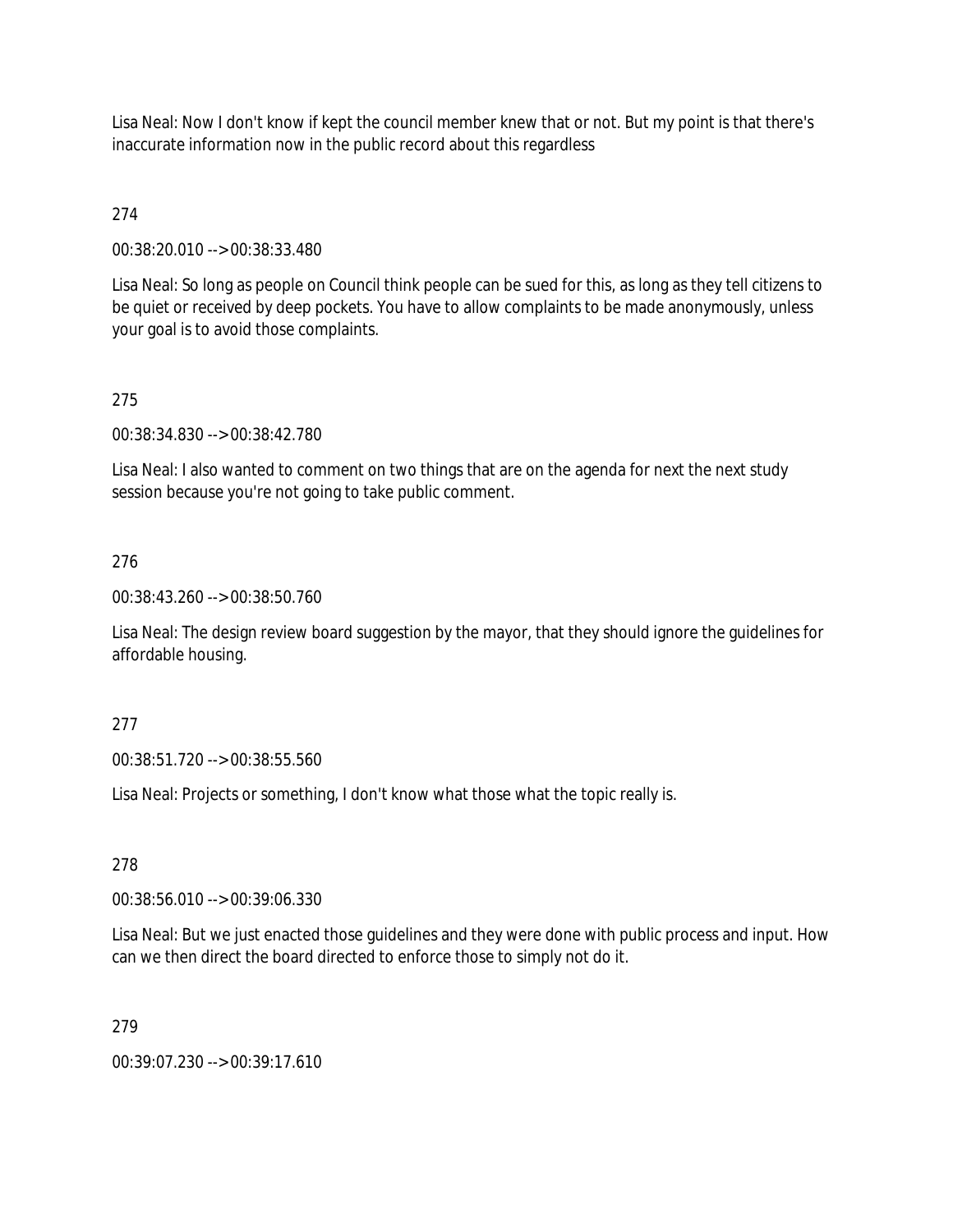Lisa Neal: Now I don't know if kept the council member knew that or not. But my point is that there's inaccurate information now in the public record about this regardless

274

00:38:20.010 --> 00:38:33.480

Lisa Neal: So long as people on Council think people can be sued for this, as long as they tell citizens to be quiet or received by deep pockets. You have to allow complaints to be made anonymously, unless your goal is to avoid those complaints.

275

00:38:34.830 --> 00:38:42.780

Lisa Neal: I also wanted to comment on two things that are on the agenda for next the next study session because you're not going to take public comment.

276

00:38:43.260 --> 00:38:50.760

Lisa Neal: The design review board suggestion by the mayor, that they should ignore the guidelines for affordable housing.

277

00:38:51.720 --> 00:38:55.560

Lisa Neal: Projects or something, I don't know what those what the topic really is.

278

00:38:56.010 --> 00:39:06.330

Lisa Neal: But we just enacted those guidelines and they were done with public process and input. How can we then direct the board directed to enforce those to simply not do it.

279

00:39:07.230 --> 00:39:17.610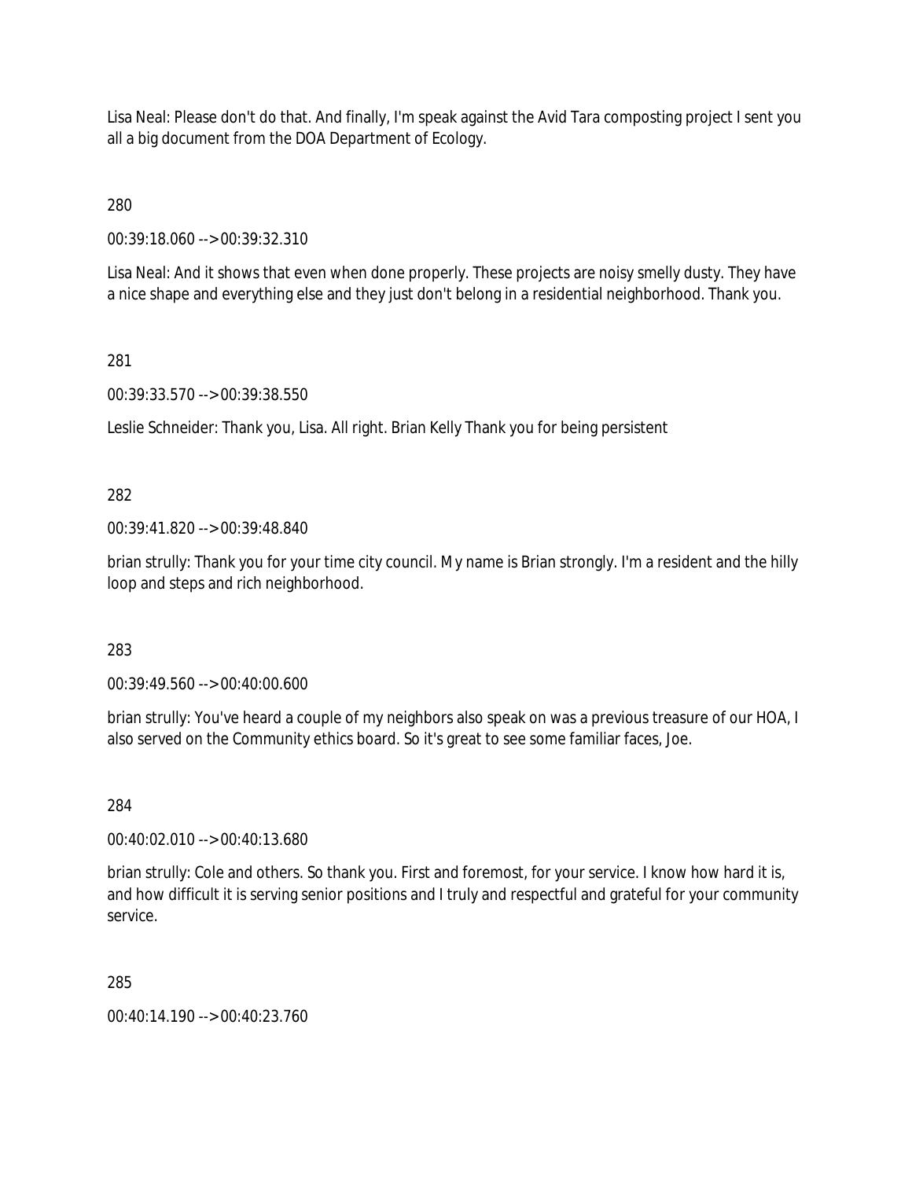Lisa Neal: Please don't do that. And finally, I'm speak against the Avid Tara composting project I sent you all a big document from the DOA Department of Ecology.

280

00:39:18.060 --> 00:39:32.310

Lisa Neal: And it shows that even when done properly. These projects are noisy smelly dusty. They have a nice shape and everything else and they just don't belong in a residential neighborhood. Thank you.

281

00:39:33.570 --> 00:39:38.550

Leslie Schneider: Thank you, Lisa. All right. Brian Kelly Thank you for being persistent

282

00:39:41.820 --> 00:39:48.840

brian strully: Thank you for your time city council. My name is Brian strongly. I'm a resident and the hilly loop and steps and rich neighborhood.

283

00:39:49.560 --> 00:40:00.600

brian strully: You've heard a couple of my neighbors also speak on was a previous treasure of our HOA, I also served on the Community ethics board. So it's great to see some familiar faces, Joe.

284

00:40:02.010 --> 00:40:13.680

brian strully: Cole and others. So thank you. First and foremost, for your service. I know how hard it is, and how difficult it is serving senior positions and I truly and respectful and grateful for your community service.

285

00:40:14.190 --> 00:40:23.760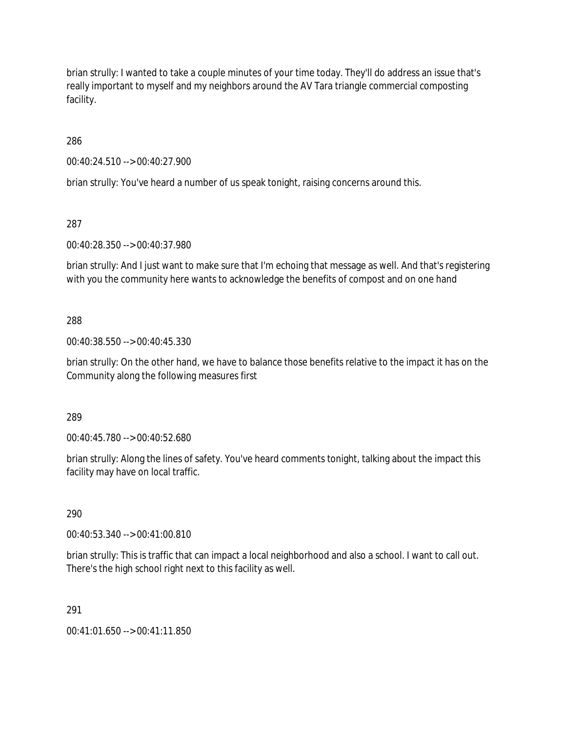brian strully: I wanted to take a couple minutes of your time today. They'll do address an issue that's really important to myself and my neighbors around the AV Tara triangle commercial composting facility.

286

00:40:24.510 --> 00:40:27.900

brian strully: You've heard a number of us speak tonight, raising concerns around this.

287

00:40:28.350 --> 00:40:37.980

brian strully: And I just want to make sure that I'm echoing that message as well. And that's registering with you the community here wants to acknowledge the benefits of compost and on one hand

288

00:40:38.550 --> 00:40:45.330

brian strully: On the other hand, we have to balance those benefits relative to the impact it has on the Community along the following measures first

289

00:40:45.780 --> 00:40:52.680

brian strully: Along the lines of safety. You've heard comments tonight, talking about the impact this facility may have on local traffic.

290

00:40:53.340 --> 00:41:00.810

brian strully: This is traffic that can impact a local neighborhood and also a school. I want to call out. There's the high school right next to this facility as well.

291

00:41:01.650 --> 00:41:11.850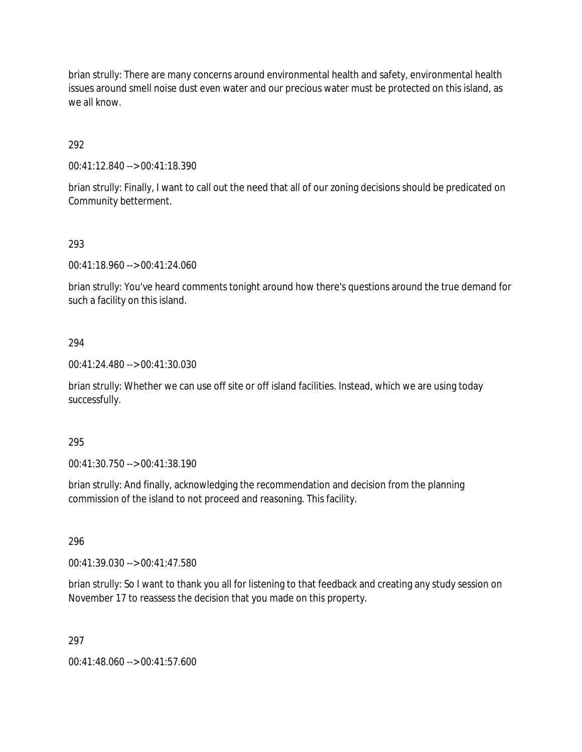brian strully: There are many concerns around environmental health and safety, environmental health issues around smell noise dust even water and our precious water must be protected on this island, as we all know.

292

00:41:12.840 --> 00:41:18.390

brian strully: Finally, I want to call out the need that all of our zoning decisions should be predicated on Community betterment.

293

00:41:18.960 --> 00:41:24.060

brian strully: You've heard comments tonight around how there's questions around the true demand for such a facility on this island.

294

00:41:24.480 --> 00:41:30.030

brian strully: Whether we can use off site or off island facilities. Instead, which we are using today successfully.

295

00:41:30.750 --> 00:41:38.190

brian strully: And finally, acknowledging the recommendation and decision from the planning commission of the island to not proceed and reasoning. This facility.

296

00:41:39.030 --> 00:41:47.580

brian strully: So I want to thank you all for listening to that feedback and creating any study session on November 17 to reassess the decision that you made on this property.

297

00:41:48.060 --> 00:41:57.600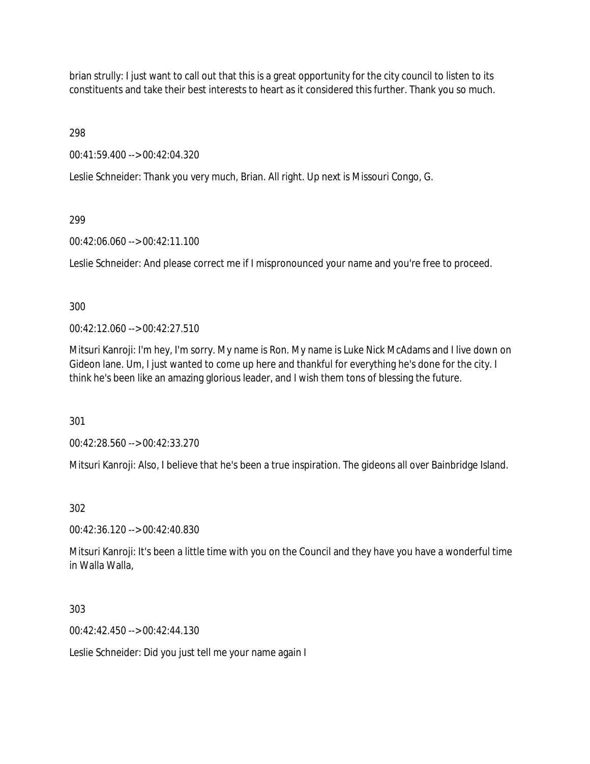brian strully: I just want to call out that this is a great opportunity for the city council to listen to its constituents and take their best interests to heart as it considered this further. Thank you so much.

298

00:41:59.400 --> 00:42:04.320

Leslie Schneider: Thank you very much, Brian. All right. Up next is Missouri Congo, G.

299

00:42:06.060 --> 00:42:11.100

Leslie Schneider: And please correct me if I mispronounced your name and you're free to proceed.

300

00:42:12.060 --> 00:42:27.510

Mitsuri Kanroji: I'm hey, I'm sorry. My name is Ron. My name is Luke Nick McAdams and I live down on Gideon lane. Um, I just wanted to come up here and thankful for everything he's done for the city. I think he's been like an amazing glorious leader, and I wish them tons of blessing the future.

301

00:42:28.560 --> 00:42:33.270

Mitsuri Kanroji: Also, I believe that he's been a true inspiration. The gideons all over Bainbridge Island.

302

00:42:36.120 --> 00:42:40.830

Mitsuri Kanroji: It's been a little time with you on the Council and they have you have a wonderful time in Walla Walla,

303

00:42:42.450 --> 00:42:44.130

Leslie Schneider: Did you just tell me your name again I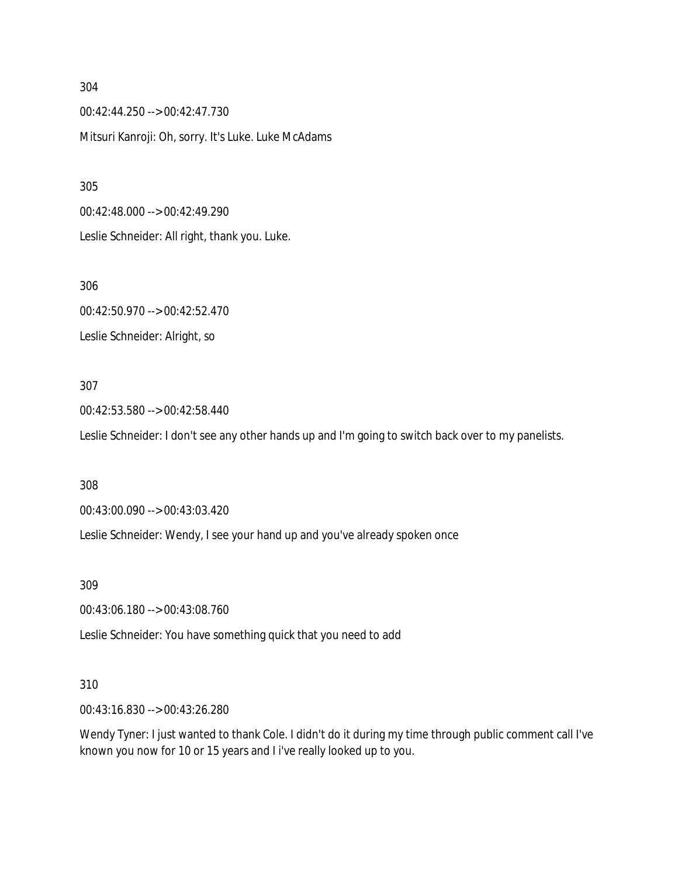304

00:42:44.250 --> 00:42:47.730

Mitsuri Kanroji: Oh, sorry. It's Luke. Luke McAdams

305

00:42:48.000 --> 00:42:49.290

Leslie Schneider: All right, thank you. Luke.

306

00:42:50.970 --> 00:42:52.470

Leslie Schneider: Alright, so

307

00:42:53.580 --> 00:42:58.440

Leslie Schneider: I don't see any other hands up and I'm going to switch back over to my panelists.

308

00:43:00.090 --> 00:43:03.420

Leslie Schneider: Wendy, I see your hand up and you've already spoken once

309

00:43:06.180 --> 00:43:08.760

Leslie Schneider: You have something quick that you need to add

310

00:43:16.830 --> 00:43:26.280

Wendy Tyner: I just wanted to thank Cole. I didn't do it during my time through public comment call I've known you now for 10 or 15 years and I i've really looked up to you.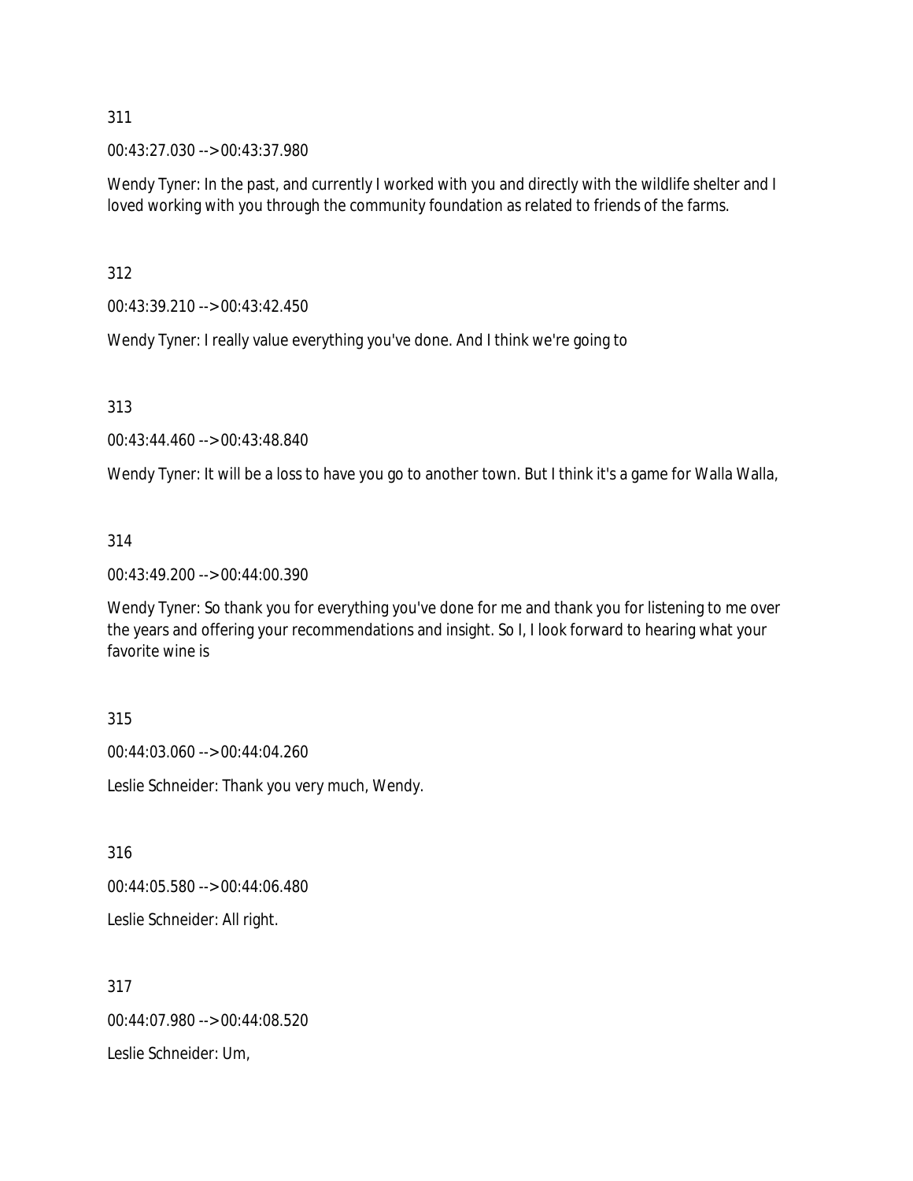311

00:43:27.030 --> 00:43:37.980

Wendy Tyner: In the past, and currently I worked with you and directly with the wildlife shelter and I loved working with you through the community foundation as related to friends of the farms.

312

00:43:39.210 --> 00:43:42.450

Wendy Tyner: I really value everything you've done. And I think we're going to

313

00:43:44.460 --> 00:43:48.840

Wendy Tyner: It will be a loss to have you go to another town. But I think it's a game for Walla Walla,

314

00:43:49.200 --> 00:44:00.390

Wendy Tyner: So thank you for everything you've done for me and thank you for listening to me over the years and offering your recommendations and insight. So I, I look forward to hearing what your favorite wine is

315

00:44:03.060 --> 00:44:04.260

Leslie Schneider: Thank you very much, Wendy.

316

00:44:05.580 --> 00:44:06.480

Leslie Schneider: All right.

317

00:44:07.980 --> 00:44:08.520

Leslie Schneider: Um,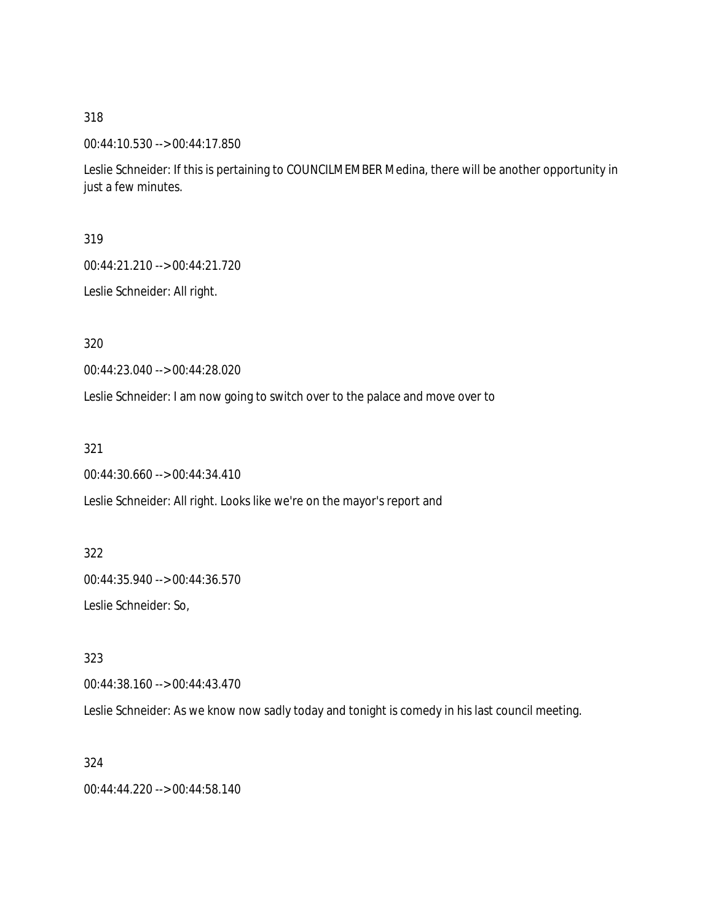318

00:44:10.530 --> 00:44:17.850

Leslie Schneider: If this is pertaining to COUNCILMEMBER Medina, there will be another opportunity in just a few minutes.

319

00:44:21.210 --> 00:44:21.720

Leslie Schneider: All right.

320

00:44:23.040 --> 00:44:28.020

Leslie Schneider: I am now going to switch over to the palace and move over to

321

00:44:30.660 --> 00:44:34.410

Leslie Schneider: All right. Looks like we're on the mayor's report and

322

00:44:35.940 --> 00:44:36.570

Leslie Schneider: So,

323

00:44:38.160 --> 00:44:43.470

Leslie Schneider: As we know now sadly today and tonight is comedy in his last council meeting.

324

00:44:44.220 --> 00:44:58.140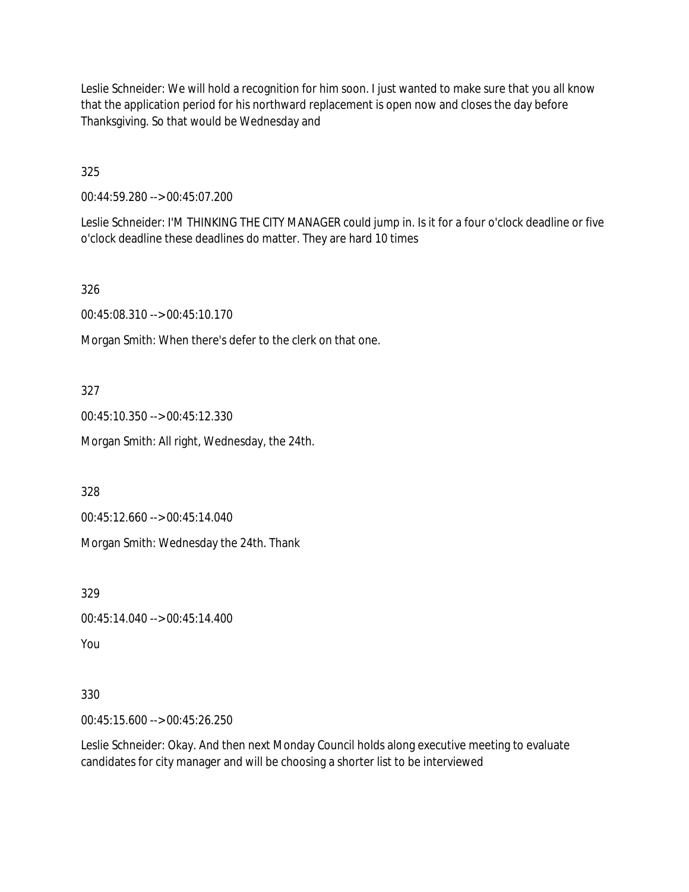Leslie Schneider: We will hold a recognition for him soon. I just wanted to make sure that you all know that the application period for his northward replacement is open now and closes the day before Thanksgiving. So that would be Wednesday and

325

00:44:59.280 --> 00:45:07.200

Leslie Schneider: I'M THINKING THE CITY MANAGER could jump in. Is it for a four o'clock deadline or five o'clock deadline these deadlines do matter. They are hard 10 times

326

00:45:08.310 --> 00:45:10.170

Morgan Smith: When there's defer to the clerk on that one.

327

00:45:10.350 --> 00:45:12.330

Morgan Smith: All right, Wednesday, the 24th.

328

00:45:12.660 --> 00:45:14.040

Morgan Smith: Wednesday the 24th. Thank

329

00:45:14.040 --> 00:45:14.400

You

330

00:45:15.600 --> 00:45:26.250

Leslie Schneider: Okay. And then next Monday Council holds along executive meeting to evaluate candidates for city manager and will be choosing a shorter list to be interviewed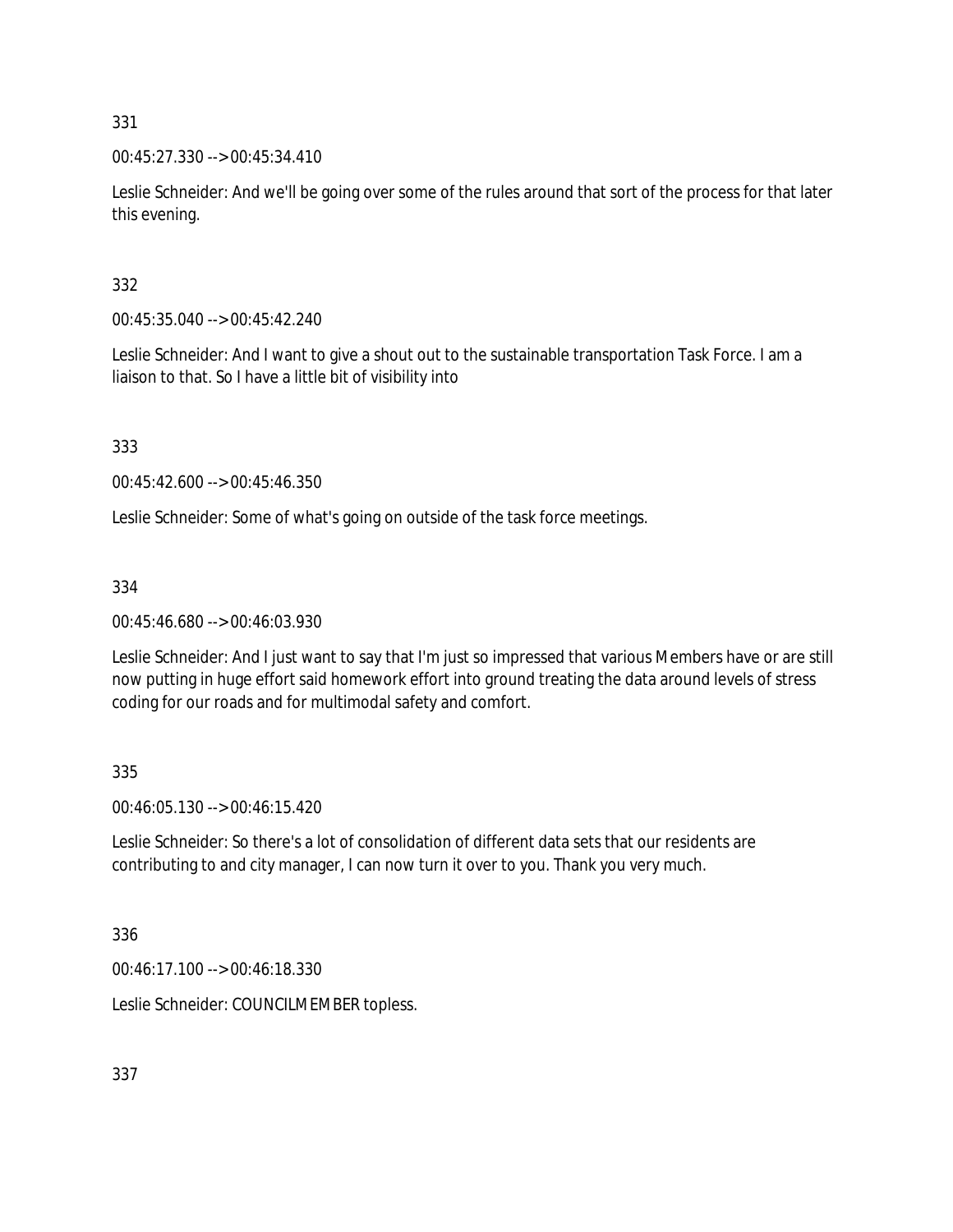331

00:45:27.330 --> 00:45:34.410

Leslie Schneider: And we'll be going over some of the rules around that sort of the process for that later this evening.

332

00:45:35.040 --> 00:45:42.240

Leslie Schneider: And I want to give a shout out to the sustainable transportation Task Force. I am a liaison to that. So I have a little bit of visibility into

333

00:45:42.600 --> 00:45:46.350

Leslie Schneider: Some of what's going on outside of the task force meetings.

334

00:45:46.680 --> 00:46:03.930

Leslie Schneider: And I just want to say that I'm just so impressed that various Members have or are still now putting in huge effort said homework effort into ground treating the data around levels of stress coding for our roads and for multimodal safety and comfort.

335

00:46:05.130 --> 00:46:15.420

Leslie Schneider: So there's a lot of consolidation of different data sets that our residents are contributing to and city manager, I can now turn it over to you. Thank you very much.

336

00:46:17.100 --> 00:46:18.330

Leslie Schneider: COUNCILMEMBER topless.

337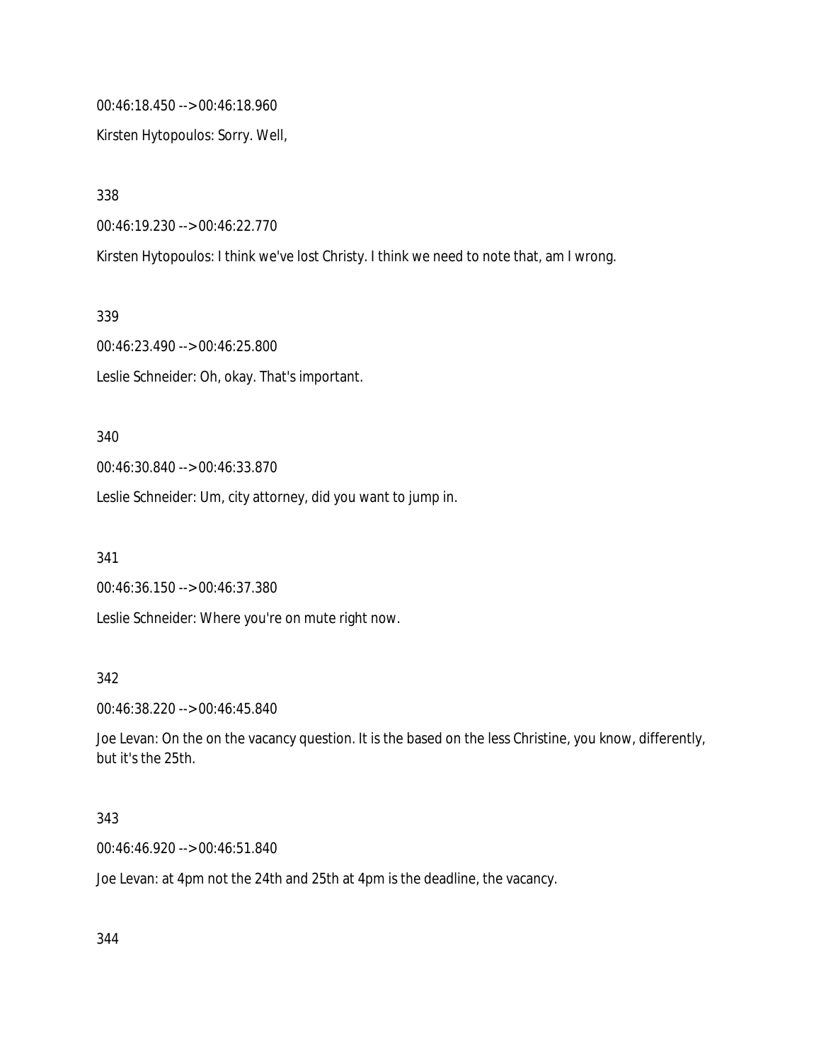00:46:18.450 --> 00:46:18.960

Kirsten Hytopoulos: Sorry. Well,

338

00:46:19.230 --> 00:46:22.770

Kirsten Hytopoulos: I think we've lost Christy. I think we need to note that, am I wrong.

339

00:46:23.490 --> 00:46:25.800

Leslie Schneider: Oh, okay. That's important.

340

00:46:30.840 --> 00:46:33.870

Leslie Schneider: Um, city attorney, did you want to jump in.

341

00:46:36.150 --> 00:46:37.380

Leslie Schneider: Where you're on mute right now.

342

00:46:38.220 --> 00:46:45.840

Joe Levan: On the on the vacancy question. It is the based on the less Christine, you know, differently, but it's the 25th.

343

00:46:46.920 --> 00:46:51.840

Joe Levan: at 4pm not the 24th and 25th at 4pm is the deadline, the vacancy.

344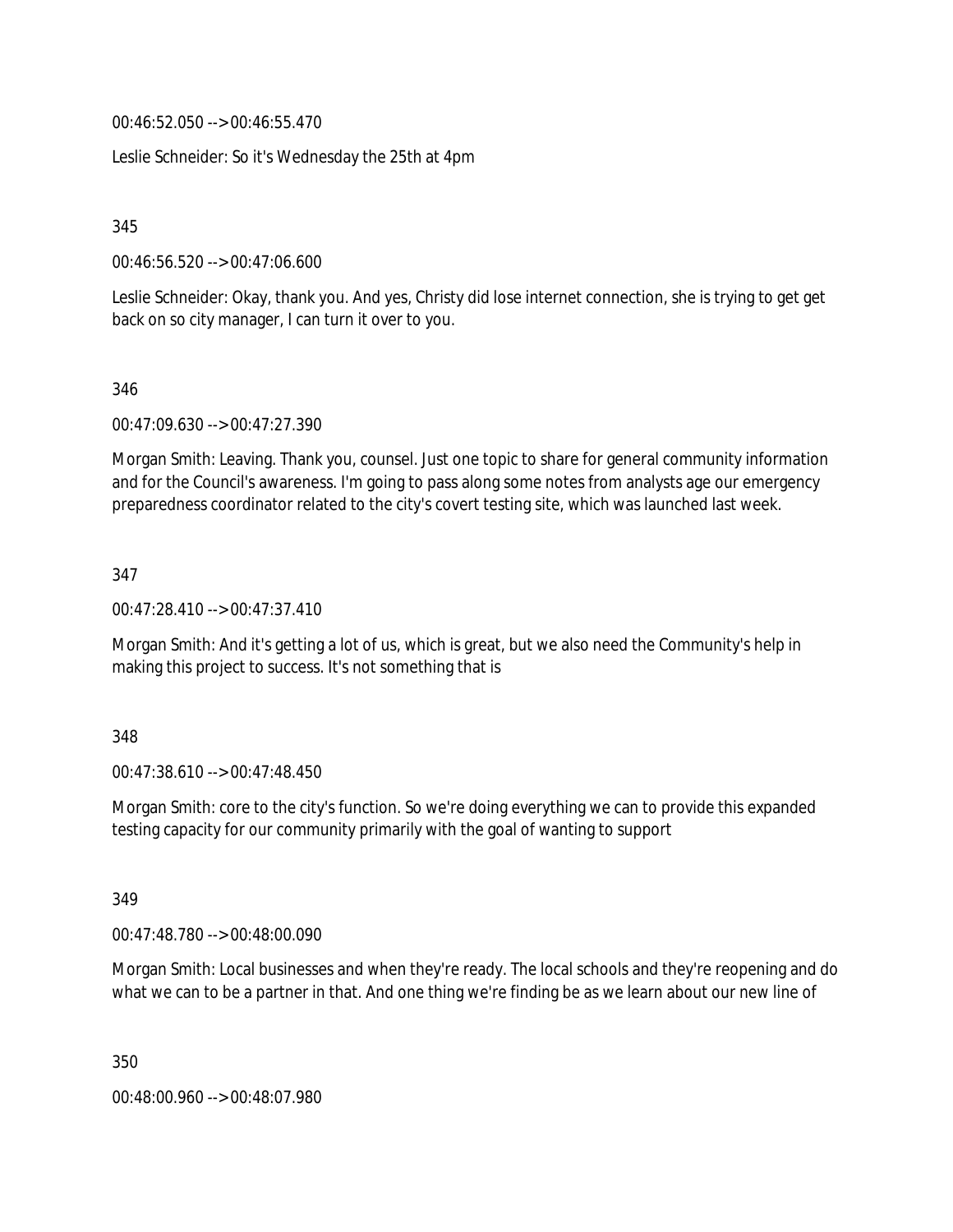00:46:52.050 --> 00:46:55.470

Leslie Schneider: So it's Wednesday the 25th at 4pm

345

00:46:56.520 --> 00:47:06.600

Leslie Schneider: Okay, thank you. And yes, Christy did lose internet connection, she is trying to get get back on so city manager, I can turn it over to you.

346

00:47:09.630 --> 00:47:27.390

Morgan Smith: Leaving. Thank you, counsel. Just one topic to share for general community information and for the Council's awareness. I'm going to pass along some notes from analysts age our emergency preparedness coordinator related to the city's covert testing site, which was launched last week.

347

00:47:28.410 --> 00:47:37.410

Morgan Smith: And it's getting a lot of us, which is great, but we also need the Community's help in making this project to success. It's not something that is

348

00:47:38.610 --> 00:47:48.450

Morgan Smith: core to the city's function. So we're doing everything we can to provide this expanded testing capacity for our community primarily with the goal of wanting to support

349

00:47:48.780 --> 00:48:00.090

Morgan Smith: Local businesses and when they're ready. The local schools and they're reopening and do what we can to be a partner in that. And one thing we're finding be as we learn about our new line of

350

00:48:00.960 --> 00:48:07.980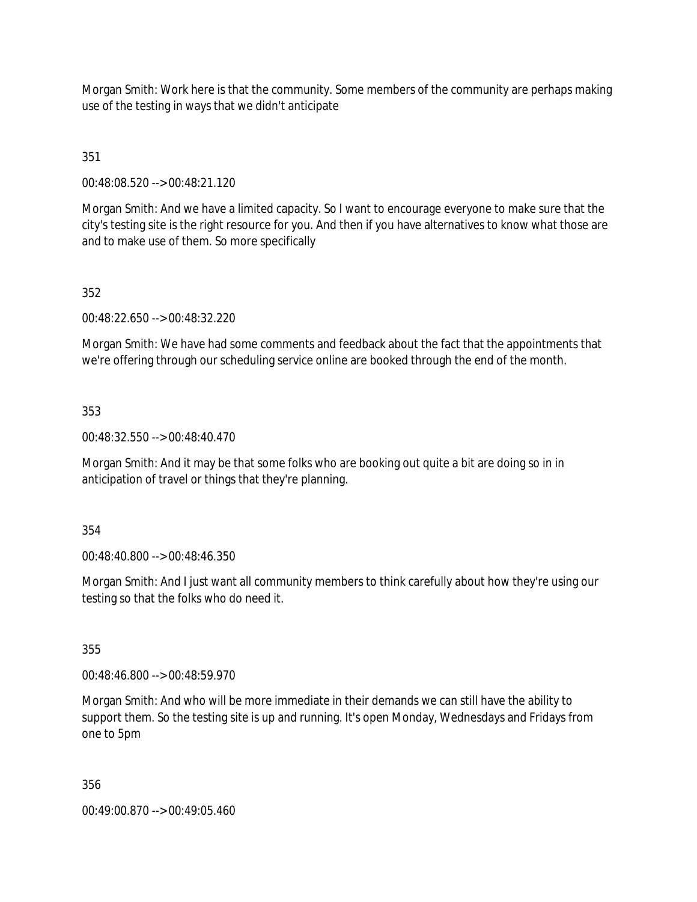Morgan Smith: Work here is that the community. Some members of the community are perhaps making use of the testing in ways that we didn't anticipate

351

00:48:08.520 --> 00:48:21.120

Morgan Smith: And we have a limited capacity. So I want to encourage everyone to make sure that the city's testing site is the right resource for you. And then if you have alternatives to know what those are and to make use of them. So more specifically

352

00:48:22.650 --> 00:48:32.220

Morgan Smith: We have had some comments and feedback about the fact that the appointments that we're offering through our scheduling service online are booked through the end of the month.

353

00:48:32.550 --> 00:48:40.470

Morgan Smith: And it may be that some folks who are booking out quite a bit are doing so in in anticipation of travel or things that they're planning.

354

00:48:40.800 --> 00:48:46.350

Morgan Smith: And I just want all community members to think carefully about how they're using our testing so that the folks who do need it.

355

00:48:46.800 --> 00:48:59.970

Morgan Smith: And who will be more immediate in their demands we can still have the ability to support them. So the testing site is up and running. It's open Monday, Wednesdays and Fridays from one to 5pm

356

00:49:00.870 --> 00:49:05.460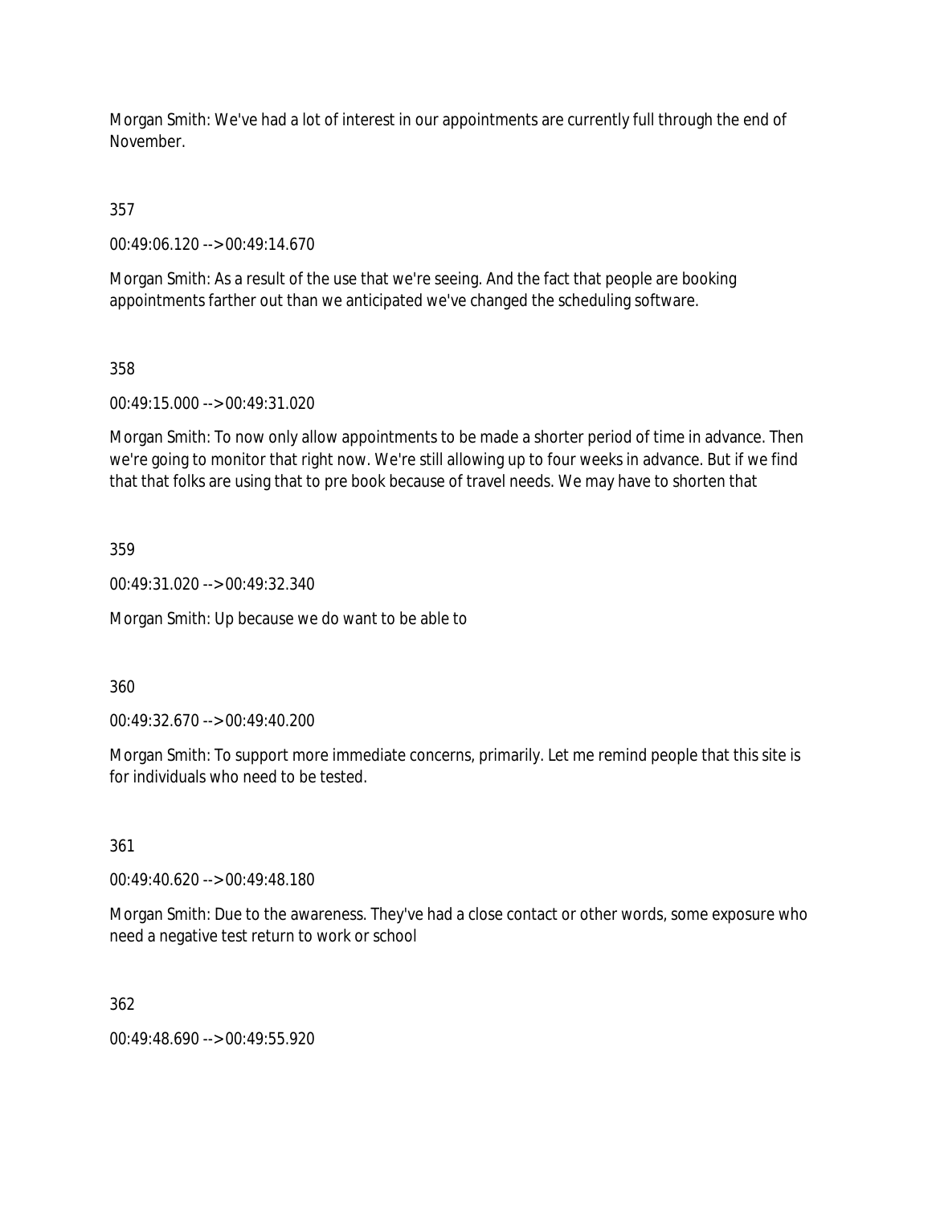Morgan Smith: We've had a lot of interest in our appointments are currently full through the end of November.

357

00:49:06.120 --> 00:49:14.670

Morgan Smith: As a result of the use that we're seeing. And the fact that people are booking appointments farther out than we anticipated we've changed the scheduling software.

358

00:49:15.000 --> 00:49:31.020

Morgan Smith: To now only allow appointments to be made a shorter period of time in advance. Then we're going to monitor that right now. We're still allowing up to four weeks in advance. But if we find that that folks are using that to pre book because of travel needs. We may have to shorten that

359

00:49:31.020 --> 00:49:32.340

Morgan Smith: Up because we do want to be able to

360

00:49:32.670 --> 00:49:40.200

Morgan Smith: To support more immediate concerns, primarily. Let me remind people that this site is for individuals who need to be tested.

361

00:49:40.620 --> 00:49:48.180

Morgan Smith: Due to the awareness. They've had a close contact or other words, some exposure who need a negative test return to work or school

362

00:49:48.690 --> 00:49:55.920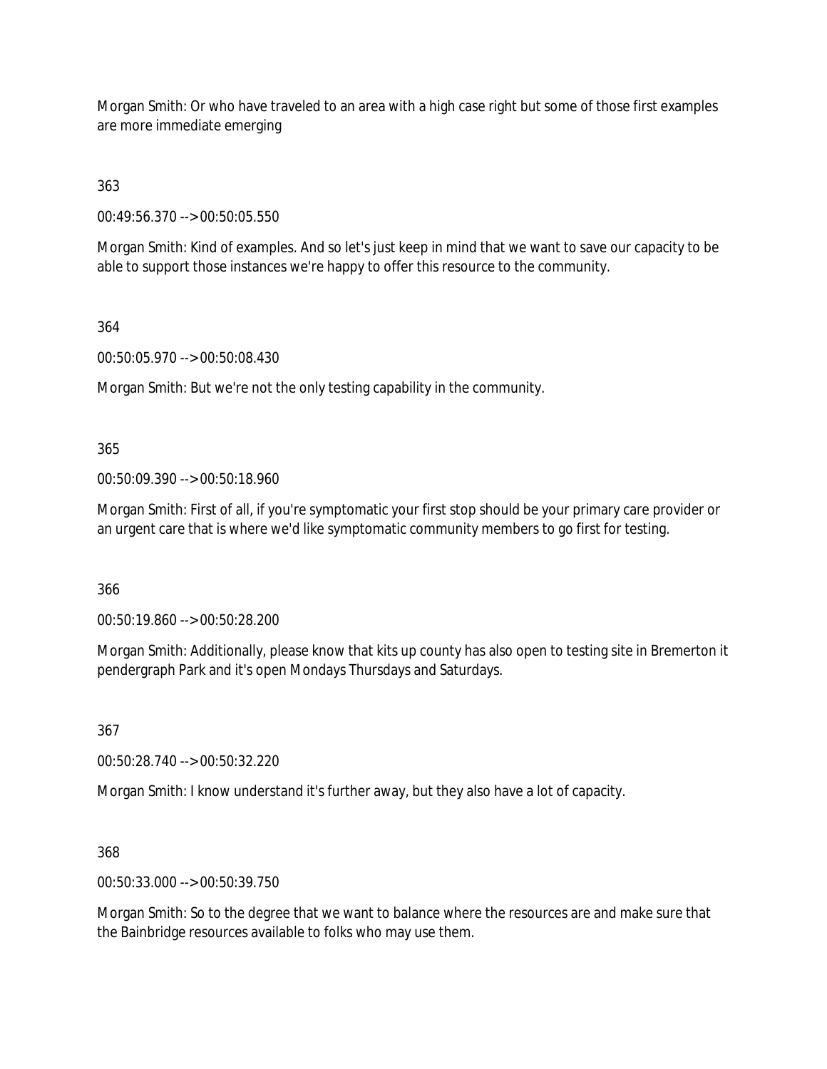Morgan Smith: Or who have traveled to an area with a high case right but some of those first examples are more immediate emerging

363

00:49:56.370 --> 00:50:05.550

Morgan Smith: Kind of examples. And so let's just keep in mind that we want to save our capacity to be able to support those instances we're happy to offer this resource to the community.

364

00:50:05.970 --> 00:50:08.430

Morgan Smith: But we're not the only testing capability in the community.

365

00:50:09.390 --> 00:50:18.960

Morgan Smith: First of all, if you're symptomatic your first stop should be your primary care provider or an urgent care that is where we'd like symptomatic community members to go first for testing.

366

00:50:19.860 --> 00:50:28.200

Morgan Smith: Additionally, please know that kits up county has also open to testing site in Bremerton it pendergraph Park and it's open Mondays Thursdays and Saturdays.

367

00:50:28.740 --> 00:50:32.220

Morgan Smith: I know understand it's further away, but they also have a lot of capacity.

368

00:50:33.000 --> 00:50:39.750

Morgan Smith: So to the degree that we want to balance where the resources are and make sure that the Bainbridge resources available to folks who may use them.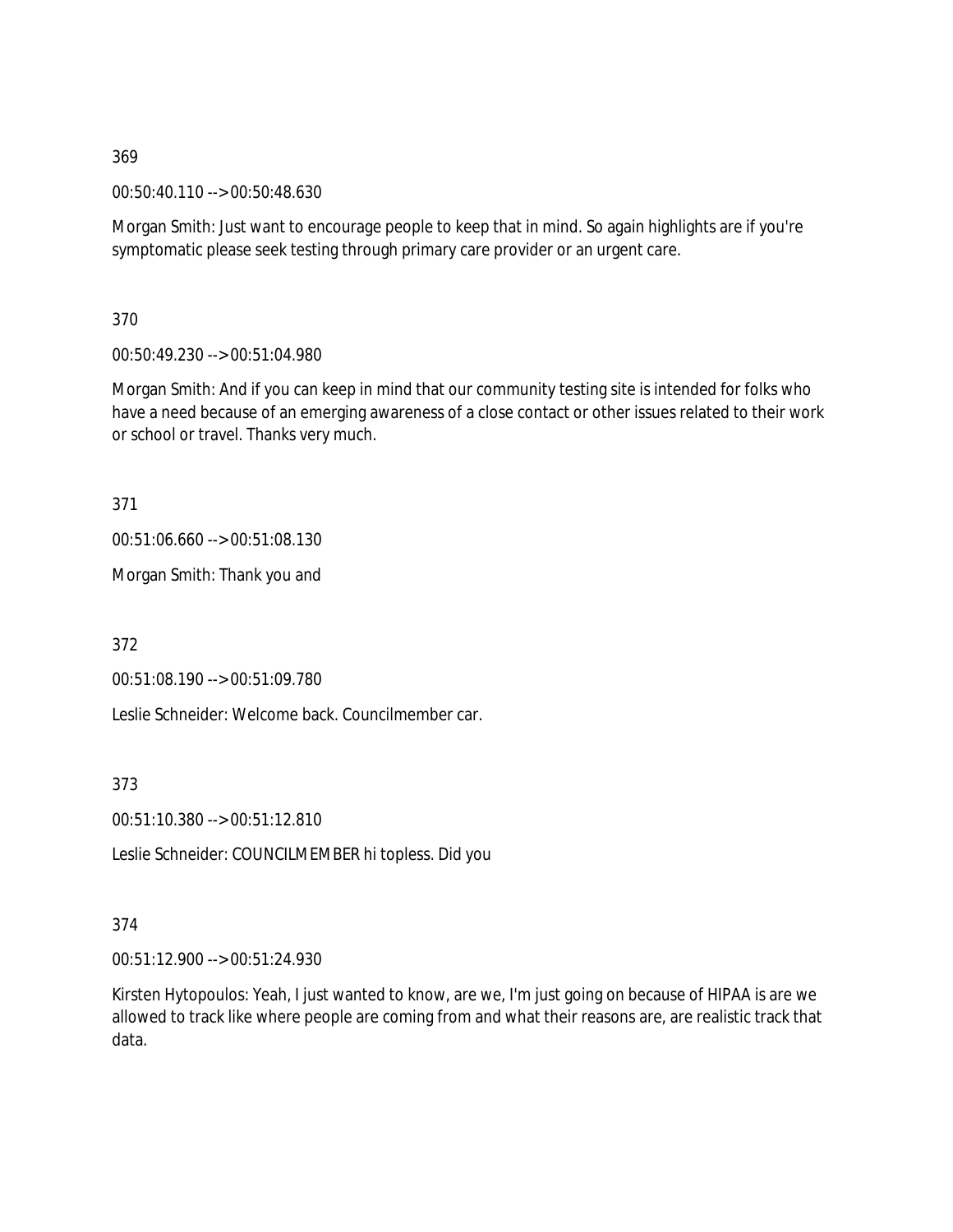369

00:50:40.110 --> 00:50:48.630

Morgan Smith: Just want to encourage people to keep that in mind. So again highlights are if you're symptomatic please seek testing through primary care provider or an urgent care.

370

00:50:49.230 --> 00:51:04.980

Morgan Smith: And if you can keep in mind that our community testing site is intended for folks who have a need because of an emerging awareness of a close contact or other issues related to their work or school or travel. Thanks very much.

371

00:51:06.660 --> 00:51:08.130

Morgan Smith: Thank you and

372

00:51:08.190 --> 00:51:09.780

Leslie Schneider: Welcome back. Councilmember car.

373

00:51:10.380 --> 00:51:12.810

Leslie Schneider: COUNCILMEMBER hi topless. Did you

374

00:51:12.900 --> 00:51:24.930

Kirsten Hytopoulos: Yeah, I just wanted to know, are we, I'm just going on because of HIPAA is are we allowed to track like where people are coming from and what their reasons are, are realistic track that data.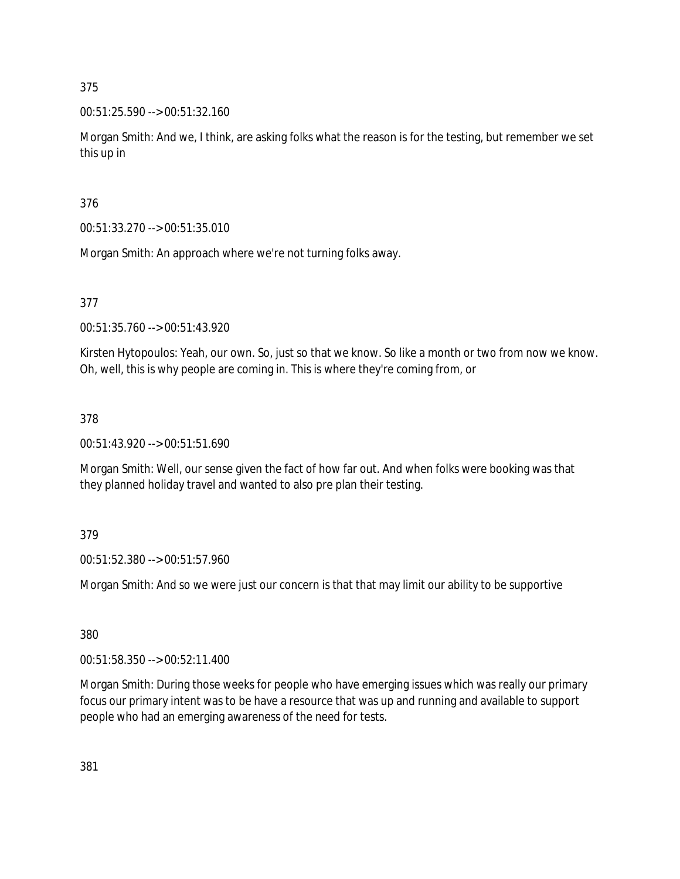375

00:51:25.590 --> 00:51:32.160

Morgan Smith: And we, I think, are asking folks what the reason is for the testing, but remember we set this up in

376

00:51:33.270 --> 00:51:35.010

Morgan Smith: An approach where we're not turning folks away.

377

00:51:35.760 --> 00:51:43.920

Kirsten Hytopoulos: Yeah, our own. So, just so that we know. So like a month or two from now we know. Oh, well, this is why people are coming in. This is where they're coming from, or

378

00:51:43.920 --> 00:51:51.690

Morgan Smith: Well, our sense given the fact of how far out. And when folks were booking was that they planned holiday travel and wanted to also pre plan their testing.

379

00:51:52.380 --> 00:51:57.960

Morgan Smith: And so we were just our concern is that that may limit our ability to be supportive

380

00:51:58.350 --> 00:52:11.400

Morgan Smith: During those weeks for people who have emerging issues which was really our primary focus our primary intent was to be have a resource that was up and running and available to support people who had an emerging awareness of the need for tests.

381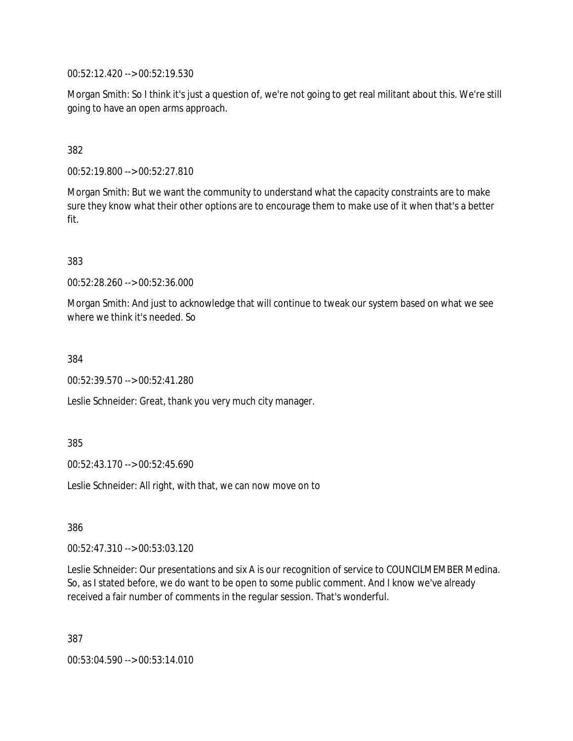00:52:12.420 --> 00:52:19.530

Morgan Smith: So I think it's just a question of, we're not going to get real militant about this. We're still going to have an open arms approach.

382

00:52:19.800 --> 00:52:27.810

Morgan Smith: But we want the community to understand what the capacity constraints are to make sure they know what their other options are to encourage them to make use of it when that's a better fit.

383

00:52:28.260 --> 00:52:36.000

Morgan Smith: And just to acknowledge that will continue to tweak our system based on what we see where we think it's needed. So

384

00:52:39.570 --> 00:52:41.280

Leslie Schneider: Great, thank you very much city manager.

385

00:52:43.170 --> 00:52:45.690

Leslie Schneider: All right, with that, we can now move on to

386

00:52:47.310 --> 00:53:03.120

Leslie Schneider: Our presentations and six A is our recognition of service to COUNCILMEMBER Medina. So, as I stated before, we do want to be open to some public comment. And I know we've already received a fair number of comments in the regular session. That's wonderful.

387

00:53:04.590 --> 00:53:14.010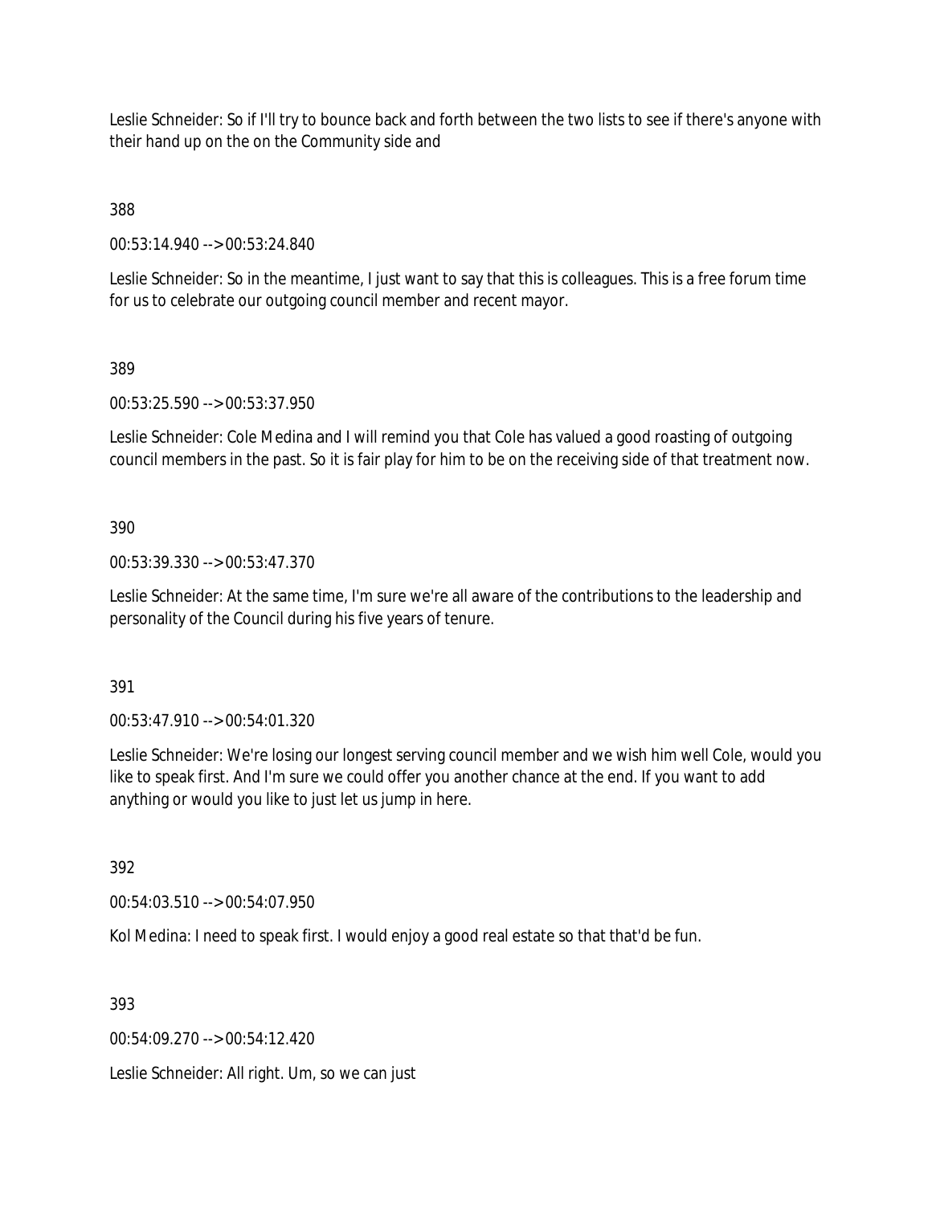Leslie Schneider: So if I'll try to bounce back and forth between the two lists to see if there's anyone with their hand up on the on the Community side and

388

00:53:14.940 --> 00:53:24.840

Leslie Schneider: So in the meantime, I just want to say that this is colleagues. This is a free forum time for us to celebrate our outgoing council member and recent mayor.

389

00:53:25.590 --> 00:53:37.950

Leslie Schneider: Cole Medina and I will remind you that Cole has valued a good roasting of outgoing council members in the past. So it is fair play for him to be on the receiving side of that treatment now.

390

00:53:39.330 --> 00:53:47.370

Leslie Schneider: At the same time, I'm sure we're all aware of the contributions to the leadership and personality of the Council during his five years of tenure.

391

00:53:47.910 --> 00:54:01.320

Leslie Schneider: We're losing our longest serving council member and we wish him well Cole, would you like to speak first. And I'm sure we could offer you another chance at the end. If you want to add anything or would you like to just let us jump in here.

392

00:54:03.510 --> 00:54:07.950

Kol Medina: I need to speak first. I would enjoy a good real estate so that that'd be fun.

393

00:54:09.270 --> 00:54:12.420

Leslie Schneider: All right. Um, so we can just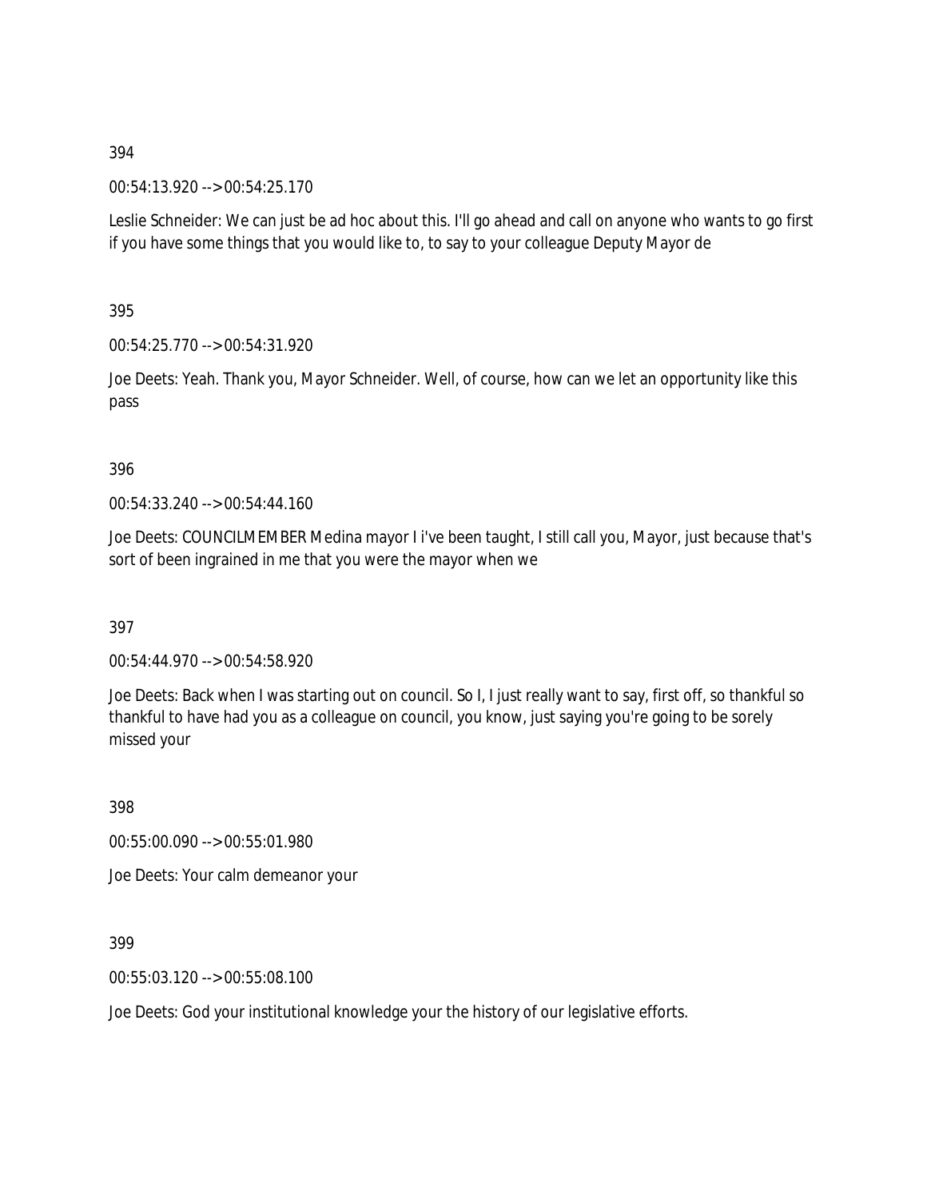394

00:54:13.920 --> 00:54:25.170

Leslie Schneider: We can just be ad hoc about this. I'll go ahead and call on anyone who wants to go first if you have some things that you would like to, to say to your colleague Deputy Mayor de

395

00:54:25.770 --> 00:54:31.920

Joe Deets: Yeah. Thank you, Mayor Schneider. Well, of course, how can we let an opportunity like this pass

396

00:54:33.240 --> 00:54:44.160

Joe Deets: COUNCILMEMBER Medina mayor I i've been taught, I still call you, Mayor, just because that's sort of been ingrained in me that you were the mayor when we

397

00:54:44.970 --> 00:54:58.920

Joe Deets: Back when I was starting out on council. So I, I just really want to say, first off, so thankful so thankful to have had you as a colleague on council, you know, just saying you're going to be sorely missed your

398

00:55:00.090 --> 00:55:01.980

Joe Deets: Your calm demeanor your

399

00:55:03.120 --> 00:55:08.100

Joe Deets: God your institutional knowledge your the history of our legislative efforts.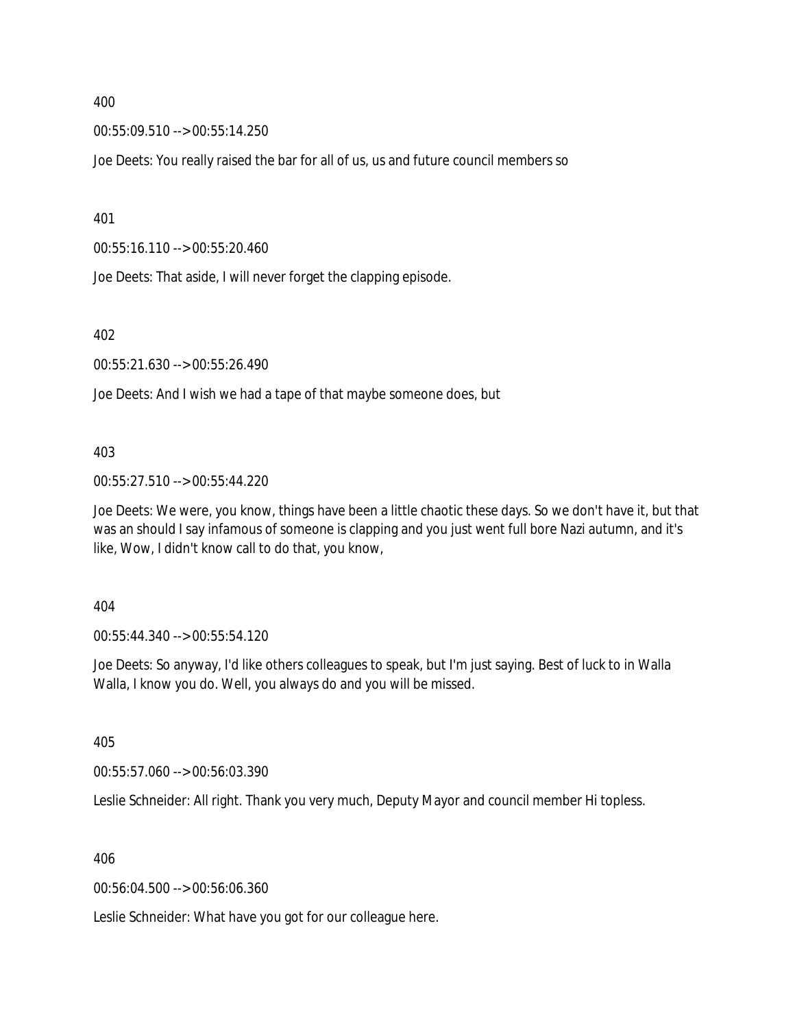400

00:55:09.510 --> 00:55:14.250

Joe Deets: You really raised the bar for all of us, us and future council members so

401

00:55:16.110 --> 00:55:20.460

Joe Deets: That aside, I will never forget the clapping episode.

402

00:55:21.630 --> 00:55:26.490

Joe Deets: And I wish we had a tape of that maybe someone does, but

403

00:55:27.510 --> 00:55:44.220

Joe Deets: We were, you know, things have been a little chaotic these days. So we don't have it, but that was an should I say infamous of someone is clapping and you just went full bore Nazi autumn, and it's like, Wow, I didn't know call to do that, you know,

404

00:55:44.340 --> 00:55:54.120

Joe Deets: So anyway, I'd like others colleagues to speak, but I'm just saying. Best of luck to in Walla Walla, I know you do. Well, you always do and you will be missed.

405

00:55:57.060 --> 00:56:03.390

Leslie Schneider: All right. Thank you very much, Deputy Mayor and council member Hi topless.

406

00:56:04.500 --> 00:56:06.360

Leslie Schneider: What have you got for our colleague here.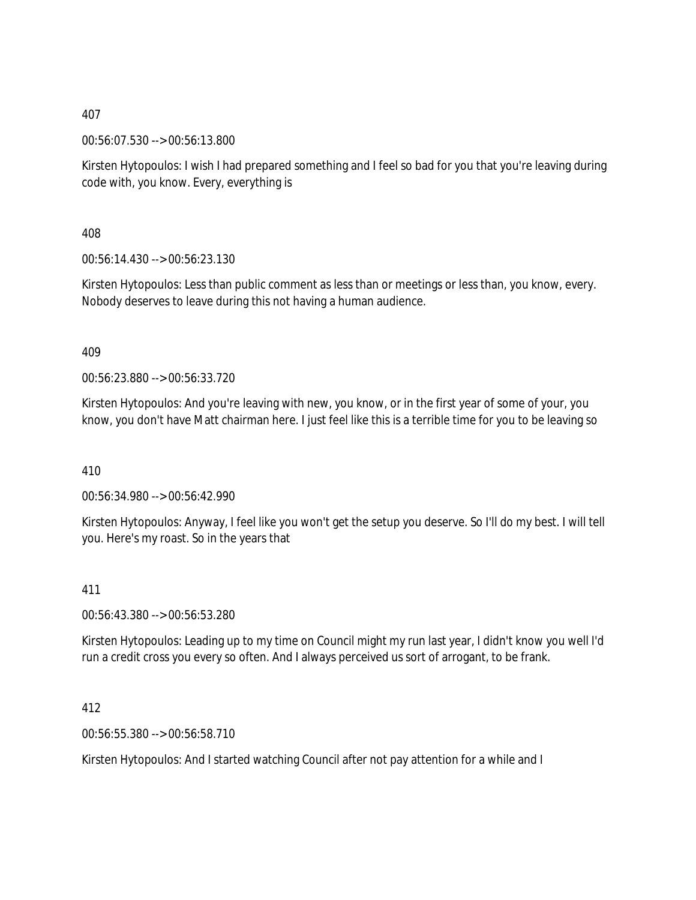407

00:56:07.530 --> 00:56:13.800

Kirsten Hytopoulos: I wish I had prepared something and I feel so bad for you that you're leaving during code with, you know. Every, everything is

408

00:56:14.430 --> 00:56:23.130

Kirsten Hytopoulos: Less than public comment as less than or meetings or less than, you know, every. Nobody deserves to leave during this not having a human audience.

409

00:56:23.880 --> 00:56:33.720

Kirsten Hytopoulos: And you're leaving with new, you know, or in the first year of some of your, you know, you don't have Matt chairman here. I just feel like this is a terrible time for you to be leaving so

410

00:56:34.980 --> 00:56:42.990

Kirsten Hytopoulos: Anyway, I feel like you won't get the setup you deserve. So I'll do my best. I will tell you. Here's my roast. So in the years that

411

00:56:43.380 --> 00:56:53.280

Kirsten Hytopoulos: Leading up to my time on Council might my run last year, I didn't know you well I'd run a credit cross you every so often. And I always perceived us sort of arrogant, to be frank.

412

00:56:55.380 --> 00:56:58.710

Kirsten Hytopoulos: And I started watching Council after not pay attention for a while and I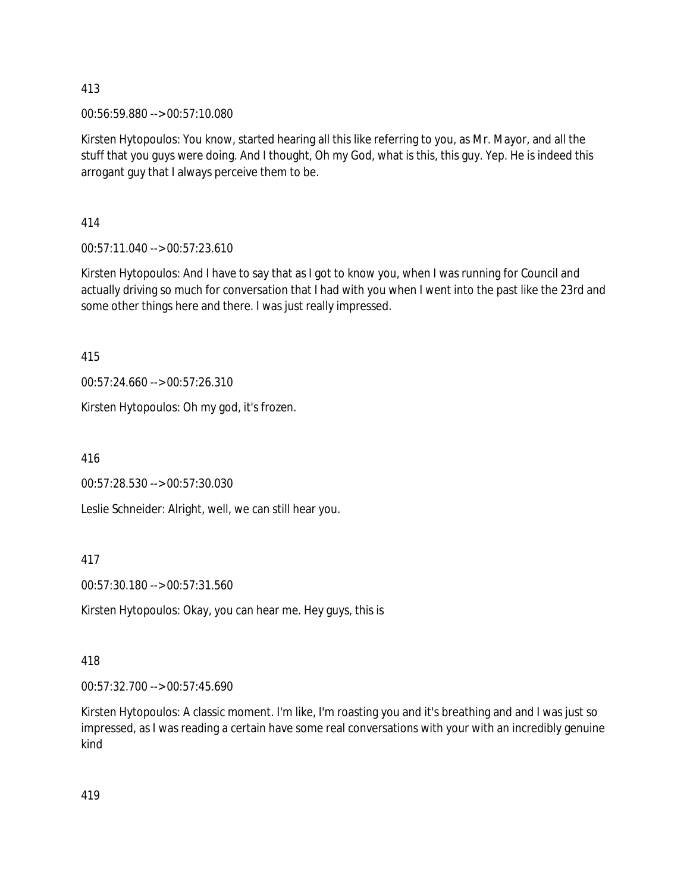413

00:56:59.880 --> 00:57:10.080

Kirsten Hytopoulos: You know, started hearing all this like referring to you, as Mr. Mayor, and all the stuff that you guys were doing. And I thought, Oh my God, what is this, this guy. Yep. He is indeed this arrogant guy that I always perceive them to be.

414

00:57:11.040 --> 00:57:23.610

Kirsten Hytopoulos: And I have to say that as I got to know you, when I was running for Council and actually driving so much for conversation that I had with you when I went into the past like the 23rd and some other things here and there. I was just really impressed.

415

00:57:24.660 --> 00:57:26.310

Kirsten Hytopoulos: Oh my god, it's frozen.

416

00:57:28.530 --> 00:57:30.030

Leslie Schneider: Alright, well, we can still hear you.

417

00:57:30.180 --> 00:57:31.560

Kirsten Hytopoulos: Okay, you can hear me. Hey guys, this is

418

00:57:32.700 --> 00:57:45.690

Kirsten Hytopoulos: A classic moment. I'm like, I'm roasting you and it's breathing and and I was just so impressed, as I was reading a certain have some real conversations with your with an incredibly genuine kind

419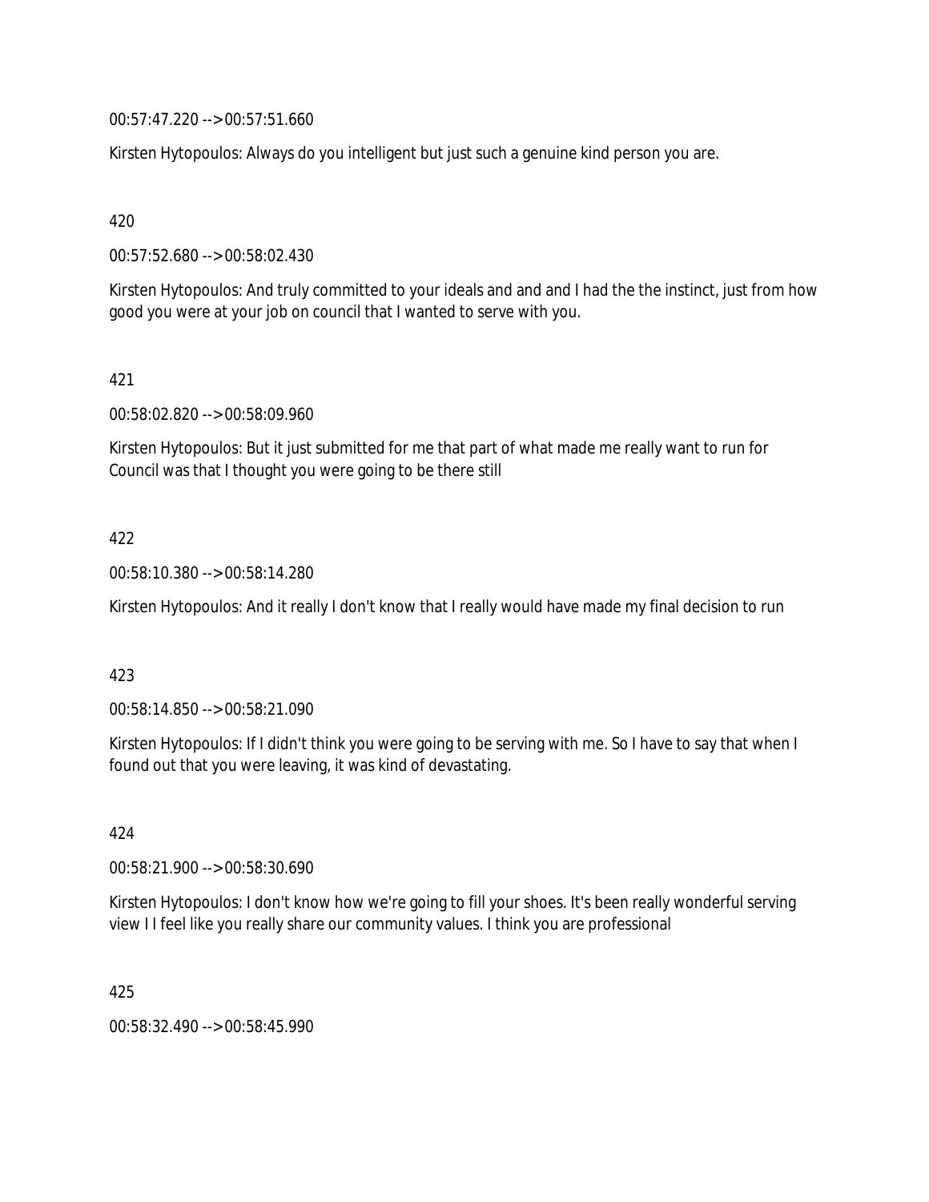00:57:47.220 --> 00:57:51.660

Kirsten Hytopoulos: Always do you intelligent but just such a genuine kind person you are.

420

00:57:52.680 --> 00:58:02.430

Kirsten Hytopoulos: And truly committed to your ideals and and and I had the the instinct, just from how good you were at your job on council that I wanted to serve with you.

421

00:58:02.820 --> 00:58:09.960

Kirsten Hytopoulos: But it just submitted for me that part of what made me really want to run for Council was that I thought you were going to be there still

422

00:58:10.380 --> 00:58:14.280

Kirsten Hytopoulos: And it really I don't know that I really would have made my final decision to run

423

00:58:14.850 --> 00:58:21.090

Kirsten Hytopoulos: If I didn't think you were going to be serving with me. So I have to say that when I found out that you were leaving, it was kind of devastating.

424

00:58:21.900 --> 00:58:30.690

Kirsten Hytopoulos: I don't know how we're going to fill your shoes. It's been really wonderful serving view I I feel like you really share our community values. I think you are professional

425

00:58:32.490 --> 00:58:45.990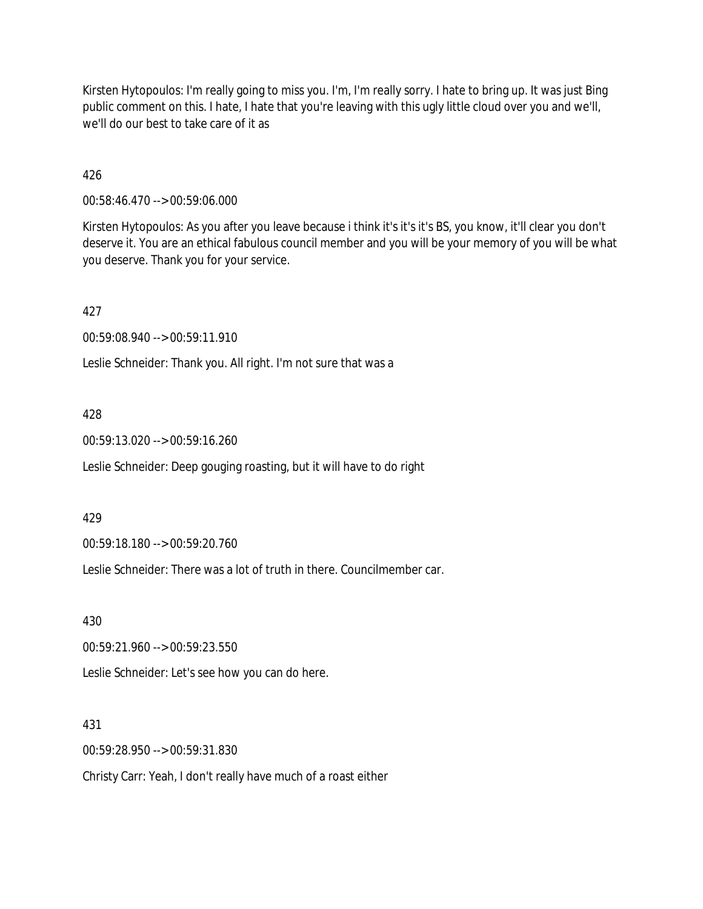Kirsten Hytopoulos: I'm really going to miss you. I'm, I'm really sorry. I hate to bring up. It was just Bing public comment on this. I hate, I hate that you're leaving with this ugly little cloud over you and we'll, we'll do our best to take care of it as

426

00:58:46.470 --> 00:59:06.000

Kirsten Hytopoulos: As you after you leave because i think it's it's it's BS, you know, it'll clear you don't deserve it. You are an ethical fabulous council member and you will be your memory of you will be what you deserve. Thank you for your service.

427

00:59:08.940 --> 00:59:11.910

Leslie Schneider: Thank you. All right. I'm not sure that was a

428

00:59:13.020 --> 00:59:16.260

Leslie Schneider: Deep gouging roasting, but it will have to do right

429

00:59:18.180 --> 00:59:20.760

Leslie Schneider: There was a lot of truth in there. Councilmember car.

430

00:59:21.960 --> 00:59:23.550

Leslie Schneider: Let's see how you can do here.

431

00:59:28.950 --> 00:59:31.830

Christy Carr: Yeah, I don't really have much of a roast either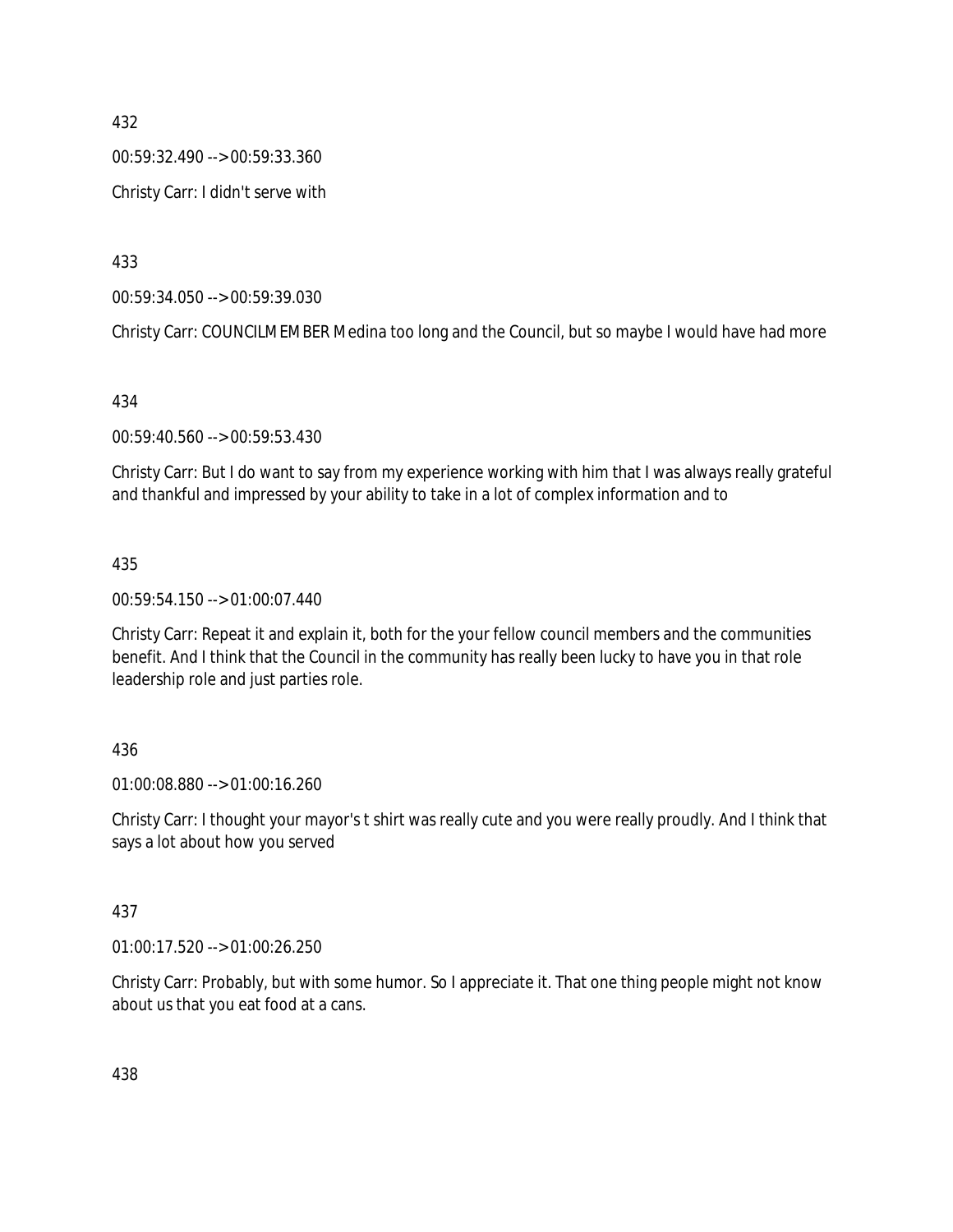432

00:59:32.490 --> 00:59:33.360

Christy Carr: I didn't serve with

433

00:59:34.050 --> 00:59:39.030

Christy Carr: COUNCILMEMBER Medina too long and the Council, but so maybe I would have had more

434

00:59:40.560 --> 00:59:53.430

Christy Carr: But I do want to say from my experience working with him that I was always really grateful and thankful and impressed by your ability to take in a lot of complex information and to

435

00:59:54.150 --> 01:00:07.440

Christy Carr: Repeat it and explain it, both for the your fellow council members and the communities benefit. And I think that the Council in the community has really been lucky to have you in that role leadership role and just parties role.

436

01:00:08.880 --> 01:00:16.260

Christy Carr: I thought your mayor's t shirt was really cute and you were really proudly. And I think that says a lot about how you served

437

01:00:17.520 --> 01:00:26.250

Christy Carr: Probably, but with some humor. So I appreciate it. That one thing people might not know about us that you eat food at a cans.

438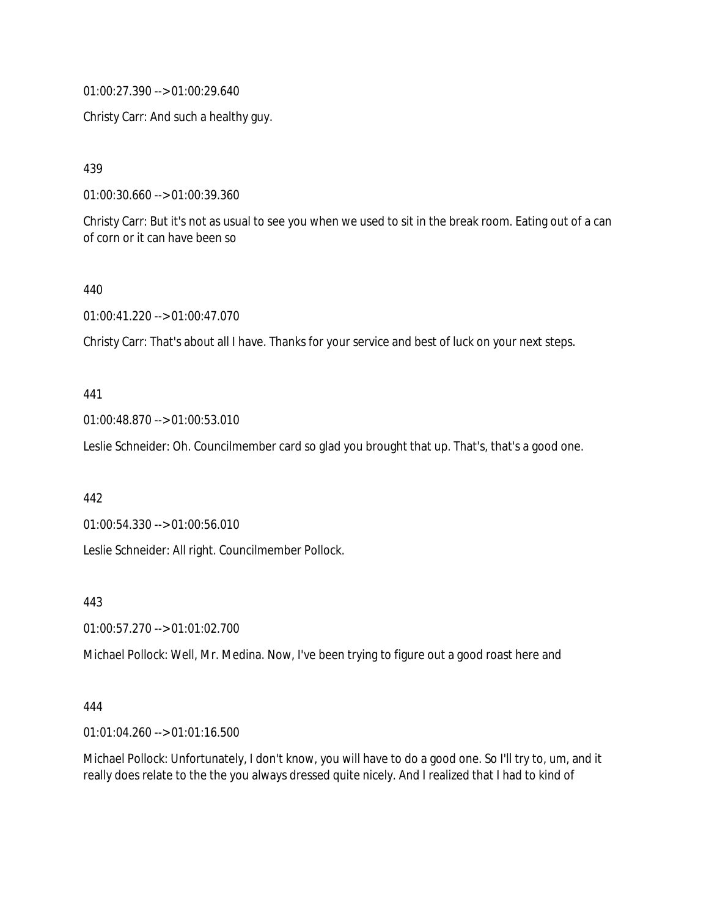01:00:27.390 --> 01:00:29.640

Christy Carr: And such a healthy guy.

439

01:00:30.660 --> 01:00:39.360

Christy Carr: But it's not as usual to see you when we used to sit in the break room. Eating out of a can of corn or it can have been so

440

01:00:41.220 --> 01:00:47.070

Christy Carr: That's about all I have. Thanks for your service and best of luck on your next steps.

441

01:00:48.870 --> 01:00:53.010

Leslie Schneider: Oh. Councilmember card so glad you brought that up. That's, that's a good one.

442

01:00:54.330 --> 01:00:56.010

Leslie Schneider: All right. Councilmember Pollock.

443

01:00:57.270 --> 01:01:02.700

Michael Pollock: Well, Mr. Medina. Now, I've been trying to figure out a good roast here and

444

01:01:04.260 --> 01:01:16.500

Michael Pollock: Unfortunately, I don't know, you will have to do a good one. So I'll try to, um, and it really does relate to the the you always dressed quite nicely. And I realized that I had to kind of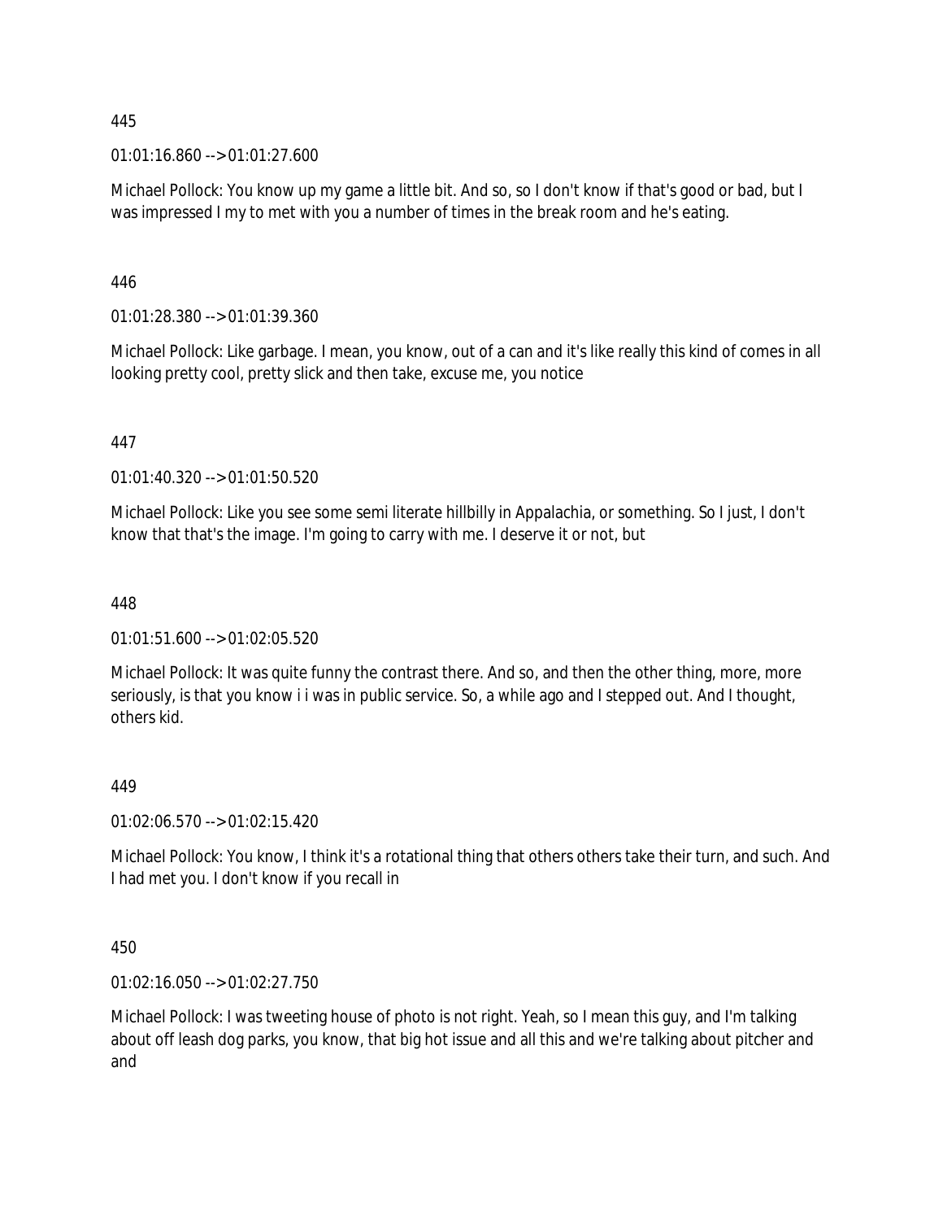445

01:01:16.860 --> 01:01:27.600

Michael Pollock: You know up my game a little bit. And so, so I don't know if that's good or bad, but I was impressed I my to met with you a number of times in the break room and he's eating.

446

01:01:28.380 --> 01:01:39.360

Michael Pollock: Like garbage. I mean, you know, out of a can and it's like really this kind of comes in all looking pretty cool, pretty slick and then take, excuse me, you notice

447

01:01:40.320 --> 01:01:50.520

Michael Pollock: Like you see some semi literate hillbilly in Appalachia, or something. So I just, I don't know that that's the image. I'm going to carry with me. I deserve it or not, but

448

01:01:51.600 --> 01:02:05.520

Michael Pollock: It was quite funny the contrast there. And so, and then the other thing, more, more seriously, is that you know i i was in public service. So, a while ago and I stepped out. And I thought, others kid.

449

01:02:06.570 --> 01:02:15.420

Michael Pollock: You know, I think it's a rotational thing that others others take their turn, and such. And I had met you. I don't know if you recall in

450

01:02:16.050 --> 01:02:27.750

Michael Pollock: I was tweeting house of photo is not right. Yeah, so I mean this guy, and I'm talking about off leash dog parks, you know, that big hot issue and all this and we're talking about pitcher and and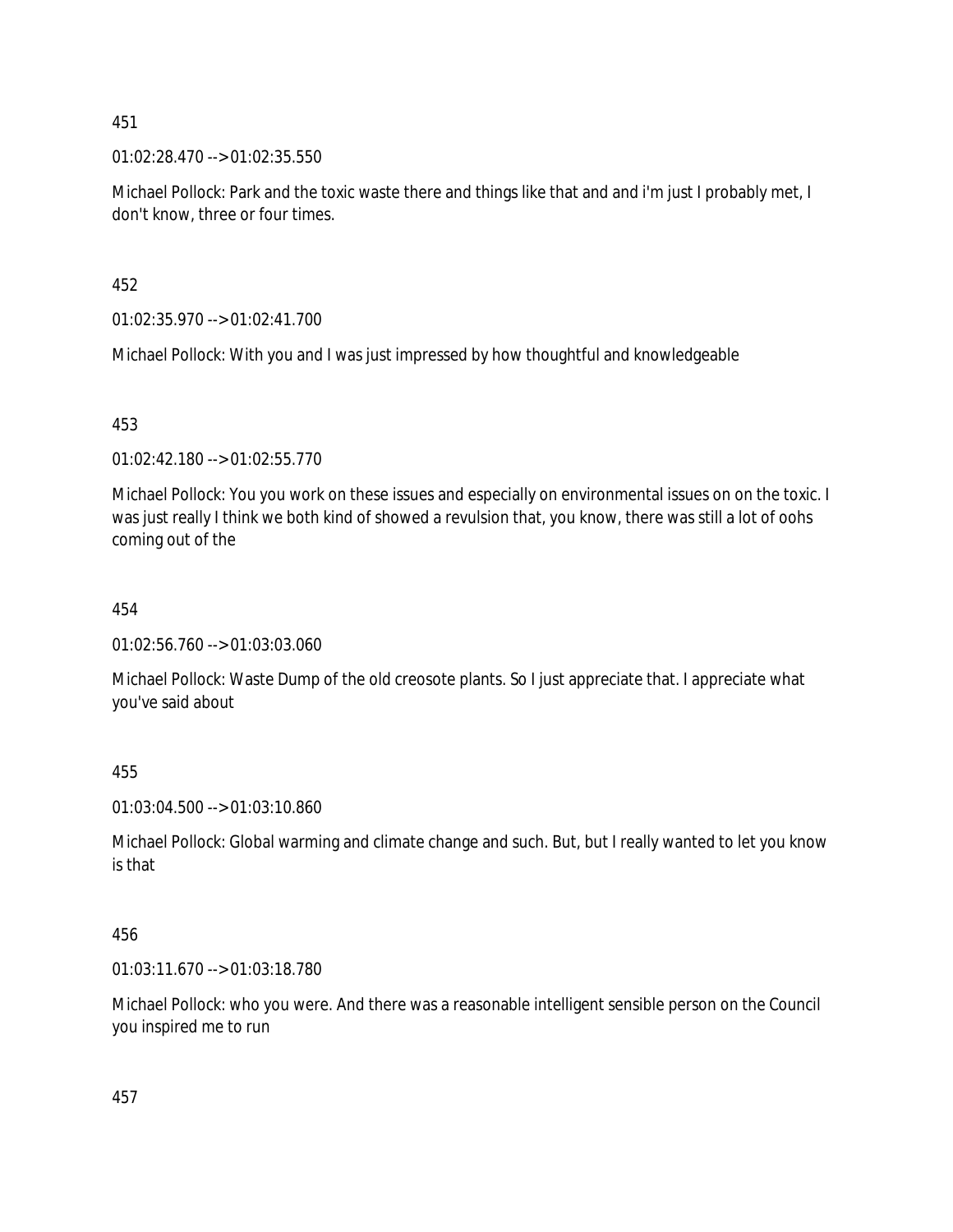451

01:02:28.470 --> 01:02:35.550

Michael Pollock: Park and the toxic waste there and things like that and and i'm just I probably met, I don't know, three or four times.

452

01:02:35.970 --> 01:02:41.700

Michael Pollock: With you and I was just impressed by how thoughtful and knowledgeable

453

01:02:42.180 --> 01:02:55.770

Michael Pollock: You you work on these issues and especially on environmental issues on on the toxic. I was just really I think we both kind of showed a revulsion that, you know, there was still a lot of oohs coming out of the

454

01:02:56.760 --> 01:03:03.060

Michael Pollock: Waste Dump of the old creosote plants. So I just appreciate that. I appreciate what you've said about

455

01:03:04.500 --> 01:03:10.860

Michael Pollock: Global warming and climate change and such. But, but I really wanted to let you know is that

456

01:03:11.670 --> 01:03:18.780

Michael Pollock: who you were. And there was a reasonable intelligent sensible person on the Council you inspired me to run

457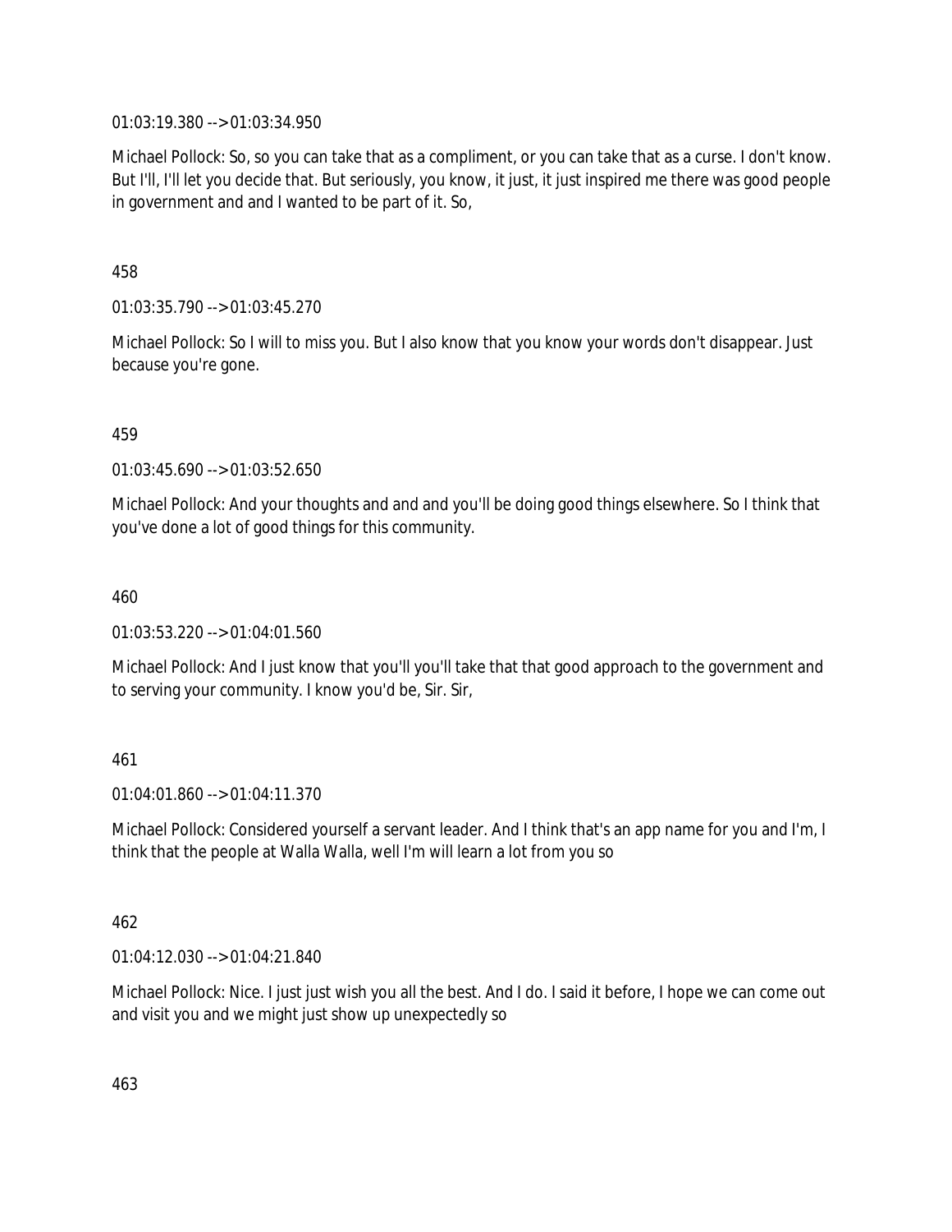01:03:19.380 --> 01:03:34.950

Michael Pollock: So, so you can take that as a compliment, or you can take that as a curse. I don't know. But I'll, I'll let you decide that. But seriously, you know, it just, it just inspired me there was good people in government and and I wanted to be part of it. So,

458

01:03:35.790 --> 01:03:45.270

Michael Pollock: So I will to miss you. But I also know that you know your words don't disappear. Just because you're gone.

459

01:03:45.690 --> 01:03:52.650

Michael Pollock: And your thoughts and and and you'll be doing good things elsewhere. So I think that you've done a lot of good things for this community.

460

01:03:53.220 --> 01:04:01.560

Michael Pollock: And I just know that you'll you'll take that that good approach to the government and to serving your community. I know you'd be, Sir. Sir,

461

01:04:01.860 --> 01:04:11.370

Michael Pollock: Considered yourself a servant leader. And I think that's an app name for you and I'm, I think that the people at Walla Walla, well I'm will learn a lot from you so

462

01:04:12.030 --> 01:04:21.840

Michael Pollock: Nice. I just just wish you all the best. And I do. I said it before, I hope we can come out and visit you and we might just show up unexpectedly so

463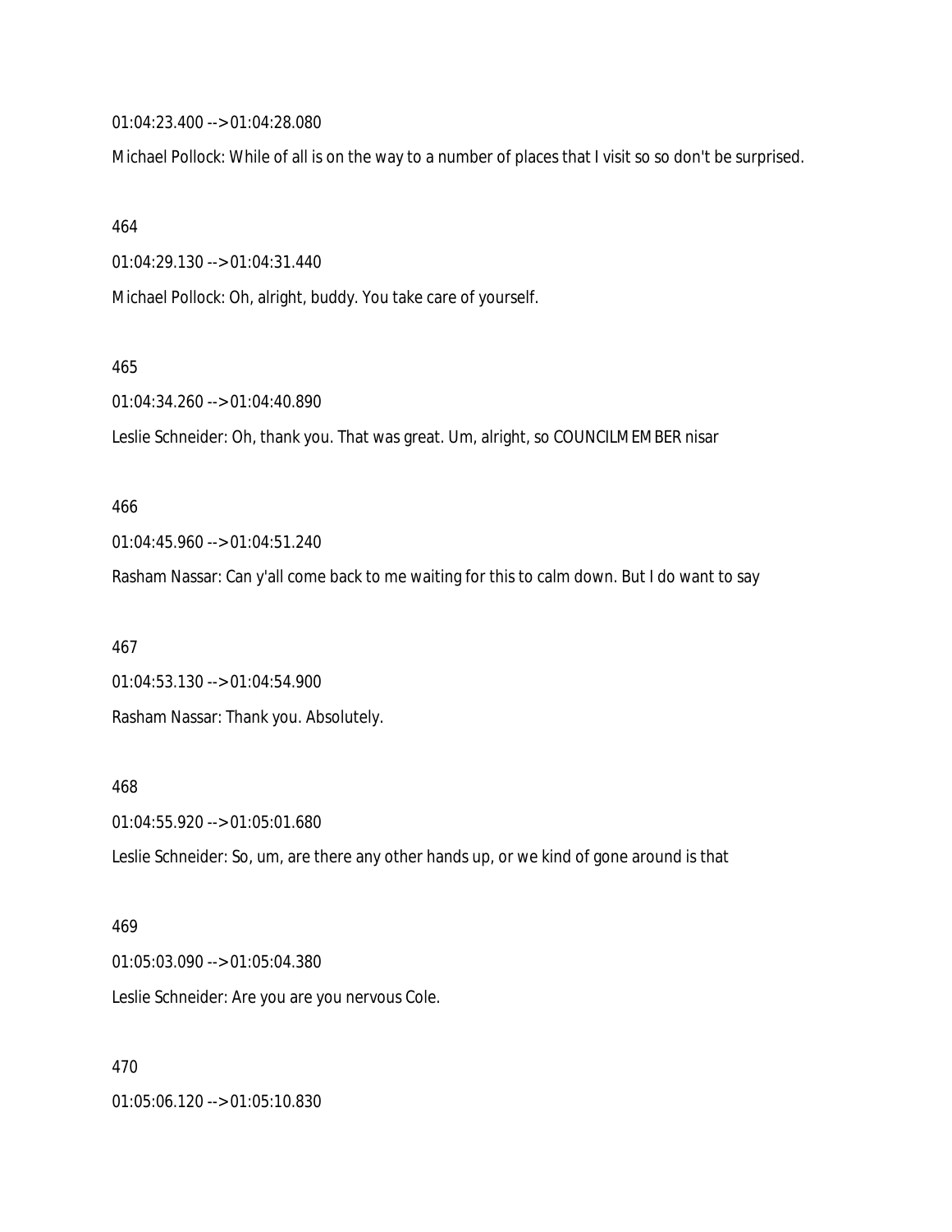01:04:23.400 --> 01:04:28.080

Michael Pollock: While of all is on the way to a number of places that I visit so so don't be surprised.

464

01:04:29.130 --> 01:04:31.440

Michael Pollock: Oh, alright, buddy. You take care of yourself.

465

01:04:34.260 --> 01:04:40.890

Leslie Schneider: Oh, thank you. That was great. Um, alright, so COUNCILMEMBER nisar

466

01:04:45.960 --> 01:04:51.240

Rasham Nassar: Can y'all come back to me waiting for this to calm down. But I do want to say

467

01:04:53.130 --> 01:04:54.900

Rasham Nassar: Thank you. Absolutely.

468

01:04:55.920 --> 01:05:01.680

Leslie Schneider: So, um, are there any other hands up, or we kind of gone around is that

469

01:05:03.090 --> 01:05:04.380

Leslie Schneider: Are you are you nervous Cole.

470

01:05:06.120 --> 01:05:10.830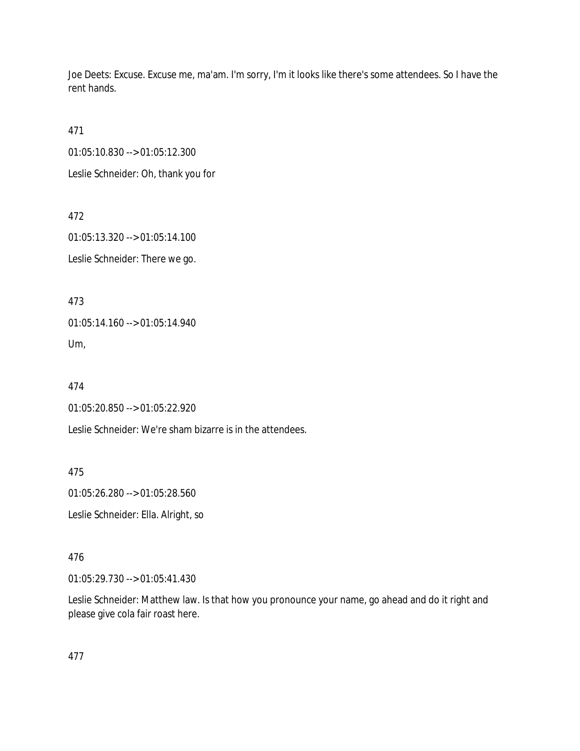Joe Deets: Excuse. Excuse me, ma'am. I'm sorry, I'm it looks like there's some attendees. So I have the rent hands.

471

01:05:10.830 --> 01:05:12.300

Leslie Schneider: Oh, thank you for

472

01:05:13.320 --> 01:05:14.100

Leslie Schneider: There we go.

473

01:05:14.160 --> 01:05:14.940

Um,

474

01:05:20.850 --> 01:05:22.920

Leslie Schneider: We're sham bizarre is in the attendees.

475

01:05:26.280 --> 01:05:28.560

Leslie Schneider: Ella. Alright, so

476

01:05:29.730 --> 01:05:41.430

Leslie Schneider: Matthew law. Is that how you pronounce your name, go ahead and do it right and please give cola fair roast here.

477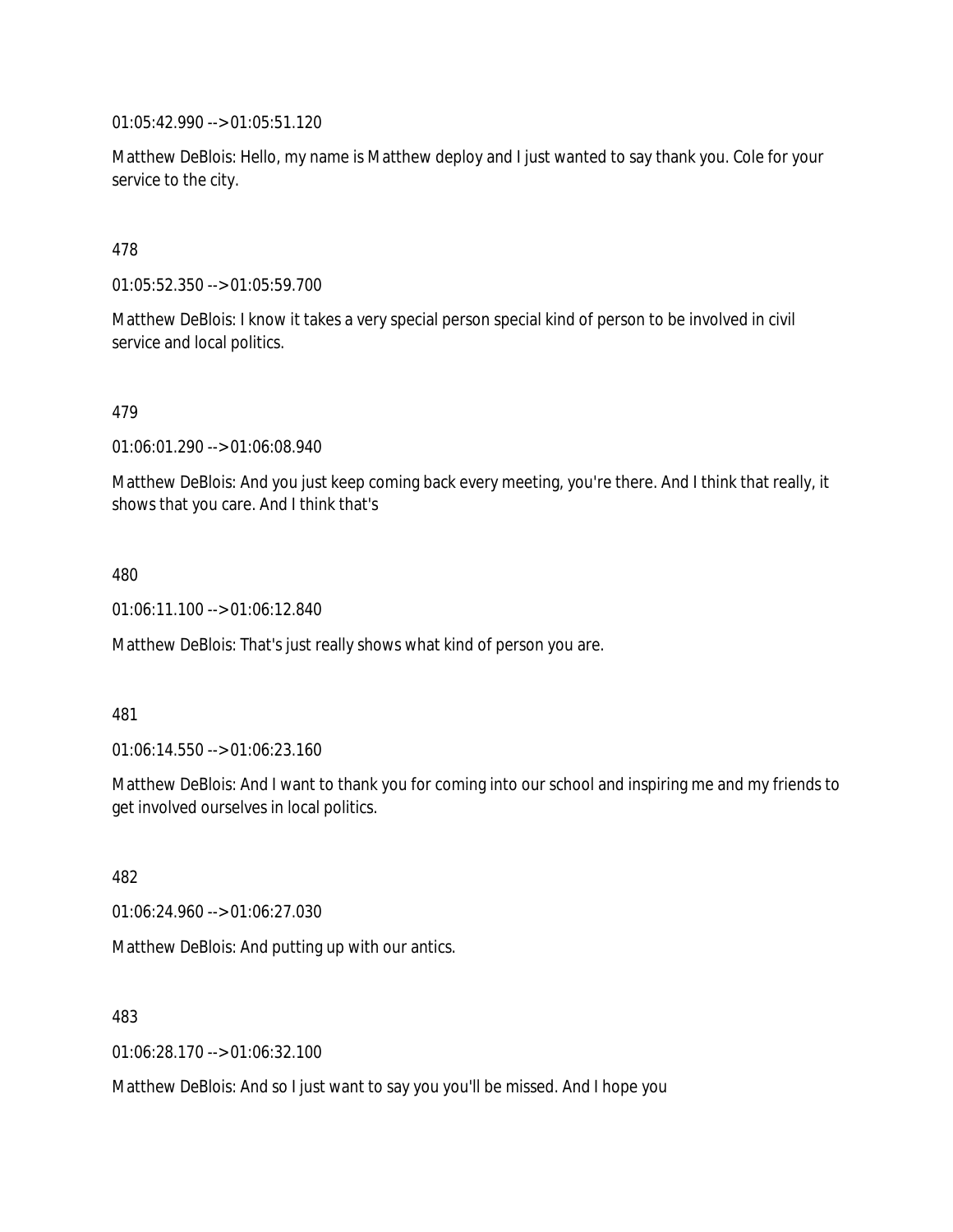01:05:42.990 --> 01:05:51.120

Matthew DeBlois: Hello, my name is Matthew deploy and I just wanted to say thank you. Cole for your service to the city.

478

01:05:52.350 --> 01:05:59.700

Matthew DeBlois: I know it takes a very special person special kind of person to be involved in civil service and local politics.

479

01:06:01.290 --> 01:06:08.940

Matthew DeBlois: And you just keep coming back every meeting, you're there. And I think that really, it shows that you care. And I think that's

480

01:06:11.100 --> 01:06:12.840

Matthew DeBlois: That's just really shows what kind of person you are.

481

01:06:14.550 --> 01:06:23.160

Matthew DeBlois: And I want to thank you for coming into our school and inspiring me and my friends to get involved ourselves in local politics.

482

01:06:24.960 --> 01:06:27.030

Matthew DeBlois: And putting up with our antics.

483

01:06:28.170 --> 01:06:32.100

Matthew DeBlois: And so I just want to say you you'll be missed. And I hope you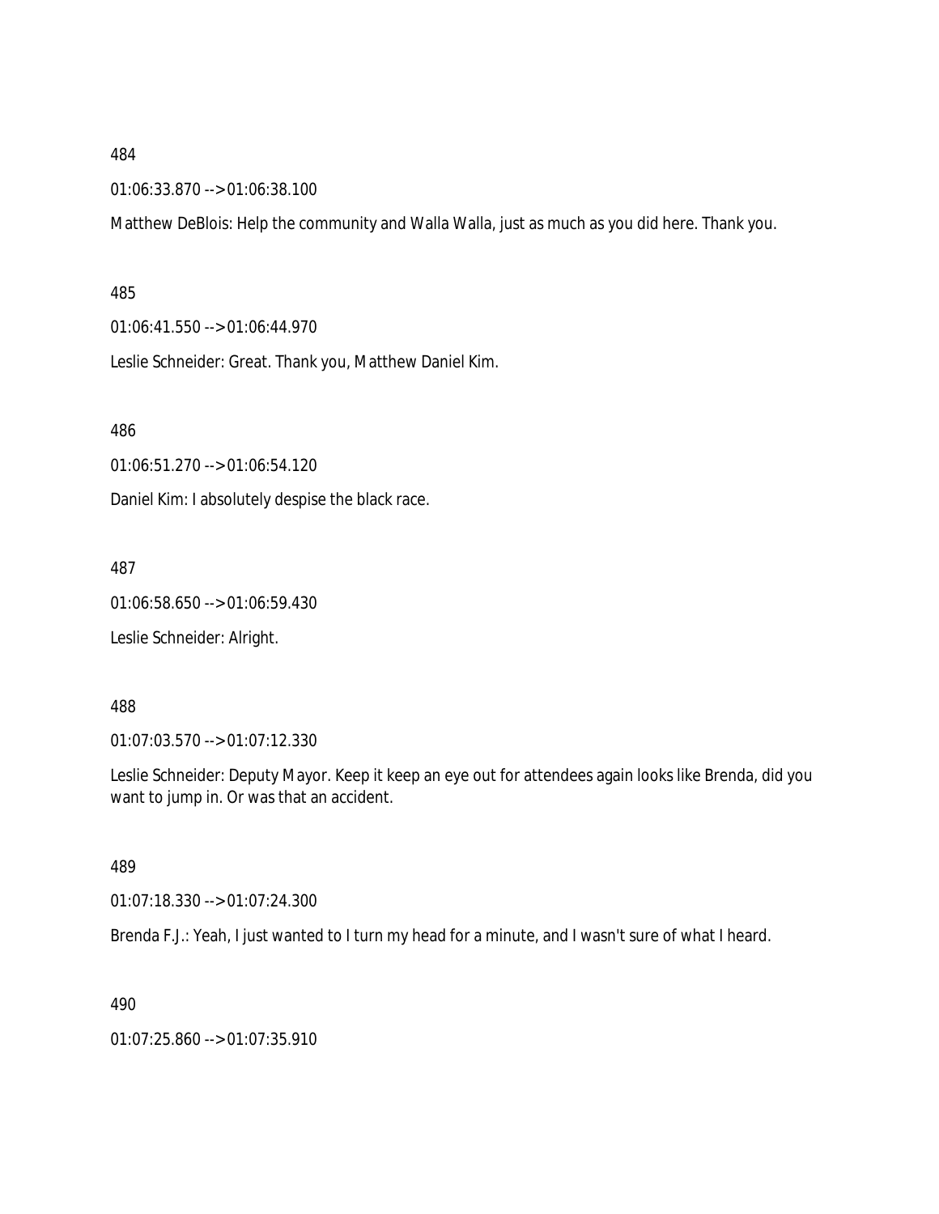484

01:06:33.870 --> 01:06:38.100

Matthew DeBlois: Help the community and Walla Walla, just as much as you did here. Thank you.

485

01:06:41.550 --> 01:06:44.970

Leslie Schneider: Great. Thank you, Matthew Daniel Kim.

486

01:06:51.270 --> 01:06:54.120

Daniel Kim: I absolutely despise the black race.

487

01:06:58.650 --> 01:06:59.430

Leslie Schneider: Alright.

488

01:07:03.570 --> 01:07:12.330

Leslie Schneider: Deputy Mayor. Keep it keep an eye out for attendees again looks like Brenda, did you want to jump in. Or was that an accident.

489

01:07:18.330 --> 01:07:24.300

Brenda F.J.: Yeah, I just wanted to I turn my head for a minute, and I wasn't sure of what I heard.

490

01:07:25.860 --> 01:07:35.910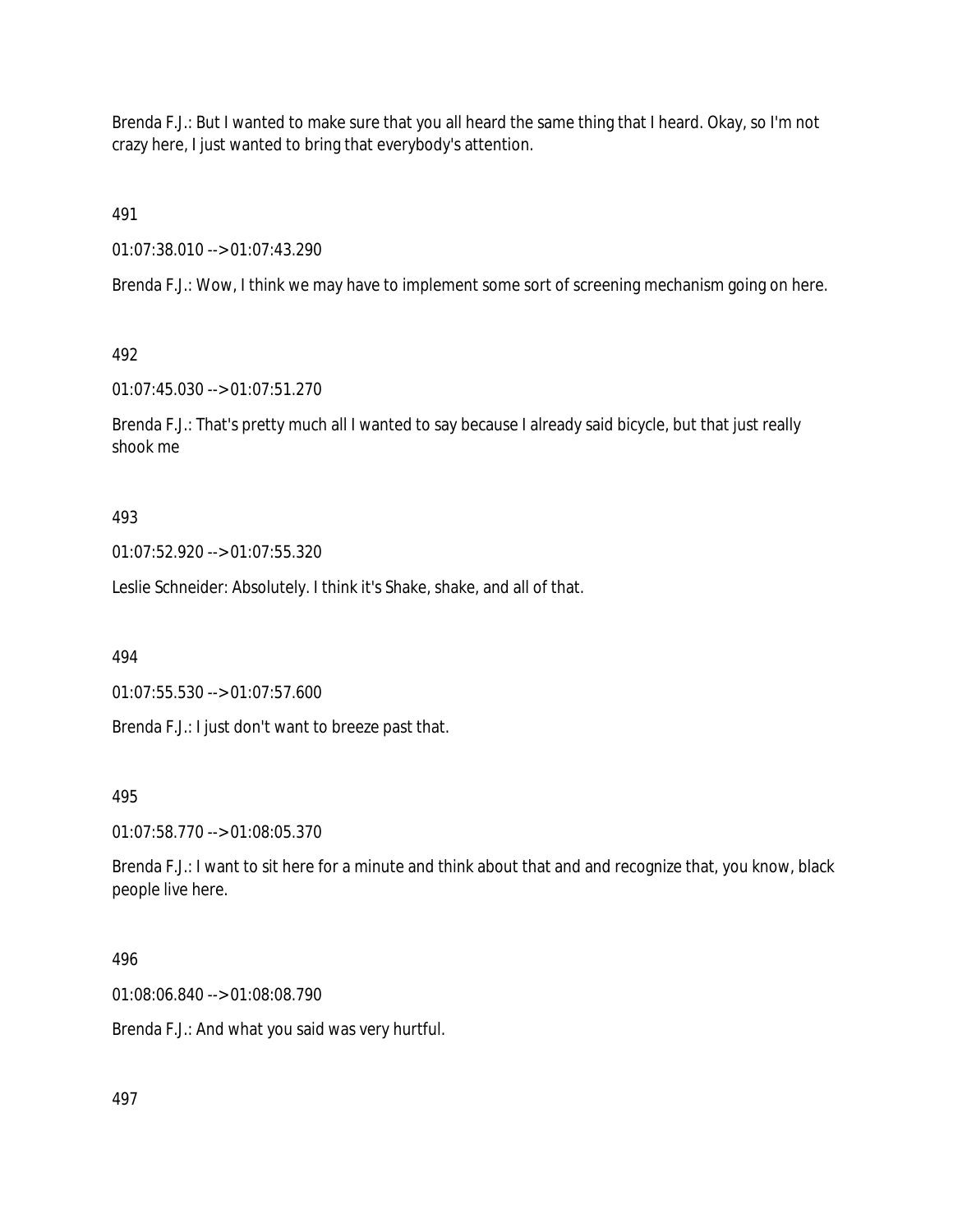Brenda F.J.: But I wanted to make sure that you all heard the same thing that I heard. Okay, so I'm not crazy here, I just wanted to bring that everybody's attention.

491

01:07:38.010 --> 01:07:43.290

Brenda F.J.: Wow, I think we may have to implement some sort of screening mechanism going on here.

492

01:07:45.030 --> 01:07:51.270

Brenda F.J.: That's pretty much all I wanted to say because I already said bicycle, but that just really shook me

493

01:07:52.920 --> 01:07:55.320

Leslie Schneider: Absolutely. I think it's Shake, shake, and all of that.

494

01:07:55.530 --> 01:07:57.600

Brenda F.J.: I just don't want to breeze past that.

495

01:07:58.770 --> 01:08:05.370

Brenda F.J.: I want to sit here for a minute and think about that and and recognize that, you know, black people live here.

496

01:08:06.840 --> 01:08:08.790

Brenda F.J.: And what you said was very hurtful.

497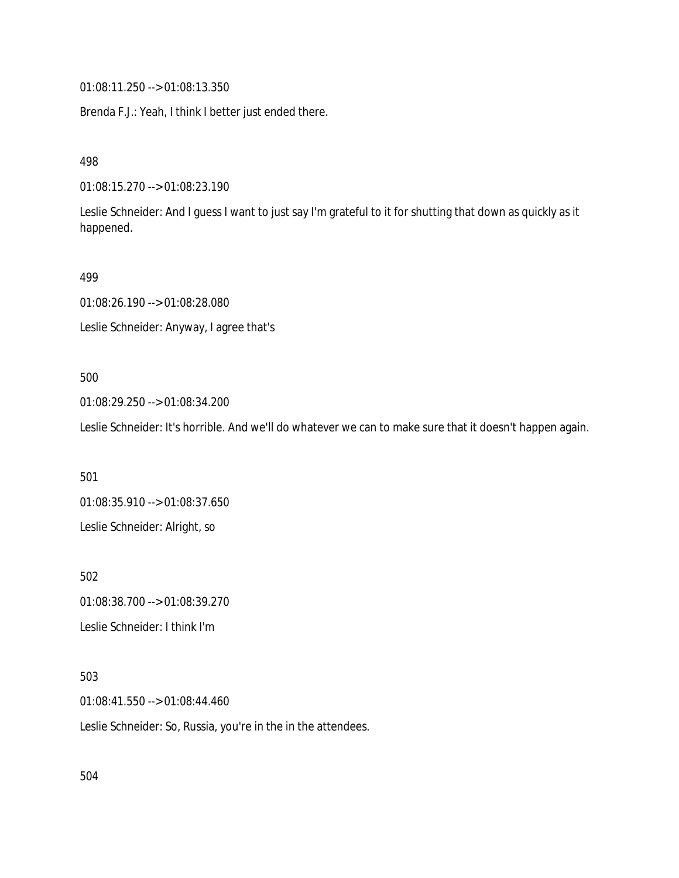01:08:11.250 --> 01:08:13.350

Brenda F.J.: Yeah, I think I better just ended there.

498

01:08:15.270 --> 01:08:23.190

Leslie Schneider: And I guess I want to just say I'm grateful to it for shutting that down as quickly as it happened.

499

01:08:26.190 --> 01:08:28.080

Leslie Schneider: Anyway, I agree that's

500

01:08:29.250 --> 01:08:34.200

Leslie Schneider: It's horrible. And we'll do whatever we can to make sure that it doesn't happen again.

501

01:08:35.910 --> 01:08:37.650

Leslie Schneider: Alright, so

502

01:08:38.700 --> 01:08:39.270

Leslie Schneider: I think I'm

503

01:08:41.550 --> 01:08:44.460

Leslie Schneider: So, Russia, you're in the in the attendees.

504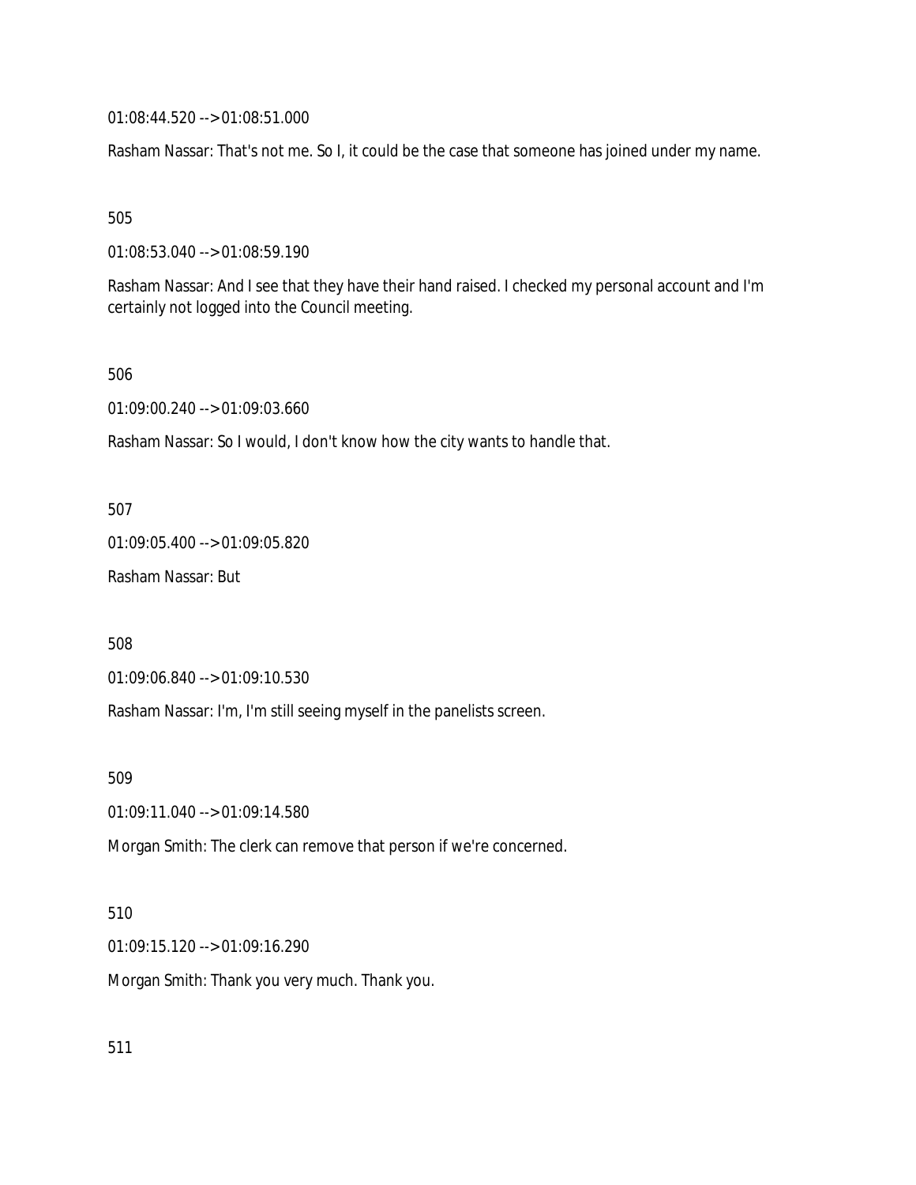01:08:44.520 --> 01:08:51.000

Rasham Nassar: That's not me. So I, it could be the case that someone has joined under my name.

505

01:08:53.040 --> 01:08:59.190

Rasham Nassar: And I see that they have their hand raised. I checked my personal account and I'm certainly not logged into the Council meeting.

506

01:09:00.240 --> 01:09:03.660

Rasham Nassar: So I would, I don't know how the city wants to handle that.

507

01:09:05.400 --> 01:09:05.820

Rasham Nassar: But

508

01:09:06.840 --> 01:09:10.530

Rasham Nassar: I'm, I'm still seeing myself in the panelists screen.

509

01:09:11.040 --> 01:09:14.580

Morgan Smith: The clerk can remove that person if we're concerned.

510

01:09:15.120 --> 01:09:16.290

Morgan Smith: Thank you very much. Thank you.

511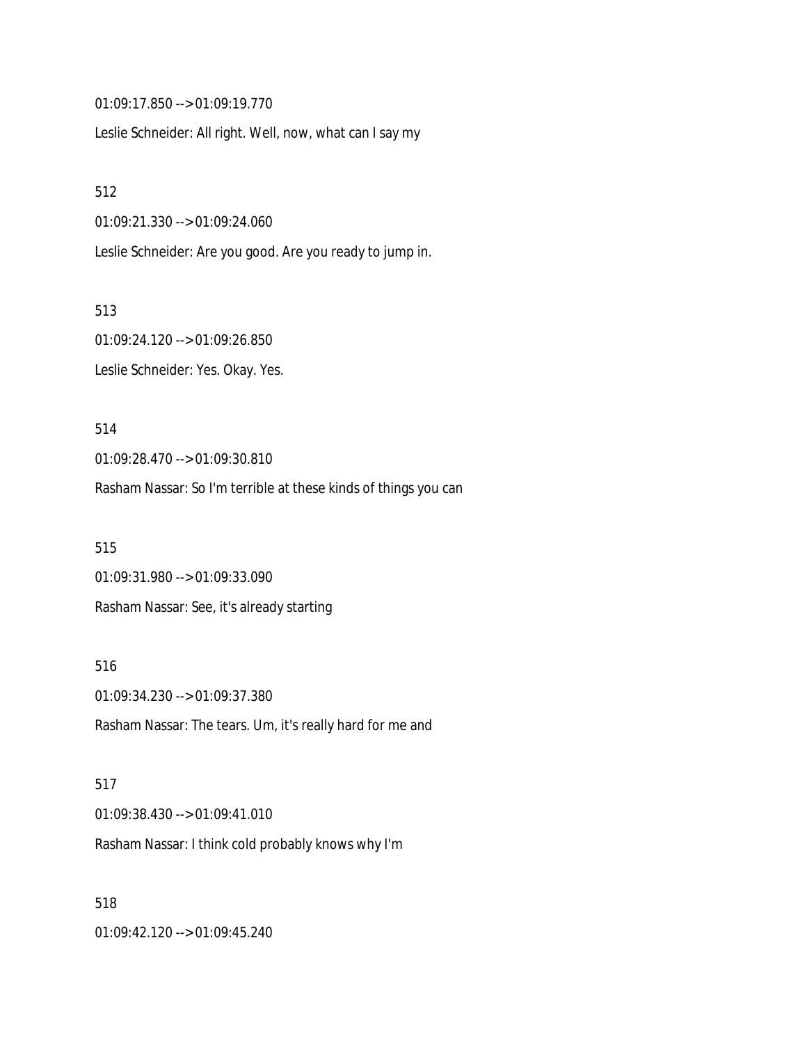01:09:17.850 --> 01:09:19.770

Leslie Schneider: All right. Well, now, what can I say my

512

01:09:21.330 --> 01:09:24.060

Leslie Schneider: Are you good. Are you ready to jump in.

513

01:09:24.120 --> 01:09:26.850

Leslie Schneider: Yes. Okay. Yes.

514

01:09:28.470 --> 01:09:30.810

Rasham Nassar: So I'm terrible at these kinds of things you can

515

01:09:31.980 --> 01:09:33.090

Rasham Nassar: See, it's already starting

516

01:09:34.230 --> 01:09:37.380

Rasham Nassar: The tears. Um, it's really hard for me and

517

01:09:38.430 --> 01:09:41.010

Rasham Nassar: I think cold probably knows why I'm

518

01:09:42.120 --> 01:09:45.240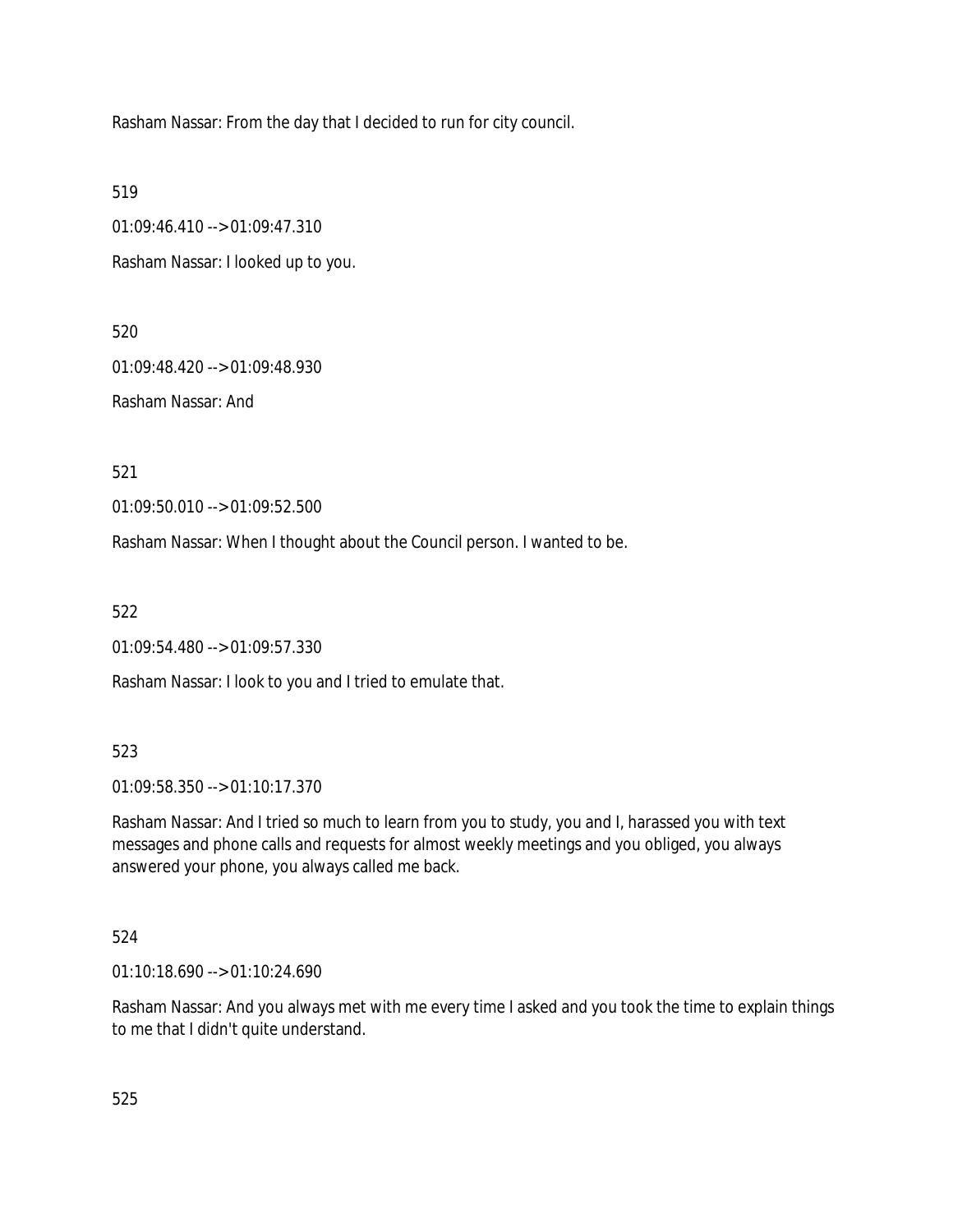Rasham Nassar: From the day that I decided to run for city council.

519

01:09:46.410 --> 01:09:47.310

Rasham Nassar: I looked up to you.

520

01:09:48.420 --> 01:09:48.930

Rasham Nassar: And

521

01:09:50.010 --> 01:09:52.500

Rasham Nassar: When I thought about the Council person. I wanted to be.

522

01:09:54.480 --> 01:09:57.330

Rasham Nassar: I look to you and I tried to emulate that.

523

01:09:58.350 --> 01:10:17.370

Rasham Nassar: And I tried so much to learn from you to study, you and I, harassed you with text messages and phone calls and requests for almost weekly meetings and you obliged, you always answered your phone, you always called me back.

524

01:10:18.690 --> 01:10:24.690

Rasham Nassar: And you always met with me every time I asked and you took the time to explain things to me that I didn't quite understand.

525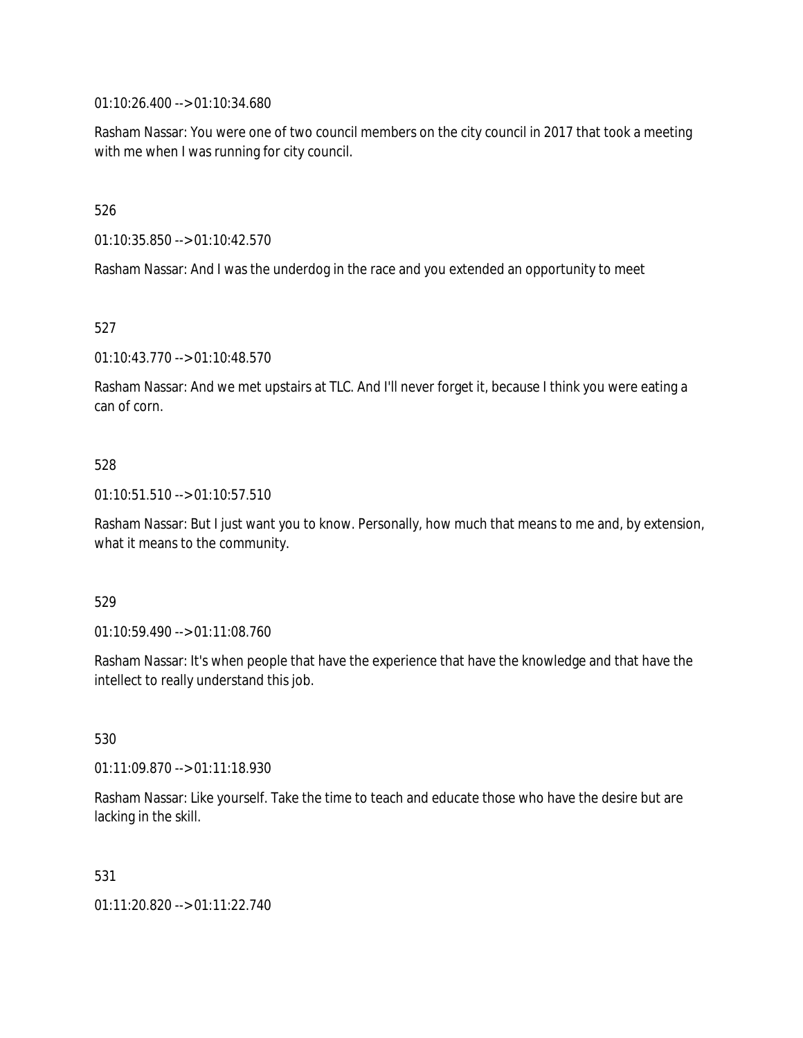01:10:26.400 --> 01:10:34.680

Rasham Nassar: You were one of two council members on the city council in 2017 that took a meeting with me when I was running for city council.

526

01:10:35.850 --> 01:10:42.570

Rasham Nassar: And I was the underdog in the race and you extended an opportunity to meet

527

01:10:43.770 --> 01:10:48.570

Rasham Nassar: And we met upstairs at TLC. And I'll never forget it, because I think you were eating a can of corn.

528

01:10:51.510 --> 01:10:57.510

Rasham Nassar: But I just want you to know. Personally, how much that means to me and, by extension, what it means to the community.

529

01:10:59.490 --> 01:11:08.760

Rasham Nassar: It's when people that have the experience that have the knowledge and that have the intellect to really understand this job.

530

01:11:09.870 --> 01:11:18.930

Rasham Nassar: Like yourself. Take the time to teach and educate those who have the desire but are lacking in the skill.

531

01:11:20.820 --> 01:11:22.740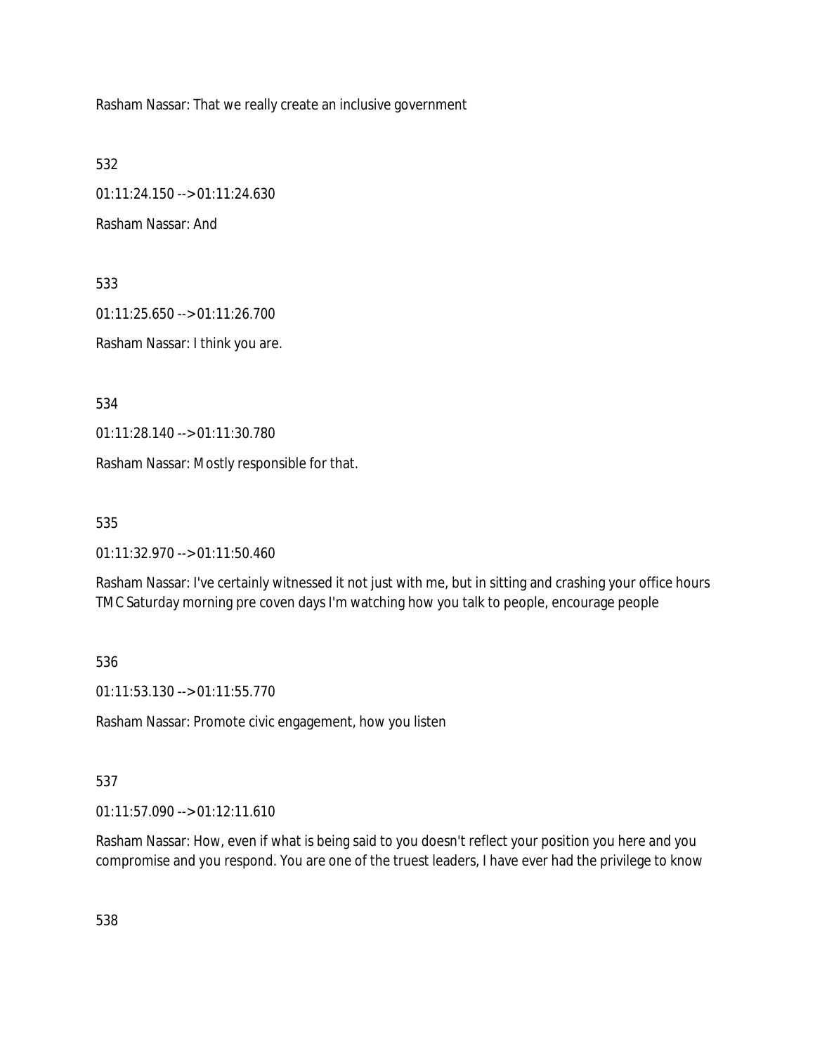Rasham Nassar: That we really create an inclusive government

532

01:11:24.150 --> 01:11:24.630

Rasham Nassar: And

533

01:11:25.650 --> 01:11:26.700

Rasham Nassar: I think you are.

534

01:11:28.140 --> 01:11:30.780

Rasham Nassar: Mostly responsible for that.

535

01:11:32.970 --> 01:11:50.460

Rasham Nassar: I've certainly witnessed it not just with me, but in sitting and crashing your office hours TMC Saturday morning pre coven days I'm watching how you talk to people, encourage people

536

01:11:53.130 --> 01:11:55.770

Rasham Nassar: Promote civic engagement, how you listen

537

01:11:57.090 --> 01:12:11.610

Rasham Nassar: How, even if what is being said to you doesn't reflect your position you here and you compromise and you respond. You are one of the truest leaders, I have ever had the privilege to know

538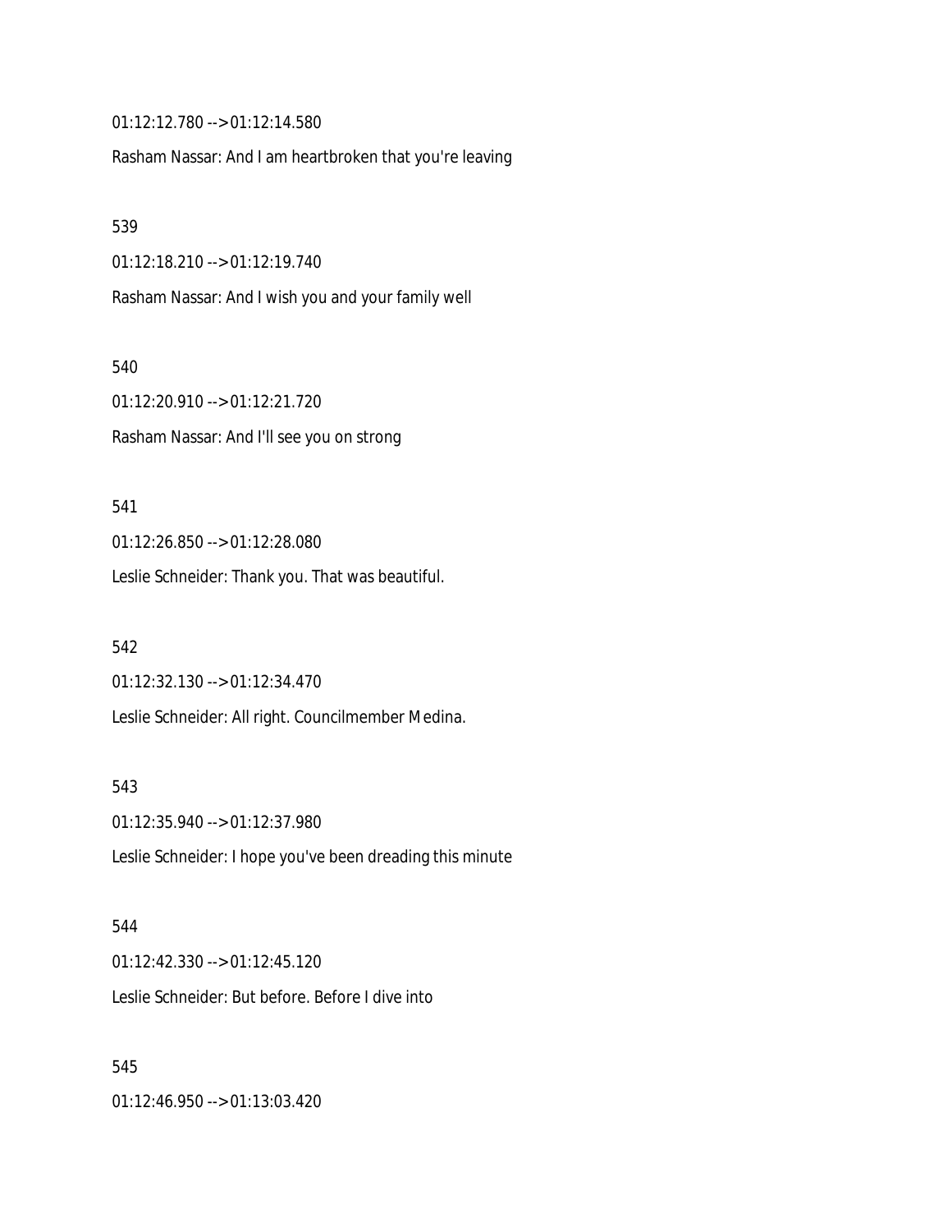01:12:12.780 --> 01:12:14.580

Rasham Nassar: And I am heartbroken that you're leaving

539

01:12:18.210 --> 01:12:19.740

Rasham Nassar: And I wish you and your family well

540

01:12:20.910 --> 01:12:21.720

Rasham Nassar: And I'll see you on strong

541

01:12:26.850 --> 01:12:28.080

Leslie Schneider: Thank you. That was beautiful.

542

01:12:32.130 --> 01:12:34.470

Leslie Schneider: All right. Councilmember Medina.

543

01:12:35.940 --> 01:12:37.980

Leslie Schneider: I hope you've been dreading this minute

544

01:12:42.330 --> 01:12:45.120

Leslie Schneider: But before. Before I dive into

545

01:12:46.950 --> 01:13:03.420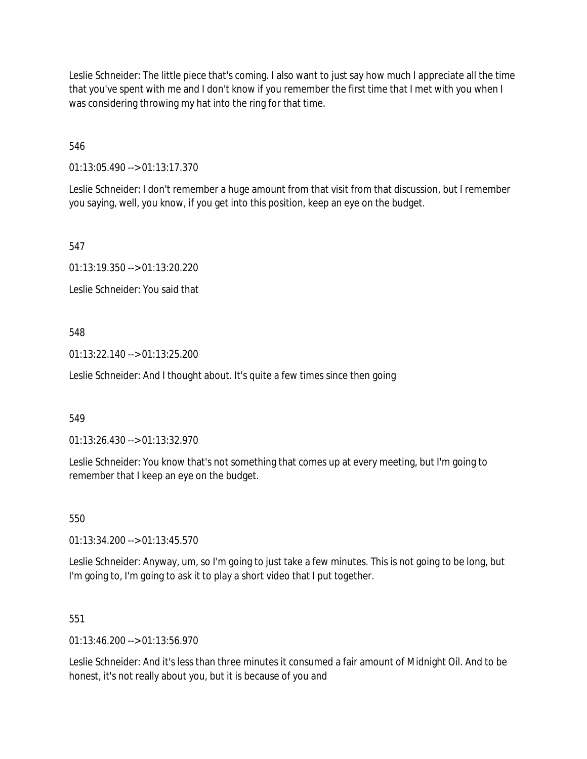Leslie Schneider: The little piece that's coming. I also want to just say how much I appreciate all the time that you've spent with me and I don't know if you remember the first time that I met with you when I was considering throwing my hat into the ring for that time.

546

01:13:05.490 --> 01:13:17.370

Leslie Schneider: I don't remember a huge amount from that visit from that discussion, but I remember you saying, well, you know, if you get into this position, keep an eye on the budget.

547

01:13:19.350 --> 01:13:20.220

Leslie Schneider: You said that

548

01:13:22.140 --> 01:13:25.200

Leslie Schneider: And I thought about. It's quite a few times since then going

549

01:13:26.430 --> 01:13:32.970

Leslie Schneider: You know that's not something that comes up at every meeting, but I'm going to remember that I keep an eye on the budget.

550

01:13:34.200 --> 01:13:45.570

Leslie Schneider: Anyway, um, so I'm going to just take a few minutes. This is not going to be long, but I'm going to, I'm going to ask it to play a short video that I put together.

551

01:13:46.200 --> 01:13:56.970

Leslie Schneider: And it's less than three minutes it consumed a fair amount of Midnight Oil. And to be honest, it's not really about you, but it is because of you and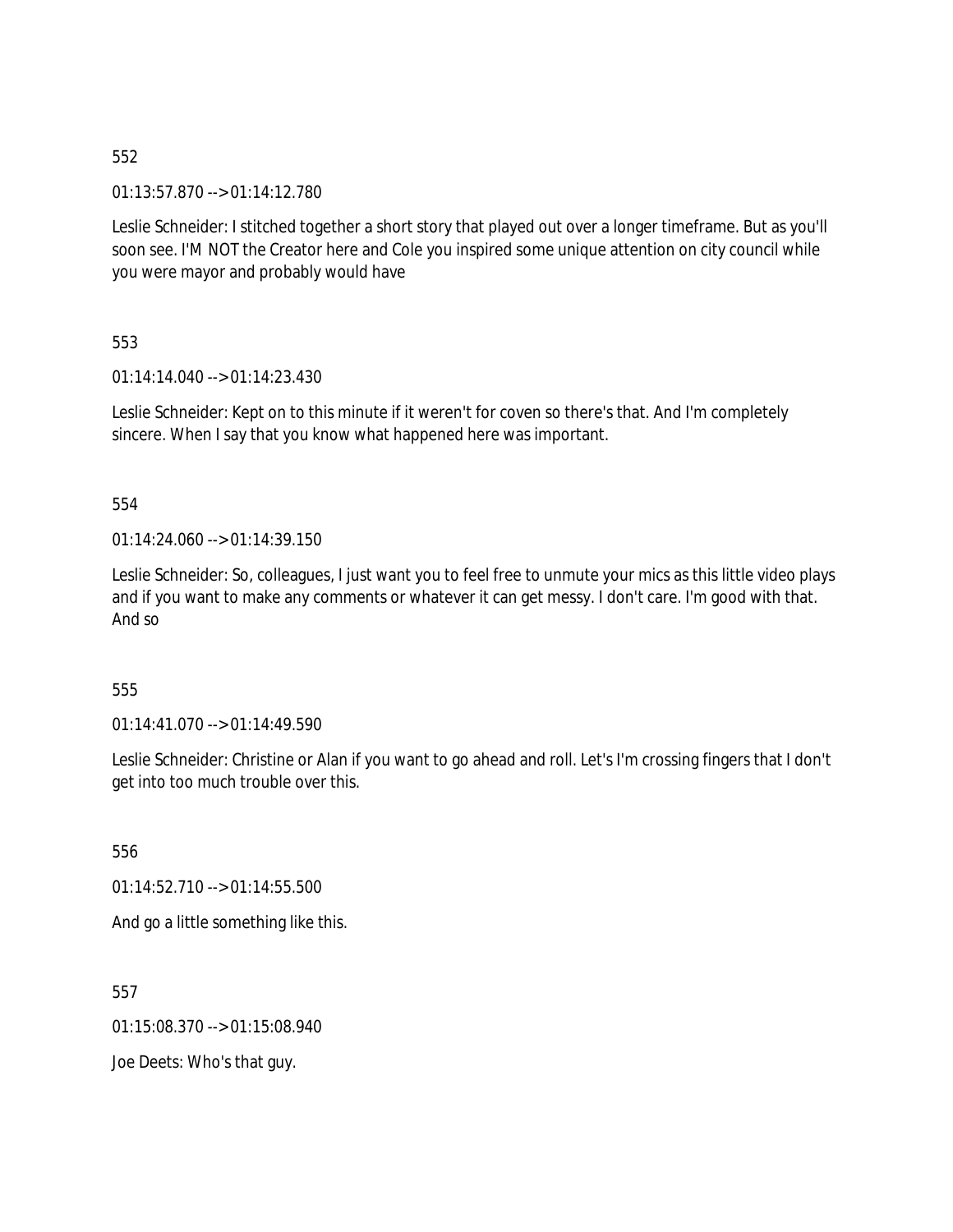552

01:13:57.870 --> 01:14:12.780

Leslie Schneider: I stitched together a short story that played out over a longer timeframe. But as you'll soon see. I'M NOT the Creator here and Cole you inspired some unique attention on city council while you were mayor and probably would have

553

01:14:14.040 --> 01:14:23.430

Leslie Schneider: Kept on to this minute if it weren't for coven so there's that. And I'm completely sincere. When I say that you know what happened here was important.

554

01:14:24.060 --> 01:14:39.150

Leslie Schneider: So, colleagues, I just want you to feel free to unmute your mics as this little video plays and if you want to make any comments or whatever it can get messy. I don't care. I'm good with that. And so

555

01:14:41.070 --> 01:14:49.590

Leslie Schneider: Christine or Alan if you want to go ahead and roll. Let's I'm crossing fingers that I don't get into too much trouble over this.

556

01:14:52.710 --> 01:14:55.500

And go a little something like this.

557

01:15:08.370 --> 01:15:08.940

Joe Deets: Who's that guy.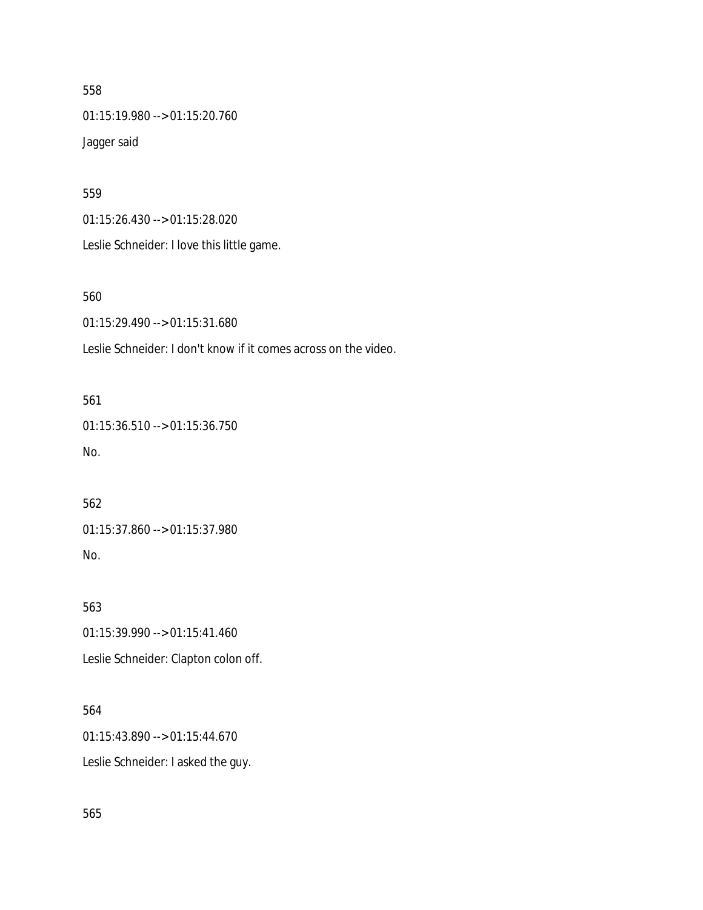558

01:15:19.980 --> 01:15:20.760

Jagger said

559

01:15:26.430 --> 01:15:28.020

Leslie Schneider: I love this little game.

560

01:15:29.490 --> 01:15:31.680

Leslie Schneider: I don't know if it comes across on the video.

561

01:15:36.510 --> 01:15:36.750

No.

562

01:15:37.860 --> 01:15:37.980

No.

563

01:15:39.990 --> 01:15:41.460

Leslie Schneider: Clapton colon off.

564

01:15:43.890 --> 01:15:44.670

Leslie Schneider: I asked the guy.

565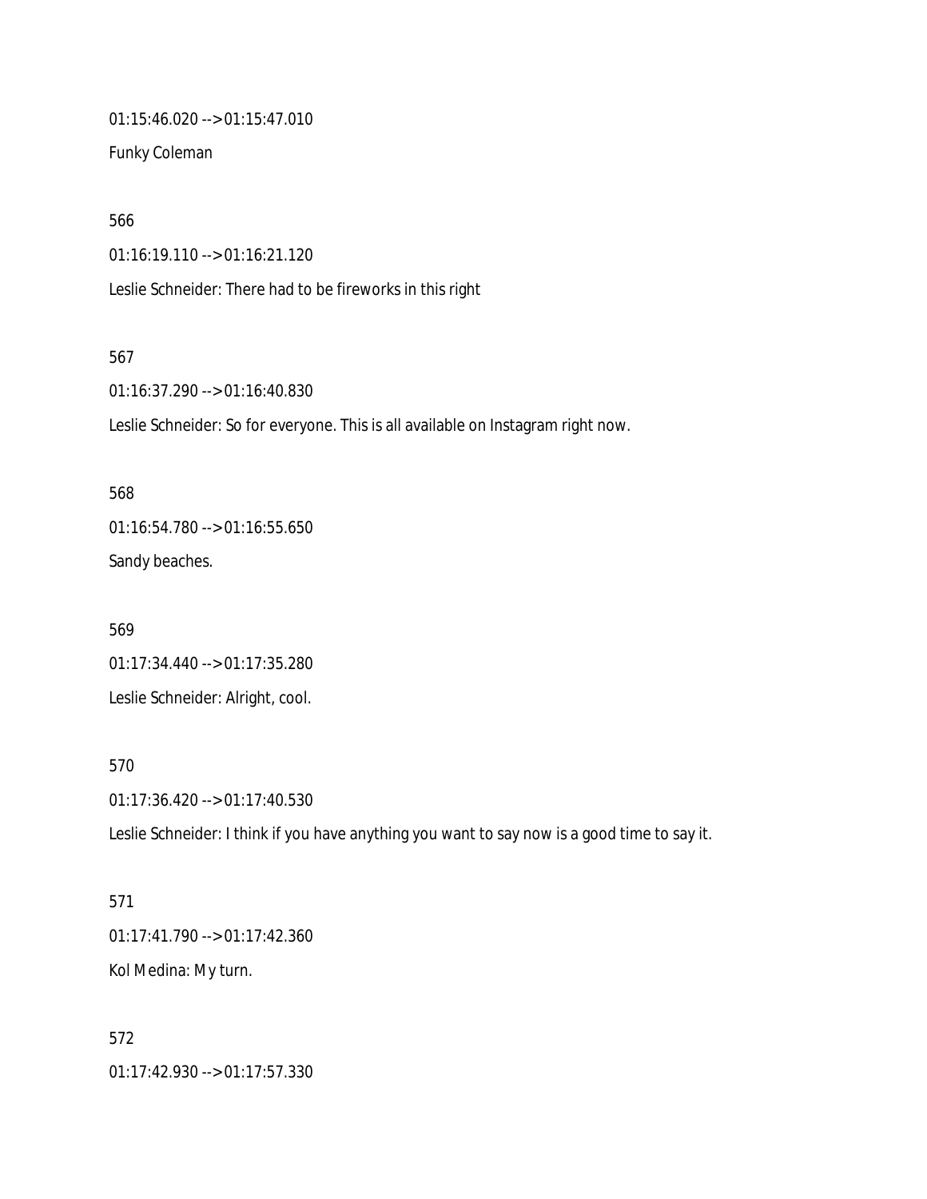01:15:46.020 --> 01:15:47.010

Funky Coleman

566

01:16:19.110 --> 01:16:21.120

Leslie Schneider: There had to be fireworks in this right

567

01:16:37.290 --> 01:16:40.830

Leslie Schneider: So for everyone. This is all available on Instagram right now.

568

01:16:54.780 --> 01:16:55.650

Sandy beaches.

569

01:17:34.440 --> 01:17:35.280

Leslie Schneider: Alright, cool.

570

01:17:36.420 --> 01:17:40.530

Leslie Schneider: I think if you have anything you want to say now is a good time to say it.

571

01:17:41.790 --> 01:17:42.360

Kol Medina: My turn.

572

01:17:42.930 --> 01:17:57.330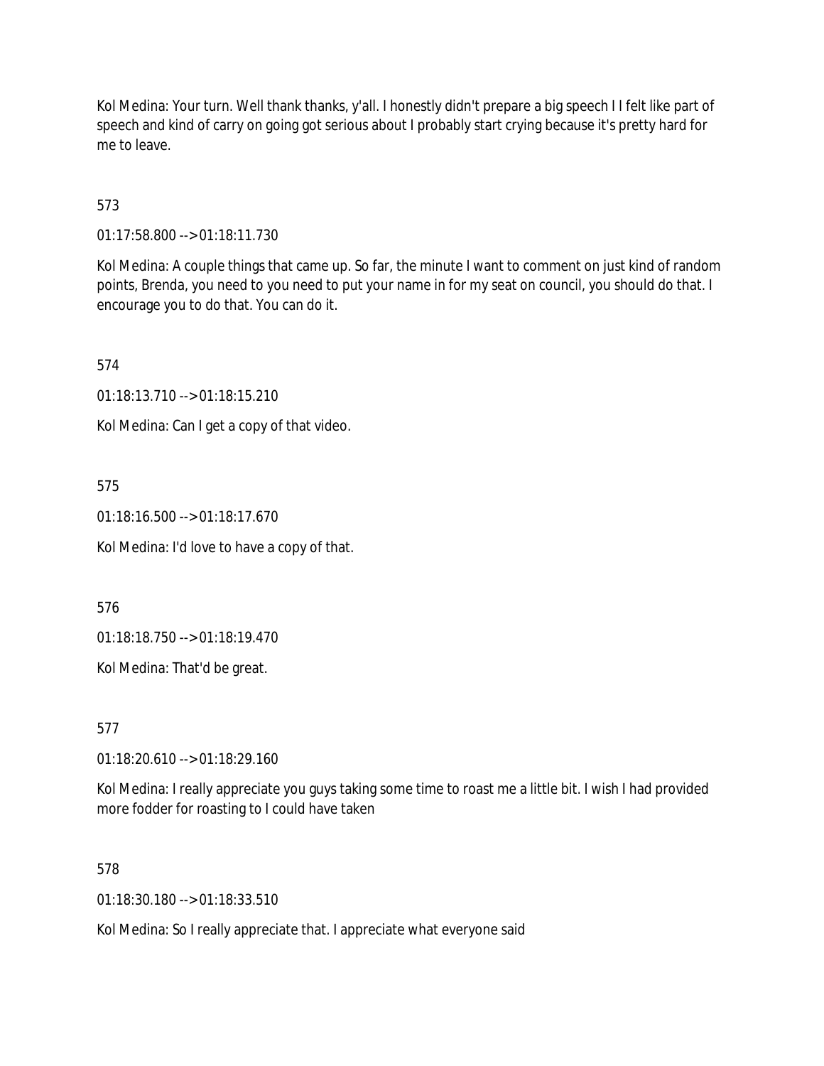Kol Medina: Your turn. Well thank thanks, y'all. I honestly didn't prepare a big speech I I felt like part of speech and kind of carry on going got serious about I probably start crying because it's pretty hard for me to leave.

573

01:17:58.800 --> 01:18:11.730

Kol Medina: A couple things that came up. So far, the minute I want to comment on just kind of random points, Brenda, you need to you need to put your name in for my seat on council, you should do that. I encourage you to do that. You can do it.

574

01:18:13.710 --> 01:18:15.210

Kol Medina: Can I get a copy of that video.

575

01:18:16.500 --> 01:18:17.670

Kol Medina: I'd love to have a copy of that.

576

01:18:18.750 --> 01:18:19.470

Kol Medina: That'd be great.

577

01:18:20.610 --> 01:18:29.160

Kol Medina: I really appreciate you guys taking some time to roast me a little bit. I wish I had provided more fodder for roasting to I could have taken

578

01:18:30.180 --> 01:18:33.510

Kol Medina: So I really appreciate that. I appreciate what everyone said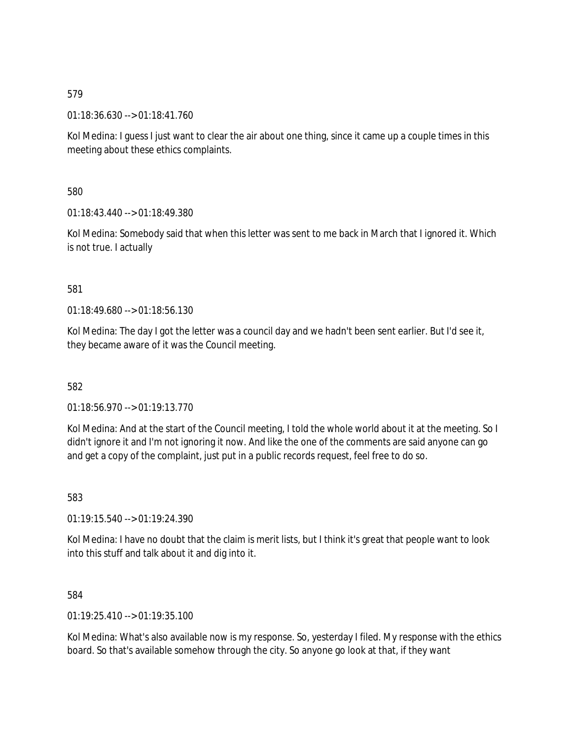579

01:18:36.630 --> 01:18:41.760

Kol Medina: I guess I just want to clear the air about one thing, since it came up a couple times in this meeting about these ethics complaints.

580

01:18:43.440 --> 01:18:49.380

Kol Medina: Somebody said that when this letter was sent to me back in March that I ignored it. Which is not true. I actually

581

01:18:49.680 --> 01:18:56.130

Kol Medina: The day I got the letter was a council day and we hadn't been sent earlier. But I'd see it, they became aware of it was the Council meeting.

582

01:18:56.970 --> 01:19:13.770

Kol Medina: And at the start of the Council meeting, I told the whole world about it at the meeting. So I didn't ignore it and I'm not ignoring it now. And like the one of the comments are said anyone can go and get a copy of the complaint, just put in a public records request, feel free to do so.

583

01:19:15.540 --> 01:19:24.390

Kol Medina: I have no doubt that the claim is merit lists, but I think it's great that people want to look into this stuff and talk about it and dig into it.

584

01:19:25.410 --> 01:19:35.100

Kol Medina: What's also available now is my response. So, yesterday I filed. My response with the ethics board. So that's available somehow through the city. So anyone go look at that, if they want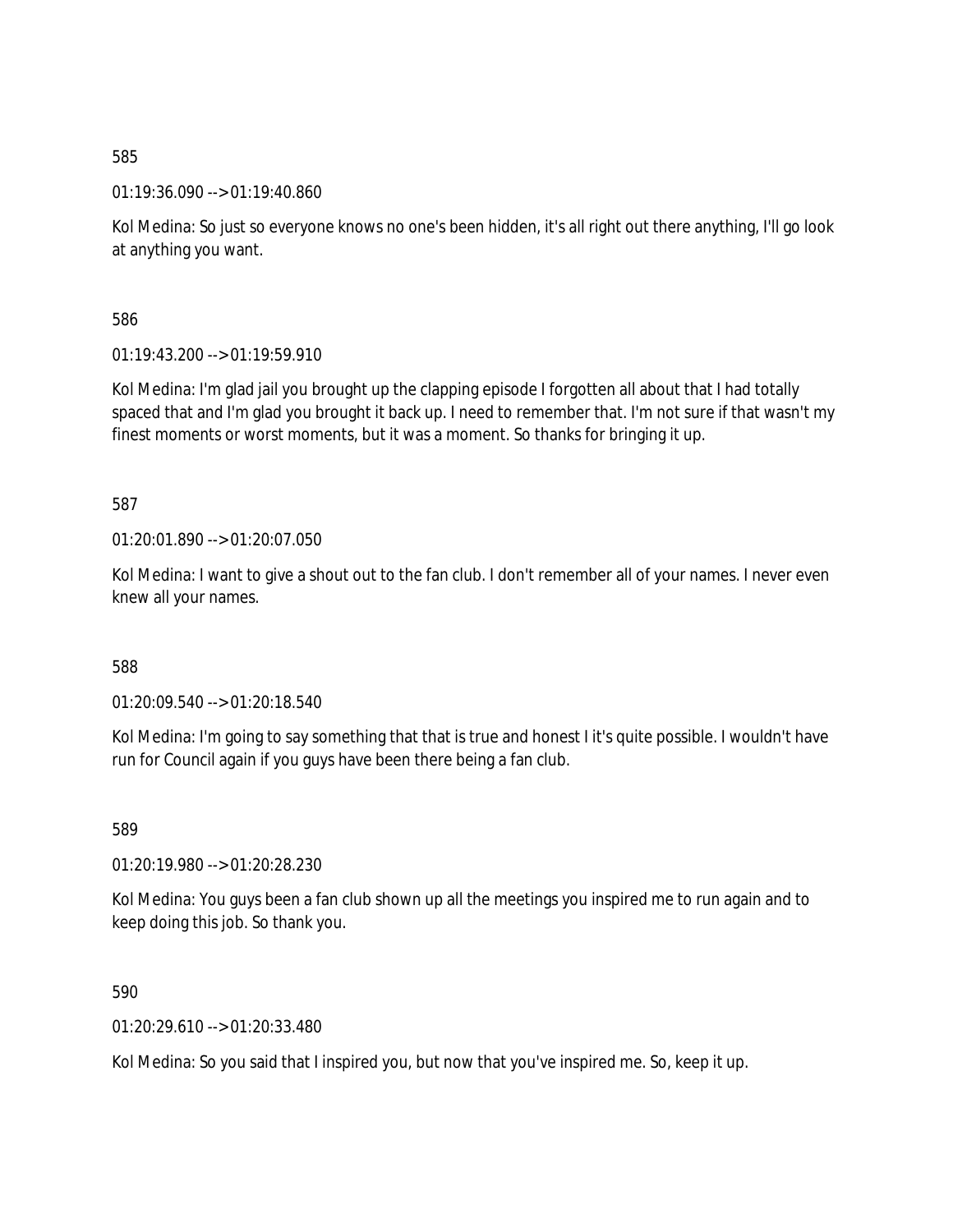585

01:19:36.090 --> 01:19:40.860

Kol Medina: So just so everyone knows no one's been hidden, it's all right out there anything, I'll go look at anything you want.

586

01:19:43.200 --> 01:19:59.910

Kol Medina: I'm glad jail you brought up the clapping episode I forgotten all about that I had totally spaced that and I'm glad you brought it back up. I need to remember that. I'm not sure if that wasn't my finest moments or worst moments, but it was a moment. So thanks for bringing it up.

587

01:20:01.890 --> 01:20:07.050

Kol Medina: I want to give a shout out to the fan club. I don't remember all of your names. I never even knew all your names.

588

01:20:09.540 --> 01:20:18.540

Kol Medina: I'm going to say something that that is true and honest I it's quite possible. I wouldn't have run for Council again if you guys have been there being a fan club.

589

01:20:19.980 --> 01:20:28.230

Kol Medina: You guys been a fan club shown up all the meetings you inspired me to run again and to keep doing this job. So thank you.

590

01:20:29.610 --> 01:20:33.480

Kol Medina: So you said that I inspired you, but now that you've inspired me. So, keep it up.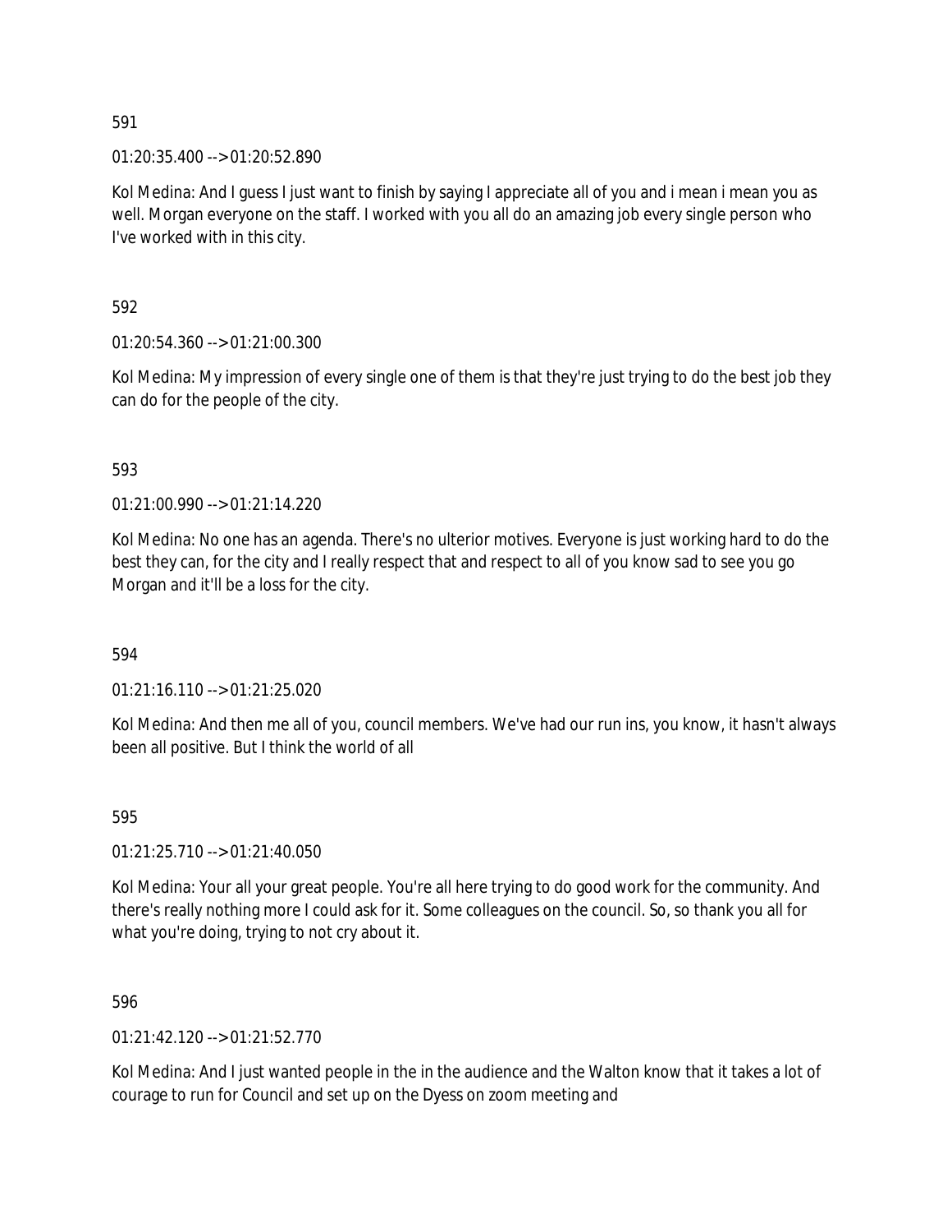591

01:20:35.400 --> 01:20:52.890

Kol Medina: And I guess I just want to finish by saying I appreciate all of you and i mean i mean you as well. Morgan everyone on the staff. I worked with you all do an amazing job every single person who I've worked with in this city.

592

01:20:54.360 --> 01:21:00.300

Kol Medina: My impression of every single one of them is that they're just trying to do the best job they can do for the people of the city.

593

01:21:00.990 --> 01:21:14.220

Kol Medina: No one has an agenda. There's no ulterior motives. Everyone is just working hard to do the best they can, for the city and I really respect that and respect to all of you know sad to see you go Morgan and it'll be a loss for the city.

594

01:21:16.110 --> 01:21:25.020

Kol Medina: And then me all of you, council members. We've had our run ins, you know, it hasn't always been all positive. But I think the world of all

595

01:21:25.710 --> 01:21:40.050

Kol Medina: Your all your great people. You're all here trying to do good work for the community. And there's really nothing more I could ask for it. Some colleagues on the council. So, so thank you all for what you're doing, trying to not cry about it.

596

01:21:42.120 --> 01:21:52.770

Kol Medina: And I just wanted people in the in the audience and the Walton know that it takes a lot of courage to run for Council and set up on the Dyess on zoom meeting and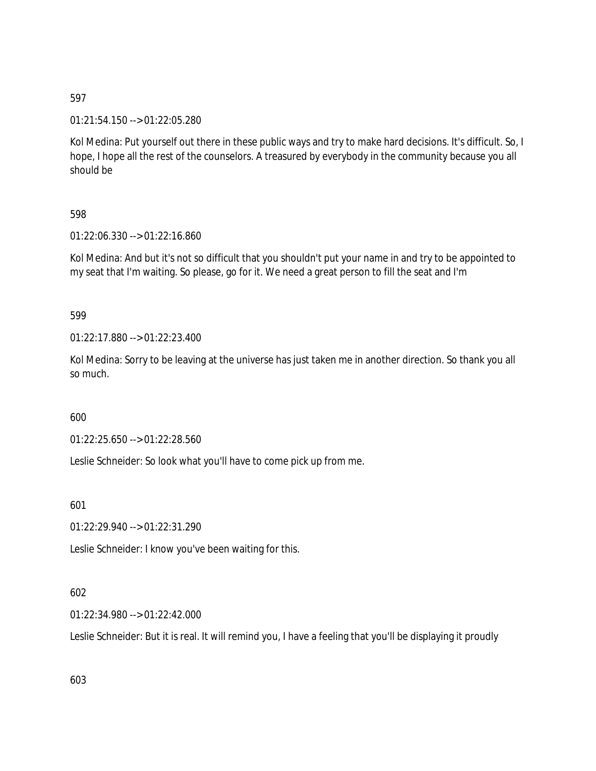597

01:21:54.150 --> 01:22:05.280

Kol Medina: Put yourself out there in these public ways and try to make hard decisions. It's difficult. So, I hope, I hope all the rest of the counselors. A treasured by everybody in the community because you all should be

598

01:22:06.330 --> 01:22:16.860

Kol Medina: And but it's not so difficult that you shouldn't put your name in and try to be appointed to my seat that I'm waiting. So please, go for it. We need a great person to fill the seat and I'm

599

01:22:17.880 --> 01:22:23.400

Kol Medina: Sorry to be leaving at the universe has just taken me in another direction. So thank you all so much.

600

01:22:25.650 --> 01:22:28.560

Leslie Schneider: So look what you'll have to come pick up from me.

601

01:22:29.940 --> 01:22:31.290

Leslie Schneider: I know you've been waiting for this.

602

01:22:34.980 --> 01:22:42.000

Leslie Schneider: But it is real. It will remind you, I have a feeling that you'll be displaying it proudly

603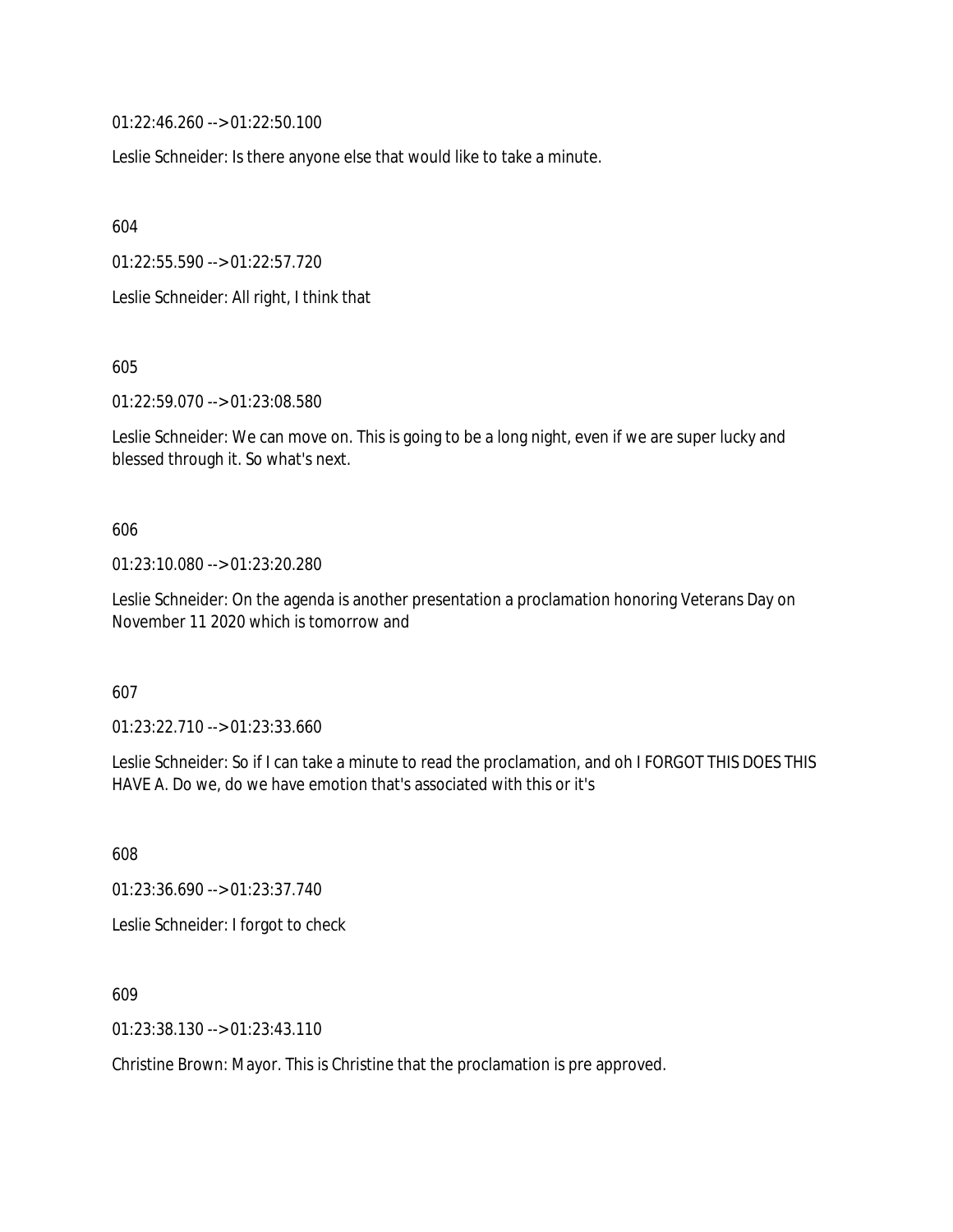01:22:46.260 --> 01:22:50.100

Leslie Schneider: Is there anyone else that would like to take a minute.

604

01:22:55.590 --> 01:22:57.720

Leslie Schneider: All right, I think that

605

01:22:59.070 --> 01:23:08.580

Leslie Schneider: We can move on. This is going to be a long night, even if we are super lucky and blessed through it. So what's next.

606

01:23:10.080 --> 01:23:20.280

Leslie Schneider: On the agenda is another presentation a proclamation honoring Veterans Day on November 11 2020 which is tomorrow and

607

01:23:22.710 --> 01:23:33.660

Leslie Schneider: So if I can take a minute to read the proclamation, and oh I FORGOT THIS DOES THIS HAVE A. Do we, do we have emotion that's associated with this or it's

608

01:23:36.690 --> 01:23:37.740

Leslie Schneider: I forgot to check

609

01:23:38.130 --> 01:23:43.110

Christine Brown: Mayor. This is Christine that the proclamation is pre approved.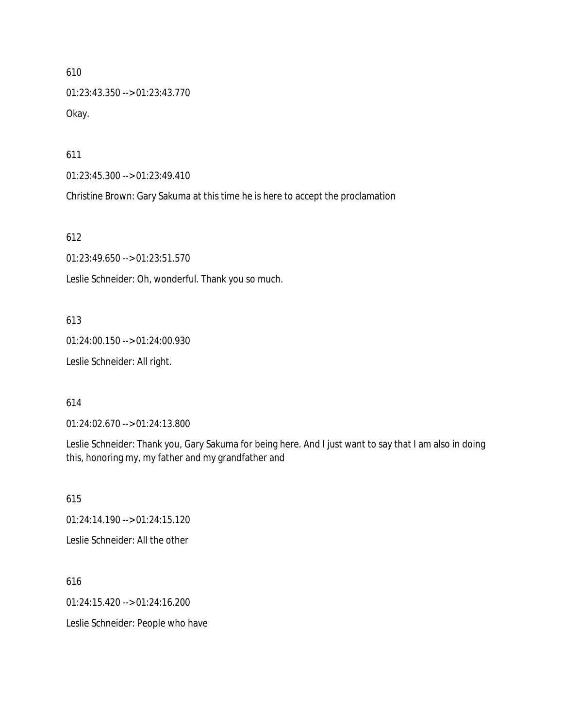610

01:23:43.350 --> 01:23:43.770

Okay.

611

01:23:45.300 --> 01:23:49.410

Christine Brown: Gary Sakuma at this time he is here to accept the proclamation

612

01:23:49.650 --> 01:23:51.570

Leslie Schneider: Oh, wonderful. Thank you so much.

613

01:24:00.150 --> 01:24:00.930

Leslie Schneider: All right.

614

01:24:02.670 --> 01:24:13.800

Leslie Schneider: Thank you, Gary Sakuma for being here. And I just want to say that I am also in doing this, honoring my, my father and my grandfather and

615

01:24:14.190 --> 01:24:15.120

Leslie Schneider: All the other

616

01:24:15.420 --> 01:24:16.200

Leslie Schneider: People who have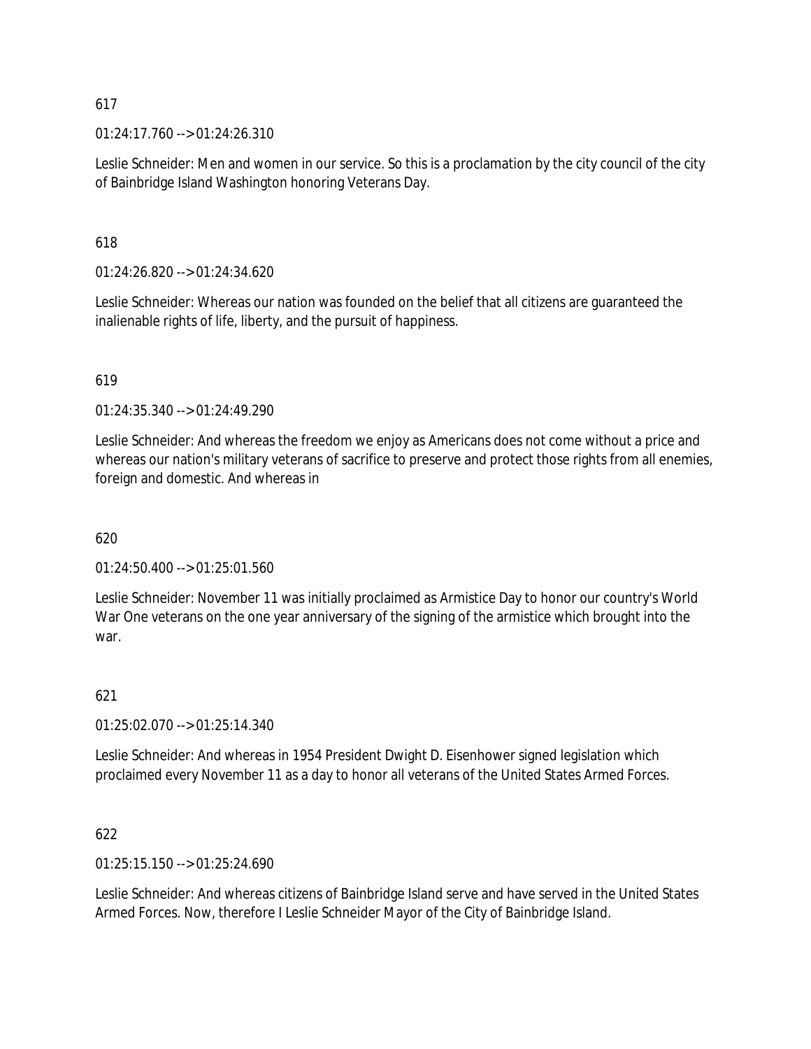617

01:24:17.760 --> 01:24:26.310

Leslie Schneider: Men and women in our service. So this is a proclamation by the city council of the city of Bainbridge Island Washington honoring Veterans Day.

618

01:24:26.820 --> 01:24:34.620

Leslie Schneider: Whereas our nation was founded on the belief that all citizens are guaranteed the inalienable rights of life, liberty, and the pursuit of happiness.

619

01:24:35.340 --> 01:24:49.290

Leslie Schneider: And whereas the freedom we enjoy as Americans does not come without a price and whereas our nation's military veterans of sacrifice to preserve and protect those rights from all enemies, foreign and domestic. And whereas in

620

01:24:50.400 --> 01:25:01.560

Leslie Schneider: November 11 was initially proclaimed as Armistice Day to honor our country's World War One veterans on the one year anniversary of the signing of the armistice which brought into the war.

621

01:25:02.070 --> 01:25:14.340

Leslie Schneider: And whereas in 1954 President Dwight D. Eisenhower signed legislation which proclaimed every November 11 as a day to honor all veterans of the United States Armed Forces.

622

01:25:15.150 --> 01:25:24.690

Leslie Schneider: And whereas citizens of Bainbridge Island serve and have served in the United States Armed Forces. Now, therefore I Leslie Schneider Mayor of the City of Bainbridge Island.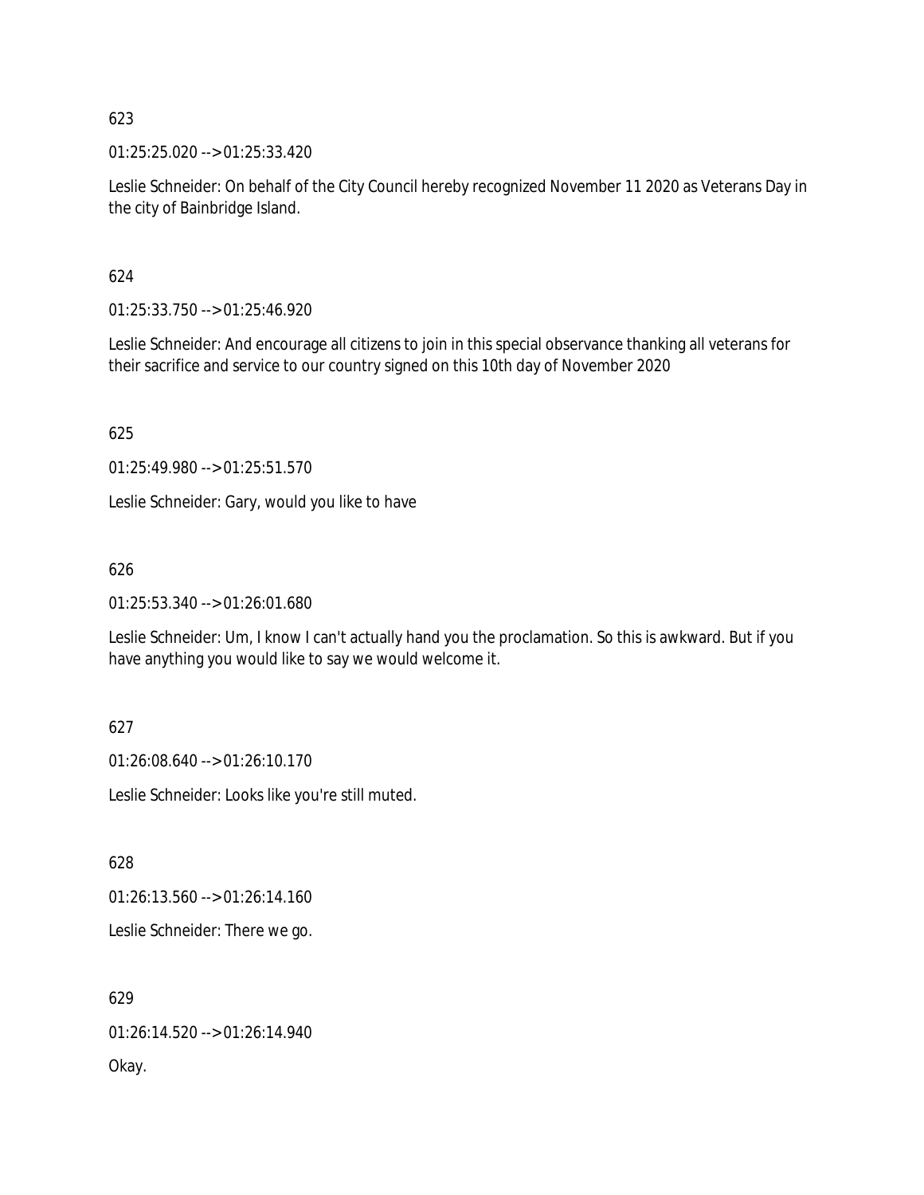623

01:25:25.020 --> 01:25:33.420

Leslie Schneider: On behalf of the City Council hereby recognized November 11 2020 as Veterans Day in the city of Bainbridge Island.

624

01:25:33.750 --> 01:25:46.920

Leslie Schneider: And encourage all citizens to join in this special observance thanking all veterans for their sacrifice and service to our country signed on this 10th day of November 2020

625

01:25:49.980 --> 01:25:51.570

Leslie Schneider: Gary, would you like to have

626

01:25:53.340 --> 01:26:01.680

Leslie Schneider: Um, I know I can't actually hand you the proclamation. So this is awkward. But if you have anything you would like to say we would welcome it.

627

01:26:08.640 --> 01:26:10.170

Leslie Schneider: Looks like you're still muted.

628

01:26:13.560 --> 01:26:14.160

Leslie Schneider: There we go.

629

01:26:14.520 --> 01:26:14.940

Okay.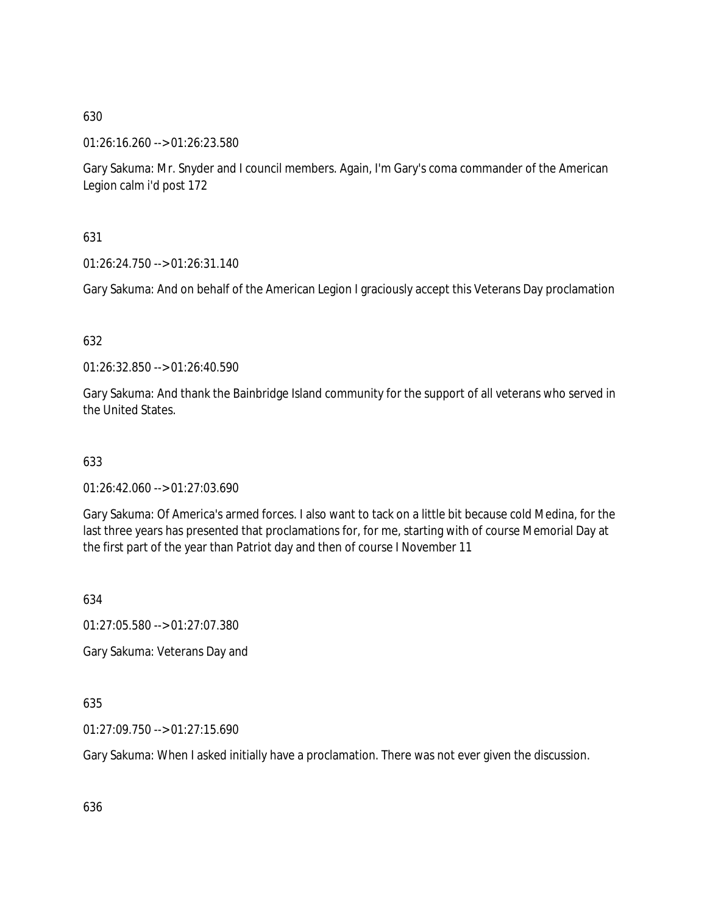630

01:26:16.260 --> 01:26:23.580

Gary Sakuma: Mr. Snyder and I council members. Again, I'm Gary's coma commander of the American Legion calm i'd post 172

631

01:26:24.750 --> 01:26:31.140

Gary Sakuma: And on behalf of the American Legion I graciously accept this Veterans Day proclamation

632

01:26:32.850 --> 01:26:40.590

Gary Sakuma: And thank the Bainbridge Island community for the support of all veterans who served in the United States.

633

01:26:42.060 --> 01:27:03.690

Gary Sakuma: Of America's armed forces. I also want to tack on a little bit because cold Medina, for the last three years has presented that proclamations for, for me, starting with of course Memorial Day at the first part of the year than Patriot day and then of course I November 11

634

01:27:05.580 --> 01:27:07.380

Gary Sakuma: Veterans Day and

635

01:27:09.750 --> 01:27:15.690

Gary Sakuma: When I asked initially have a proclamation. There was not ever given the discussion.

636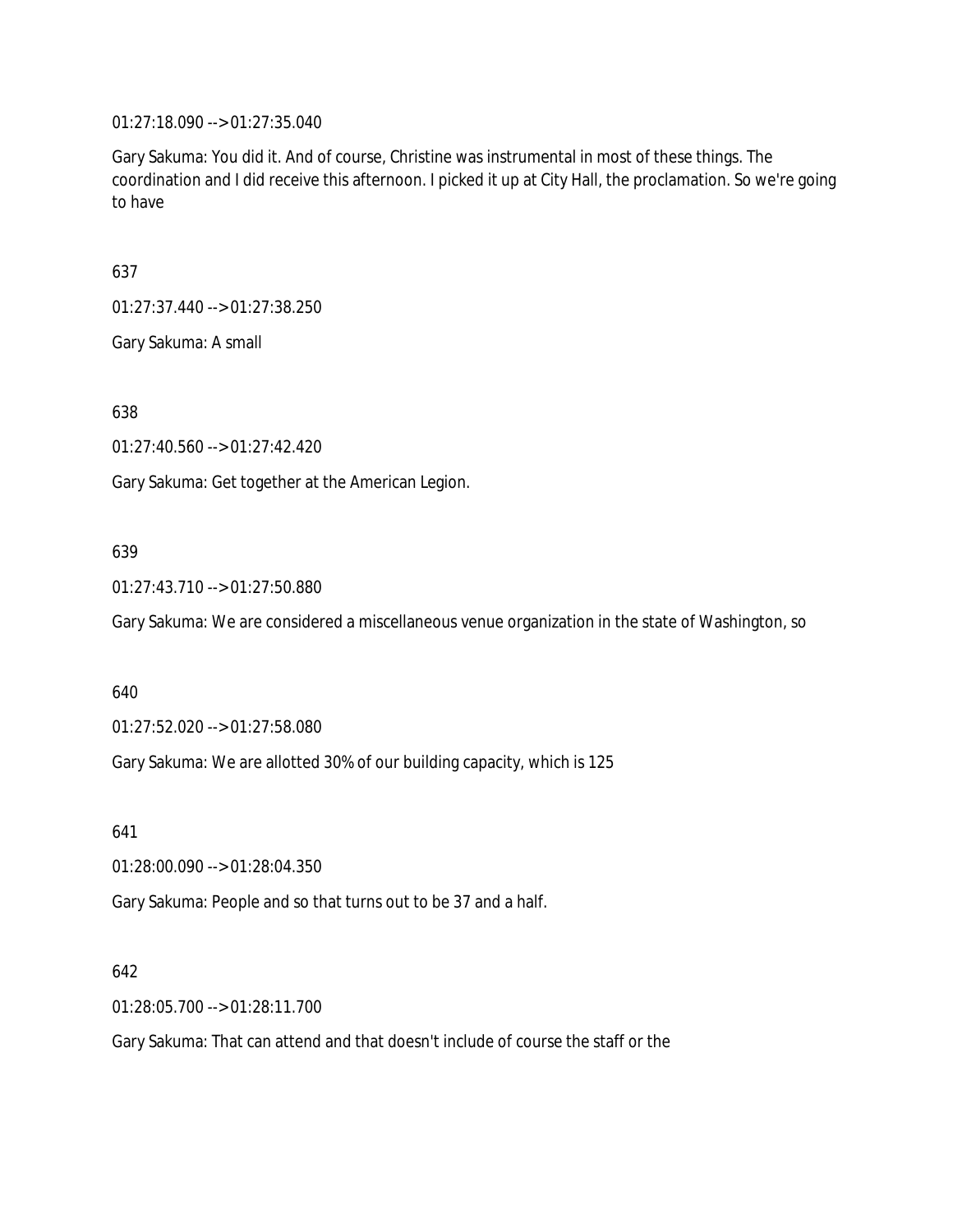01:27:18.090 --> 01:27:35.040

Gary Sakuma: You did it. And of course, Christine was instrumental in most of these things. The coordination and I did receive this afternoon. I picked it up at City Hall, the proclamation. So we're going to have

637

01:27:37.440 --> 01:27:38.250

Gary Sakuma: A small

638

01:27:40.560 --> 01:27:42.420

Gary Sakuma: Get together at the American Legion.

639

01:27:43.710 --> 01:27:50.880

Gary Sakuma: We are considered a miscellaneous venue organization in the state of Washington, so

640

01:27:52.020 --> 01:27:58.080

Gary Sakuma: We are allotted 30% of our building capacity, which is 125

641

01:28:00.090 --> 01:28:04.350

Gary Sakuma: People and so that turns out to be 37 and a half.

642

01:28:05.700 --> 01:28:11.700

Gary Sakuma: That can attend and that doesn't include of course the staff or the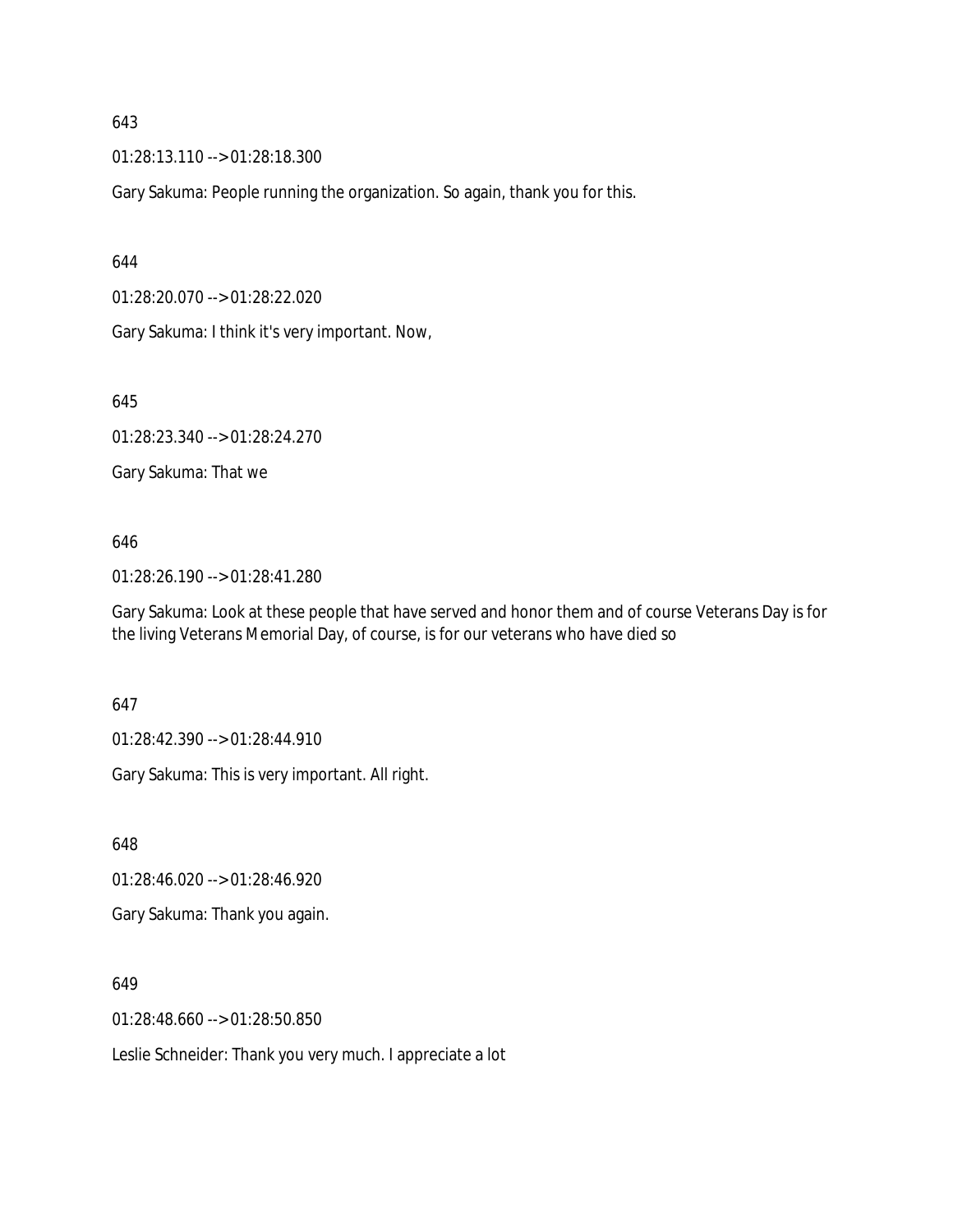643

01:28:13.110 --> 01:28:18.300

Gary Sakuma: People running the organization. So again, thank you for this.

644

01:28:20.070 --> 01:28:22.020

Gary Sakuma: I think it's very important. Now,

645

01:28:23.340 --> 01:28:24.270

Gary Sakuma: That we

646

01:28:26.190 --> 01:28:41.280

Gary Sakuma: Look at these people that have served and honor them and of course Veterans Day is for the living Veterans Memorial Day, of course, is for our veterans who have died so

647

01:28:42.390 --> 01:28:44.910

Gary Sakuma: This is very important. All right.

648

01:28:46.020 --> 01:28:46.920

Gary Sakuma: Thank you again.

649

01:28:48.660 --> 01:28:50.850

Leslie Schneider: Thank you very much. I appreciate a lot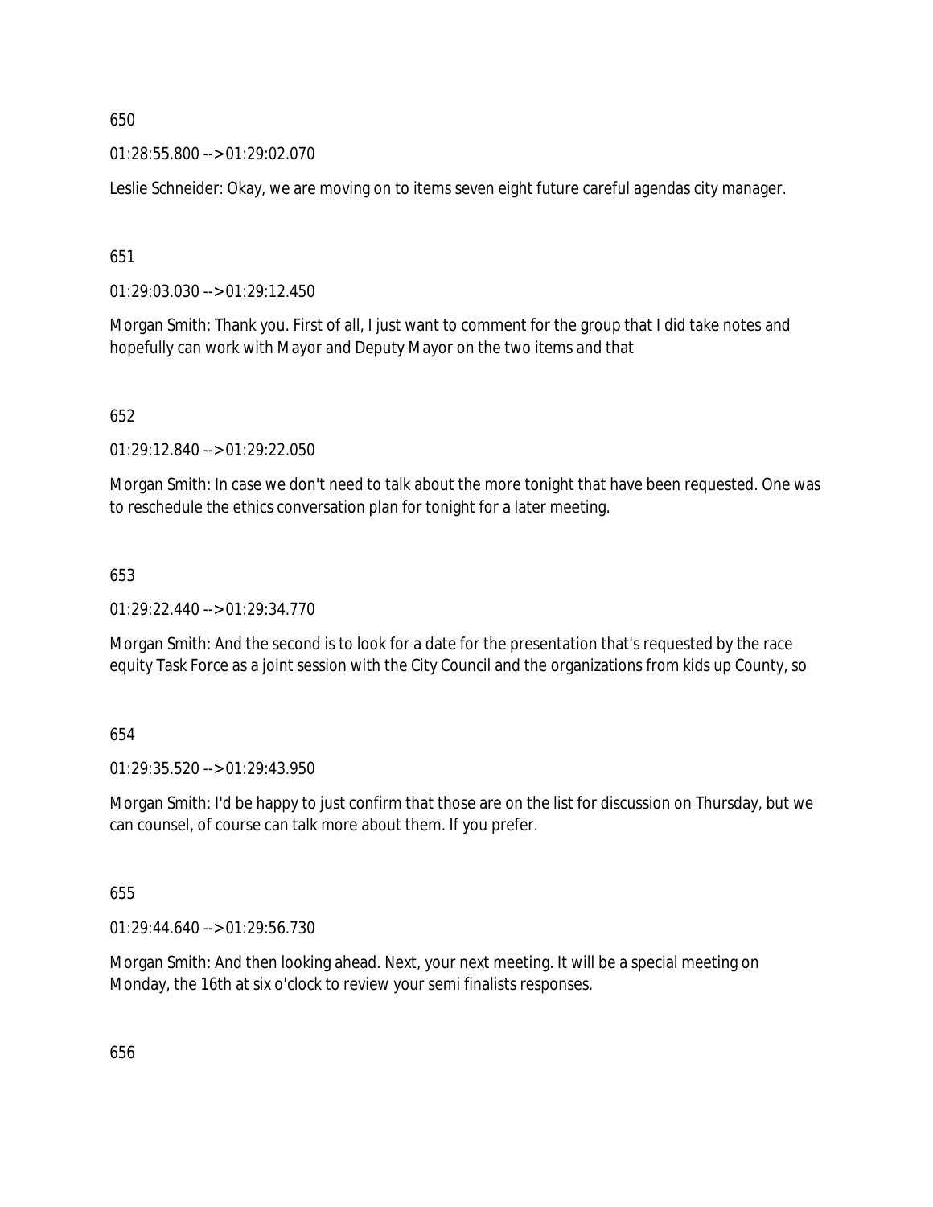650

01:28:55.800 --> 01:29:02.070

Leslie Schneider: Okay, we are moving on to items seven eight future careful agendas city manager.

651

01:29:03.030 --> 01:29:12.450

Morgan Smith: Thank you. First of all, I just want to comment for the group that I did take notes and hopefully can work with Mayor and Deputy Mayor on the two items and that

652

01:29:12.840 --> 01:29:22.050

Morgan Smith: In case we don't need to talk about the more tonight that have been requested. One was to reschedule the ethics conversation plan for tonight for a later meeting.

653

01:29:22.440 --> 01:29:34.770

Morgan Smith: And the second is to look for a date for the presentation that's requested by the race equity Task Force as a joint session with the City Council and the organizations from kids up County, so

654

01:29:35.520 --> 01:29:43.950

Morgan Smith: I'd be happy to just confirm that those are on the list for discussion on Thursday, but we can counsel, of course can talk more about them. If you prefer.

655

01:29:44.640 --> 01:29:56.730

Morgan Smith: And then looking ahead. Next, your next meeting. It will be a special meeting on Monday, the 16th at six o'clock to review your semi finalists responses.

656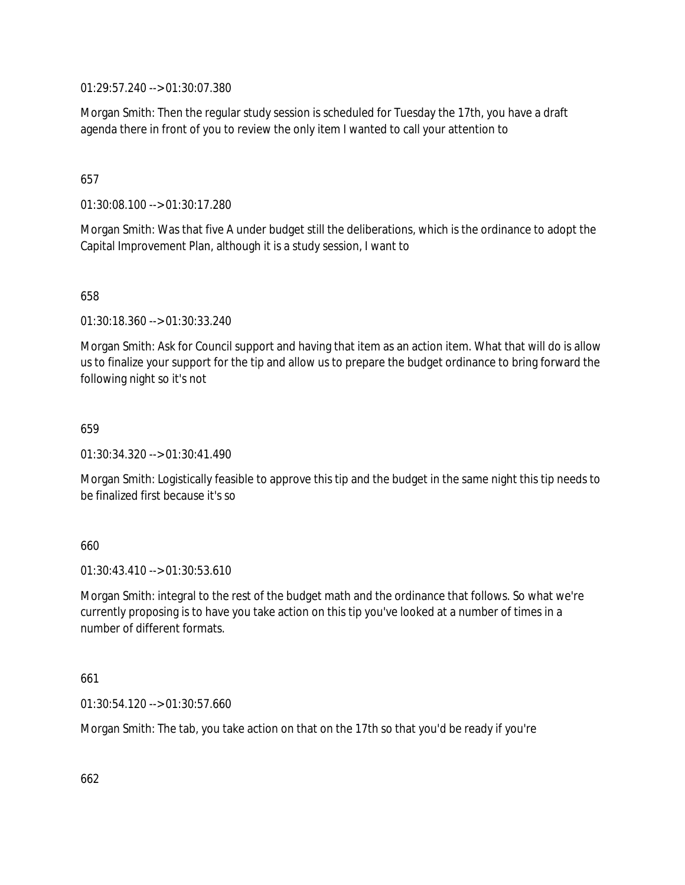01:29:57.240 --> 01:30:07.380

Morgan Smith: Then the regular study session is scheduled for Tuesday the 17th, you have a draft agenda there in front of you to review the only item I wanted to call your attention to

657

01:30:08.100 --> 01:30:17.280

Morgan Smith: Was that five A under budget still the deliberations, which is the ordinance to adopt the Capital Improvement Plan, although it is a study session, I want to

658

01:30:18.360 --> 01:30:33.240

Morgan Smith: Ask for Council support and having that item as an action item. What that will do is allow us to finalize your support for the tip and allow us to prepare the budget ordinance to bring forward the following night so it's not

659

01:30:34.320 --> 01:30:41.490

Morgan Smith: Logistically feasible to approve this tip and the budget in the same night this tip needs to be finalized first because it's so

660

01:30:43.410 --> 01:30:53.610

Morgan Smith: integral to the rest of the budget math and the ordinance that follows. So what we're currently proposing is to have you take action on this tip you've looked at a number of times in a number of different formats.

661

01:30:54.120 --> 01:30:57.660

Morgan Smith: The tab, you take action on that on the 17th so that you'd be ready if you're

662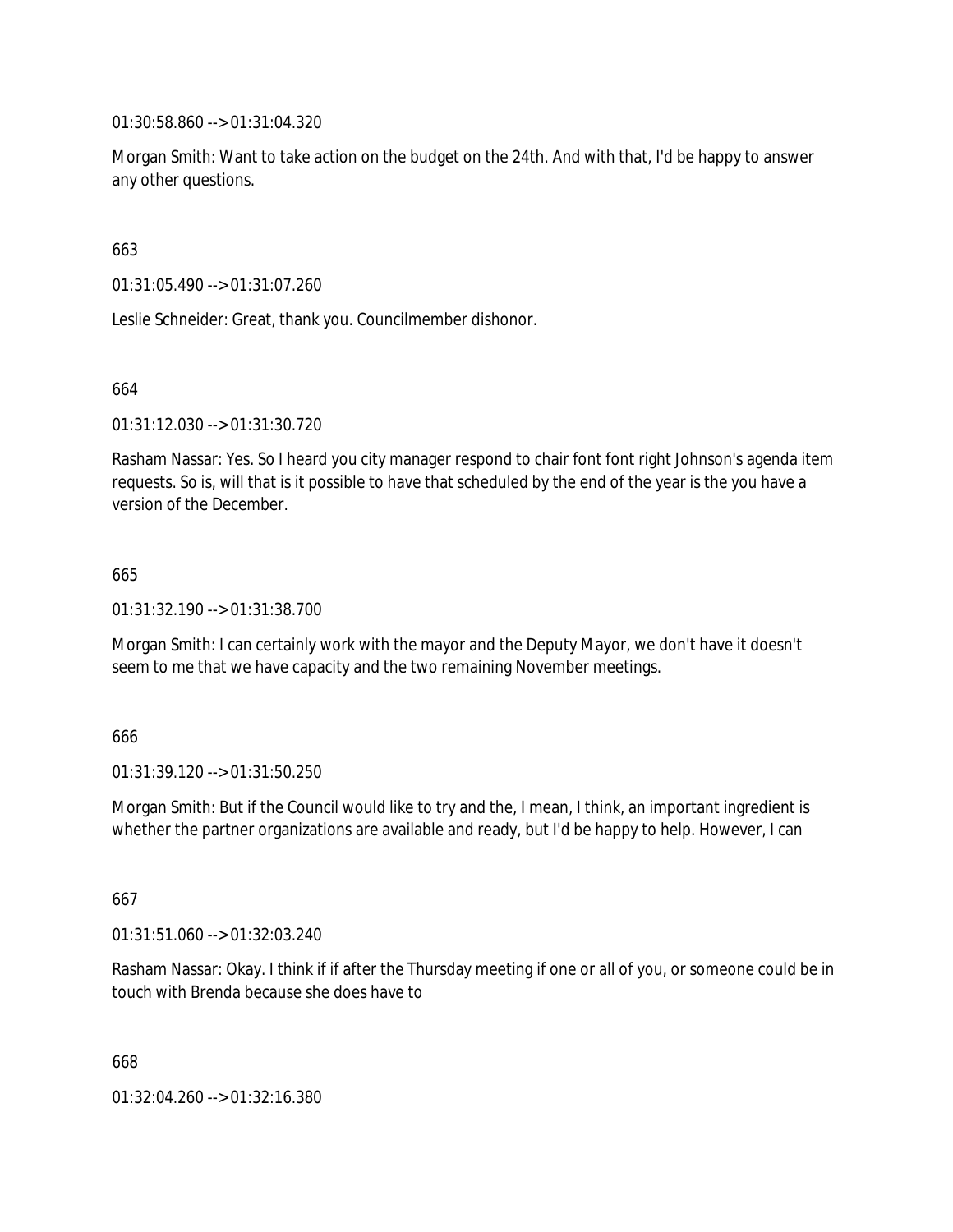01:30:58.860 --> 01:31:04.320

Morgan Smith: Want to take action on the budget on the 24th. And with that, I'd be happy to answer any other questions.

663

01:31:05.490 --> 01:31:07.260

Leslie Schneider: Great, thank you. Councilmember dishonor.

664

01:31:12.030 --> 01:31:30.720

Rasham Nassar: Yes. So I heard you city manager respond to chair font font right Johnson's agenda item requests. So is, will that is it possible to have that scheduled by the end of the year is the you have a version of the December.

665

01:31:32.190 --> 01:31:38.700

Morgan Smith: I can certainly work with the mayor and the Deputy Mayor, we don't have it doesn't seem to me that we have capacity and the two remaining November meetings.

666

01:31:39.120 --> 01:31:50.250

Morgan Smith: But if the Council would like to try and the, I mean, I think, an important ingredient is whether the partner organizations are available and ready, but I'd be happy to help. However, I can

667

01:31:51.060 --> 01:32:03.240

Rasham Nassar: Okay. I think if if after the Thursday meeting if one or all of you, or someone could be in touch with Brenda because she does have to

668

01:32:04.260 --> 01:32:16.380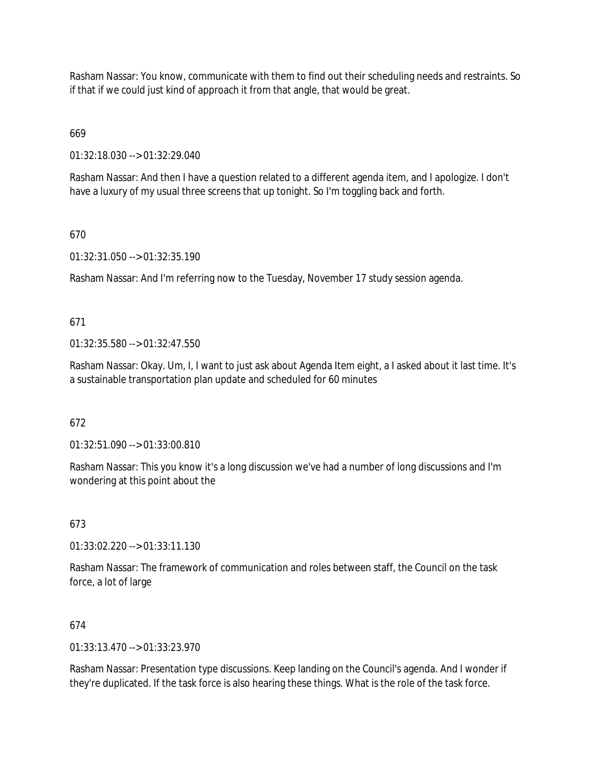Rasham Nassar: You know, communicate with them to find out their scheduling needs and restraints. So if that if we could just kind of approach it from that angle, that would be great.

669

01:32:18.030 --> 01:32:29.040

Rasham Nassar: And then I have a question related to a different agenda item, and I apologize. I don't have a luxury of my usual three screens that up tonight. So I'm toggling back and forth.

670

01:32:31.050 --> 01:32:35.190

Rasham Nassar: And I'm referring now to the Tuesday, November 17 study session agenda.

671

01:32:35.580 --> 01:32:47.550

Rasham Nassar: Okay. Um, I, I want to just ask about Agenda Item eight, a I asked about it last time. It's a sustainable transportation plan update and scheduled for 60 minutes

672

01:32:51.090 --> 01:33:00.810

Rasham Nassar: This you know it's a long discussion we've had a number of long discussions and I'm wondering at this point about the

673

01:33:02.220 --> 01:33:11.130

Rasham Nassar: The framework of communication and roles between staff, the Council on the task force, a lot of large

674

01:33:13.470 --> 01:33:23.970

Rasham Nassar: Presentation type discussions. Keep landing on the Council's agenda. And I wonder if they're duplicated. If the task force is also hearing these things. What is the role of the task force.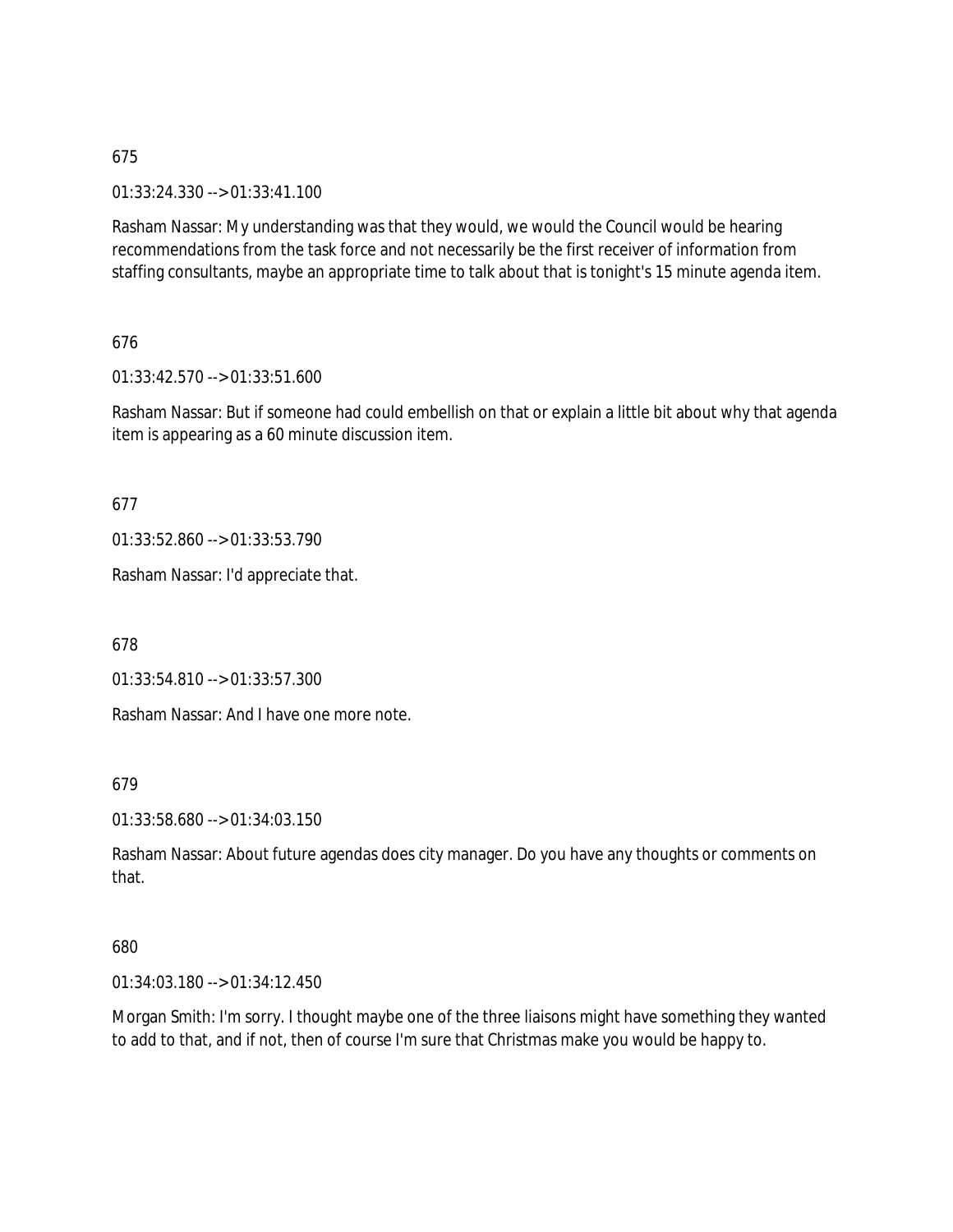675

01:33:24.330 --> 01:33:41.100

Rasham Nassar: My understanding was that they would, we would the Council would be hearing recommendations from the task force and not necessarily be the first receiver of information from staffing consultants, maybe an appropriate time to talk about that is tonight's 15 minute agenda item.

676

01:33:42.570 --> 01:33:51.600

Rasham Nassar: But if someone had could embellish on that or explain a little bit about why that agenda item is appearing as a 60 minute discussion item.

677

01:33:52.860 --> 01:33:53.790

Rasham Nassar: I'd appreciate that.

678

01:33:54.810 --> 01:33:57.300

Rasham Nassar: And I have one more note.

679

01:33:58.680 --> 01:34:03.150

Rasham Nassar: About future agendas does city manager. Do you have any thoughts or comments on that.

680

01:34:03.180 --> 01:34:12.450

Morgan Smith: I'm sorry. I thought maybe one of the three liaisons might have something they wanted to add to that, and if not, then of course I'm sure that Christmas make you would be happy to.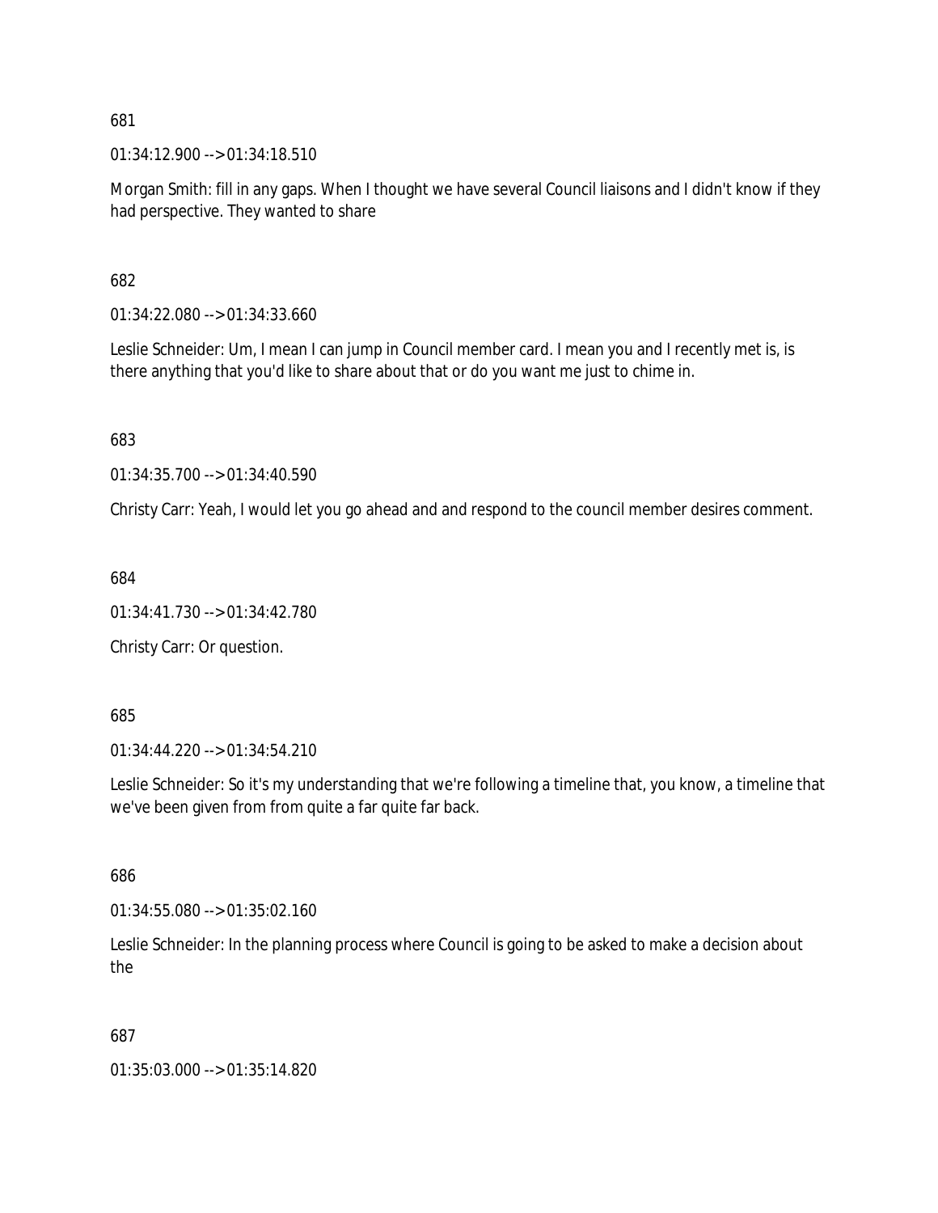681

01:34:12.900 --> 01:34:18.510

Morgan Smith: fill in any gaps. When I thought we have several Council liaisons and I didn't know if they had perspective. They wanted to share

682

01:34:22.080 --> 01:34:33.660

Leslie Schneider: Um, I mean I can jump in Council member card. I mean you and I recently met is, is there anything that you'd like to share about that or do you want me just to chime in.

683

01:34:35.700 --> 01:34:40.590

Christy Carr: Yeah, I would let you go ahead and and respond to the council member desires comment.

684

01:34:41.730 --> 01:34:42.780

Christy Carr: Or question.

685

01:34:44.220 --> 01:34:54.210

Leslie Schneider: So it's my understanding that we're following a timeline that, you know, a timeline that we've been given from from quite a far quite far back.

686

01:34:55.080 --> 01:35:02.160

Leslie Schneider: In the planning process where Council is going to be asked to make a decision about the

687

01:35:03.000 --> 01:35:14.820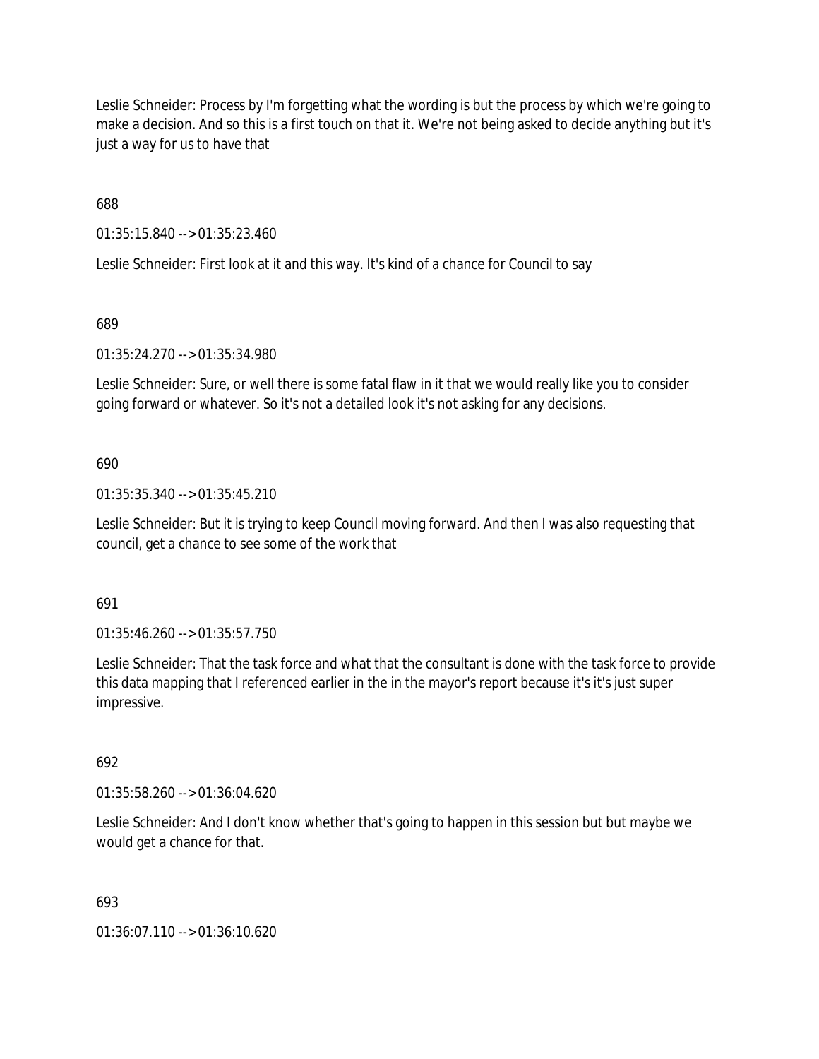Leslie Schneider: Process by I'm forgetting what the wording is but the process by which we're going to make a decision. And so this is a first touch on that it. We're not being asked to decide anything but it's just a way for us to have that

688

01:35:15.840 --> 01:35:23.460

Leslie Schneider: First look at it and this way. It's kind of a chance for Council to say

689

01:35:24.270 --> 01:35:34.980

Leslie Schneider: Sure, or well there is some fatal flaw in it that we would really like you to consider going forward or whatever. So it's not a detailed look it's not asking for any decisions.

690

01:35:35.340 --> 01:35:45.210

Leslie Schneider: But it is trying to keep Council moving forward. And then I was also requesting that council, get a chance to see some of the work that

691

01:35:46.260 --> 01:35:57.750

Leslie Schneider: That the task force and what that the consultant is done with the task force to provide this data mapping that I referenced earlier in the in the mayor's report because it's it's just super impressive.

692

01:35:58.260 --> 01:36:04.620

Leslie Schneider: And I don't know whether that's going to happen in this session but but maybe we would get a chance for that.

693

01:36:07.110 --> 01:36:10.620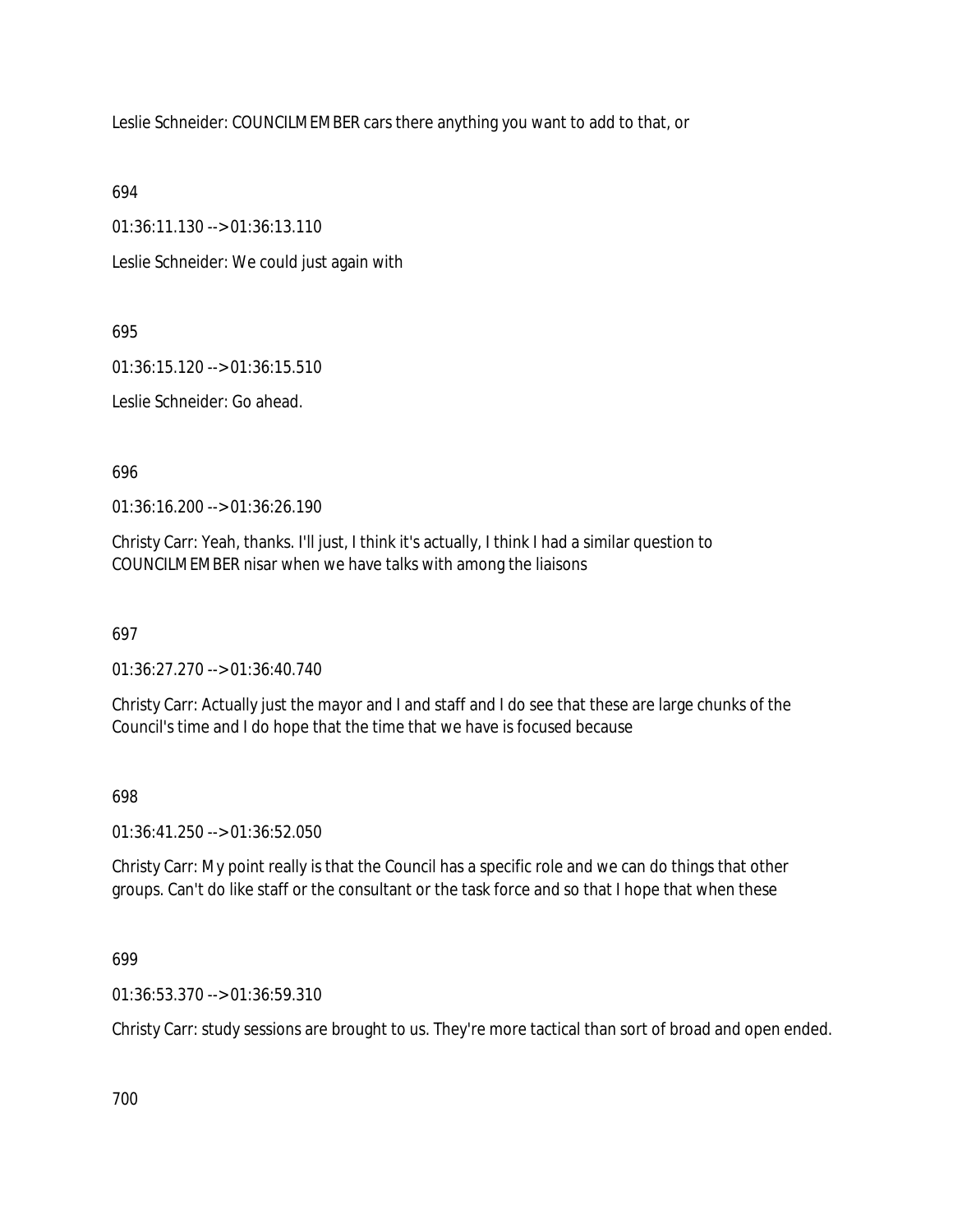Leslie Schneider: COUNCILMEMBER cars there anything you want to add to that, or

694

01:36:11.130 --> 01:36:13.110

Leslie Schneider: We could just again with

695

01:36:15.120 --> 01:36:15.510

Leslie Schneider: Go ahead.

696

01:36:16.200 --> 01:36:26.190

Christy Carr: Yeah, thanks. I'll just, I think it's actually, I think I had a similar question to COUNCILMEMBER nisar when we have talks with among the liaisons

697

01:36:27.270 --> 01:36:40.740

Christy Carr: Actually just the mayor and I and staff and I do see that these are large chunks of the Council's time and I do hope that the time that we have is focused because

698

01:36:41.250 --> 01:36:52.050

Christy Carr: My point really is that the Council has a specific role and we can do things that other groups. Can't do like staff or the consultant or the task force and so that I hope that when these

699

01:36:53.370 --> 01:36:59.310

Christy Carr: study sessions are brought to us. They're more tactical than sort of broad and open ended.

700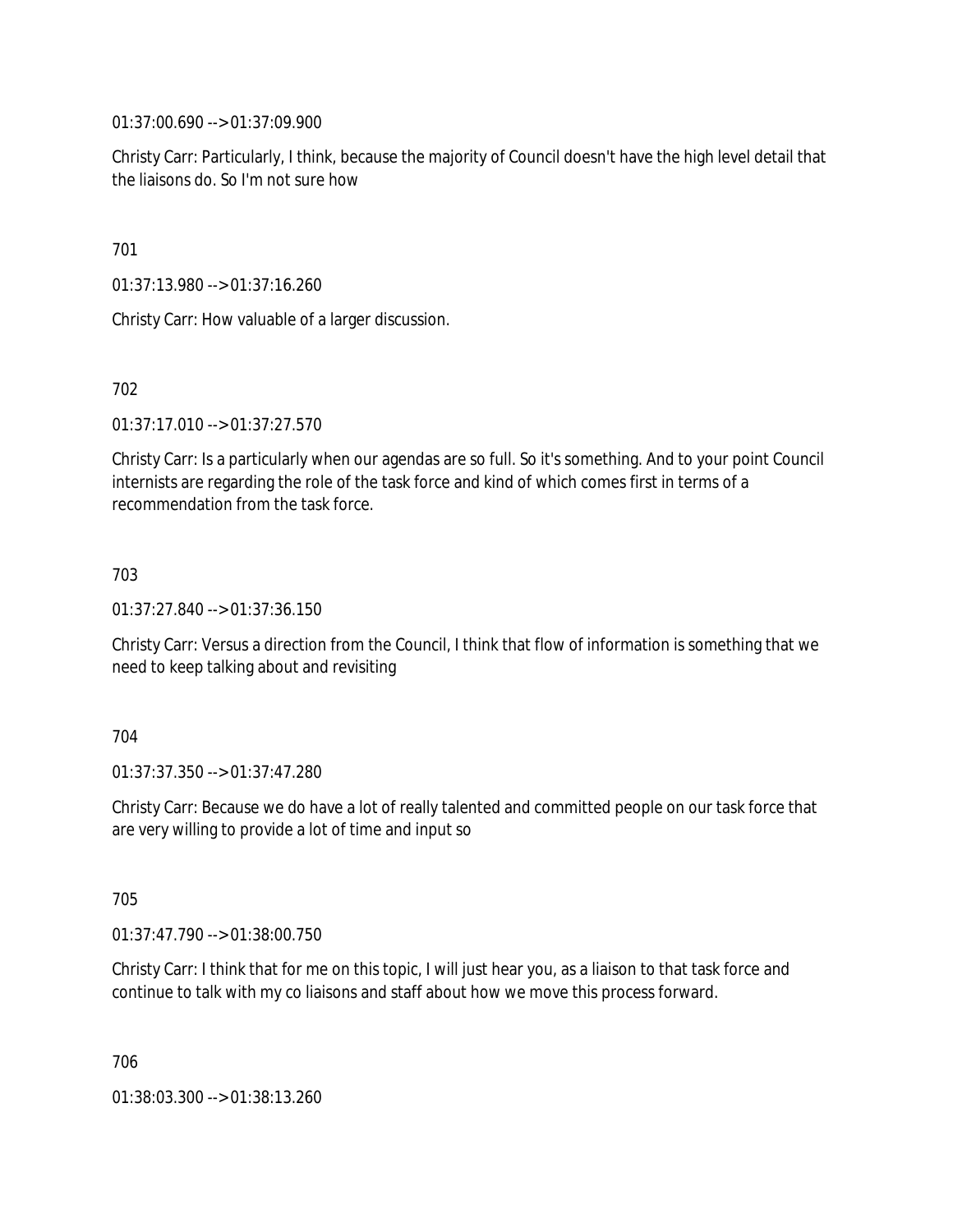01:37:00.690 --> 01:37:09.900

Christy Carr: Particularly, I think, because the majority of Council doesn't have the high level detail that the liaisons do. So I'm not sure how

701

01:37:13.980 --> 01:37:16.260

Christy Carr: How valuable of a larger discussion.

702

01:37:17.010 --> 01:37:27.570

Christy Carr: Is a particularly when our agendas are so full. So it's something. And to your point Council internists are regarding the role of the task force and kind of which comes first in terms of a recommendation from the task force.

703

01:37:27.840 --> 01:37:36.150

Christy Carr: Versus a direction from the Council, I think that flow of information is something that we need to keep talking about and revisiting

704

01:37:37.350 --> 01:37:47.280

Christy Carr: Because we do have a lot of really talented and committed people on our task force that are very willing to provide a lot of time and input so

705

01:37:47.790 --> 01:38:00.750

Christy Carr: I think that for me on this topic, I will just hear you, as a liaison to that task force and continue to talk with my co liaisons and staff about how we move this process forward.

706

01:38:03.300 --> 01:38:13.260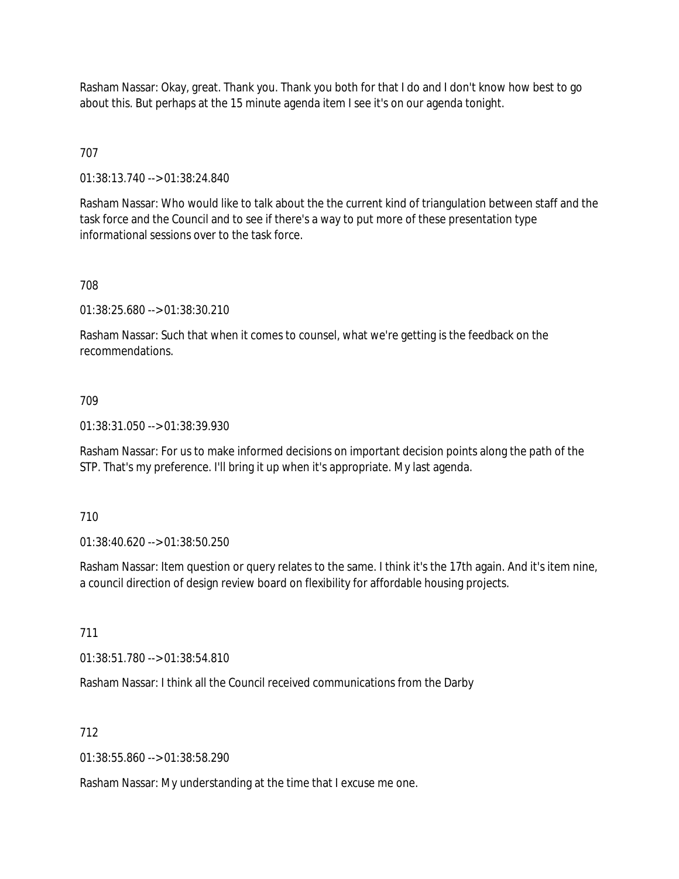Rasham Nassar: Okay, great. Thank you. Thank you both for that I do and I don't know how best to go about this. But perhaps at the 15 minute agenda item I see it's on our agenda tonight.

707

01:38:13.740 --> 01:38:24.840

Rasham Nassar: Who would like to talk about the the current kind of triangulation between staff and the task force and the Council and to see if there's a way to put more of these presentation type informational sessions over to the task force.

708

01:38:25.680 --> 01:38:30.210

Rasham Nassar: Such that when it comes to counsel, what we're getting is the feedback on the recommendations.

709

01:38:31.050 --> 01:38:39.930

Rasham Nassar: For us to make informed decisions on important decision points along the path of the STP. That's my preference. I'll bring it up when it's appropriate. My last agenda.

710

01:38:40.620 --> 01:38:50.250

Rasham Nassar: Item question or query relates to the same. I think it's the 17th again. And it's item nine, a council direction of design review board on flexibility for affordable housing projects.

711

01:38:51.780 --> 01:38:54.810

Rasham Nassar: I think all the Council received communications from the Darby

712

01:38:55.860 --> 01:38:58.290

Rasham Nassar: My understanding at the time that I excuse me one.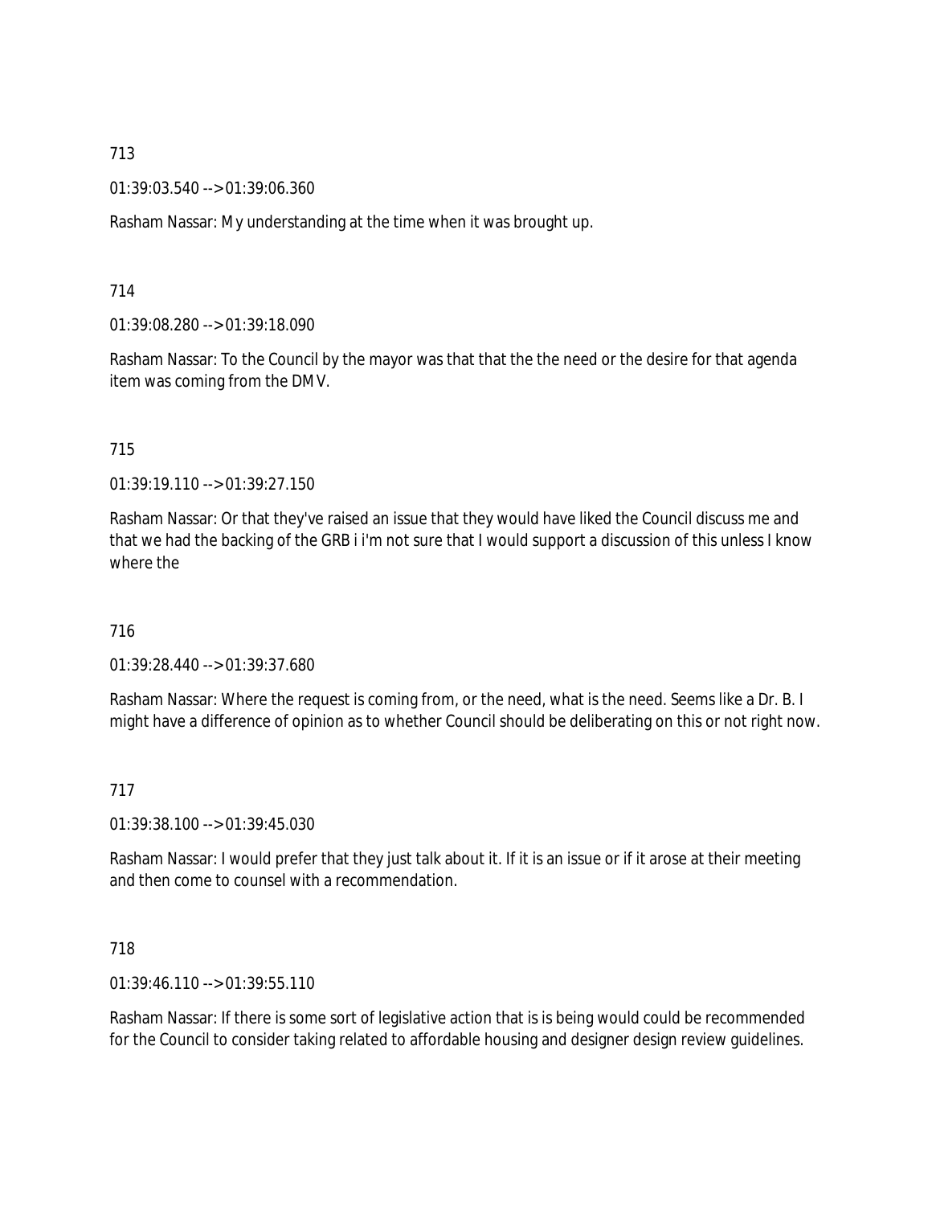713

01:39:03.540 --> 01:39:06.360

Rasham Nassar: My understanding at the time when it was brought up.

714

01:39:08.280 --> 01:39:18.090

Rasham Nassar: To the Council by the mayor was that that the the need or the desire for that agenda item was coming from the DMV.

715

01:39:19.110 --> 01:39:27.150

Rasham Nassar: Or that they've raised an issue that they would have liked the Council discuss me and that we had the backing of the GRB i i'm not sure that I would support a discussion of this unless I know where the

716

01:39:28.440 --> 01:39:37.680

Rasham Nassar: Where the request is coming from, or the need, what is the need. Seems like a Dr. B. I might have a difference of opinion as to whether Council should be deliberating on this or not right now.

717

01:39:38.100 --> 01:39:45.030

Rasham Nassar: I would prefer that they just talk about it. If it is an issue or if it arose at their meeting and then come to counsel with a recommendation.

718

01:39:46.110 --> 01:39:55.110

Rasham Nassar: If there is some sort of legislative action that is is being would could be recommended for the Council to consider taking related to affordable housing and designer design review guidelines.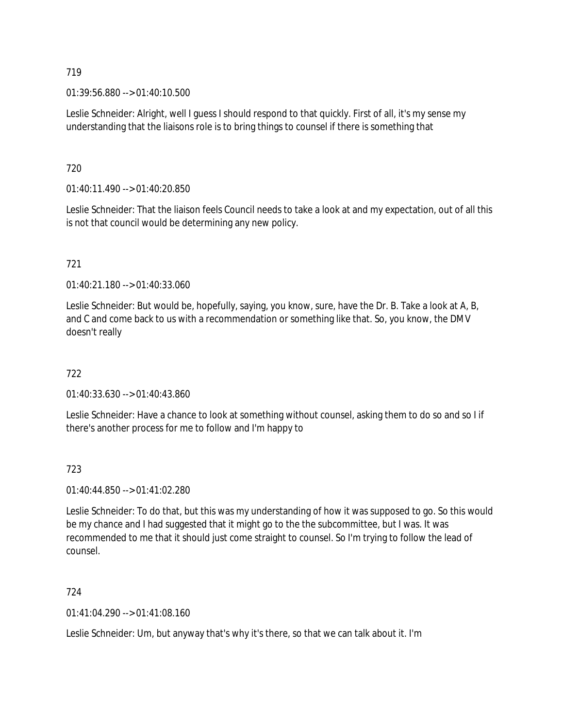719

01:39:56.880 --> 01:40:10.500

Leslie Schneider: Alright, well I guess I should respond to that quickly. First of all, it's my sense my understanding that the liaisons role is to bring things to counsel if there is something that

720

01:40:11.490 --> 01:40:20.850

Leslie Schneider: That the liaison feels Council needs to take a look at and my expectation, out of all this is not that council would be determining any new policy.

721

01:40:21.180 --> 01:40:33.060

Leslie Schneider: But would be, hopefully, saying, you know, sure, have the Dr. B. Take a look at A, B, and C and come back to us with a recommendation or something like that. So, you know, the DMV doesn't really

722

01:40:33.630 --> 01:40:43.860

Leslie Schneider: Have a chance to look at something without counsel, asking them to do so and so I if there's another process for me to follow and I'm happy to

723

01:40:44.850 --> 01:41:02.280

Leslie Schneider: To do that, but this was my understanding of how it was supposed to go. So this would be my chance and I had suggested that it might go to the the subcommittee, but I was. It was recommended to me that it should just come straight to counsel. So I'm trying to follow the lead of counsel.

724

01:41:04.290 --> 01:41:08.160

Leslie Schneider: Um, but anyway that's why it's there, so that we can talk about it. I'm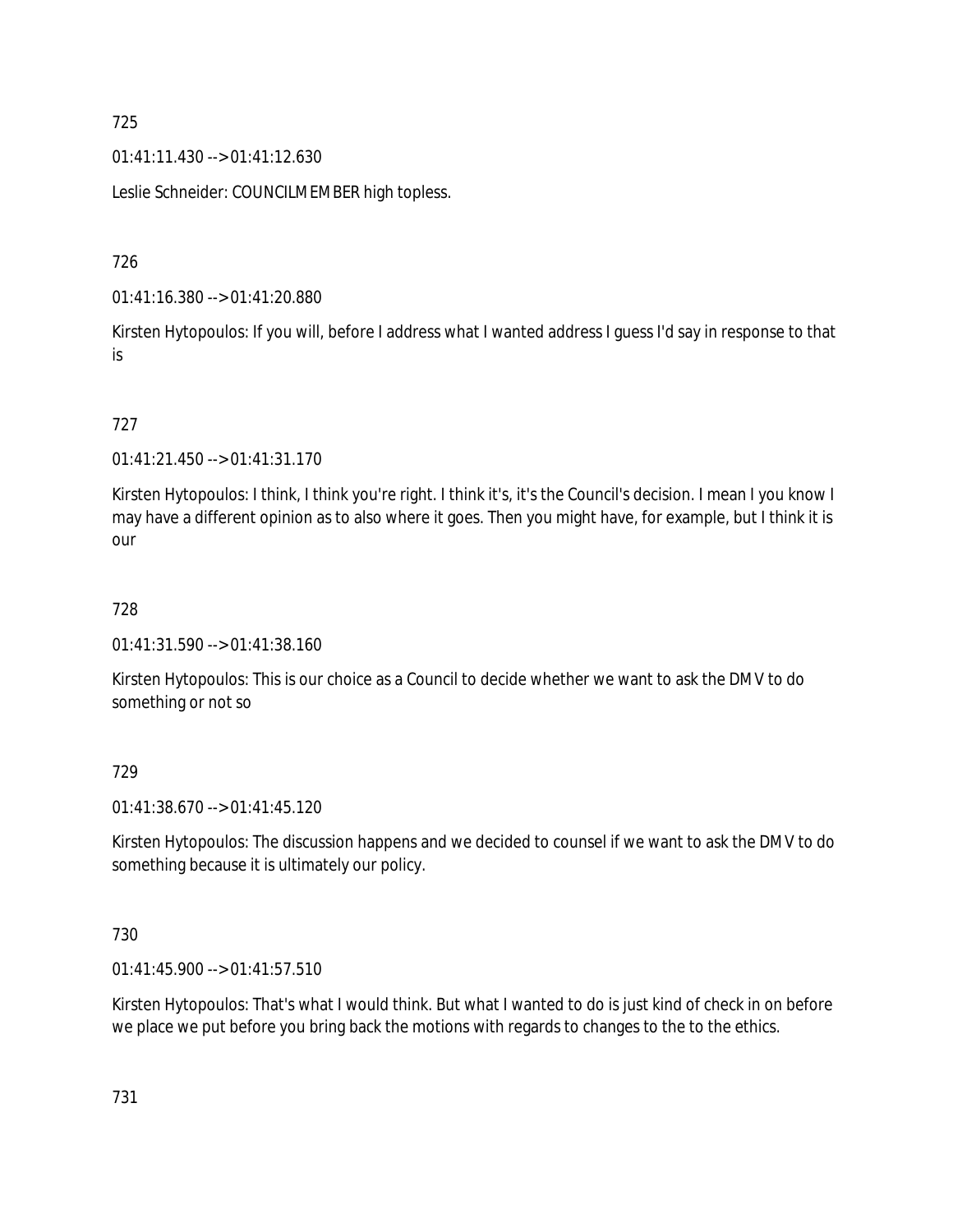725

01:41:11.430 --> 01:41:12.630

Leslie Schneider: COUNCILMEMBER high topless.

726

01:41:16.380 --> 01:41:20.880

Kirsten Hytopoulos: If you will, before I address what I wanted address I guess I'd say in response to that is

727

01:41:21.450 --> 01:41:31.170

Kirsten Hytopoulos: I think, I think you're right. I think it's, it's the Council's decision. I mean I you know I may have a different opinion as to also where it goes. Then you might have, for example, but I think it is our

728

01:41:31.590 --> 01:41:38.160

Kirsten Hytopoulos: This is our choice as a Council to decide whether we want to ask the DMV to do something or not so

729

01:41:38.670 --> 01:41:45.120

Kirsten Hytopoulos: The discussion happens and we decided to counsel if we want to ask the DMV to do something because it is ultimately our policy.

730

01:41:45.900 --> 01:41:57.510

Kirsten Hytopoulos: That's what I would think. But what I wanted to do is just kind of check in on before we place we put before you bring back the motions with regards to changes to the to the ethics.

731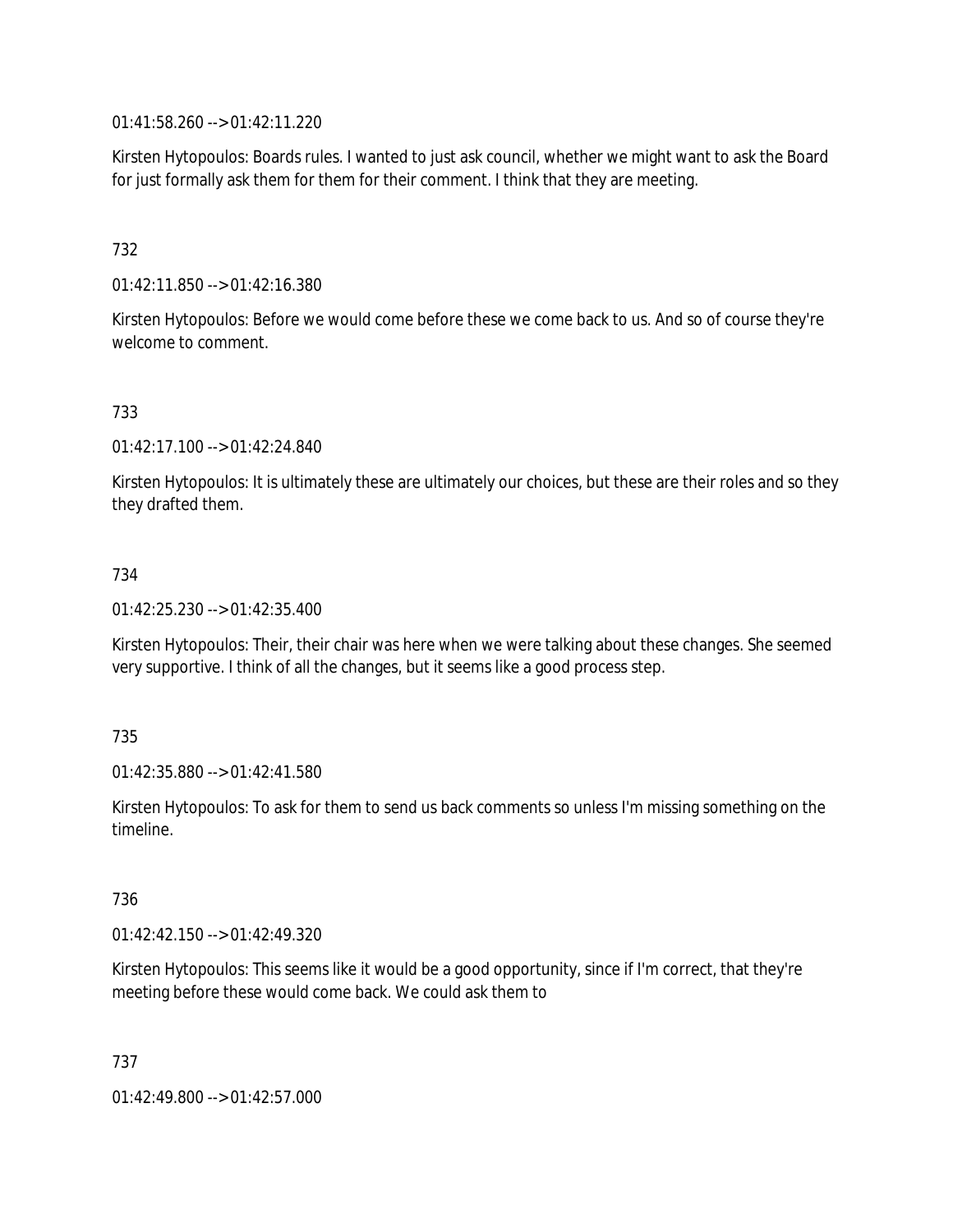01:41:58.260 --> 01:42:11.220

Kirsten Hytopoulos: Boards rules. I wanted to just ask council, whether we might want to ask the Board for just formally ask them for them for their comment. I think that they are meeting.

732

01:42:11.850 --> 01:42:16.380

Kirsten Hytopoulos: Before we would come before these we come back to us. And so of course they're welcome to comment.

733

01:42:17.100 --> 01:42:24.840

Kirsten Hytopoulos: It is ultimately these are ultimately our choices, but these are their roles and so they they drafted them.

734

01:42:25.230 --> 01:42:35.400

Kirsten Hytopoulos: Their, their chair was here when we were talking about these changes. She seemed very supportive. I think of all the changes, but it seems like a good process step.

735

01:42:35.880 --> 01:42:41.580

Kirsten Hytopoulos: To ask for them to send us back comments so unless I'm missing something on the timeline.

736

01:42:42.150 --> 01:42:49.320

Kirsten Hytopoulos: This seems like it would be a good opportunity, since if I'm correct, that they're meeting before these would come back. We could ask them to

737

01:42:49.800 --> 01:42:57.000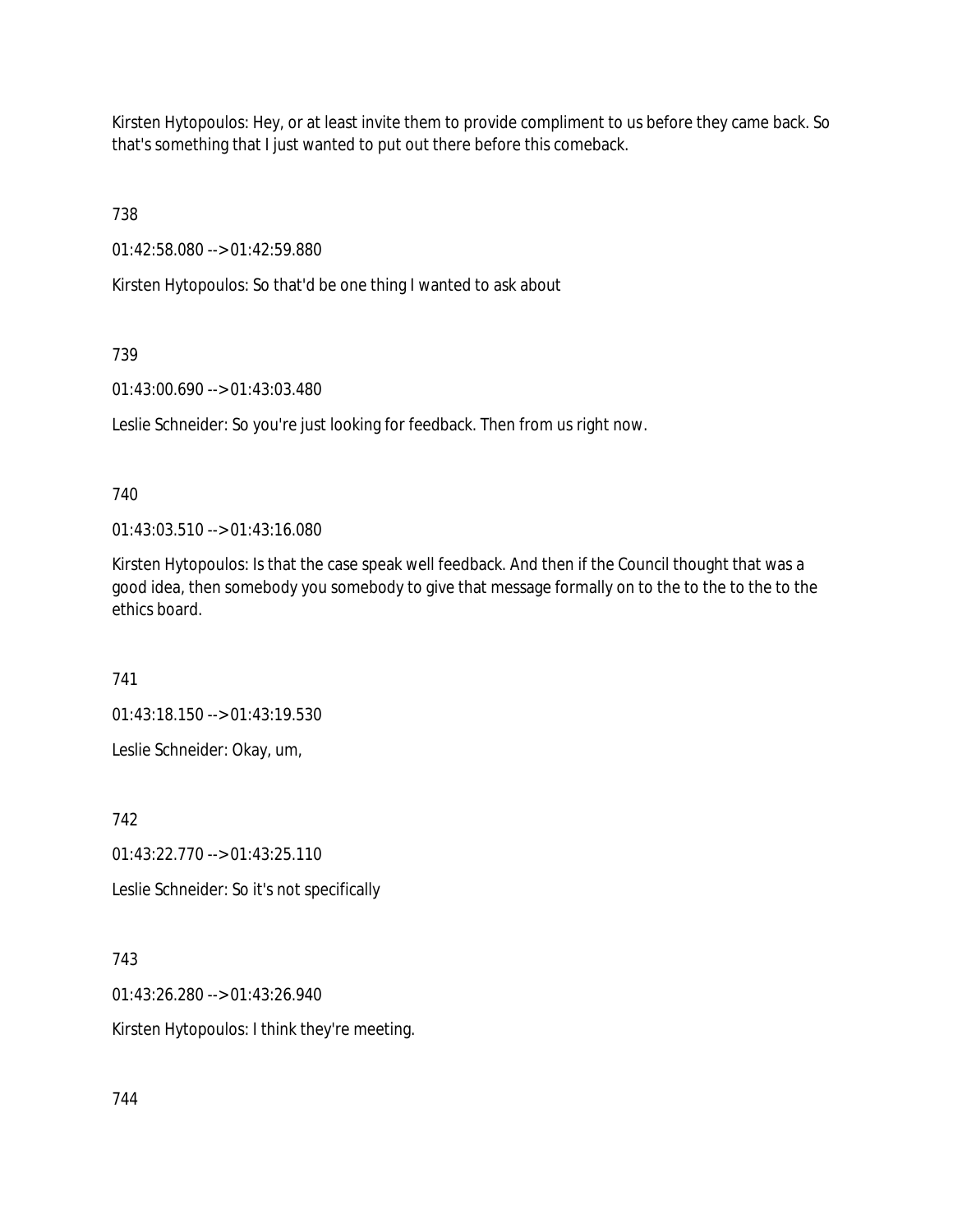Kirsten Hytopoulos: Hey, or at least invite them to provide compliment to us before they came back. So that's something that I just wanted to put out there before this comeback.

738

01:42:58.080 --> 01:42:59.880

Kirsten Hytopoulos: So that'd be one thing I wanted to ask about

739

01:43:00.690 --> 01:43:03.480

Leslie Schneider: So you're just looking for feedback. Then from us right now.

740

01:43:03.510 --> 01:43:16.080

Kirsten Hytopoulos: Is that the case speak well feedback. And then if the Council thought that was a good idea, then somebody you somebody to give that message formally on to the to the to the to the ethics board.

741

01:43:18.150 --> 01:43:19.530

Leslie Schneider: Okay, um,

742

01:43:22.770 --> 01:43:25.110

Leslie Schneider: So it's not specifically

743

01:43:26.280 --> 01:43:26.940

Kirsten Hytopoulos: I think they're meeting.

744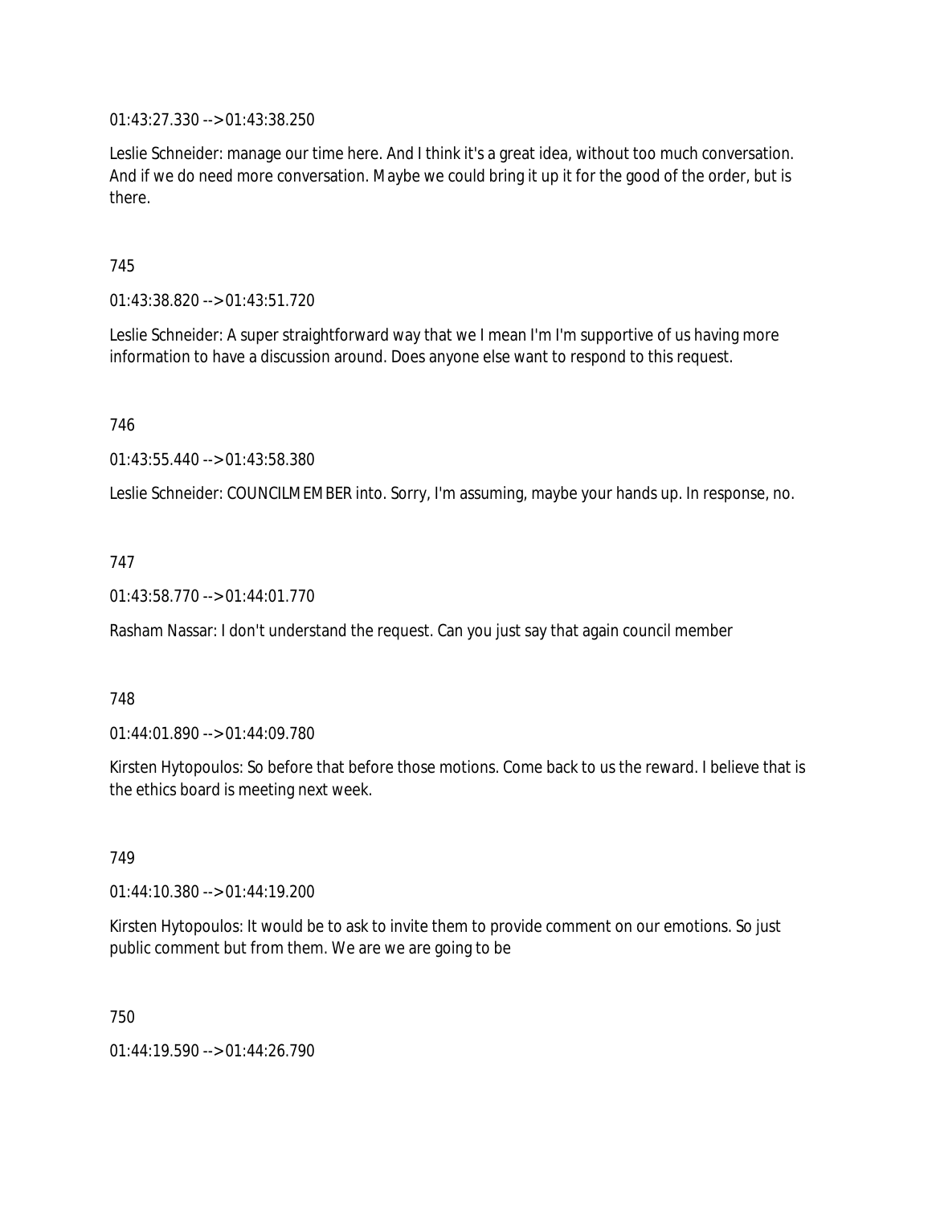01:43:27.330 --> 01:43:38.250

Leslie Schneider: manage our time here. And I think it's a great idea, without too much conversation. And if we do need more conversation. Maybe we could bring it up it for the good of the order, but is there.

745

01:43:38.820 --> 01:43:51.720

Leslie Schneider: A super straightforward way that we I mean I'm I'm supportive of us having more information to have a discussion around. Does anyone else want to respond to this request.

746

01:43:55.440 --> 01:43:58.380

Leslie Schneider: COUNCILMEMBER into. Sorry, I'm assuming, maybe your hands up. In response, no.

747

01:43:58.770 --> 01:44:01.770

Rasham Nassar: I don't understand the request. Can you just say that again council member

748

01:44:01.890 --> 01:44:09.780

Kirsten Hytopoulos: So before that before those motions. Come back to us the reward. I believe that is the ethics board is meeting next week.

749

01:44:10.380 --> 01:44:19.200

Kirsten Hytopoulos: It would be to ask to invite them to provide comment on our emotions. So just public comment but from them. We are we are going to be

750

01:44:19.590 --> 01:44:26.790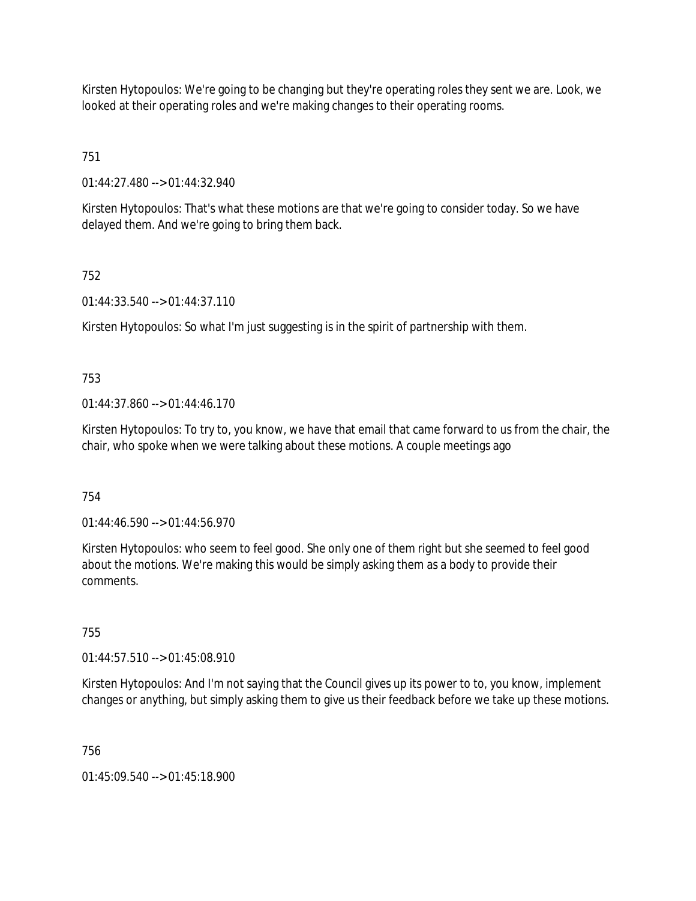Kirsten Hytopoulos: We're going to be changing but they're operating roles they sent we are. Look, we looked at their operating roles and we're making changes to their operating rooms.

751

01:44:27.480 --> 01:44:32.940

Kirsten Hytopoulos: That's what these motions are that we're going to consider today. So we have delayed them. And we're going to bring them back.

752

01:44:33.540 --> 01:44:37.110

Kirsten Hytopoulos: So what I'm just suggesting is in the spirit of partnership with them.

753

01:44:37.860 --> 01:44:46.170

Kirsten Hytopoulos: To try to, you know, we have that email that came forward to us from the chair, the chair, who spoke when we were talking about these motions. A couple meetings ago

754

01:44:46.590 --> 01:44:56.970

Kirsten Hytopoulos: who seem to feel good. She only one of them right but she seemed to feel good about the motions. We're making this would be simply asking them as a body to provide their comments.

755

01:44:57.510 --> 01:45:08.910

Kirsten Hytopoulos: And I'm not saying that the Council gives up its power to to, you know, implement changes or anything, but simply asking them to give us their feedback before we take up these motions.

756

01:45:09.540 --> 01:45:18.900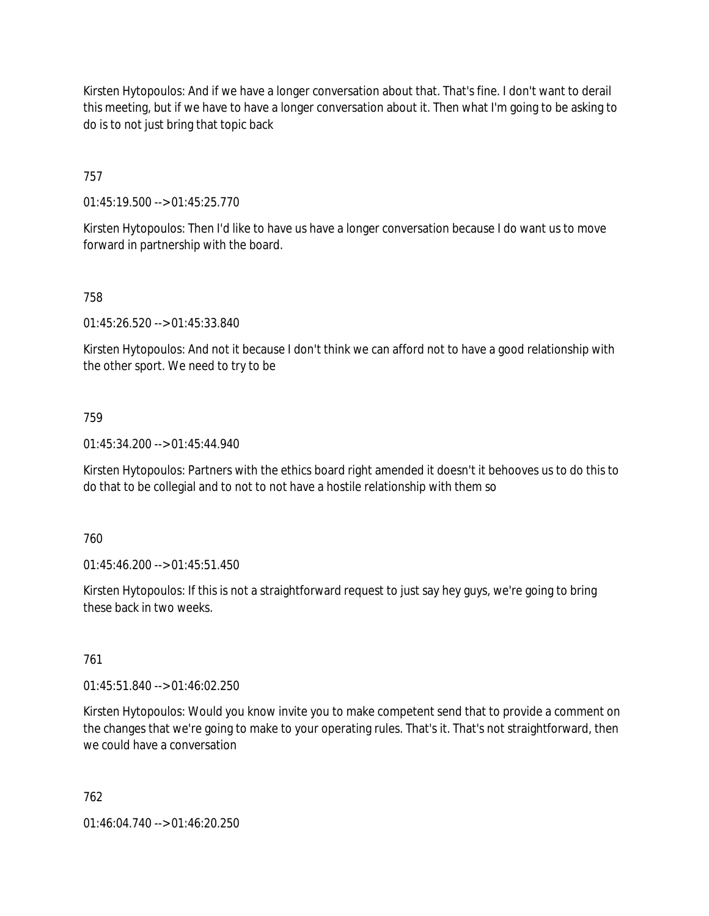Kirsten Hytopoulos: And if we have a longer conversation about that. That's fine. I don't want to derail this meeting, but if we have to have a longer conversation about it. Then what I'm going to be asking to do is to not just bring that topic back

757

01:45:19.500 --> 01:45:25.770

Kirsten Hytopoulos: Then I'd like to have us have a longer conversation because I do want us to move forward in partnership with the board.

758

01:45:26.520 --> 01:45:33.840

Kirsten Hytopoulos: And not it because I don't think we can afford not to have a good relationship with the other sport. We need to try to be

759

01:45:34.200 --> 01:45:44.940

Kirsten Hytopoulos: Partners with the ethics board right amended it doesn't it behooves us to do this to do that to be collegial and to not to not have a hostile relationship with them so

760

01:45:46.200 --> 01:45:51.450

Kirsten Hytopoulos: If this is not a straightforward request to just say hey guys, we're going to bring these back in two weeks.

761

01:45:51.840 --> 01:46:02.250

Kirsten Hytopoulos: Would you know invite you to make competent send that to provide a comment on the changes that we're going to make to your operating rules. That's it. That's not straightforward, then we could have a conversation

762

01:46:04.740 --> 01:46:20.250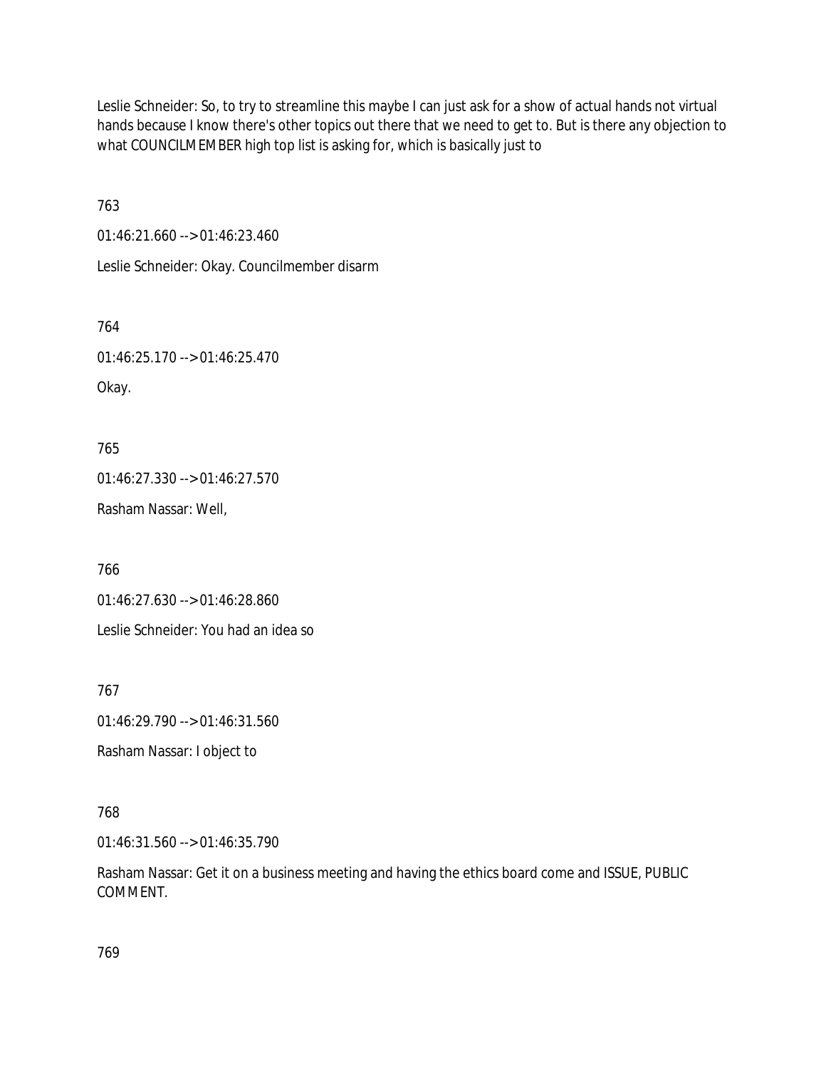Leslie Schneider: So, to try to streamline this maybe I can just ask for a show of actual hands not virtual hands because I know there's other topics out there that we need to get to. But is there any objection to what COUNCILMEMBER high top list is asking for, which is basically just to

763

01:46:21.660 --> 01:46:23.460

Leslie Schneider: Okay. Councilmember disarm

764

01:46:25.170 --> 01:46:25.470

Okay.

765

01:46:27.330 --> 01:46:27.570

Rasham Nassar: Well,

766

01:46:27.630 --> 01:46:28.860

Leslie Schneider: You had an idea so

767

01:46:29.790 --> 01:46:31.560

Rasham Nassar: I object to

768

01:46:31.560 --> 01:46:35.790

Rasham Nassar: Get it on a business meeting and having the ethics board come and ISSUE, PUBLIC COMMENT.

769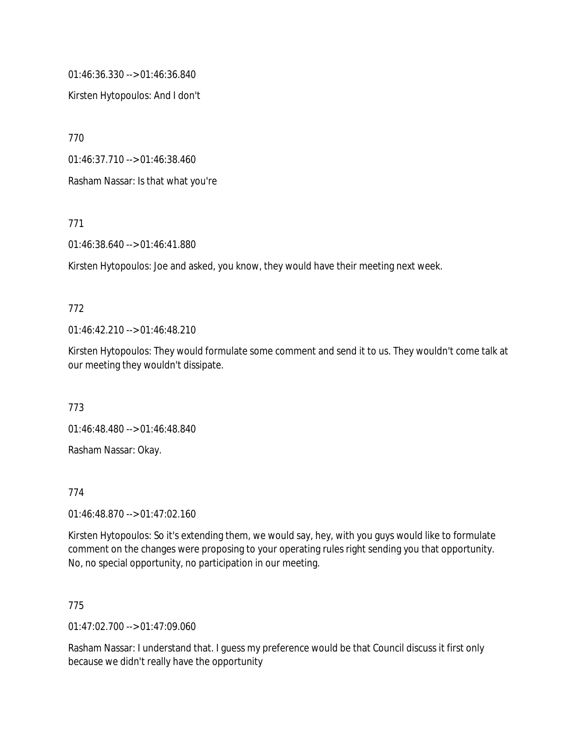01:46:36.330 --> 01:46:36.840

Kirsten Hytopoulos: And I don't

770

01:46:37.710 --> 01:46:38.460

Rasham Nassar: Is that what you're

771

01:46:38.640 --> 01:46:41.880

Kirsten Hytopoulos: Joe and asked, you know, they would have their meeting next week.

772

01:46:42.210 --> 01:46:48.210

Kirsten Hytopoulos: They would formulate some comment and send it to us. They wouldn't come talk at our meeting they wouldn't dissipate.

773

01:46:48.480 --> 01:46:48.840

Rasham Nassar: Okay.

774

01:46:48.870 --> 01:47:02.160

Kirsten Hytopoulos: So it's extending them, we would say, hey, with you guys would like to formulate comment on the changes were proposing to your operating rules right sending you that opportunity. No, no special opportunity, no participation in our meeting.

775

01:47:02.700 --> 01:47:09.060

Rasham Nassar: I understand that. I guess my preference would be that Council discuss it first only because we didn't really have the opportunity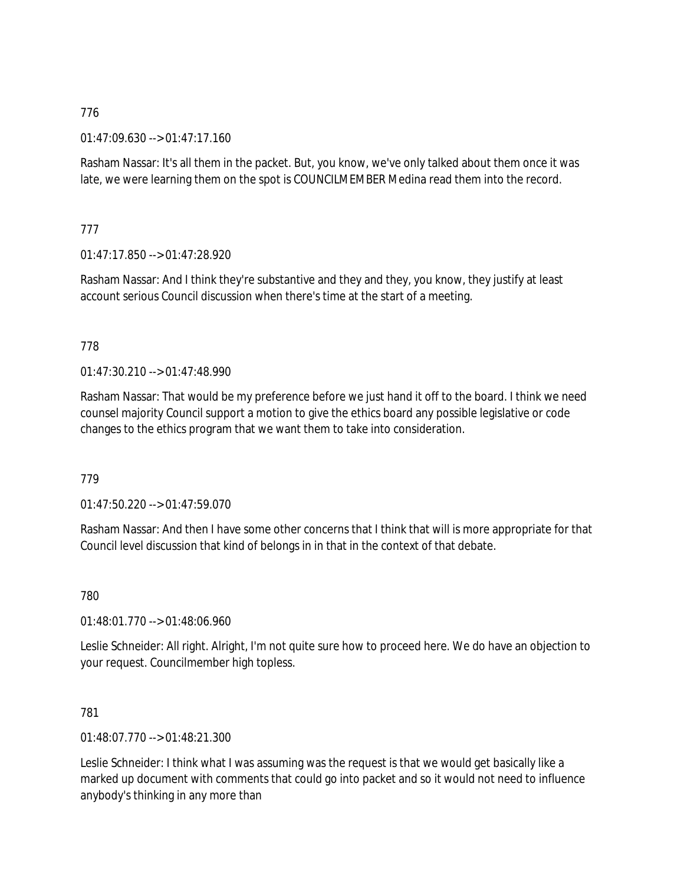776

01:47:09.630 --> 01:47:17.160

Rasham Nassar: It's all them in the packet. But, you know, we've only talked about them once it was late, we were learning them on the spot is COUNCILMEMBER Medina read them into the record.

777

01:47:17.850 --> 01:47:28.920

Rasham Nassar: And I think they're substantive and they and they, you know, they justify at least account serious Council discussion when there's time at the start of a meeting.

778

01:47:30.210 --> 01:47:48.990

Rasham Nassar: That would be my preference before we just hand it off to the board. I think we need counsel majority Council support a motion to give the ethics board any possible legislative or code changes to the ethics program that we want them to take into consideration.

779

01:47:50.220 --> 01:47:59.070

Rasham Nassar: And then I have some other concerns that I think that will is more appropriate for that Council level discussion that kind of belongs in in that in the context of that debate.

780

01:48:01.770 --> 01:48:06.960

Leslie Schneider: All right. Alright, I'm not quite sure how to proceed here. We do have an objection to your request. Councilmember high topless.

781

01:48:07.770 --> 01:48:21.300

Leslie Schneider: I think what I was assuming was the request is that we would get basically like a marked up document with comments that could go into packet and so it would not need to influence anybody's thinking in any more than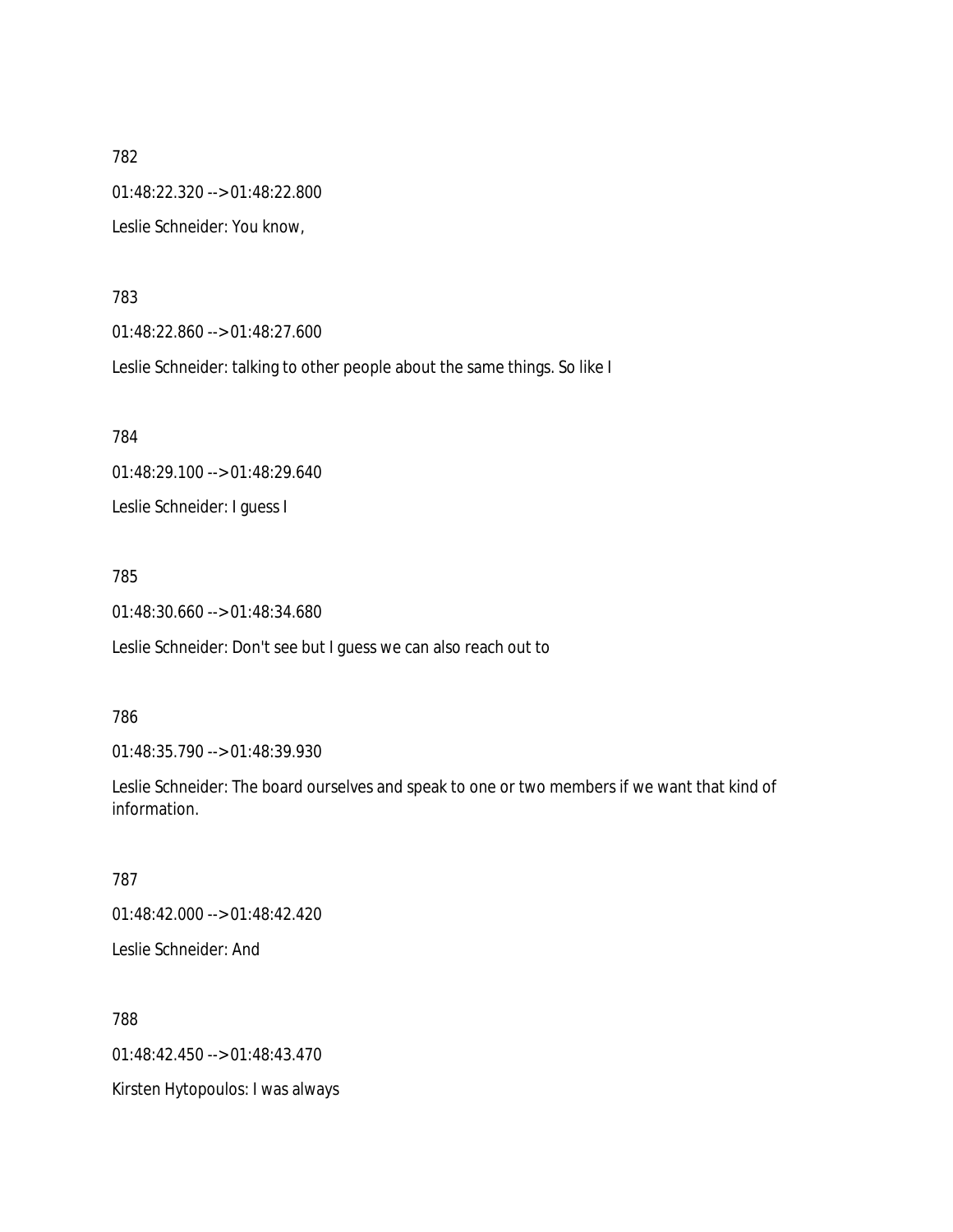782

01:48:22.320 --> 01:48:22.800

Leslie Schneider: You know,

783

01:48:22.860 --> 01:48:27.600

Leslie Schneider: talking to other people about the same things. So like I

784

01:48:29.100 --> 01:48:29.640

Leslie Schneider: I guess I

785

01:48:30.660 --> 01:48:34.680

Leslie Schneider: Don't see but I guess we can also reach out to

786

01:48:35.790 --> 01:48:39.930

Leslie Schneider: The board ourselves and speak to one or two members if we want that kind of information.

787

01:48:42.000 --> 01:48:42.420

Leslie Schneider: And

788

01:48:42.450 --> 01:48:43.470

Kirsten Hytopoulos: I was always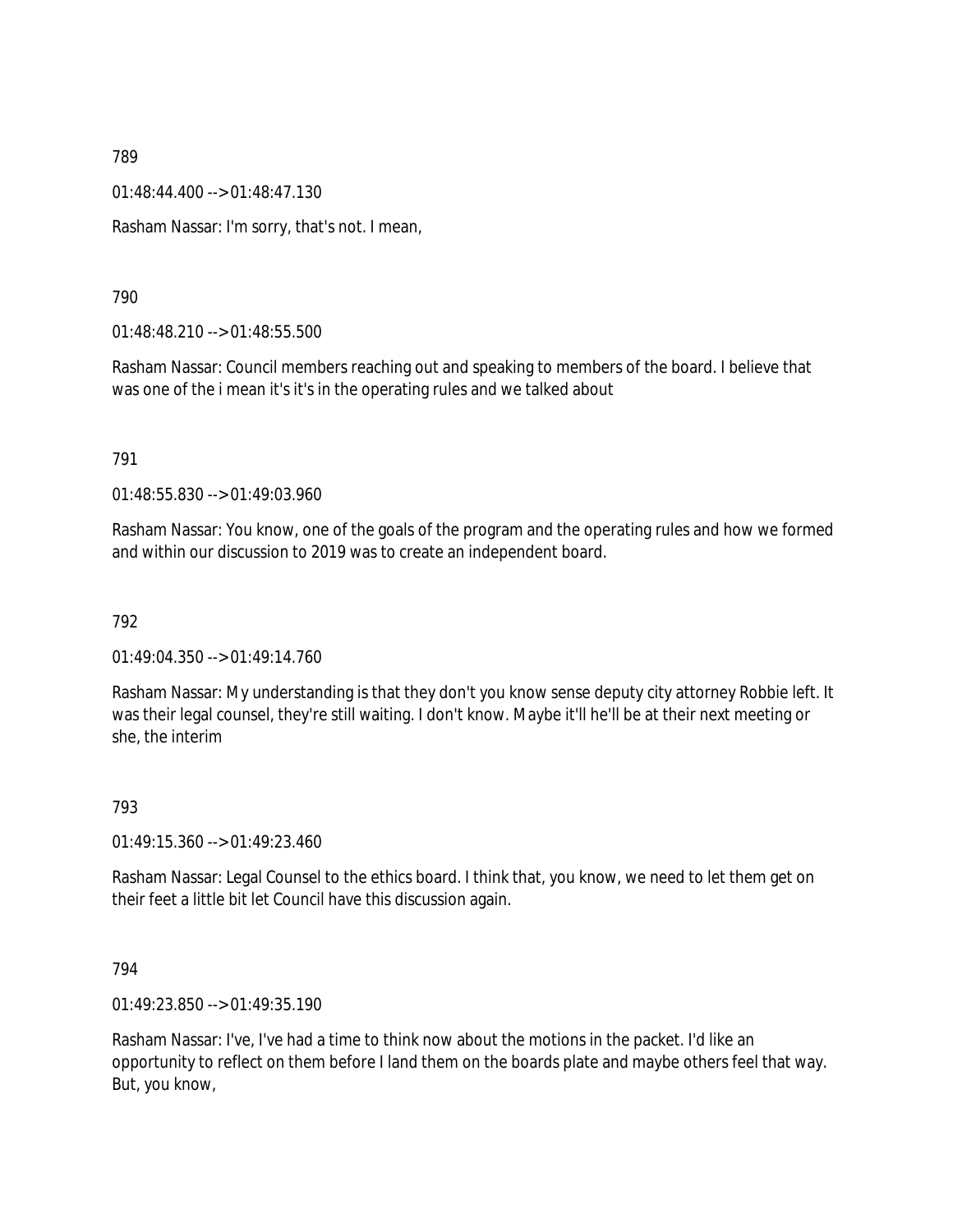789

01:48:44.400 --> 01:48:47.130

Rasham Nassar: I'm sorry, that's not. I mean,

790

01:48:48.210 --> 01:48:55.500

Rasham Nassar: Council members reaching out and speaking to members of the board. I believe that was one of the i mean it's it's in the operating rules and we talked about

791

01:48:55.830 --> 01:49:03.960

Rasham Nassar: You know, one of the goals of the program and the operating rules and how we formed and within our discussion to 2019 was to create an independent board.

792

01:49:04.350 --> 01:49:14.760

Rasham Nassar: My understanding is that they don't you know sense deputy city attorney Robbie left. It was their legal counsel, they're still waiting. I don't know. Maybe it'll he'll be at their next meeting or she, the interim

793

01:49:15.360 --> 01:49:23.460

Rasham Nassar: Legal Counsel to the ethics board. I think that, you know, we need to let them get on their feet a little bit let Council have this discussion again.

794

01:49:23.850 --> 01:49:35.190

Rasham Nassar: I've, I've had a time to think now about the motions in the packet. I'd like an opportunity to reflect on them before I land them on the boards plate and maybe others feel that way. But, you know,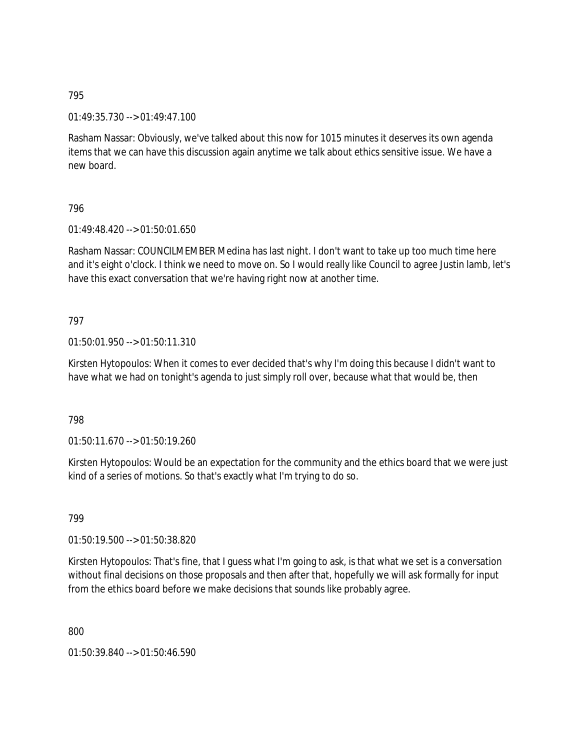795

01:49:35.730 --> 01:49:47.100

Rasham Nassar: Obviously, we've talked about this now for 1015 minutes it deserves its own agenda items that we can have this discussion again anytime we talk about ethics sensitive issue. We have a new board.

796

01:49:48.420 --> 01:50:01.650

Rasham Nassar: COUNCILMEMBER Medina has last night. I don't want to take up too much time here and it's eight o'clock. I think we need to move on. So I would really like Council to agree Justin lamb, let's have this exact conversation that we're having right now at another time.

797

01:50:01.950 --> 01:50:11.310

Kirsten Hytopoulos: When it comes to ever decided that's why I'm doing this because I didn't want to have what we had on tonight's agenda to just simply roll over, because what that would be, then

798

01:50:11.670 --> 01:50:19.260

Kirsten Hytopoulos: Would be an expectation for the community and the ethics board that we were just kind of a series of motions. So that's exactly what I'm trying to do so.

799

01:50:19.500 --> 01:50:38.820

Kirsten Hytopoulos: That's fine, that I guess what I'm going to ask, is that what we set is a conversation without final decisions on those proposals and then after that, hopefully we will ask formally for input from the ethics board before we make decisions that sounds like probably agree.

800

01:50:39.840 --> 01:50:46.590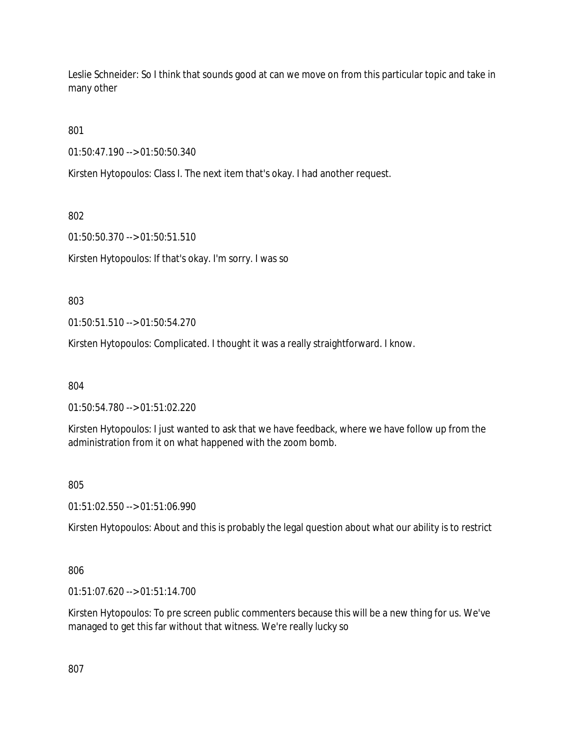Leslie Schneider: So I think that sounds good at can we move on from this particular topic and take in many other

801

01:50:47.190 --> 01:50:50.340

Kirsten Hytopoulos: Class I. The next item that's okay. I had another request.

802

01:50:50.370 --> 01:50:51.510

Kirsten Hytopoulos: If that's okay. I'm sorry. I was so

803

01:50:51.510 --> 01:50:54.270

Kirsten Hytopoulos: Complicated. I thought it was a really straightforward. I know.

804

01:50:54.780 --> 01:51:02.220

Kirsten Hytopoulos: I just wanted to ask that we have feedback, where we have follow up from the administration from it on what happened with the zoom bomb.

805

01:51:02.550 --> 01:51:06.990

Kirsten Hytopoulos: About and this is probably the legal question about what our ability is to restrict

806

01:51:07.620 --> 01:51:14.700

Kirsten Hytopoulos: To pre screen public commenters because this will be a new thing for us. We've managed to get this far without that witness. We're really lucky so

807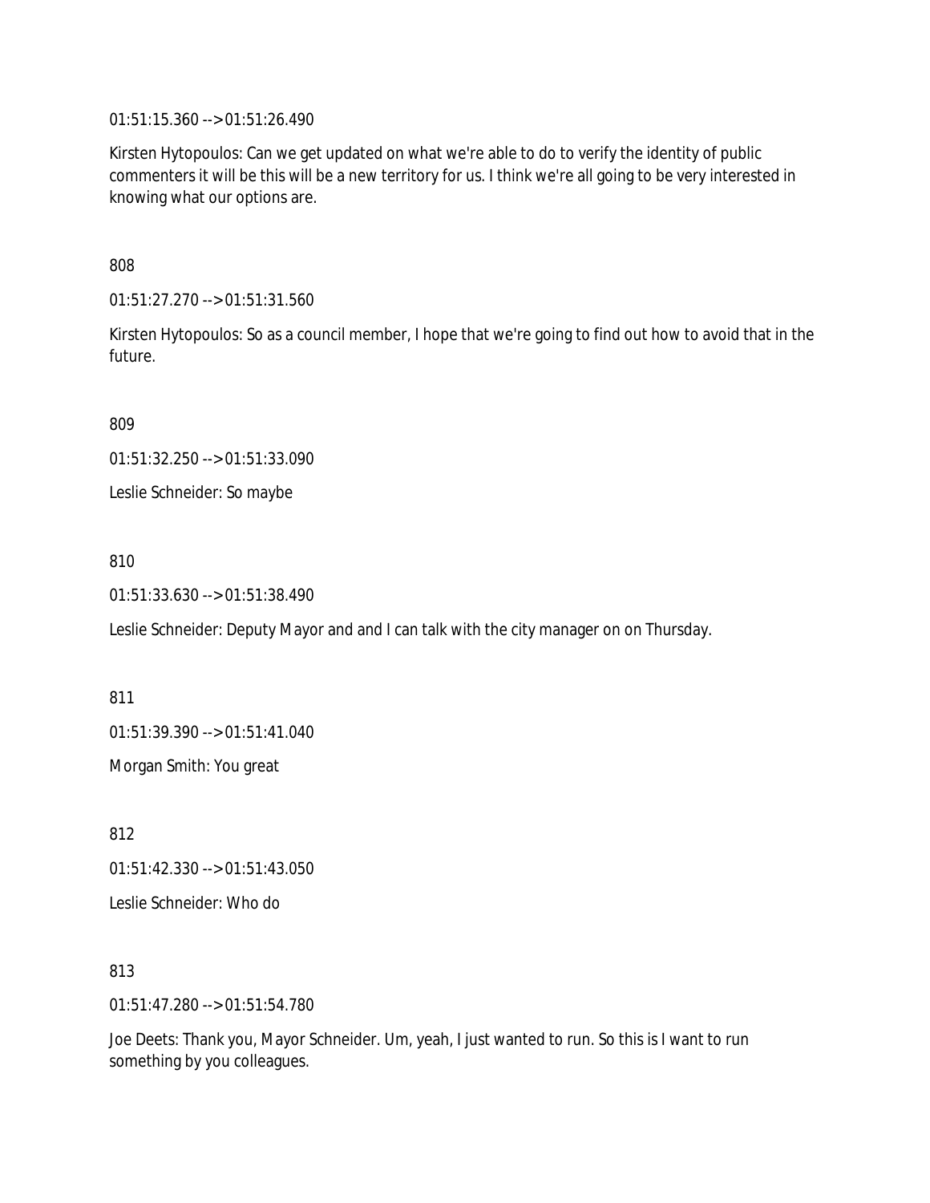01:51:15.360 --> 01:51:26.490

Kirsten Hytopoulos: Can we get updated on what we're able to do to verify the identity of public commenters it will be this will be a new territory for us. I think we're all going to be very interested in knowing what our options are.

808

01:51:27.270 --> 01:51:31.560

Kirsten Hytopoulos: So as a council member, I hope that we're going to find out how to avoid that in the future.

809

01:51:32.250 --> 01:51:33.090

Leslie Schneider: So maybe

810

01:51:33.630 --> 01:51:38.490

Leslie Schneider: Deputy Mayor and and I can talk with the city manager on on Thursday.

811

01:51:39.390 --> 01:51:41.040

Morgan Smith: You great

812

01:51:42.330 --> 01:51:43.050

Leslie Schneider: Who do

813

01:51:47.280 --> 01:51:54.780

Joe Deets: Thank you, Mayor Schneider. Um, yeah, I just wanted to run. So this is I want to run something by you colleagues.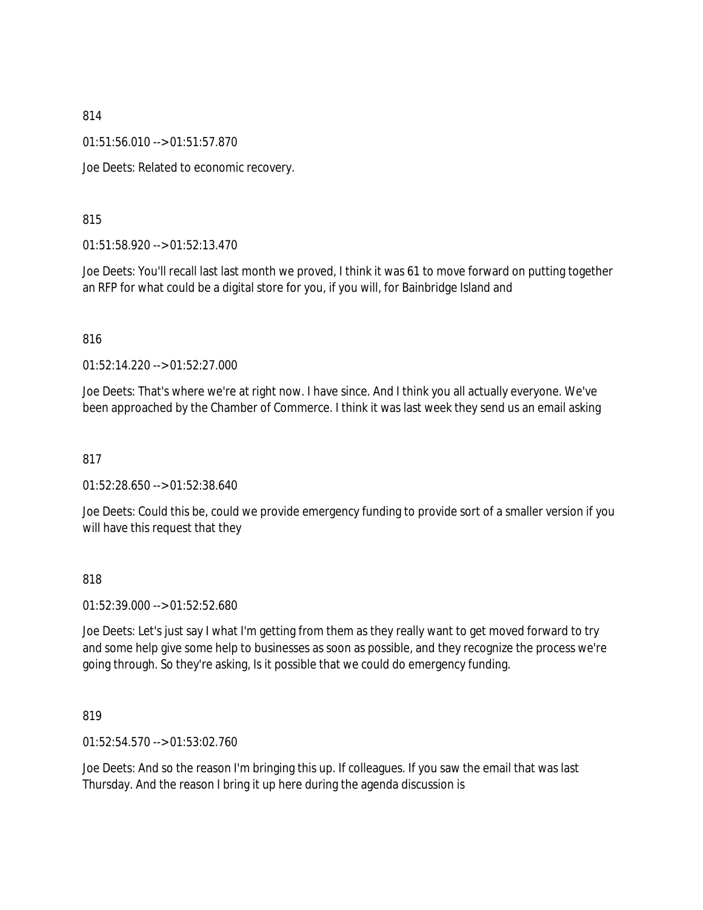814

01:51:56.010 --> 01:51:57.870

Joe Deets: Related to economic recovery.

815

01:51:58.920 --> 01:52:13.470

Joe Deets: You'll recall last last month we proved, I think it was 61 to move forward on putting together an RFP for what could be a digital store for you, if you will, for Bainbridge Island and

816

01:52:14.220 --> 01:52:27.000

Joe Deets: That's where we're at right now. I have since. And I think you all actually everyone. We've been approached by the Chamber of Commerce. I think it was last week they send us an email asking

817

01:52:28.650 --> 01:52:38.640

Joe Deets: Could this be, could we provide emergency funding to provide sort of a smaller version if you will have this request that they

818

01:52:39.000 --> 01:52:52.680

Joe Deets: Let's just say I what I'm getting from them as they really want to get moved forward to try and some help give some help to businesses as soon as possible, and they recognize the process we're going through. So they're asking, Is it possible that we could do emergency funding.

819

01:52:54.570 --> 01:53:02.760

Joe Deets: And so the reason I'm bringing this up. If colleagues. If you saw the email that was last Thursday. And the reason I bring it up here during the agenda discussion is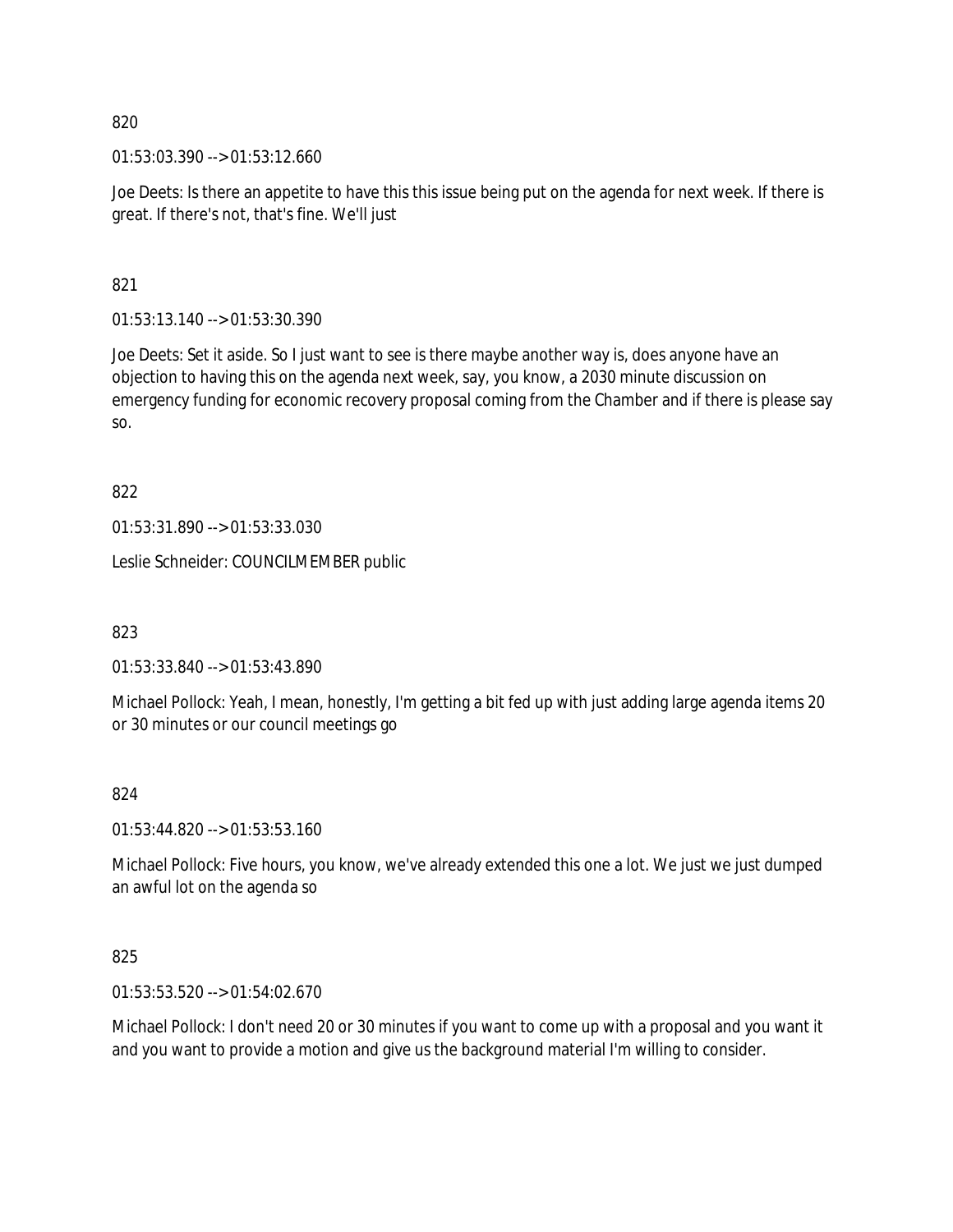820

01:53:03.390 --> 01:53:12.660

Joe Deets: Is there an appetite to have this this issue being put on the agenda for next week. If there is great. If there's not, that's fine. We'll just

821

01:53:13.140 --> 01:53:30.390

Joe Deets: Set it aside. So I just want to see is there maybe another way is, does anyone have an objection to having this on the agenda next week, say, you know, a 2030 minute discussion on emergency funding for economic recovery proposal coming from the Chamber and if there is please say so.

822

01:53:31.890 --> 01:53:33.030

Leslie Schneider: COUNCILMEMBER public

823

01:53:33.840 --> 01:53:43.890

Michael Pollock: Yeah, I mean, honestly, I'm getting a bit fed up with just adding large agenda items 20 or 30 minutes or our council meetings go

824

01:53:44.820 --> 01:53:53.160

Michael Pollock: Five hours, you know, we've already extended this one a lot. We just we just dumped an awful lot on the agenda so

825

01:53:53.520 --> 01:54:02.670

Michael Pollock: I don't need 20 or 30 minutes if you want to come up with a proposal and you want it and you want to provide a motion and give us the background material I'm willing to consider.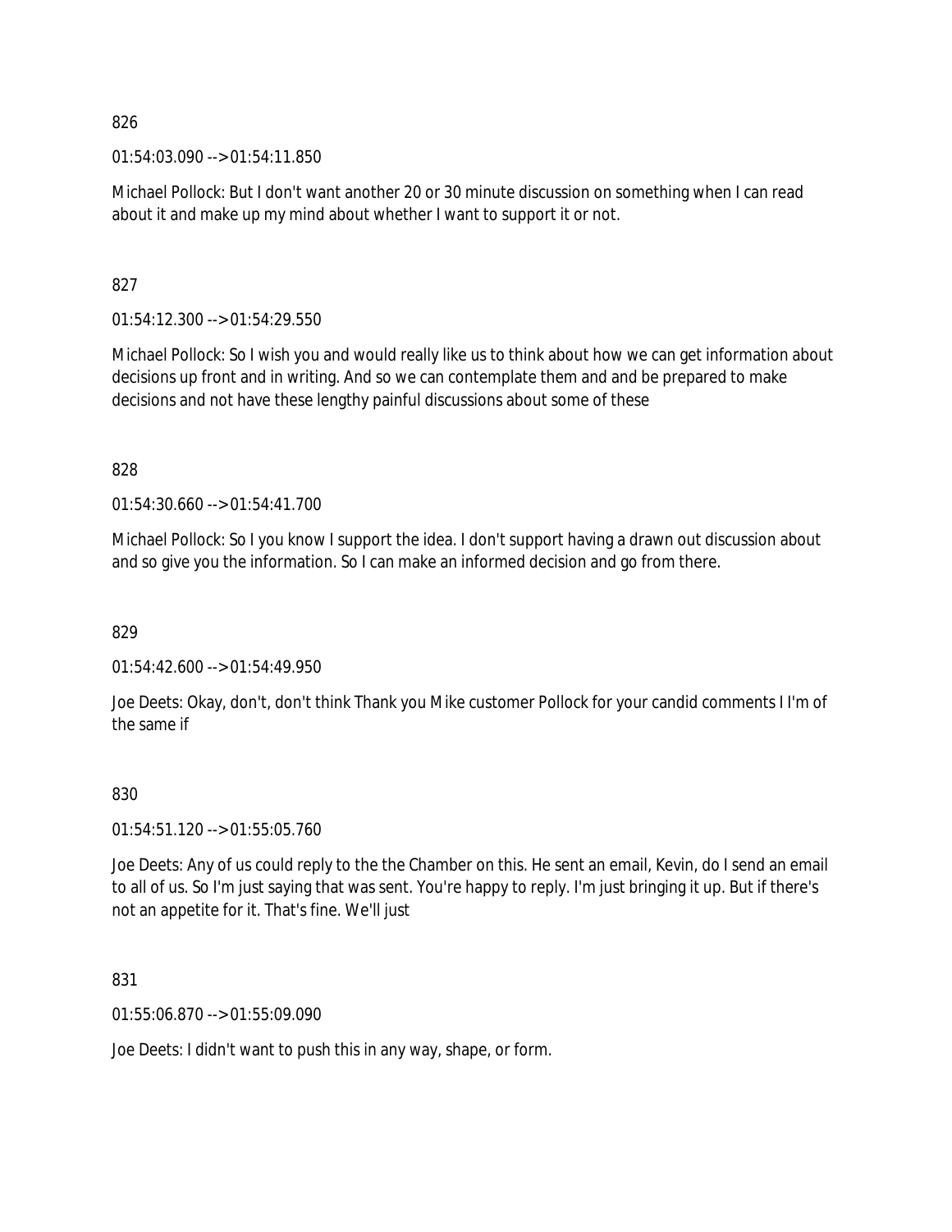826

01:54:03.090 --> 01:54:11.850

Michael Pollock: But I don't want another 20 or 30 minute discussion on something when I can read about it and make up my mind about whether I want to support it or not.

827

01:54:12.300 --> 01:54:29.550

Michael Pollock: So I wish you and would really like us to think about how we can get information about decisions up front and in writing. And so we can contemplate them and and be prepared to make decisions and not have these lengthy painful discussions about some of these

828

01:54:30.660 --> 01:54:41.700

Michael Pollock: So I you know I support the idea. I don't support having a drawn out discussion about and so give you the information. So I can make an informed decision and go from there.

829

01:54:42.600 --> 01:54:49.950

Joe Deets: Okay, don't, don't think Thank you Mike customer Pollock for your candid comments I I'm of the same if

830

01:54:51.120 --> 01:55:05.760

Joe Deets: Any of us could reply to the the Chamber on this. He sent an email, Kevin, do I send an email to all of us. So I'm just saying that was sent. You're happy to reply. I'm just bringing it up. But if there's not an appetite for it. That's fine. We'll just

831

01:55:06.870 --> 01:55:09.090

Joe Deets: I didn't want to push this in any way, shape, or form.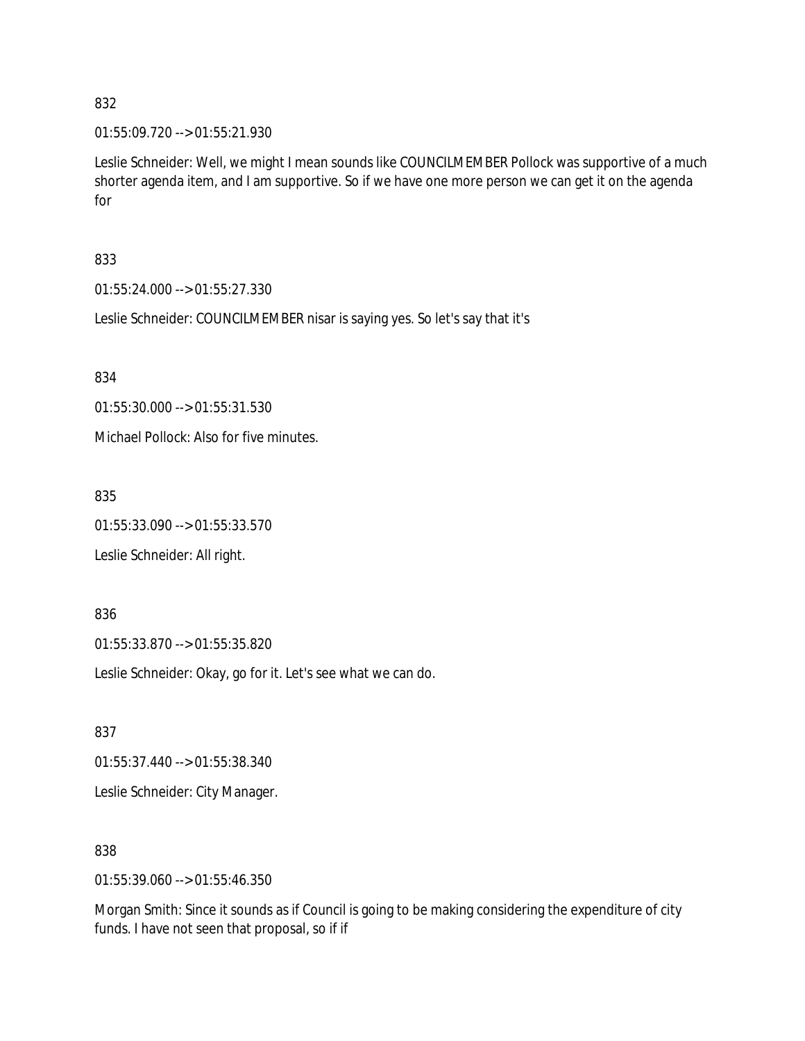832

01:55:09.720 --> 01:55:21.930

Leslie Schneider: Well, we might I mean sounds like COUNCILMEMBER Pollock was supportive of a much shorter agenda item, and I am supportive. So if we have one more person we can get it on the agenda for

833

01:55:24.000 --> 01:55:27.330

Leslie Schneider: COUNCILMEMBER nisar is saying yes. So let's say that it's

834

01:55:30.000 --> 01:55:31.530

Michael Pollock: Also for five minutes.

835

01:55:33.090 --> 01:55:33.570

Leslie Schneider: All right.

836

01:55:33.870 --> 01:55:35.820

Leslie Schneider: Okay, go for it. Let's see what we can do.

837

01:55:37.440 --> 01:55:38.340

Leslie Schneider: City Manager.

838

01:55:39.060 --> 01:55:46.350

Morgan Smith: Since it sounds as if Council is going to be making considering the expenditure of city funds. I have not seen that proposal, so if if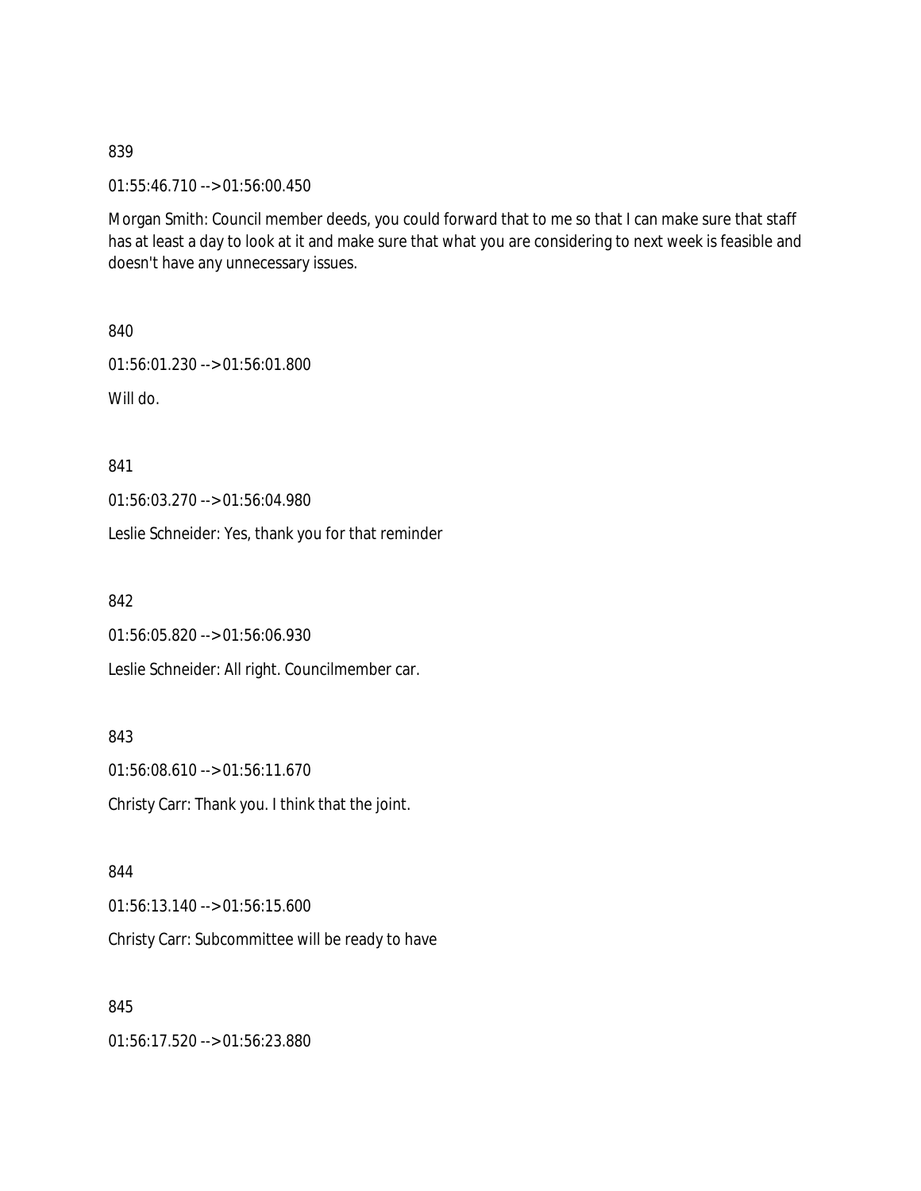839

01:55:46.710 --> 01:56:00.450

Morgan Smith: Council member deeds, you could forward that to me so that I can make sure that staff has at least a day to look at it and make sure that what you are considering to next week is feasible and doesn't have any unnecessary issues.

840

01:56:01.230 --> 01:56:01.800

Will do.

841

01:56:03.270 --> 01:56:04.980

Leslie Schneider: Yes, thank you for that reminder

842

01:56:05.820 --> 01:56:06.930

Leslie Schneider: All right. Councilmember car.

843

01:56:08.610 --> 01:56:11.670

Christy Carr: Thank you. I think that the joint.

844

01:56:13.140 --> 01:56:15.600

Christy Carr: Subcommittee will be ready to have

845

01:56:17.520 --> 01:56:23.880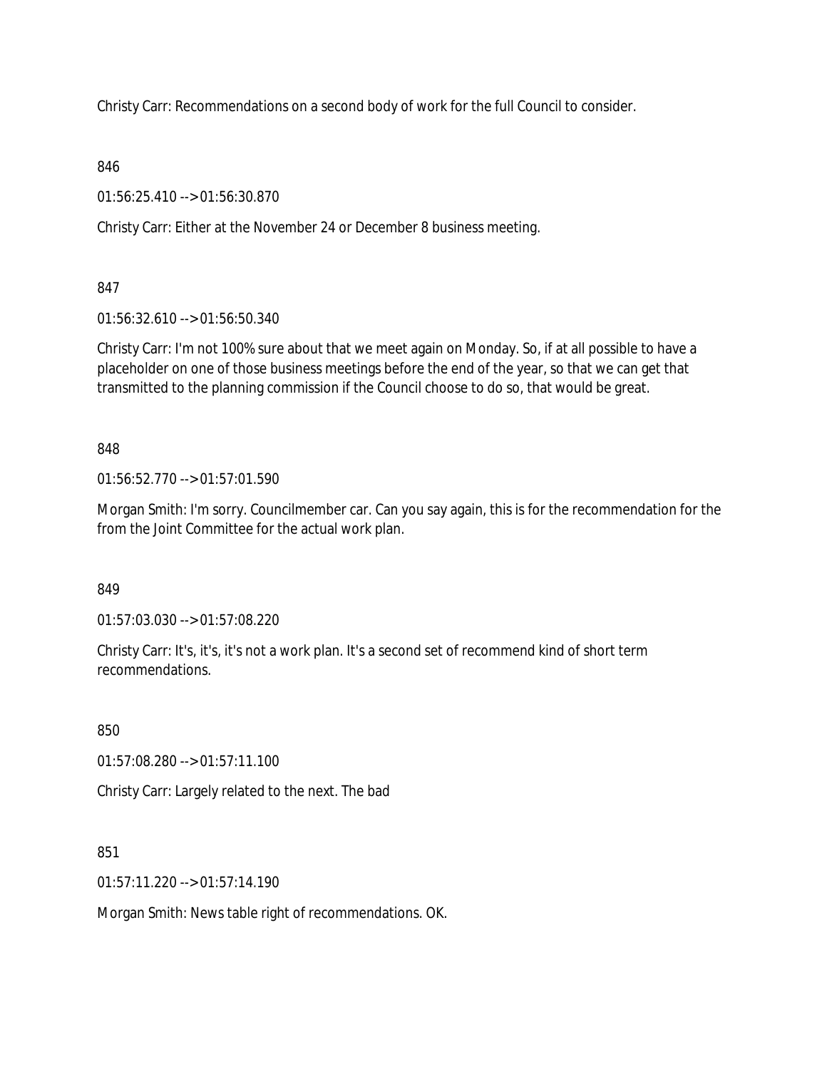Christy Carr: Recommendations on a second body of work for the full Council to consider.

846

01:56:25.410 --> 01:56:30.870

Christy Carr: Either at the November 24 or December 8 business meeting.

847

01:56:32.610 --> 01:56:50.340

Christy Carr: I'm not 100% sure about that we meet again on Monday. So, if at all possible to have a placeholder on one of those business meetings before the end of the year, so that we can get that transmitted to the planning commission if the Council choose to do so, that would be great.

848

01:56:52.770 --> 01:57:01.590

Morgan Smith: I'm sorry. Councilmember car. Can you say again, this is for the recommendation for the from the Joint Committee for the actual work plan.

849

01:57:03.030 --> 01:57:08.220

Christy Carr: It's, it's, it's not a work plan. It's a second set of recommend kind of short term recommendations.

850

01:57:08.280 --> 01:57:11.100

Christy Carr: Largely related to the next. The bad

851

01:57:11.220 --> 01:57:14.190

Morgan Smith: News table right of recommendations. OK.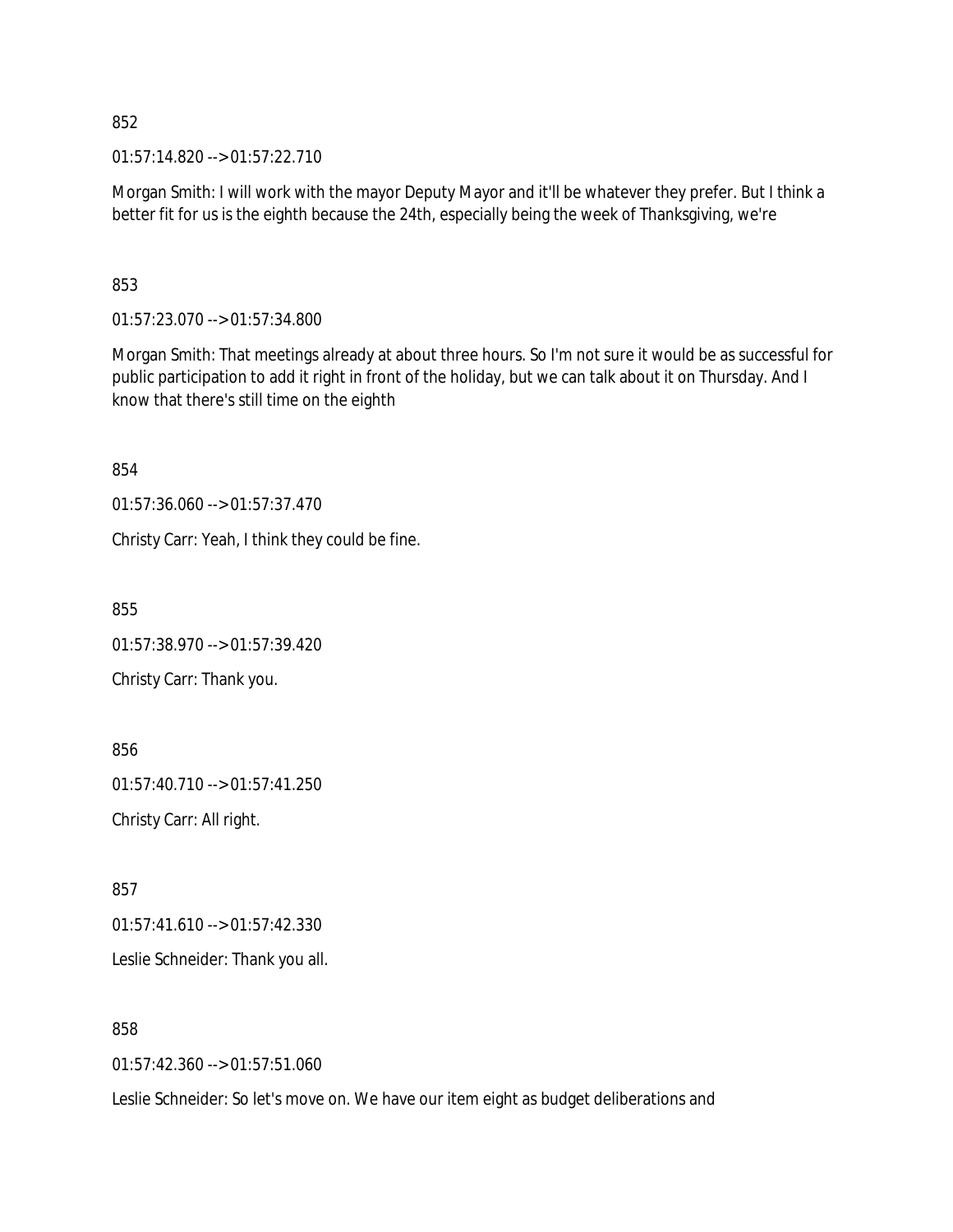852

01:57:14.820 --> 01:57:22.710

Morgan Smith: I will work with the mayor Deputy Mayor and it'll be whatever they prefer. But I think a better fit for us is the eighth because the 24th, especially being the week of Thanksgiving, we're

853

01:57:23.070 --> 01:57:34.800

Morgan Smith: That meetings already at about three hours. So I'm not sure it would be as successful for public participation to add it right in front of the holiday, but we can talk about it on Thursday. And I know that there's still time on the eighth

854

01:57:36.060 --> 01:57:37.470

Christy Carr: Yeah, I think they could be fine.

855

01:57:38.970 --> 01:57:39.420

Christy Carr: Thank you.

856

01:57:40.710 --> 01:57:41.250

Christy Carr: All right.

857

01:57:41.610 --> 01:57:42.330

Leslie Schneider: Thank you all.

858

01:57:42.360 --> 01:57:51.060

Leslie Schneider: So let's move on. We have our item eight as budget deliberations and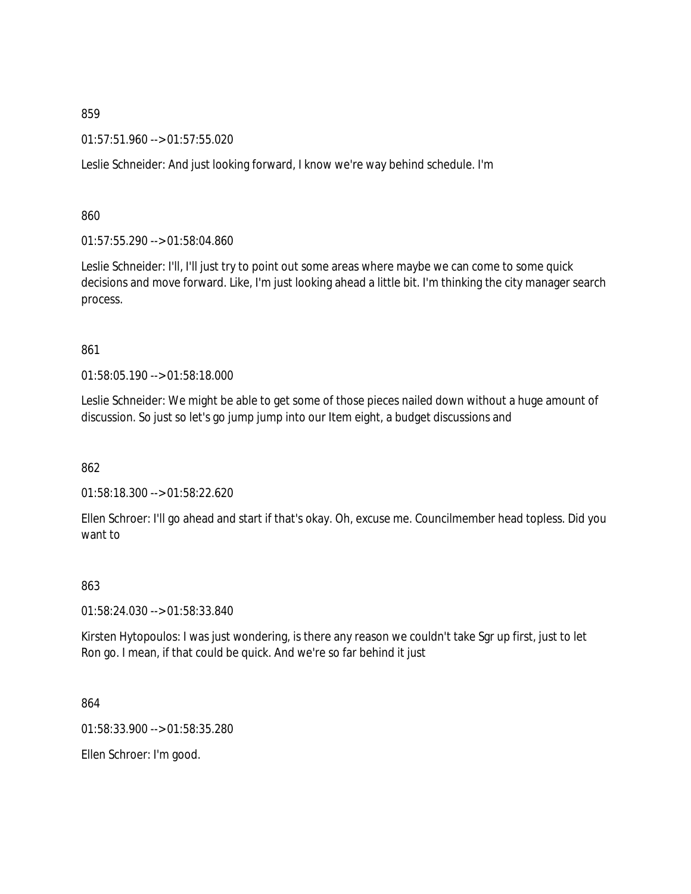859

01:57:51.960 --> 01:57:55.020

Leslie Schneider: And just looking forward, I know we're way behind schedule. I'm

860

01:57:55.290 --> 01:58:04.860

Leslie Schneider: I'll, I'll just try to point out some areas where maybe we can come to some quick decisions and move forward. Like, I'm just looking ahead a little bit. I'm thinking the city manager search process.

861

01:58:05.190 --> 01:58:18.000

Leslie Schneider: We might be able to get some of those pieces nailed down without a huge amount of discussion. So just so let's go jump jump into our Item eight, a budget discussions and

862

01:58:18.300 --> 01:58:22.620

Ellen Schroer: I'll go ahead and start if that's okay. Oh, excuse me. Councilmember head topless. Did you want to

863

01:58:24.030 --> 01:58:33.840

Kirsten Hytopoulos: I was just wondering, is there any reason we couldn't take Sgr up first, just to let Ron go. I mean, if that could be quick. And we're so far behind it just

864

01:58:33.900 --> 01:58:35.280

Ellen Schroer: I'm good.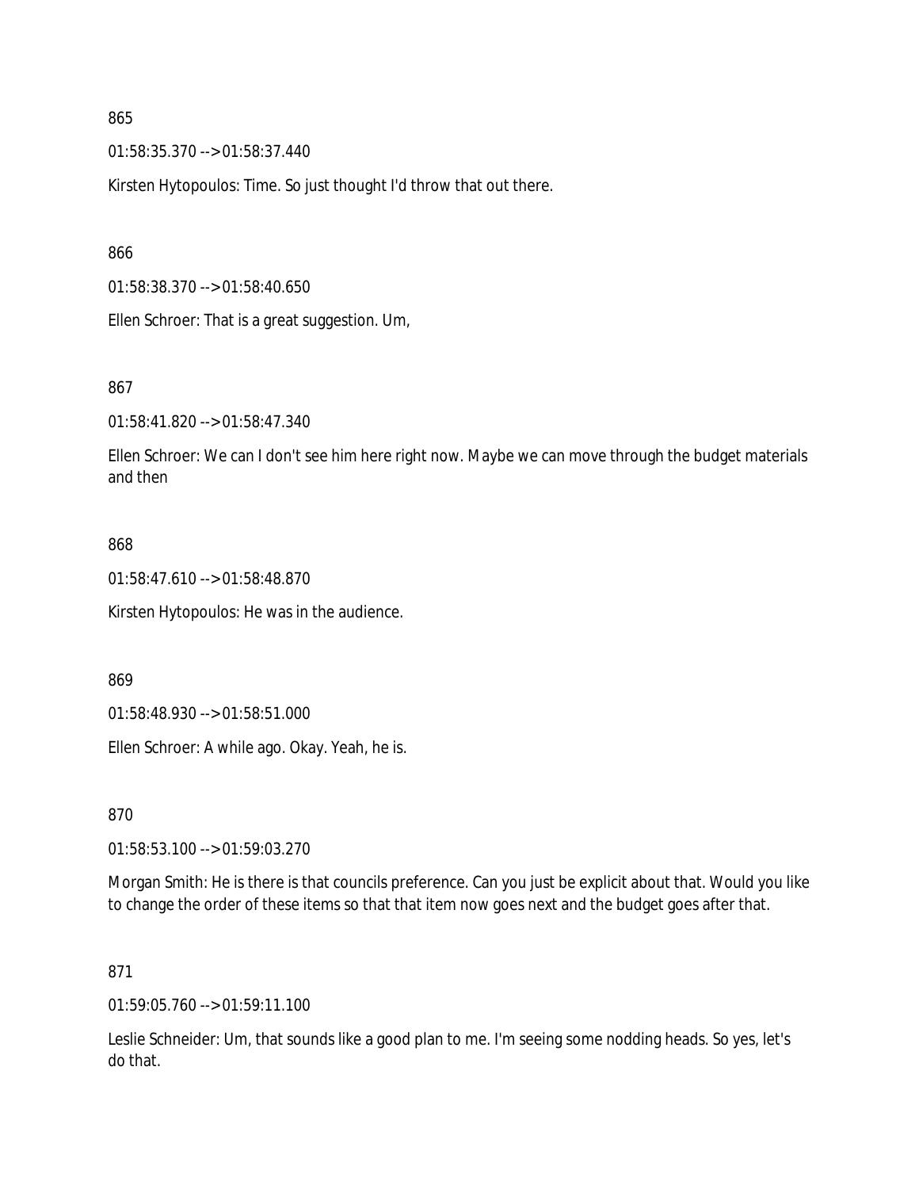865

01:58:35.370 --> 01:58:37.440

Kirsten Hytopoulos: Time. So just thought I'd throw that out there.

866

01:58:38.370 --> 01:58:40.650

Ellen Schroer: That is a great suggestion. Um,

867

01:58:41.820 --> 01:58:47.340

Ellen Schroer: We can I don't see him here right now. Maybe we can move through the budget materials and then

868

01:58:47.610 --> 01:58:48.870

Kirsten Hytopoulos: He was in the audience.

869

01:58:48.930 --> 01:58:51.000

Ellen Schroer: A while ago. Okay. Yeah, he is.

870

01:58:53.100 --> 01:59:03.270

Morgan Smith: He is there is that councils preference. Can you just be explicit about that. Would you like to change the order of these items so that that item now goes next and the budget goes after that.

871

01:59:05.760 --> 01:59:11.100

Leslie Schneider: Um, that sounds like a good plan to me. I'm seeing some nodding heads. So yes, let's do that.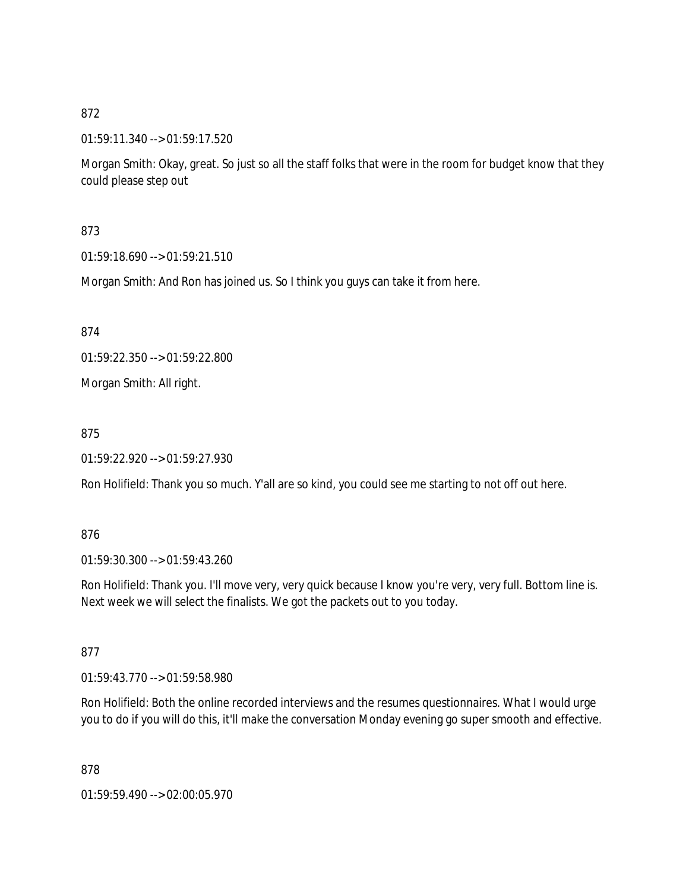872

01:59:11.340 --> 01:59:17.520

Morgan Smith: Okay, great. So just so all the staff folks that were in the room for budget know that they could please step out

873

01:59:18.690 --> 01:59:21.510

Morgan Smith: And Ron has joined us. So I think you guys can take it from here.

874

01:59:22.350 --> 01:59:22.800

Morgan Smith: All right.

875

01:59:22.920 --> 01:59:27.930

Ron Holifield: Thank you so much. Y'all are so kind, you could see me starting to not off out here.

876

01:59:30.300 --> 01:59:43.260

Ron Holifield: Thank you. I'll move very, very quick because I know you're very, very full. Bottom line is. Next week we will select the finalists. We got the packets out to you today.

877

01:59:43.770 --> 01:59:58.980

Ron Holifield: Both the online recorded interviews and the resumes questionnaires. What I would urge you to do if you will do this, it'll make the conversation Monday evening go super smooth and effective.

878

01:59:59.490 --> 02:00:05.970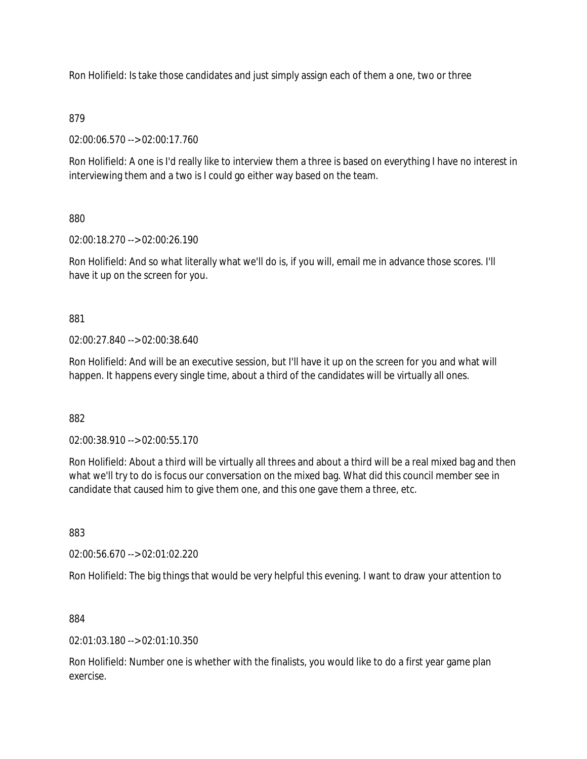Ron Holifield: Is take those candidates and just simply assign each of them a one, two or three

879

02:00:06.570 --> 02:00:17.760

Ron Holifield: A one is I'd really like to interview them a three is based on everything I have no interest in interviewing them and a two is I could go either way based on the team.

880

02:00:18.270 --> 02:00:26.190

Ron Holifield: And so what literally what we'll do is, if you will, email me in advance those scores. I'll have it up on the screen for you.

881

02:00:27.840 --> 02:00:38.640

Ron Holifield: And will be an executive session, but I'll have it up on the screen for you and what will happen. It happens every single time, about a third of the candidates will be virtually all ones.

882

02:00:38.910 --> 02:00:55.170

Ron Holifield: About a third will be virtually all threes and about a third will be a real mixed bag and then what we'll try to do is focus our conversation on the mixed bag. What did this council member see in candidate that caused him to give them one, and this one gave them a three, etc.

883

02:00:56.670 --> 02:01:02.220

Ron Holifield: The big things that would be very helpful this evening. I want to draw your attention to

884

02:01:03.180 --> 02:01:10.350

Ron Holifield: Number one is whether with the finalists, you would like to do a first year game plan exercise.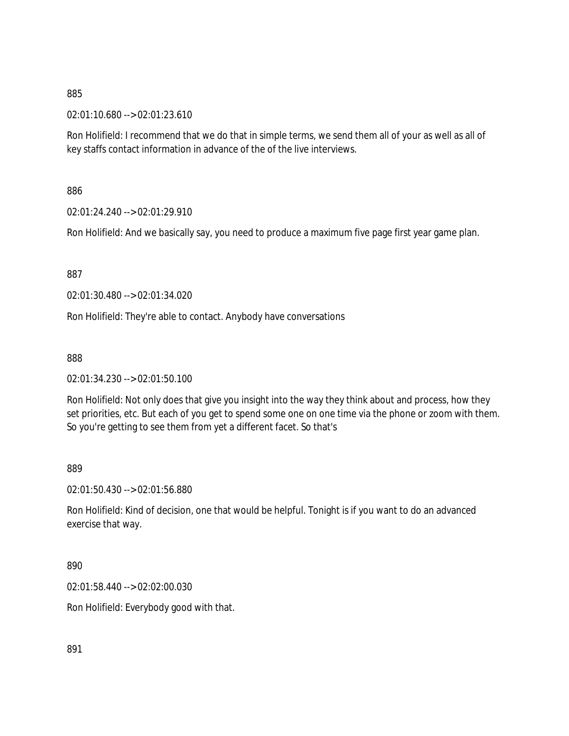885

02:01:10.680 --> 02:01:23.610

Ron Holifield: I recommend that we do that in simple terms, we send them all of your as well as all of key staffs contact information in advance of the of the live interviews.

886

02:01:24.240 --> 02:01:29.910

Ron Holifield: And we basically say, you need to produce a maximum five page first year game plan.

887

02:01:30.480 --> 02:01:34.020

Ron Holifield: They're able to contact. Anybody have conversations

888

02:01:34.230 --> 02:01:50.100

Ron Holifield: Not only does that give you insight into the way they think about and process, how they set priorities, etc. But each of you get to spend some one on one time via the phone or zoom with them. So you're getting to see them from yet a different facet. So that's

889

02:01:50.430 --> 02:01:56.880

Ron Holifield: Kind of decision, one that would be helpful. Tonight is if you want to do an advanced exercise that way.

890

02:01:58.440 --> 02:02:00.030

Ron Holifield: Everybody good with that.

891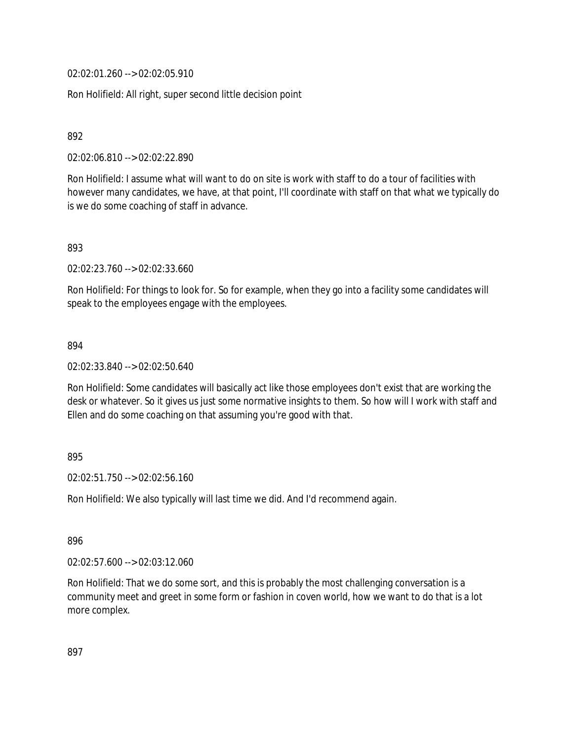02:02:01.260 --> 02:02:05.910

Ron Holifield: All right, super second little decision point

892

02:02:06.810 --> 02:02:22.890

Ron Holifield: I assume what will want to do on site is work with staff to do a tour of facilities with however many candidates, we have, at that point, I'll coordinate with staff on that what we typically do is we do some coaching of staff in advance.

893

02:02:23.760 --> 02:02:33.660

Ron Holifield: For things to look for. So for example, when they go into a facility some candidates will speak to the employees engage with the employees.

894

02:02:33.840 --> 02:02:50.640

Ron Holifield: Some candidates will basically act like those employees don't exist that are working the desk or whatever. So it gives us just some normative insights to them. So how will I work with staff and Ellen and do some coaching on that assuming you're good with that.

895

02:02:51.750 --> 02:02:56.160

Ron Holifield: We also typically will last time we did. And I'd recommend again.

896

02:02:57.600 --> 02:03:12.060

Ron Holifield: That we do some sort, and this is probably the most challenging conversation is a community meet and greet in some form or fashion in coven world, how we want to do that is a lot more complex.

897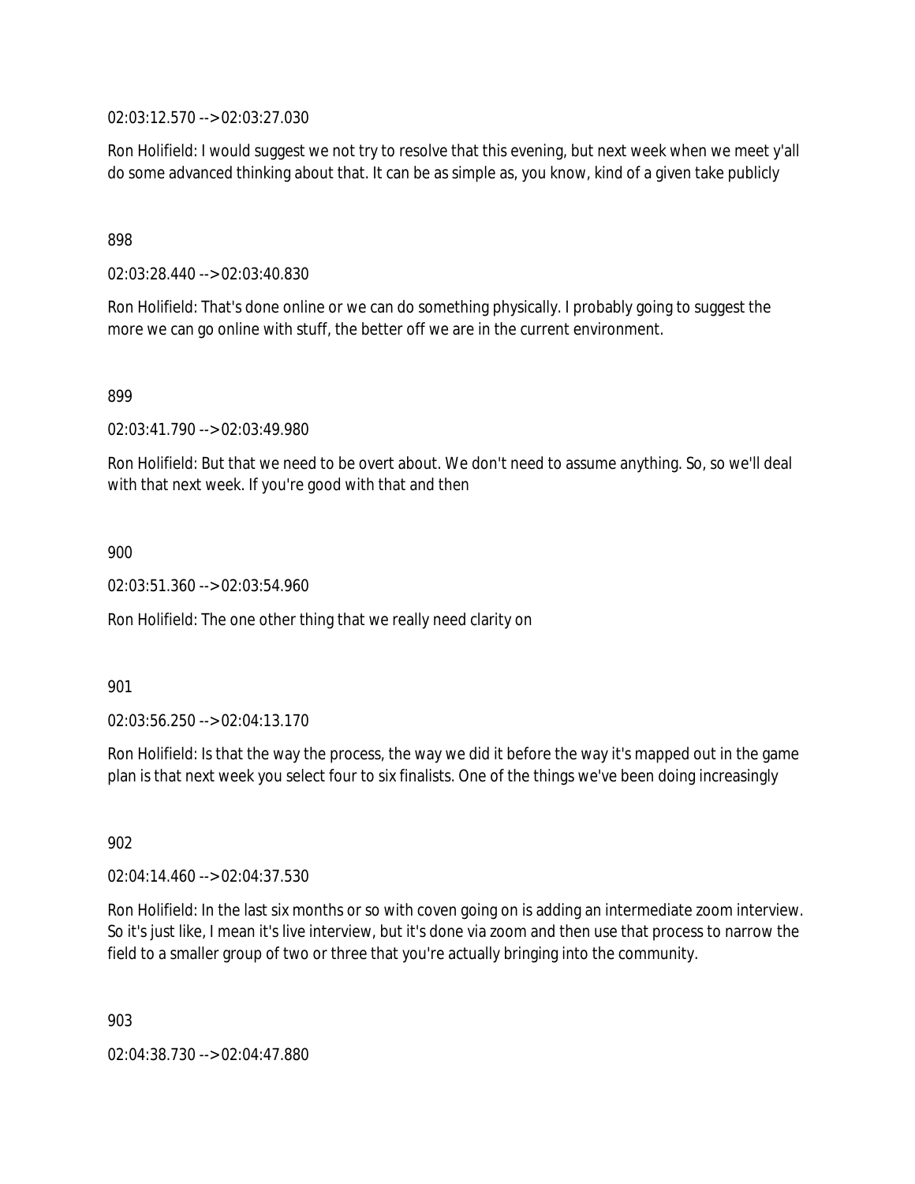02:03:12.570 --> 02:03:27.030

Ron Holifield: I would suggest we not try to resolve that this evening, but next week when we meet y'all do some advanced thinking about that. It can be as simple as, you know, kind of a given take publicly

898

02:03:28.440 --> 02:03:40.830

Ron Holifield: That's done online or we can do something physically. I probably going to suggest the more we can go online with stuff, the better off we are in the current environment.

899

02:03:41.790 --> 02:03:49.980

Ron Holifield: But that we need to be overt about. We don't need to assume anything. So, so we'll deal with that next week. If you're good with that and then

900

02:03:51.360 --> 02:03:54.960

Ron Holifield: The one other thing that we really need clarity on

901

02:03:56.250 --> 02:04:13.170

Ron Holifield: Is that the way the process, the way we did it before the way it's mapped out in the game plan is that next week you select four to six finalists. One of the things we've been doing increasingly

902

02:04:14.460 --> 02:04:37.530

Ron Holifield: In the last six months or so with coven going on is adding an intermediate zoom interview. So it's just like, I mean it's live interview, but it's done via zoom and then use that process to narrow the field to a smaller group of two or three that you're actually bringing into the community.

903

02:04:38.730 --> 02:04:47.880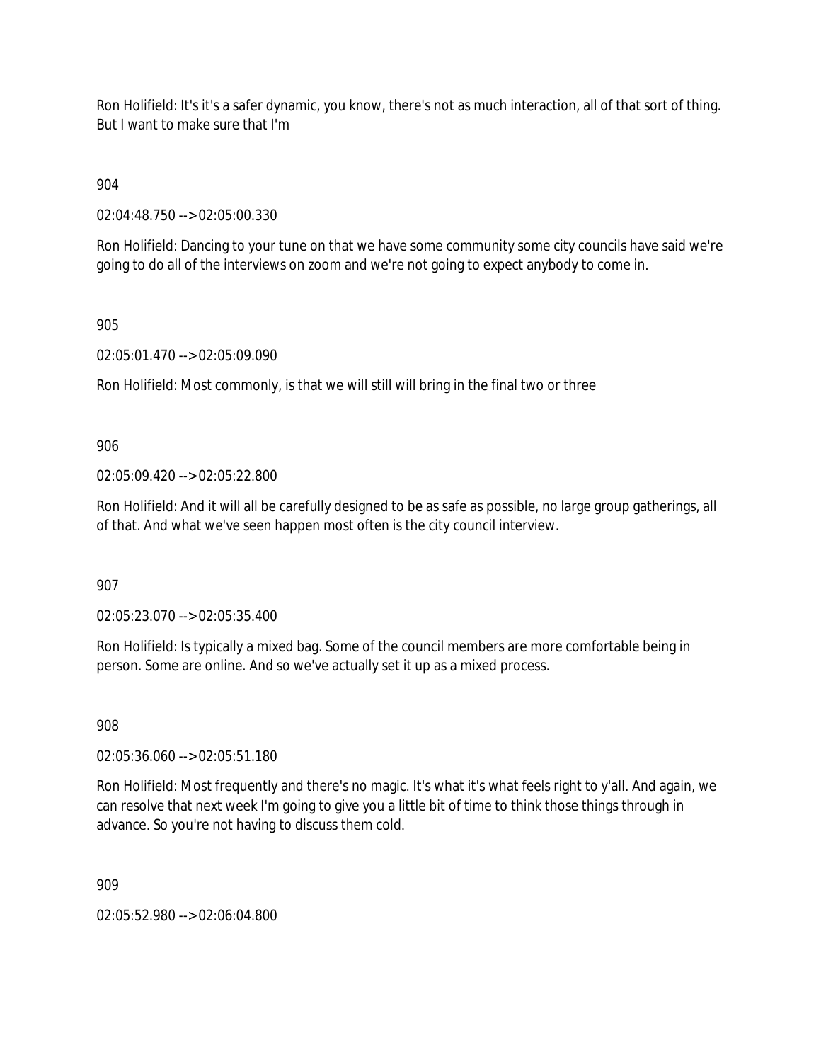Ron Holifield: It's it's a safer dynamic, you know, there's not as much interaction, all of that sort of thing. But I want to make sure that I'm

904

02:04:48.750 --> 02:05:00.330

Ron Holifield: Dancing to your tune on that we have some community some city councils have said we're going to do all of the interviews on zoom and we're not going to expect anybody to come in.

905

02:05:01.470 --> 02:05:09.090

Ron Holifield: Most commonly, is that we will still will bring in the final two or three

906

02:05:09.420 --> 02:05:22.800

Ron Holifield: And it will all be carefully designed to be as safe as possible, no large group gatherings, all of that. And what we've seen happen most often is the city council interview.

907

02:05:23.070 --> 02:05:35.400

Ron Holifield: Is typically a mixed bag. Some of the council members are more comfortable being in person. Some are online. And so we've actually set it up as a mixed process.

908

02:05:36.060 --> 02:05:51.180

Ron Holifield: Most frequently and there's no magic. It's what it's what feels right to y'all. And again, we can resolve that next week I'm going to give you a little bit of time to think those things through in advance. So you're not having to discuss them cold.

909

02:05:52.980 --> 02:06:04.800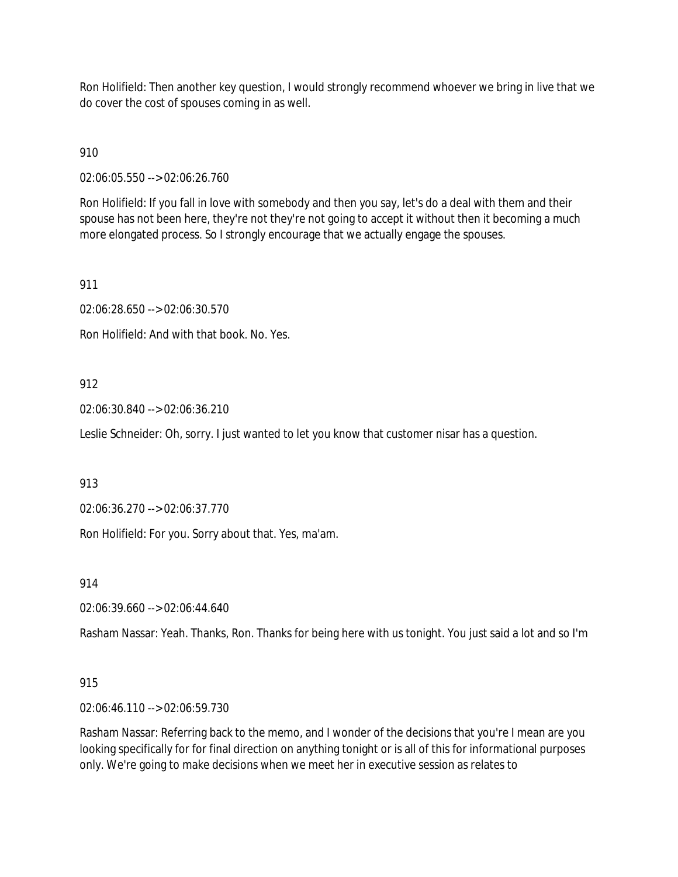Ron Holifield: Then another key question, I would strongly recommend whoever we bring in live that we do cover the cost of spouses coming in as well.

910

02:06:05.550 --> 02:06:26.760

Ron Holifield: If you fall in love with somebody and then you say, let's do a deal with them and their spouse has not been here, they're not they're not going to accept it without then it becoming a much more elongated process. So I strongly encourage that we actually engage the spouses.

911

02:06:28.650 --> 02:06:30.570

Ron Holifield: And with that book. No. Yes.

912

02:06:30.840 --> 02:06:36.210

Leslie Schneider: Oh, sorry. I just wanted to let you know that customer nisar has a question.

913

02:06:36.270 --> 02:06:37.770

Ron Holifield: For you. Sorry about that. Yes, ma'am.

914

02:06:39.660 --> 02:06:44.640

Rasham Nassar: Yeah. Thanks, Ron. Thanks for being here with us tonight. You just said a lot and so I'm

915

02:06:46.110 --> 02:06:59.730

Rasham Nassar: Referring back to the memo, and I wonder of the decisions that you're I mean are you looking specifically for for final direction on anything tonight or is all of this for informational purposes only. We're going to make decisions when we meet her in executive session as relates to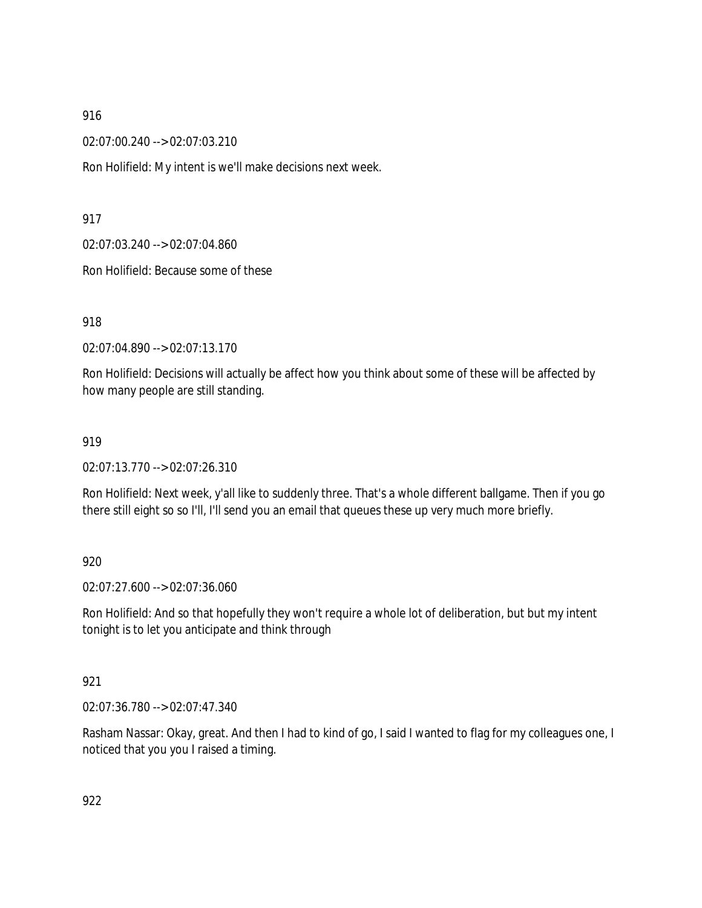916

02:07:00.240 --> 02:07:03.210

Ron Holifield: My intent is we'll make decisions next week.

917

02:07:03.240 --> 02:07:04.860

Ron Holifield: Because some of these

918

02:07:04.890 --> 02:07:13.170

Ron Holifield: Decisions will actually be affect how you think about some of these will be affected by how many people are still standing.

919

02:07:13.770 --> 02:07:26.310

Ron Holifield: Next week, y'all like to suddenly three. That's a whole different ballgame. Then if you go there still eight so so I'll, I'll send you an email that queues these up very much more briefly.

920

02:07:27.600 --> 02:07:36.060

Ron Holifield: And so that hopefully they won't require a whole lot of deliberation, but but my intent tonight is to let you anticipate and think through

921

02:07:36.780 --> 02:07:47.340

Rasham Nassar: Okay, great. And then I had to kind of go, I said I wanted to flag for my colleagues one, I noticed that you you I raised a timing.

922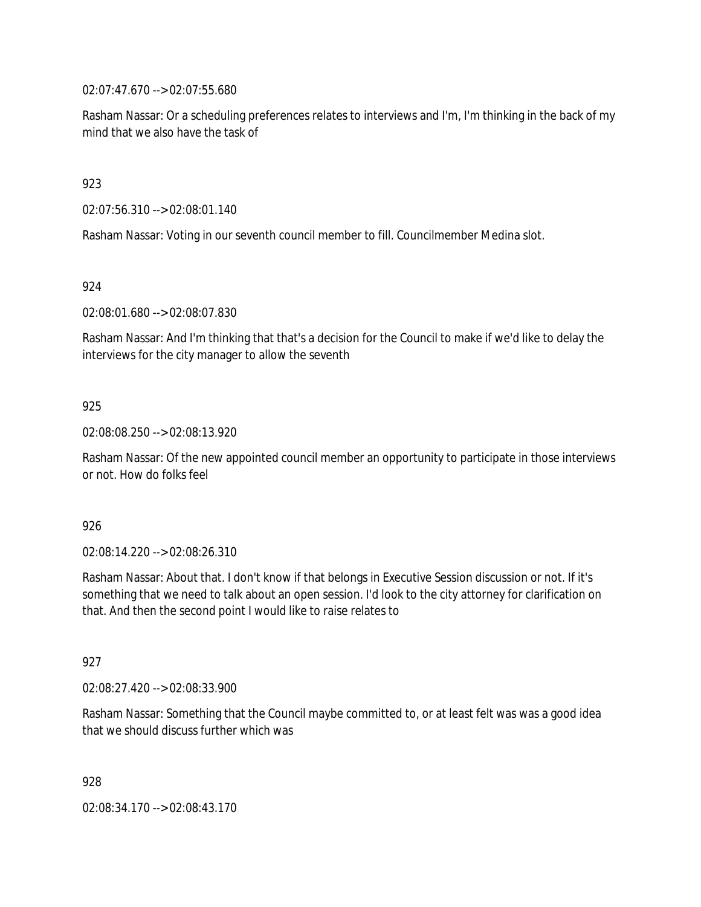02:07:47.670 --> 02:07:55.680

Rasham Nassar: Or a scheduling preferences relates to interviews and I'm, I'm thinking in the back of my mind that we also have the task of

923

02:07:56.310 --> 02:08:01.140

Rasham Nassar: Voting in our seventh council member to fill. Councilmember Medina slot.

924

02:08:01.680 --> 02:08:07.830

Rasham Nassar: And I'm thinking that that's a decision for the Council to make if we'd like to delay the interviews for the city manager to allow the seventh

925

02:08:08.250 --> 02:08:13.920

Rasham Nassar: Of the new appointed council member an opportunity to participate in those interviews or not. How do folks feel

926

02:08:14.220 --> 02:08:26.310

Rasham Nassar: About that. I don't know if that belongs in Executive Session discussion or not. If it's something that we need to talk about an open session. I'd look to the city attorney for clarification on that. And then the second point I would like to raise relates to

927

02:08:27.420 --> 02:08:33.900

Rasham Nassar: Something that the Council maybe committed to, or at least felt was was a good idea that we should discuss further which was

928

02:08:34.170 --> 02:08:43.170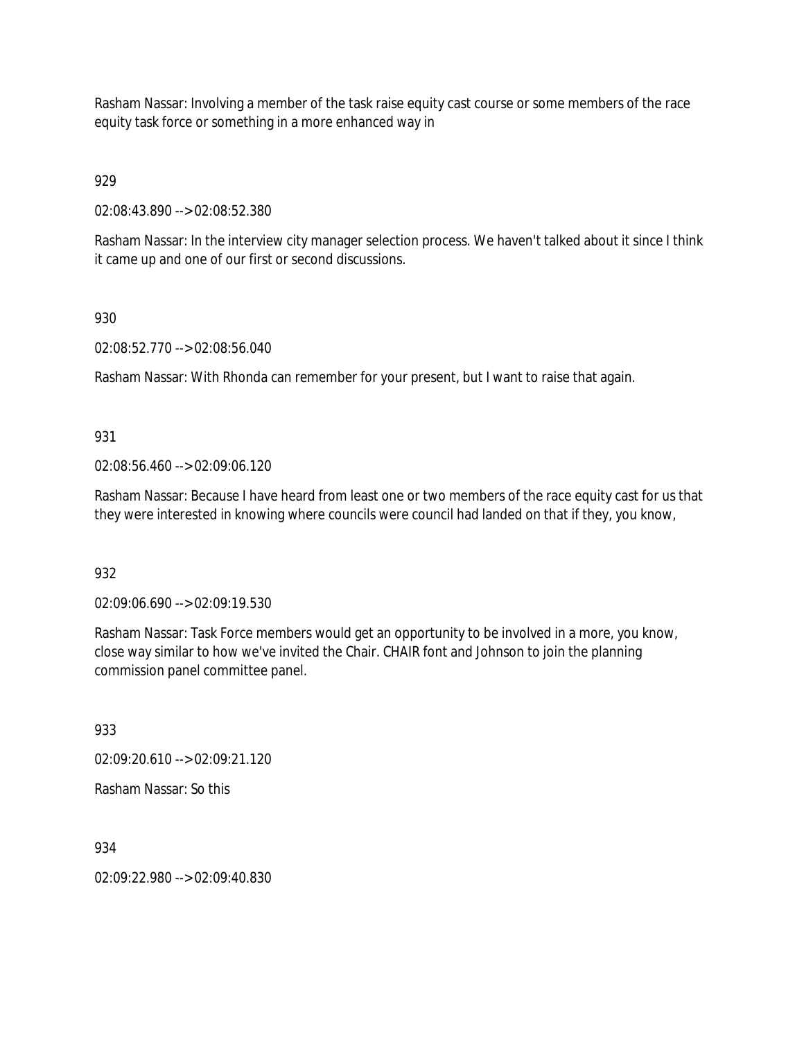Rasham Nassar: Involving a member of the task raise equity cast course or some members of the race equity task force or something in a more enhanced way in

929

02:08:43.890 --> 02:08:52.380

Rasham Nassar: In the interview city manager selection process. We haven't talked about it since I think it came up and one of our first or second discussions.

930

02:08:52.770 --> 02:08:56.040

Rasham Nassar: With Rhonda can remember for your present, but I want to raise that again.

931

02:08:56.460 --> 02:09:06.120

Rasham Nassar: Because I have heard from least one or two members of the race equity cast for us that they were interested in knowing where councils were council had landed on that if they, you know,

932

02:09:06.690 --> 02:09:19.530

Rasham Nassar: Task Force members would get an opportunity to be involved in a more, you know, close way similar to how we've invited the Chair. CHAIR font and Johnson to join the planning commission panel committee panel.

933

02:09:20.610 --> 02:09:21.120

Rasham Nassar: So this

934

02:09:22.980 --> 02:09:40.830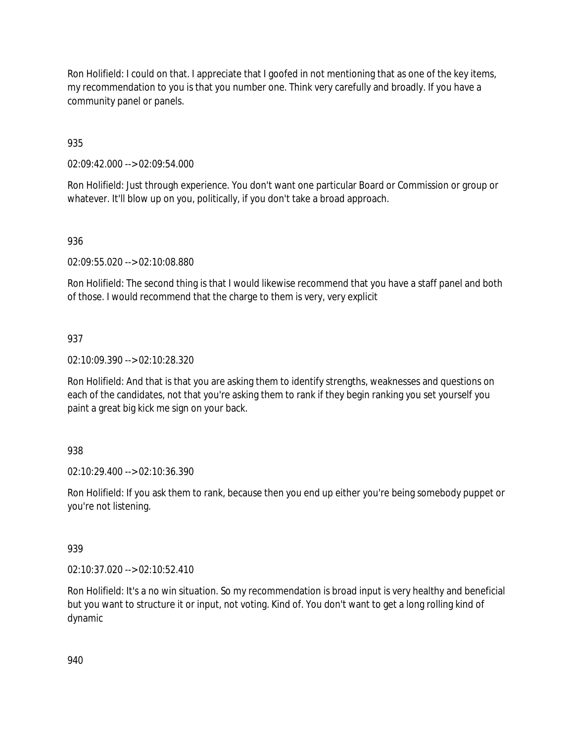Ron Holifield: I could on that. I appreciate that I goofed in not mentioning that as one of the key items, my recommendation to you is that you number one. Think very carefully and broadly. If you have a community panel or panels.

935

02:09:42.000 --> 02:09:54.000

Ron Holifield: Just through experience. You don't want one particular Board or Commission or group or whatever. It'll blow up on you, politically, if you don't take a broad approach.

936

02:09:55.020 --> 02:10:08.880

Ron Holifield: The second thing is that I would likewise recommend that you have a staff panel and both of those. I would recommend that the charge to them is very, very explicit

937

02:10:09.390 --> 02:10:28.320

Ron Holifield: And that is that you are asking them to identify strengths, weaknesses and questions on each of the candidates, not that you're asking them to rank if they begin ranking you set yourself you paint a great big kick me sign on your back.

938

02:10:29.400 --> 02:10:36.390

Ron Holifield: If you ask them to rank, because then you end up either you're being somebody puppet or you're not listening.

939

02:10:37.020 --> 02:10:52.410

Ron Holifield: It's a no win situation. So my recommendation is broad input is very healthy and beneficial but you want to structure it or input, not voting. Kind of. You don't want to get a long rolling kind of dynamic

940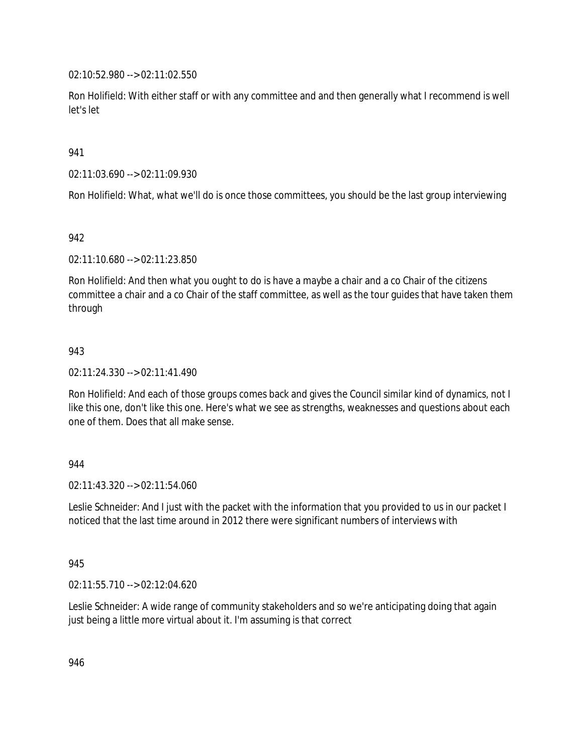02:10:52.980 --> 02:11:02.550

Ron Holifield: With either staff or with any committee and and then generally what I recommend is well let's let

941

02:11:03.690 --> 02:11:09.930

Ron Holifield: What, what we'll do is once those committees, you should be the last group interviewing

942

02:11:10.680 --> 02:11:23.850

Ron Holifield: And then what you ought to do is have a maybe a chair and a co Chair of the citizens committee a chair and a co Chair of the staff committee, as well as the tour guides that have taken them through

943

02:11:24.330 --> 02:11:41.490

Ron Holifield: And each of those groups comes back and gives the Council similar kind of dynamics, not I like this one, don't like this one. Here's what we see as strengths, weaknesses and questions about each one of them. Does that all make sense.

944

02:11:43.320 --> 02:11:54.060

Leslie Schneider: And I just with the packet with the information that you provided to us in our packet I noticed that the last time around in 2012 there were significant numbers of interviews with

945

02:11:55.710 --> 02:12:04.620

Leslie Schneider: A wide range of community stakeholders and so we're anticipating doing that again just being a little more virtual about it. I'm assuming is that correct

946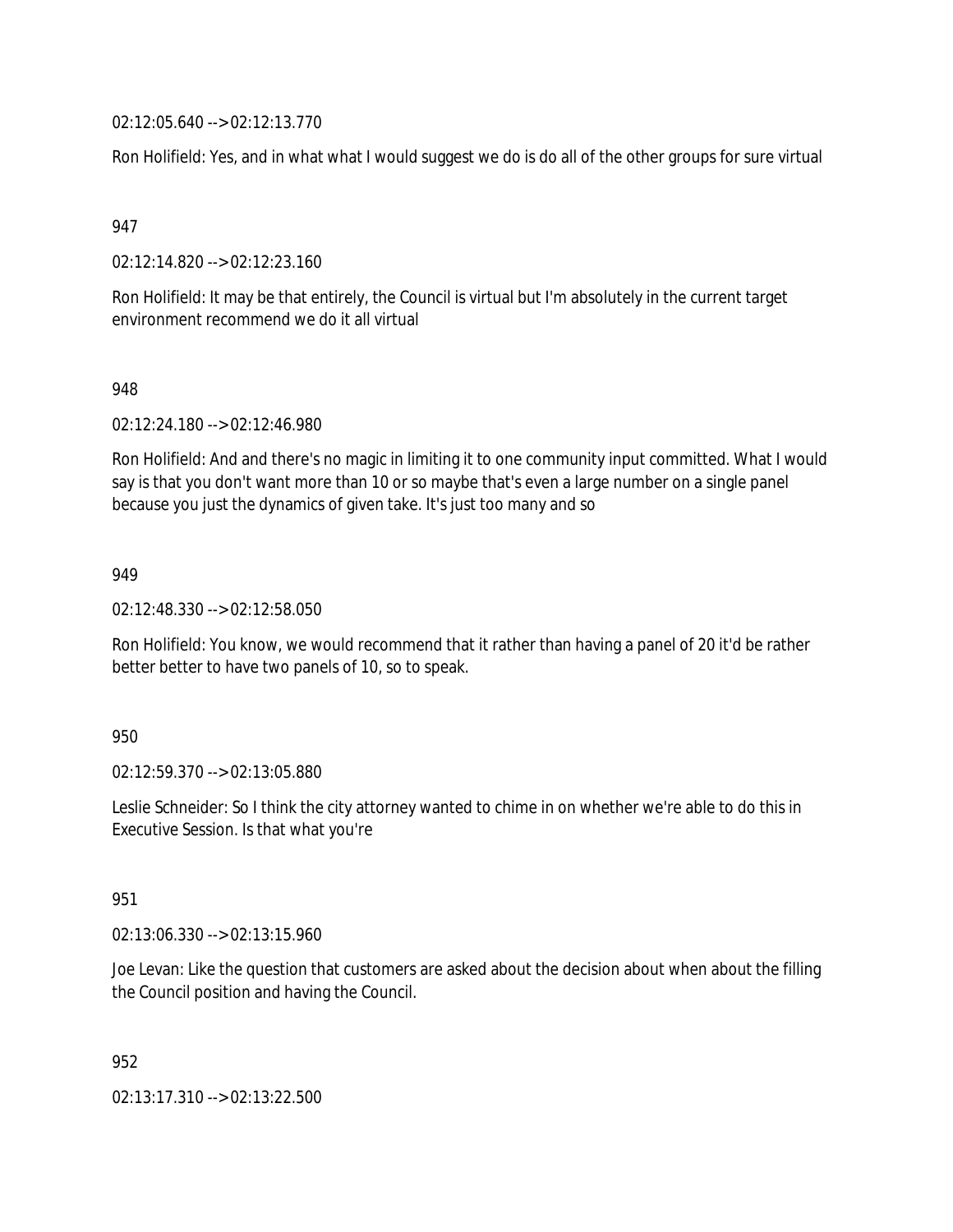02:12:05.640 --> 02:12:13.770

Ron Holifield: Yes, and in what what I would suggest we do is do all of the other groups for sure virtual

947

02:12:14.820 --> 02:12:23.160

Ron Holifield: It may be that entirely, the Council is virtual but I'm absolutely in the current target environment recommend we do it all virtual

948

02:12:24.180 --> 02:12:46.980

Ron Holifield: And and there's no magic in limiting it to one community input committed. What I would say is that you don't want more than 10 or so maybe that's even a large number on a single panel because you just the dynamics of given take. It's just too many and so

949

02:12:48.330 --> 02:12:58.050

Ron Holifield: You know, we would recommend that it rather than having a panel of 20 it'd be rather better better to have two panels of 10, so to speak.

950

02:12:59.370 --> 02:13:05.880

Leslie Schneider: So I think the city attorney wanted to chime in on whether we're able to do this in Executive Session. Is that what you're

951

02:13:06.330 --> 02:13:15.960

Joe Levan: Like the question that customers are asked about the decision about when about the filling the Council position and having the Council.

952

02:13:17.310 --> 02:13:22.500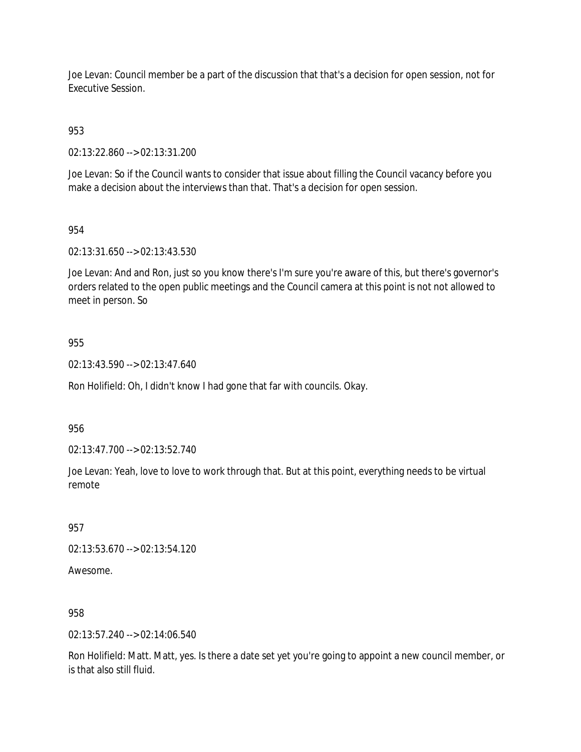Joe Levan: Council member be a part of the discussion that that's a decision for open session, not for Executive Session.

953

02:13:22.860 --> 02:13:31.200

Joe Levan: So if the Council wants to consider that issue about filling the Council vacancy before you make a decision about the interviews than that. That's a decision for open session.

954

02:13:31.650 --> 02:13:43.530

Joe Levan: And and Ron, just so you know there's I'm sure you're aware of this, but there's governor's orders related to the open public meetings and the Council camera at this point is not not allowed to meet in person. So

955

02:13:43.590 --> 02:13:47.640

Ron Holifield: Oh, I didn't know I had gone that far with councils. Okay.

956

02:13:47.700 --> 02:13:52.740

Joe Levan: Yeah, love to love to work through that. But at this point, everything needs to be virtual remote

957

02:13:53.670 --> 02:13:54.120

Awesome.

958

02:13:57.240 --> 02:14:06.540

Ron Holifield: Matt. Matt, yes. Is there a date set yet you're going to appoint a new council member, or is that also still fluid.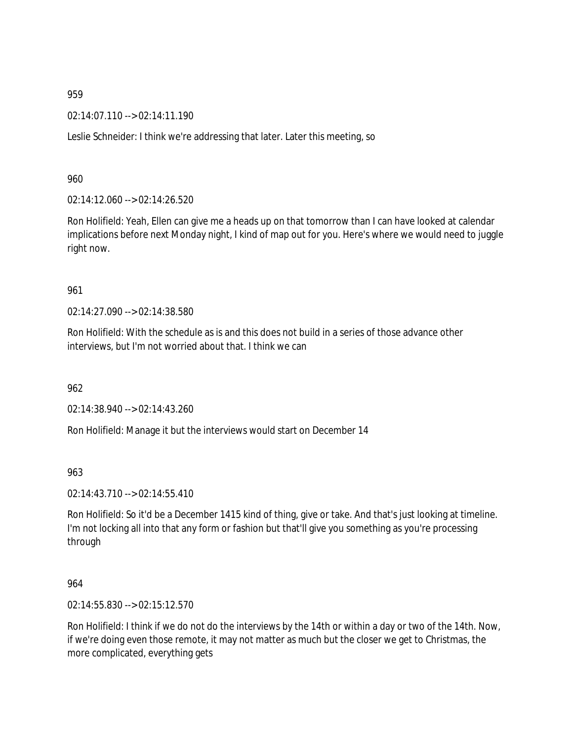959

02:14:07.110 --> 02:14:11.190

Leslie Schneider: I think we're addressing that later. Later this meeting, so

960

02:14:12.060 --> 02:14:26.520

Ron Holifield: Yeah, Ellen can give me a heads up on that tomorrow than I can have looked at calendar implications before next Monday night, I kind of map out for you. Here's where we would need to juggle right now.

961

02:14:27.090 --> 02:14:38.580

Ron Holifield: With the schedule as is and this does not build in a series of those advance other interviews, but I'm not worried about that. I think we can

962

02:14:38.940 --> 02:14:43.260

Ron Holifield: Manage it but the interviews would start on December 14

963

02:14:43.710 --> 02:14:55.410

Ron Holifield: So it'd be a December 1415 kind of thing, give or take. And that's just looking at timeline. I'm not locking all into that any form or fashion but that'll give you something as you're processing through

964

02:14:55.830 --> 02:15:12.570

Ron Holifield: I think if we do not do the interviews by the 14th or within a day or two of the 14th. Now, if we're doing even those remote, it may not matter as much but the closer we get to Christmas, the more complicated, everything gets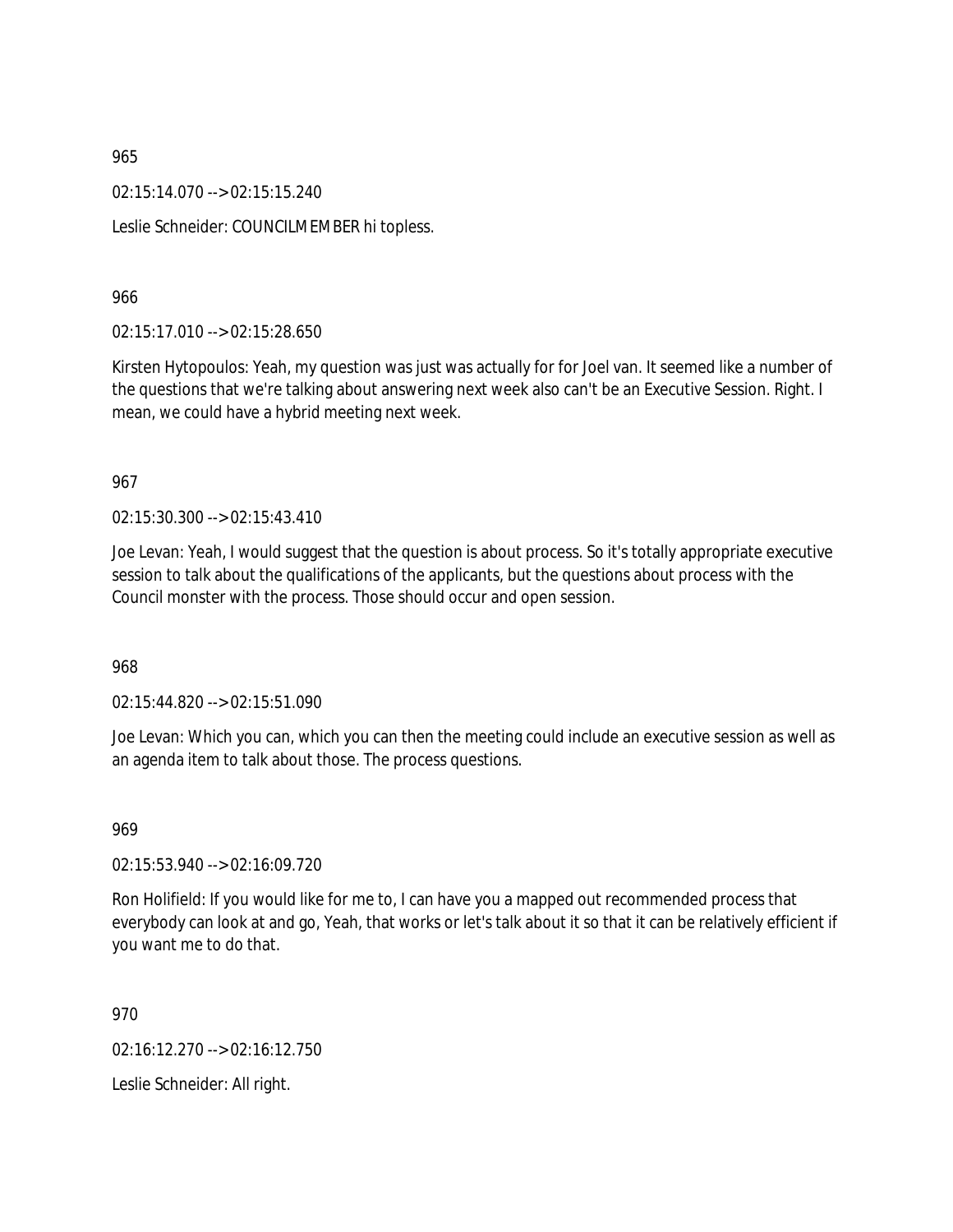965

02:15:14.070 --> 02:15:15.240

Leslie Schneider: COUNCILMEMBER hi topless.

966

02:15:17.010 --> 02:15:28.650

Kirsten Hytopoulos: Yeah, my question was just was actually for for Joel van. It seemed like a number of the questions that we're talking about answering next week also can't be an Executive Session. Right. I mean, we could have a hybrid meeting next week.

967

02:15:30.300 --> 02:15:43.410

Joe Levan: Yeah, I would suggest that the question is about process. So it's totally appropriate executive session to talk about the qualifications of the applicants, but the questions about process with the Council monster with the process. Those should occur and open session.

968

02:15:44.820 --> 02:15:51.090

Joe Levan: Which you can, which you can then the meeting could include an executive session as well as an agenda item to talk about those. The process questions.

969

02:15:53.940 --> 02:16:09.720

Ron Holifield: If you would like for me to, I can have you a mapped out recommended process that everybody can look at and go, Yeah, that works or let's talk about it so that it can be relatively efficient if you want me to do that.

970

02:16:12.270 --> 02:16:12.750

Leslie Schneider: All right.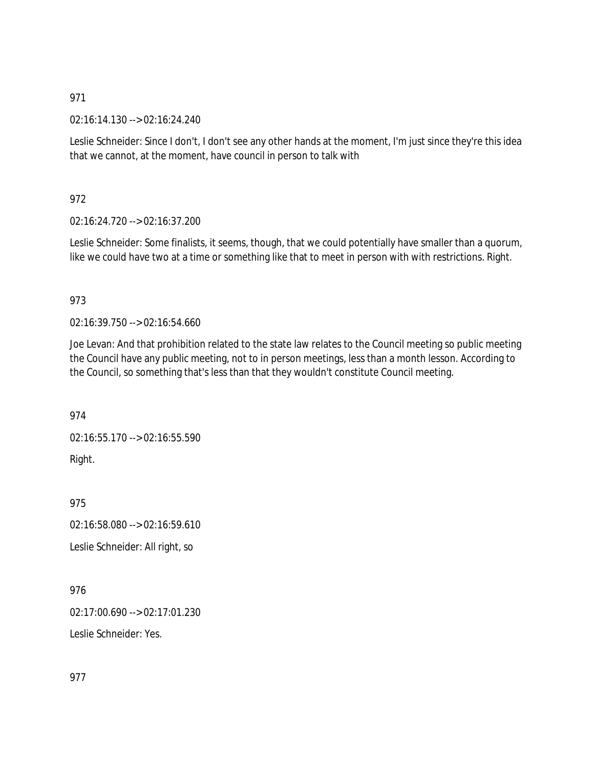971

02:16:14.130 --> 02:16:24.240

Leslie Schneider: Since I don't, I don't see any other hands at the moment, I'm just since they're this idea that we cannot, at the moment, have council in person to talk with

972

02:16:24.720 --> 02:16:37.200

Leslie Schneider: Some finalists, it seems, though, that we could potentially have smaller than a quorum, like we could have two at a time or something like that to meet in person with with restrictions. Right.

973

02:16:39.750 --> 02:16:54.660

Joe Levan: And that prohibition related to the state law relates to the Council meeting so public meeting the Council have any public meeting, not to in person meetings, less than a month lesson. According to the Council, so something that's less than that they wouldn't constitute Council meeting.

974

02:16:55.170 --> 02:16:55.590

Right.

975

02:16:58.080 --> 02:16:59.610

Leslie Schneider: All right, so

976

02:17:00.690 --> 02:17:01.230

Leslie Schneider: Yes.

977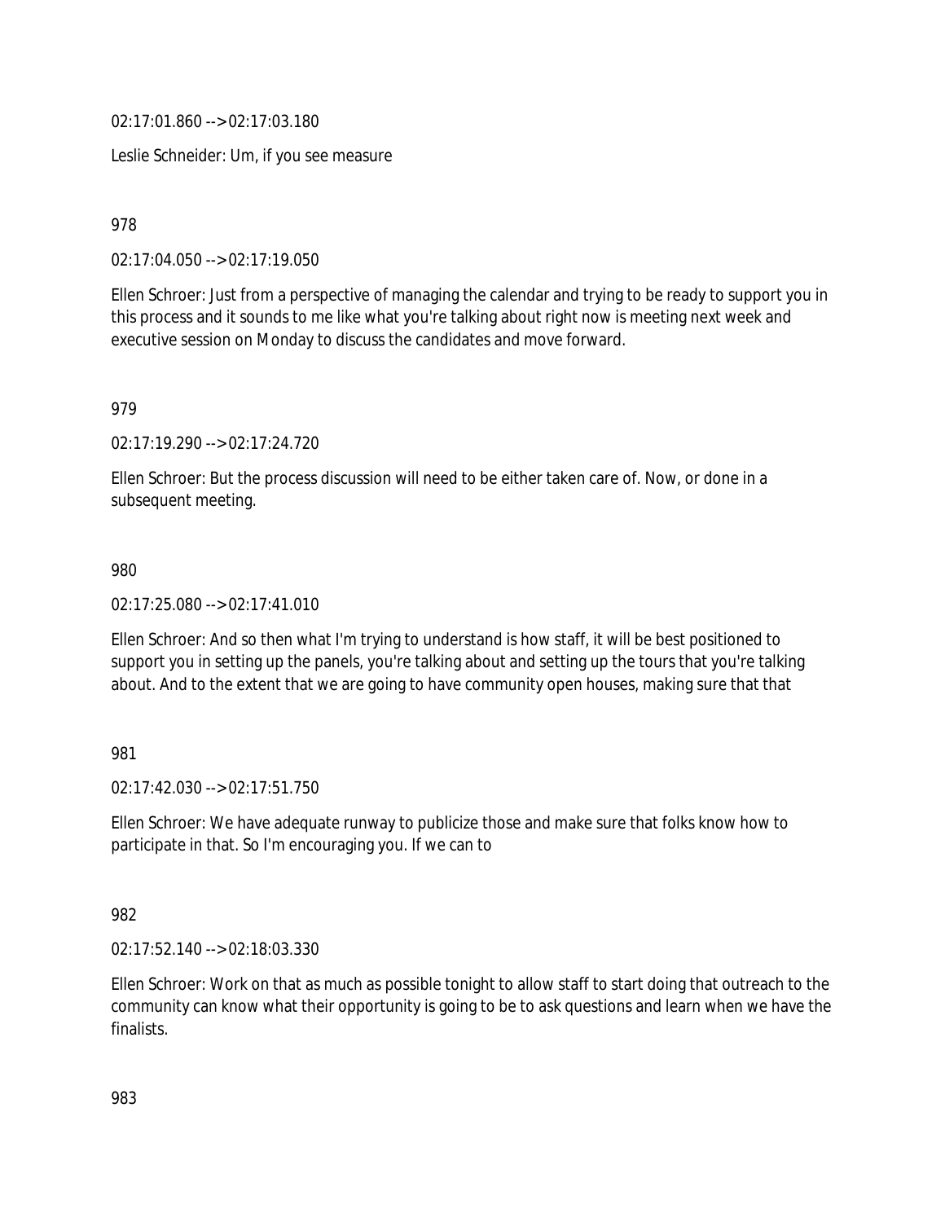02:17:01.860 --> 02:17:03.180

Leslie Schneider: Um, if you see measure

978

02:17:04.050 --> 02:17:19.050

Ellen Schroer: Just from a perspective of managing the calendar and trying to be ready to support you in this process and it sounds to me like what you're talking about right now is meeting next week and executive session on Monday to discuss the candidates and move forward.

979

02:17:19.290 --> 02:17:24.720

Ellen Schroer: But the process discussion will need to be either taken care of. Now, or done in a subsequent meeting.

980

02:17:25.080 --> 02:17:41.010

Ellen Schroer: And so then what I'm trying to understand is how staff, it will be best positioned to support you in setting up the panels, you're talking about and setting up the tours that you're talking about. And to the extent that we are going to have community open houses, making sure that that

981

02:17:42.030 --> 02:17:51.750

Ellen Schroer: We have adequate runway to publicize those and make sure that folks know how to participate in that. So I'm encouraging you. If we can to

982

02:17:52.140 --> 02:18:03.330

Ellen Schroer: Work on that as much as possible tonight to allow staff to start doing that outreach to the community can know what their opportunity is going to be to ask questions and learn when we have the finalists.

983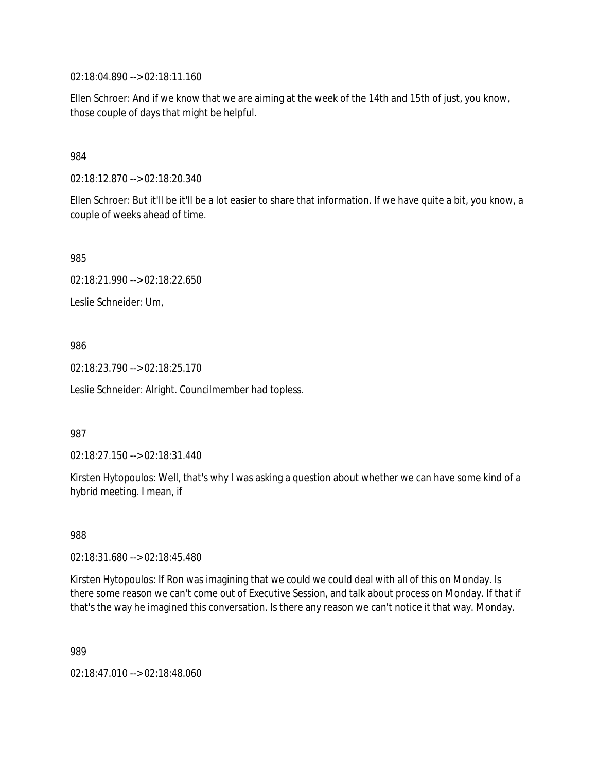02:18:04.890 --> 02:18:11.160

Ellen Schroer: And if we know that we are aiming at the week of the 14th and 15th of just, you know, those couple of days that might be helpful.

984

02:18:12.870 --> 02:18:20.340

Ellen Schroer: But it'll be it'll be a lot easier to share that information. If we have quite a bit, you know, a couple of weeks ahead of time.

985

02:18:21.990 --> 02:18:22.650

Leslie Schneider: Um,

986

02:18:23.790 --> 02:18:25.170

Leslie Schneider: Alright. Councilmember had topless.

987

02:18:27.150 --> 02:18:31.440

Kirsten Hytopoulos: Well, that's why I was asking a question about whether we can have some kind of a hybrid meeting. I mean, if

988

02:18:31.680 --> 02:18:45.480

Kirsten Hytopoulos: If Ron was imagining that we could we could deal with all of this on Monday. Is there some reason we can't come out of Executive Session, and talk about process on Monday. If that if that's the way he imagined this conversation. Is there any reason we can't notice it that way. Monday.

989

02:18:47.010 --> 02:18:48.060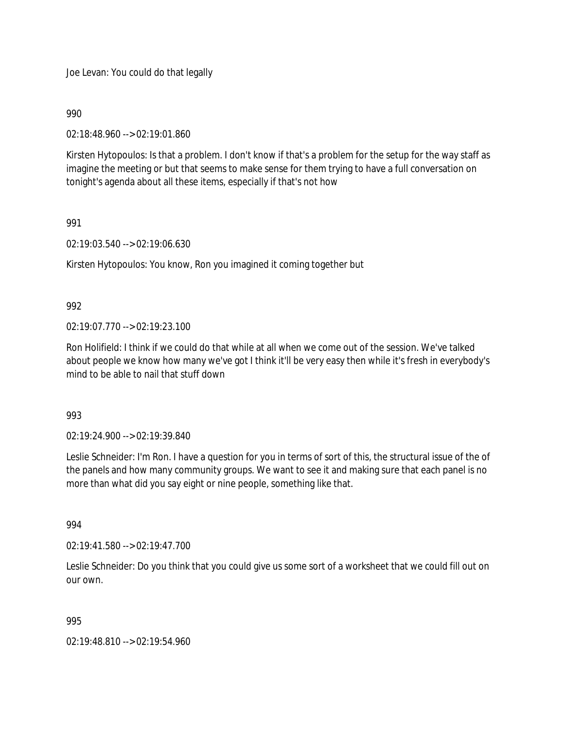Joe Levan: You could do that legally

990

02:18:48.960 --> 02:19:01.860

Kirsten Hytopoulos: Is that a problem. I don't know if that's a problem for the setup for the way staff as imagine the meeting or but that seems to make sense for them trying to have a full conversation on tonight's agenda about all these items, especially if that's not how

991

02:19:03.540 --> 02:19:06.630

Kirsten Hytopoulos: You know, Ron you imagined it coming together but

992

02:19:07.770 --> 02:19:23.100

Ron Holifield: I think if we could do that while at all when we come out of the session. We've talked about people we know how many we've got I think it'll be very easy then while it's fresh in everybody's mind to be able to nail that stuff down

993

02:19:24.900 --> 02:19:39.840

Leslie Schneider: I'm Ron. I have a question for you in terms of sort of this, the structural issue of the of the panels and how many community groups. We want to see it and making sure that each panel is no more than what did you say eight or nine people, something like that.

994

02:19:41.580 --> 02:19:47.700

Leslie Schneider: Do you think that you could give us some sort of a worksheet that we could fill out on our own.

995

02:19:48.810 --> 02:19:54.960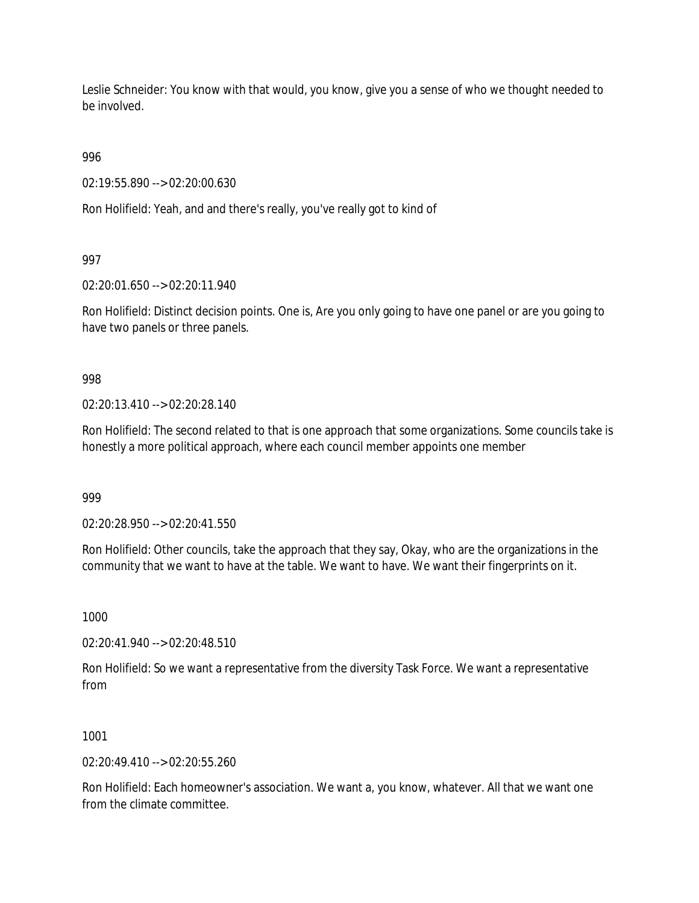Leslie Schneider: You know with that would, you know, give you a sense of who we thought needed to be involved.

996

02:19:55.890 --> 02:20:00.630

Ron Holifield: Yeah, and and there's really, you've really got to kind of

997

02:20:01.650 --> 02:20:11.940

Ron Holifield: Distinct decision points. One is, Are you only going to have one panel or are you going to have two panels or three panels.

998

02:20:13.410 --> 02:20:28.140

Ron Holifield: The second related to that is one approach that some organizations. Some councils take is honestly a more political approach, where each council member appoints one member

999

02:20:28.950 --> 02:20:41.550

Ron Holifield: Other councils, take the approach that they say, Okay, who are the organizations in the community that we want to have at the table. We want to have. We want their fingerprints on it.

1000

02:20:41.940 --> 02:20:48.510

Ron Holifield: So we want a representative from the diversity Task Force. We want a representative from

1001

02:20:49.410 --> 02:20:55.260

Ron Holifield: Each homeowner's association. We want a, you know, whatever. All that we want one from the climate committee.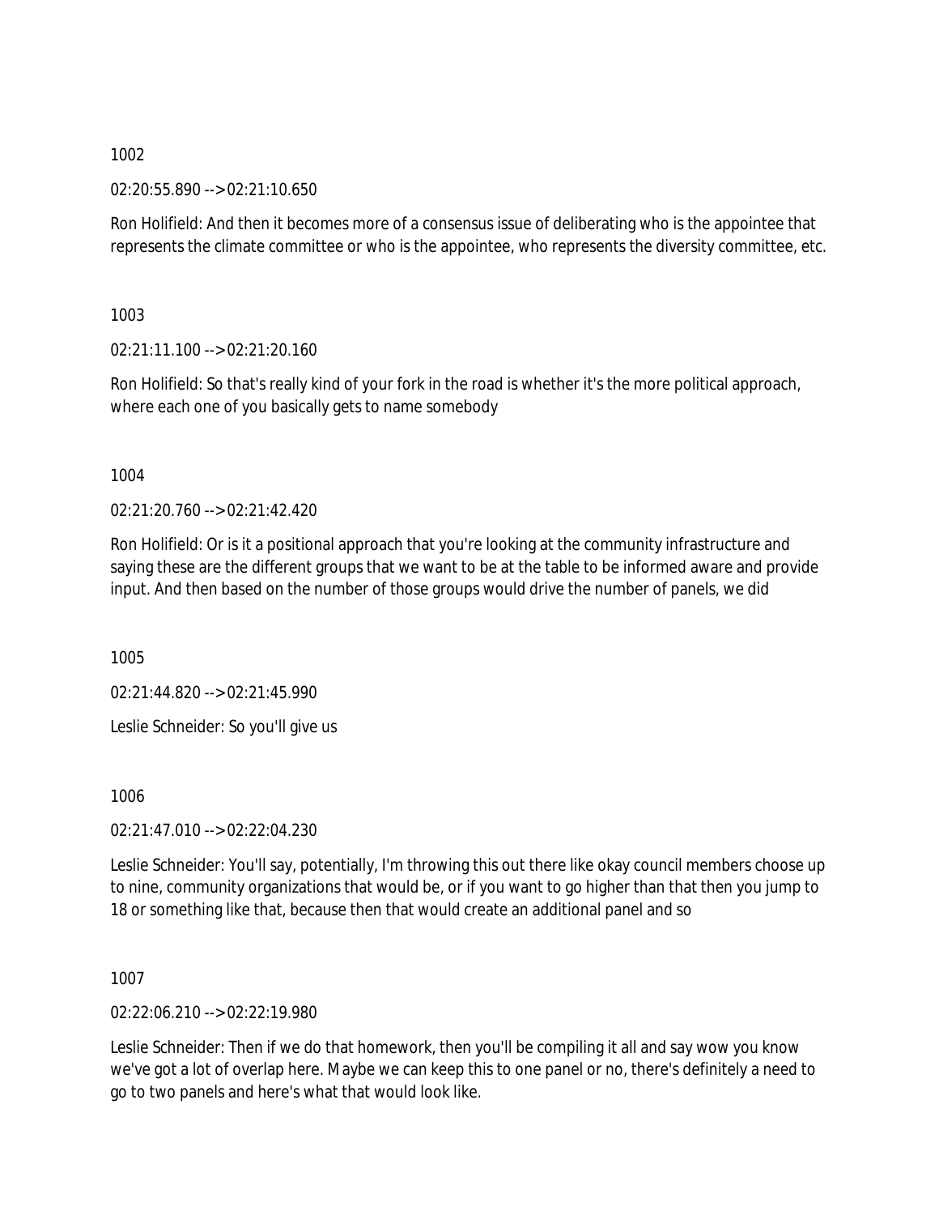1002

02:20:55.890 --> 02:21:10.650

Ron Holifield: And then it becomes more of a consensus issue of deliberating who is the appointee that represents the climate committee or who is the appointee, who represents the diversity committee, etc.

1003

02:21:11.100 --> 02:21:20.160

Ron Holifield: So that's really kind of your fork in the road is whether it's the more political approach, where each one of you basically gets to name somebody

1004

02:21:20.760 --> 02:21:42.420

Ron Holifield: Or is it a positional approach that you're looking at the community infrastructure and saying these are the different groups that we want to be at the table to be informed aware and provide input. And then based on the number of those groups would drive the number of panels, we did

1005

02:21:44.820 --> 02:21:45.990

Leslie Schneider: So you'll give us

1006

02:21:47.010 --> 02:22:04.230

Leslie Schneider: You'll say, potentially, I'm throwing this out there like okay council members choose up to nine, community organizations that would be, or if you want to go higher than that then you jump to 18 or something like that, because then that would create an additional panel and so

1007

02:22:06.210 --> 02:22:19.980

Leslie Schneider: Then if we do that homework, then you'll be compiling it all and say wow you know we've got a lot of overlap here. Maybe we can keep this to one panel or no, there's definitely a need to go to two panels and here's what that would look like.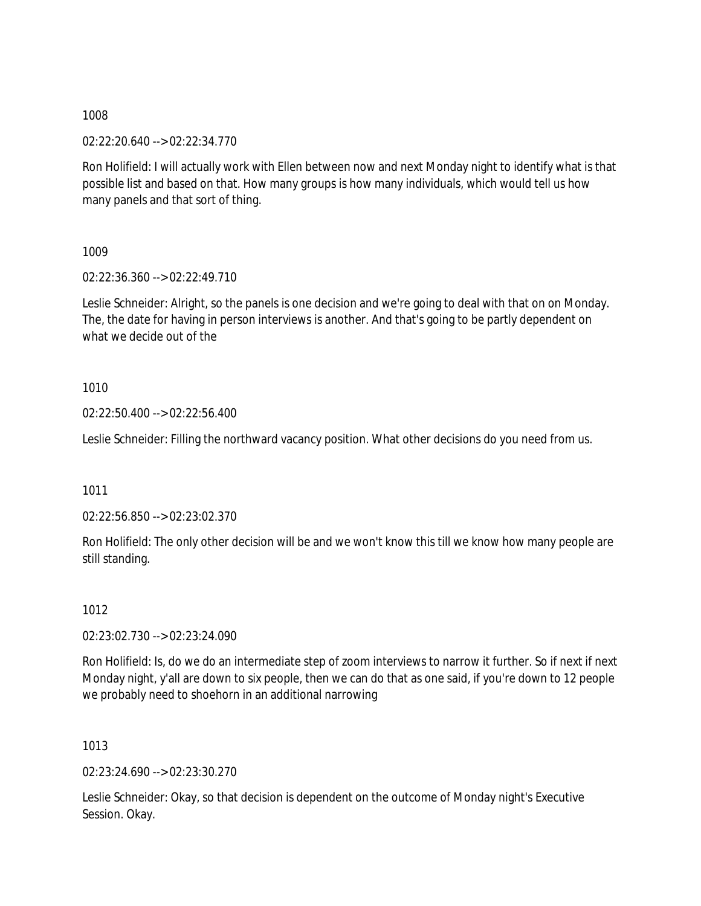1008

02:22:20.640 --> 02:22:34.770

Ron Holifield: I will actually work with Ellen between now and next Monday night to identify what is that possible list and based on that. How many groups is how many individuals, which would tell us how many panels and that sort of thing.

1009

02:22:36.360 --> 02:22:49.710

Leslie Schneider: Alright, so the panels is one decision and we're going to deal with that on on Monday. The, the date for having in person interviews is another. And that's going to be partly dependent on what we decide out of the

1010

02:22:50.400 --> 02:22:56.400

Leslie Schneider: Filling the northward vacancy position. What other decisions do you need from us.

1011

02:22:56.850 --> 02:23:02.370

Ron Holifield: The only other decision will be and we won't know this till we know how many people are still standing.

1012

02:23:02.730 --> 02:23:24.090

Ron Holifield: Is, do we do an intermediate step of zoom interviews to narrow it further. So if next if next Monday night, y'all are down to six people, then we can do that as one said, if you're down to 12 people we probably need to shoehorn in an additional narrowing

1013

02:23:24.690 --> 02:23:30.270

Leslie Schneider: Okay, so that decision is dependent on the outcome of Monday night's Executive Session. Okay.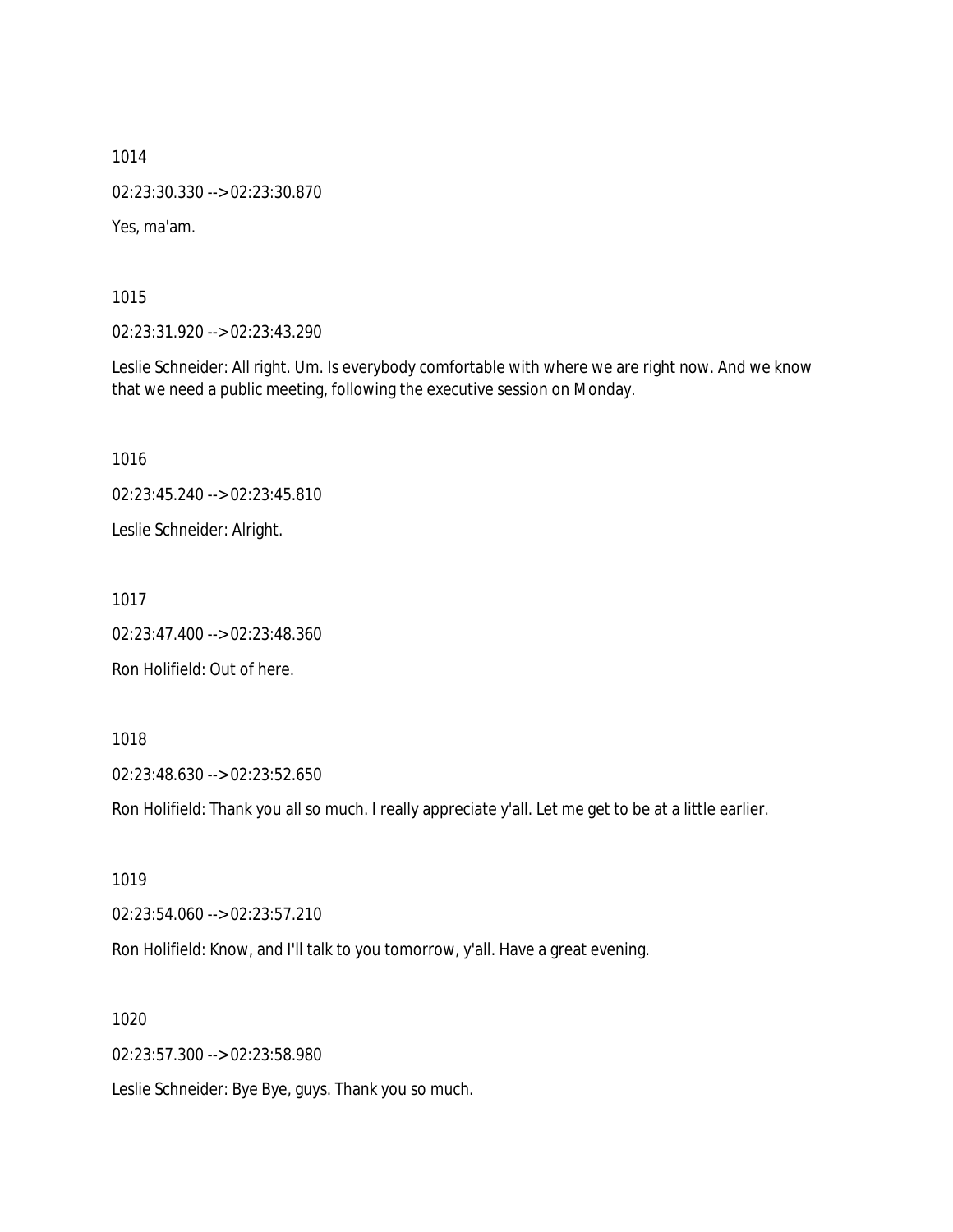1014

02:23:30.330 --> 02:23:30.870

Yes, ma'am.

1015

02:23:31.920 --> 02:23:43.290

Leslie Schneider: All right. Um. Is everybody comfortable with where we are right now. And we know that we need a public meeting, following the executive session on Monday.

1016

02:23:45.240 --> 02:23:45.810

Leslie Schneider: Alright.

1017

02:23:47.400 --> 02:23:48.360

Ron Holifield: Out of here.

1018

02:23:48.630 --> 02:23:52.650

Ron Holifield: Thank you all so much. I really appreciate y'all. Let me get to be at a little earlier.

1019

02:23:54.060 --> 02:23:57.210

Ron Holifield: Know, and I'll talk to you tomorrow, y'all. Have a great evening.

1020

02:23:57.300 --> 02:23:58.980

Leslie Schneider: Bye Bye, guys. Thank you so much.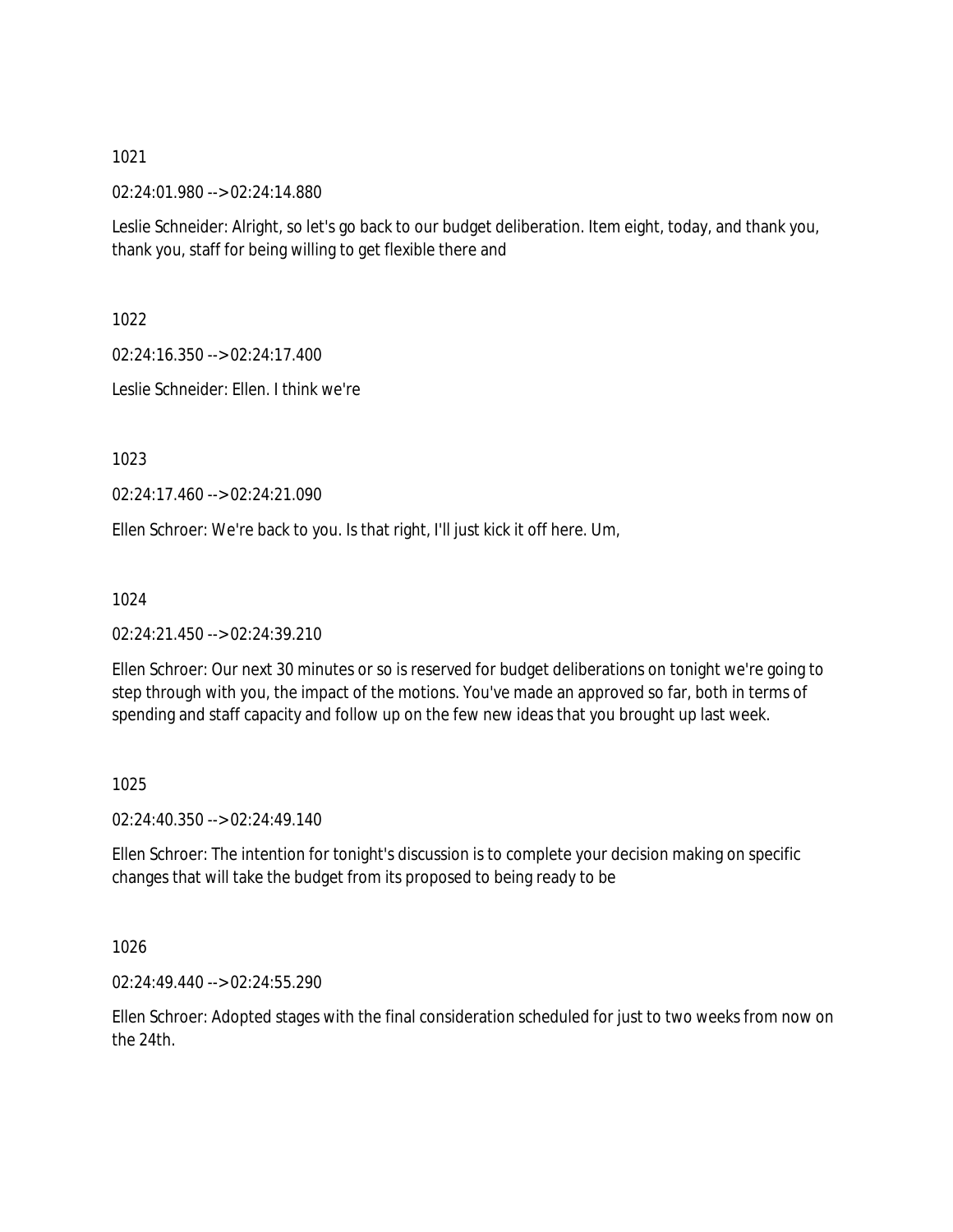1021

02:24:01.980 --> 02:24:14.880

Leslie Schneider: Alright, so let's go back to our budget deliberation. Item eight, today, and thank you, thank you, staff for being willing to get flexible there and

1022

02:24:16.350 --> 02:24:17.400

Leslie Schneider: Ellen. I think we're

1023

02:24:17.460 --> 02:24:21.090

Ellen Schroer: We're back to you. Is that right, I'll just kick it off here. Um,

1024

02:24:21.450 --> 02:24:39.210

Ellen Schroer: Our next 30 minutes or so is reserved for budget deliberations on tonight we're going to step through with you, the impact of the motions. You've made an approved so far, both in terms of spending and staff capacity and follow up on the few new ideas that you brought up last week.

1025

02:24:40.350 --> 02:24:49.140

Ellen Schroer: The intention for tonight's discussion is to complete your decision making on specific changes that will take the budget from its proposed to being ready to be

1026

02:24:49.440 --> 02:24:55.290

Ellen Schroer: Adopted stages with the final consideration scheduled for just to two weeks from now on the 24th.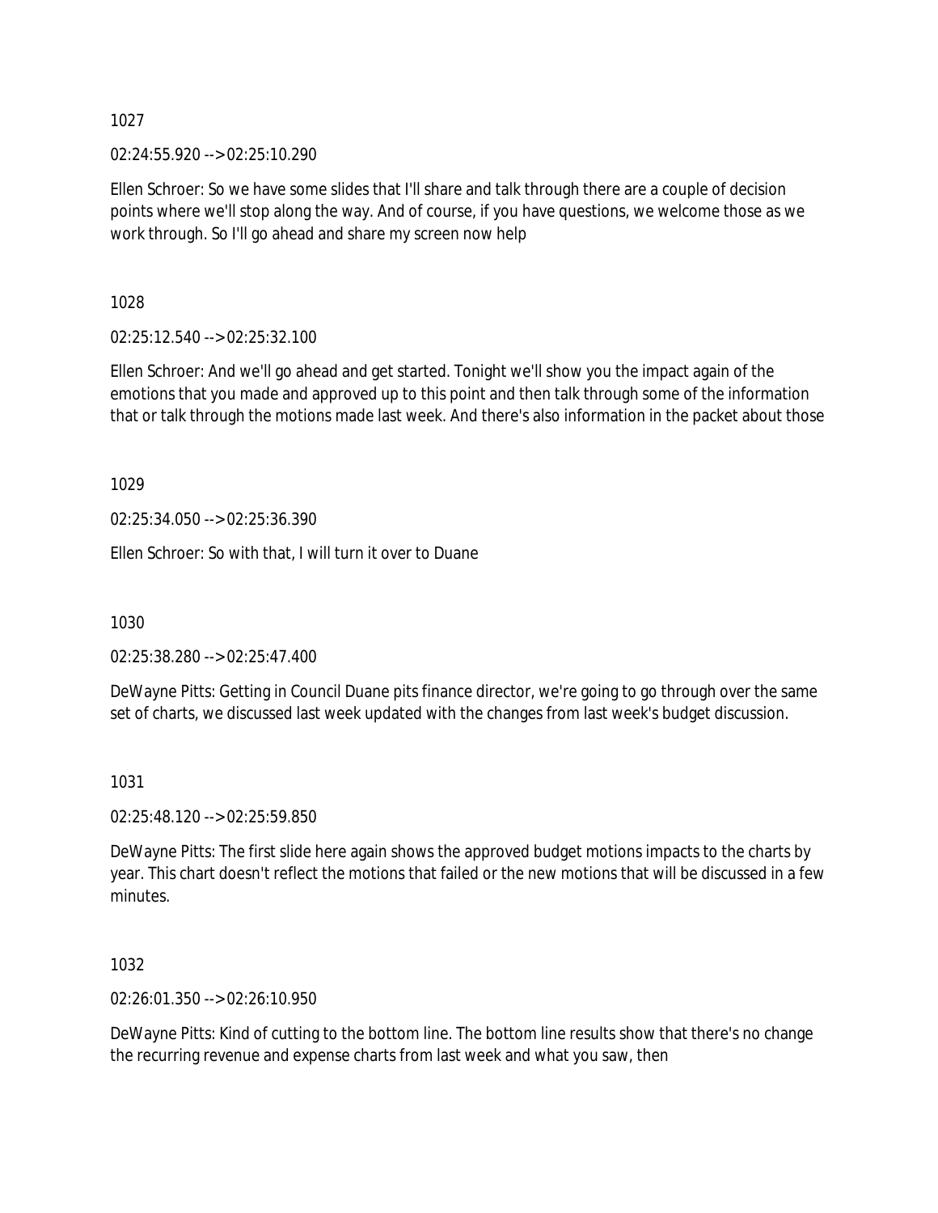1027

02:24:55.920 --> 02:25:10.290

Ellen Schroer: So we have some slides that I'll share and talk through there are a couple of decision points where we'll stop along the way. And of course, if you have questions, we welcome those as we work through. So I'll go ahead and share my screen now help

1028

02:25:12.540 --> 02:25:32.100

Ellen Schroer: And we'll go ahead and get started. Tonight we'll show you the impact again of the emotions that you made and approved up to this point and then talk through some of the information that or talk through the motions made last week. And there's also information in the packet about those

1029

02:25:34.050 --> 02:25:36.390

Ellen Schroer: So with that, I will turn it over to Duane

1030

02:25:38.280 --> 02:25:47.400

DeWayne Pitts: Getting in Council Duane pits finance director, we're going to go through over the same set of charts, we discussed last week updated with the changes from last week's budget discussion.

1031

02:25:48.120 --> 02:25:59.850

DeWayne Pitts: The first slide here again shows the approved budget motions impacts to the charts by year. This chart doesn't reflect the motions that failed or the new motions that will be discussed in a few minutes.

1032

02:26:01.350 --> 02:26:10.950

DeWayne Pitts: Kind of cutting to the bottom line. The bottom line results show that there's no change the recurring revenue and expense charts from last week and what you saw, then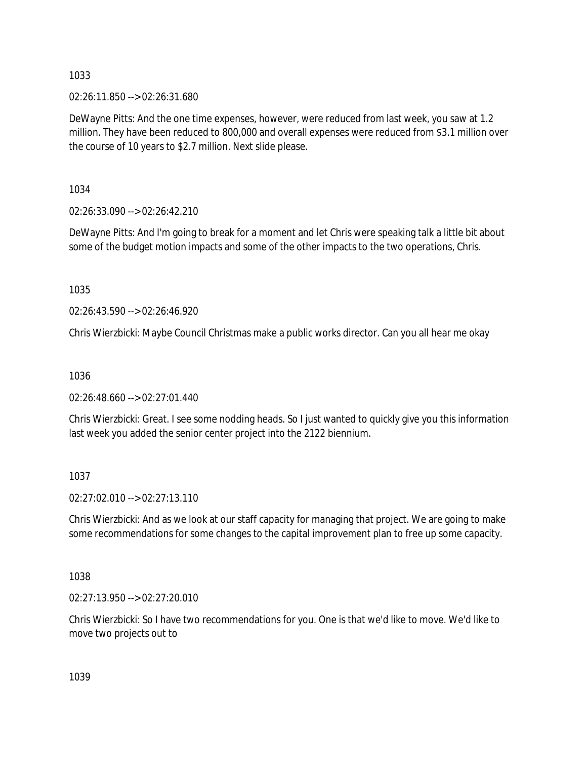1033

02:26:11.850 --> 02:26:31.680

DeWayne Pitts: And the one time expenses, however, were reduced from last week, you saw at 1.2 million. They have been reduced to 800,000 and overall expenses were reduced from $3.1 million over the course of 10 years to $2.7 million. Next slide please.

1034

02:26:33.090 --> 02:26:42.210

DeWayne Pitts: And I'm going to break for a moment and let Chris were speaking talk a little bit about some of the budget motion impacts and some of the other impacts to the two operations, Chris.

1035

02:26:43.590 --> 02:26:46.920

Chris Wierzbicki: Maybe Council Christmas make a public works director. Can you all hear me okay

1036

02:26:48.660 --> 02:27:01.440

Chris Wierzbicki: Great. I see some nodding heads. So I just wanted to quickly give you this information last week you added the senior center project into the 2122 biennium.

1037

02:27:02.010 --> 02:27:13.110

Chris Wierzbicki: And as we look at our staff capacity for managing that project. We are going to make some recommendations for some changes to the capital improvement plan to free up some capacity.

1038

02:27:13.950 --> 02:27:20.010

Chris Wierzbicki: So I have two recommendations for you. One is that we'd like to move. We'd like to move two projects out to

1039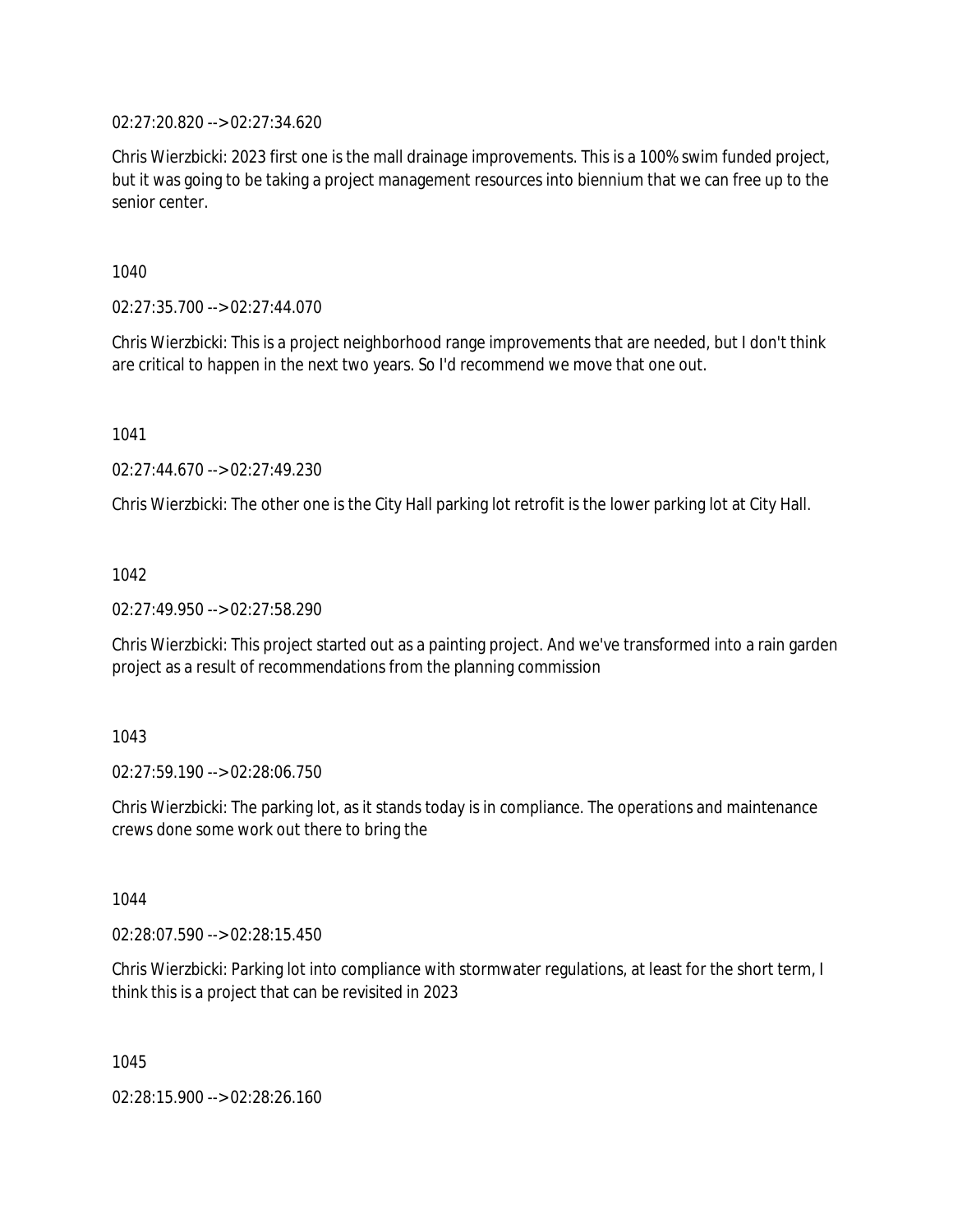02:27:20.820 --> 02:27:34.620

Chris Wierzbicki: 2023 first one is the mall drainage improvements. This is a 100% swim funded project, but it was going to be taking a project management resources into biennium that we can free up to the senior center.

1040

02:27:35.700 --> 02:27:44.070

Chris Wierzbicki: This is a project neighborhood range improvements that are needed, but I don't think are critical to happen in the next two years. So I'd recommend we move that one out.

1041

02:27:44.670 --> 02:27:49.230

Chris Wierzbicki: The other one is the City Hall parking lot retrofit is the lower parking lot at City Hall.

1042

02:27:49.950 --> 02:27:58.290

Chris Wierzbicki: This project started out as a painting project. And we've transformed into a rain garden project as a result of recommendations from the planning commission

1043

02:27:59.190 --> 02:28:06.750

Chris Wierzbicki: The parking lot, as it stands today is in compliance. The operations and maintenance crews done some work out there to bring the

1044

02:28:07.590 --> 02:28:15.450

Chris Wierzbicki: Parking lot into compliance with stormwater regulations, at least for the short term, I think this is a project that can be revisited in 2023

1045

02:28:15.900 --> 02:28:26.160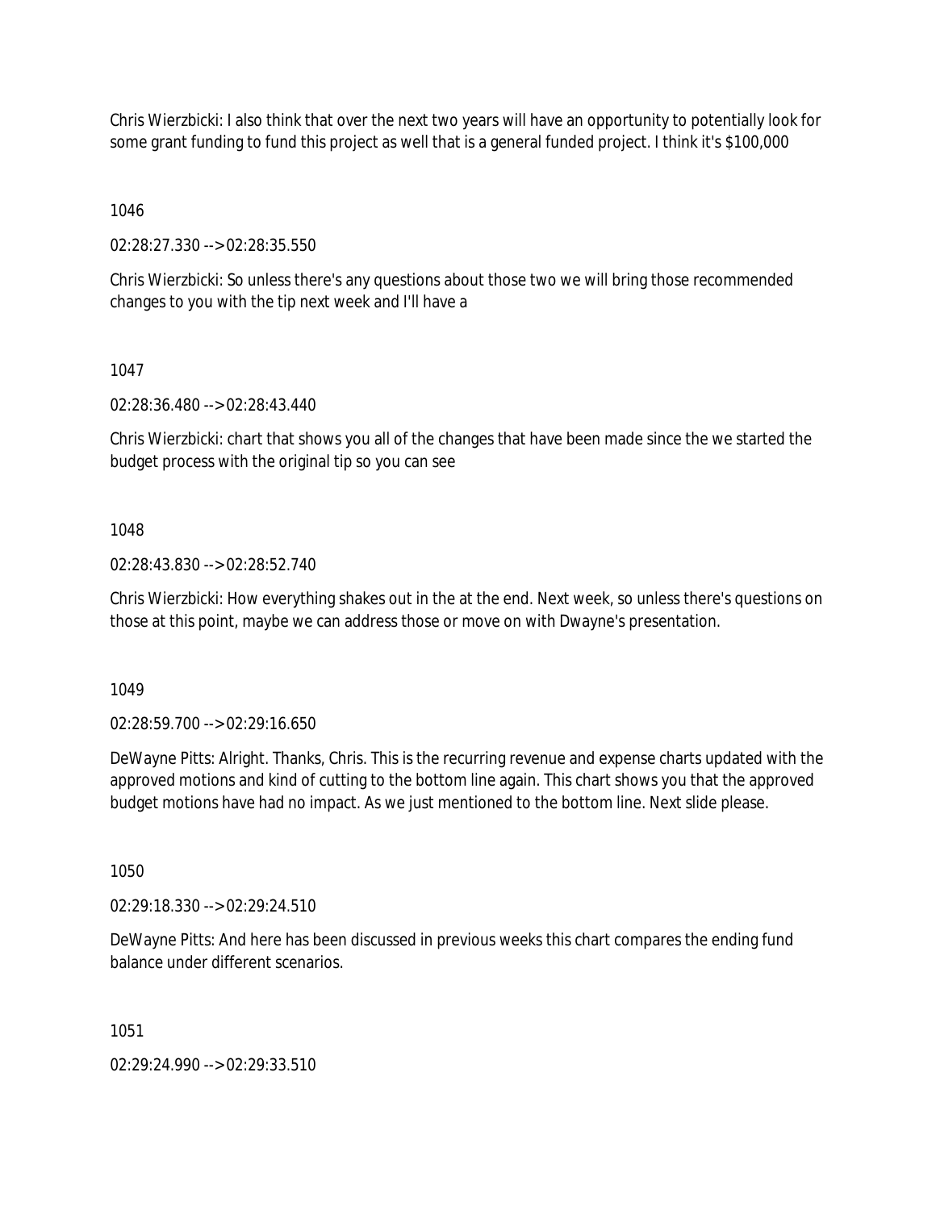Chris Wierzbicki: I also think that over the next two years will have an opportunity to potentially look for some grant funding to fund this project as well that is a general funded project. I think it's $100,000

1046

02:28:27.330 --> 02:28:35.550

Chris Wierzbicki: So unless there's any questions about those two we will bring those recommended changes to you with the tip next week and I'll have a

1047

02:28:36.480 --> 02:28:43.440

Chris Wierzbicki: chart that shows you all of the changes that have been made since the we started the budget process with the original tip so you can see

1048

02:28:43.830 --> 02:28:52.740

Chris Wierzbicki: How everything shakes out in the at the end. Next week, so unless there's questions on those at this point, maybe we can address those or move on with Dwayne's presentation.

1049

02:28:59.700 --> 02:29:16.650

DeWayne Pitts: Alright. Thanks, Chris. This is the recurring revenue and expense charts updated with the approved motions and kind of cutting to the bottom line again. This chart shows you that the approved budget motions have had no impact. As we just mentioned to the bottom line. Next slide please.

1050

02:29:18.330 --> 02:29:24.510

DeWayne Pitts: And here has been discussed in previous weeks this chart compares the ending fund balance under different scenarios.

1051

02:29:24.990 --> 02:29:33.510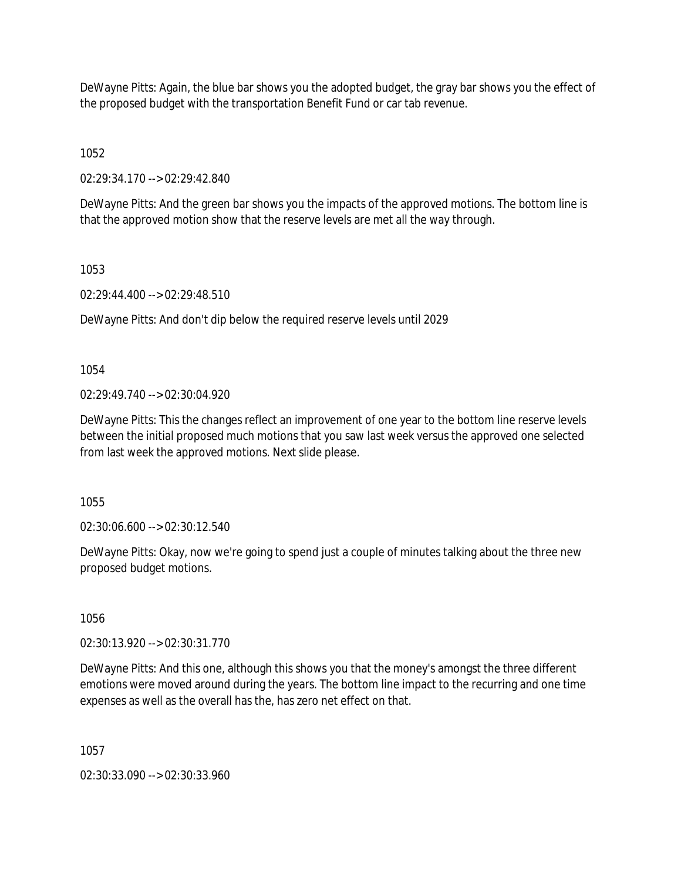DeWayne Pitts: Again, the blue bar shows you the adopted budget, the gray bar shows you the effect of the proposed budget with the transportation Benefit Fund or car tab revenue.

1052

02:29:34.170 --> 02:29:42.840

DeWayne Pitts: And the green bar shows you the impacts of the approved motions. The bottom line is that the approved motion show that the reserve levels are met all the way through.

1053

02:29:44.400 --> 02:29:48.510

DeWayne Pitts: And don't dip below the required reserve levels until 2029

1054

02:29:49.740 --> 02:30:04.920

DeWayne Pitts: This the changes reflect an improvement of one year to the bottom line reserve levels between the initial proposed much motions that you saw last week versus the approved one selected from last week the approved motions. Next slide please.

1055

02:30:06.600 --> 02:30:12.540

DeWayne Pitts: Okay, now we're going to spend just a couple of minutes talking about the three new proposed budget motions.

1056

02:30:13.920 --> 02:30:31.770

DeWayne Pitts: And this one, although this shows you that the money's amongst the three different emotions were moved around during the years. The bottom line impact to the recurring and one time expenses as well as the overall has the, has zero net effect on that.

1057

02:30:33.090 --> 02:30:33.960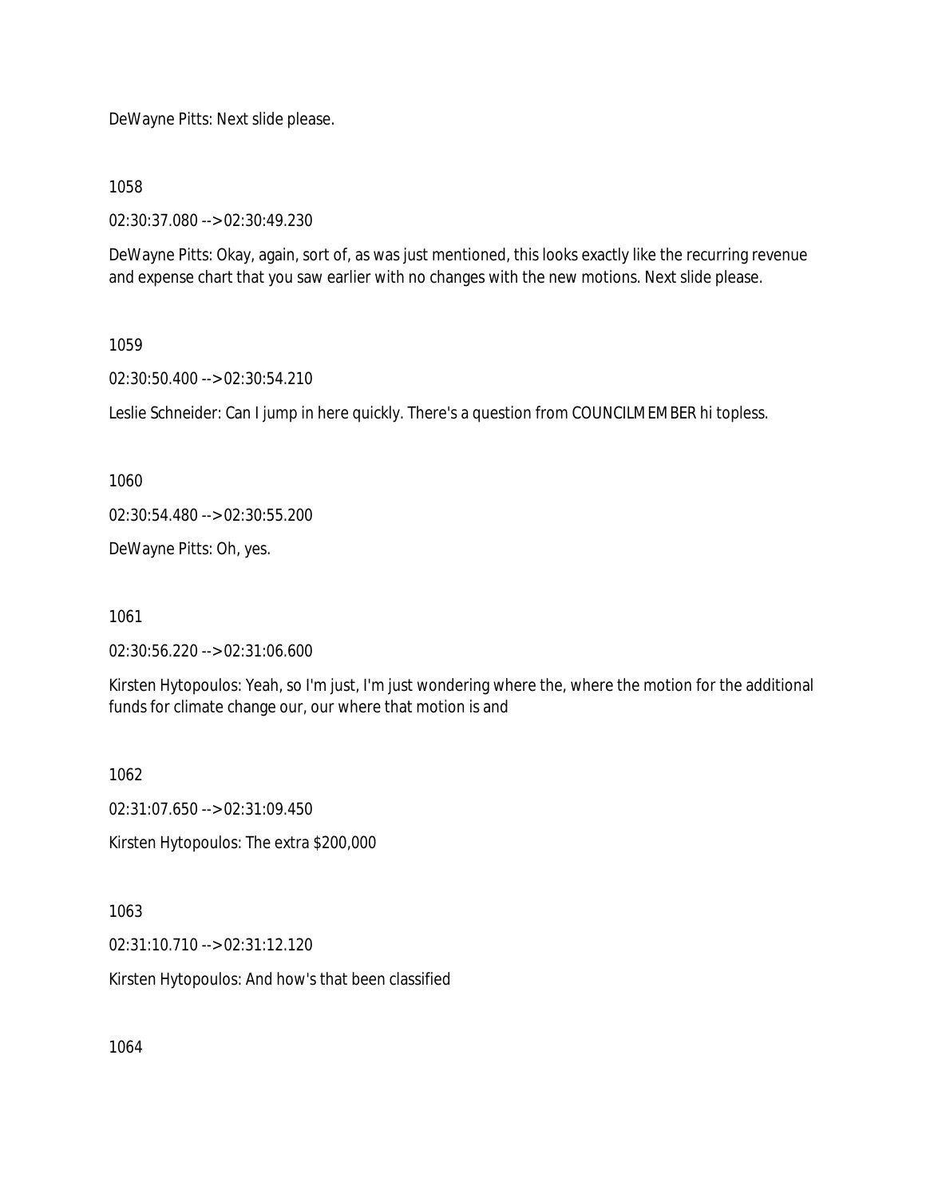DeWayne Pitts: Next slide please.

1058

02:30:37.080 --> 02:30:49.230

DeWayne Pitts: Okay, again, sort of, as was just mentioned, this looks exactly like the recurring revenue and expense chart that you saw earlier with no changes with the new motions. Next slide please.

1059

02:30:50.400 --> 02:30:54.210

Leslie Schneider: Can I jump in here quickly. There's a question from COUNCILMEMBER hi topless.

1060

02:30:54.480 --> 02:30:55.200

DeWayne Pitts: Oh, yes.

1061

02:30:56.220 --> 02:31:06.600

Kirsten Hytopoulos: Yeah, so I'm just, I'm just wondering where the, where the motion for the additional funds for climate change our, our where that motion is and

1062

02:31:07.650 --> 02:31:09.450

Kirsten Hytopoulos: The extra $200,000

1063

02:31:10.710 --> 02:31:12.120

Kirsten Hytopoulos: And how's that been classified

1064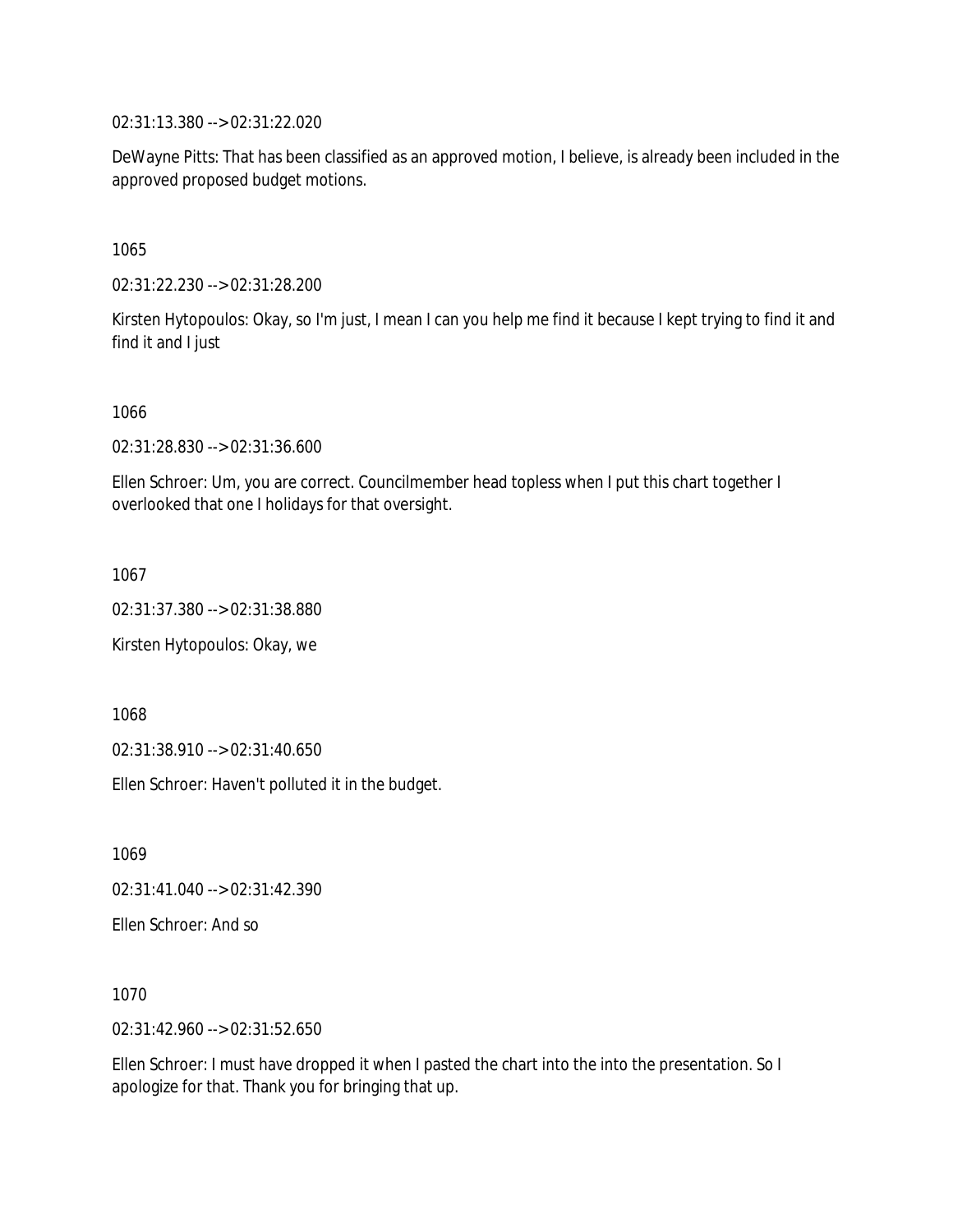02:31:13.380 --> 02:31:22.020

DeWayne Pitts: That has been classified as an approved motion, I believe, is already been included in the approved proposed budget motions.

1065

02:31:22.230 --> 02:31:28.200

Kirsten Hytopoulos: Okay, so I'm just, I mean I can you help me find it because I kept trying to find it and find it and I just

1066

02:31:28.830 --> 02:31:36.600

Ellen Schroer: Um, you are correct. Councilmember head topless when I put this chart together I overlooked that one I holidays for that oversight.

1067

02:31:37.380 --> 02:31:38.880

Kirsten Hytopoulos: Okay, we

1068

02:31:38.910 --> 02:31:40.650

Ellen Schroer: Haven't polluted it in the budget.

1069

02:31:41.040 --> 02:31:42.390

Ellen Schroer: And so

1070

02:31:42.960 --> 02:31:52.650

Ellen Schroer: I must have dropped it when I pasted the chart into the into the presentation. So I apologize for that. Thank you for bringing that up.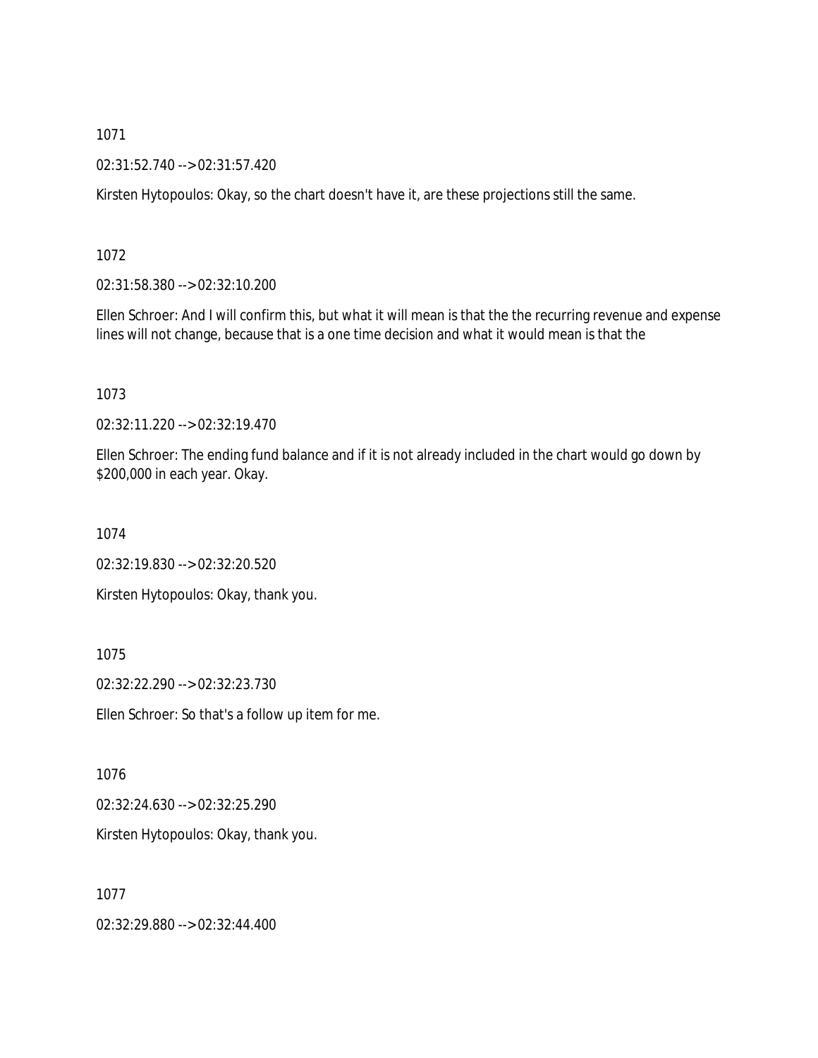1071

02:31:52.740 --> 02:31:57.420

Kirsten Hytopoulos: Okay, so the chart doesn't have it, are these projections still the same.

1072

02:31:58.380 --> 02:32:10.200

Ellen Schroer: And I will confirm this, but what it will mean is that the the recurring revenue and expense lines will not change, because that is a one time decision and what it would mean is that the

1073

02:32:11.220 --> 02:32:19.470

Ellen Schroer: The ending fund balance and if it is not already included in the chart would go down by $200,000 in each year. Okay.

1074

02:32:19.830 --> 02:32:20.520

Kirsten Hytopoulos: Okay, thank you.

1075

02:32:22.290 --> 02:32:23.730

Ellen Schroer: So that's a follow up item for me.

1076

02:32:24.630 --> 02:32:25.290

Kirsten Hytopoulos: Okay, thank you.

1077

02:32:29.880 --> 02:32:44.400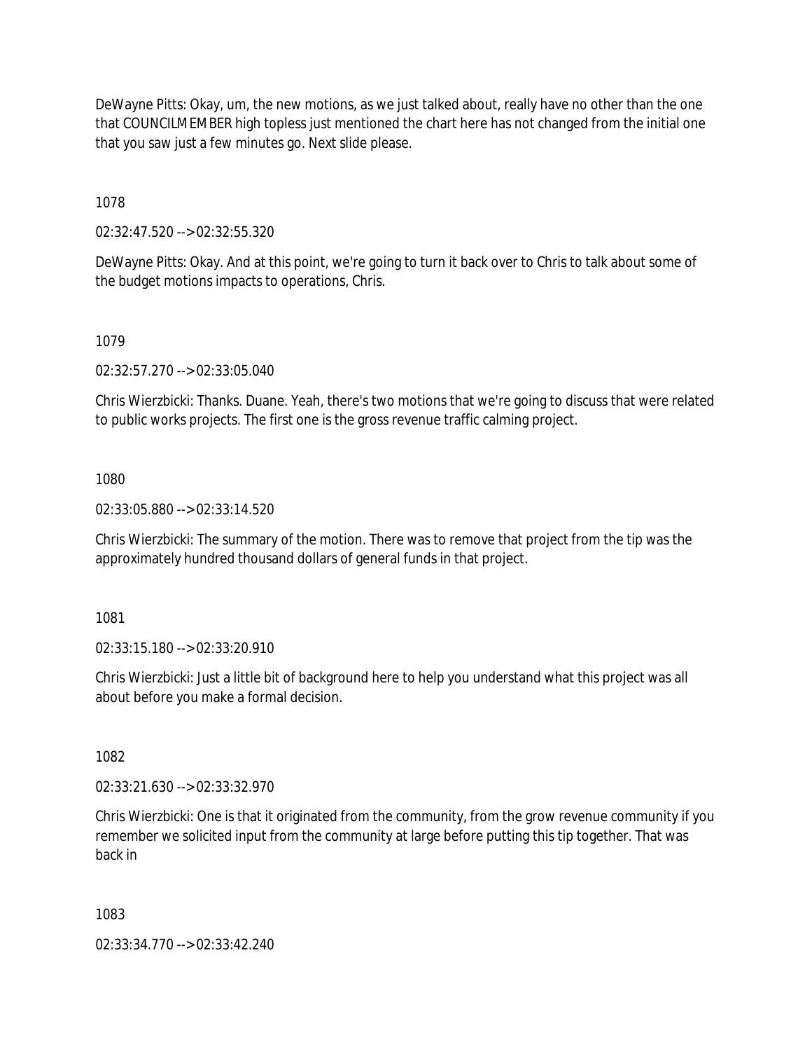DeWayne Pitts: Okay, um, the new motions, as we just talked about, really have no other than the one that COUNCILMEMBER high topless just mentioned the chart here has not changed from the initial one that you saw just a few minutes go. Next slide please.

1078

02:32:47.520 --> 02:32:55.320

DeWayne Pitts: Okay. And at this point, we're going to turn it back over to Chris to talk about some of the budget motions impacts to operations, Chris.

1079

02:32:57.270 --> 02:33:05.040

Chris Wierzbicki: Thanks. Duane. Yeah, there's two motions that we're going to discuss that were related to public works projects. The first one is the gross revenue traffic calming project.

1080

02:33:05.880 --> 02:33:14.520

Chris Wierzbicki: The summary of the motion. There was to remove that project from the tip was the approximately hundred thousand dollars of general funds in that project.

1081

02:33:15.180 --> 02:33:20.910

Chris Wierzbicki: Just a little bit of background here to help you understand what this project was all about before you make a formal decision.

1082

02:33:21.630 --> 02:33:32.970

Chris Wierzbicki: One is that it originated from the community, from the grow revenue community if you remember we solicited input from the community at large before putting this tip together. That was back in

1083

02:33:34.770 --> 02:33:42.240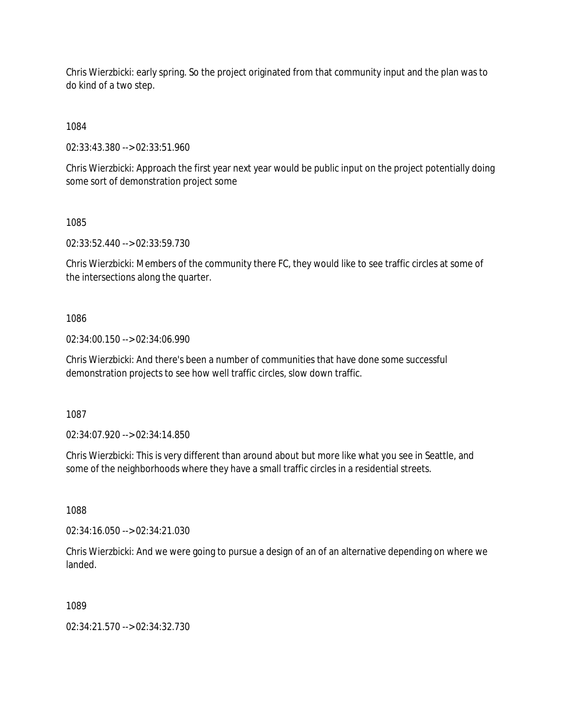Chris Wierzbicki: early spring. So the project originated from that community input and the plan was to do kind of a two step.

1084

02:33:43.380 --> 02:33:51.960

Chris Wierzbicki: Approach the first year next year would be public input on the project potentially doing some sort of demonstration project some

1085

02:33:52.440 --> 02:33:59.730

Chris Wierzbicki: Members of the community there FC, they would like to see traffic circles at some of the intersections along the quarter.

1086

02:34:00.150 --> 02:34:06.990

Chris Wierzbicki: And there's been a number of communities that have done some successful demonstration projects to see how well traffic circles, slow down traffic.

1087

02:34:07.920 --> 02:34:14.850

Chris Wierzbicki: This is very different than around about but more like what you see in Seattle, and some of the neighborhoods where they have a small traffic circles in a residential streets.

1088

02:34:16.050 --> 02:34:21.030

Chris Wierzbicki: And we were going to pursue a design of an of an alternative depending on where we landed.

1089

02:34:21.570 --> 02:34:32.730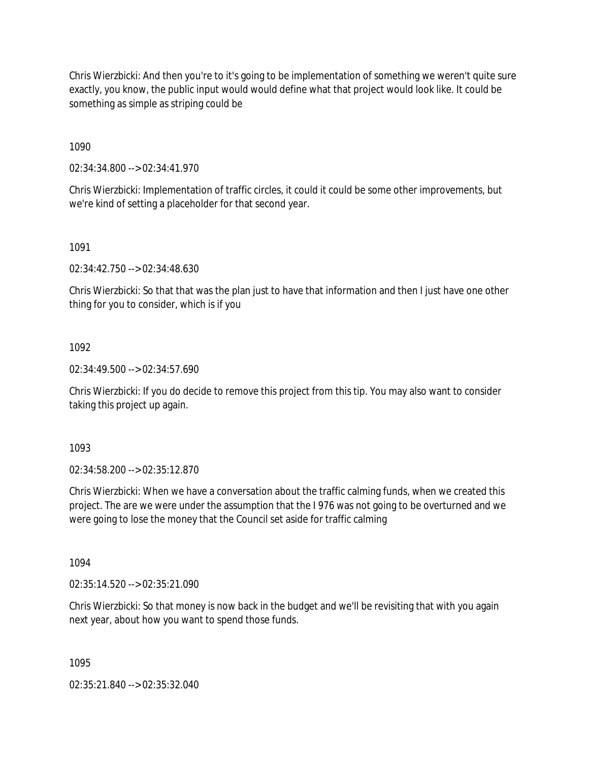Chris Wierzbicki: And then you're to it's going to be implementation of something we weren't quite sure exactly, you know, the public input would would define what that project would look like. It could be something as simple as striping could be

1090

02:34:34.800 --> 02:34:41.970

Chris Wierzbicki: Implementation of traffic circles, it could it could be some other improvements, but we're kind of setting a placeholder for that second year.

1091

02:34:42.750 --> 02:34:48.630

Chris Wierzbicki: So that that was the plan just to have that information and then I just have one other thing for you to consider, which is if you

1092

02:34:49.500 --> 02:34:57.690

Chris Wierzbicki: If you do decide to remove this project from this tip. You may also want to consider taking this project up again.

1093

02:34:58.200 --> 02:35:12.870

Chris Wierzbicki: When we have a conversation about the traffic calming funds, when we created this project. The are we were under the assumption that the I 976 was not going to be overturned and we were going to lose the money that the Council set aside for traffic calming

1094

02:35:14.520 --> 02:35:21.090

Chris Wierzbicki: So that money is now back in the budget and we'll be revisiting that with you again next year, about how you want to spend those funds.

1095

02:35:21.840 --> 02:35:32.040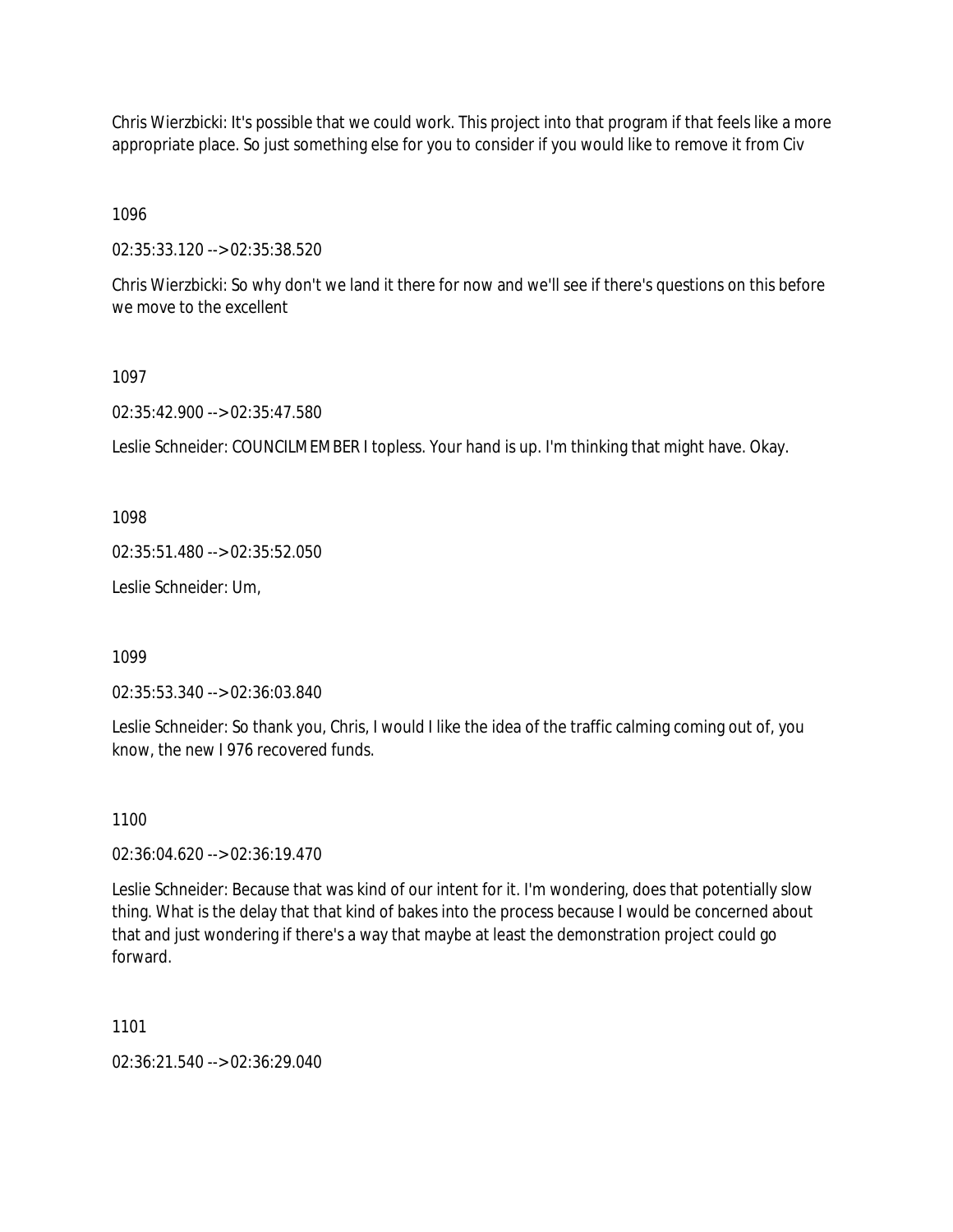Chris Wierzbicki: It's possible that we could work. This project into that program if that feels like a more appropriate place. So just something else for you to consider if you would like to remove it from Civ

1096

02:35:33.120 --> 02:35:38.520

Chris Wierzbicki: So why don't we land it there for now and we'll see if there's questions on this before we move to the excellent

1097

02:35:42.900 --> 02:35:47.580

Leslie Schneider: COUNCILMEMBER I topless. Your hand is up. I'm thinking that might have. Okay.

1098

02:35:51.480 --> 02:35:52.050

Leslie Schneider: Um,

1099

02:35:53.340 --> 02:36:03.840

Leslie Schneider: So thank you, Chris, I would I like the idea of the traffic calming coming out of, you know, the new I 976 recovered funds.

1100

02:36:04.620 --> 02:36:19.470

Leslie Schneider: Because that was kind of our intent for it. I'm wondering, does that potentially slow thing. What is the delay that that kind of bakes into the process because I would be concerned about that and just wondering if there's a way that maybe at least the demonstration project could go forward.

1101

02:36:21.540 --> 02:36:29.040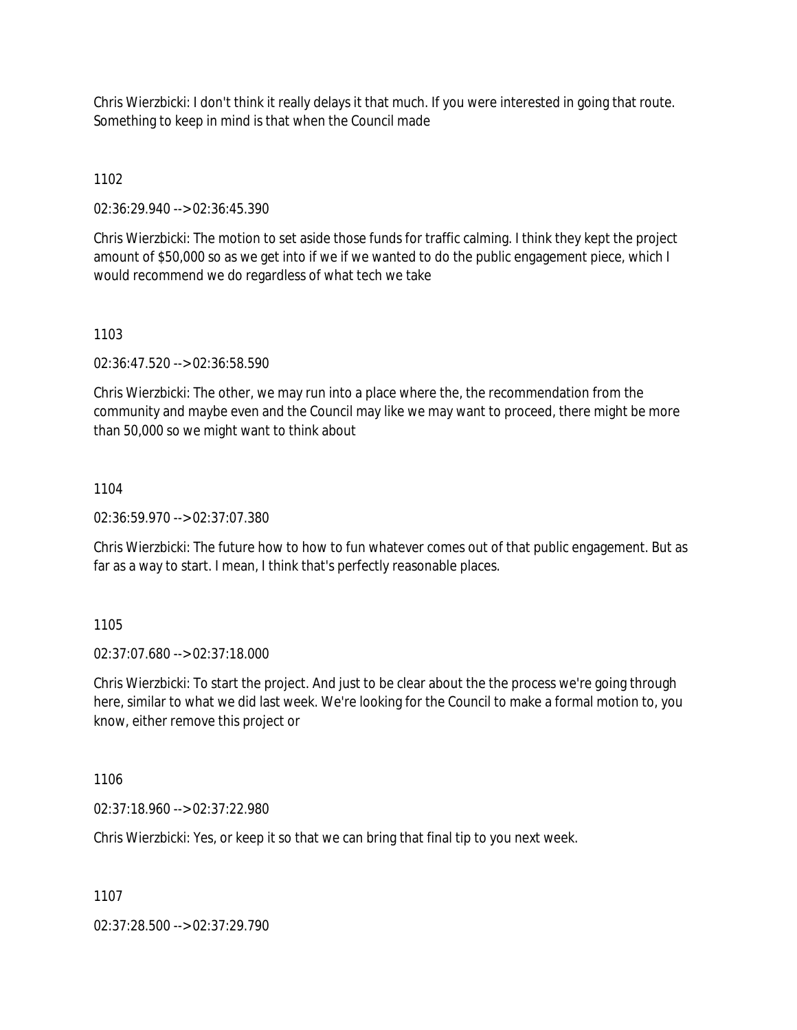Chris Wierzbicki: I don't think it really delays it that much. If you were interested in going that route. Something to keep in mind is that when the Council made

1102

02:36:29.940 --> 02:36:45.390

Chris Wierzbicki: The motion to set aside those funds for traffic calming. I think they kept the project amount of $50,000 so as we get into if we if we wanted to do the public engagement piece, which I would recommend we do regardless of what tech we take

1103

02:36:47.520 --> 02:36:58.590

Chris Wierzbicki: The other, we may run into a place where the, the recommendation from the community and maybe even and the Council may like we may want to proceed, there might be more than 50,000 so we might want to think about

1104

02:36:59.970 --> 02:37:07.380

Chris Wierzbicki: The future how to how to fun whatever comes out of that public engagement. But as far as a way to start. I mean, I think that's perfectly reasonable places.

1105

02:37:07.680 --> 02:37:18.000

Chris Wierzbicki: To start the project. And just to be clear about the the process we're going through here, similar to what we did last week. We're looking for the Council to make a formal motion to, you know, either remove this project or

1106

02:37:18.960 --> 02:37:22.980

Chris Wierzbicki: Yes, or keep it so that we can bring that final tip to you next week.

1107

02:37:28.500 --> 02:37:29.790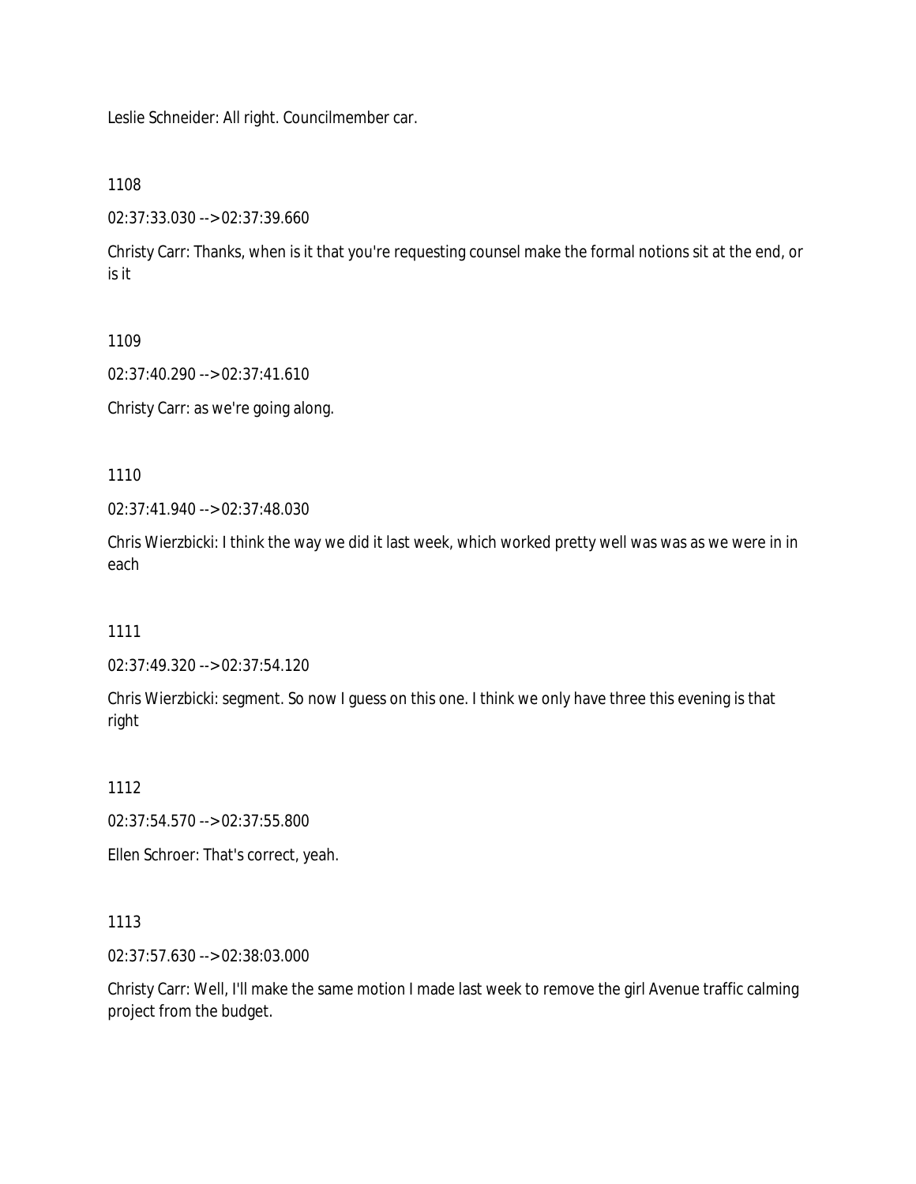Leslie Schneider: All right. Councilmember car.

1108

02:37:33.030 --> 02:37:39.660

Christy Carr: Thanks, when is it that you're requesting counsel make the formal notions sit at the end, or is it

1109

02:37:40.290 --> 02:37:41.610

Christy Carr: as we're going along.

1110

02:37:41.940 --> 02:37:48.030

Chris Wierzbicki: I think the way we did it last week, which worked pretty well was was as we were in in each

1111

02:37:49.320 --> 02:37:54.120

Chris Wierzbicki: segment. So now I guess on this one. I think we only have three this evening is that right

1112

02:37:54.570 --> 02:37:55.800

Ellen Schroer: That's correct, yeah.

1113

02:37:57.630 --> 02:38:03.000

Christy Carr: Well, I'll make the same motion I made last week to remove the girl Avenue traffic calming project from the budget.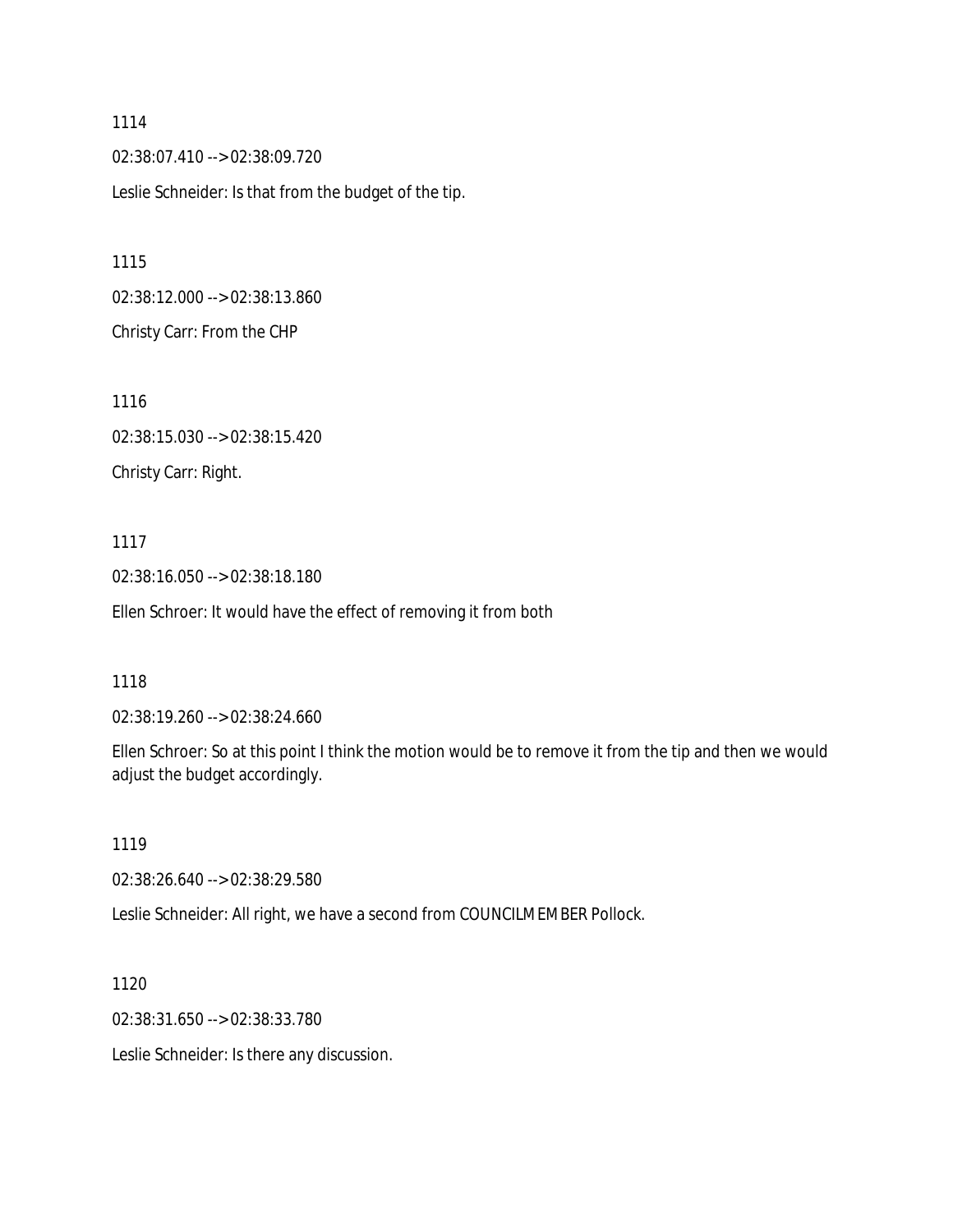1114

02:38:07.410 --> 02:38:09.720

Leslie Schneider: Is that from the budget of the tip.

1115

02:38:12.000 --> 02:38:13.860

Christy Carr: From the CHP

1116

02:38:15.030 --> 02:38:15.420

Christy Carr: Right.

1117

02:38:16.050 --> 02:38:18.180

Ellen Schroer: It would have the effect of removing it from both

1118

02:38:19.260 --> 02:38:24.660

Ellen Schroer: So at this point I think the motion would be to remove it from the tip and then we would adjust the budget accordingly.

1119

02:38:26.640 --> 02:38:29.580

Leslie Schneider: All right, we have a second from COUNCILMEMBER Pollock.

1120

02:38:31.650 --> 02:38:33.780

Leslie Schneider: Is there any discussion.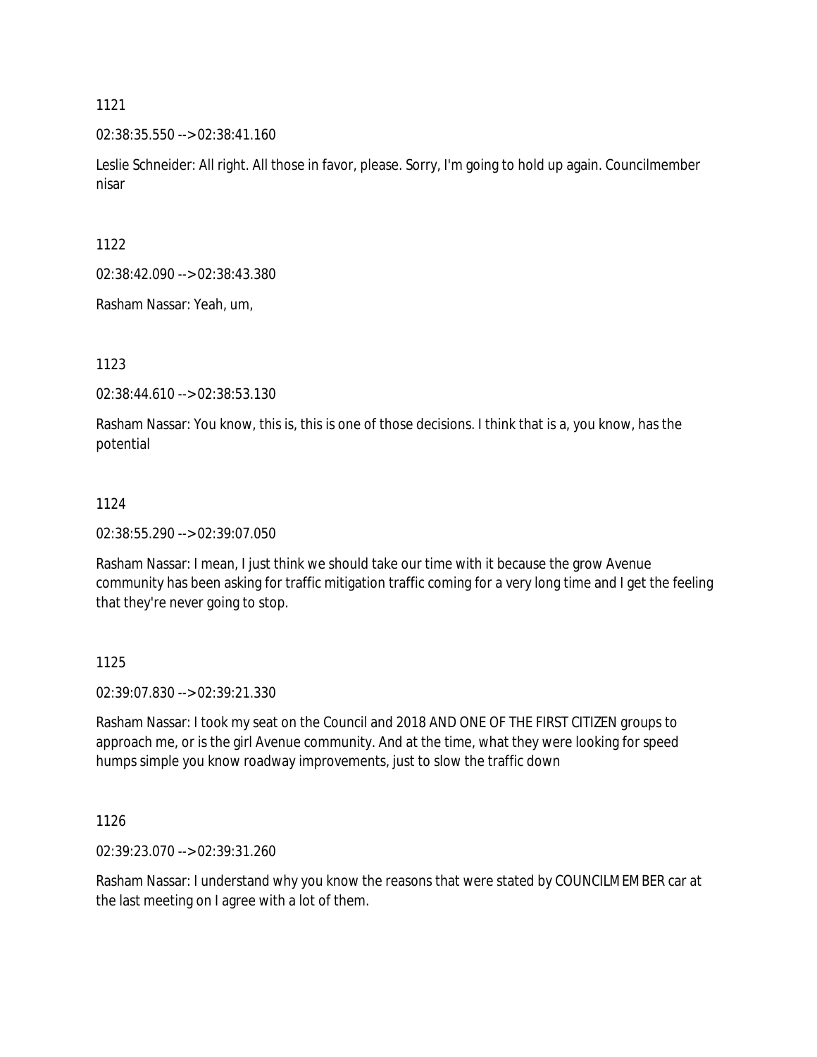1121

02:38:35.550 --> 02:38:41.160

Leslie Schneider: All right. All those in favor, please. Sorry, I'm going to hold up again. Councilmember nisar

1122

02:38:42.090 --> 02:38:43.380

Rasham Nassar: Yeah, um,

1123

02:38:44.610 --> 02:38:53.130

Rasham Nassar: You know, this is, this is one of those decisions. I think that is a, you know, has the potential

1124

02:38:55.290 --> 02:39:07.050

Rasham Nassar: I mean, I just think we should take our time with it because the grow Avenue community has been asking for traffic mitigation traffic coming for a very long time and I get the feeling that they're never going to stop.

1125

02:39:07.830 --> 02:39:21.330

Rasham Nassar: I took my seat on the Council and 2018 AND ONE OF THE FIRST CITIZEN groups to approach me, or is the girl Avenue community. And at the time, what they were looking for speed humps simple you know roadway improvements, just to slow the traffic down

1126

02:39:23.070 --> 02:39:31.260

Rasham Nassar: I understand why you know the reasons that were stated by COUNCILMEMBER car at the last meeting on I agree with a lot of them.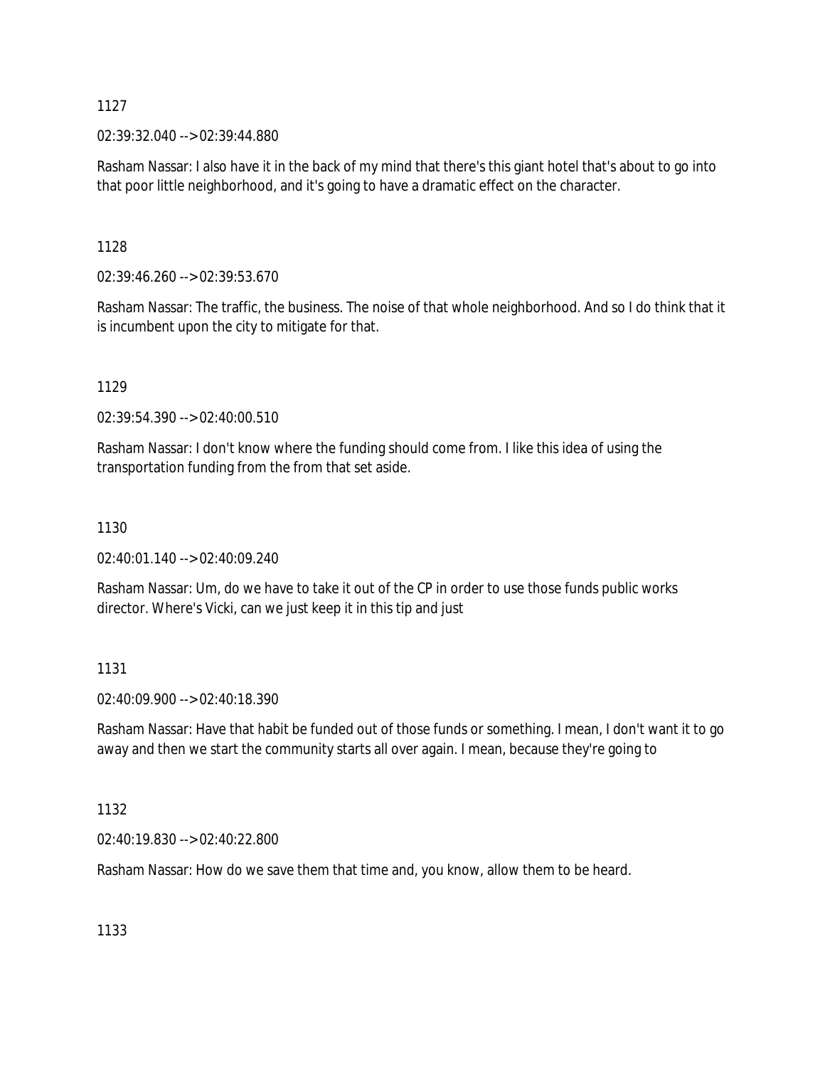1127

02:39:32.040 --> 02:39:44.880

Rasham Nassar: I also have it in the back of my mind that there's this giant hotel that's about to go into that poor little neighborhood, and it's going to have a dramatic effect on the character.

1128

02:39:46.260 --> 02:39:53.670

Rasham Nassar: The traffic, the business. The noise of that whole neighborhood. And so I do think that it is incumbent upon the city to mitigate for that.

1129

02:39:54.390 --> 02:40:00.510

Rasham Nassar: I don't know where the funding should come from. I like this idea of using the transportation funding from the from that set aside.

1130

02:40:01.140 --> 02:40:09.240

Rasham Nassar: Um, do we have to take it out of the CP in order to use those funds public works director. Where's Vicki, can we just keep it in this tip and just

1131

02:40:09.900 --> 02:40:18.390

Rasham Nassar: Have that habit be funded out of those funds or something. I mean, I don't want it to go away and then we start the community starts all over again. I mean, because they're going to

1132

02:40:19.830 --> 02:40:22.800

Rasham Nassar: How do we save them that time and, you know, allow them to be heard.

1133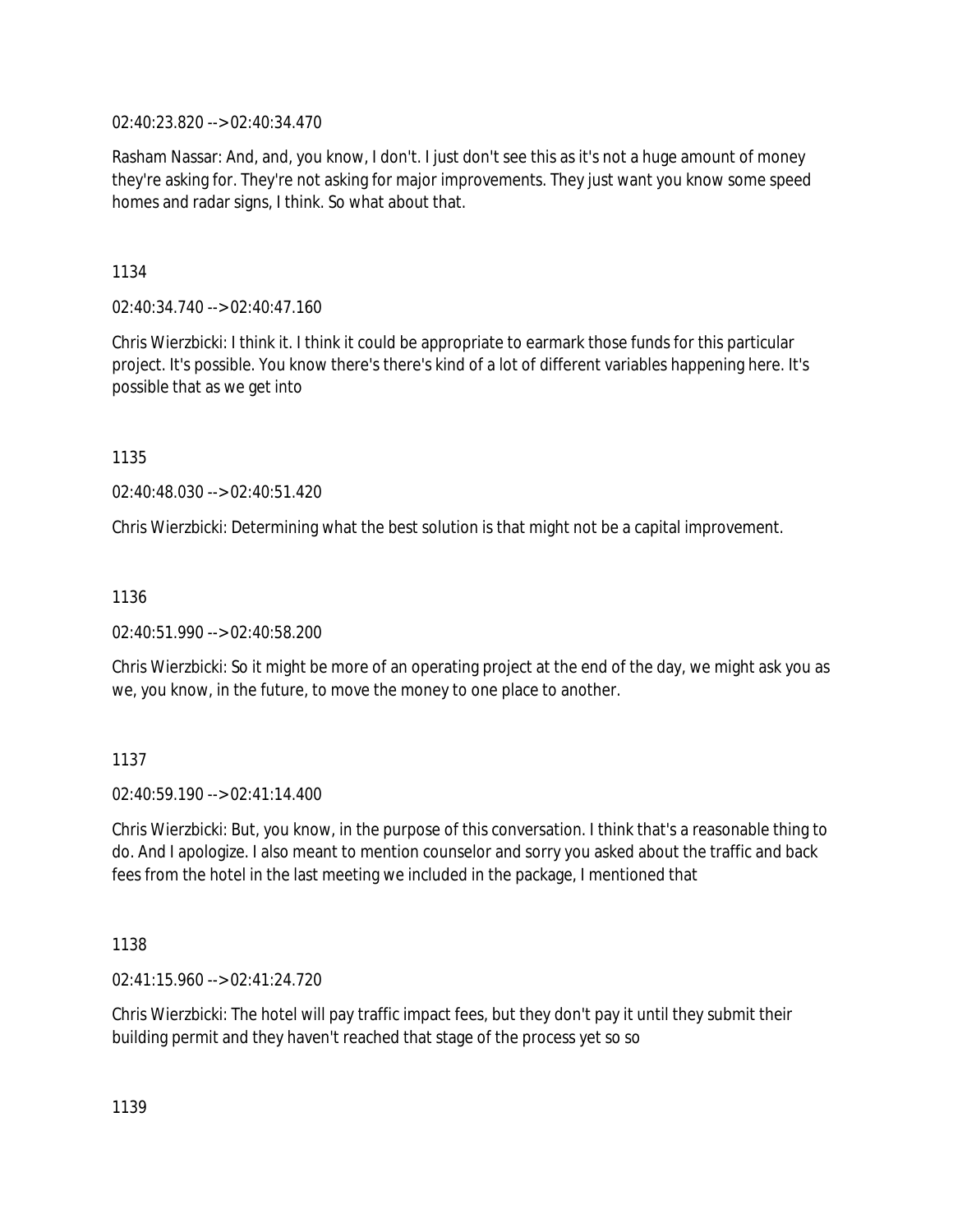02:40:23.820 --> 02:40:34.470

Rasham Nassar: And, and, you know, I don't. I just don't see this as it's not a huge amount of money they're asking for. They're not asking for major improvements. They just want you know some speed homes and radar signs, I think. So what about that.

1134

02:40:34.740 --> 02:40:47.160

Chris Wierzbicki: I think it. I think it could be appropriate to earmark those funds for this particular project. It's possible. You know there's there's kind of a lot of different variables happening here. It's possible that as we get into

1135

02:40:48.030 --> 02:40:51.420

Chris Wierzbicki: Determining what the best solution is that might not be a capital improvement.

1136

02:40:51.990 --> 02:40:58.200

Chris Wierzbicki: So it might be more of an operating project at the end of the day, we might ask you as we, you know, in the future, to move the money to one place to another.

1137

02:40:59.190 --> 02:41:14.400

Chris Wierzbicki: But, you know, in the purpose of this conversation. I think that's a reasonable thing to do. And I apologize. I also meant to mention counselor and sorry you asked about the traffic and back fees from the hotel in the last meeting we included in the package, I mentioned that

1138

02:41:15.960 --> 02:41:24.720

Chris Wierzbicki: The hotel will pay traffic impact fees, but they don't pay it until they submit their building permit and they haven't reached that stage of the process yet so so

1139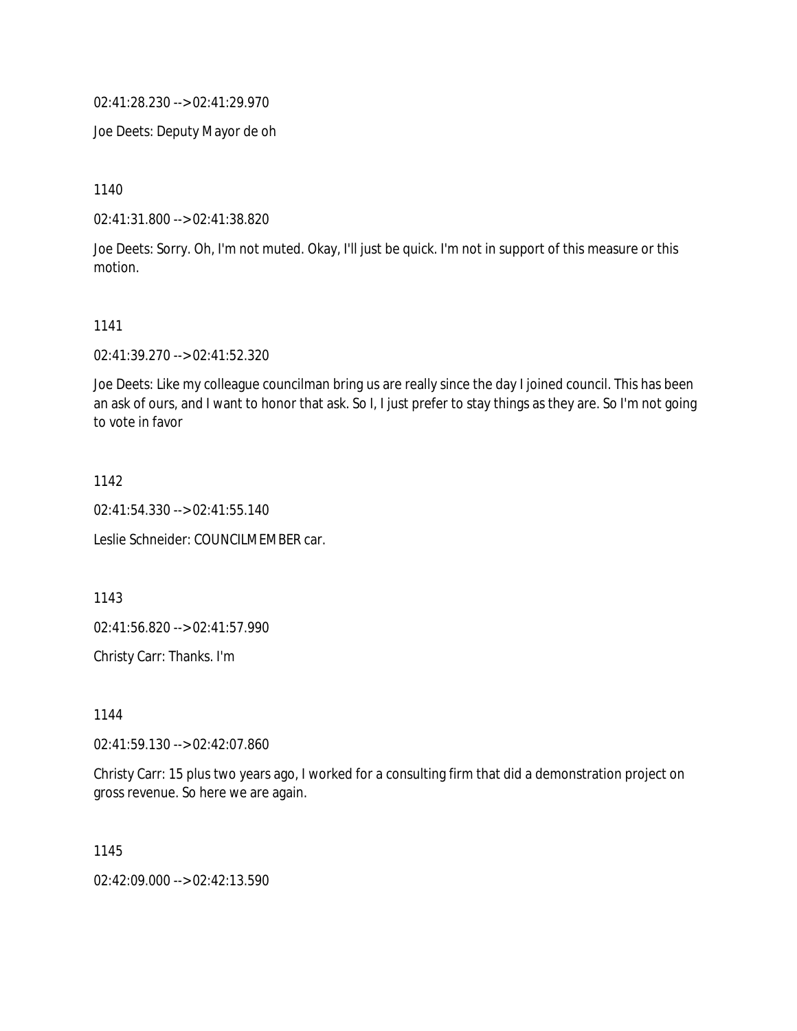02:41:28.230 --> 02:41:29.970

Joe Deets: Deputy Mayor de oh

1140

02:41:31.800 --> 02:41:38.820

Joe Deets: Sorry. Oh, I'm not muted. Okay, I'll just be quick. I'm not in support of this measure or this motion.

1141

02:41:39.270 --> 02:41:52.320

Joe Deets: Like my colleague councilman bring us are really since the day I joined council. This has been an ask of ours, and I want to honor that ask. So I, I just prefer to stay things as they are. So I'm not going to vote in favor

1142

02:41:54.330 --> 02:41:55.140

Leslie Schneider: COUNCILMEMBER car.

1143

02:41:56.820 --> 02:41:57.990

Christy Carr: Thanks. I'm

1144

02:41:59.130 --> 02:42:07.860

Christy Carr: 15 plus two years ago, I worked for a consulting firm that did a demonstration project on gross revenue. So here we are again.

1145

02:42:09.000 --> 02:42:13.590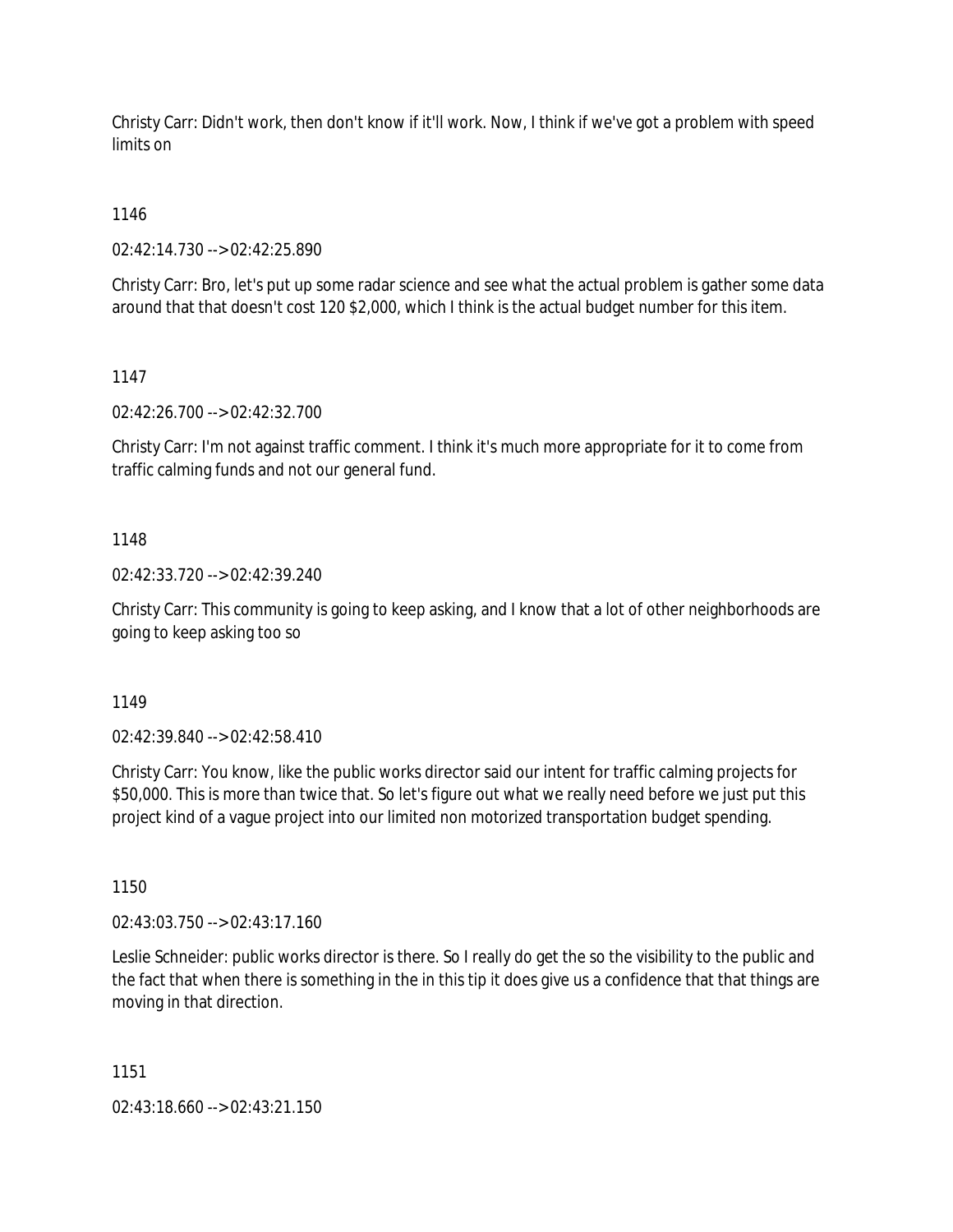Christy Carr: Didn't work, then don't know if it'll work. Now, I think if we've got a problem with speed limits on

1146

02:42:14.730 --> 02:42:25.890

Christy Carr: Bro, let's put up some radar science and see what the actual problem is gather some data around that that doesn't cost 120 $2,000, which I think is the actual budget number for this item.

1147

02:42:26.700 --> 02:42:32.700

Christy Carr: I'm not against traffic comment. I think it's much more appropriate for it to come from traffic calming funds and not our general fund.

1148

02:42:33.720 --> 02:42:39.240

Christy Carr: This community is going to keep asking, and I know that a lot of other neighborhoods are going to keep asking too so

1149

02:42:39.840 --> 02:42:58.410

Christy Carr: You know, like the public works director said our intent for traffic calming projects for $50,000. This is more than twice that. So let's figure out what we really need before we just put this project kind of a vague project into our limited non motorized transportation budget spending.

1150

02:43:03.750 --> 02:43:17.160

Leslie Schneider: public works director is there. So I really do get the so the visibility to the public and the fact that when there is something in the in this tip it does give us a confidence that that things are moving in that direction.

1151

02:43:18.660 --> 02:43:21.150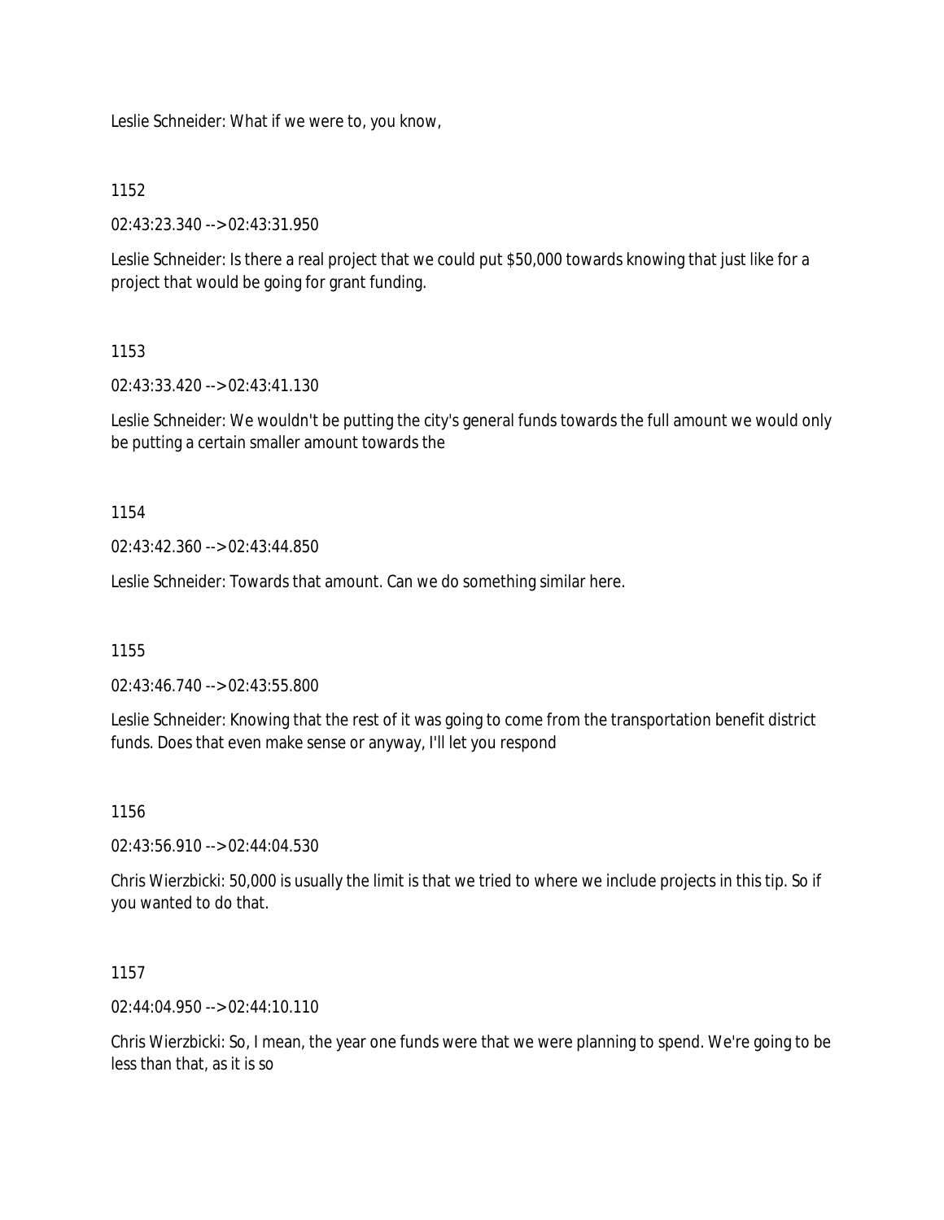Leslie Schneider: What if we were to, you know,

1152

02:43:23.340 --> 02:43:31.950

Leslie Schneider: Is there a real project that we could put $50,000 towards knowing that just like for a project that would be going for grant funding.

1153

02:43:33.420 --> 02:43:41.130

Leslie Schneider: We wouldn't be putting the city's general funds towards the full amount we would only be putting a certain smaller amount towards the

1154

02:43:42.360 --> 02:43:44.850

Leslie Schneider: Towards that amount. Can we do something similar here.

1155

02:43:46.740 --> 02:43:55.800

Leslie Schneider: Knowing that the rest of it was going to come from the transportation benefit district funds. Does that even make sense or anyway, I'll let you respond

1156

02:43:56.910 --> 02:44:04.530

Chris Wierzbicki: 50,000 is usually the limit is that we tried to where we include projects in this tip. So if you wanted to do that.

1157

02:44:04.950 --> 02:44:10.110

Chris Wierzbicki: So, I mean, the year one funds were that we were planning to spend. We're going to be less than that, as it is so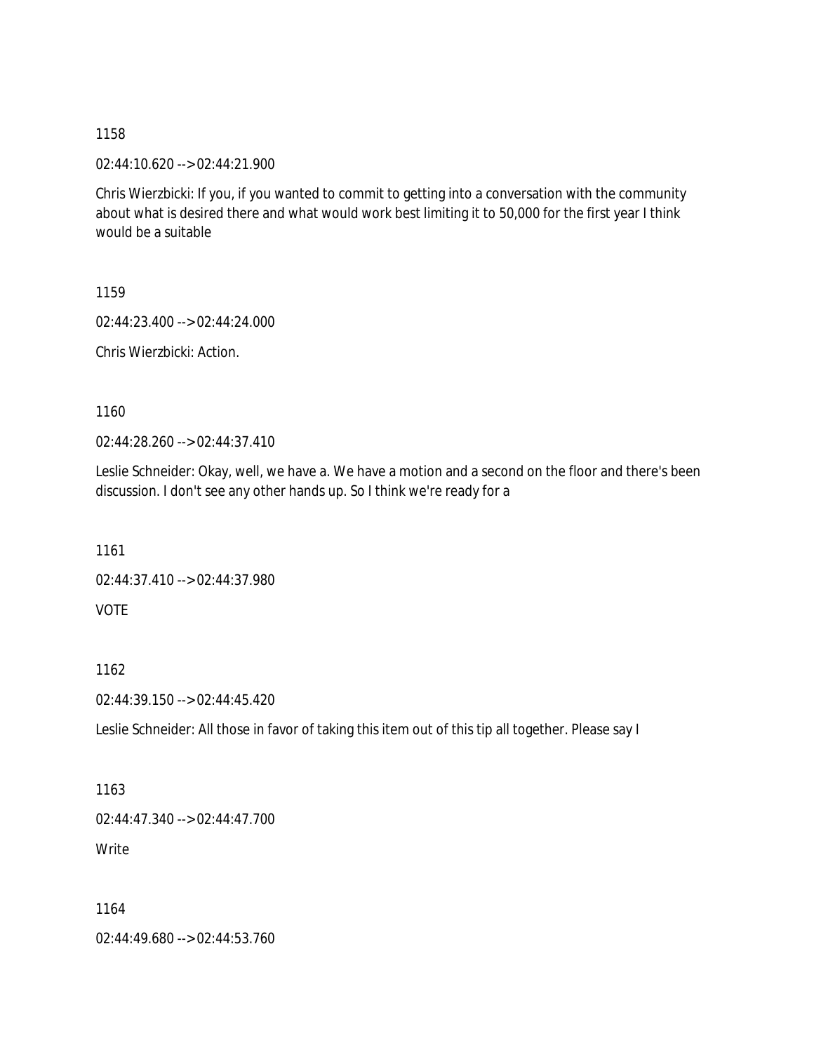1158

02:44:10.620 --> 02:44:21.900

Chris Wierzbicki: If you, if you wanted to commit to getting into a conversation with the community about what is desired there and what would work best limiting it to 50,000 for the first year I think would be a suitable

1159

02:44:23.400 --> 02:44:24.000

Chris Wierzbicki: Action.

1160

02:44:28.260 --> 02:44:37.410

Leslie Schneider: Okay, well, we have a. We have a motion and a second on the floor and there's been discussion. I don't see any other hands up. So I think we're ready for a

1161

02:44:37.410 --> 02:44:37.980

VOTE

1162

02:44:39.150 --> 02:44:45.420

Leslie Schneider: All those in favor of taking this item out of this tip all together. Please say I

1163

02:44:47.340 --> 02:44:47.700

Write

1164

02:44:49.680 --> 02:44:53.760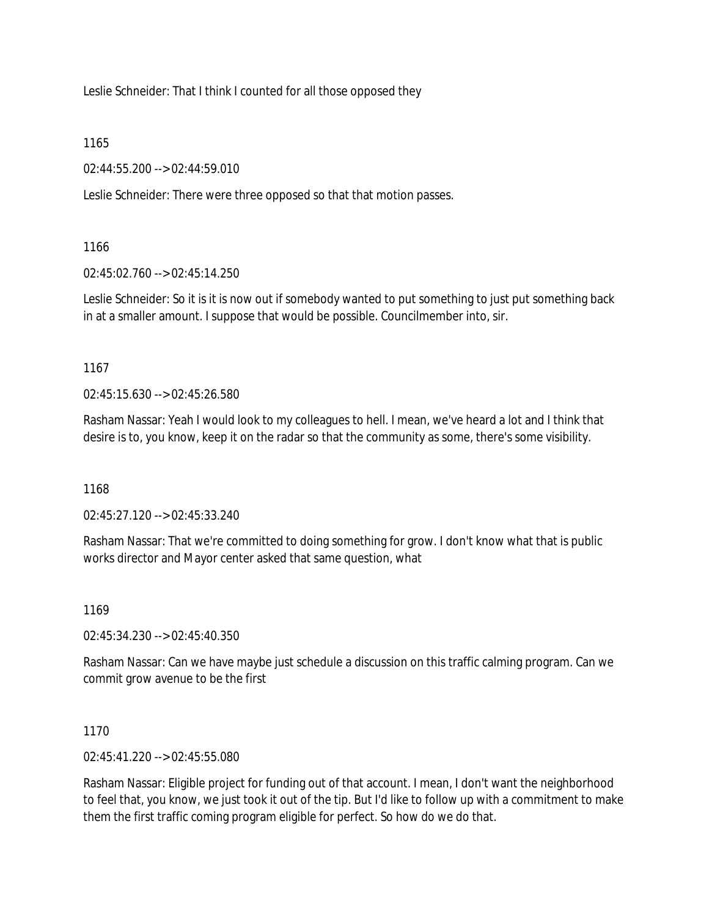Leslie Schneider: That I think I counted for all those opposed they

1165

02:44:55.200 --> 02:44:59.010

Leslie Schneider: There were three opposed so that that motion passes.

1166

02:45:02.760 --> 02:45:14.250

Leslie Schneider: So it is it is now out if somebody wanted to put something to just put something back in at a smaller amount. I suppose that would be possible. Councilmember into, sir.

1167

02:45:15.630 --> 02:45:26.580

Rasham Nassar: Yeah I would look to my colleagues to hell. I mean, we've heard a lot and I think that desire is to, you know, keep it on the radar so that the community as some, there's some visibility.

1168

02:45:27.120 --> 02:45:33.240

Rasham Nassar: That we're committed to doing something for grow. I don't know what that is public works director and Mayor center asked that same question, what

1169

02:45:34.230 --> 02:45:40.350

Rasham Nassar: Can we have maybe just schedule a discussion on this traffic calming program. Can we commit grow avenue to be the first

1170

02:45:41.220 --> 02:45:55.080

Rasham Nassar: Eligible project for funding out of that account. I mean, I don't want the neighborhood to feel that, you know, we just took it out of the tip. But I'd like to follow up with a commitment to make them the first traffic coming program eligible for perfect. So how do we do that.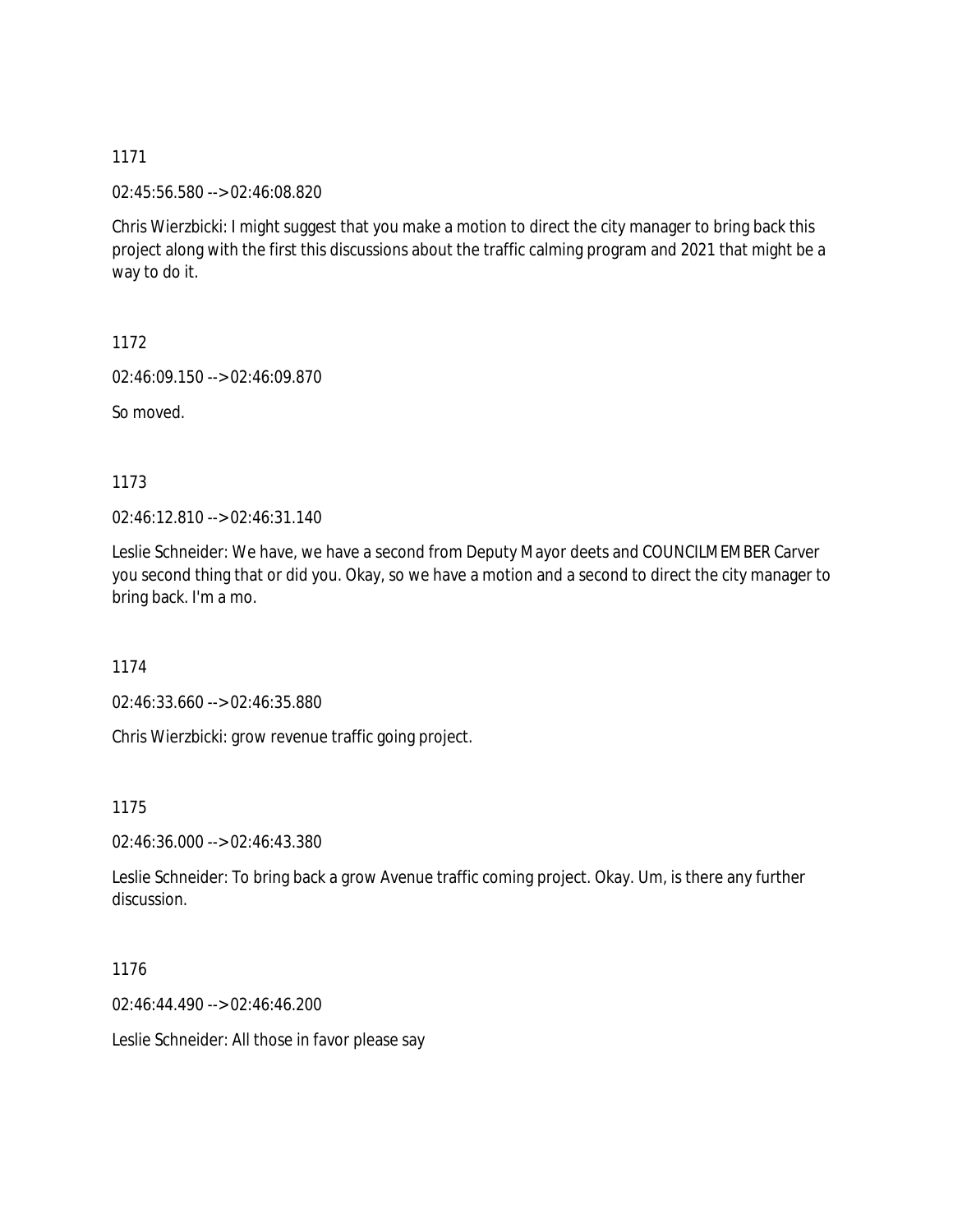1171

02:45:56.580 --> 02:46:08.820

Chris Wierzbicki: I might suggest that you make a motion to direct the city manager to bring back this project along with the first this discussions about the traffic calming program and 2021 that might be a way to do it.

1172

02:46:09.150 --> 02:46:09.870

So moved.

1173

02:46:12.810 --> 02:46:31.140

Leslie Schneider: We have, we have a second from Deputy Mayor deets and COUNCILMEMBER Carver you second thing that or did you. Okay, so we have a motion and a second to direct the city manager to bring back. I'm a mo.

1174

02:46:33.660 --> 02:46:35.880

Chris Wierzbicki: grow revenue traffic going project.

1175

02:46:36.000 --> 02:46:43.380

Leslie Schneider: To bring back a grow Avenue traffic coming project. Okay. Um, is there any further discussion.

1176

02:46:44.490 --> 02:46:46.200

Leslie Schneider: All those in favor please say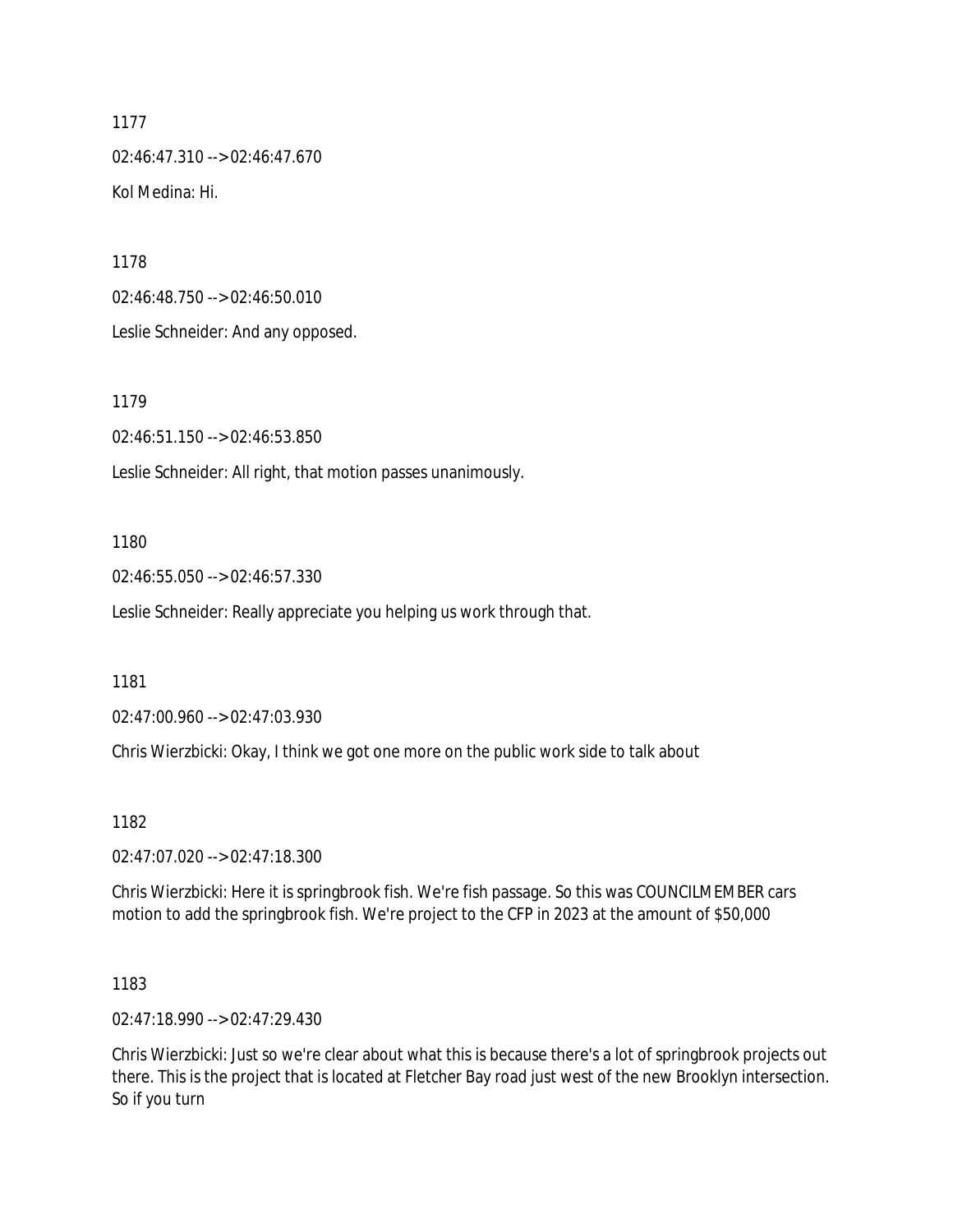1177

02:46:47.310 --> 02:46:47.670

Kol Medina: Hi.

1178

02:46:48.750 --> 02:46:50.010

Leslie Schneider: And any opposed.

1179

02:46:51.150 --> 02:46:53.850

Leslie Schneider: All right, that motion passes unanimously.

1180

02:46:55.050 --> 02:46:57.330

Leslie Schneider: Really appreciate you helping us work through that.

1181

02:47:00.960 --> 02:47:03.930

Chris Wierzbicki: Okay, I think we got one more on the public work side to talk about

1182

02:47:07.020 --> 02:47:18.300

Chris Wierzbicki: Here it is springbrook fish. We're fish passage. So this was COUNCILMEMBER cars motion to add the springbrook fish. We're project to the CFP in 2023 at the amount of $50,000

1183

02:47:18.990 --> 02:47:29.430

Chris Wierzbicki: Just so we're clear about what this is because there's a lot of springbrook projects out there. This is the project that is located at Fletcher Bay road just west of the new Brooklyn intersection. So if you turn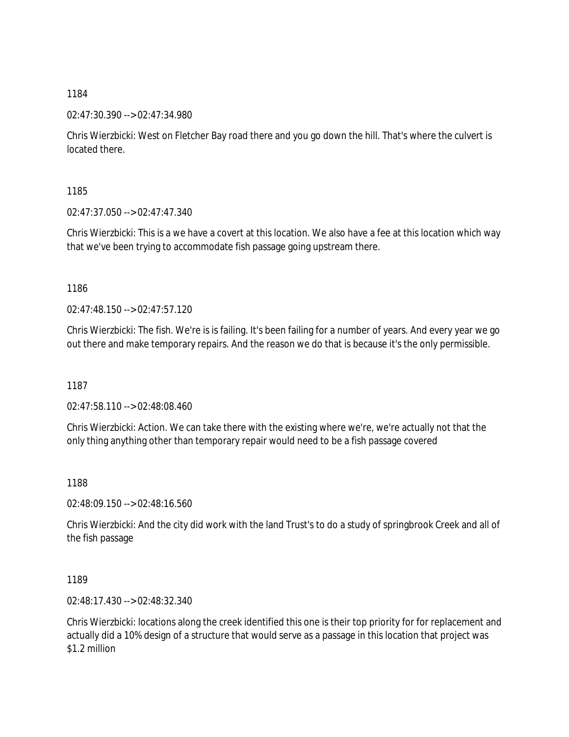1184

02:47:30.390 --> 02:47:34.980

Chris Wierzbicki: West on Fletcher Bay road there and you go down the hill. That's where the culvert is located there.

1185

02:47:37.050 --> 02:47:47.340

Chris Wierzbicki: This is a we have a covert at this location. We also have a fee at this location which way that we've been trying to accommodate fish passage going upstream there.

1186

02:47:48.150 --> 02:47:57.120

Chris Wierzbicki: The fish. We're is is failing. It's been failing for a number of years. And every year we go out there and make temporary repairs. And the reason we do that is because it's the only permissible.

1187

02:47:58.110 --> 02:48:08.460

Chris Wierzbicki: Action. We can take there with the existing where we're, we're actually not that the only thing anything other than temporary repair would need to be a fish passage covered

1188

02:48:09.150 --> 02:48:16.560

Chris Wierzbicki: And the city did work with the land Trust's to do a study of springbrook Creek and all of the fish passage

1189

02:48:17.430 --> 02:48:32.340

Chris Wierzbicki: locations along the creek identified this one is their top priority for for replacement and actually did a 10% design of a structure that would serve as a passage in this location that project was $1.2 million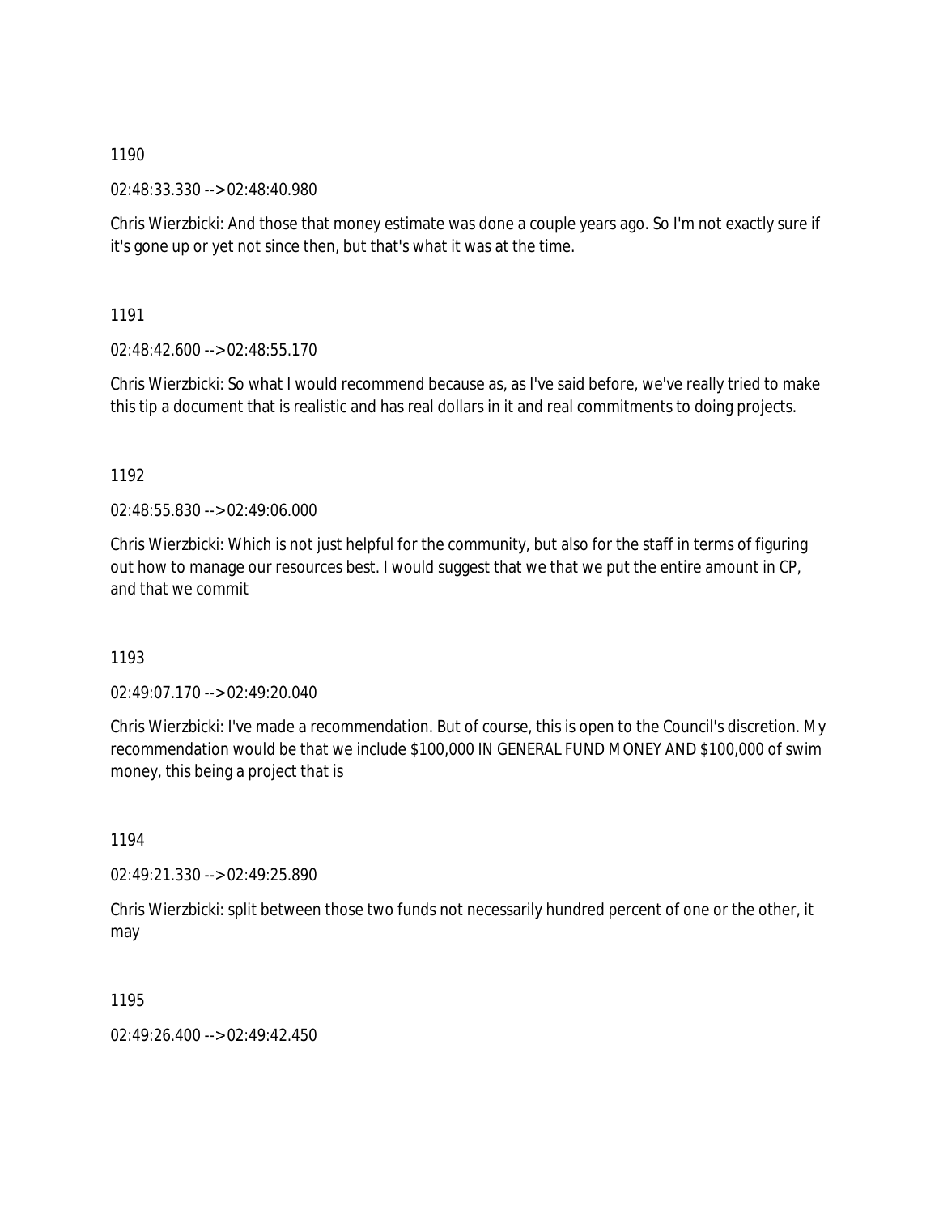1190

02:48:33.330 --> 02:48:40.980

Chris Wierzbicki: And those that money estimate was done a couple years ago. So I'm not exactly sure if it's gone up or yet not since then, but that's what it was at the time.

1191

02:48:42.600 --> 02:48:55.170

Chris Wierzbicki: So what I would recommend because as, as I've said before, we've really tried to make this tip a document that is realistic and has real dollars in it and real commitments to doing projects.

1192

02:48:55.830 --> 02:49:06.000

Chris Wierzbicki: Which is not just helpful for the community, but also for the staff in terms of figuring out how to manage our resources best. I would suggest that we that we put the entire amount in CP, and that we commit

1193

02:49:07.170 --> 02:49:20.040

Chris Wierzbicki: I've made a recommendation. But of course, this is open to the Council's discretion. My recommendation would be that we include $100,000 IN GENERAL FUND MONEY AND $100,000 of swim money, this being a project that is

1194

02:49:21.330 --> 02:49:25.890

Chris Wierzbicki: split between those two funds not necessarily hundred percent of one or the other, it may

1195

02:49:26.400 --> 02:49:42.450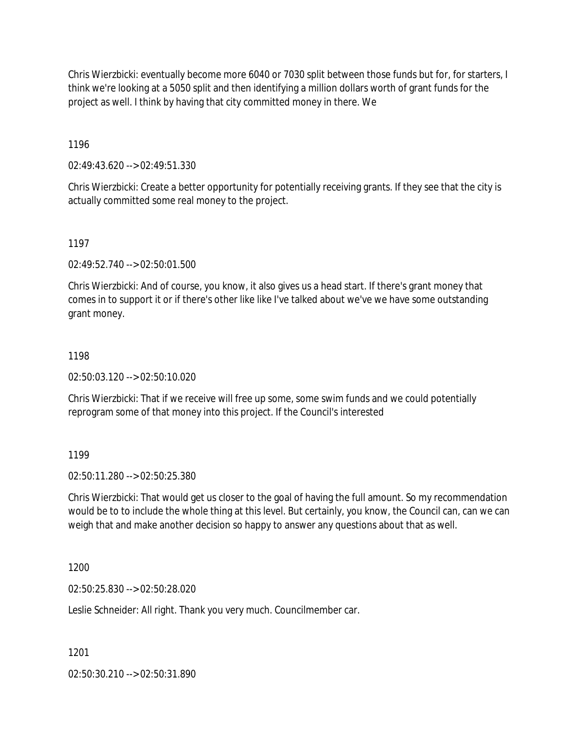Chris Wierzbicki: eventually become more 6040 or 7030 split between those funds but for, for starters, I think we're looking at a 5050 split and then identifying a million dollars worth of grant funds for the project as well. I think by having that city committed money in there. We

1196

02:49:43.620 --> 02:49:51.330

Chris Wierzbicki: Create a better opportunity for potentially receiving grants. If they see that the city is actually committed some real money to the project.

1197

02:49:52.740 --> 02:50:01.500

Chris Wierzbicki: And of course, you know, it also gives us a head start. If there's grant money that comes in to support it or if there's other like like I've talked about we've we have some outstanding grant money.

1198

02:50:03.120 --> 02:50:10.020

Chris Wierzbicki: That if we receive will free up some, some swim funds and we could potentially reprogram some of that money into this project. If the Council's interested

1199

02:50:11.280 --> 02:50:25.380

Chris Wierzbicki: That would get us closer to the goal of having the full amount. So my recommendation would be to to include the whole thing at this level. But certainly, you know, the Council can, can we can weigh that and make another decision so happy to answer any questions about that as well.

1200

02:50:25.830 --> 02:50:28.020

Leslie Schneider: All right. Thank you very much. Councilmember car.

1201

02:50:30.210 --> 02:50:31.890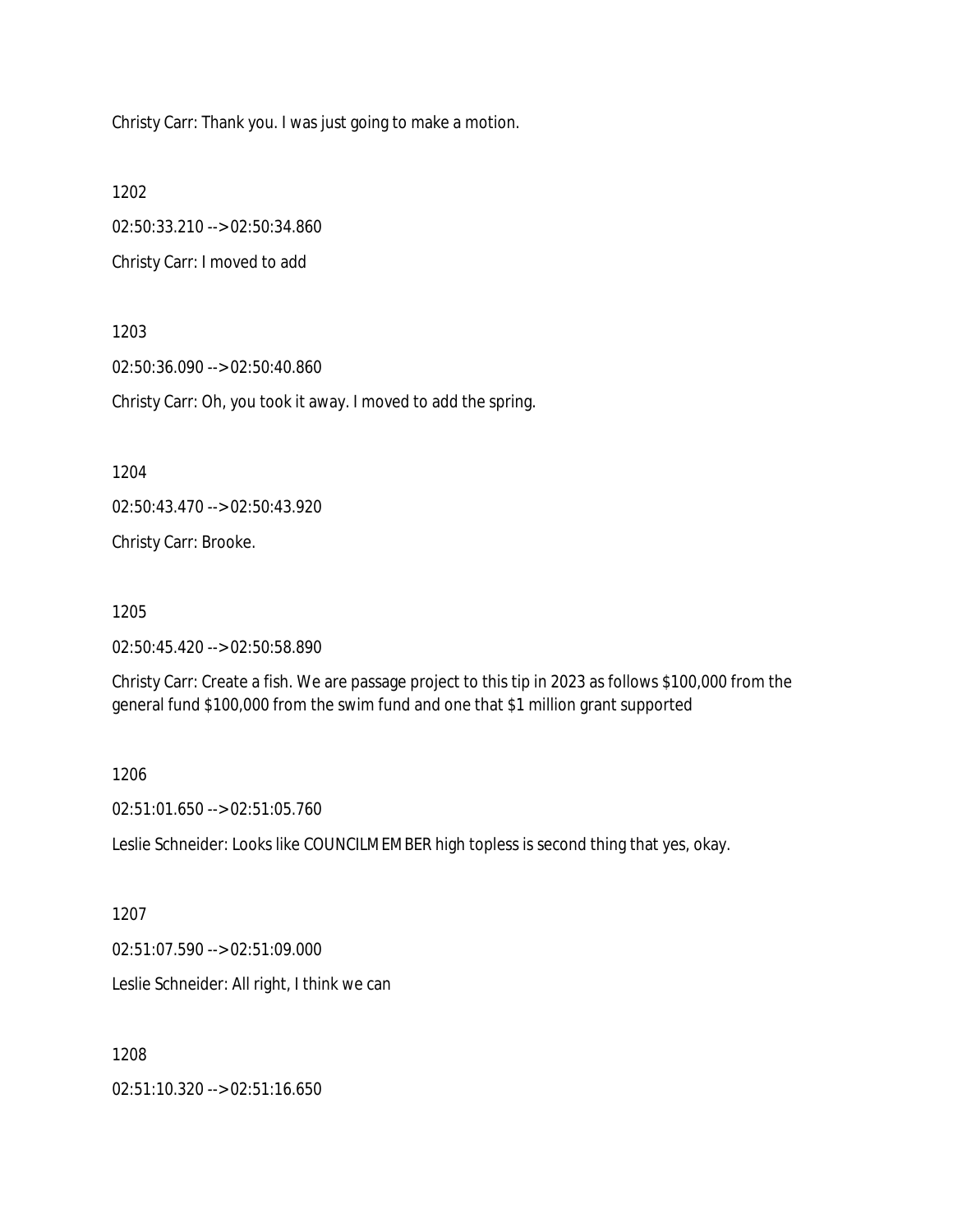Christy Carr: Thank you. I was just going to make a motion.

1202

02:50:33.210 --> 02:50:34.860

Christy Carr: I moved to add

1203

02:50:36.090 --> 02:50:40.860

Christy Carr: Oh, you took it away. I moved to add the spring.

1204

02:50:43.470 --> 02:50:43.920

Christy Carr: Brooke.

1205

02:50:45.420 --> 02:50:58.890

Christy Carr: Create a fish. We are passage project to this tip in 2023 as follows $100,000 from the general fund $100,000 from the swim fund and one that $1 million grant supported

1206

02:51:01.650 --> 02:51:05.760

Leslie Schneider: Looks like COUNCILMEMBER high topless is second thing that yes, okay.

1207

02:51:07.590 --> 02:51:09.000

Leslie Schneider: All right, I think we can

1208

02:51:10.320 --> 02:51:16.650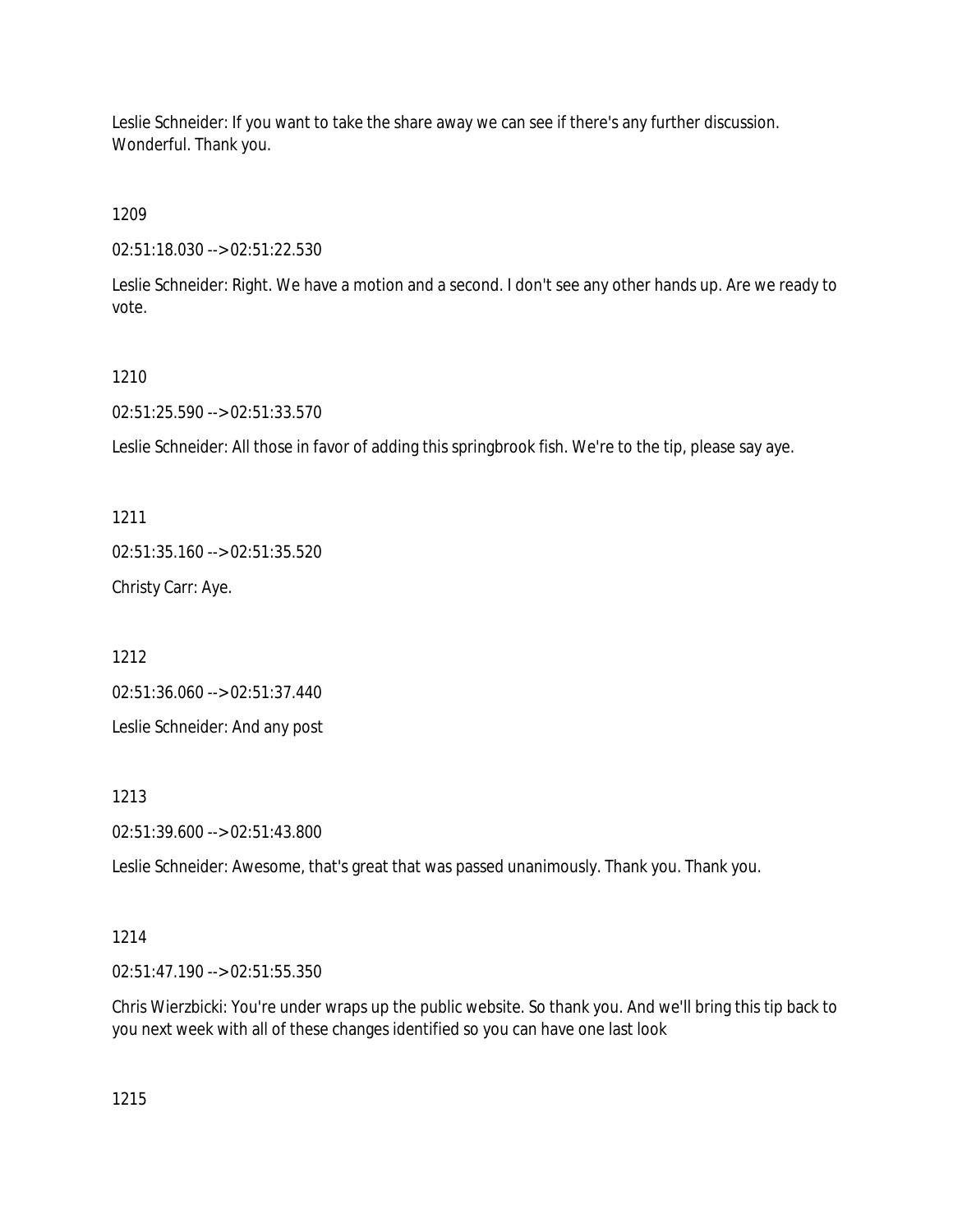Leslie Schneider: If you want to take the share away we can see if there's any further discussion. Wonderful. Thank you.

1209

02:51:18.030 --> 02:51:22.530

Leslie Schneider: Right. We have a motion and a second. I don't see any other hands up. Are we ready to vote.

1210

02:51:25.590 --> 02:51:33.570

Leslie Schneider: All those in favor of adding this springbrook fish. We're to the tip, please say aye.

1211

02:51:35.160 --> 02:51:35.520

Christy Carr: Aye.

1212

02:51:36.060 --> 02:51:37.440

Leslie Schneider: And any post

1213

02:51:39.600 --> 02:51:43.800

Leslie Schneider: Awesome, that's great that was passed unanimously. Thank you. Thank you.

1214

02:51:47.190 --> 02:51:55.350

Chris Wierzbicki: You're under wraps up the public website. So thank you. And we'll bring this tip back to you next week with all of these changes identified so you can have one last look

1215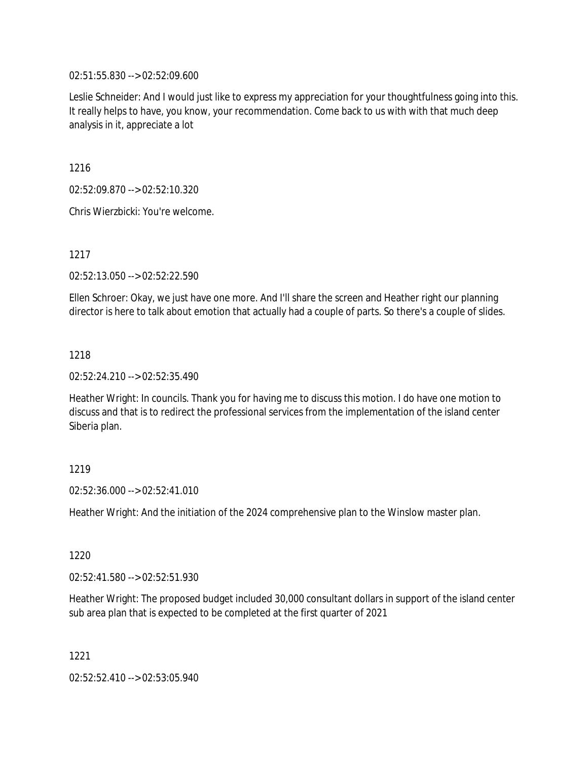02:51:55.830 --> 02:52:09.600

Leslie Schneider: And I would just like to express my appreciation for your thoughtfulness going into this. It really helps to have, you know, your recommendation. Come back to us with with that much deep analysis in it, appreciate a lot

1216

02:52:09.870 --> 02:52:10.320

Chris Wierzbicki: You're welcome.

1217

02:52:13.050 --> 02:52:22.590

Ellen Schroer: Okay, we just have one more. And I'll share the screen and Heather right our planning director is here to talk about emotion that actually had a couple of parts. So there's a couple of slides.

1218

02:52:24.210 --> 02:52:35.490

Heather Wright: In councils. Thank you for having me to discuss this motion. I do have one motion to discuss and that is to redirect the professional services from the implementation of the island center Siberia plan.

1219

02:52:36.000 --> 02:52:41.010

Heather Wright: And the initiation of the 2024 comprehensive plan to the Winslow master plan.

1220

02:52:41.580 --> 02:52:51.930

Heather Wright: The proposed budget included 30,000 consultant dollars in support of the island center sub area plan that is expected to be completed at the first quarter of 2021

1221

02:52:52.410 --> 02:53:05.940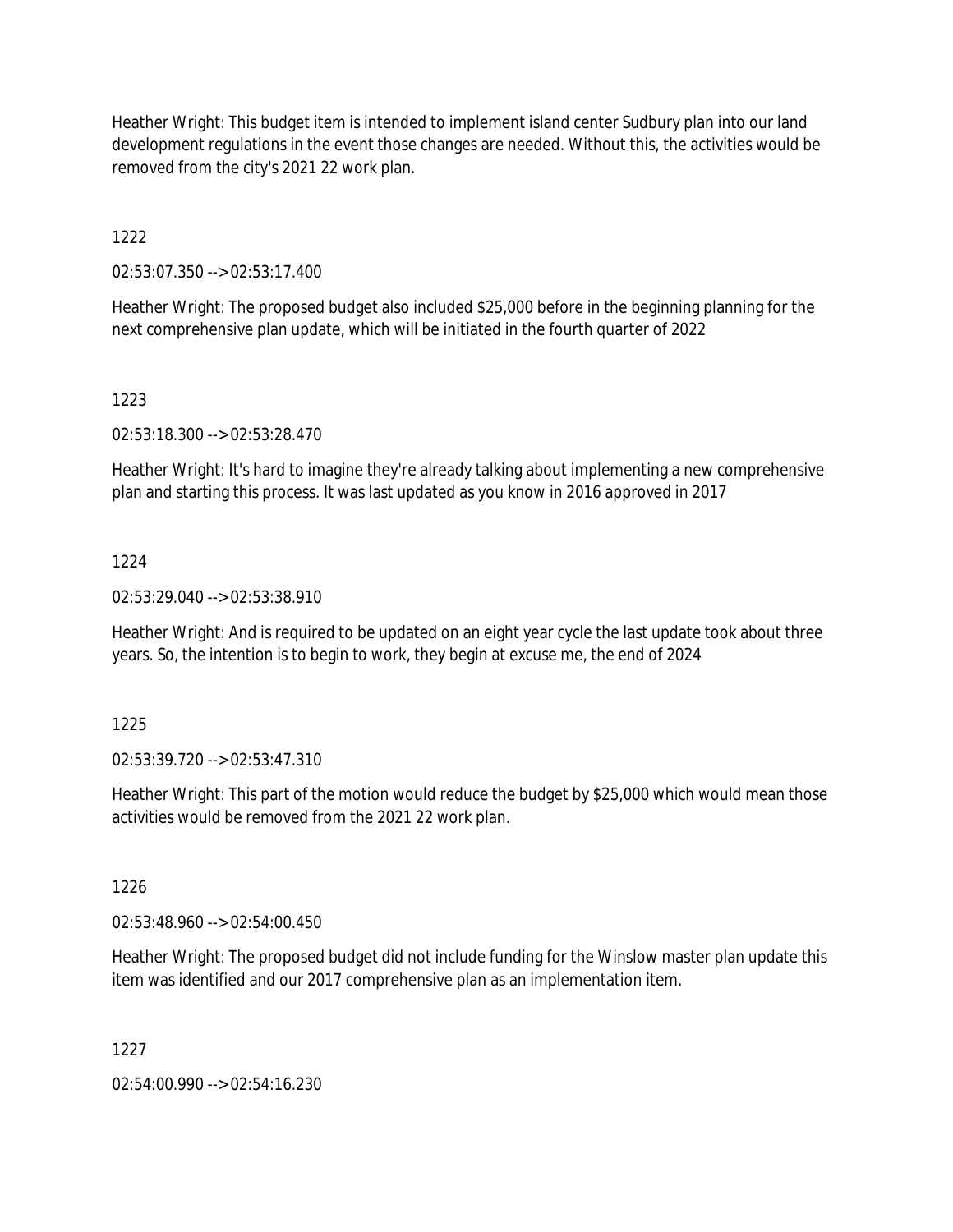Heather Wright: This budget item is intended to implement island center Sudbury plan into our land development regulations in the event those changes are needed. Without this, the activities would be removed from the city's 2021 22 work plan.

1222

02:53:07.350 --> 02:53:17.400

Heather Wright: The proposed budget also included $25,000 before in the beginning planning for the next comprehensive plan update, which will be initiated in the fourth quarter of 2022

1223

02:53:18.300 --> 02:53:28.470

Heather Wright: It's hard to imagine they're already talking about implementing a new comprehensive plan and starting this process. It was last updated as you know in 2016 approved in 2017

1224

02:53:29.040 --> 02:53:38.910

Heather Wright: And is required to be updated on an eight year cycle the last update took about three years. So, the intention is to begin to work, they begin at excuse me, the end of 2024

1225

02:53:39.720 --> 02:53:47.310

Heather Wright: This part of the motion would reduce the budget by $25,000 which would mean those activities would be removed from the 2021 22 work plan.

1226

02:53:48.960 --> 02:54:00.450

Heather Wright: The proposed budget did not include funding for the Winslow master plan update this item was identified and our 2017 comprehensive plan as an implementation item.

1227

02:54:00.990 --> 02:54:16.230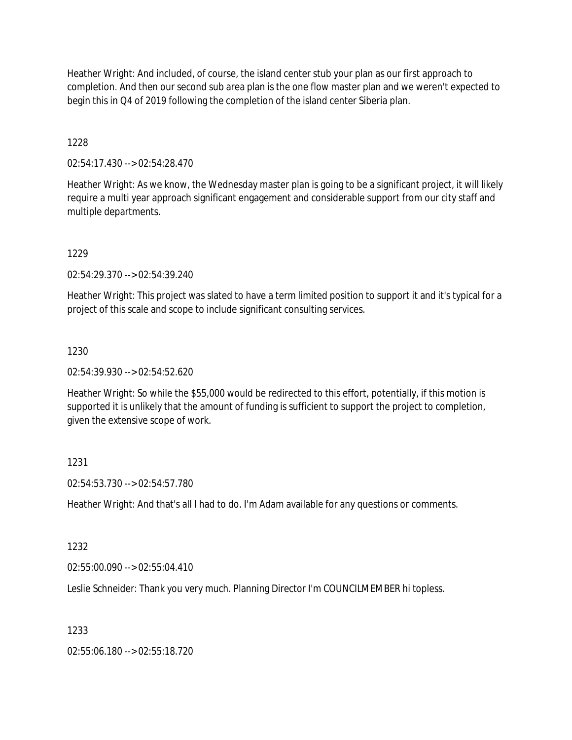Heather Wright: And included, of course, the island center stub your plan as our first approach to completion. And then our second sub area plan is the one flow master plan and we weren't expected to begin this in Q4 of 2019 following the completion of the island center Siberia plan.

1228

02:54:17.430 --> 02:54:28.470

Heather Wright: As we know, the Wednesday master plan is going to be a significant project, it will likely require a multi year approach significant engagement and considerable support from our city staff and multiple departments.

1229

02:54:29.370 --> 02:54:39.240

Heather Wright: This project was slated to have a term limited position to support it and it's typical for a project of this scale and scope to include significant consulting services.

1230

02:54:39.930 --> 02:54:52.620

Heather Wright: So while the $55,000 would be redirected to this effort, potentially, if this motion is supported it is unlikely that the amount of funding is sufficient to support the project to completion, given the extensive scope of work.

1231

02:54:53.730 --> 02:54:57.780

Heather Wright: And that's all I had to do. I'm Adam available for any questions or comments.

1232

02:55:00.090 --> 02:55:04.410

Leslie Schneider: Thank you very much. Planning Director I'm COUNCILMEMBER hi topless.

1233

02:55:06.180 --> 02:55:18.720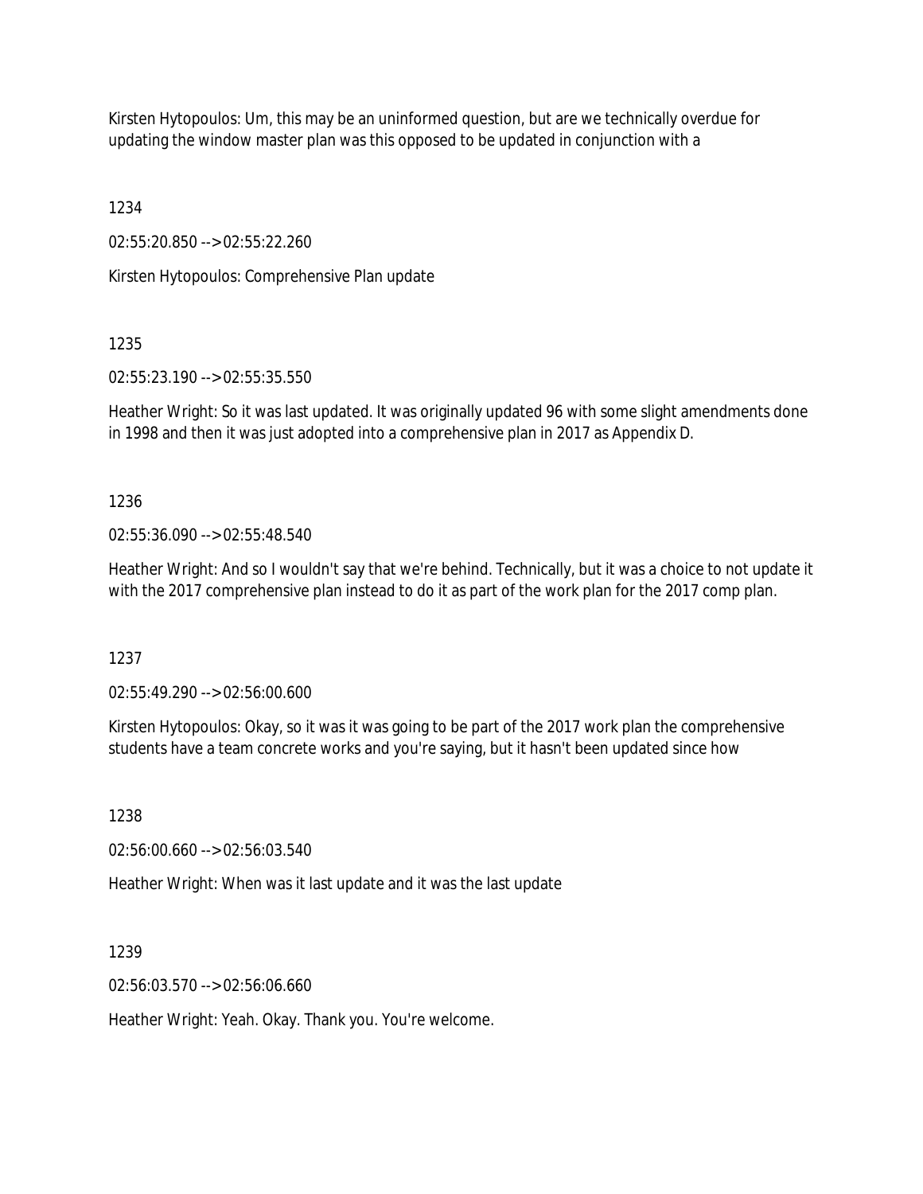Kirsten Hytopoulos: Um, this may be an uninformed question, but are we technically overdue for updating the window master plan was this opposed to be updated in conjunction with a

1234

02:55:20.850 --> 02:55:22.260

Kirsten Hytopoulos: Comprehensive Plan update

1235

02:55:23.190 --> 02:55:35.550

Heather Wright: So it was last updated. It was originally updated 96 with some slight amendments done in 1998 and then it was just adopted into a comprehensive plan in 2017 as Appendix D.

1236

02:55:36.090 --> 02:55:48.540

Heather Wright: And so I wouldn't say that we're behind. Technically, but it was a choice to not update it with the 2017 comprehensive plan instead to do it as part of the work plan for the 2017 comp plan.

1237

02:55:49.290 --> 02:56:00.600

Kirsten Hytopoulos: Okay, so it was it was going to be part of the 2017 work plan the comprehensive students have a team concrete works and you're saying, but it hasn't been updated since how

1238

02:56:00.660 --> 02:56:03.540

Heather Wright: When was it last update and it was the last update

1239

02:56:03.570 --> 02:56:06.660

Heather Wright: Yeah. Okay. Thank you. You're welcome.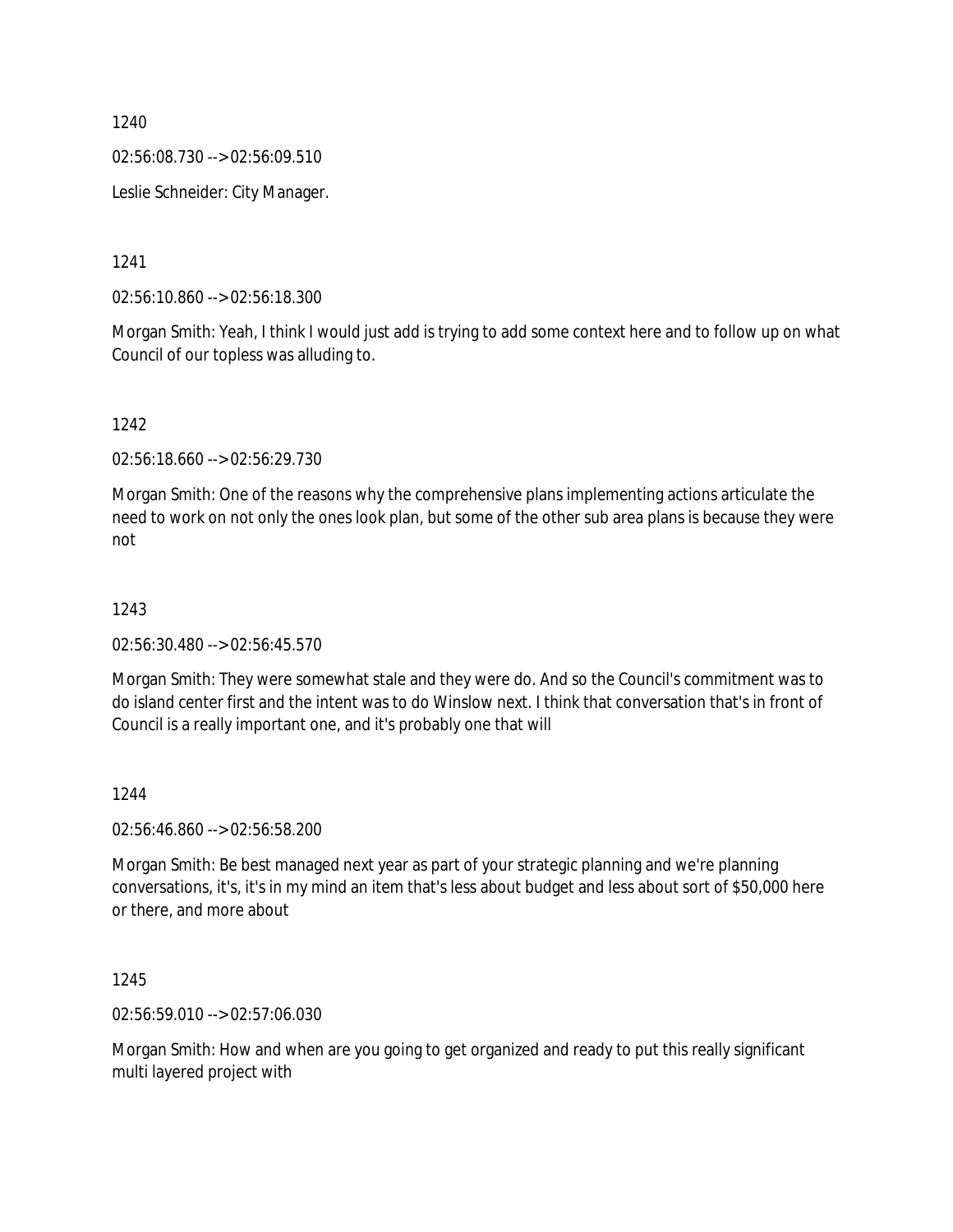1240

02:56:08.730 --> 02:56:09.510

Leslie Schneider: City Manager.

1241

02:56:10.860 --> 02:56:18.300

Morgan Smith: Yeah, I think I would just add is trying to add some context here and to follow up on what Council of our topless was alluding to.

1242

02:56:18.660 --> 02:56:29.730

Morgan Smith: One of the reasons why the comprehensive plans implementing actions articulate the need to work on not only the ones look plan, but some of the other sub area plans is because they were not

1243

02:56:30.480 --> 02:56:45.570

Morgan Smith: They were somewhat stale and they were do. And so the Council's commitment was to do island center first and the intent was to do Winslow next. I think that conversation that's in front of Council is a really important one, and it's probably one that will

1244

02:56:46.860 --> 02:56:58.200

Morgan Smith: Be best managed next year as part of your strategic planning and we're planning conversations, it's, it's in my mind an item that's less about budget and less about sort of $50,000 here or there, and more about

1245

02:56:59.010 --> 02:57:06.030

Morgan Smith: How and when are you going to get organized and ready to put this really significant multi layered project with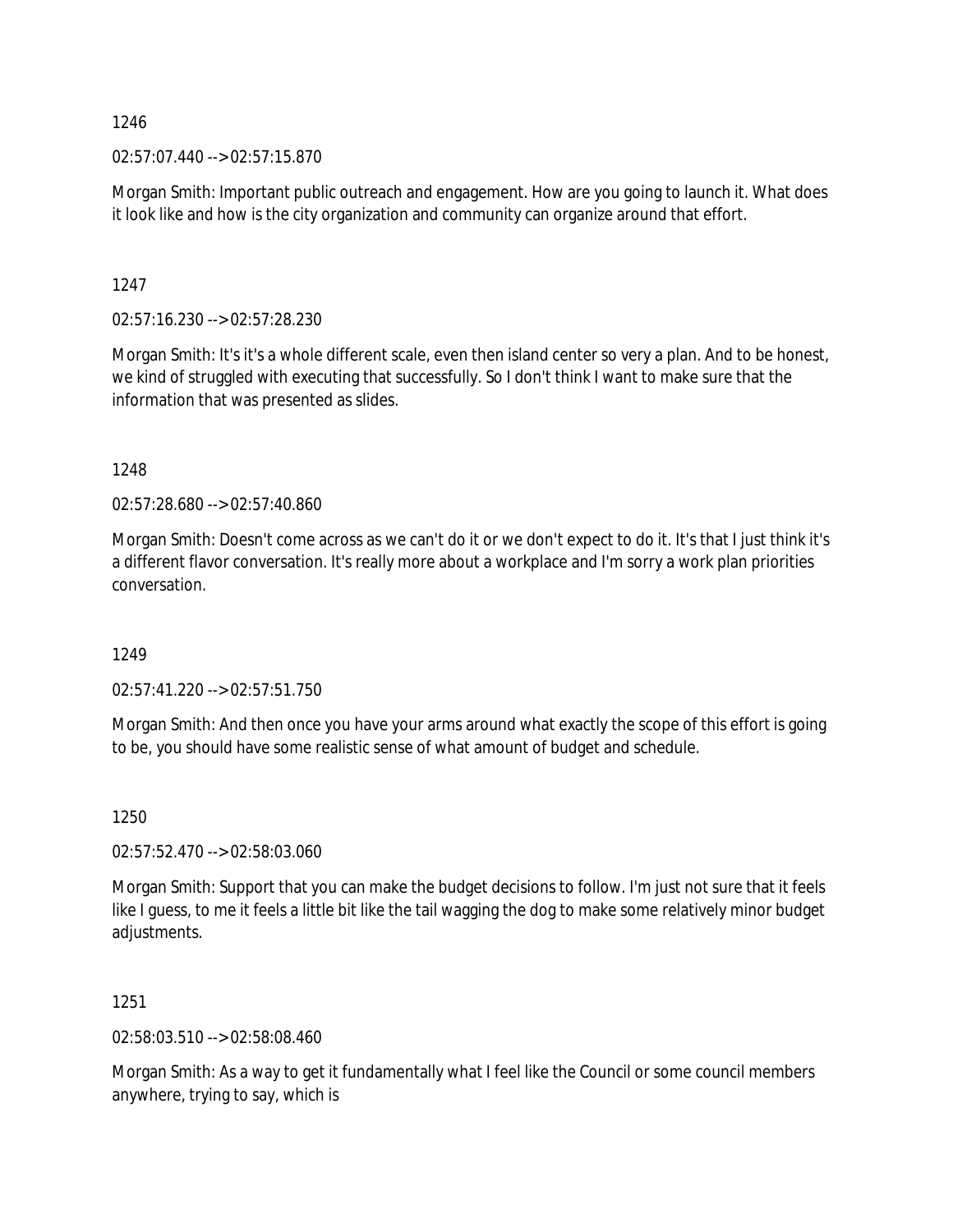1246

02:57:07.440 --> 02:57:15.870

Morgan Smith: Important public outreach and engagement. How are you going to launch it. What does it look like and how is the city organization and community can organize around that effort.

1247

02:57:16.230 --> 02:57:28.230

Morgan Smith: It's it's a whole different scale, even then island center so very a plan. And to be honest, we kind of struggled with executing that successfully. So I don't think I want to make sure that the information that was presented as slides.

1248

02:57:28.680 --> 02:57:40.860

Morgan Smith: Doesn't come across as we can't do it or we don't expect to do it. It's that I just think it's a different flavor conversation. It's really more about a workplace and I'm sorry a work plan priorities conversation.

1249

02:57:41.220 --> 02:57:51.750

Morgan Smith: And then once you have your arms around what exactly the scope of this effort is going to be, you should have some realistic sense of what amount of budget and schedule.

1250

02:57:52.470 --> 02:58:03.060

Morgan Smith: Support that you can make the budget decisions to follow. I'm just not sure that it feels like I guess, to me it feels a little bit like the tail wagging the dog to make some relatively minor budget adjustments.

1251

02:58:03.510 --> 02:58:08.460

Morgan Smith: As a way to get it fundamentally what I feel like the Council or some council members anywhere, trying to say, which is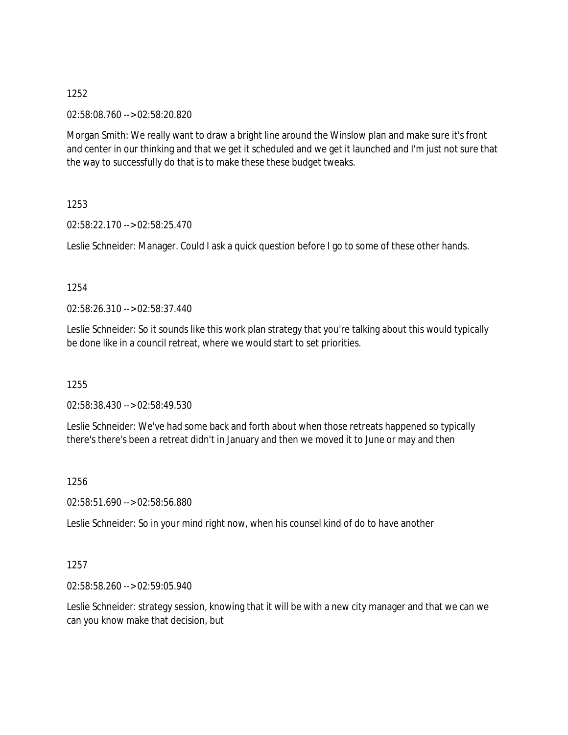1252

02:58:08.760 --> 02:58:20.820

Morgan Smith: We really want to draw a bright line around the Winslow plan and make sure it's front and center in our thinking and that we get it scheduled and we get it launched and I'm just not sure that the way to successfully do that is to make these these budget tweaks.

1253

02:58:22.170 --> 02:58:25.470

Leslie Schneider: Manager. Could I ask a quick question before I go to some of these other hands.

1254

02:58:26.310 --> 02:58:37.440

Leslie Schneider: So it sounds like this work plan strategy that you're talking about this would typically be done like in a council retreat, where we would start to set priorities.

1255

02:58:38.430 --> 02:58:49.530

Leslie Schneider: We've had some back and forth about when those retreats happened so typically there's there's been a retreat didn't in January and then we moved it to June or may and then

1256

02:58:51.690 --> 02:58:56.880

Leslie Schneider: So in your mind right now, when his counsel kind of do to have another

1257

02:58:58.260 --> 02:59:05.940

Leslie Schneider: strategy session, knowing that it will be with a new city manager and that we can we can you know make that decision, but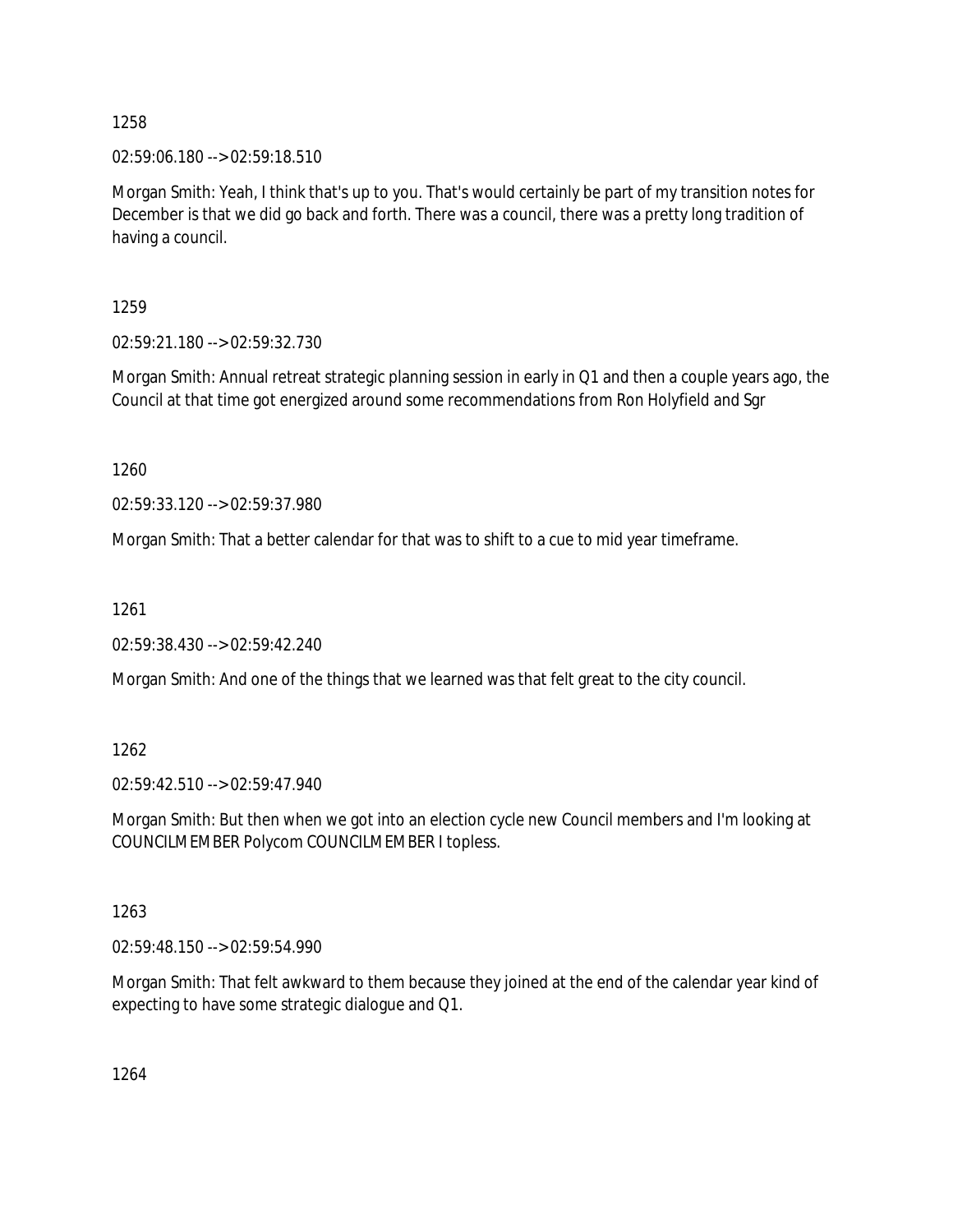1258

02:59:06.180 --> 02:59:18.510

Morgan Smith: Yeah, I think that's up to you. That's would certainly be part of my transition notes for December is that we did go back and forth. There was a council, there was a pretty long tradition of having a council.

1259

02:59:21.180 --> 02:59:32.730

Morgan Smith: Annual retreat strategic planning session in early in Q1 and then a couple years ago, the Council at that time got energized around some recommendations from Ron Holyfield and Sgr

1260

02:59:33.120 --> 02:59:37.980

Morgan Smith: That a better calendar for that was to shift to a cue to mid year timeframe.

1261

02:59:38.430 --> 02:59:42.240

Morgan Smith: And one of the things that we learned was that felt great to the city council.

1262

02:59:42.510 --> 02:59:47.940

Morgan Smith: But then when we got into an election cycle new Council members and I'm looking at COUNCILMEMBER Polycom COUNCILMEMBER I topless.

1263

02:59:48.150 --> 02:59:54.990

Morgan Smith: That felt awkward to them because they joined at the end of the calendar year kind of expecting to have some strategic dialogue and Q1.

1264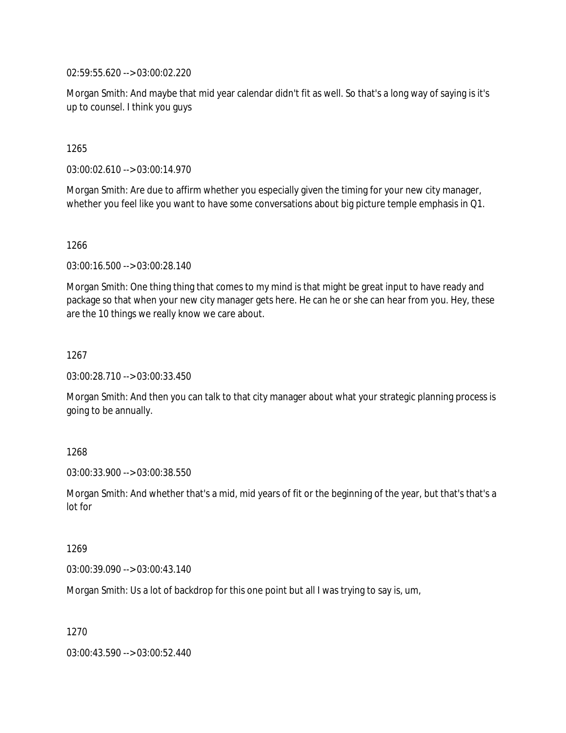02:59:55.620 --> 03:00:02.220

Morgan Smith: And maybe that mid year calendar didn't fit as well. So that's a long way of saying is it's up to counsel. I think you guys

1265

03:00:02.610 --> 03:00:14.970

Morgan Smith: Are due to affirm whether you especially given the timing for your new city manager, whether you feel like you want to have some conversations about big picture temple emphasis in Q1.

1266

03:00:16.500 --> 03:00:28.140

Morgan Smith: One thing thing that comes to my mind is that might be great input to have ready and package so that when your new city manager gets here. He can he or she can hear from you. Hey, these are the 10 things we really know we care about.

1267

03:00:28.710 --> 03:00:33.450

Morgan Smith: And then you can talk to that city manager about what your strategic planning process is going to be annually.

1268

03:00:33.900 --> 03:00:38.550

Morgan Smith: And whether that's a mid, mid years of fit or the beginning of the year, but that's that's a lot for

1269

03:00:39.090 --> 03:00:43.140

Morgan Smith: Us a lot of backdrop for this one point but all I was trying to say is, um,

1270

03:00:43.590 --> 03:00:52.440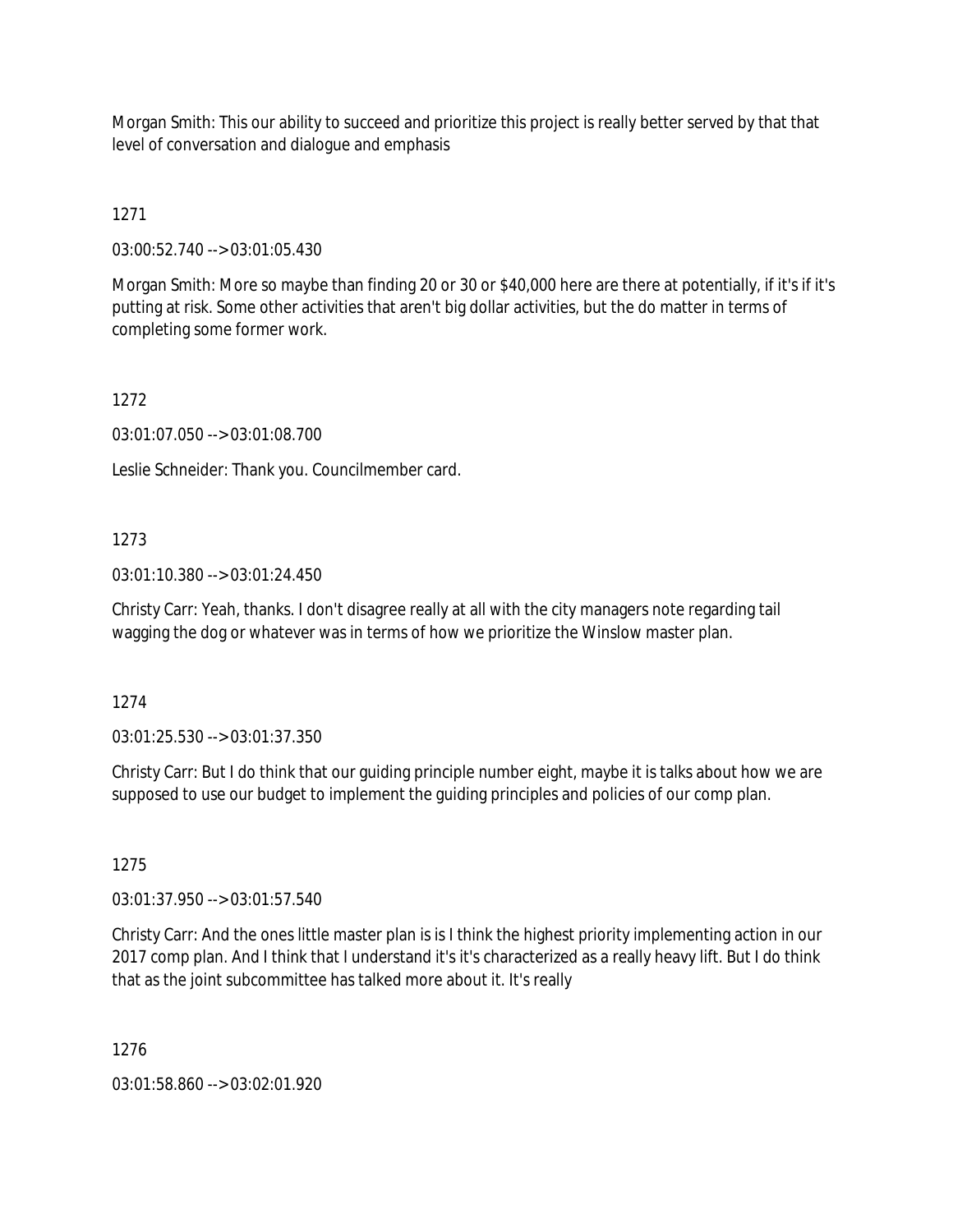Morgan Smith: This our ability to succeed and prioritize this project is really better served by that that level of conversation and dialogue and emphasis

1271

03:00:52.740 --> 03:01:05.430

Morgan Smith: More so maybe than finding 20 or 30 or $40,000 here are there at potentially, if it's if it's putting at risk. Some other activities that aren't big dollar activities, but the do matter in terms of completing some former work.

1272

03:01:07.050 --> 03:01:08.700

Leslie Schneider: Thank you. Councilmember card.

1273

03:01:10.380 --> 03:01:24.450

Christy Carr: Yeah, thanks. I don't disagree really at all with the city managers note regarding tail wagging the dog or whatever was in terms of how we prioritize the Winslow master plan.

1274

03:01:25.530 --> 03:01:37.350

Christy Carr: But I do think that our guiding principle number eight, maybe it is talks about how we are supposed to use our budget to implement the guiding principles and policies of our comp plan.

1275

03:01:37.950 --> 03:01:57.540

Christy Carr: And the ones little master plan is is I think the highest priority implementing action in our 2017 comp plan. And I think that I understand it's it's characterized as a really heavy lift. But I do think that as the joint subcommittee has talked more about it. It's really

1276

03:01:58.860 --> 03:02:01.920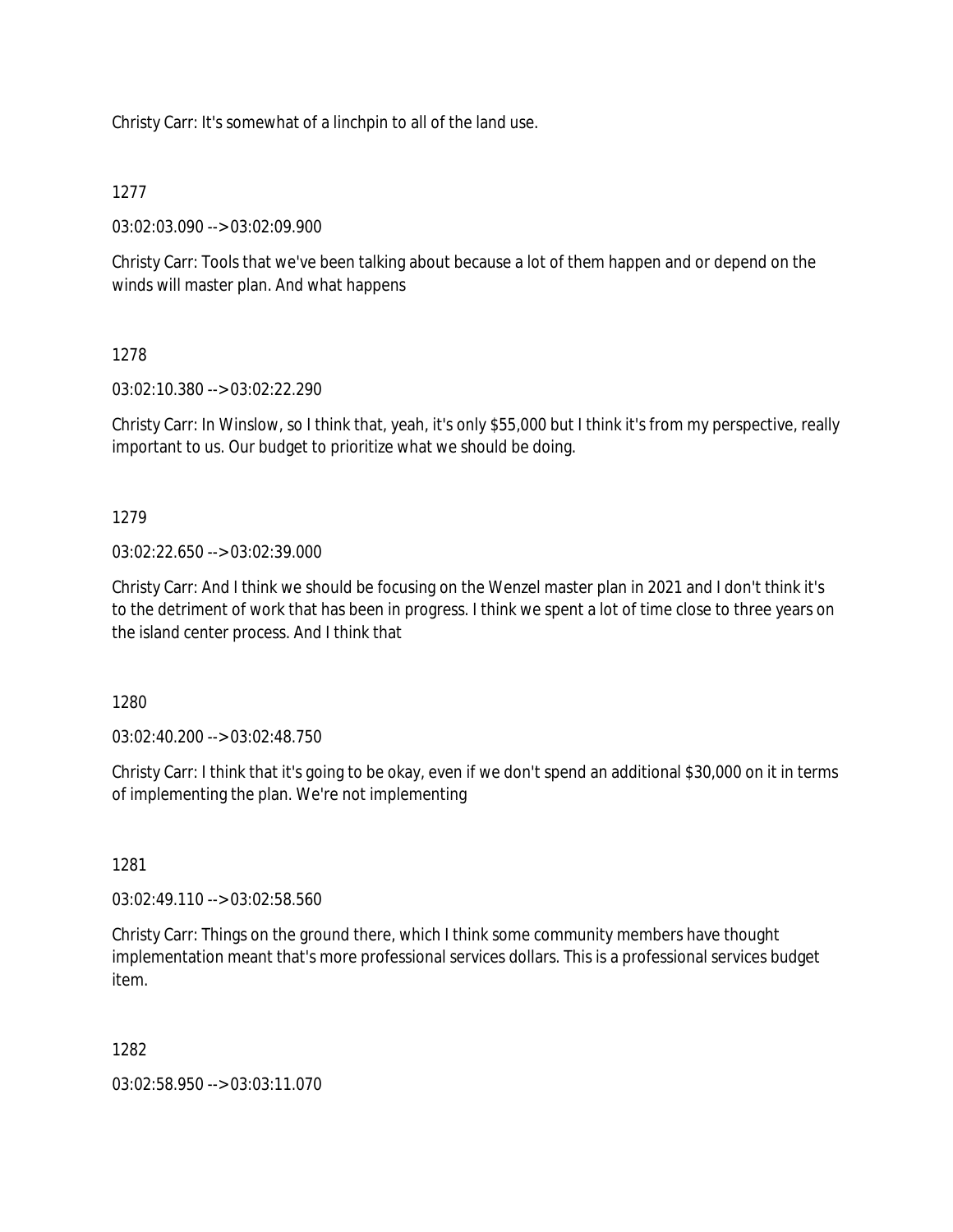Christy Carr: It's somewhat of a linchpin to all of the land use.

1277

03:02:03.090 --> 03:02:09.900

Christy Carr: Tools that we've been talking about because a lot of them happen and or depend on the winds will master plan. And what happens

1278

03:02:10.380 --> 03:02:22.290

Christy Carr: In Winslow, so I think that, yeah, it's only $55,000 but I think it's from my perspective, really important to us. Our budget to prioritize what we should be doing.

1279

03:02:22.650 --> 03:02:39.000

Christy Carr: And I think we should be focusing on the Wenzel master plan in 2021 and I don't think it's to the detriment of work that has been in progress. I think we spent a lot of time close to three years on the island center process. And I think that

1280

03:02:40.200 --> 03:02:48.750

Christy Carr: I think that it's going to be okay, even if we don't spend an additional $30,000 on it in terms of implementing the plan. We're not implementing

1281

03:02:49.110 --> 03:02:58.560

Christy Carr: Things on the ground there, which I think some community members have thought implementation meant that's more professional services dollars. This is a professional services budget item.

1282

03:02:58.950 --> 03:03:11.070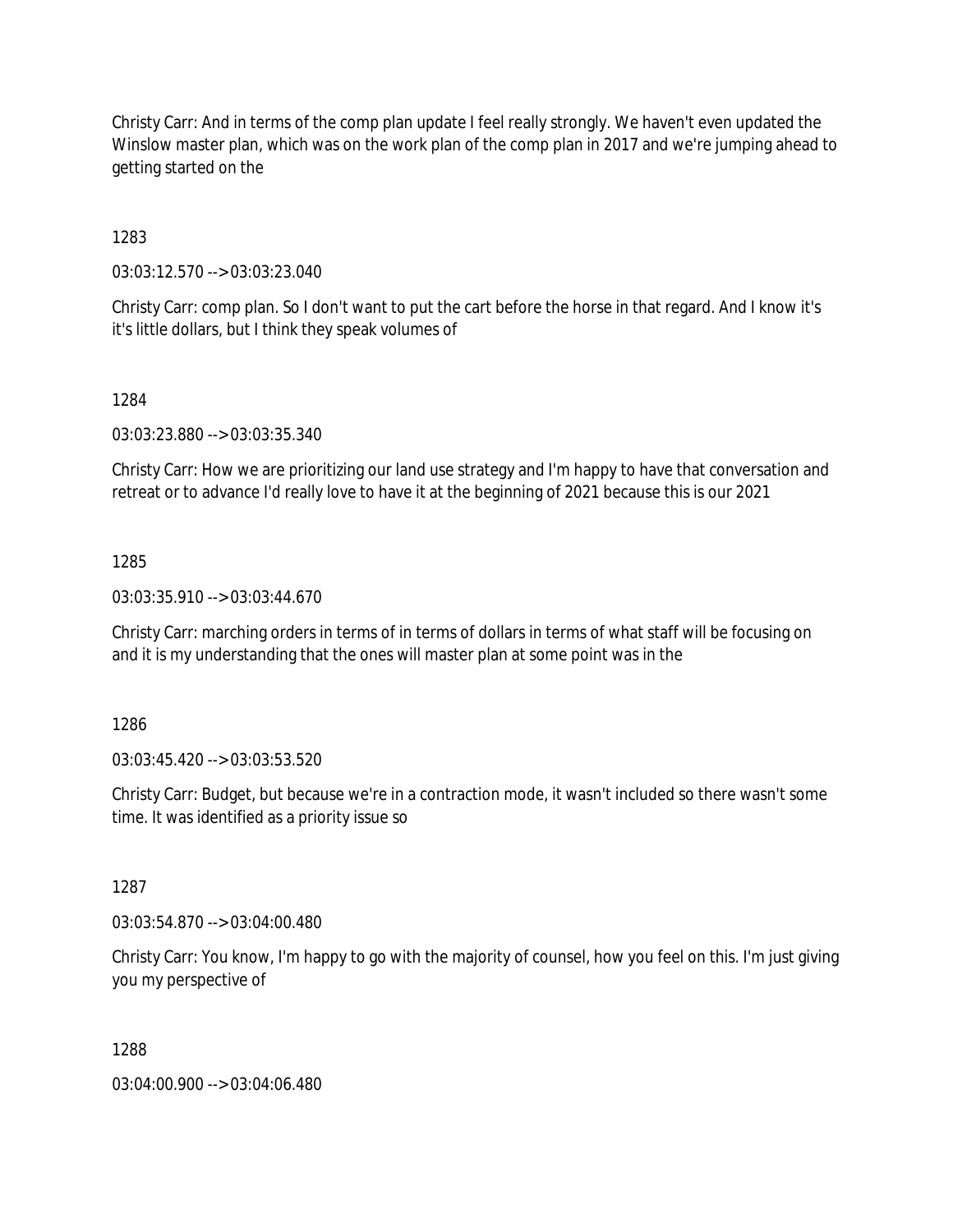Christy Carr: And in terms of the comp plan update I feel really strongly. We haven't even updated the Winslow master plan, which was on the work plan of the comp plan in 2017 and we're jumping ahead to getting started on the

1283

03:03:12.570 --> 03:03:23.040

Christy Carr: comp plan. So I don't want to put the cart before the horse in that regard. And I know it's it's little dollars, but I think they speak volumes of

1284

03:03:23.880 --> 03:03:35.340

Christy Carr: How we are prioritizing our land use strategy and I'm happy to have that conversation and retreat or to advance I'd really love to have it at the beginning of 2021 because this is our 2021

1285

03:03:35.910 --> 03:03:44.670

Christy Carr: marching orders in terms of in terms of dollars in terms of what staff will be focusing on and it is my understanding that the ones will master plan at some point was in the

1286

03:03:45.420 --> 03:03:53.520

Christy Carr: Budget, but because we're in a contraction mode, it wasn't included so there wasn't some time. It was identified as a priority issue so

1287

03:03:54.870 --> 03:04:00.480

Christy Carr: You know, I'm happy to go with the majority of counsel, how you feel on this. I'm just giving you my perspective of

1288

03:04:00.900 --> 03:04:06.480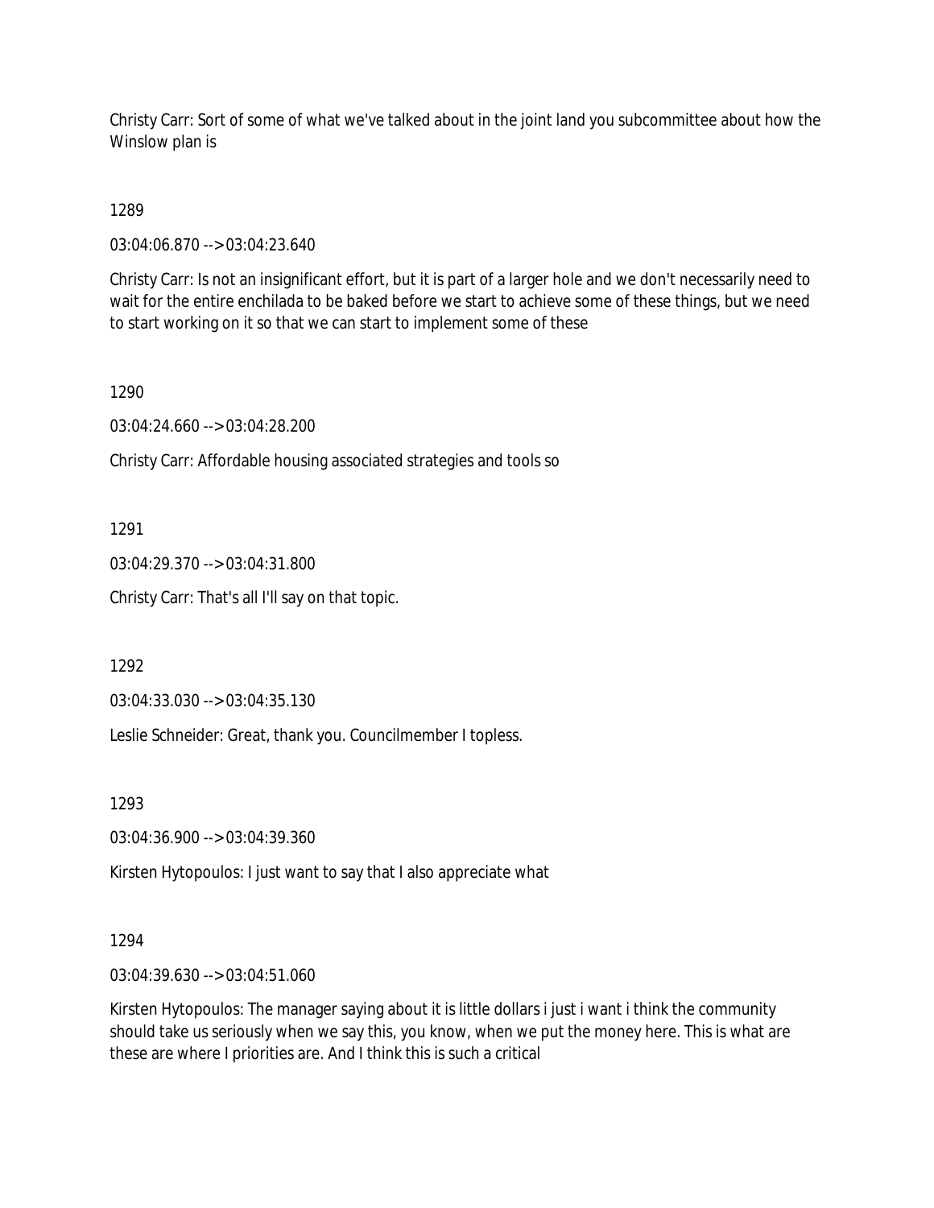Christy Carr: Sort of some of what we've talked about in the joint land you subcommittee about how the Winslow plan is

1289

03:04:06.870 --> 03:04:23.640

Christy Carr: Is not an insignificant effort, but it is part of a larger hole and we don't necessarily need to wait for the entire enchilada to be baked before we start to achieve some of these things, but we need to start working on it so that we can start to implement some of these

1290

03:04:24.660 --> 03:04:28.200

Christy Carr: Affordable housing associated strategies and tools so

1291

03:04:29.370 --> 03:04:31.800

Christy Carr: That's all I'll say on that topic.

1292

03:04:33.030 --> 03:04:35.130

Leslie Schneider: Great, thank you. Councilmember I topless.

1293

03:04:36.900 --> 03:04:39.360

Kirsten Hytopoulos: I just want to say that I also appreciate what

1294

03:04:39.630 --> 03:04:51.060

Kirsten Hytopoulos: The manager saying about it is little dollars i just i want i think the community should take us seriously when we say this, you know, when we put the money here. This is what are these are where I priorities are. And I think this is such a critical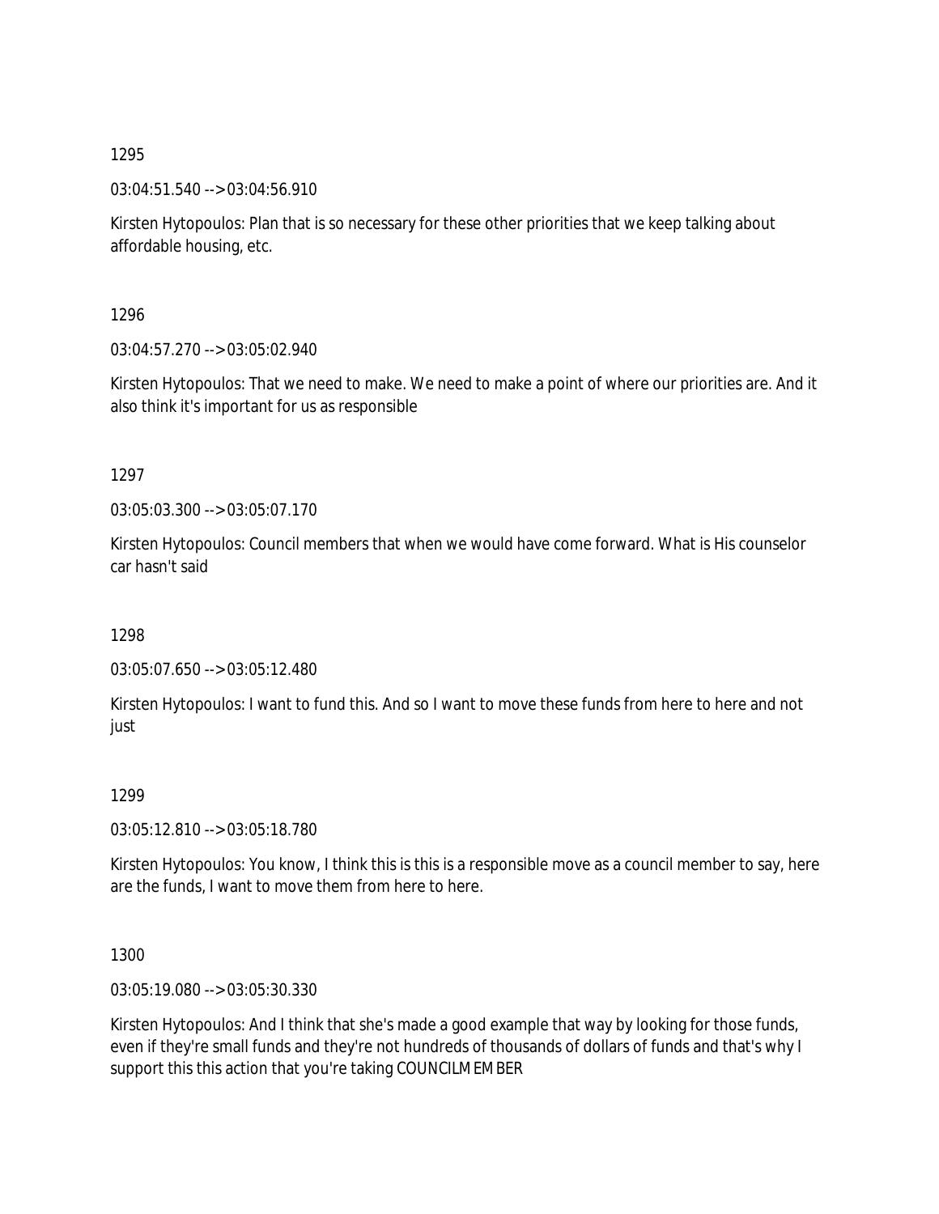1295

03:04:51.540 --> 03:04:56.910

Kirsten Hytopoulos: Plan that is so necessary for these other priorities that we keep talking about affordable housing, etc.

1296

03:04:57.270 --> 03:05:02.940

Kirsten Hytopoulos: That we need to make. We need to make a point of where our priorities are. And it also think it's important for us as responsible

1297

03:05:03.300 --> 03:05:07.170

Kirsten Hytopoulos: Council members that when we would have come forward. What is His counselor car hasn't said

1298

03:05:07.650 --> 03:05:12.480

Kirsten Hytopoulos: I want to fund this. And so I want to move these funds from here to here and not just

1299

03:05:12.810 --> 03:05:18.780

Kirsten Hytopoulos: You know, I think this is this is a responsible move as a council member to say, here are the funds, I want to move them from here to here.

1300

03:05:19.080 --> 03:05:30.330

Kirsten Hytopoulos: And I think that she's made a good example that way by looking for those funds, even if they're small funds and they're not hundreds of thousands of dollars of funds and that's why I support this this action that you're taking COUNCILMEMBER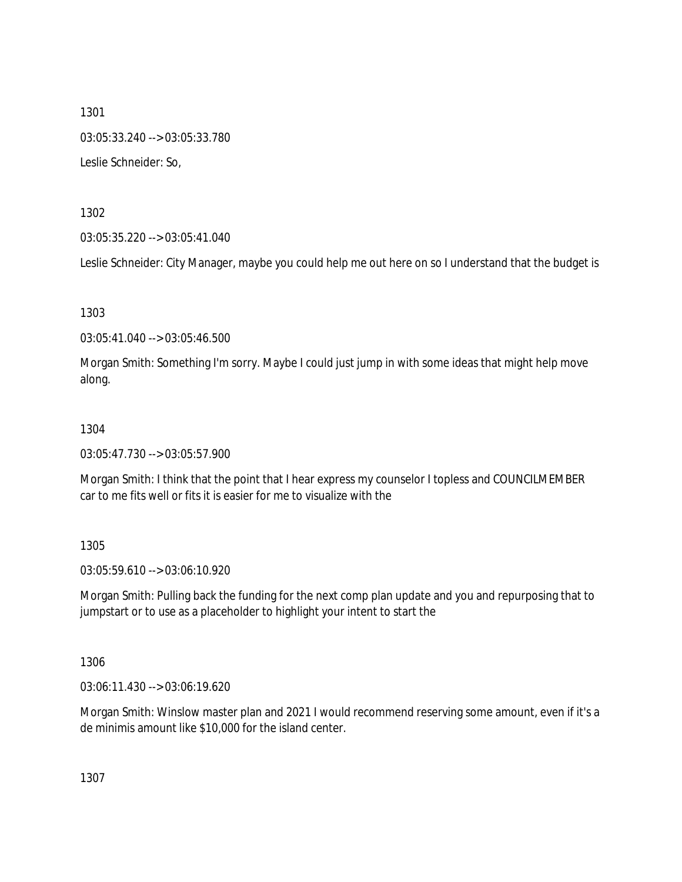1301

03:05:33.240 --> 03:05:33.780

Leslie Schneider: So,

1302

03:05:35.220 --> 03:05:41.040

Leslie Schneider: City Manager, maybe you could help me out here on so I understand that the budget is

1303

03:05:41.040 --> 03:05:46.500

Morgan Smith: Something I'm sorry. Maybe I could just jump in with some ideas that might help move along.

1304

03:05:47.730 --> 03:05:57.900

Morgan Smith: I think that the point that I hear express my counselor I topless and COUNCILMEMBER car to me fits well or fits it is easier for me to visualize with the

1305

03:05:59.610 --> 03:06:10.920

Morgan Smith: Pulling back the funding for the next comp plan update and you and repurposing that to jumpstart or to use as a placeholder to highlight your intent to start the

1306

03:06:11.430 --> 03:06:19.620

Morgan Smith: Winslow master plan and 2021 I would recommend reserving some amount, even if it's a de minimis amount like $10,000 for the island center.

1307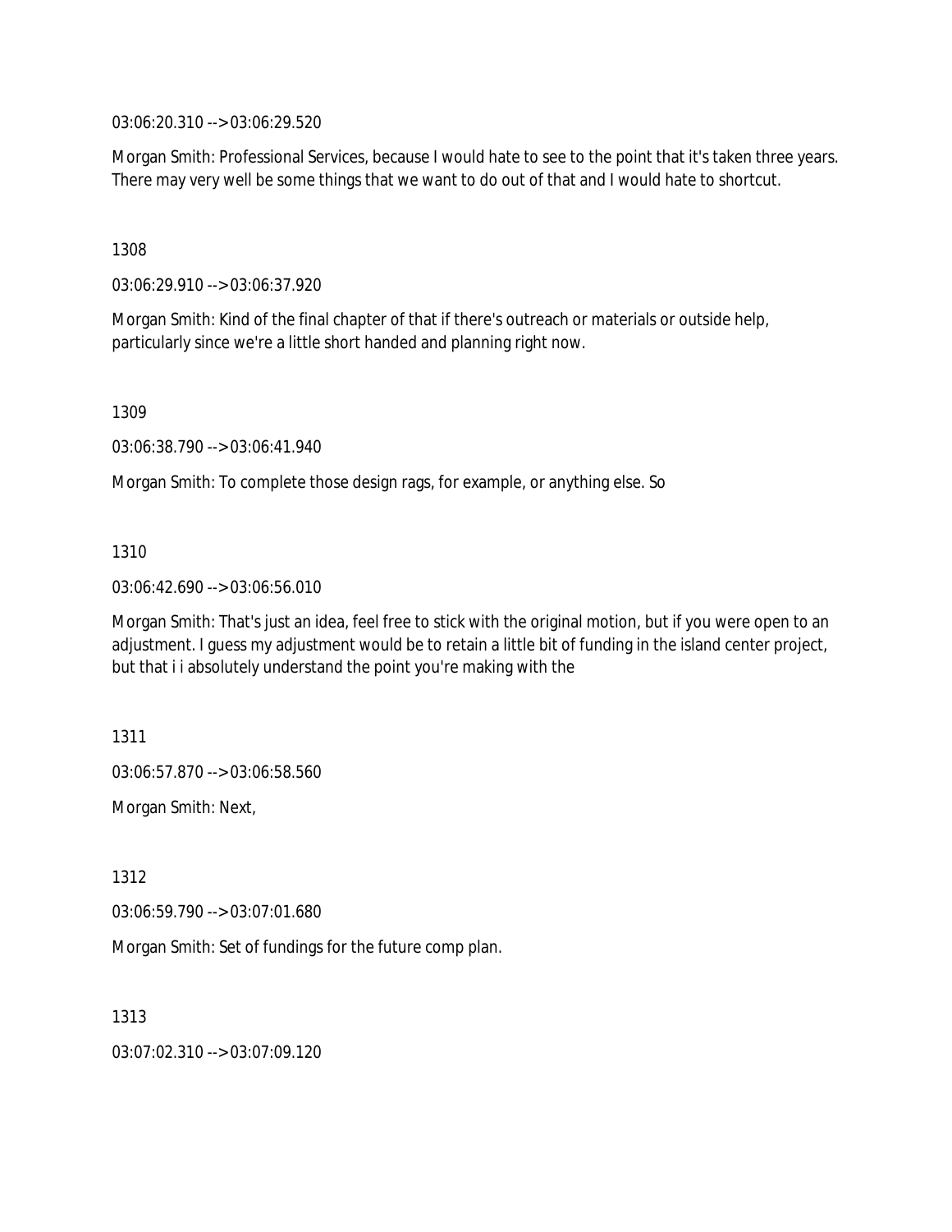03:06:20.310 --> 03:06:29.520

Morgan Smith: Professional Services, because I would hate to see to the point that it's taken three years. There may very well be some things that we want to do out of that and I would hate to shortcut.

1308

03:06:29.910 --> 03:06:37.920

Morgan Smith: Kind of the final chapter of that if there's outreach or materials or outside help, particularly since we're a little short handed and planning right now.

1309

03:06:38.790 --> 03:06:41.940

Morgan Smith: To complete those design rags, for example, or anything else. So

1310

03:06:42.690 --> 03:06:56.010

Morgan Smith: That's just an idea, feel free to stick with the original motion, but if you were open to an adjustment. I guess my adjustment would be to retain a little bit of funding in the island center project, but that i i absolutely understand the point you're making with the

1311

03:06:57.870 --> 03:06:58.560

Morgan Smith: Next,

1312

03:06:59.790 --> 03:07:01.680

Morgan Smith: Set of fundings for the future comp plan.

1313

03:07:02.310 --> 03:07:09.120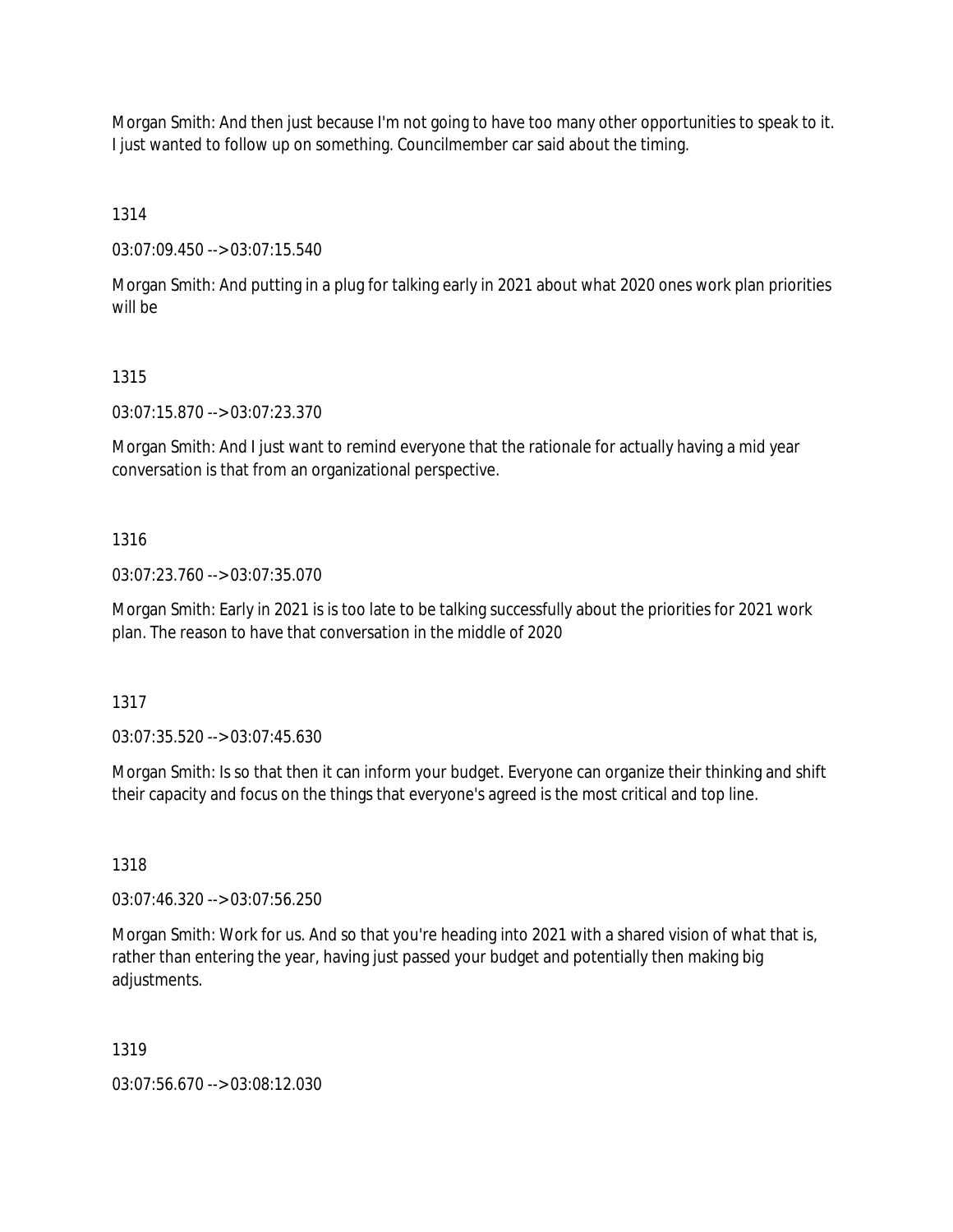Morgan Smith: And then just because I'm not going to have too many other opportunities to speak to it. I just wanted to follow up on something. Councilmember car said about the timing.

1314

03:07:09.450 --> 03:07:15.540

Morgan Smith: And putting in a plug for talking early in 2021 about what 2020 ones work plan priorities will be

1315

03:07:15.870 --> 03:07:23.370

Morgan Smith: And I just want to remind everyone that the rationale for actually having a mid year conversation is that from an organizational perspective.

1316

03:07:23.760 --> 03:07:35.070

Morgan Smith: Early in 2021 is is too late to be talking successfully about the priorities for 2021 work plan. The reason to have that conversation in the middle of 2020

1317

03:07:35.520 --> 03:07:45.630

Morgan Smith: Is so that then it can inform your budget. Everyone can organize their thinking and shift their capacity and focus on the things that everyone's agreed is the most critical and top line.

1318

03:07:46.320 --> 03:07:56.250

Morgan Smith: Work for us. And so that you're heading into 2021 with a shared vision of what that is, rather than entering the year, having just passed your budget and potentially then making big adjustments.

1319

03:07:56.670 --> 03:08:12.030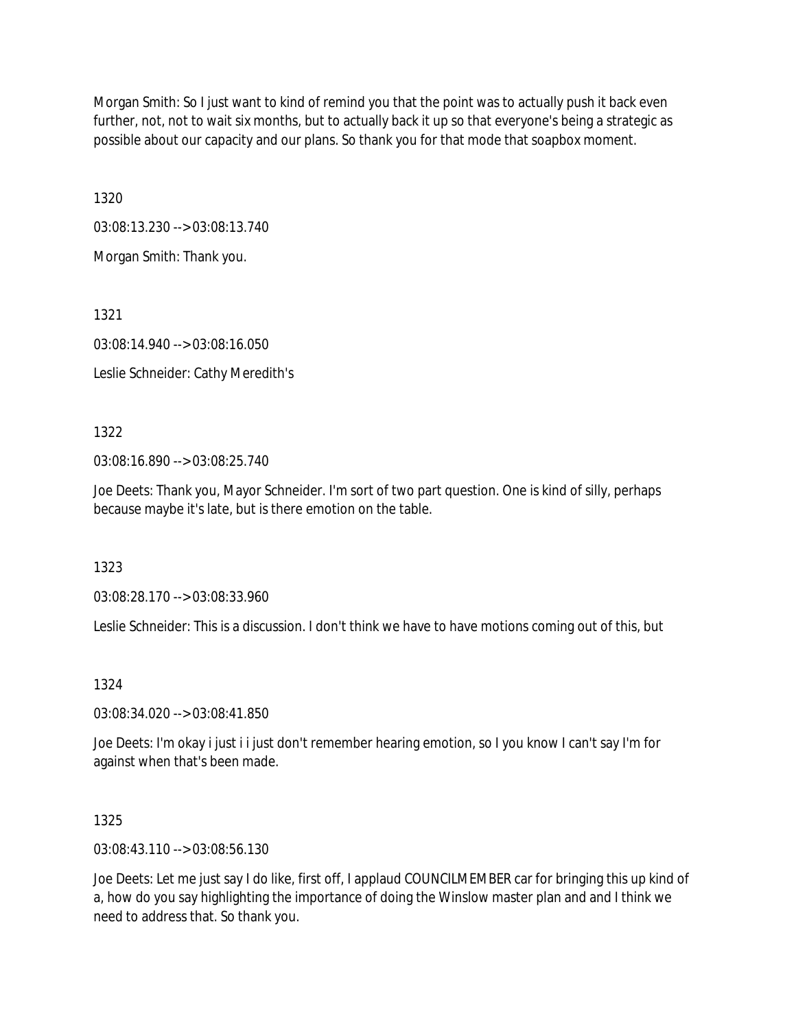Morgan Smith: So I just want to kind of remind you that the point was to actually push it back even further, not, not to wait six months, but to actually back it up so that everyone's being a strategic as possible about our capacity and our plans. So thank you for that mode that soapbox moment.

1320

03:08:13.230 --> 03:08:13.740

Morgan Smith: Thank you.

1321

03:08:14.940 --> 03:08:16.050

Leslie Schneider: Cathy Meredith's

1322

03:08:16.890 --> 03:08:25.740

Joe Deets: Thank you, Mayor Schneider. I'm sort of two part question. One is kind of silly, perhaps because maybe it's late, but is there emotion on the table.

1323

03:08:28.170 --> 03:08:33.960

Leslie Schneider: This is a discussion. I don't think we have to have motions coming out of this, but

1324

03:08:34.020 --> 03:08:41.850

Joe Deets: I'm okay i just i i just don't remember hearing emotion, so I you know I can't say I'm for against when that's been made.

1325

03:08:43.110 --> 03:08:56.130

Joe Deets: Let me just say I do like, first off, I applaud COUNCILMEMBER car for bringing this up kind of a, how do you say highlighting the importance of doing the Winslow master plan and and I think we need to address that. So thank you.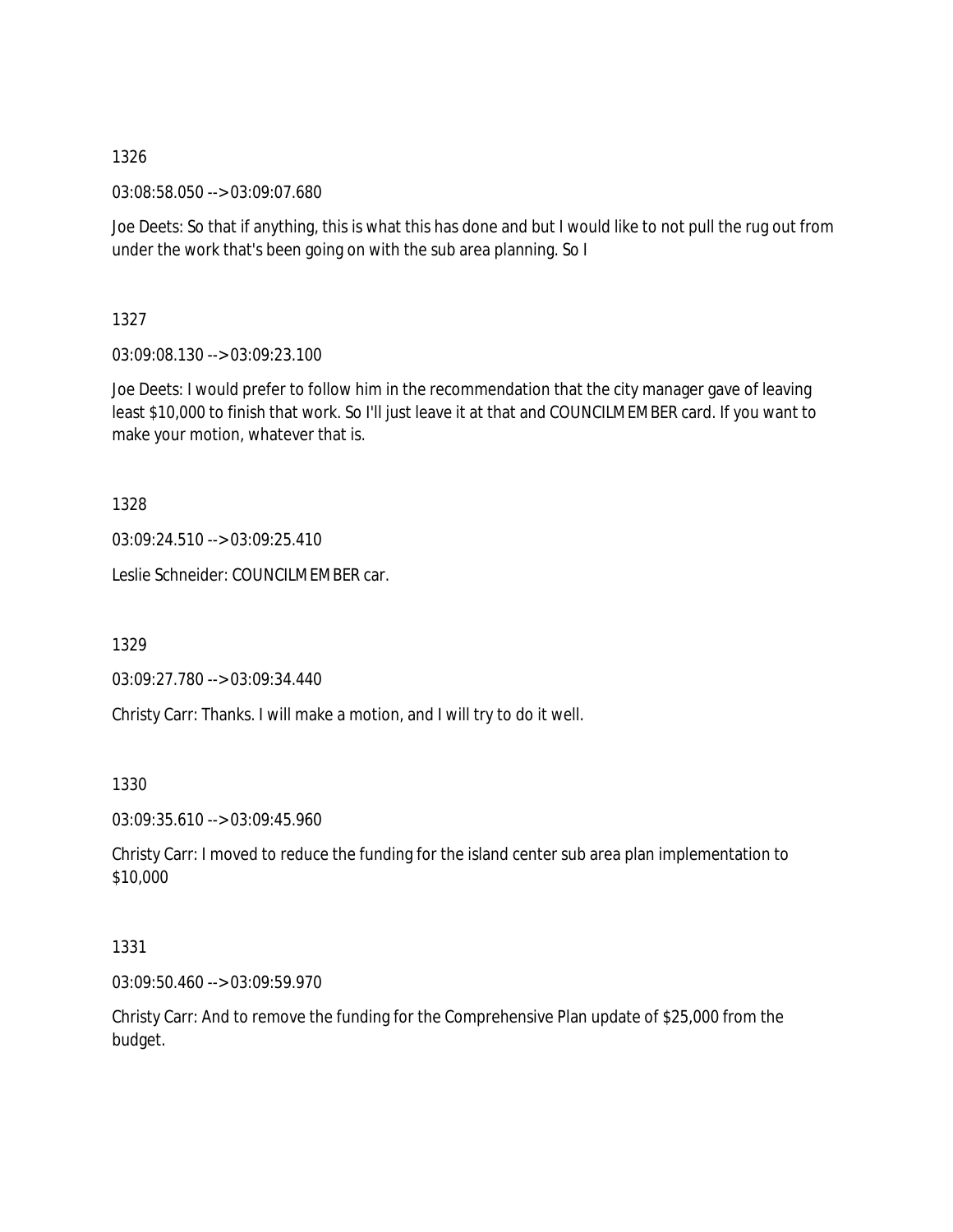1326

03:08:58.050 --> 03:09:07.680

Joe Deets: So that if anything, this is what this has done and but I would like to not pull the rug out from under the work that's been going on with the sub area planning. So I

1327

03:09:08.130 --> 03:09:23.100

Joe Deets: I would prefer to follow him in the recommendation that the city manager gave of leaving least $10,000 to finish that work. So I'll just leave it at that and COUNCILMEMBER card. If you want to make your motion, whatever that is.

1328

03:09:24.510 --> 03:09:25.410

Leslie Schneider: COUNCILMEMBER car.

1329

03:09:27.780 --> 03:09:34.440

Christy Carr: Thanks. I will make a motion, and I will try to do it well.

1330

03:09:35.610 --> 03:09:45.960

Christy Carr: I moved to reduce the funding for the island center sub area plan implementation to $10,000

1331

03:09:50.460 --> 03:09:59.970

Christy Carr: And to remove the funding for the Comprehensive Plan update of $25,000 from the budget.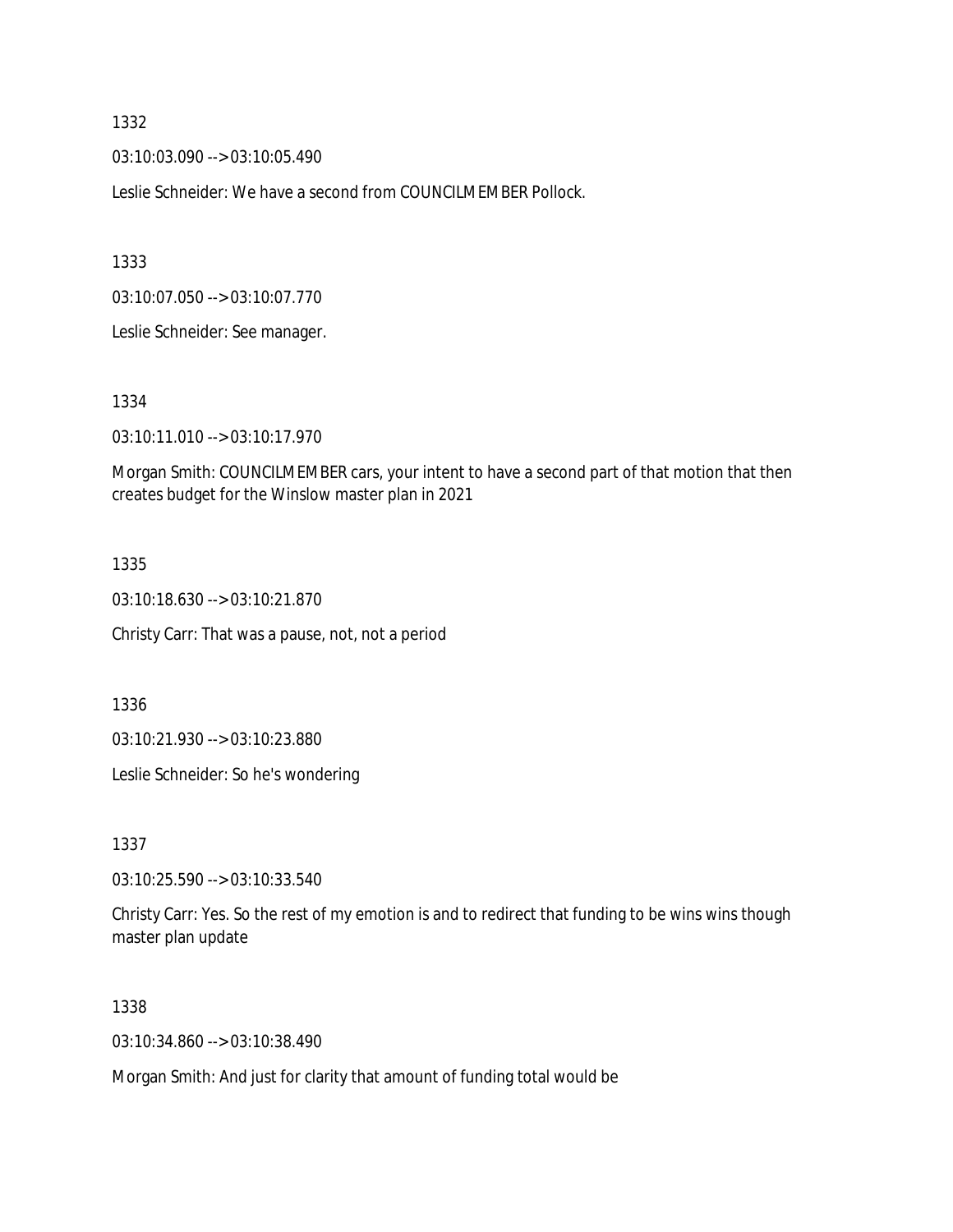1332

03:10:03.090 --> 03:10:05.490

Leslie Schneider: We have a second from COUNCILMEMBER Pollock.

1333

03:10:07.050 --> 03:10:07.770

Leslie Schneider: See manager.

1334

03:10:11.010 --> 03:10:17.970

Morgan Smith: COUNCILMEMBER cars, your intent to have a second part of that motion that then creates budget for the Winslow master plan in 2021

1335

03:10:18.630 --> 03:10:21.870

Christy Carr: That was a pause, not, not a period

1336

03:10:21.930 --> 03:10:23.880

Leslie Schneider: So he's wondering

1337

03:10:25.590 --> 03:10:33.540

Christy Carr: Yes. So the rest of my emotion is and to redirect that funding to be wins wins though master plan update

1338

03:10:34.860 --> 03:10:38.490

Morgan Smith: And just for clarity that amount of funding total would be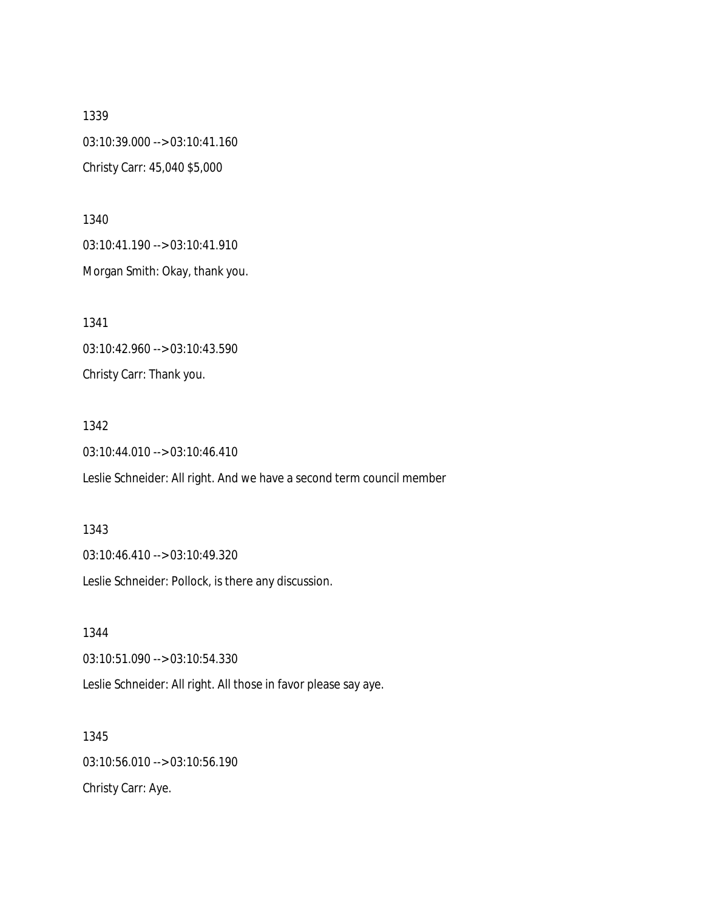1339

03:10:39.000 --> 03:10:41.160

Christy Carr: 45,040 $5,000

1340

03:10:41.190 --> 03:10:41.910

Morgan Smith: Okay, thank you.

1341

03:10:42.960 --> 03:10:43.590

Christy Carr: Thank you.

1342

03:10:44.010 --> 03:10:46.410

Leslie Schneider: All right. And we have a second term council member

1343

03:10:46.410 --> 03:10:49.320

Leslie Schneider: Pollock, is there any discussion.

1344

03:10:51.090 --> 03:10:54.330

Leslie Schneider: All right. All those in favor please say aye.

1345

03:10:56.010 --> 03:10:56.190

Christy Carr: Aye.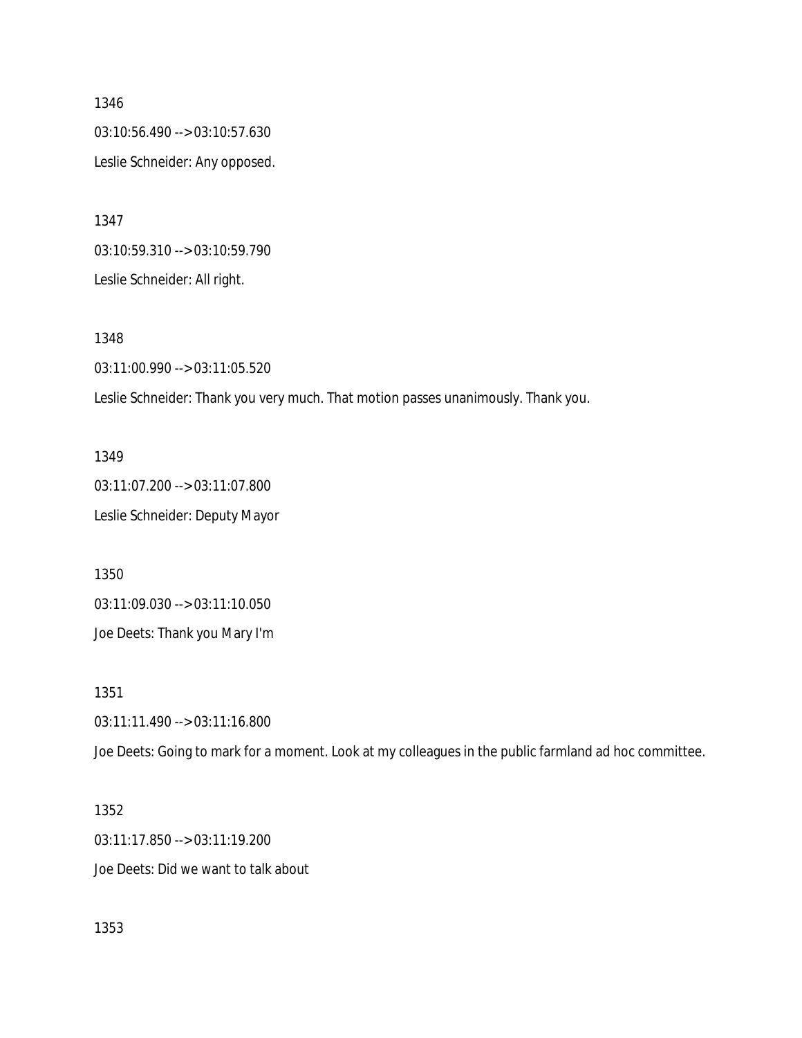1346

03:10:56.490 --> 03:10:57.630

Leslie Schneider: Any opposed.

1347

03:10:59.310 --> 03:10:59.790

Leslie Schneider: All right.

1348

03:11:00.990 --> 03:11:05.520

Leslie Schneider: Thank you very much. That motion passes unanimously. Thank you.

1349

03:11:07.200 --> 03:11:07.800

Leslie Schneider: Deputy Mayor

1350

03:11:09.030 --> 03:11:10.050

Joe Deets: Thank you Mary I'm

1351

03:11:11.490 --> 03:11:16.800

Joe Deets: Going to mark for a moment. Look at my colleagues in the public farmland ad hoc committee.

1352

03:11:17.850 --> 03:11:19.200

Joe Deets: Did we want to talk about

1353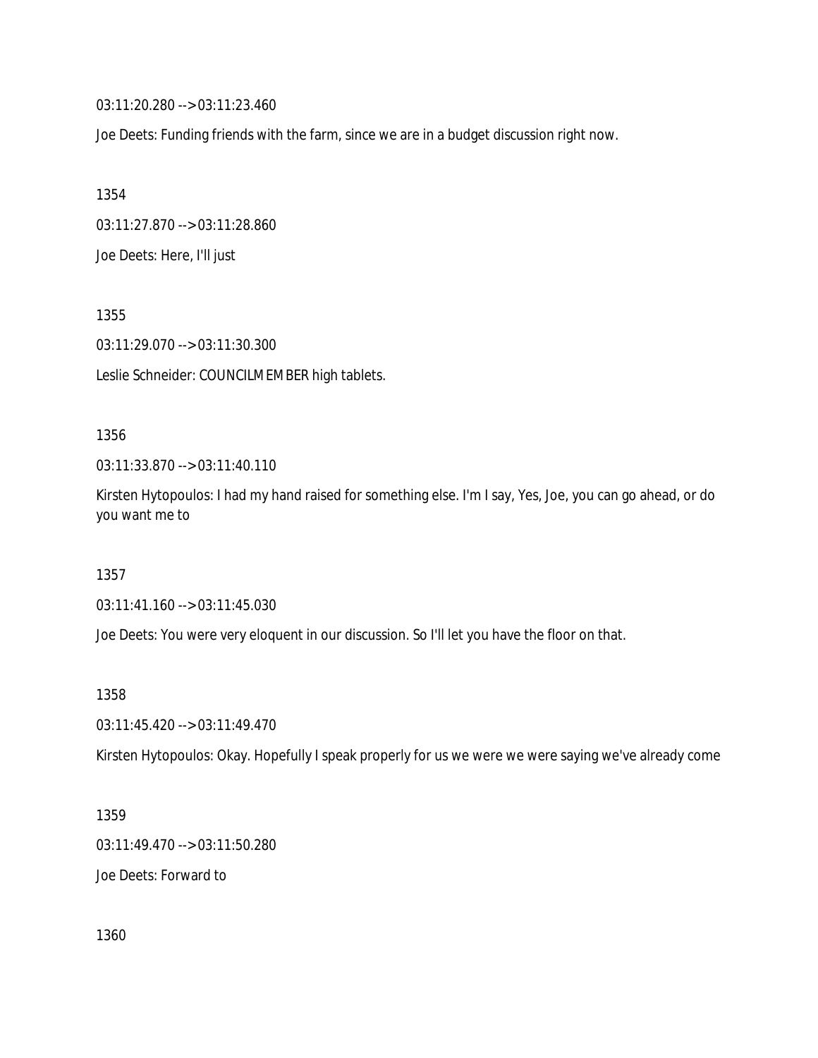03:11:20.280 --> 03:11:23.460

Joe Deets: Funding friends with the farm, since we are in a budget discussion right now.

1354

03:11:27.870 --> 03:11:28.860

Joe Deets: Here, I'll just

1355

03:11:29.070 --> 03:11:30.300

Leslie Schneider: COUNCILMEMBER high tablets.

1356

03:11:33.870 --> 03:11:40.110

Kirsten Hytopoulos: I had my hand raised for something else. I'm I say, Yes, Joe, you can go ahead, or do you want me to

1357

03:11:41.160 --> 03:11:45.030

Joe Deets: You were very eloquent in our discussion. So I'll let you have the floor on that.

1358

03:11:45.420 --> 03:11:49.470

Kirsten Hytopoulos: Okay. Hopefully I speak properly for us we were we were saying we've already come

1359

03:11:49.470 --> 03:11:50.280

Joe Deets: Forward to

1360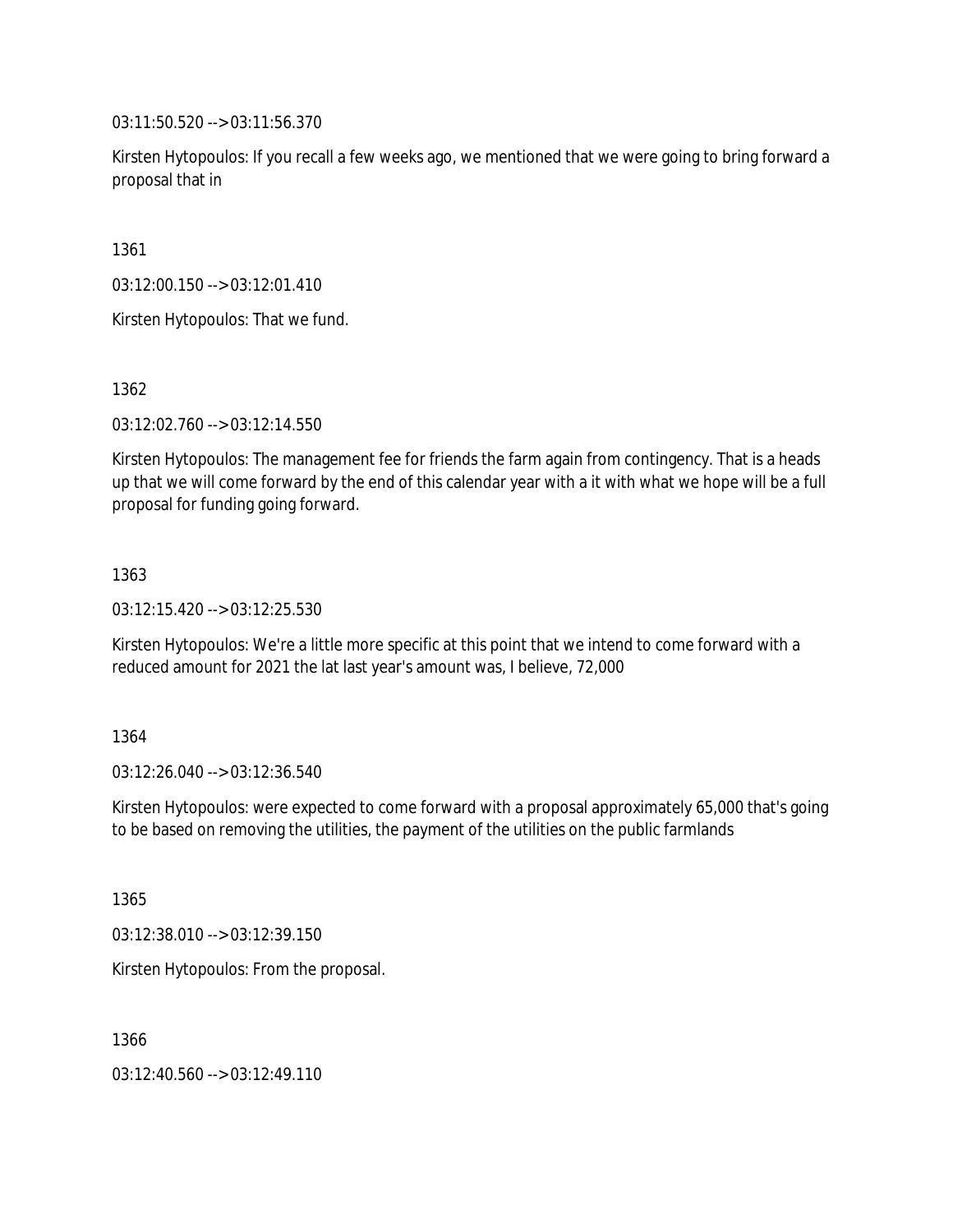03:11:50.520 --> 03:11:56.370

Kirsten Hytopoulos: If you recall a few weeks ago, we mentioned that we were going to bring forward a proposal that in

1361

03:12:00.150 --> 03:12:01.410

Kirsten Hytopoulos: That we fund.

1362

03:12:02.760 --> 03:12:14.550

Kirsten Hytopoulos: The management fee for friends the farm again from contingency. That is a heads up that we will come forward by the end of this calendar year with a it with what we hope will be a full proposal for funding going forward.

1363

03:12:15.420 --> 03:12:25.530

Kirsten Hytopoulos: We're a little more specific at this point that we intend to come forward with a reduced amount for 2021 the lat last year's amount was, I believe, 72,000

1364

03:12:26.040 --> 03:12:36.540

Kirsten Hytopoulos: were expected to come forward with a proposal approximately 65,000 that's going to be based on removing the utilities, the payment of the utilities on the public farmlands

1365

03:12:38.010 --> 03:12:39.150

Kirsten Hytopoulos: From the proposal.

1366

03:12:40.560 --> 03:12:49.110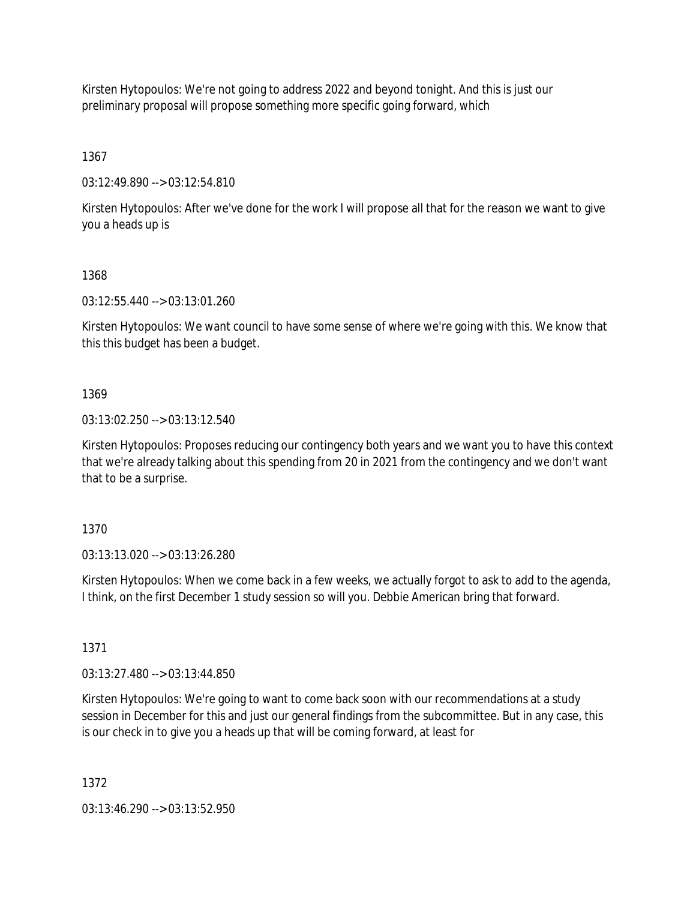Kirsten Hytopoulos: We're not going to address 2022 and beyond tonight. And this is just our preliminary proposal will propose something more specific going forward, which

1367

03:12:49.890 --> 03:12:54.810

Kirsten Hytopoulos: After we've done for the work I will propose all that for the reason we want to give you a heads up is

1368

03:12:55.440 --> 03:13:01.260

Kirsten Hytopoulos: We want council to have some sense of where we're going with this. We know that this this budget has been a budget.

1369

03:13:02.250 --> 03:13:12.540

Kirsten Hytopoulos: Proposes reducing our contingency both years and we want you to have this context that we're already talking about this spending from 20 in 2021 from the contingency and we don't want that to be a surprise.

1370

03:13:13.020 --> 03:13:26.280

Kirsten Hytopoulos: When we come back in a few weeks, we actually forgot to ask to add to the agenda, I think, on the first December 1 study session so will you. Debbie American bring that forward.

1371

03:13:27.480 --> 03:13:44.850

Kirsten Hytopoulos: We're going to want to come back soon with our recommendations at a study session in December for this and just our general findings from the subcommittee. But in any case, this is our check in to give you a heads up that will be coming forward, at least for

1372

03:13:46.290 --> 03:13:52.950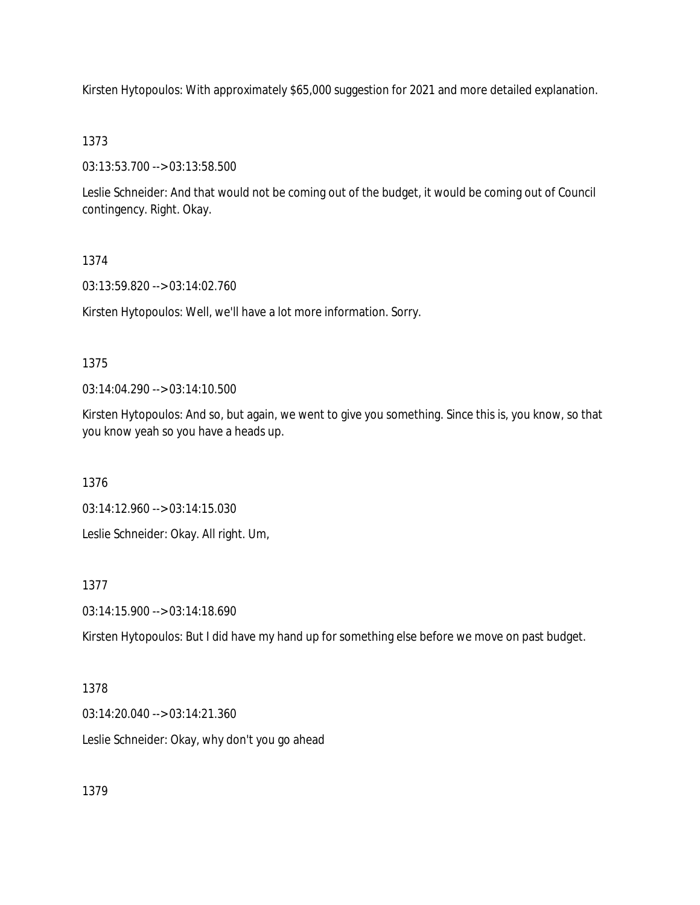Kirsten Hytopoulos: With approximately $65,000 suggestion for 2021 and more detailed explanation.

1373

03:13:53.700 --> 03:13:58.500

Leslie Schneider: And that would not be coming out of the budget, it would be coming out of Council contingency. Right. Okay.

1374

03:13:59.820 --> 03:14:02.760

Kirsten Hytopoulos: Well, we'll have a lot more information. Sorry.

1375

03:14:04.290 --> 03:14:10.500

Kirsten Hytopoulos: And so, but again, we went to give you something. Since this is, you know, so that you know yeah so you have a heads up.

1376

03:14:12.960 --> 03:14:15.030

Leslie Schneider: Okay. All right. Um,

1377

03:14:15.900 --> 03:14:18.690

Kirsten Hytopoulos: But I did have my hand up for something else before we move on past budget.

1378

03:14:20.040 --> 03:14:21.360

Leslie Schneider: Okay, why don't you go ahead

1379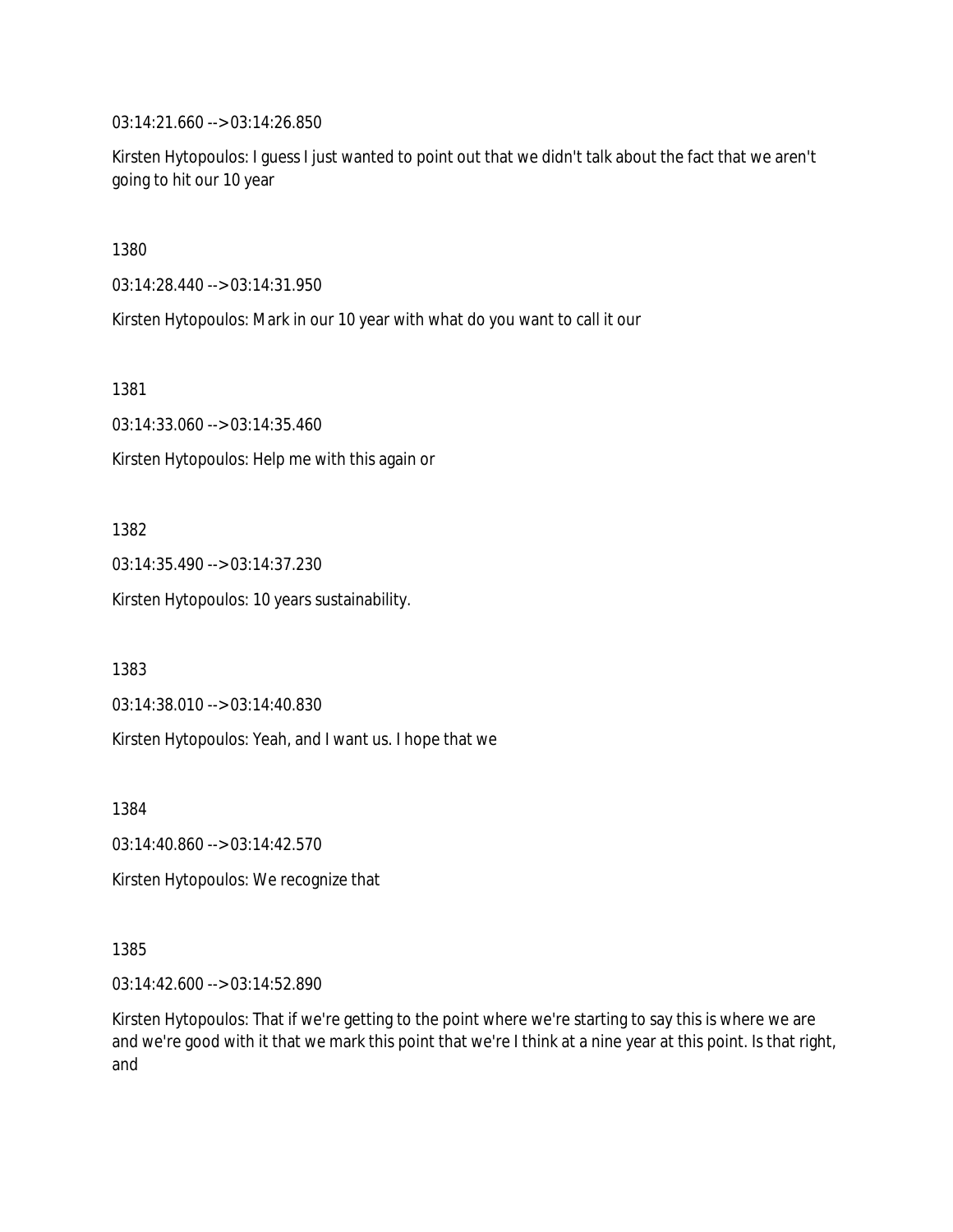03:14:21.660 --> 03:14:26.850

Kirsten Hytopoulos: I guess I just wanted to point out that we didn't talk about the fact that we aren't going to hit our 10 year

1380

03:14:28.440 --> 03:14:31.950

Kirsten Hytopoulos: Mark in our 10 year with what do you want to call it our

1381

03:14:33.060 --> 03:14:35.460

Kirsten Hytopoulos: Help me with this again or

1382

03:14:35.490 --> 03:14:37.230

Kirsten Hytopoulos: 10 years sustainability.

1383

03:14:38.010 --> 03:14:40.830

Kirsten Hytopoulos: Yeah, and I want us. I hope that we

1384

03:14:40.860 --> 03:14:42.570

Kirsten Hytopoulos: We recognize that

1385

03:14:42.600 --> 03:14:52.890

Kirsten Hytopoulos: That if we're getting to the point where we're starting to say this is where we are and we're good with it that we mark this point that we're I think at a nine year at this point. Is that right, and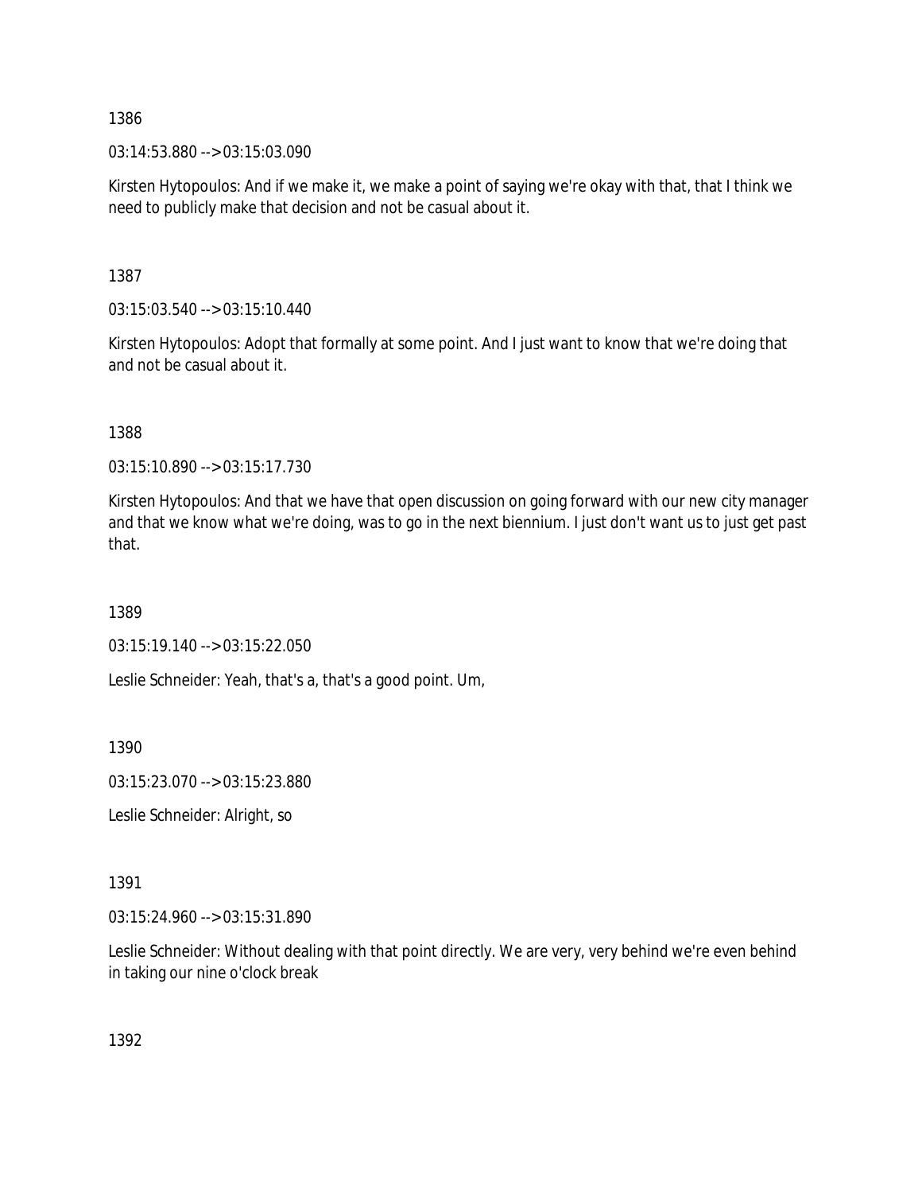1386

03:14:53.880 --> 03:15:03.090

Kirsten Hytopoulos: And if we make it, we make a point of saying we're okay with that, that I think we need to publicly make that decision and not be casual about it.

1387

03:15:03.540 --> 03:15:10.440

Kirsten Hytopoulos: Adopt that formally at some point. And I just want to know that we're doing that and not be casual about it.

1388

03:15:10.890 --> 03:15:17.730

Kirsten Hytopoulos: And that we have that open discussion on going forward with our new city manager and that we know what we're doing, was to go in the next biennium. I just don't want us to just get past that.

1389

03:15:19.140 --> 03:15:22.050

Leslie Schneider: Yeah, that's a, that's a good point. Um,

1390

03:15:23.070 --> 03:15:23.880

Leslie Schneider: Alright, so

1391

03:15:24.960 --> 03:15:31.890

Leslie Schneider: Without dealing with that point directly. We are very, very behind we're even behind in taking our nine o'clock break

1392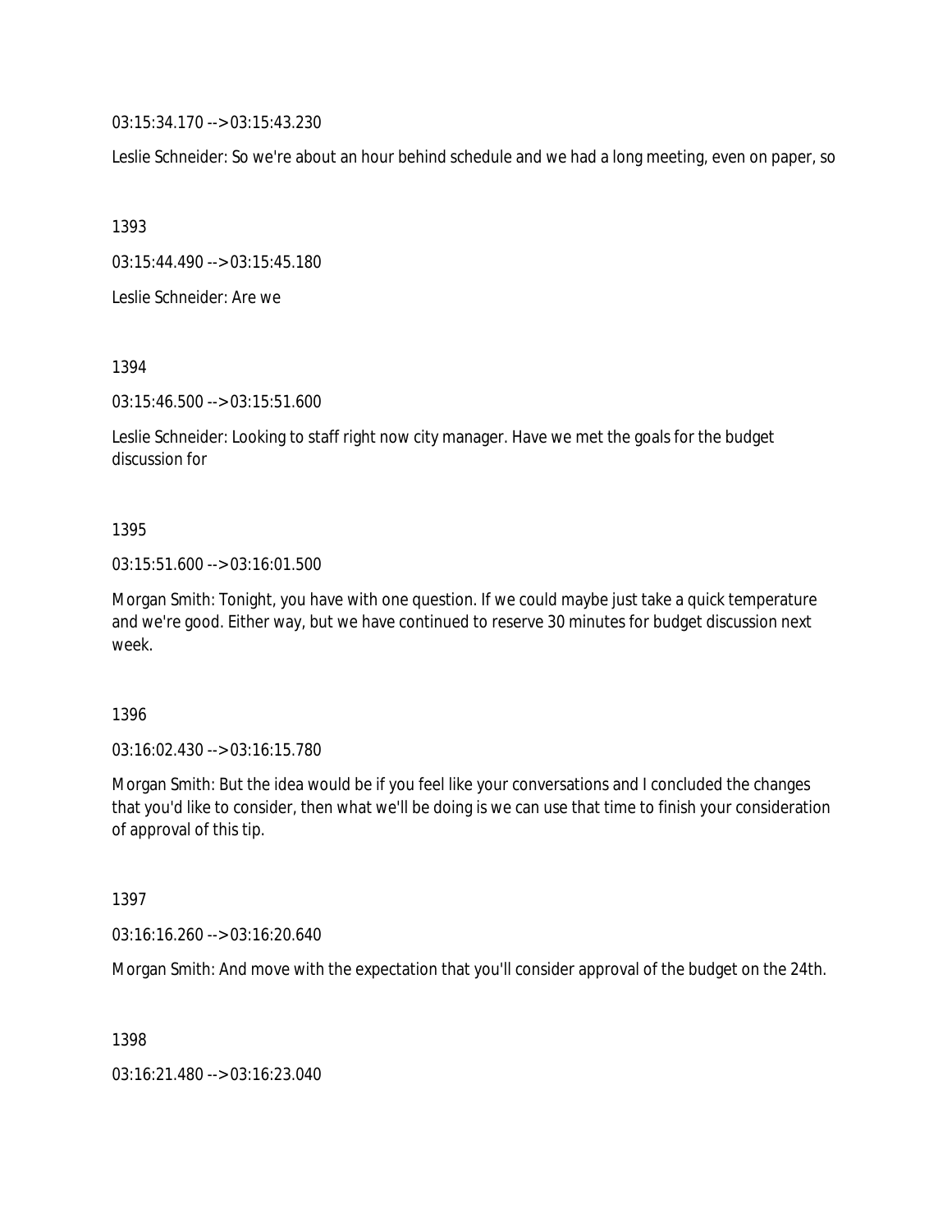03:15:34.170 --> 03:15:43.230

Leslie Schneider: So we're about an hour behind schedule and we had a long meeting, even on paper, so

1393

03:15:44.490 --> 03:15:45.180

Leslie Schneider: Are we

1394

03:15:46.500 --> 03:15:51.600

Leslie Schneider: Looking to staff right now city manager. Have we met the goals for the budget discussion for

1395

03:15:51.600 --> 03:16:01.500

Morgan Smith: Tonight, you have with one question. If we could maybe just take a quick temperature and we're good. Either way, but we have continued to reserve 30 minutes for budget discussion next week.

1396

03:16:02.430 --> 03:16:15.780

Morgan Smith: But the idea would be if you feel like your conversations and I concluded the changes that you'd like to consider, then what we'll be doing is we can use that time to finish your consideration of approval of this tip.

1397

03:16:16.260 --> 03:16:20.640

Morgan Smith: And move with the expectation that you'll consider approval of the budget on the 24th.

1398

03:16:21.480 --> 03:16:23.040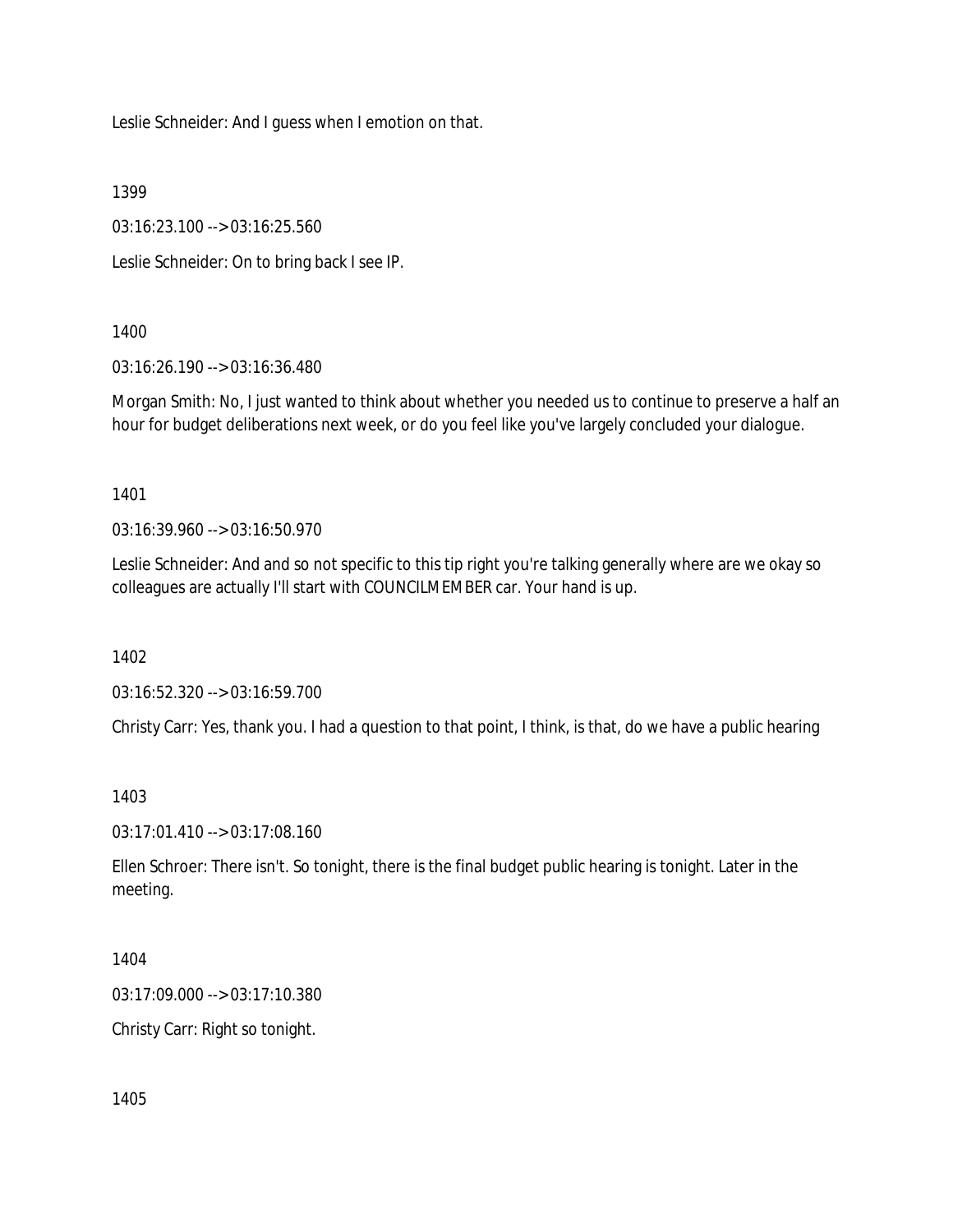Leslie Schneider: And I guess when I emotion on that.

1399

03:16:23.100 --> 03:16:25.560

Leslie Schneider: On to bring back I see IP.

1400

03:16:26.190 --> 03:16:36.480

Morgan Smith: No, I just wanted to think about whether you needed us to continue to preserve a half an hour for budget deliberations next week, or do you feel like you've largely concluded your dialogue.

1401

03:16:39.960 --> 03:16:50.970

Leslie Schneider: And and so not specific to this tip right you're talking generally where are we okay so colleagues are actually I'll start with COUNCILMEMBER car. Your hand is up.

1402

03:16:52.320 --> 03:16:59.700

Christy Carr: Yes, thank you. I had a question to that point, I think, is that, do we have a public hearing

1403

03:17:01.410 --> 03:17:08.160

Ellen Schroer: There isn't. So tonight, there is the final budget public hearing is tonight. Later in the meeting.

1404

03:17:09.000 --> 03:17:10.380

Christy Carr: Right so tonight.

1405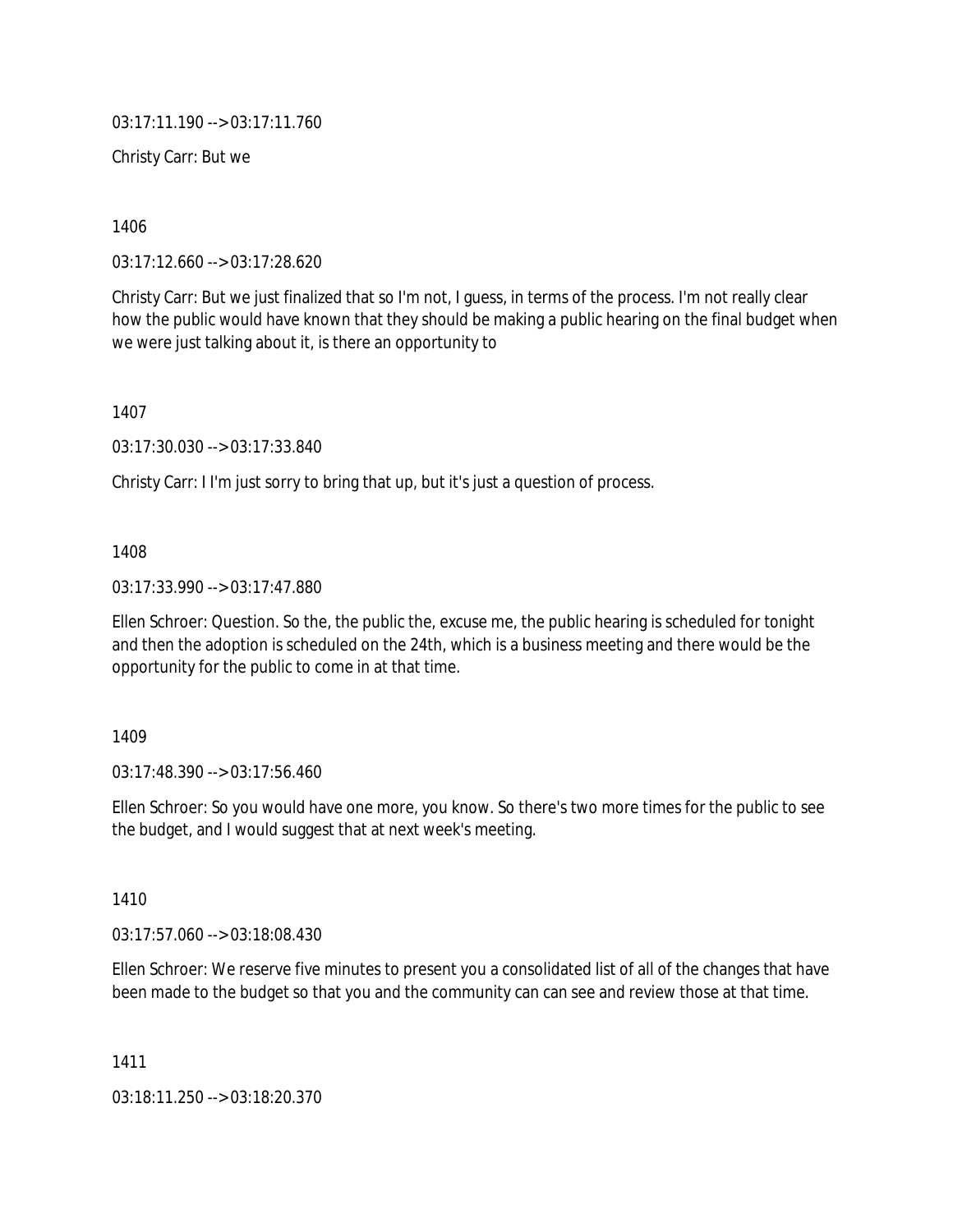03:17:11.190 --> 03:17:11.760

Christy Carr: But we

1406

03:17:12.660 --> 03:17:28.620

Christy Carr: But we just finalized that so I'm not, I guess, in terms of the process. I'm not really clear how the public would have known that they should be making a public hearing on the final budget when we were just talking about it, is there an opportunity to

1407

03:17:30.030 --> 03:17:33.840

Christy Carr: I I'm just sorry to bring that up, but it's just a question of process.

1408

03:17:33.990 --> 03:17:47.880

Ellen Schroer: Question. So the, the public the, excuse me, the public hearing is scheduled for tonight and then the adoption is scheduled on the 24th, which is a business meeting and there would be the opportunity for the public to come in at that time.

1409

03:17:48.390 --> 03:17:56.460

Ellen Schroer: So you would have one more, you know. So there's two more times for the public to see the budget, and I would suggest that at next week's meeting.

1410

03:17:57.060 --> 03:18:08.430

Ellen Schroer: We reserve five minutes to present you a consolidated list of all of the changes that have been made to the budget so that you and the community can can see and review those at that time.

1411

03:18:11.250 --> 03:18:20.370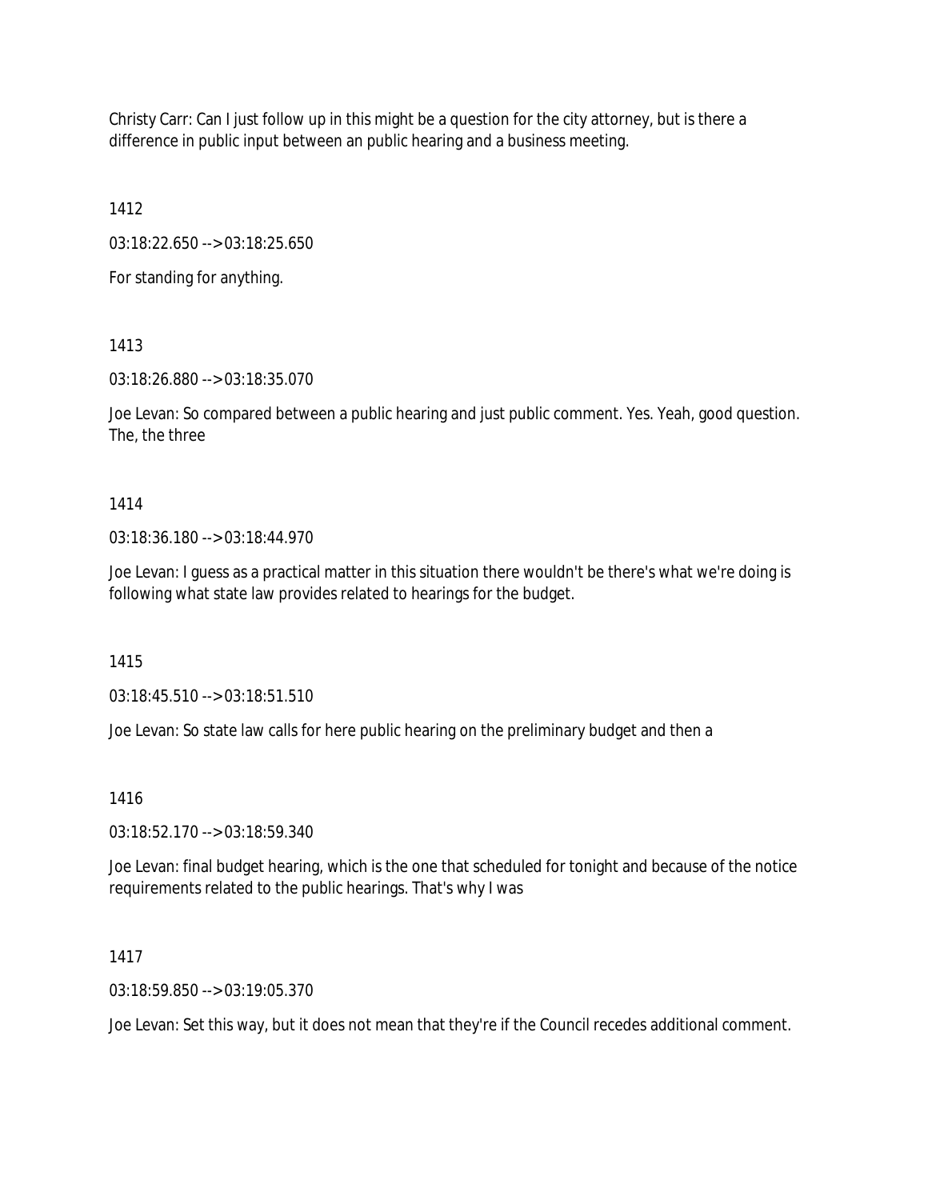Christy Carr: Can I just follow up in this might be a question for the city attorney, but is there a difference in public input between an public hearing and a business meeting.

1412

03:18:22.650 --> 03:18:25.650

For standing for anything.

1413

03:18:26.880 --> 03:18:35.070

Joe Levan: So compared between a public hearing and just public comment. Yes. Yeah, good question. The, the three

1414

03:18:36.180 --> 03:18:44.970

Joe Levan: I guess as a practical matter in this situation there wouldn't be there's what we're doing is following what state law provides related to hearings for the budget.

1415

03:18:45.510 --> 03:18:51.510

Joe Levan: So state law calls for here public hearing on the preliminary budget and then a

1416

03:18:52.170 --> 03:18:59.340

Joe Levan: final budget hearing, which is the one that scheduled for tonight and because of the notice requirements related to the public hearings. That's why I was

1417

03:18:59.850 --> 03:19:05.370

Joe Levan: Set this way, but it does not mean that they're if the Council recedes additional comment.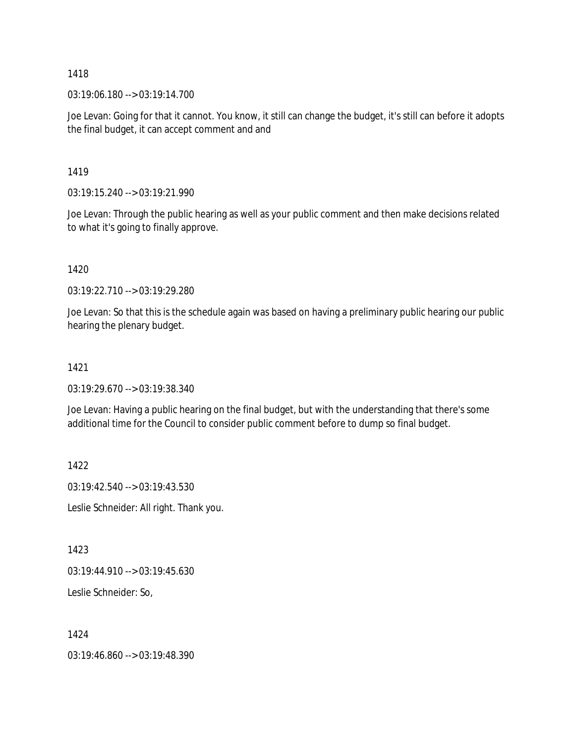1418

03:19:06.180 --> 03:19:14.700

Joe Levan: Going for that it cannot. You know, it still can change the budget, it's still can before it adopts the final budget, it can accept comment and and

1419

03:19:15.240 --> 03:19:21.990

Joe Levan: Through the public hearing as well as your public comment and then make decisions related to what it's going to finally approve.

1420

03:19:22.710 --> 03:19:29.280

Joe Levan: So that this is the schedule again was based on having a preliminary public hearing our public hearing the plenary budget.

1421

03:19:29.670 --> 03:19:38.340

Joe Levan: Having a public hearing on the final budget, but with the understanding that there's some additional time for the Council to consider public comment before to dump so final budget.

1422

03:19:42.540 --> 03:19:43.530

Leslie Schneider: All right. Thank you.

1423

03:19:44.910 --> 03:19:45.630

Leslie Schneider: So,

1424

03:19:46.860 --> 03:19:48.390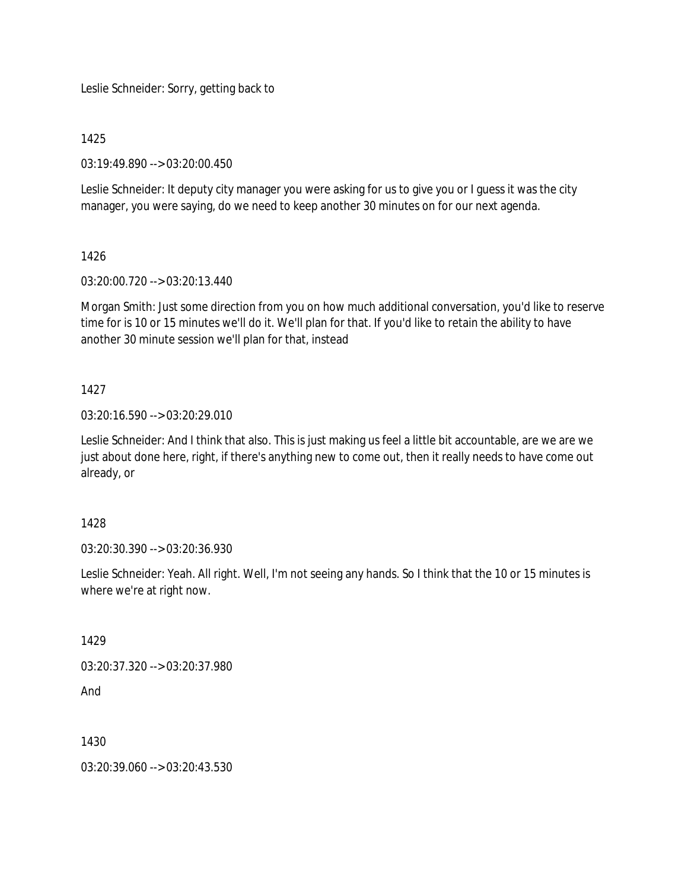Leslie Schneider: Sorry, getting back to

1425

03:19:49.890 --> 03:20:00.450

Leslie Schneider: It deputy city manager you were asking for us to give you or I guess it was the city manager, you were saying, do we need to keep another 30 minutes on for our next agenda.

1426

03:20:00.720 --> 03:20:13.440

Morgan Smith: Just some direction from you on how much additional conversation, you'd like to reserve time for is 10 or 15 minutes we'll do it. We'll plan for that. If you'd like to retain the ability to have another 30 minute session we'll plan for that, instead

1427

03:20:16.590 --> 03:20:29.010

Leslie Schneider: And I think that also. This is just making us feel a little bit accountable, are we are we just about done here, right, if there's anything new to come out, then it really needs to have come out already, or

1428

03:20:30.390 --> 03:20:36.930

Leslie Schneider: Yeah. All right. Well, I'm not seeing any hands. So I think that the 10 or 15 minutes is where we're at right now.

1429

03:20:37.320 --> 03:20:37.980

And

1430

03:20:39.060 --> 03:20:43.530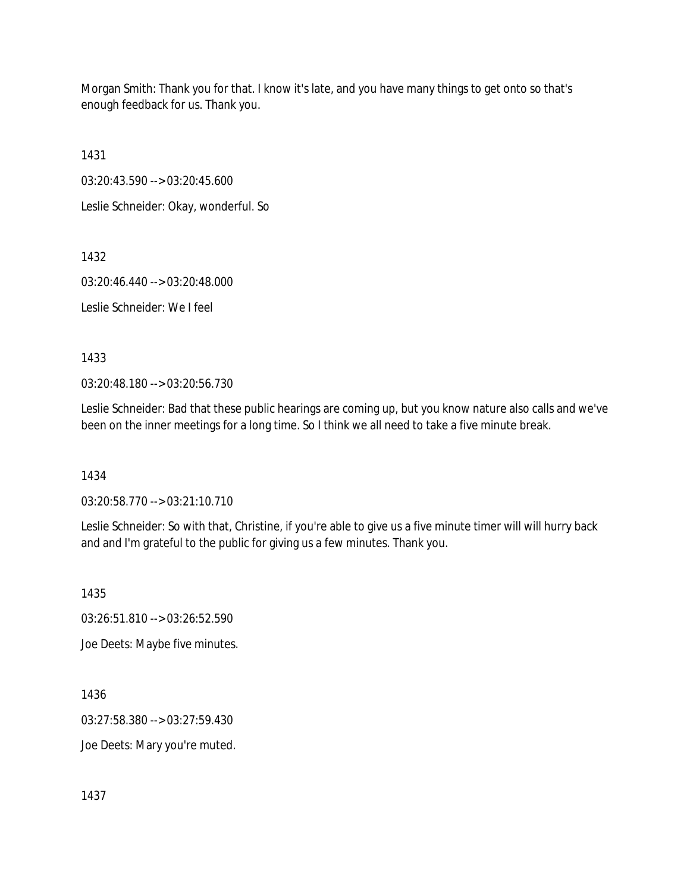Morgan Smith: Thank you for that. I know it's late, and you have many things to get onto so that's enough feedback for us. Thank you.

1431

03:20:43.590 --> 03:20:45.600

Leslie Schneider: Okay, wonderful. So

1432

03:20:46.440 --> 03:20:48.000

Leslie Schneider: We I feel

1433

03:20:48.180 --> 03:20:56.730

Leslie Schneider: Bad that these public hearings are coming up, but you know nature also calls and we've been on the inner meetings for a long time. So I think we all need to take a five minute break.

1434

03:20:58.770 --> 03:21:10.710

Leslie Schneider: So with that, Christine, if you're able to give us a five minute timer will will hurry back and and I'm grateful to the public for giving us a few minutes. Thank you.

1435

03:26:51.810 --> 03:26:52.590

Joe Deets: Maybe five minutes.

1436

03:27:58.380 --> 03:27:59.430

Joe Deets: Mary you're muted.

1437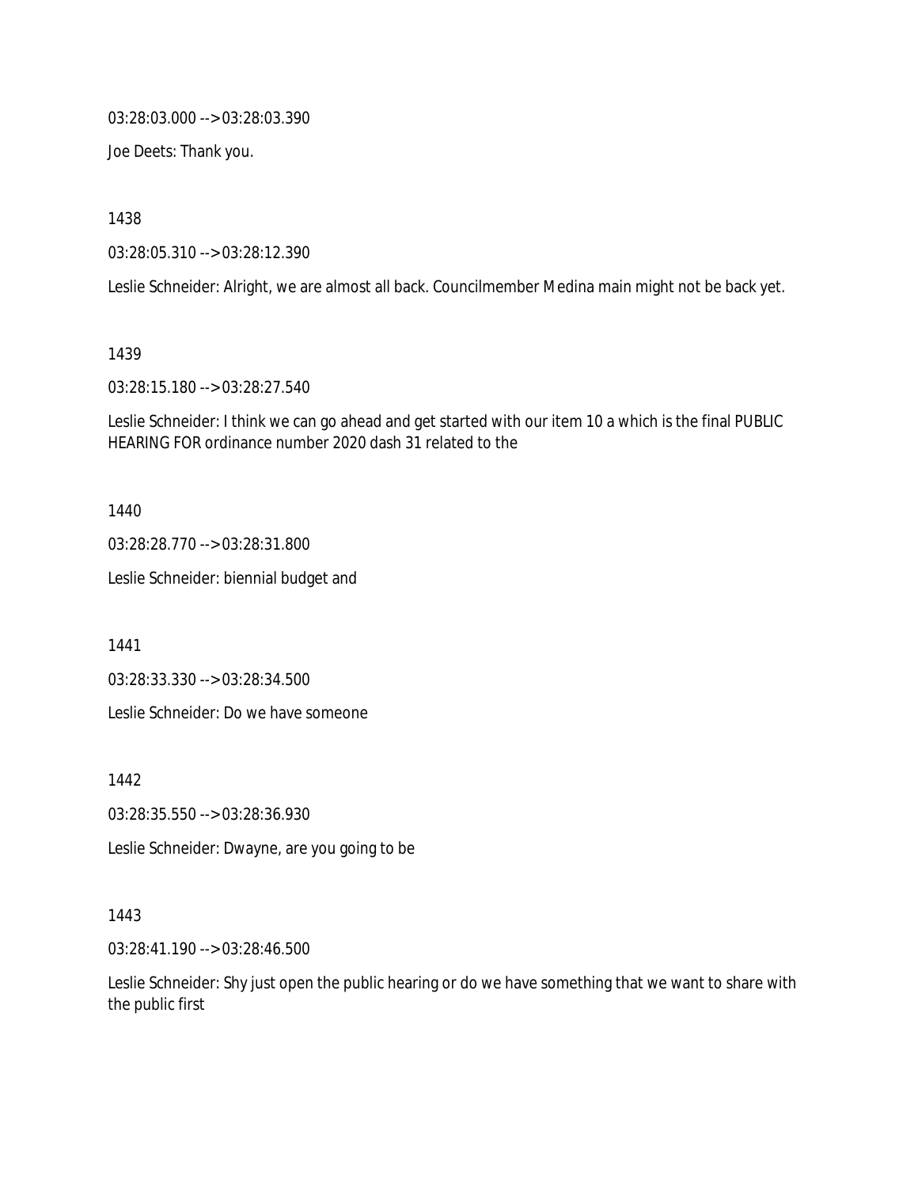03:28:03.000 --> 03:28:03.390

Joe Deets: Thank you.

1438

03:28:05.310 --> 03:28:12.390

Leslie Schneider: Alright, we are almost all back. Councilmember Medina main might not be back yet.

1439

03:28:15.180 --> 03:28:27.540

Leslie Schneider: I think we can go ahead and get started with our item 10 a which is the final PUBLIC HEARING FOR ordinance number 2020 dash 31 related to the

1440

03:28:28.770 --> 03:28:31.800

Leslie Schneider: biennial budget and

1441

03:28:33.330 --> 03:28:34.500

Leslie Schneider: Do we have someone

1442

03:28:35.550 --> 03:28:36.930

Leslie Schneider: Dwayne, are you going to be

1443

03:28:41.190 --> 03:28:46.500

Leslie Schneider: Shy just open the public hearing or do we have something that we want to share with the public first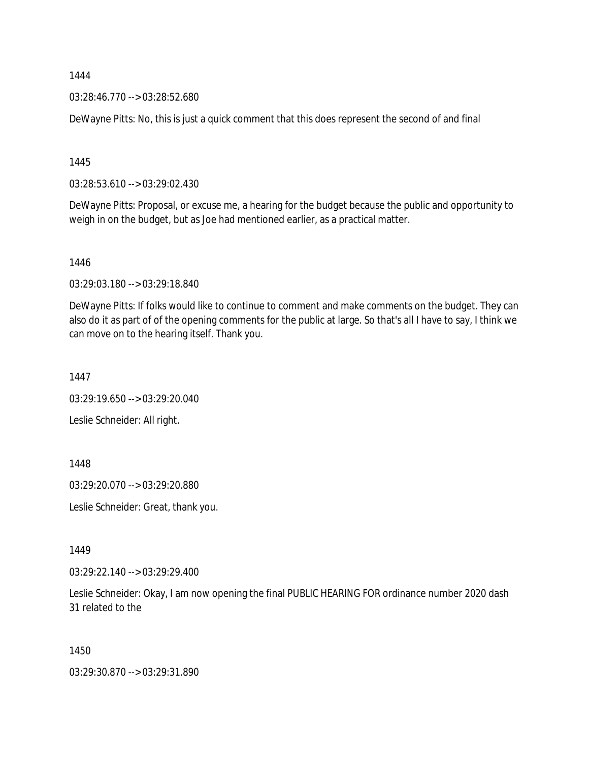1444

03:28:46.770 --> 03:28:52.680

DeWayne Pitts: No, this is just a quick comment that this does represent the second of and final

1445

03:28:53.610 --> 03:29:02.430

DeWayne Pitts: Proposal, or excuse me, a hearing for the budget because the public and opportunity to weigh in on the budget, but as Joe had mentioned earlier, as a practical matter.

1446

03:29:03.180 --> 03:29:18.840

DeWayne Pitts: If folks would like to continue to comment and make comments on the budget. They can also do it as part of of the opening comments for the public at large. So that's all I have to say, I think we can move on to the hearing itself. Thank you.

1447

03:29:19.650 --> 03:29:20.040

Leslie Schneider: All right.

1448

03:29:20.070 --> 03:29:20.880

Leslie Schneider: Great, thank you.

1449

03:29:22.140 --> 03:29:29.400

Leslie Schneider: Okay, I am now opening the final PUBLIC HEARING FOR ordinance number 2020 dash 31 related to the

1450

03:29:30.870 --> 03:29:31.890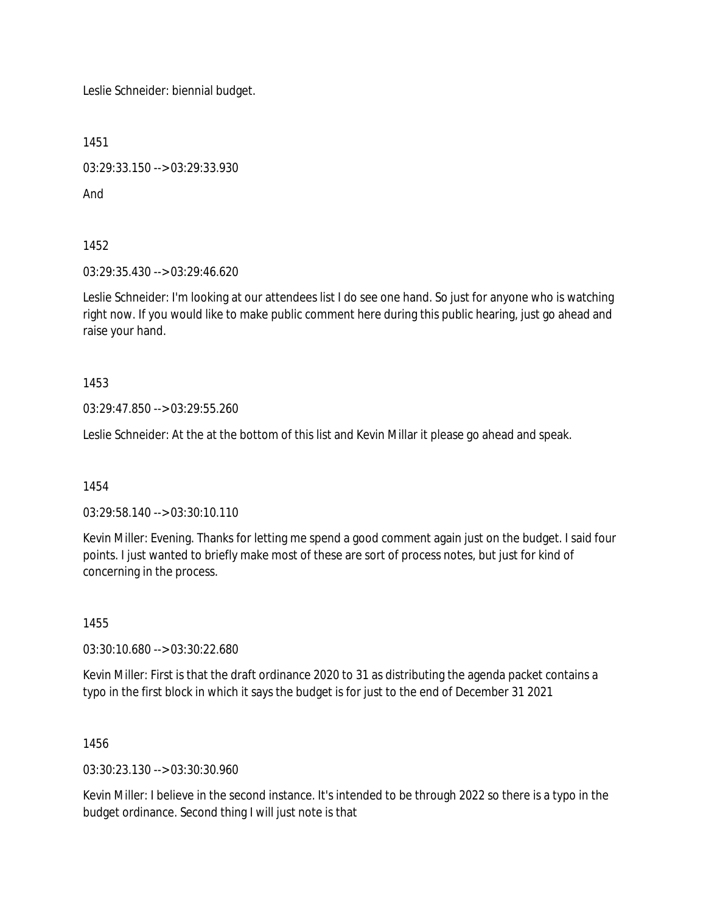Leslie Schneider: biennial budget.

1451

03:29:33.150 --> 03:29:33.930

And

1452

03:29:35.430 --> 03:29:46.620

Leslie Schneider: I'm looking at our attendees list I do see one hand. So just for anyone who is watching right now. If you would like to make public comment here during this public hearing, just go ahead and raise your hand.

1453

03:29:47.850 --> 03:29:55.260

Leslie Schneider: At the at the bottom of this list and Kevin Millar it please go ahead and speak.

1454

03:29:58.140 --> 03:30:10.110

Kevin Miller: Evening. Thanks for letting me spend a good comment again just on the budget. I said four points. I just wanted to briefly make most of these are sort of process notes, but just for kind of concerning in the process.

1455

03:30:10.680 --> 03:30:22.680

Kevin Miller: First is that the draft ordinance 2020 to 31 as distributing the agenda packet contains a typo in the first block in which it says the budget is for just to the end of December 31 2021

1456

03:30:23.130 --> 03:30:30.960

Kevin Miller: I believe in the second instance. It's intended to be through 2022 so there is a typo in the budget ordinance. Second thing I will just note is that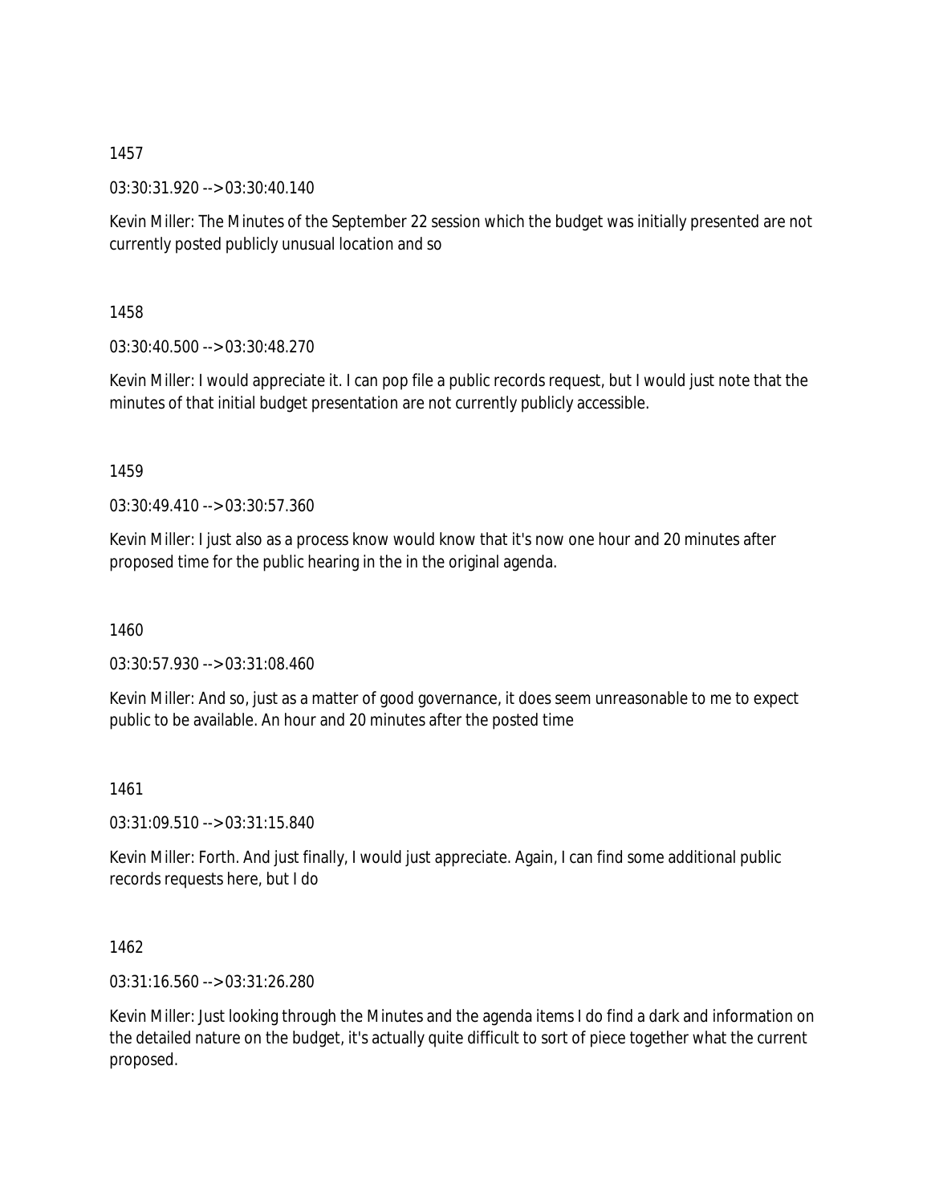1457

03:30:31.920 --> 03:30:40.140

Kevin Miller: The Minutes of the September 22 session which the budget was initially presented are not currently posted publicly unusual location and so

1458

03:30:40.500 --> 03:30:48.270

Kevin Miller: I would appreciate it. I can pop file a public records request, but I would just note that the minutes of that initial budget presentation are not currently publicly accessible.

1459

03:30:49.410 --> 03:30:57.360

Kevin Miller: I just also as a process know would know that it's now one hour and 20 minutes after proposed time for the public hearing in the in the original agenda.

1460

03:30:57.930 --> 03:31:08.460

Kevin Miller: And so, just as a matter of good governance, it does seem unreasonable to me to expect public to be available. An hour and 20 minutes after the posted time

1461

03:31:09.510 --> 03:31:15.840

Kevin Miller: Forth. And just finally, I would just appreciate. Again, I can find some additional public records requests here, but I do

1462

03:31:16.560 --> 03:31:26.280

Kevin Miller: Just looking through the Minutes and the agenda items I do find a dark and information on the detailed nature on the budget, it's actually quite difficult to sort of piece together what the current proposed.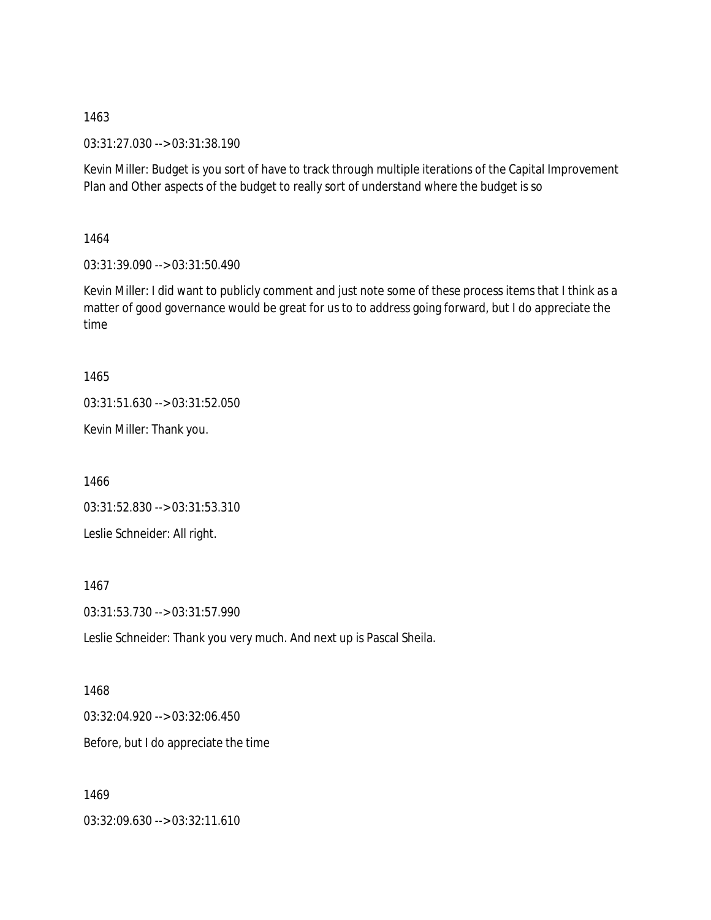1463

03:31:27.030 --> 03:31:38.190

Kevin Miller: Budget is you sort of have to track through multiple iterations of the Capital Improvement Plan and Other aspects of the budget to really sort of understand where the budget is so

1464

03:31:39.090 --> 03:31:50.490

Kevin Miller: I did want to publicly comment and just note some of these process items that I think as a matter of good governance would be great for us to to address going forward, but I do appreciate the time

1465

03:31:51.630 --> 03:31:52.050

Kevin Miller: Thank you.

1466

03:31:52.830 --> 03:31:53.310

Leslie Schneider: All right.

1467

03:31:53.730 --> 03:31:57.990

Leslie Schneider: Thank you very much. And next up is Pascal Sheila.

1468

03:32:04.920 --> 03:32:06.450

Before, but I do appreciate the time

1469

03:32:09.630 --> 03:32:11.610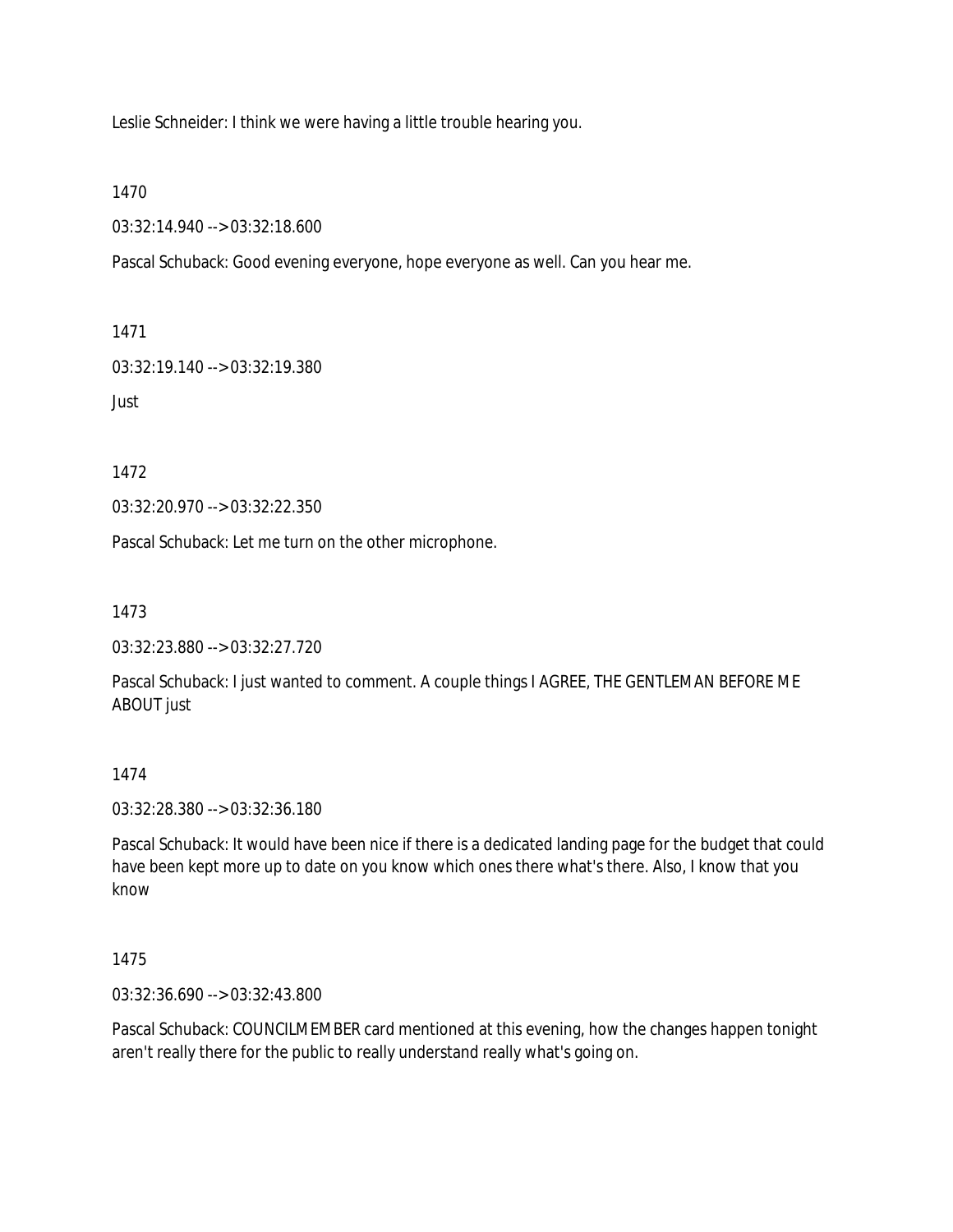Leslie Schneider: I think we were having a little trouble hearing you.

1470

03:32:14.940 --> 03:32:18.600

Pascal Schuback: Good evening everyone, hope everyone as well. Can you hear me.

1471

03:32:19.140 --> 03:32:19.380

Just

1472

03:32:20.970 --> 03:32:22.350

Pascal Schuback: Let me turn on the other microphone.

1473

03:32:23.880 --> 03:32:27.720

Pascal Schuback: I just wanted to comment. A couple things I AGREE, THE GENTLEMAN BEFORE ME ABOUT just

1474

03:32:28.380 --> 03:32:36.180

Pascal Schuback: It would have been nice if there is a dedicated landing page for the budget that could have been kept more up to date on you know which ones there what's there. Also, I know that you know

1475

03:32:36.690 --> 03:32:43.800

Pascal Schuback: COUNCILMEMBER card mentioned at this evening, how the changes happen tonight aren't really there for the public to really understand really what's going on.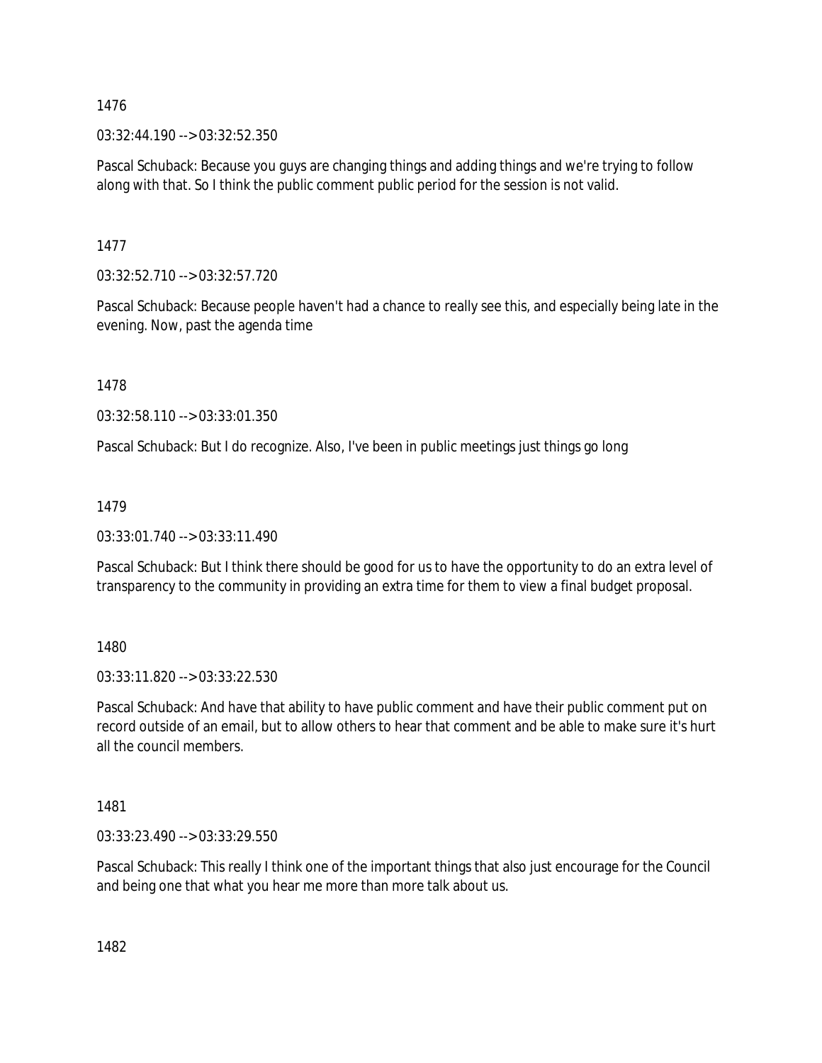1476

03:32:44.190 --> 03:32:52.350

Pascal Schuback: Because you guys are changing things and adding things and we're trying to follow along with that. So I think the public comment public period for the session is not valid.

1477

03:32:52.710 --> 03:32:57.720

Pascal Schuback: Because people haven't had a chance to really see this, and especially being late in the evening. Now, past the agenda time

1478

03:32:58.110 --> 03:33:01.350

Pascal Schuback: But I do recognize. Also, I've been in public meetings just things go long

1479

03:33:01.740 --> 03:33:11.490

Pascal Schuback: But I think there should be good for us to have the opportunity to do an extra level of transparency to the community in providing an extra time for them to view a final budget proposal.

1480

03:33:11.820 --> 03:33:22.530

Pascal Schuback: And have that ability to have public comment and have their public comment put on record outside of an email, but to allow others to hear that comment and be able to make sure it's hurt all the council members.

1481

03:33:23.490 --> 03:33:29.550

Pascal Schuback: This really I think one of the important things that also just encourage for the Council and being one that what you hear me more than more talk about us.

1482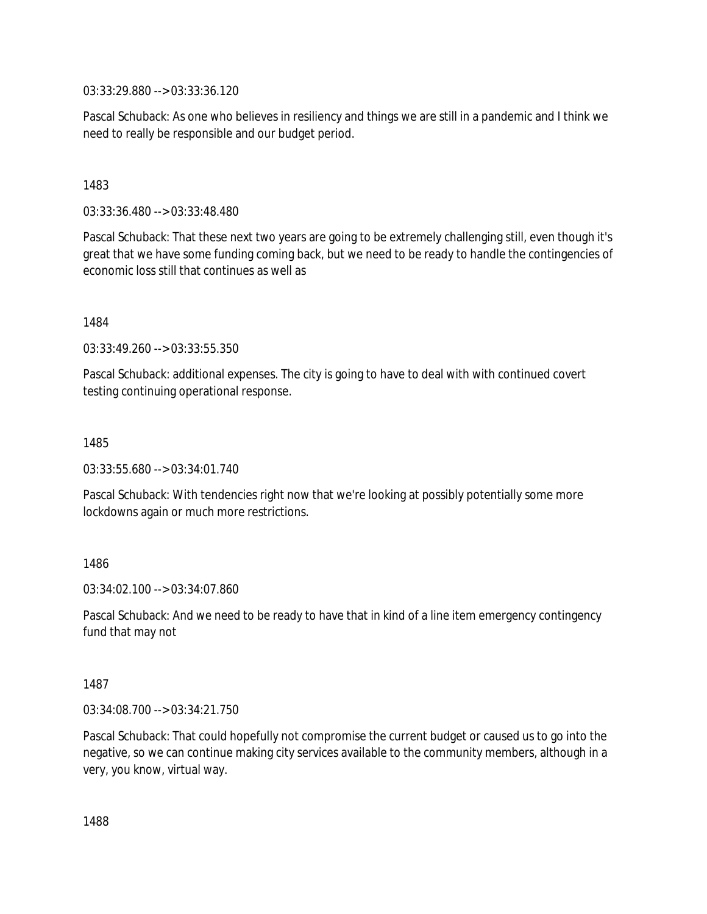03:33:29.880 --> 03:33:36.120

Pascal Schuback: As one who believes in resiliency and things we are still in a pandemic and I think we need to really be responsible and our budget period.

1483

03:33:36.480 --> 03:33:48.480

Pascal Schuback: That these next two years are going to be extremely challenging still, even though it's great that we have some funding coming back, but we need to be ready to handle the contingencies of economic loss still that continues as well as

1484

03:33:49.260 --> 03:33:55.350

Pascal Schuback: additional expenses. The city is going to have to deal with with continued covert testing continuing operational response.

1485

03:33:55.680 --> 03:34:01.740

Pascal Schuback: With tendencies right now that we're looking at possibly potentially some more lockdowns again or much more restrictions.

1486

03:34:02.100 --> 03:34:07.860

Pascal Schuback: And we need to be ready to have that in kind of a line item emergency contingency fund that may not

1487

03:34:08.700 --> 03:34:21.750

Pascal Schuback: That could hopefully not compromise the current budget or caused us to go into the negative, so we can continue making city services available to the community members, although in a very, you know, virtual way.

1488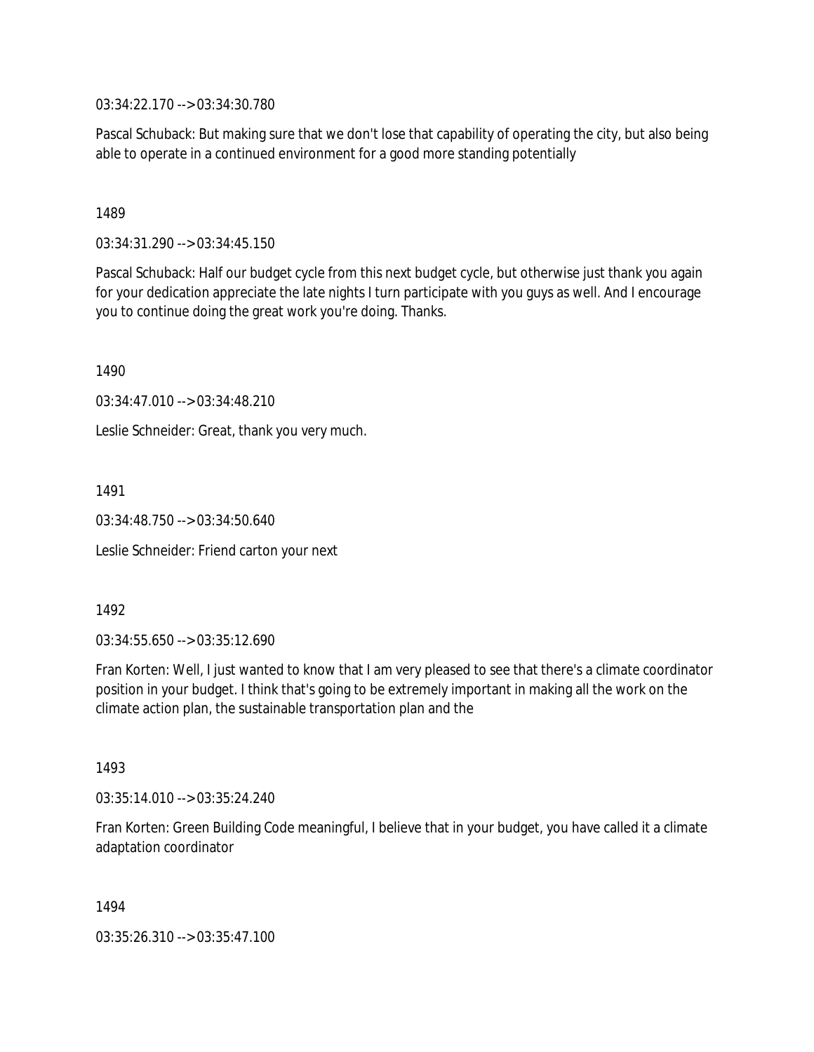03:34:22.170 --> 03:34:30.780

Pascal Schuback: But making sure that we don't lose that capability of operating the city, but also being able to operate in a continued environment for a good more standing potentially

1489

03:34:31.290 --> 03:34:45.150

Pascal Schuback: Half our budget cycle from this next budget cycle, but otherwise just thank you again for your dedication appreciate the late nights I turn participate with you guys as well. And I encourage you to continue doing the great work you're doing. Thanks.

1490

03:34:47.010 --> 03:34:48.210

Leslie Schneider: Great, thank you very much.

1491

03:34:48.750 --> 03:34:50.640

Leslie Schneider: Friend carton your next

1492

03:34:55.650 --> 03:35:12.690

Fran Korten: Well, I just wanted to know that I am very pleased to see that there's a climate coordinator position in your budget. I think that's going to be extremely important in making all the work on the climate action plan, the sustainable transportation plan and the

1493

03:35:14.010 --> 03:35:24.240

Fran Korten: Green Building Code meaningful, I believe that in your budget, you have called it a climate adaptation coordinator

1494

03:35:26.310 --> 03:35:47.100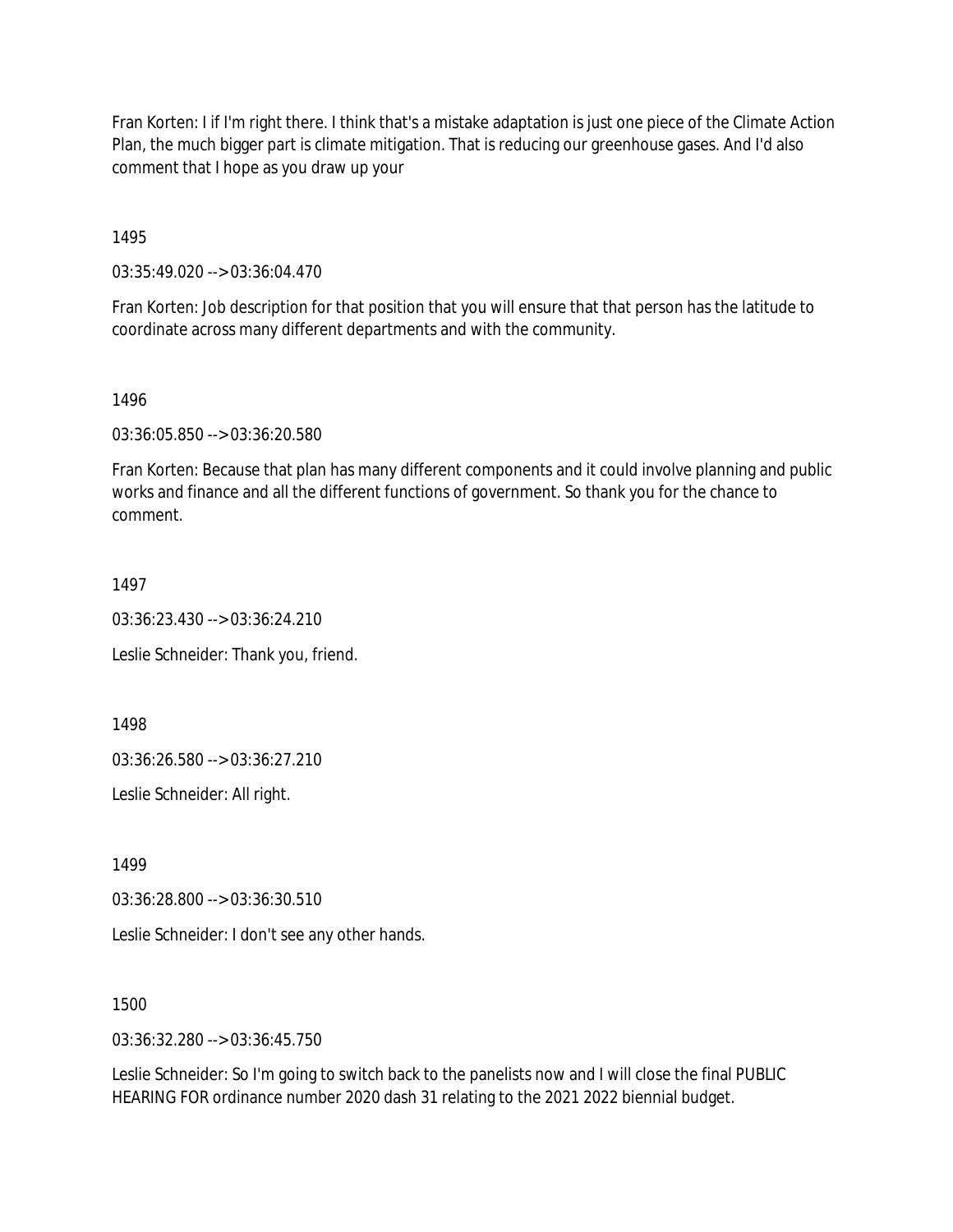Fran Korten: I if I'm right there. I think that's a mistake adaptation is just one piece of the Climate Action Plan, the much bigger part is climate mitigation. That is reducing our greenhouse gases. And I'd also comment that I hope as you draw up your

1495

03:35:49.020 --> 03:36:04.470

Fran Korten: Job description for that position that you will ensure that that person has the latitude to coordinate across many different departments and with the community.

1496

03:36:05.850 --> 03:36:20.580

Fran Korten: Because that plan has many different components and it could involve planning and public works and finance and all the different functions of government. So thank you for the chance to comment.

1497

03:36:23.430 --> 03:36:24.210

Leslie Schneider: Thank you, friend.

1498

03:36:26.580 --> 03:36:27.210

Leslie Schneider: All right.

1499

03:36:28.800 --> 03:36:30.510

Leslie Schneider: I don't see any other hands.

1500

03:36:32.280 --> 03:36:45.750

Leslie Schneider: So I'm going to switch back to the panelists now and I will close the final PUBLIC HEARING FOR ordinance number 2020 dash 31 relating to the 2021 2022 biennial budget.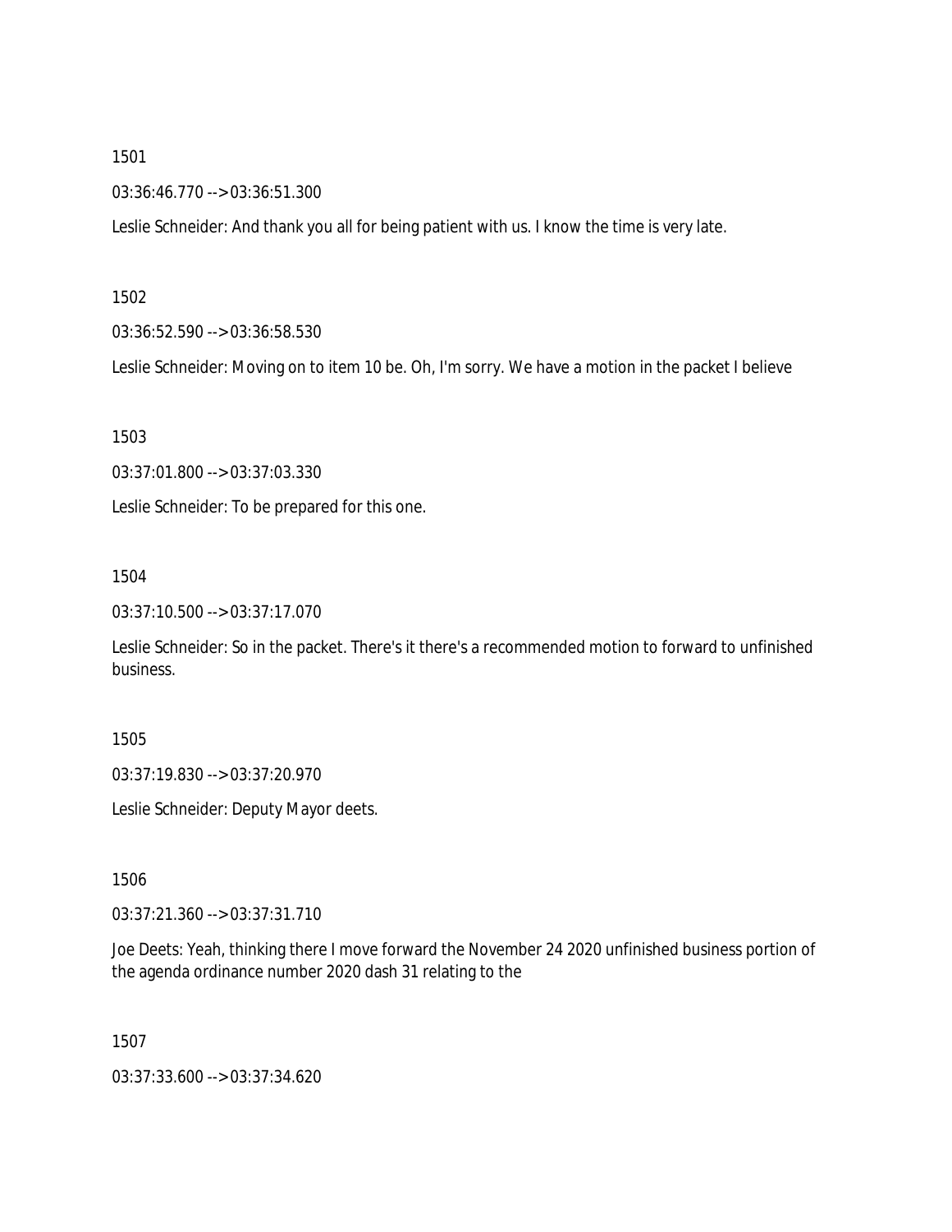1501

03:36:46.770 --> 03:36:51.300

Leslie Schneider: And thank you all for being patient with us. I know the time is very late.

1502

03:36:52.590 --> 03:36:58.530

Leslie Schneider: Moving on to item 10 be. Oh, I'm sorry. We have a motion in the packet I believe

1503

03:37:01.800 --> 03:37:03.330

Leslie Schneider: To be prepared for this one.

1504

03:37:10.500 --> 03:37:17.070

Leslie Schneider: So in the packet. There's it there's a recommended motion to forward to unfinished business.

1505

03:37:19.830 --> 03:37:20.970

Leslie Schneider: Deputy Mayor deets.

1506

03:37:21.360 --> 03:37:31.710

Joe Deets: Yeah, thinking there I move forward the November 24 2020 unfinished business portion of the agenda ordinance number 2020 dash 31 relating to the

1507

03:37:33.600 --> 03:37:34.620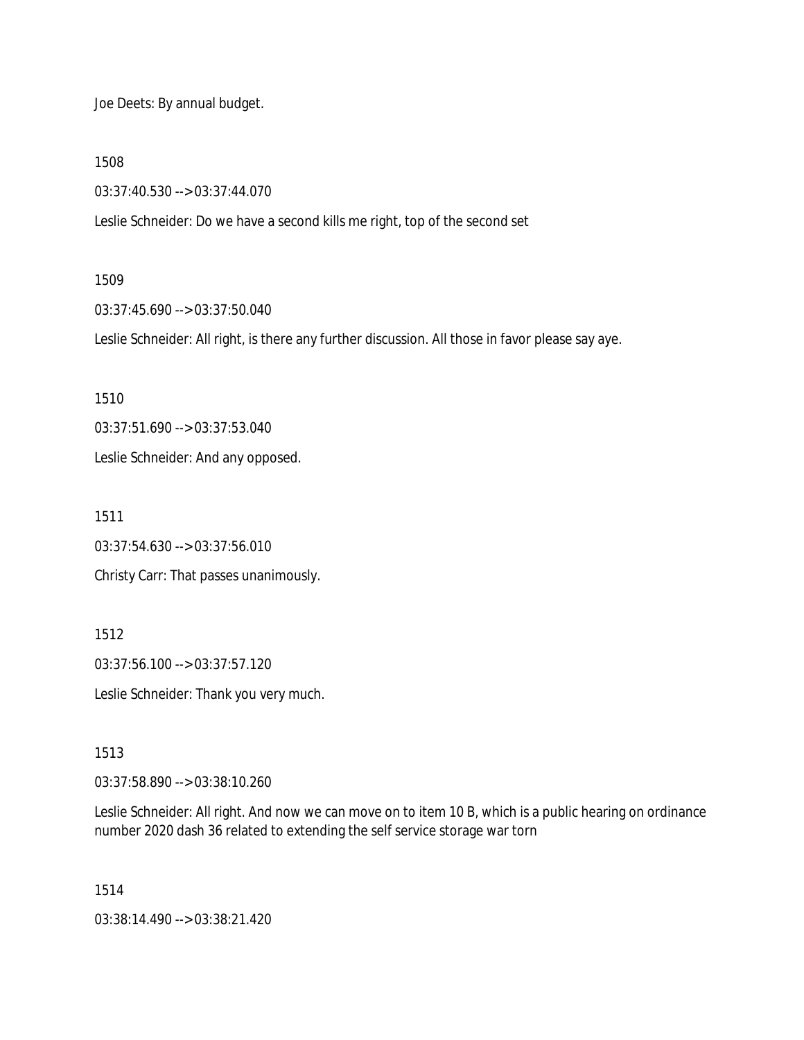Joe Deets: By annual budget.

1508

03:37:40.530 --> 03:37:44.070

Leslie Schneider: Do we have a second kills me right, top of the second set

1509

03:37:45.690 --> 03:37:50.040

Leslie Schneider: All right, is there any further discussion. All those in favor please say aye.

1510

03:37:51.690 --> 03:37:53.040

Leslie Schneider: And any opposed.

1511

03:37:54.630 --> 03:37:56.010

Christy Carr: That passes unanimously.

1512

03:37:56.100 --> 03:37:57.120

Leslie Schneider: Thank you very much.

1513

03:37:58.890 --> 03:38:10.260

Leslie Schneider: All right. And now we can move on to item 10 B, which is a public hearing on ordinance number 2020 dash 36 related to extending the self service storage war torn

1514

03:38:14.490 --> 03:38:21.420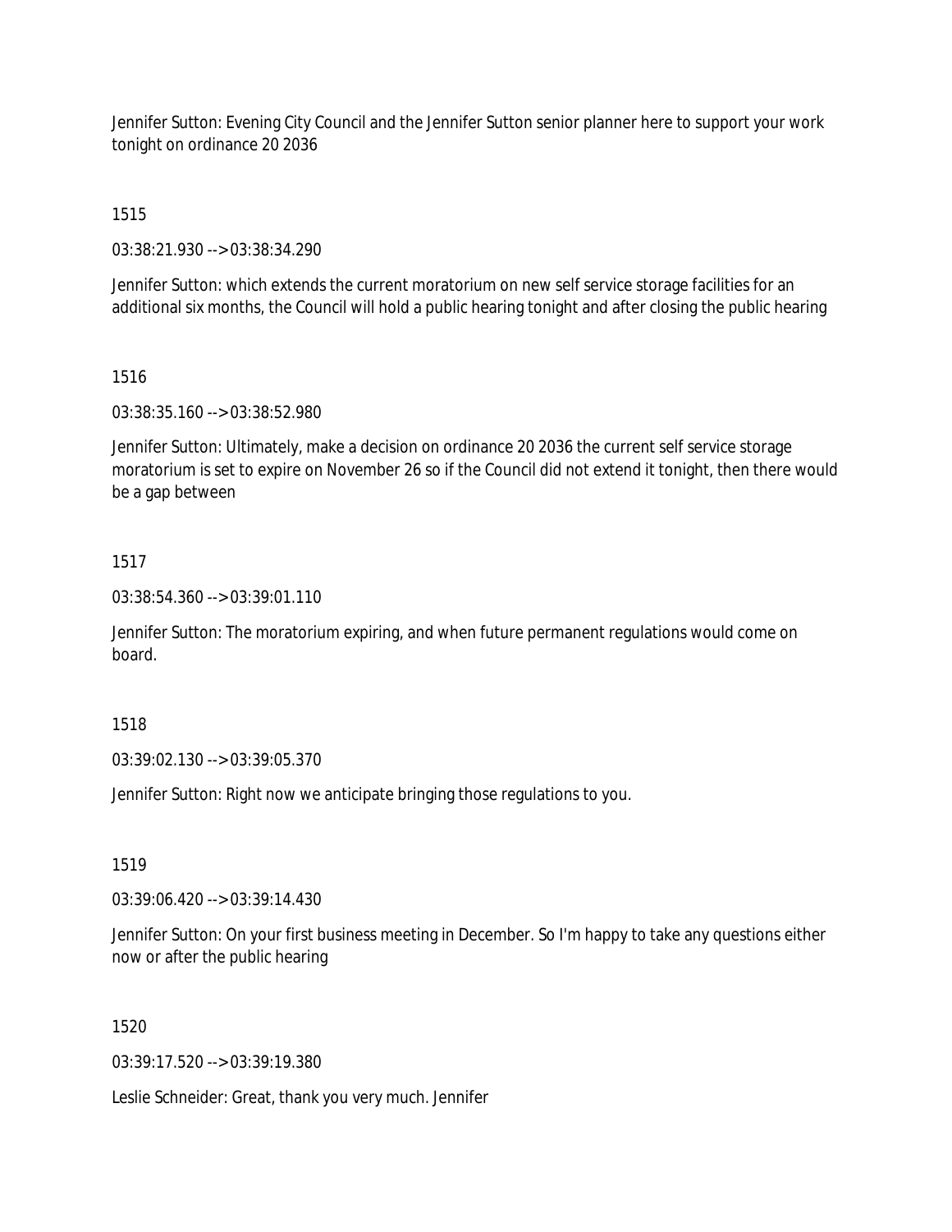Jennifer Sutton: Evening City Council and the Jennifer Sutton senior planner here to support your work tonight on ordinance 20 2036

1515

03:38:21.930 --> 03:38:34.290

Jennifer Sutton: which extends the current moratorium on new self service storage facilities for an additional six months, the Council will hold a public hearing tonight and after closing the public hearing

1516

03:38:35.160 --> 03:38:52.980

Jennifer Sutton: Ultimately, make a decision on ordinance 20 2036 the current self service storage moratorium is set to expire on November 26 so if the Council did not extend it tonight, then there would be a gap between

1517

03:38:54.360 --> 03:39:01.110

Jennifer Sutton: The moratorium expiring, and when future permanent regulations would come on board.

1518

03:39:02.130 --> 03:39:05.370

Jennifer Sutton: Right now we anticipate bringing those regulations to you.

1519

03:39:06.420 --> 03:39:14.430

Jennifer Sutton: On your first business meeting in December. So I'm happy to take any questions either now or after the public hearing

1520

03:39:17.520 --> 03:39:19.380

Leslie Schneider: Great, thank you very much. Jennifer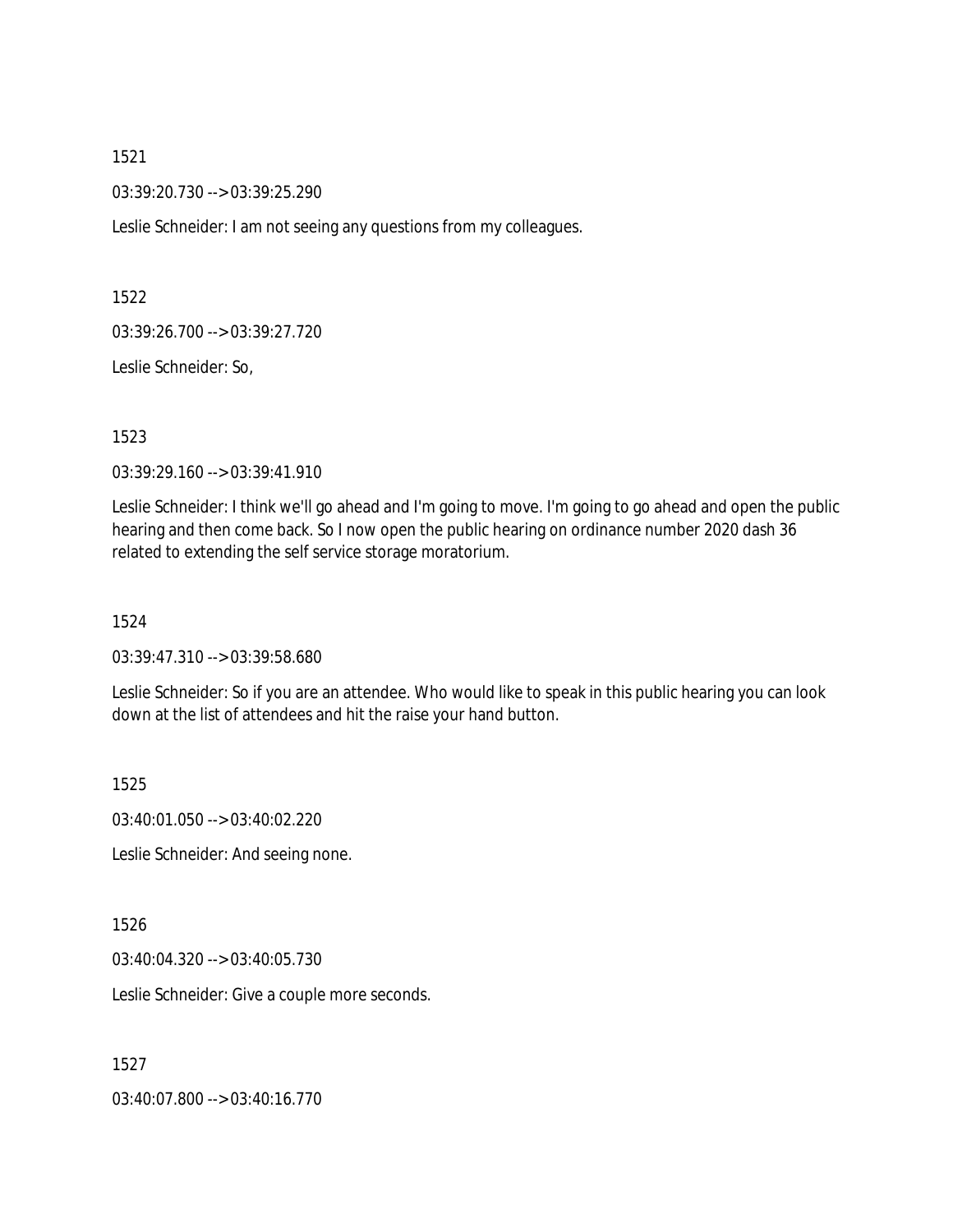1521

03:39:20.730 --> 03:39:25.290

Leslie Schneider: I am not seeing any questions from my colleagues.

1522

03:39:26.700 --> 03:39:27.720

Leslie Schneider: So,

1523

03:39:29.160 --> 03:39:41.910

Leslie Schneider: I think we'll go ahead and I'm going to move. I'm going to go ahead and open the public hearing and then come back. So I now open the public hearing on ordinance number 2020 dash 36 related to extending the self service storage moratorium.

1524

03:39:47.310 --> 03:39:58.680

Leslie Schneider: So if you are an attendee. Who would like to speak in this public hearing you can look down at the list of attendees and hit the raise your hand button.

1525

03:40:01.050 --> 03:40:02.220

Leslie Schneider: And seeing none.

1526

03:40:04.320 --> 03:40:05.730

Leslie Schneider: Give a couple more seconds.

1527

03:40:07.800 --> 03:40:16.770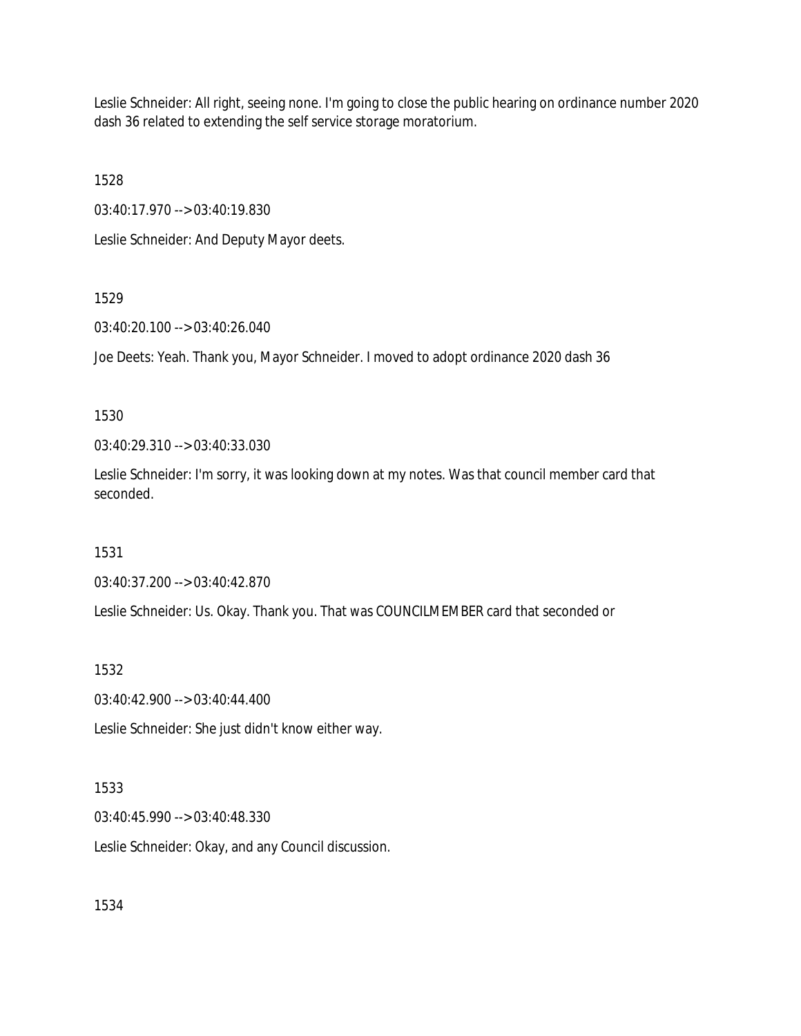Leslie Schneider: All right, seeing none. I'm going to close the public hearing on ordinance number 2020 dash 36 related to extending the self service storage moratorium.

1528

03:40:17.970 --> 03:40:19.830

Leslie Schneider: And Deputy Mayor deets.

1529

03:40:20.100 --> 03:40:26.040

Joe Deets: Yeah. Thank you, Mayor Schneider. I moved to adopt ordinance 2020 dash 36

1530

03:40:29.310 --> 03:40:33.030

Leslie Schneider: I'm sorry, it was looking down at my notes. Was that council member card that seconded.

1531

03:40:37.200 --> 03:40:42.870

Leslie Schneider: Us. Okay. Thank you. That was COUNCILMEMBER card that seconded or

1532

03:40:42.900 --> 03:40:44.400

Leslie Schneider: She just didn't know either way.

1533

03:40:45.990 --> 03:40:48.330

Leslie Schneider: Okay, and any Council discussion.

1534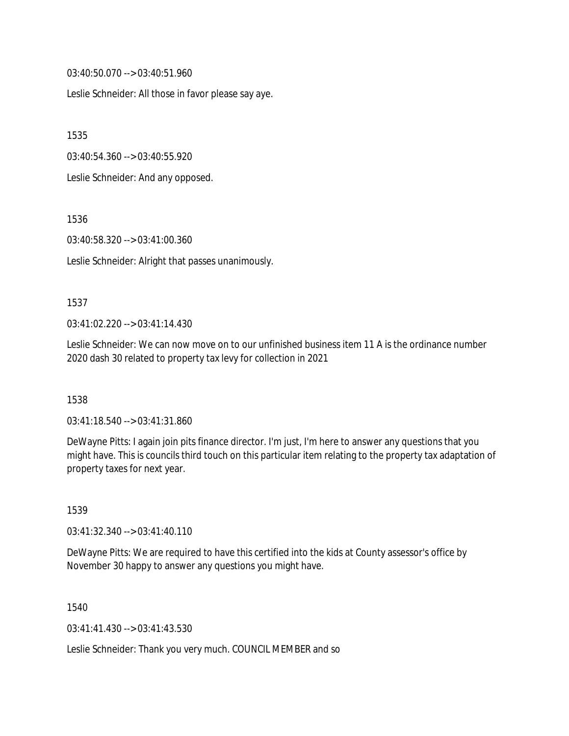03:40:50.070 --> 03:40:51.960

Leslie Schneider: All those in favor please say aye.

1535

03:40:54.360 --> 03:40:55.920

Leslie Schneider: And any opposed.

1536

03:40:58.320 --> 03:41:00.360

Leslie Schneider: Alright that passes unanimously.

1537

03:41:02.220 --> 03:41:14.430

Leslie Schneider: We can now move on to our unfinished business item 11 A is the ordinance number 2020 dash 30 related to property tax levy for collection in 2021

1538

03:41:18.540 --> 03:41:31.860

DeWayne Pitts: I again join pits finance director. I'm just, I'm here to answer any questions that you might have. This is councils third touch on this particular item relating to the property tax adaptation of property taxes for next year.

1539

03:41:32.340 --> 03:41:40.110

DeWayne Pitts: We are required to have this certified into the kids at County assessor's office by November 30 happy to answer any questions you might have.

1540

03:41:41.430 --> 03:41:43.530

Leslie Schneider: Thank you very much. COUNCIL MEMBER and so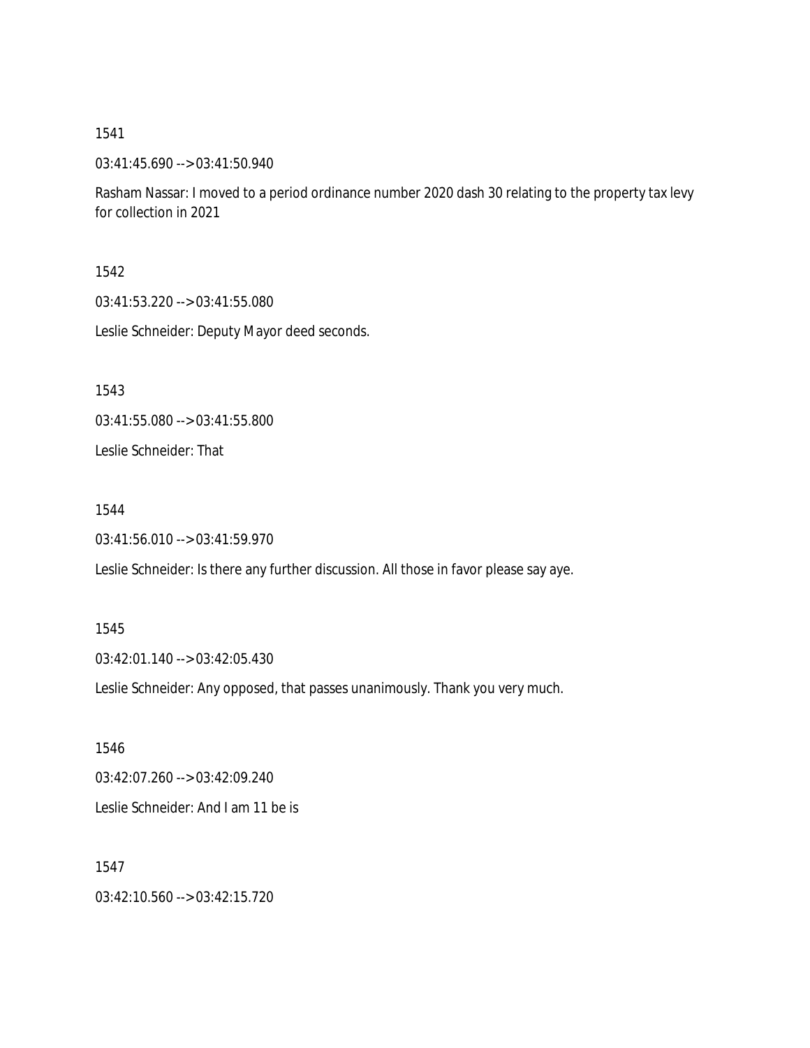1541

03:41:45.690 --> 03:41:50.940

Rasham Nassar: I moved to a period ordinance number 2020 dash 30 relating to the property tax levy for collection in 2021

1542

03:41:53.220 --> 03:41:55.080

Leslie Schneider: Deputy Mayor deed seconds.

1543

03:41:55.080 --> 03:41:55.800

Leslie Schneider: That

1544

03:41:56.010 --> 03:41:59.970

Leslie Schneider: Is there any further discussion. All those in favor please say aye.

1545

03:42:01.140 --> 03:42:05.430

Leslie Schneider: Any opposed, that passes unanimously. Thank you very much.

1546

03:42:07.260 --> 03:42:09.240

Leslie Schneider: And I am 11 be is

1547

03:42:10.560 --> 03:42:15.720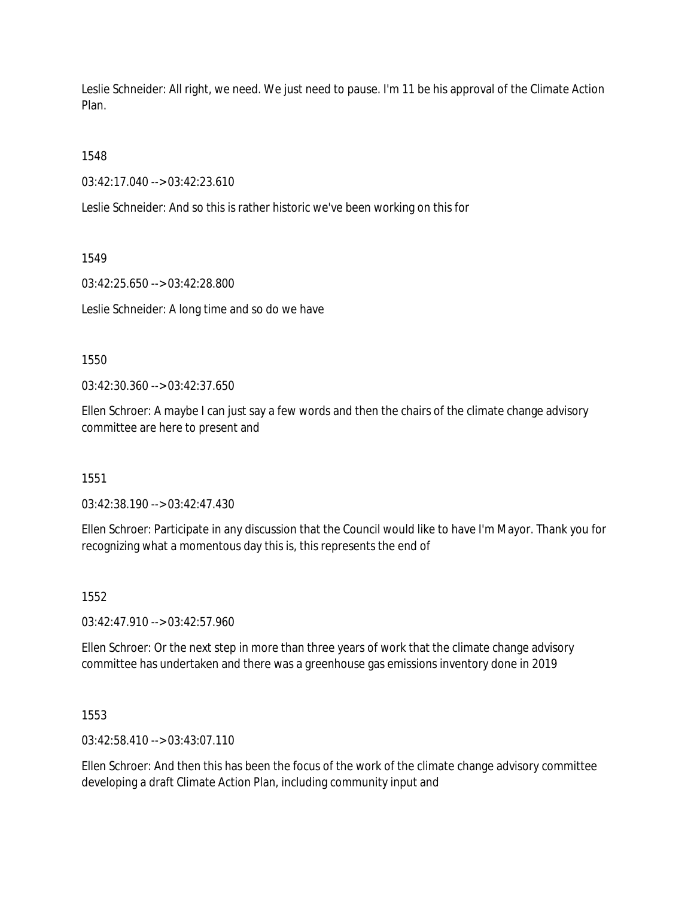Leslie Schneider: All right, we need. We just need to pause. I'm 11 be his approval of the Climate Action Plan.

1548

03:42:17.040 --> 03:42:23.610

Leslie Schneider: And so this is rather historic we've been working on this for

1549

03:42:25.650 --> 03:42:28.800

Leslie Schneider: A long time and so do we have

1550

03:42:30.360 --> 03:42:37.650

Ellen Schroer: A maybe I can just say a few words and then the chairs of the climate change advisory committee are here to present and

1551

03:42:38.190 --> 03:42:47.430

Ellen Schroer: Participate in any discussion that the Council would like to have I'm Mayor. Thank you for recognizing what a momentous day this is, this represents the end of

1552

03:42:47.910 --> 03:42:57.960

Ellen Schroer: Or the next step in more than three years of work that the climate change advisory committee has undertaken and there was a greenhouse gas emissions inventory done in 2019

1553

03:42:58.410 --> 03:43:07.110

Ellen Schroer: And then this has been the focus of the work of the climate change advisory committee developing a draft Climate Action Plan, including community input and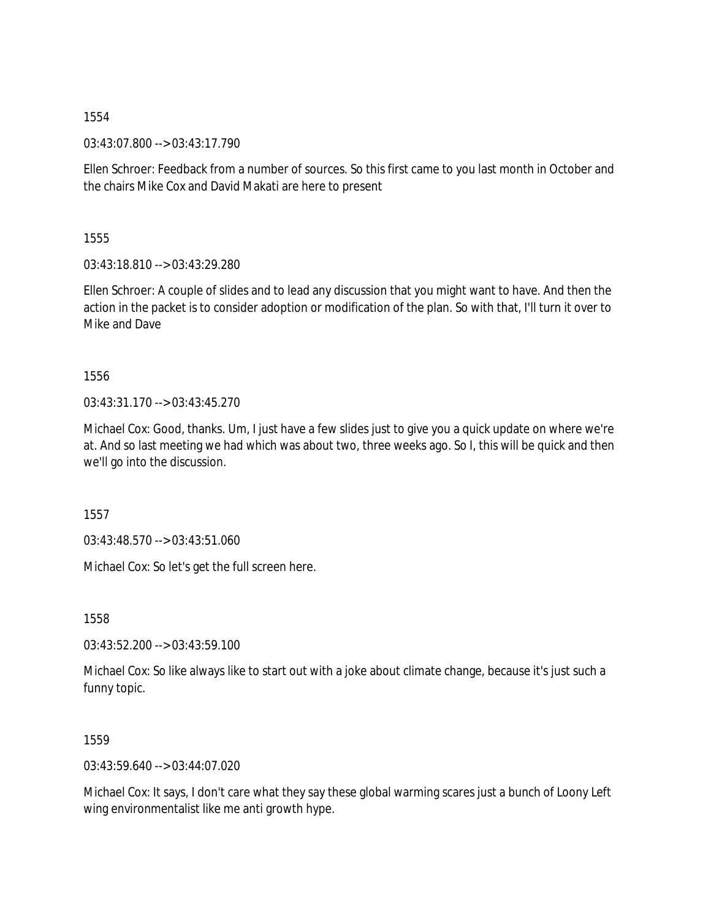1554

03:43:07.800 --> 03:43:17.790

Ellen Schroer: Feedback from a number of sources. So this first came to you last month in October and the chairs Mike Cox and David Makati are here to present

1555

03:43:18.810 --> 03:43:29.280

Ellen Schroer: A couple of slides and to lead any discussion that you might want to have. And then the action in the packet is to consider adoption or modification of the plan. So with that, I'll turn it over to Mike and Dave

1556

03:43:31.170 --> 03:43:45.270

Michael Cox: Good, thanks. Um, I just have a few slides just to give you a quick update on where we're at. And so last meeting we had which was about two, three weeks ago. So I, this will be quick and then we'll go into the discussion.

1557

03:43:48.570 --> 03:43:51.060

Michael Cox: So let's get the full screen here.

1558

03:43:52.200 --> 03:43:59.100

Michael Cox: So like always like to start out with a joke about climate change, because it's just such a funny topic.

1559

03:43:59.640 --> 03:44:07.020

Michael Cox: It says, I don't care what they say these global warming scares just a bunch of Loony Left wing environmentalist like me anti growth hype.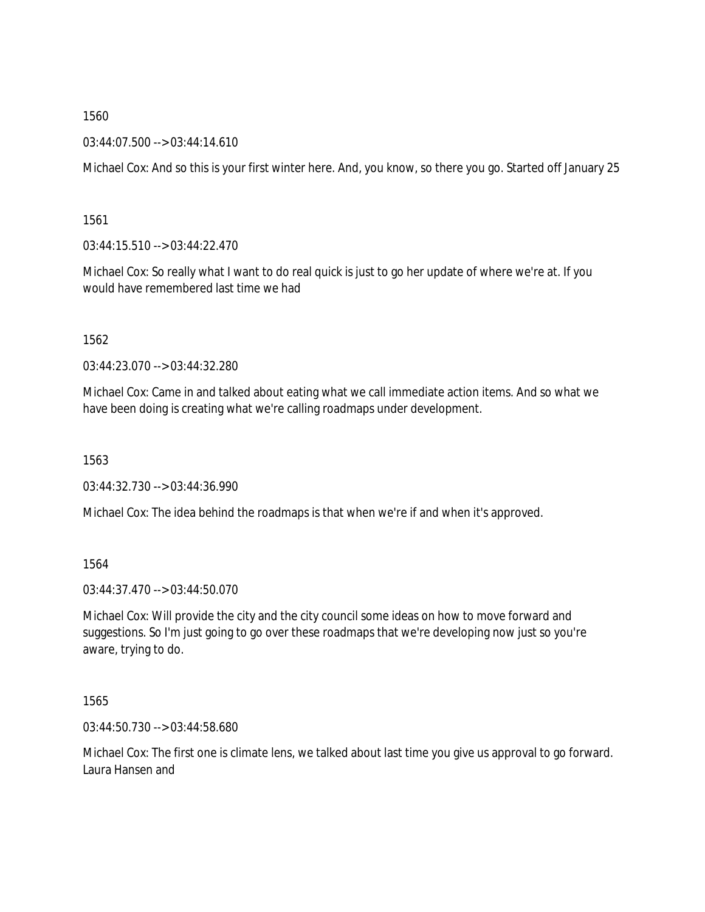1560

03:44:07.500 --> 03:44:14.610

Michael Cox: And so this is your first winter here. And, you know, so there you go. Started off January 25

1561

03:44:15.510 --> 03:44:22.470

Michael Cox: So really what I want to do real quick is just to go her update of where we're at. If you would have remembered last time we had

1562

03:44:23.070 --> 03:44:32.280

Michael Cox: Came in and talked about eating what we call immediate action items. And so what we have been doing is creating what we're calling roadmaps under development.

1563

03:44:32.730 --> 03:44:36.990

Michael Cox: The idea behind the roadmaps is that when we're if and when it's approved.

1564

03:44:37.470 --> 03:44:50.070

Michael Cox: Will provide the city and the city council some ideas on how to move forward and suggestions. So I'm just going to go over these roadmaps that we're developing now just so you're aware, trying to do.

1565

03:44:50.730 --> 03:44:58.680

Michael Cox: The first one is climate lens, we talked about last time you give us approval to go forward. Laura Hansen and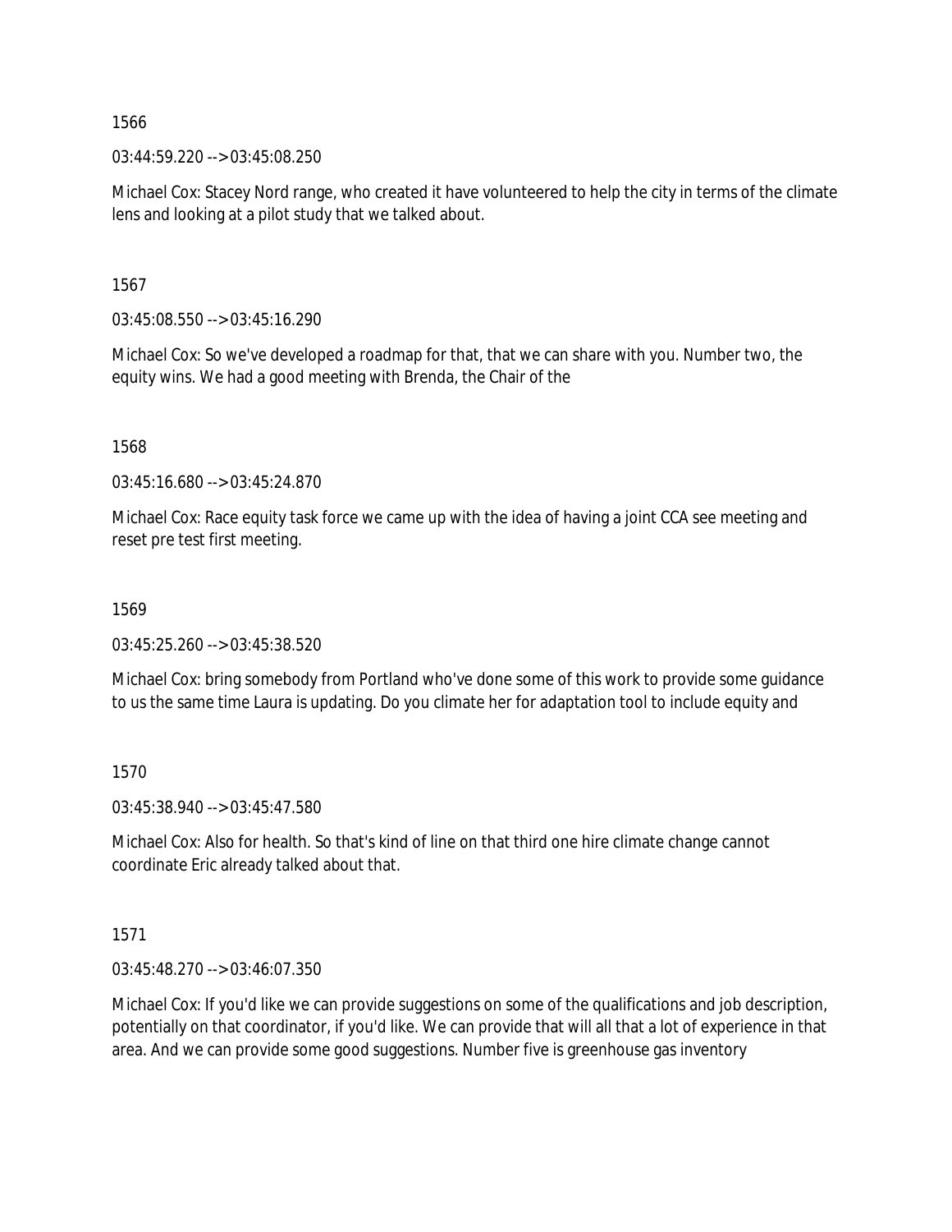1566

03:44:59.220 --> 03:45:08.250

Michael Cox: Stacey Nord range, who created it have volunteered to help the city in terms of the climate lens and looking at a pilot study that we talked about.

1567

03:45:08.550 --> 03:45:16.290

Michael Cox: So we've developed a roadmap for that, that we can share with you. Number two, the equity wins. We had a good meeting with Brenda, the Chair of the

1568

03:45:16.680 --> 03:45:24.870

Michael Cox: Race equity task force we came up with the idea of having a joint CCA see meeting and reset pre test first meeting.

1569

03:45:25.260 --> 03:45:38.520

Michael Cox: bring somebody from Portland who've done some of this work to provide some guidance to us the same time Laura is updating. Do you climate her for adaptation tool to include equity and

1570

03:45:38.940 --> 03:45:47.580

Michael Cox: Also for health. So that's kind of line on that third one hire climate change cannot coordinate Eric already talked about that.

1571

03:45:48.270 --> 03:46:07.350

Michael Cox: If you'd like we can provide suggestions on some of the qualifications and job description, potentially on that coordinator, if you'd like. We can provide that will all that a lot of experience in that area. And we can provide some good suggestions. Number five is greenhouse gas inventory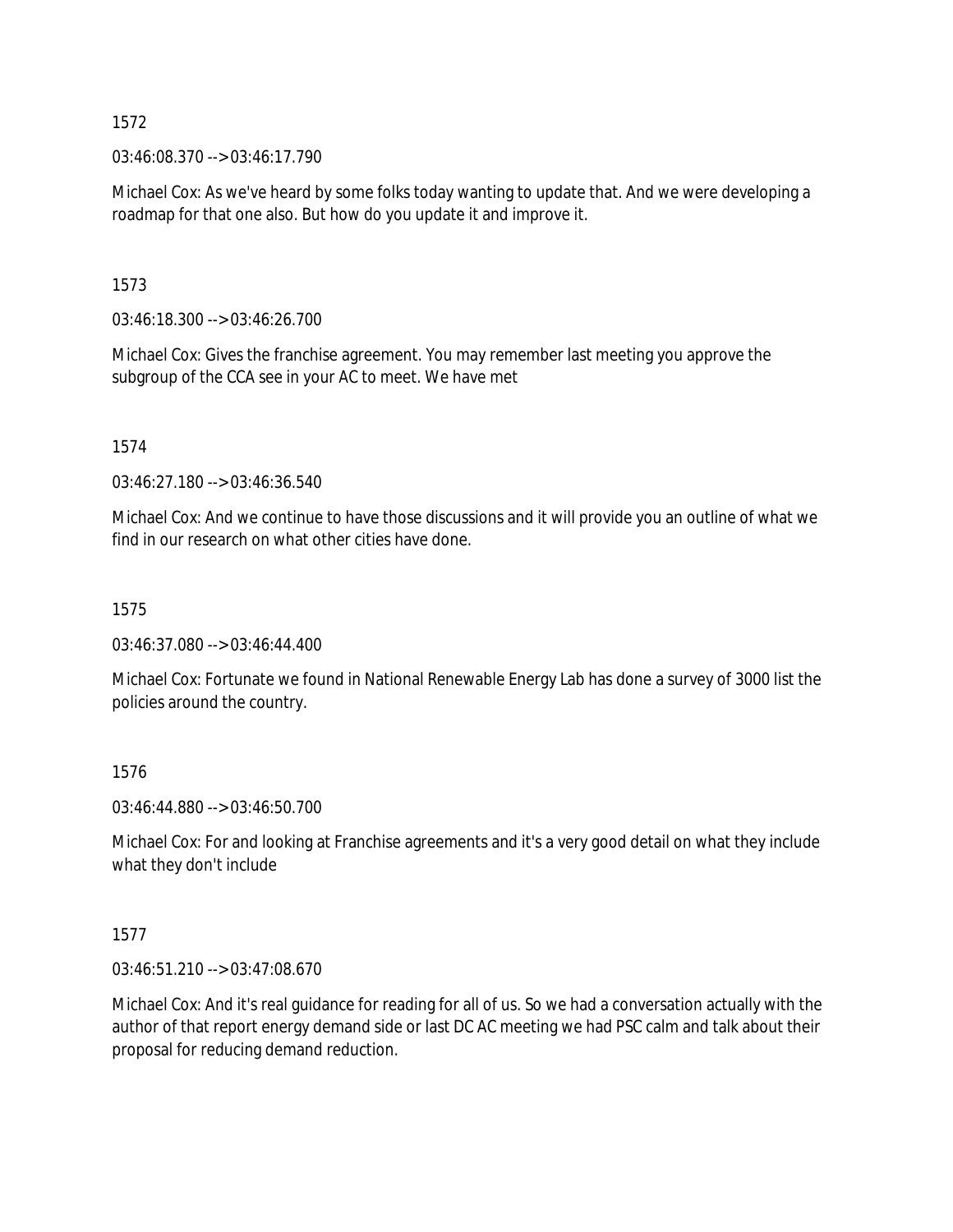1572

03:46:08.370 --> 03:46:17.790

Michael Cox: As we've heard by some folks today wanting to update that. And we were developing a roadmap for that one also. But how do you update it and improve it.

1573

03:46:18.300 --> 03:46:26.700

Michael Cox: Gives the franchise agreement. You may remember last meeting you approve the subgroup of the CCA see in your AC to meet. We have met

1574

03:46:27.180 --> 03:46:36.540

Michael Cox: And we continue to have those discussions and it will provide you an outline of what we find in our research on what other cities have done.

1575

03:46:37.080 --> 03:46:44.400

Michael Cox: Fortunate we found in National Renewable Energy Lab has done a survey of 3000 list the policies around the country.

1576

03:46:44.880 --> 03:46:50.700

Michael Cox: For and looking at Franchise agreements and it's a very good detail on what they include what they don't include

1577

03:46:51.210 --> 03:47:08.670

Michael Cox: And it's real guidance for reading for all of us. So we had a conversation actually with the author of that report energy demand side or last DC AC meeting we had PSC calm and talk about their proposal for reducing demand reduction.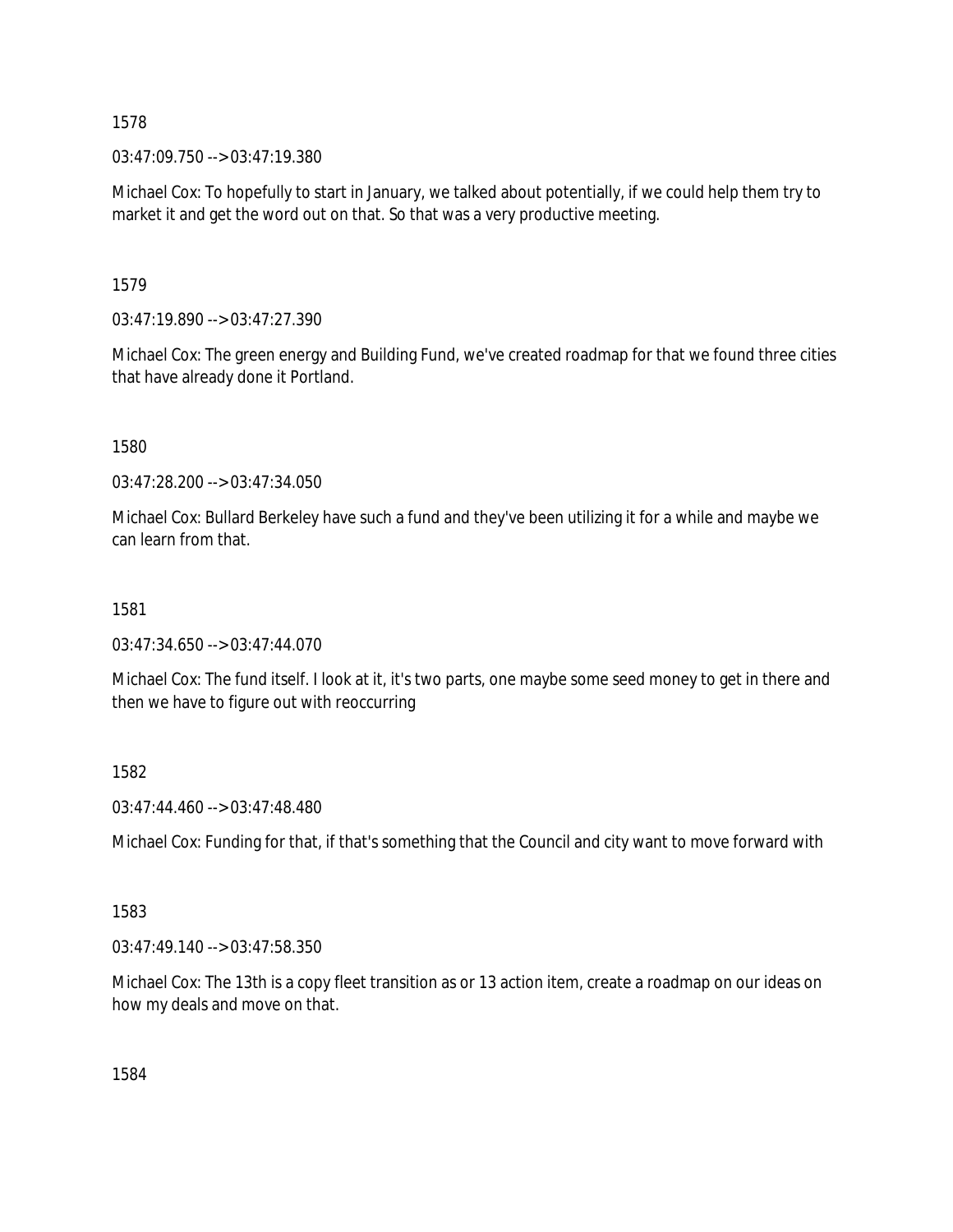1578

03:47:09.750 --> 03:47:19.380

Michael Cox: To hopefully to start in January, we talked about potentially, if we could help them try to market it and get the word out on that. So that was a very productive meeting.

1579

03:47:19.890 --> 03:47:27.390

Michael Cox: The green energy and Building Fund, we've created roadmap for that we found three cities that have already done it Portland.

1580

03:47:28.200 --> 03:47:34.050

Michael Cox: Bullard Berkeley have such a fund and they've been utilizing it for a while and maybe we can learn from that.

1581

03:47:34.650 --> 03:47:44.070

Michael Cox: The fund itself. I look at it, it's two parts, one maybe some seed money to get in there and then we have to figure out with reoccurring

1582

03:47:44.460 --> 03:47:48.480

Michael Cox: Funding for that, if that's something that the Council and city want to move forward with

1583

03:47:49.140 --> 03:47:58.350

Michael Cox: The 13th is a copy fleet transition as or 13 action item, create a roadmap on our ideas on how my deals and move on that.

1584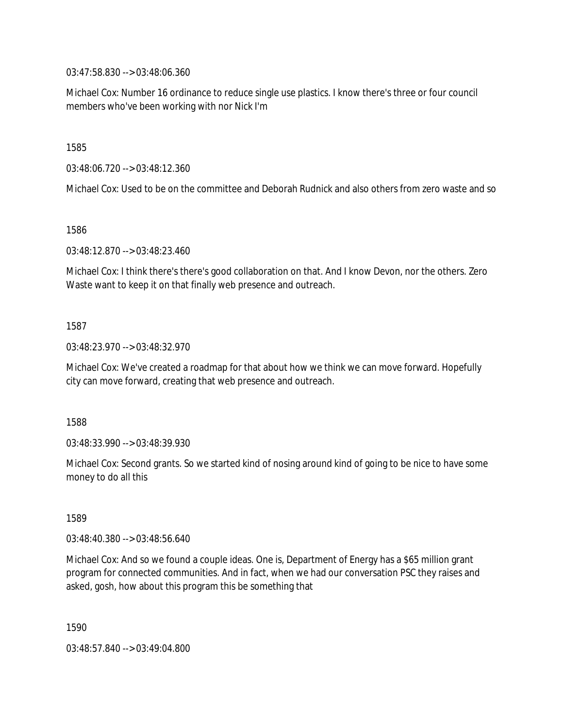03:47:58.830 --> 03:48:06.360

Michael Cox: Number 16 ordinance to reduce single use plastics. I know there's three or four council members who've been working with nor Nick I'm

1585

03:48:06.720 --> 03:48:12.360

Michael Cox: Used to be on the committee and Deborah Rudnick and also others from zero waste and so

1586

03:48:12.870 --> 03:48:23.460

Michael Cox: I think there's there's good collaboration on that. And I know Devon, nor the others. Zero Waste want to keep it on that finally web presence and outreach.

1587

03:48:23.970 --> 03:48:32.970

Michael Cox: We've created a roadmap for that about how we think we can move forward. Hopefully city can move forward, creating that web presence and outreach.

1588

03:48:33.990 --> 03:48:39.930

Michael Cox: Second grants. So we started kind of nosing around kind of going to be nice to have some money to do all this

1589

03:48:40.380 --> 03:48:56.640

Michael Cox: And so we found a couple ideas. One is, Department of Energy has a $65 million grant program for connected communities. And in fact, when we had our conversation PSC they raises and asked, gosh, how about this program this be something that

1590

03:48:57.840 --> 03:49:04.800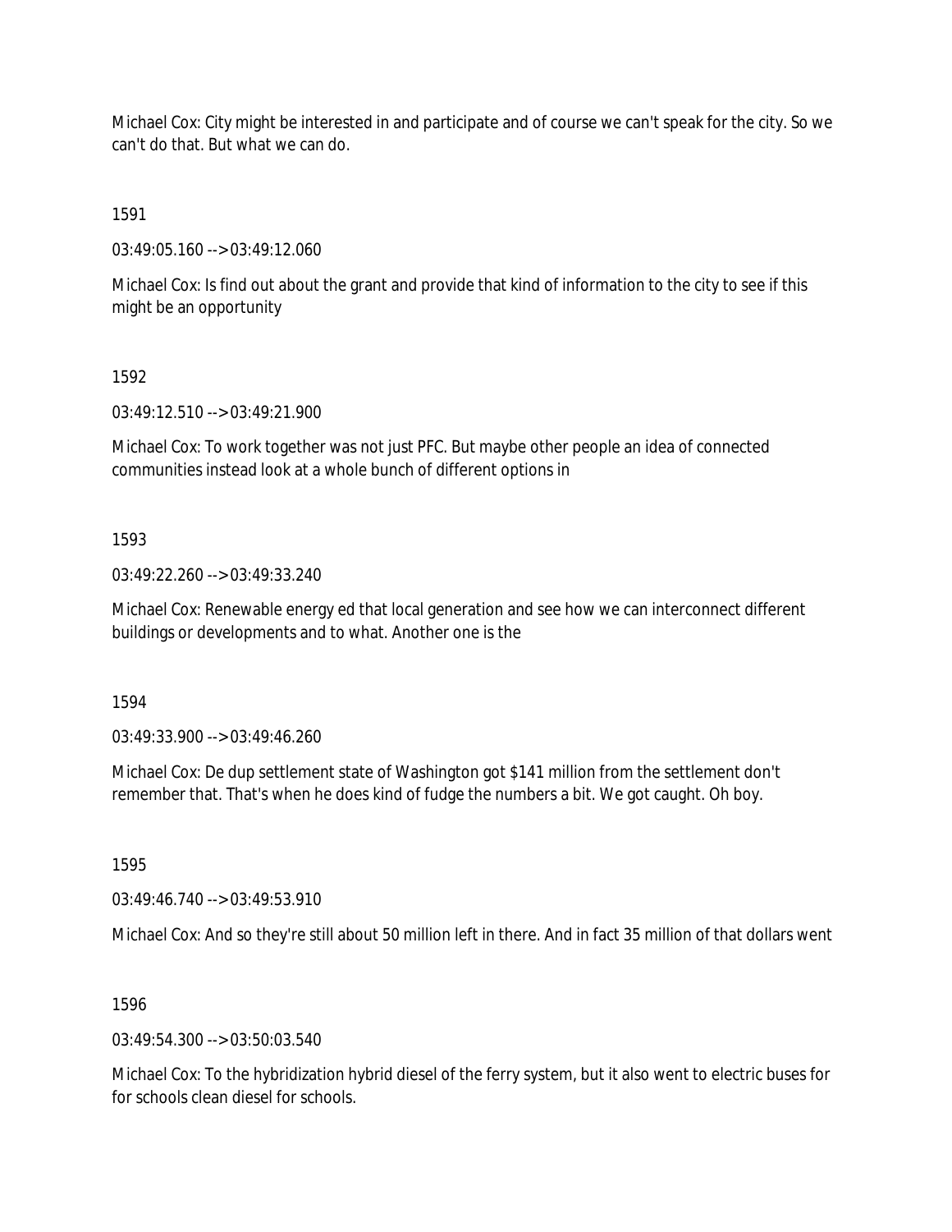Michael Cox: City might be interested in and participate and of course we can't speak for the city. So we can't do that. But what we can do.

1591

03:49:05.160 --> 03:49:12.060

Michael Cox: Is find out about the grant and provide that kind of information to the city to see if this might be an opportunity

1592

03:49:12.510 --> 03:49:21.900

Michael Cox: To work together was not just PFC. But maybe other people an idea of connected communities instead look at a whole bunch of different options in

1593

03:49:22.260 --> 03:49:33.240

Michael Cox: Renewable energy ed that local generation and see how we can interconnect different buildings or developments and to what. Another one is the

1594

03:49:33.900 --> 03:49:46.260

Michael Cox: De dup settlement state of Washington got $141 million from the settlement don't remember that. That's when he does kind of fudge the numbers a bit. We got caught. Oh boy.

1595

03:49:46.740 --> 03:49:53.910

Michael Cox: And so they're still about 50 million left in there. And in fact 35 million of that dollars went

1596

03:49:54.300 --> 03:50:03.540

Michael Cox: To the hybridization hybrid diesel of the ferry system, but it also went to electric buses for for schools clean diesel for schools.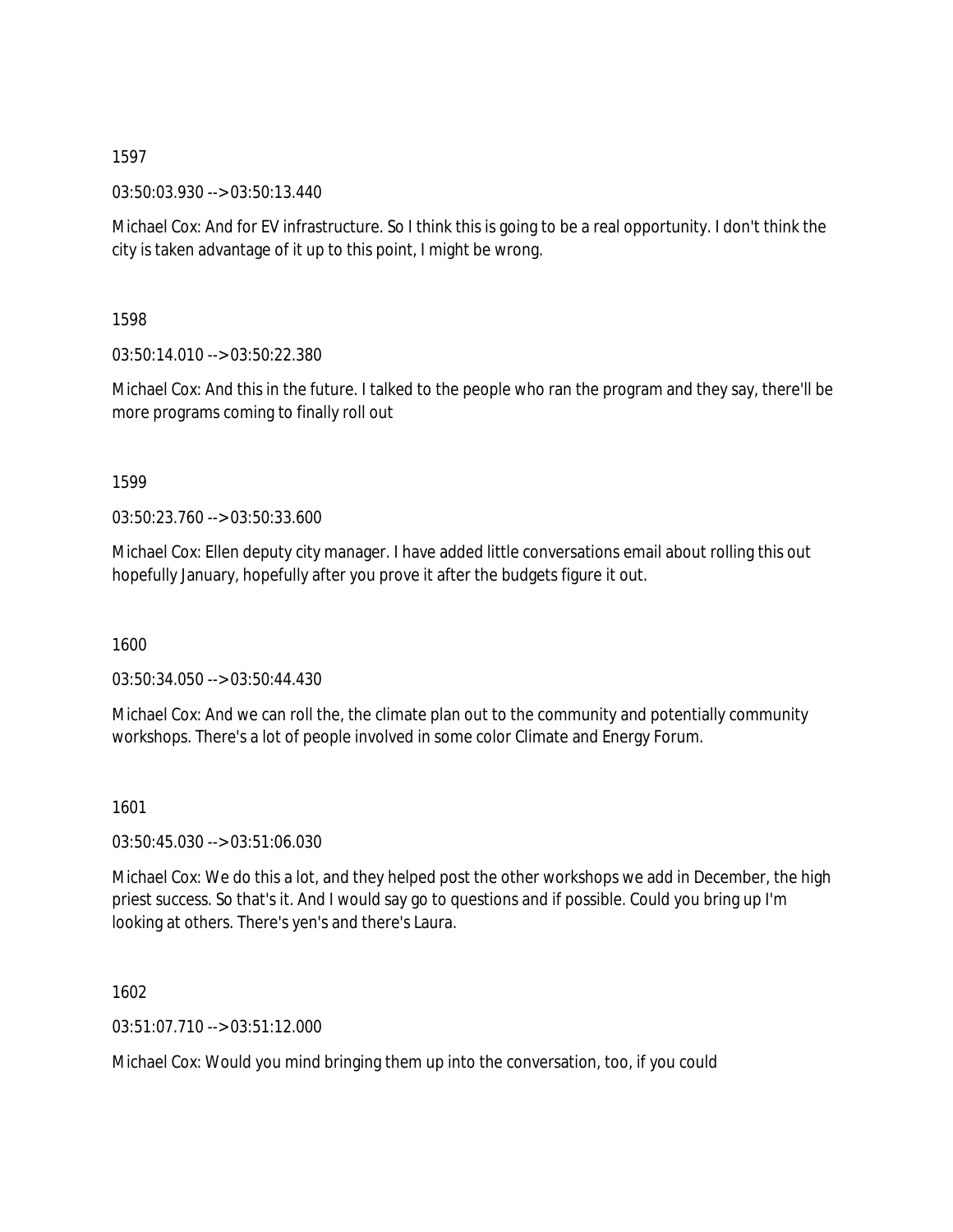1597

03:50:03.930 --> 03:50:13.440

Michael Cox: And for EV infrastructure. So I think this is going to be a real opportunity. I don't think the city is taken advantage of it up to this point, I might be wrong.

1598

03:50:14.010 --> 03:50:22.380

Michael Cox: And this in the future. I talked to the people who ran the program and they say, there'll be more programs coming to finally roll out

1599

03:50:23.760 --> 03:50:33.600

Michael Cox: Ellen deputy city manager. I have added little conversations email about rolling this out hopefully January, hopefully after you prove it after the budgets figure it out.

1600

03:50:34.050 --> 03:50:44.430

Michael Cox: And we can roll the, the climate plan out to the community and potentially community workshops. There's a lot of people involved in some color Climate and Energy Forum.

1601

03:50:45.030 --> 03:51:06.030

Michael Cox: We do this a lot, and they helped post the other workshops we add in December, the high priest success. So that's it. And I would say go to questions and if possible. Could you bring up I'm looking at others. There's yen's and there's Laura.

1602

03:51:07.710 --> 03:51:12.000

Michael Cox: Would you mind bringing them up into the conversation, too, if you could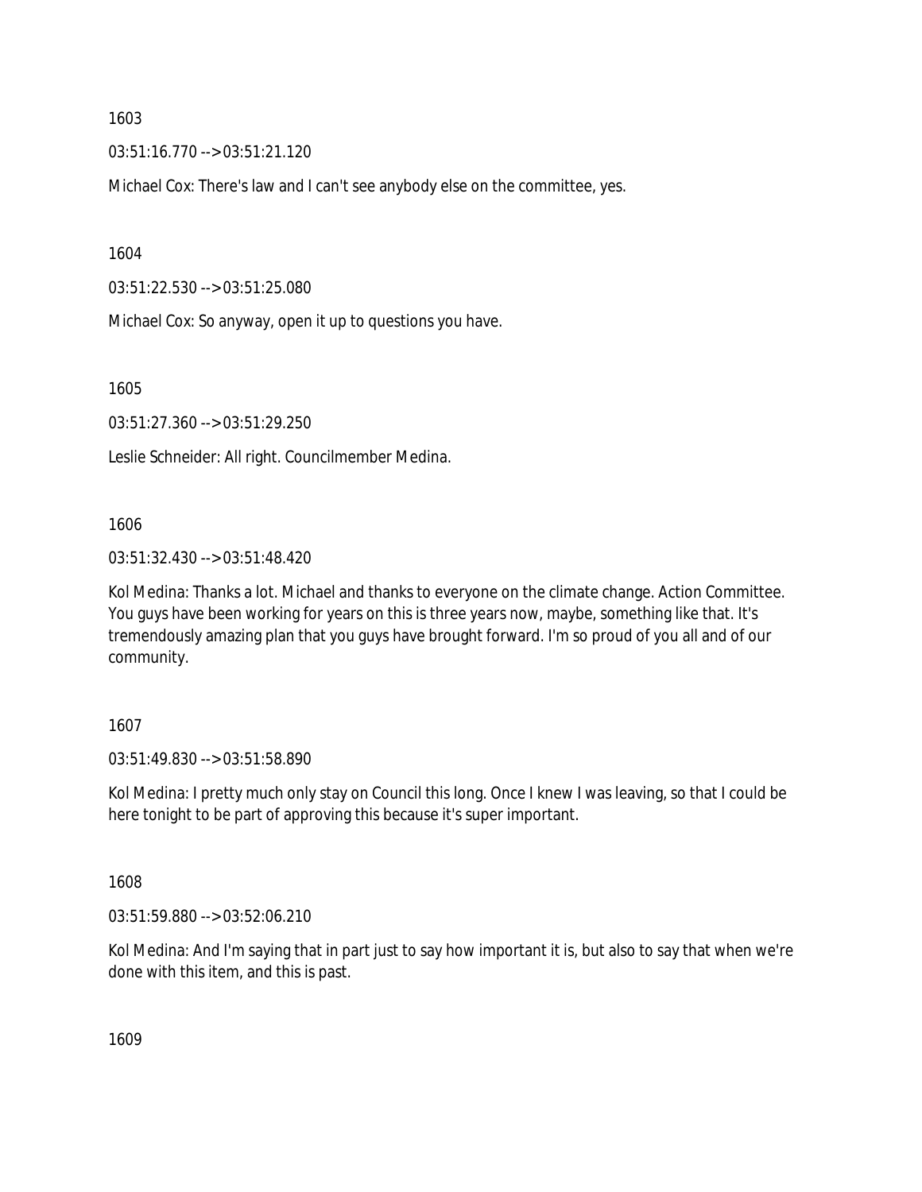1603

03:51:16.770 --> 03:51:21.120

Michael Cox: There's law and I can't see anybody else on the committee, yes.

1604

03:51:22.530 --> 03:51:25.080

Michael Cox: So anyway, open it up to questions you have.

1605

03:51:27.360 --> 03:51:29.250

Leslie Schneider: All right. Councilmember Medina.

1606

03:51:32.430 --> 03:51:48.420

Kol Medina: Thanks a lot. Michael and thanks to everyone on the climate change. Action Committee. You guys have been working for years on this is three years now, maybe, something like that. It's tremendously amazing plan that you guys have brought forward. I'm so proud of you all and of our community.

1607

03:51:49.830 --> 03:51:58.890

Kol Medina: I pretty much only stay on Council this long. Once I knew I was leaving, so that I could be here tonight to be part of approving this because it's super important.

1608

03:51:59.880 --> 03:52:06.210

Kol Medina: And I'm saying that in part just to say how important it is, but also to say that when we're done with this item, and this is past.

1609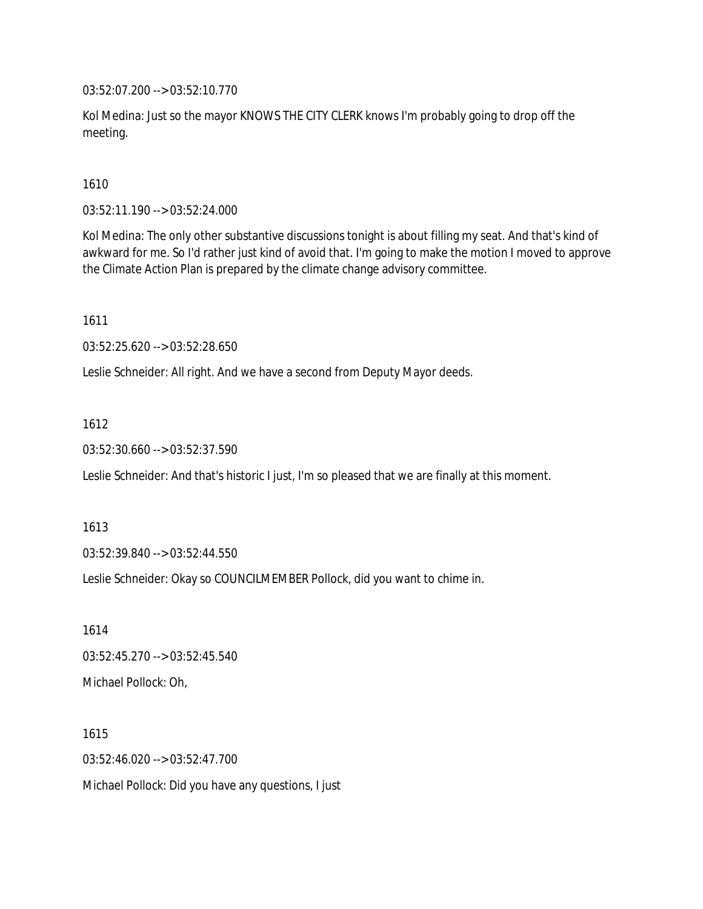03:52:07.200 --> 03:52:10.770

Kol Medina: Just so the mayor KNOWS THE CITY CLERK knows I'm probably going to drop off the meeting.

1610

03:52:11.190 --> 03:52:24.000

Kol Medina: The only other substantive discussions tonight is about filling my seat. And that's kind of awkward for me. So I'd rather just kind of avoid that. I'm going to make the motion I moved to approve the Climate Action Plan is prepared by the climate change advisory committee.

1611

03:52:25.620 --> 03:52:28.650

Leslie Schneider: All right. And we have a second from Deputy Mayor deeds.

1612

03:52:30.660 --> 03:52:37.590

Leslie Schneider: And that's historic I just, I'm so pleased that we are finally at this moment.

1613

03:52:39.840 --> 03:52:44.550

Leslie Schneider: Okay so COUNCILMEMBER Pollock, did you want to chime in.

1614

03:52:45.270 --> 03:52:45.540

Michael Pollock: Oh,

1615

03:52:46.020 --> 03:52:47.700

Michael Pollock: Did you have any questions, I just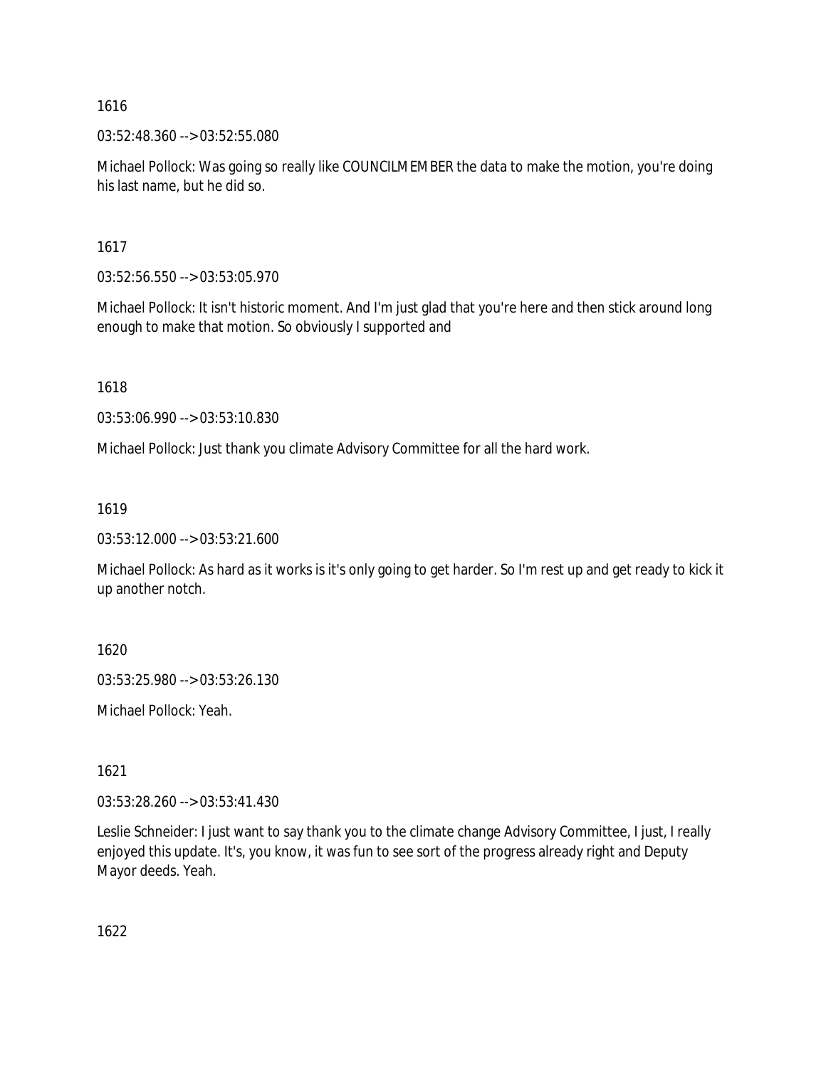1616

03:52:48.360 --> 03:52:55.080

Michael Pollock: Was going so really like COUNCILMEMBER the data to make the motion, you're doing his last name, but he did so.

1617

03:52:56.550 --> 03:53:05.970

Michael Pollock: It isn't historic moment. And I'm just glad that you're here and then stick around long enough to make that motion. So obviously I supported and

1618

03:53:06.990 --> 03:53:10.830

Michael Pollock: Just thank you climate Advisory Committee for all the hard work.

1619

03:53:12.000 --> 03:53:21.600

Michael Pollock: As hard as it works is it's only going to get harder. So I'm rest up and get ready to kick it up another notch.

1620

03:53:25.980 --> 03:53:26.130

Michael Pollock: Yeah.

1621

03:53:28.260 --> 03:53:41.430

Leslie Schneider: I just want to say thank you to the climate change Advisory Committee, I just, I really enjoyed this update. It's, you know, it was fun to see sort of the progress already right and Deputy Mayor deeds. Yeah.

1622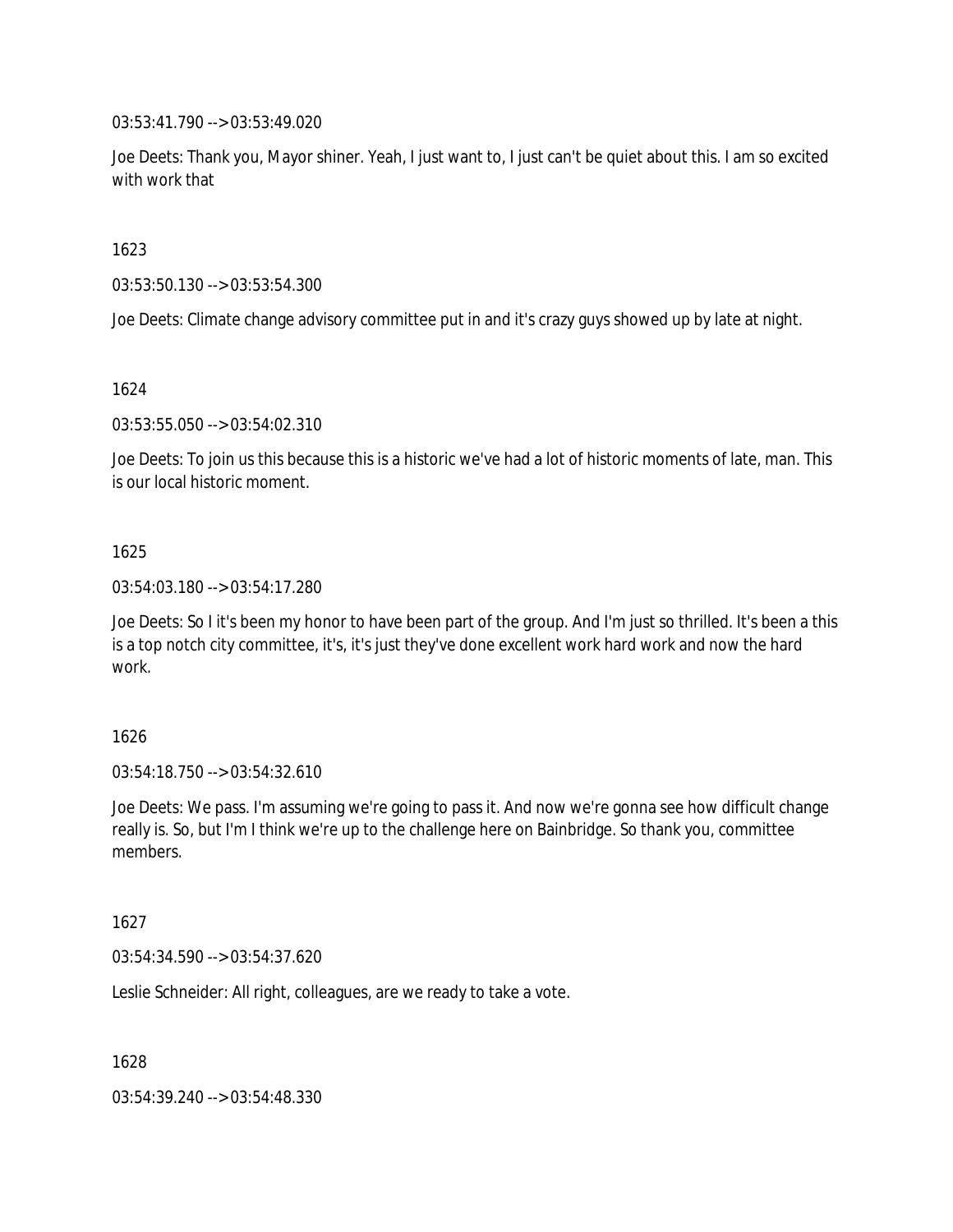03:53:41.790 --> 03:53:49.020

Joe Deets: Thank you, Mayor shiner. Yeah, I just want to, I just can't be quiet about this. I am so excited with work that

1623

03:53:50.130 --> 03:53:54.300

Joe Deets: Climate change advisory committee put in and it's crazy guys showed up by late at night.

1624

03:53:55.050 --> 03:54:02.310

Joe Deets: To join us this because this is a historic we've had a lot of historic moments of late, man. This is our local historic moment.

1625

03:54:03.180 --> 03:54:17.280

Joe Deets: So I it's been my honor to have been part of the group. And I'm just so thrilled. It's been a this is a top notch city committee, it's, it's just they've done excellent work hard work and now the hard work.

1626

03:54:18.750 --> 03:54:32.610

Joe Deets: We pass. I'm assuming we're going to pass it. And now we're gonna see how difficult change really is. So, but I'm I think we're up to the challenge here on Bainbridge. So thank you, committee members.

1627

03:54:34.590 --> 03:54:37.620

Leslie Schneider: All right, colleagues, are we ready to take a vote.

1628

03:54:39.240 --> 03:54:48.330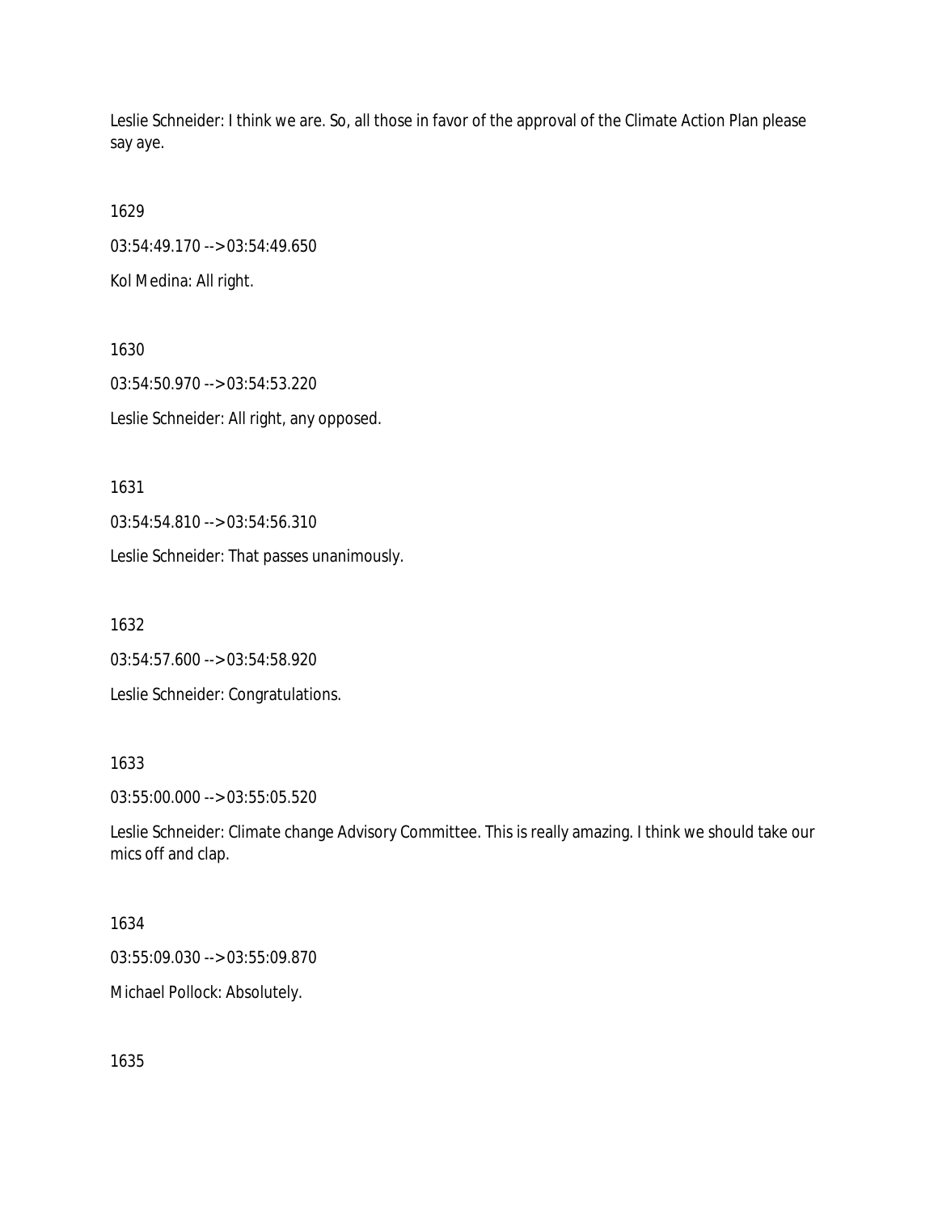Leslie Schneider: I think we are. So, all those in favor of the approval of the Climate Action Plan please say aye.

1629

03:54:49.170 --> 03:54:49.650

Kol Medina: All right.

1630

03:54:50.970 --> 03:54:53.220

Leslie Schneider: All right, any opposed.

1631

03:54:54.810 --> 03:54:56.310

Leslie Schneider: That passes unanimously.

1632

03:54:57.600 --> 03:54:58.920

Leslie Schneider: Congratulations.

1633

03:55:00.000 --> 03:55:05.520

Leslie Schneider: Climate change Advisory Committee. This is really amazing. I think we should take our mics off and clap.

1634

03:55:09.030 --> 03:55:09.870

Michael Pollock: Absolutely.

1635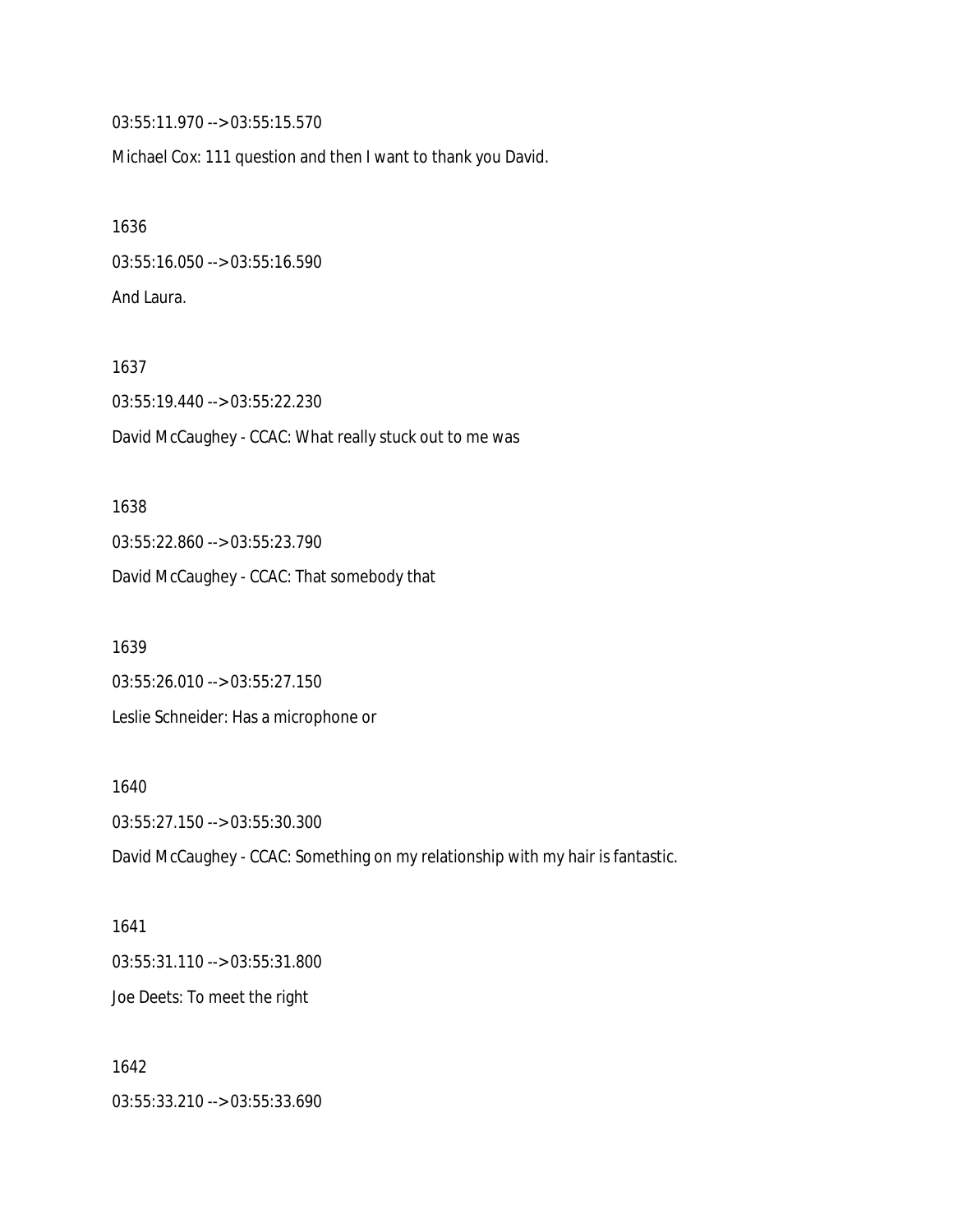03:55:11.970 --> 03:55:15.570

Michael Cox: 111 question and then I want to thank you David.

1636

03:55:16.050 --> 03:55:16.590

And Laura.

1637

03:55:19.440 --> 03:55:22.230

David McCaughey - CCAC: What really stuck out to me was

1638

03:55:22.860 --> 03:55:23.790

David McCaughey - CCAC: That somebody that

1639

03:55:26.010 --> 03:55:27.150

Leslie Schneider: Has a microphone or

1640

03:55:27.150 --> 03:55:30.300

David McCaughey - CCAC: Something on my relationship with my hair is fantastic.

1641

03:55:31.110 --> 03:55:31.800

Joe Deets: To meet the right

1642

03:55:33.210 --> 03:55:33.690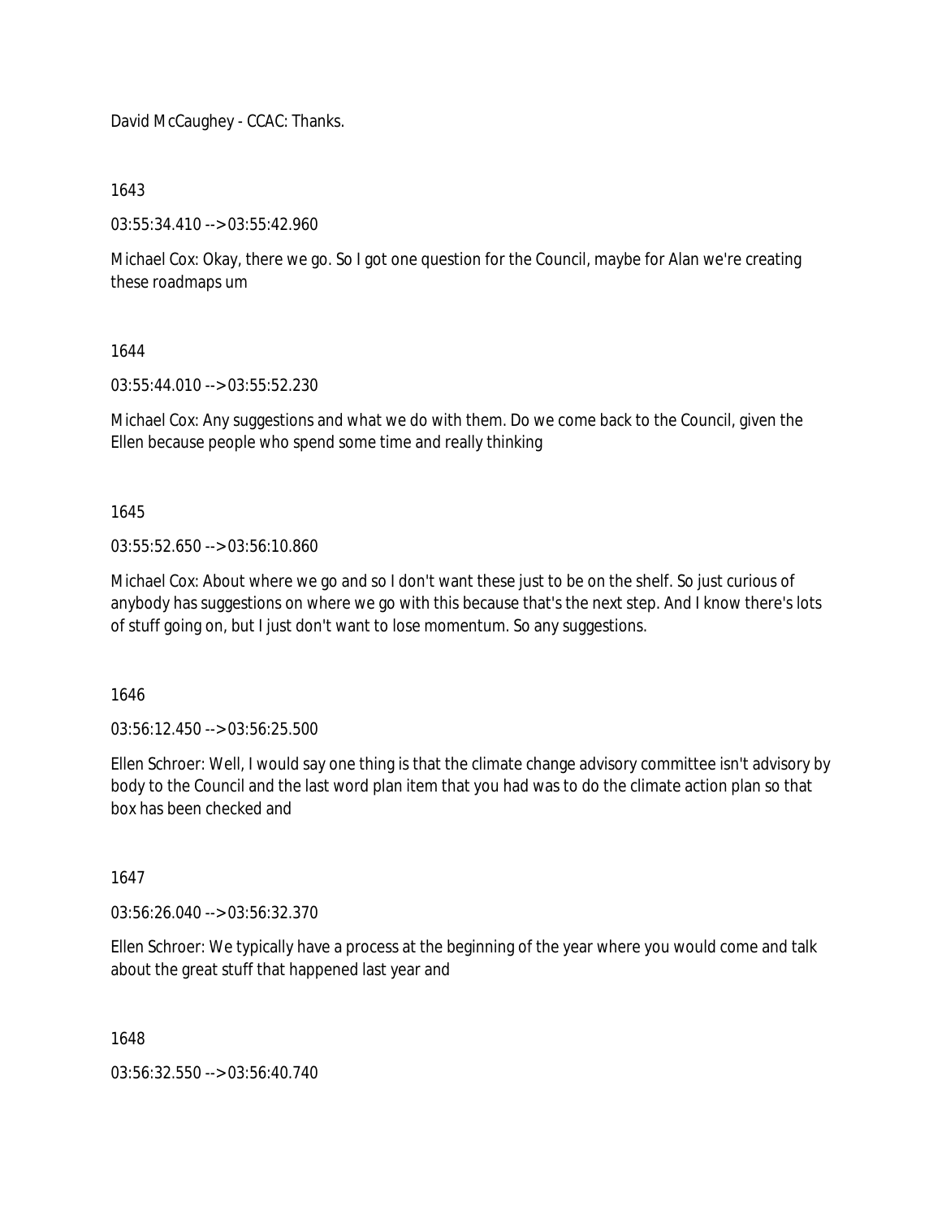David McCaughey - CCAC: Thanks.

1643

03:55:34.410 --> 03:55:42.960

Michael Cox: Okay, there we go. So I got one question for the Council, maybe for Alan we're creating these roadmaps um

1644

03:55:44.010 --> 03:55:52.230

Michael Cox: Any suggestions and what we do with them. Do we come back to the Council, given the Ellen because people who spend some time and really thinking

1645

03:55:52.650 --> 03:56:10.860

Michael Cox: About where we go and so I don't want these just to be on the shelf. So just curious of anybody has suggestions on where we go with this because that's the next step. And I know there's lots of stuff going on, but I just don't want to lose momentum. So any suggestions.

1646

03:56:12.450 --> 03:56:25.500

Ellen Schroer: Well, I would say one thing is that the climate change advisory committee isn't advisory by body to the Council and the last word plan item that you had was to do the climate action plan so that box has been checked and

1647

03:56:26.040 --> 03:56:32.370

Ellen Schroer: We typically have a process at the beginning of the year where you would come and talk about the great stuff that happened last year and

1648

03:56:32.550 --> 03:56:40.740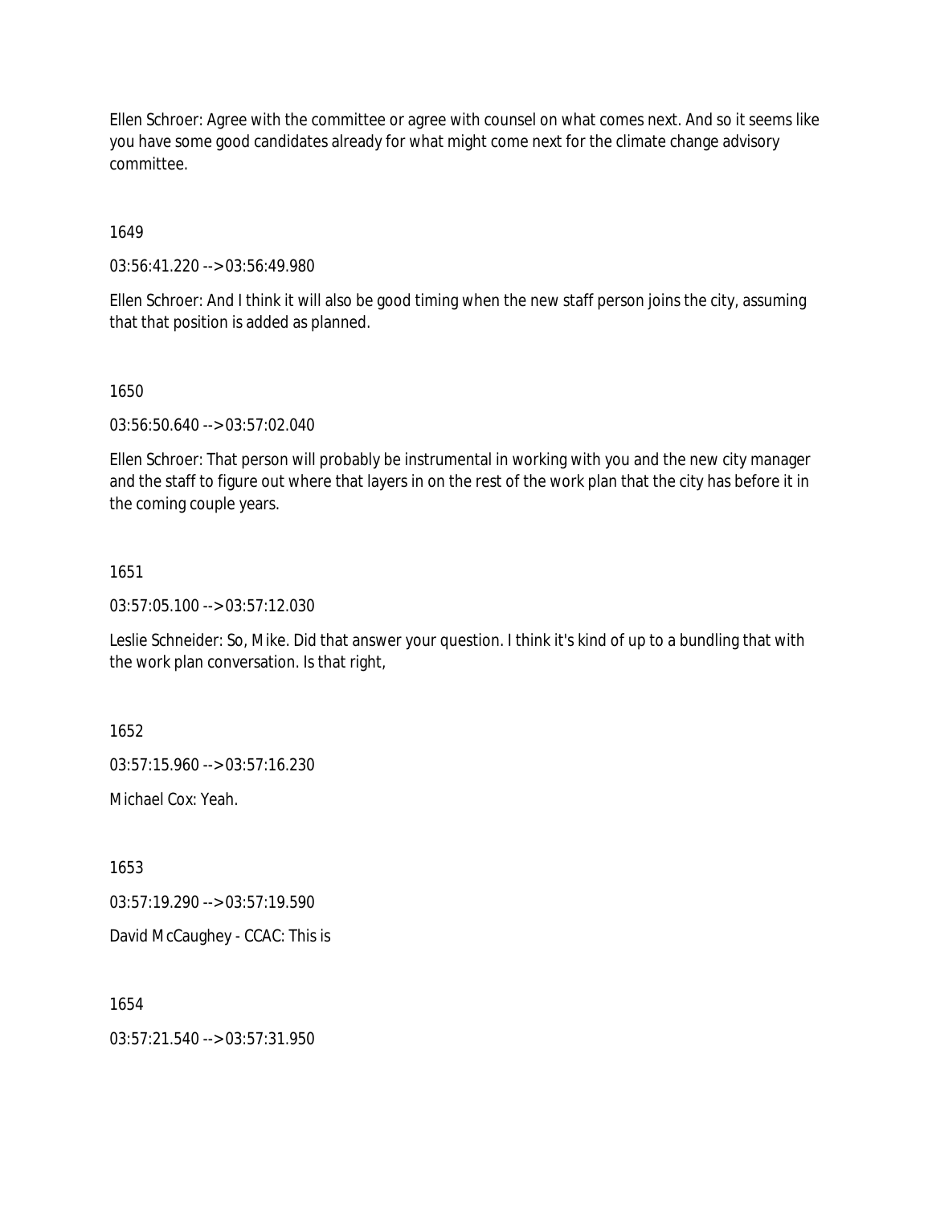Ellen Schroer: Agree with the committee or agree with counsel on what comes next. And so it seems like you have some good candidates already for what might come next for the climate change advisory committee.

1649

03:56:41.220 --> 03:56:49.980

Ellen Schroer: And I think it will also be good timing when the new staff person joins the city, assuming that that position is added as planned.

1650

03:56:50.640 --> 03:57:02.040

Ellen Schroer: That person will probably be instrumental in working with you and the new city manager and the staff to figure out where that layers in on the rest of the work plan that the city has before it in the coming couple years.

1651

03:57:05.100 --> 03:57:12.030

Leslie Schneider: So, Mike. Did that answer your question. I think it's kind of up to a bundling that with the work plan conversation. Is that right,

1652

03:57:15.960 --> 03:57:16.230

Michael Cox: Yeah.

1653

03:57:19.290 --> 03:57:19.590

David McCaughey - CCAC: This is

1654

03:57:21.540 --> 03:57:31.950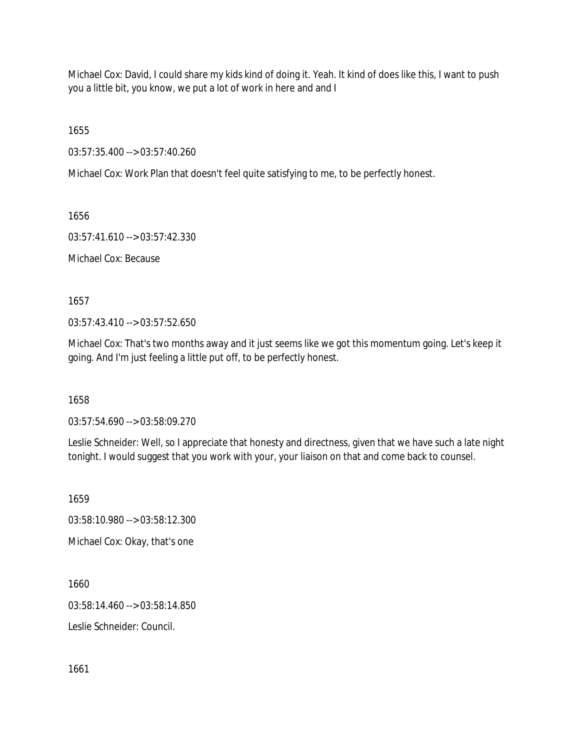Michael Cox: David, I could share my kids kind of doing it. Yeah. It kind of does like this, I want to push you a little bit, you know, we put a lot of work in here and and I

1655

03:57:35.400 --> 03:57:40.260

Michael Cox: Work Plan that doesn't feel quite satisfying to me, to be perfectly honest.

1656

03:57:41.610 --> 03:57:42.330

Michael Cox: Because

1657

03:57:43.410 --> 03:57:52.650

Michael Cox: That's two months away and it just seems like we got this momentum going. Let's keep it going. And I'm just feeling a little put off, to be perfectly honest.

1658

03:57:54.690 --> 03:58:09.270

Leslie Schneider: Well, so I appreciate that honesty and directness, given that we have such a late night tonight. I would suggest that you work with your, your liaison on that and come back to counsel.

1659

03:58:10.980 --> 03:58:12.300

Michael Cox: Okay, that's one

1660

03:58:14.460 --> 03:58:14.850

Leslie Schneider: Council.

1661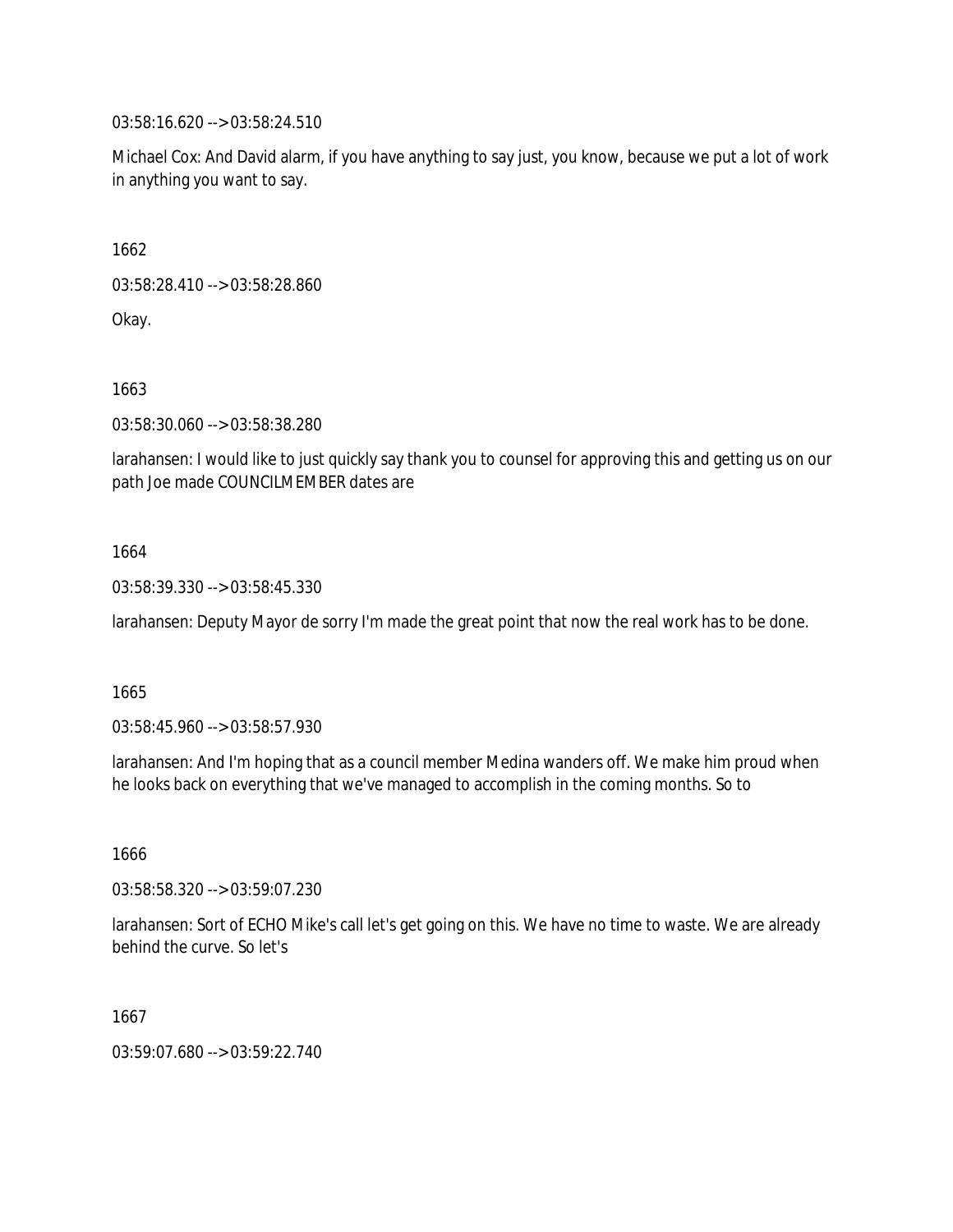03:58:16.620 --> 03:58:24.510

Michael Cox: And David alarm, if you have anything to say just, you know, because we put a lot of work in anything you want to say.

1662

03:58:28.410 --> 03:58:28.860

Okay.

1663

03:58:30.060 --> 03:58:38.280

larahansen: I would like to just quickly say thank you to counsel for approving this and getting us on our path Joe made COUNCILMEMBER dates are

1664

03:58:39.330 --> 03:58:45.330

larahansen: Deputy Mayor de sorry I'm made the great point that now the real work has to be done.

1665

03:58:45.960 --> 03:58:57.930

larahansen: And I'm hoping that as a council member Medina wanders off. We make him proud when he looks back on everything that we've managed to accomplish in the coming months. So to

1666

03:58:58.320 --> 03:59:07.230

larahansen: Sort of ECHO Mike's call let's get going on this. We have no time to waste. We are already behind the curve. So let's

1667

03:59:07.680 --> 03:59:22.740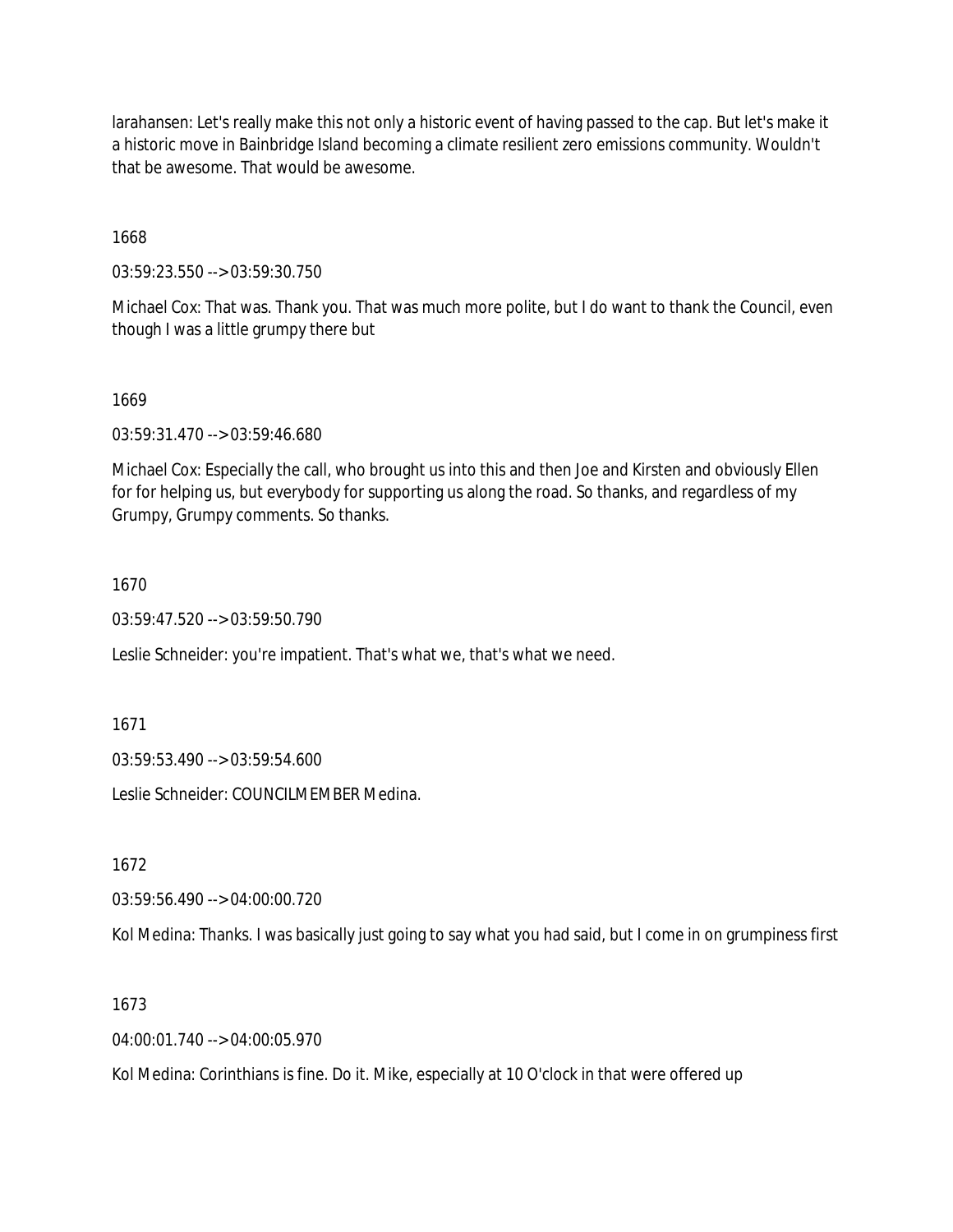larahansen: Let's really make this not only a historic event of having passed to the cap. But let's make it a historic move in Bainbridge Island becoming a climate resilient zero emissions community. Wouldn't that be awesome. That would be awesome.

1668

03:59:23.550 --> 03:59:30.750

Michael Cox: That was. Thank you. That was much more polite, but I do want to thank the Council, even though I was a little grumpy there but

1669

03:59:31.470 --> 03:59:46.680

Michael Cox: Especially the call, who brought us into this and then Joe and Kirsten and obviously Ellen for for helping us, but everybody for supporting us along the road. So thanks, and regardless of my Grumpy, Grumpy comments. So thanks.

1670

03:59:47.520 --> 03:59:50.790

Leslie Schneider: you're impatient. That's what we, that's what we need.

1671

03:59:53.490 --> 03:59:54.600

Leslie Schneider: COUNCILMEMBER Medina.

1672

03:59:56.490 --> 04:00:00.720

Kol Medina: Thanks. I was basically just going to say what you had said, but I come in on grumpiness first

1673

04:00:01.740 --> 04:00:05.970

Kol Medina: Corinthians is fine. Do it. Mike, especially at 10 O'clock in that were offered up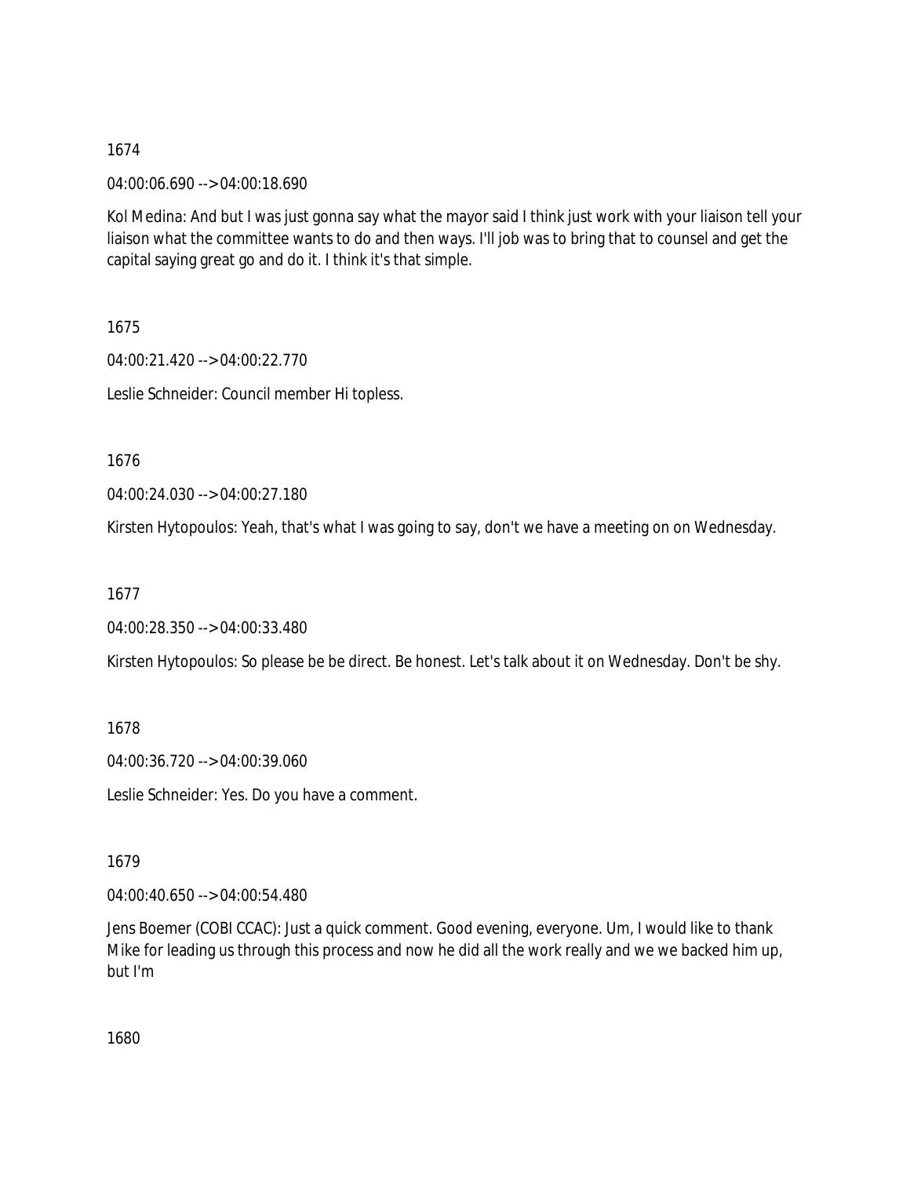1674

04:00:06.690 --> 04:00:18.690

Kol Medina: And but I was just gonna say what the mayor said I think just work with your liaison tell your liaison what the committee wants to do and then ways. I'll job was to bring that to counsel and get the capital saying great go and do it. I think it's that simple.

1675

04:00:21.420 --> 04:00:22.770

Leslie Schneider: Council member Hi topless.

1676

04:00:24.030 --> 04:00:27.180

Kirsten Hytopoulos: Yeah, that's what I was going to say, don't we have a meeting on on Wednesday.

1677

04:00:28.350 --> 04:00:33.480

Kirsten Hytopoulos: So please be be direct. Be honest. Let's talk about it on Wednesday. Don't be shy.

1678

04:00:36.720 --> 04:00:39.060

Leslie Schneider: Yes. Do you have a comment.

1679

04:00:40.650 --> 04:00:54.480

Jens Boemer (COBI CCAC): Just a quick comment. Good evening, everyone. Um, I would like to thank Mike for leading us through this process and now he did all the work really and we we backed him up, but I'm

1680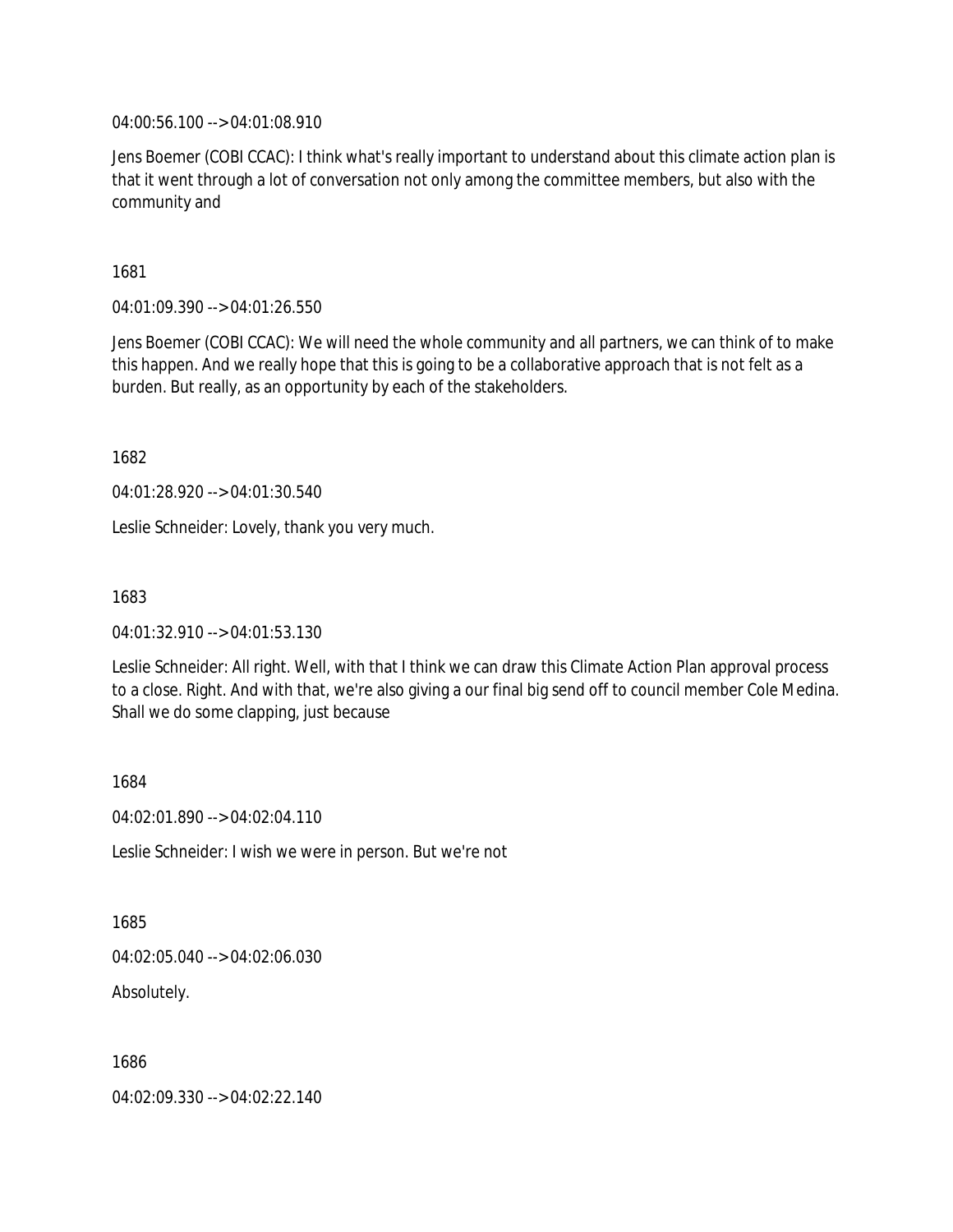04:00:56.100 --> 04:01:08.910

Jens Boemer (COBI CCAC): I think what's really important to understand about this climate action plan is that it went through a lot of conversation not only among the committee members, but also with the community and

1681

04:01:09.390 --> 04:01:26.550

Jens Boemer (COBI CCAC): We will need the whole community and all partners, we can think of to make this happen. And we really hope that this is going to be a collaborative approach that is not felt as a burden. But really, as an opportunity by each of the stakeholders.

1682

04:01:28.920 --> 04:01:30.540

Leslie Schneider: Lovely, thank you very much.

1683

04:01:32.910 --> 04:01:53.130

Leslie Schneider: All right. Well, with that I think we can draw this Climate Action Plan approval process to a close. Right. And with that, we're also giving a our final big send off to council member Cole Medina. Shall we do some clapping, just because

1684

04:02:01.890 --> 04:02:04.110

Leslie Schneider: I wish we were in person. But we're not

1685

04:02:05.040 --> 04:02:06.030

Absolutely.

1686

04:02:09.330 --> 04:02:22.140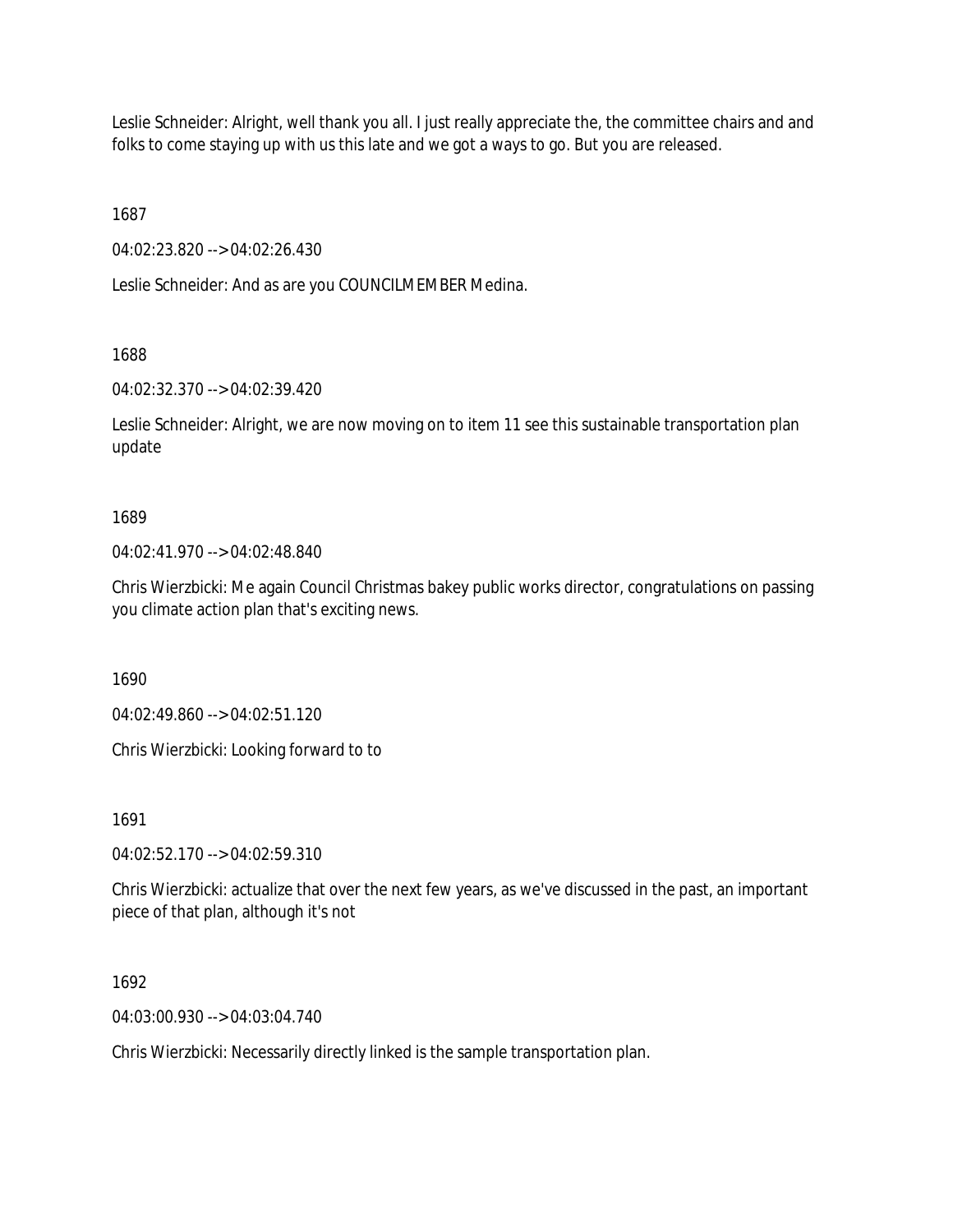Leslie Schneider: Alright, well thank you all. I just really appreciate the, the committee chairs and and folks to come staying up with us this late and we got a ways to go. But you are released.

1687

04:02:23.820 --> 04:02:26.430

Leslie Schneider: And as are you COUNCILMEMBER Medina.

1688

04:02:32.370 --> 04:02:39.420

Leslie Schneider: Alright, we are now moving on to item 11 see this sustainable transportation plan update

1689

04:02:41.970 --> 04:02:48.840

Chris Wierzbicki: Me again Council Christmas bakey public works director, congratulations on passing you climate action plan that's exciting news.

1690

04:02:49.860 --> 04:02:51.120

Chris Wierzbicki: Looking forward to to

1691

04:02:52.170 --> 04:02:59.310

Chris Wierzbicki: actualize that over the next few years, as we've discussed in the past, an important piece of that plan, although it's not

1692

04:03:00.930 --> 04:03:04.740

Chris Wierzbicki: Necessarily directly linked is the sample transportation plan.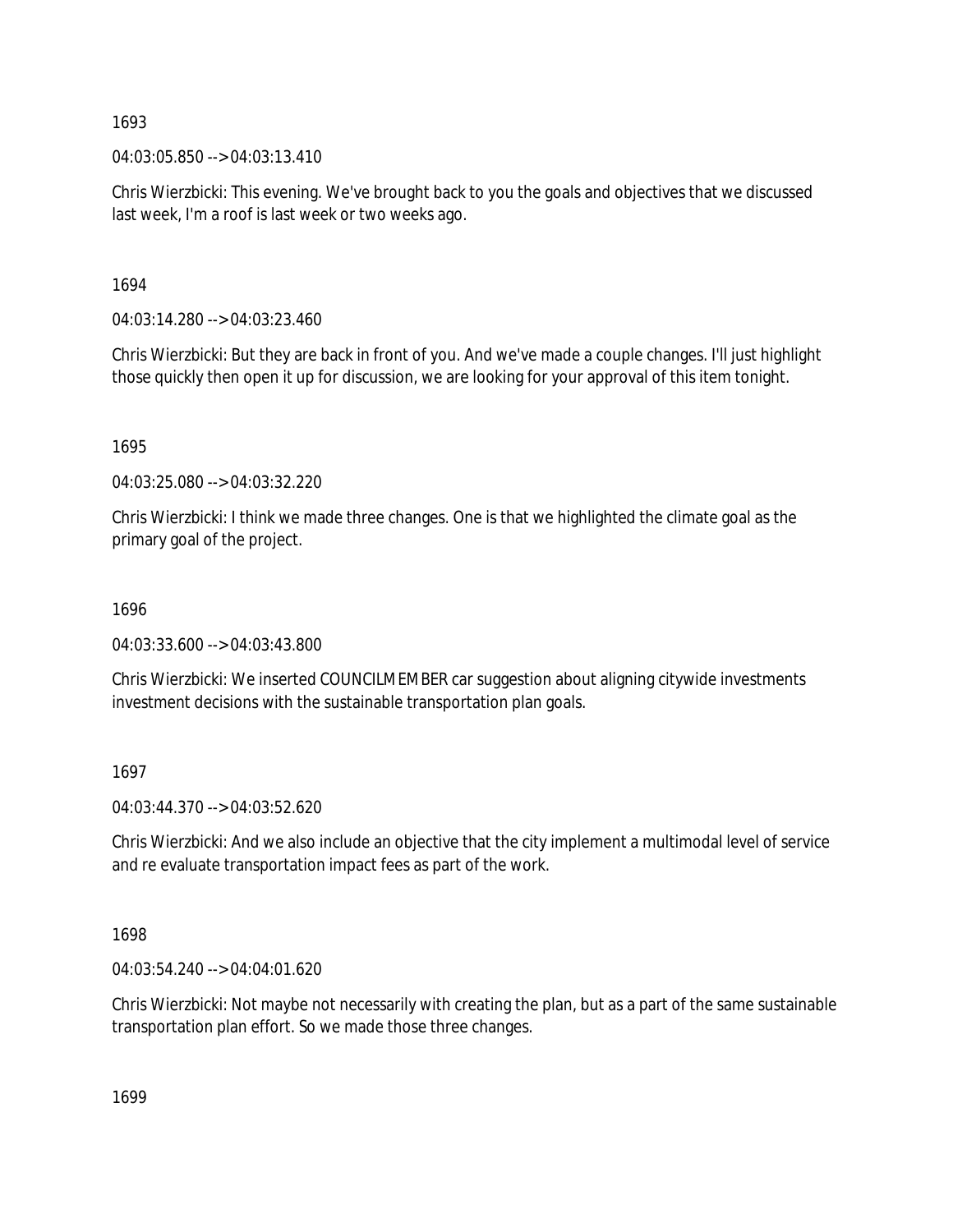1693

04:03:05.850 --> 04:03:13.410

Chris Wierzbicki: This evening. We've brought back to you the goals and objectives that we discussed last week, I'm a roof is last week or two weeks ago.

1694

04:03:14.280 --> 04:03:23.460

Chris Wierzbicki: But they are back in front of you. And we've made a couple changes. I'll just highlight those quickly then open it up for discussion, we are looking for your approval of this item tonight.

1695

04:03:25.080 --> 04:03:32.220

Chris Wierzbicki: I think we made three changes. One is that we highlighted the climate goal as the primary goal of the project.

1696

04:03:33.600 --> 04:03:43.800

Chris Wierzbicki: We inserted COUNCILMEMBER car suggestion about aligning citywide investments investment decisions with the sustainable transportation plan goals.

1697

04:03:44.370 --> 04:03:52.620

Chris Wierzbicki: And we also include an objective that the city implement a multimodal level of service and re evaluate transportation impact fees as part of the work.

1698

04:03:54.240 --> 04:04:01.620

Chris Wierzbicki: Not maybe not necessarily with creating the plan, but as a part of the same sustainable transportation plan effort. So we made those three changes.

1699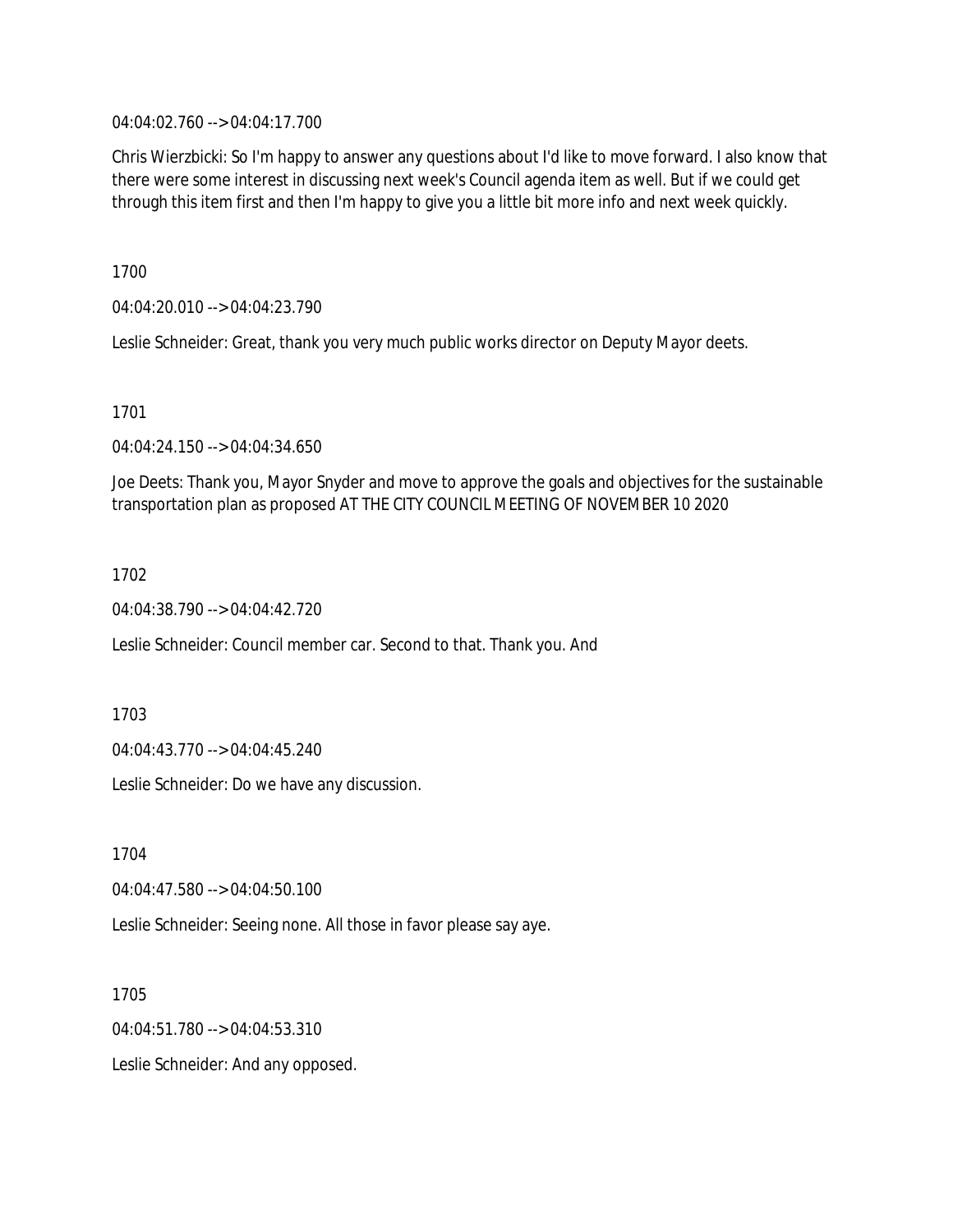04:04:02.760 --> 04:04:17.700

Chris Wierzbicki: So I'm happy to answer any questions about I'd like to move forward. I also know that there were some interest in discussing next week's Council agenda item as well. But if we could get through this item first and then I'm happy to give you a little bit more info and next week quickly.

1700

04:04:20.010 --> 04:04:23.790

Leslie Schneider: Great, thank you very much public works director on Deputy Mayor deets.

1701

04:04:24.150 --> 04:04:34.650

Joe Deets: Thank you, Mayor Snyder and move to approve the goals and objectives for the sustainable transportation plan as proposed AT THE CITY COUNCIL MEETING OF NOVEMBER 10 2020

1702

04:04:38.790 --> 04:04:42.720

Leslie Schneider: Council member car. Second to that. Thank you. And

1703

04:04:43.770 --> 04:04:45.240

Leslie Schneider: Do we have any discussion.

1704

04:04:47.580 --> 04:04:50.100

Leslie Schneider: Seeing none. All those in favor please say aye.

1705

04:04:51.780 --> 04:04:53.310

Leslie Schneider: And any opposed.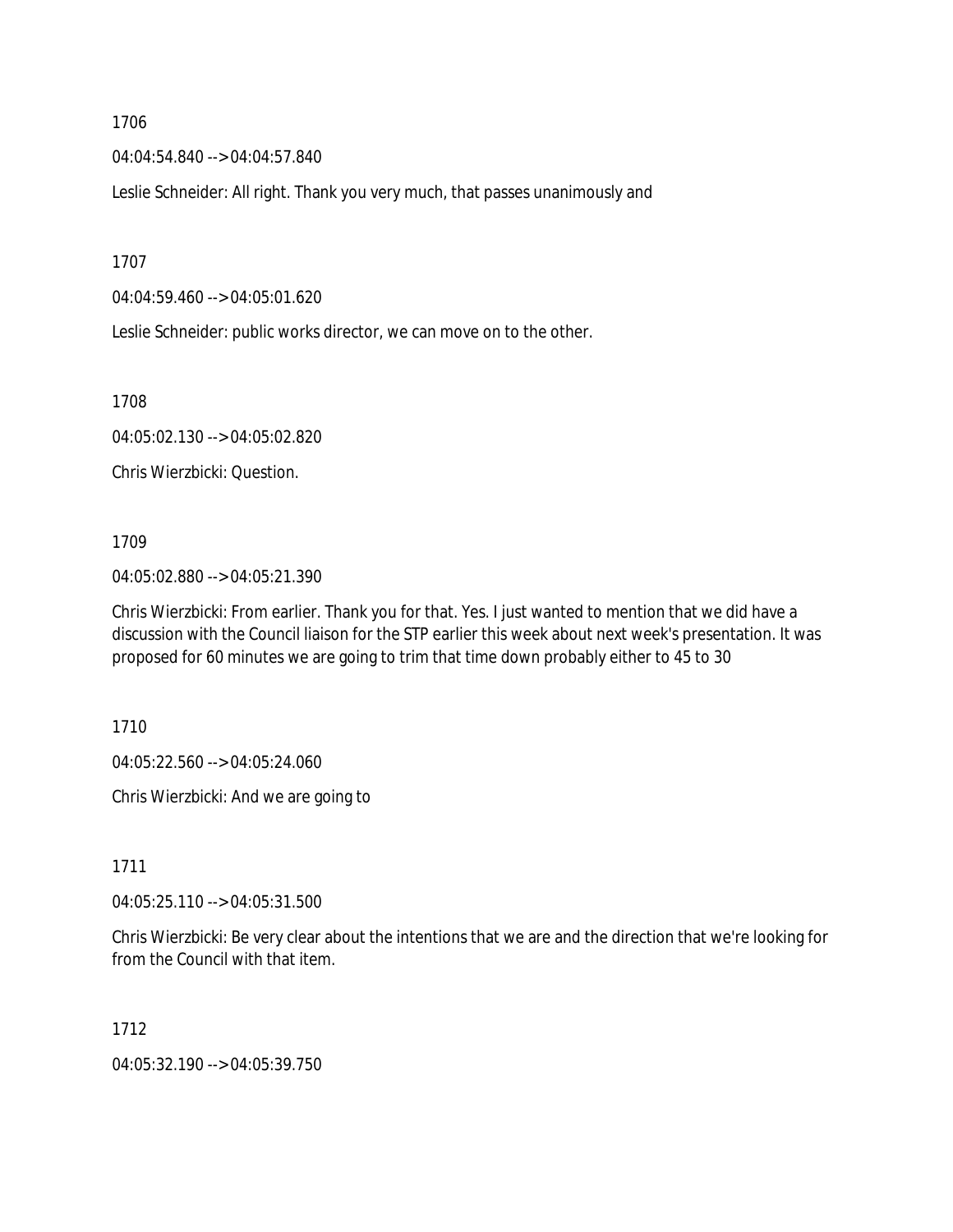1706

04:04:54.840 --> 04:04:57.840

Leslie Schneider: All right. Thank you very much, that passes unanimously and

1707

04:04:59.460 --> 04:05:01.620

Leslie Schneider: public works director, we can move on to the other.

1708

04:05:02.130 --> 04:05:02.820

Chris Wierzbicki: Question.

1709

04:05:02.880 --> 04:05:21.390

Chris Wierzbicki: From earlier. Thank you for that. Yes. I just wanted to mention that we did have a discussion with the Council liaison for the STP earlier this week about next week's presentation. It was proposed for 60 minutes we are going to trim that time down probably either to 45 to 30

1710

04:05:22.560 --> 04:05:24.060

Chris Wierzbicki: And we are going to

1711

04:05:25.110 --> 04:05:31.500

Chris Wierzbicki: Be very clear about the intentions that we are and the direction that we're looking for from the Council with that item.

1712

04:05:32.190 --> 04:05:39.750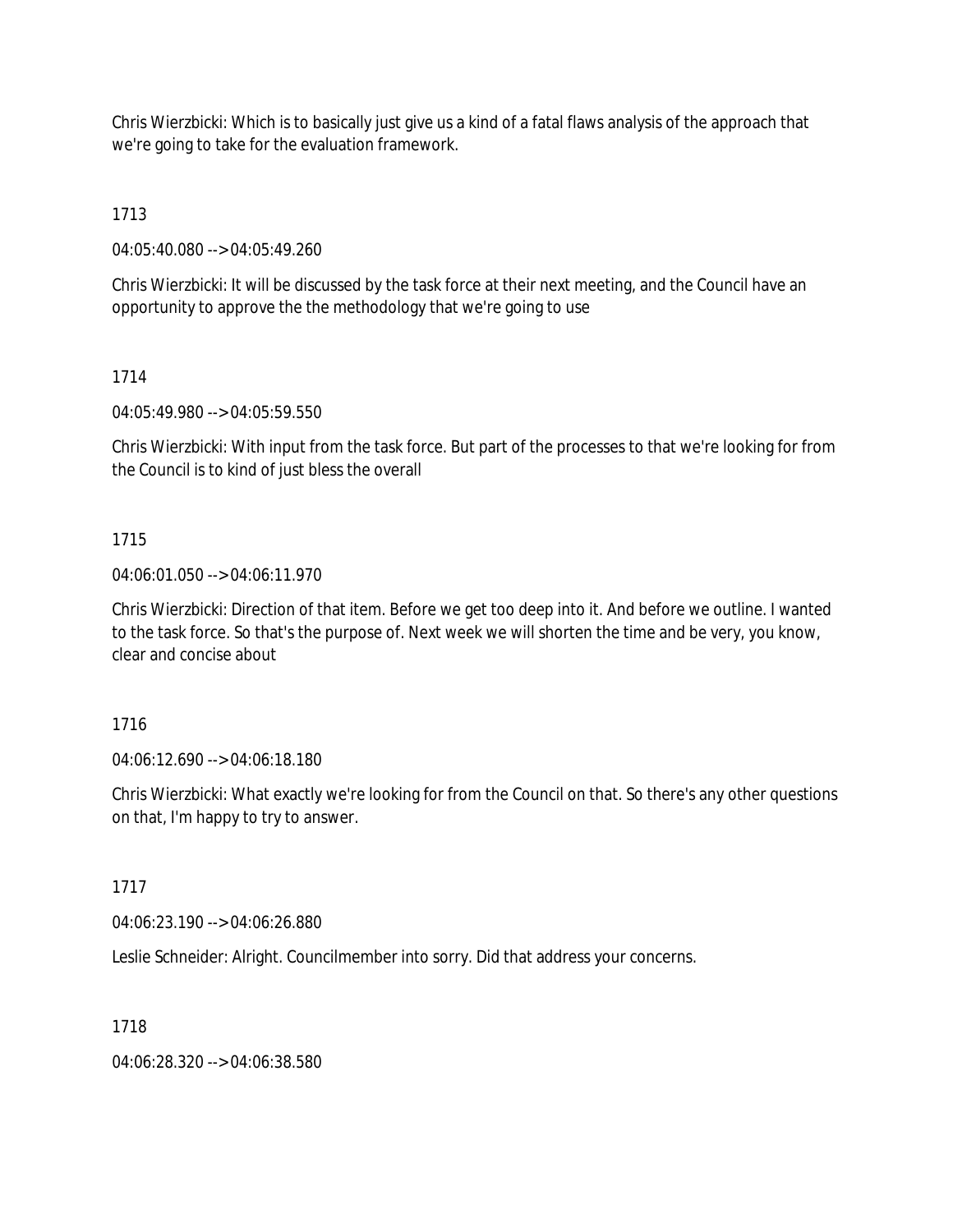Chris Wierzbicki: Which is to basically just give us a kind of a fatal flaws analysis of the approach that we're going to take for the evaluation framework.

1713

04:05:40.080 --> 04:05:49.260

Chris Wierzbicki: It will be discussed by the task force at their next meeting, and the Council have an opportunity to approve the the methodology that we're going to use

1714

04:05:49.980 --> 04:05:59.550

Chris Wierzbicki: With input from the task force. But part of the processes to that we're looking for from the Council is to kind of just bless the overall

1715

04:06:01.050 --> 04:06:11.970

Chris Wierzbicki: Direction of that item. Before we get too deep into it. And before we outline. I wanted to the task force. So that's the purpose of. Next week we will shorten the time and be very, you know, clear and concise about

1716

04:06:12.690 --> 04:06:18.180

Chris Wierzbicki: What exactly we're looking for from the Council on that. So there's any other questions on that, I'm happy to try to answer.

1717

04:06:23.190 --> 04:06:26.880

Leslie Schneider: Alright. Councilmember into sorry. Did that address your concerns.

1718

04:06:28.320 --> 04:06:38.580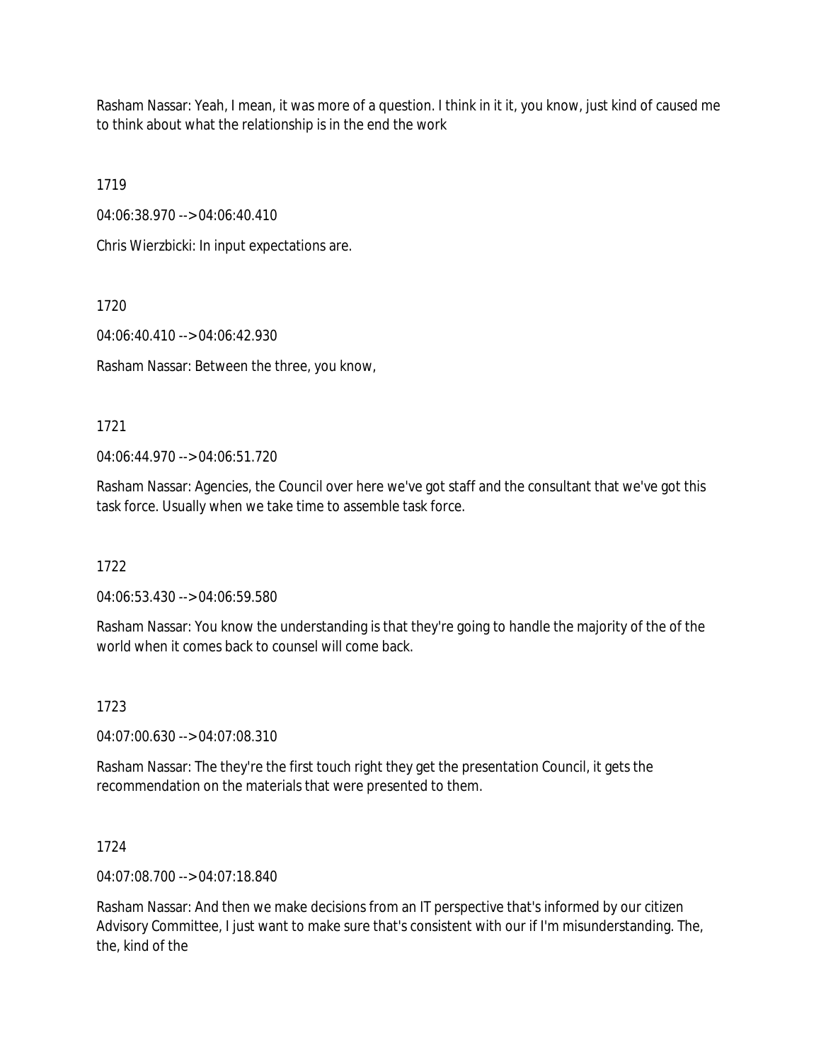Rasham Nassar: Yeah, I mean, it was more of a question. I think in it it, you know, just kind of caused me to think about what the relationship is in the end the work

1719

04:06:38.970 --> 04:06:40.410

Chris Wierzbicki: In input expectations are.

1720

04:06:40.410 --> 04:06:42.930

Rasham Nassar: Between the three, you know,

1721

04:06:44.970 --> 04:06:51.720

Rasham Nassar: Agencies, the Council over here we've got staff and the consultant that we've got this task force. Usually when we take time to assemble task force.

1722

04:06:53.430 --> 04:06:59.580

Rasham Nassar: You know the understanding is that they're going to handle the majority of the of the world when it comes back to counsel will come back.

1723

04:07:00.630 --> 04:07:08.310

Rasham Nassar: The they're the first touch right they get the presentation Council, it gets the recommendation on the materials that were presented to them.

1724

04:07:08.700 --> 04:07:18.840

Rasham Nassar: And then we make decisions from an IT perspective that's informed by our citizen Advisory Committee, I just want to make sure that's consistent with our if I'm misunderstanding. The, the, kind of the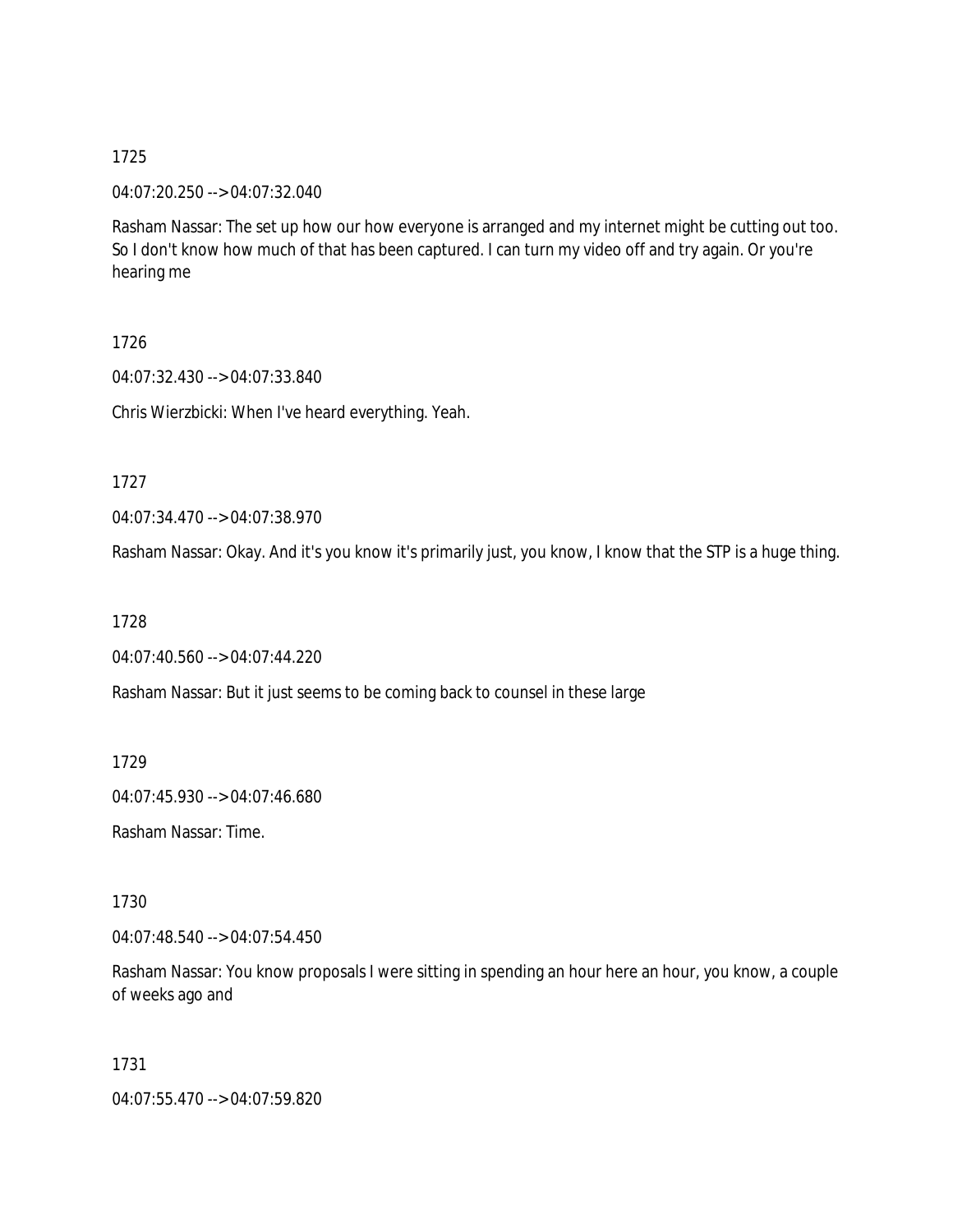1725

04:07:20.250 --> 04:07:32.040

Rasham Nassar: The set up how our how everyone is arranged and my internet might be cutting out too. So I don't know how much of that has been captured. I can turn my video off and try again. Or you're hearing me

1726

04:07:32.430 --> 04:07:33.840

Chris Wierzbicki: When I've heard everything. Yeah.

1727

04:07:34.470 --> 04:07:38.970

Rasham Nassar: Okay. And it's you know it's primarily just, you know, I know that the STP is a huge thing.

1728

04:07:40.560 --> 04:07:44.220

Rasham Nassar: But it just seems to be coming back to counsel in these large

1729

04:07:45.930 --> 04:07:46.680

Rasham Nassar: Time.

1730

04:07:48.540 --> 04:07:54.450

Rasham Nassar: You know proposals I were sitting in spending an hour here an hour, you know, a couple of weeks ago and

1731

04:07:55.470 --> 04:07:59.820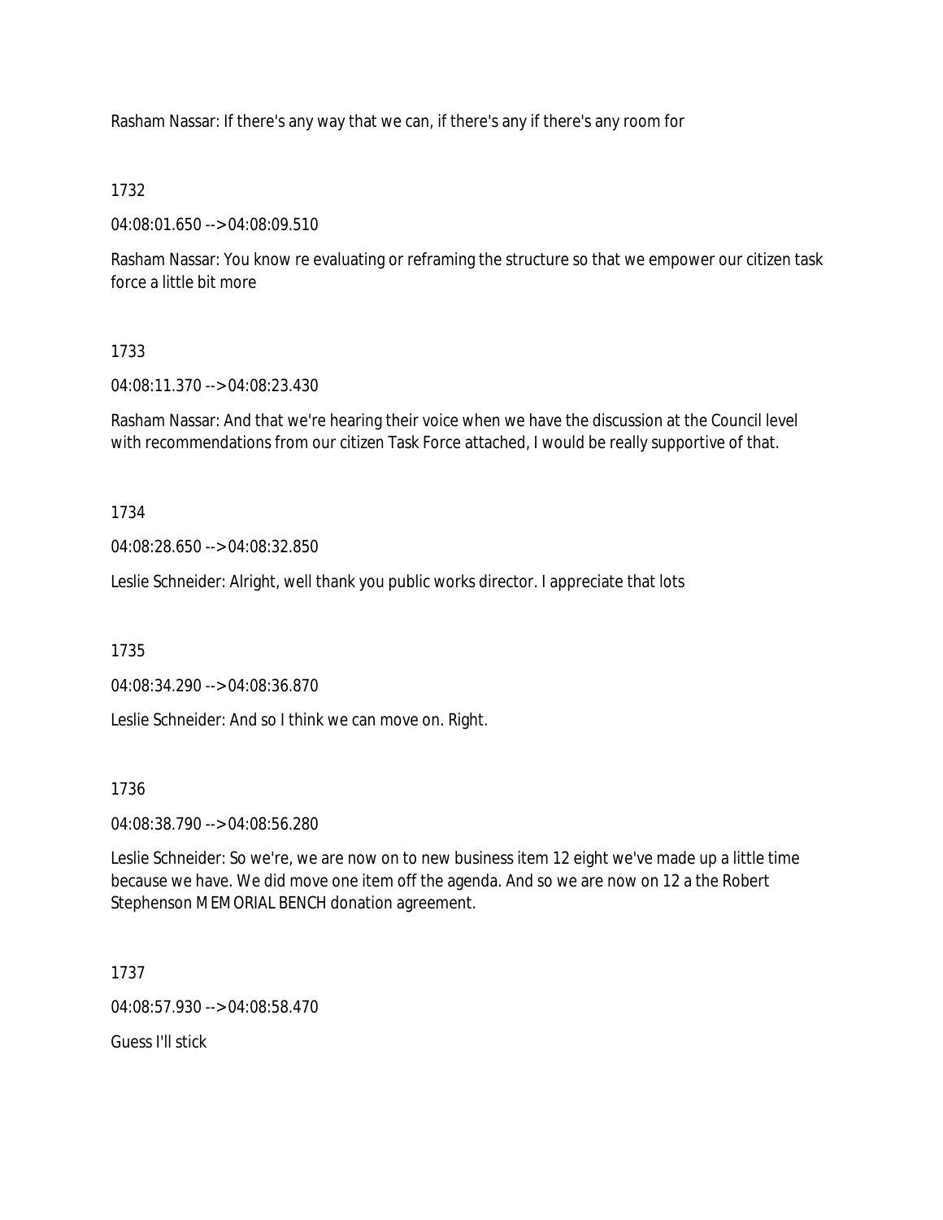Rasham Nassar: If there's any way that we can, if there's any if there's any room for

1732

04:08:01.650 --> 04:08:09.510

Rasham Nassar: You know re evaluating or reframing the structure so that we empower our citizen task force a little bit more

1733

04:08:11.370 --> 04:08:23.430

Rasham Nassar: And that we're hearing their voice when we have the discussion at the Council level with recommendations from our citizen Task Force attached, I would be really supportive of that.

1734

04:08:28.650 --> 04:08:32.850

Leslie Schneider: Alright, well thank you public works director. I appreciate that lots

1735

04:08:34.290 --> 04:08:36.870

Leslie Schneider: And so I think we can move on. Right.

1736

04:08:38.790 --> 04:08:56.280

Leslie Schneider: So we're, we are now on to new business item 12 eight we've made up a little time because we have. We did move one item off the agenda. And so we are now on 12 a the Robert Stephenson MEMORIAL BENCH donation agreement.

1737

04:08:57.930 --> 04:08:58.470

Guess I'll stick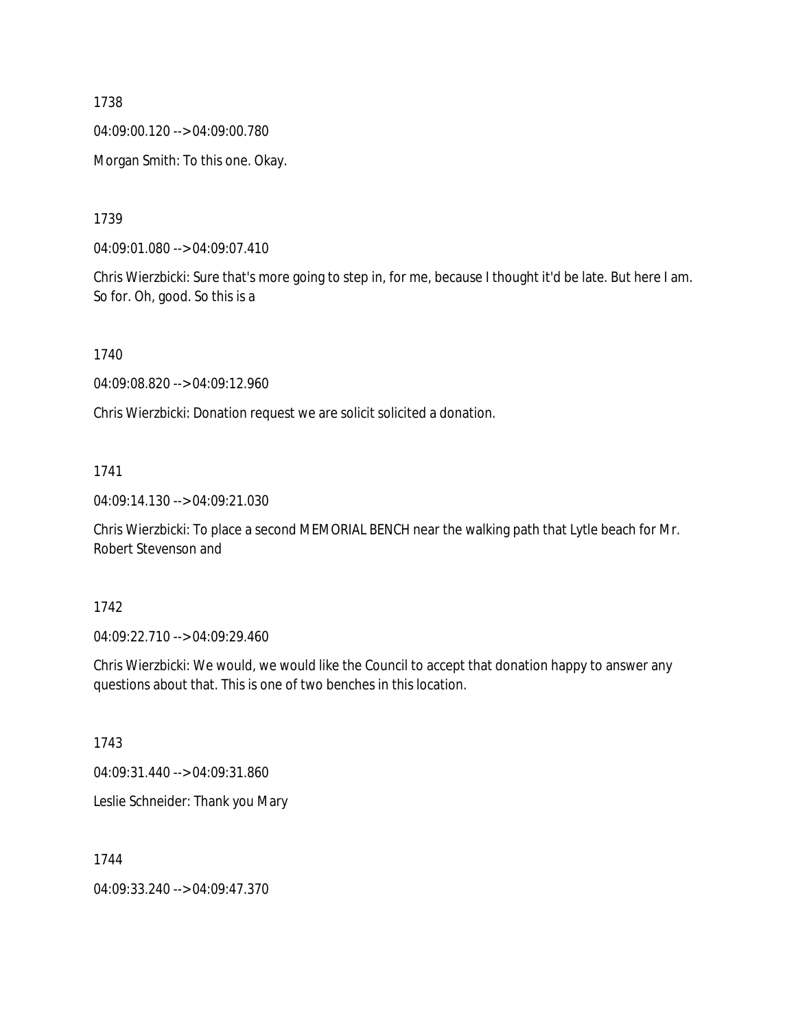1738

04:09:00.120 --> 04:09:00.780

Morgan Smith: To this one. Okay.

1739

04:09:01.080 --> 04:09:07.410

Chris Wierzbicki: Sure that's more going to step in, for me, because I thought it'd be late. But here I am. So for. Oh, good. So this is a

1740

04:09:08.820 --> 04:09:12.960

Chris Wierzbicki: Donation request we are solicit solicited a donation.

1741

04:09:14.130 --> 04:09:21.030

Chris Wierzbicki: To place a second MEMORIAL BENCH near the walking path that Lytle beach for Mr. Robert Stevenson and

1742

04:09:22.710 --> 04:09:29.460

Chris Wierzbicki: We would, we would like the Council to accept that donation happy to answer any questions about that. This is one of two benches in this location.

1743

04:09:31.440 --> 04:09:31.860

Leslie Schneider: Thank you Mary

1744

04:09:33.240 --> 04:09:47.370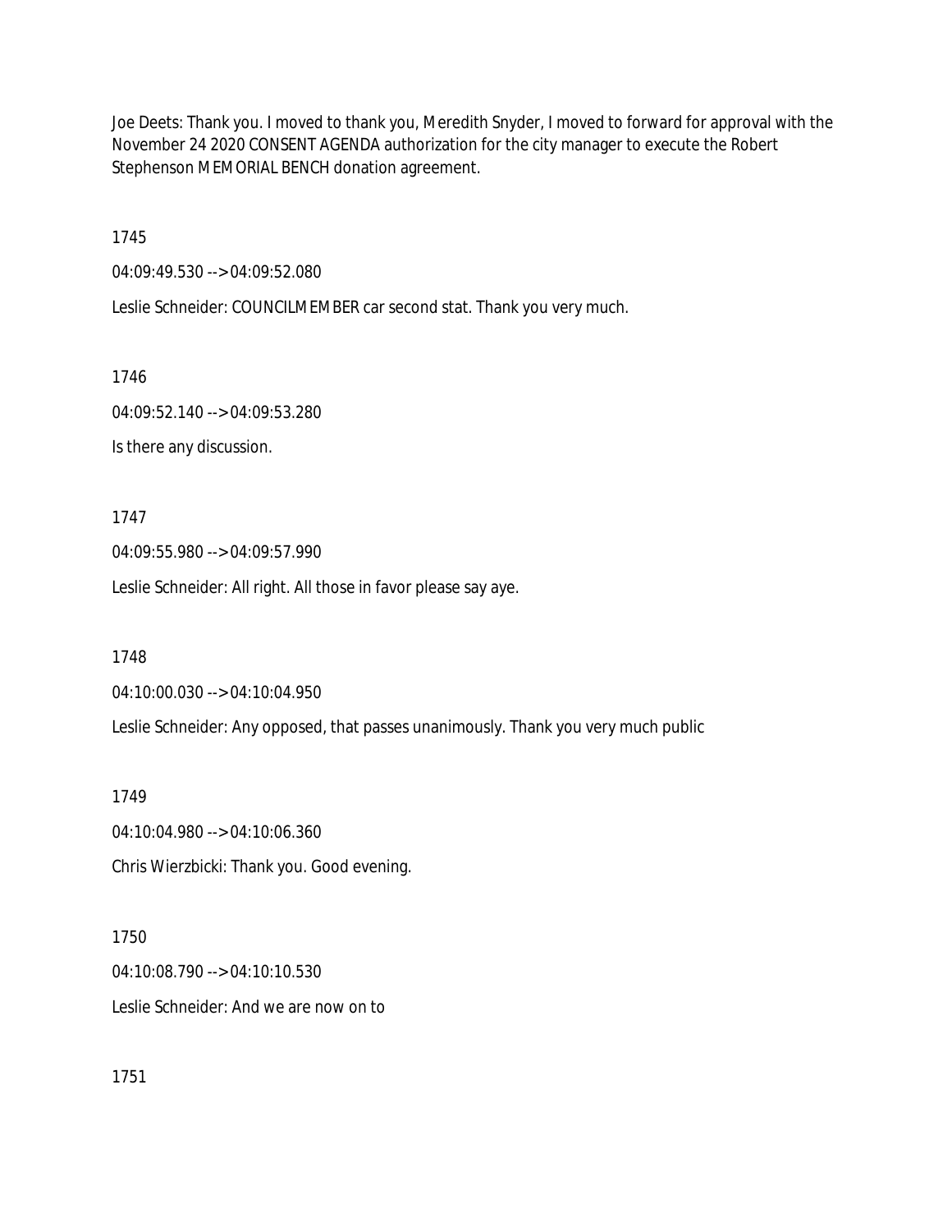Joe Deets: Thank you. I moved to thank you, Meredith Snyder, I moved to forward for approval with the November 24 2020 CONSENT AGENDA authorization for the city manager to execute the Robert Stephenson MEMORIAL BENCH donation agreement.

1745

04:09:49.530 --> 04:09:52.080

Leslie Schneider: COUNCILMEMBER car second stat. Thank you very much.

1746

04:09:52.140 --> 04:09:53.280

Is there any discussion.

1747

04:09:55.980 --> 04:09:57.990

Leslie Schneider: All right. All those in favor please say aye.

1748

04:10:00.030 --> 04:10:04.950

Leslie Schneider: Any opposed, that passes unanimously. Thank you very much public

1749

04:10:04.980 --> 04:10:06.360

Chris Wierzbicki: Thank you. Good evening.

1750

04:10:08.790 --> 04:10:10.530

Leslie Schneider: And we are now on to

1751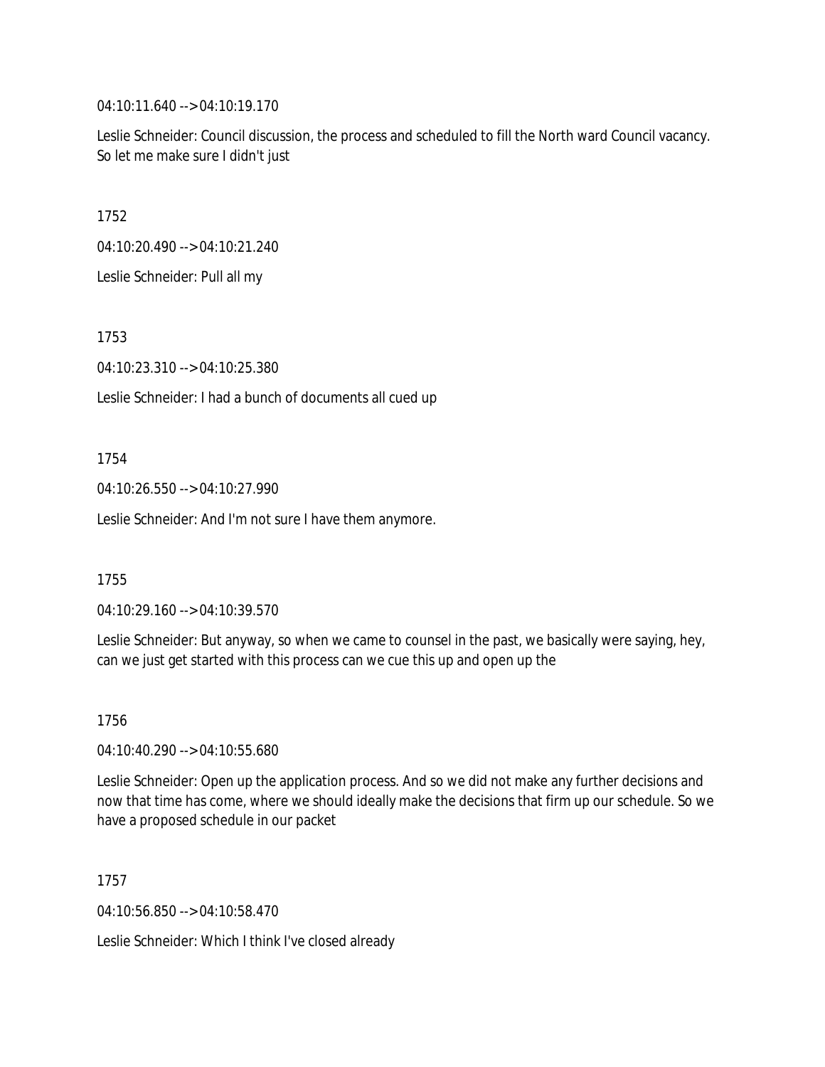04:10:11.640 --> 04:10:19.170

Leslie Schneider: Council discussion, the process and scheduled to fill the North ward Council vacancy. So let me make sure I didn't just

1752

04:10:20.490 --> 04:10:21.240

Leslie Schneider: Pull all my

1753

04:10:23.310 --> 04:10:25.380

Leslie Schneider: I had a bunch of documents all cued up

1754

04:10:26.550 --> 04:10:27.990

Leslie Schneider: And I'm not sure I have them anymore.

1755

04:10:29.160 --> 04:10:39.570

Leslie Schneider: But anyway, so when we came to counsel in the past, we basically were saying, hey, can we just get started with this process can we cue this up and open up the

1756

04:10:40.290 --> 04:10:55.680

Leslie Schneider: Open up the application process. And so we did not make any further decisions and now that time has come, where we should ideally make the decisions that firm up our schedule. So we have a proposed schedule in our packet

1757

04:10:56.850 --> 04:10:58.470

Leslie Schneider: Which I think I've closed already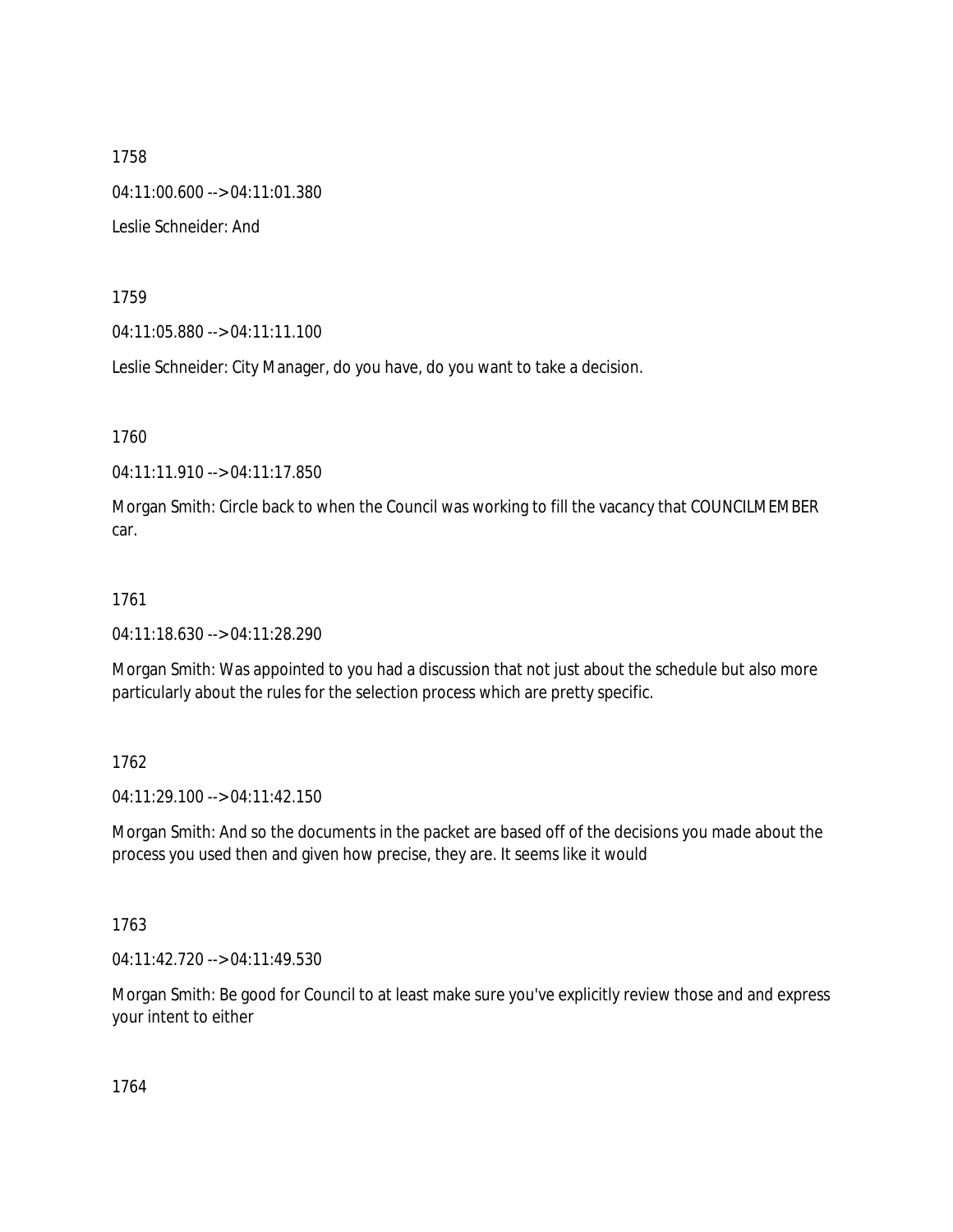1758

04:11:00.600 --> 04:11:01.380

Leslie Schneider: And

1759

04:11:05.880 --> 04:11:11.100

Leslie Schneider: City Manager, do you have, do you want to take a decision.

1760

04:11:11.910 --> 04:11:17.850

Morgan Smith: Circle back to when the Council was working to fill the vacancy that COUNCILMEMBER car.

1761

04:11:18.630 --> 04:11:28.290

Morgan Smith: Was appointed to you had a discussion that not just about the schedule but also more particularly about the rules for the selection process which are pretty specific.

1762

04:11:29.100 --> 04:11:42.150

Morgan Smith: And so the documents in the packet are based off of the decisions you made about the process you used then and given how precise, they are. It seems like it would

1763

04:11:42.720 --> 04:11:49.530

Morgan Smith: Be good for Council to at least make sure you've explicitly review those and and express your intent to either

1764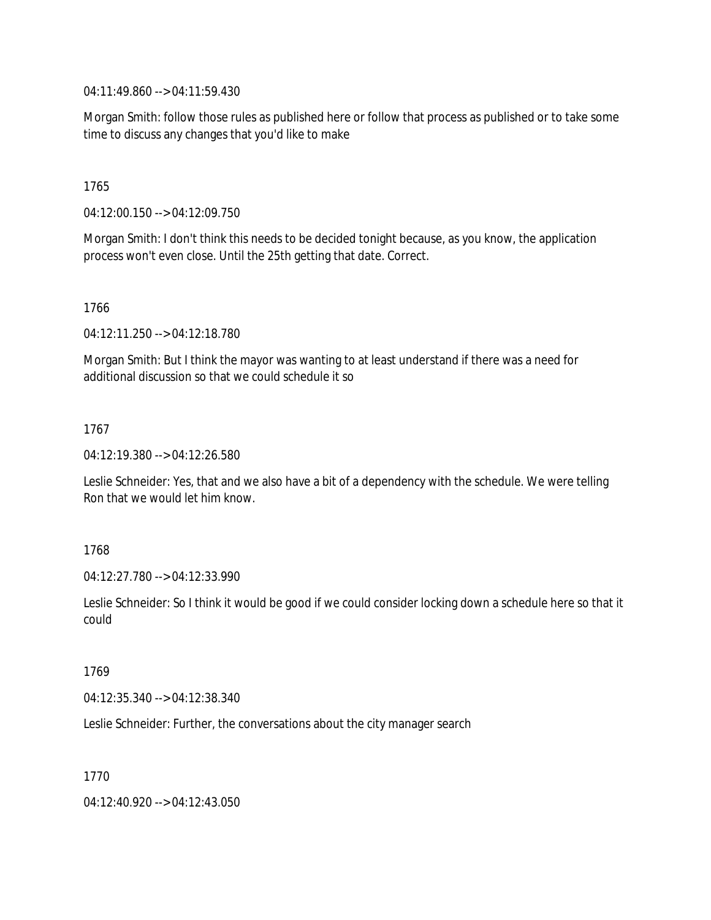04:11:49.860 --> 04:11:59.430

Morgan Smith: follow those rules as published here or follow that process as published or to take some time to discuss any changes that you'd like to make

1765

04:12:00.150 --> 04:12:09.750

Morgan Smith: I don't think this needs to be decided tonight because, as you know, the application process won't even close. Until the 25th getting that date. Correct.

1766

04:12:11.250 --> 04:12:18.780

Morgan Smith: But I think the mayor was wanting to at least understand if there was a need for additional discussion so that we could schedule it so

1767

04:12:19.380 --> 04:12:26.580

Leslie Schneider: Yes, that and we also have a bit of a dependency with the schedule. We were telling Ron that we would let him know.

1768

04:12:27.780 --> 04:12:33.990

Leslie Schneider: So I think it would be good if we could consider locking down a schedule here so that it could

1769

04:12:35.340 --> 04:12:38.340

Leslie Schneider: Further, the conversations about the city manager search

1770

04:12:40.920 --> 04:12:43.050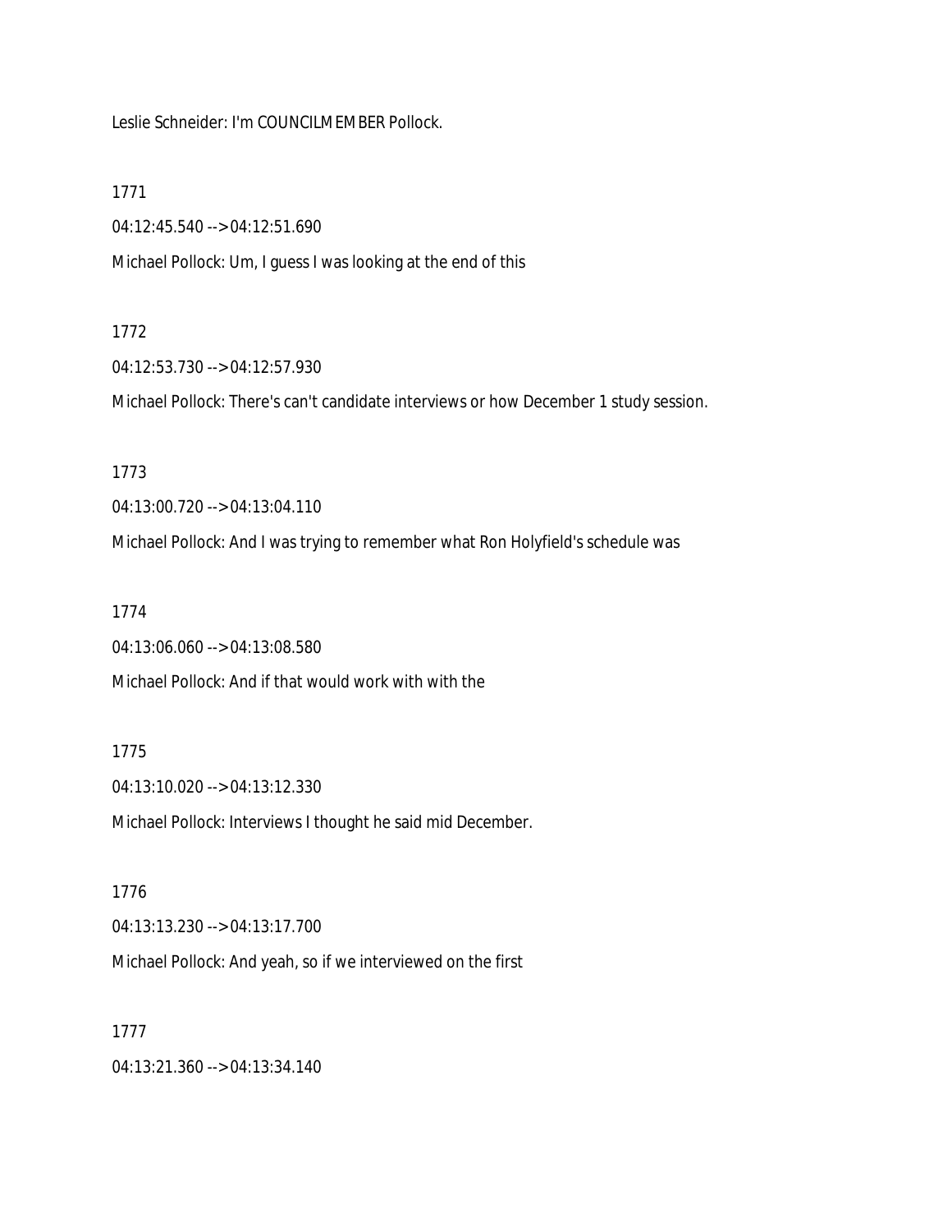Leslie Schneider: I'm COUNCILMEMBER Pollock.

1771

04:12:45.540 --> 04:12:51.690

Michael Pollock: Um, I guess I was looking at the end of this

1772

04:12:53.730 --> 04:12:57.930

Michael Pollock: There's can't candidate interviews or how December 1 study session.

1773

04:13:00.720 --> 04:13:04.110

Michael Pollock: And I was trying to remember what Ron Holyfield's schedule was

1774

04:13:06.060 --> 04:13:08.580

Michael Pollock: And if that would work with with the

1775

04:13:10.020 --> 04:13:12.330

Michael Pollock: Interviews I thought he said mid December.

1776

04:13:13.230 --> 04:13:17.700

Michael Pollock: And yeah, so if we interviewed on the first

1777

04:13:21.360 --> 04:13:34.140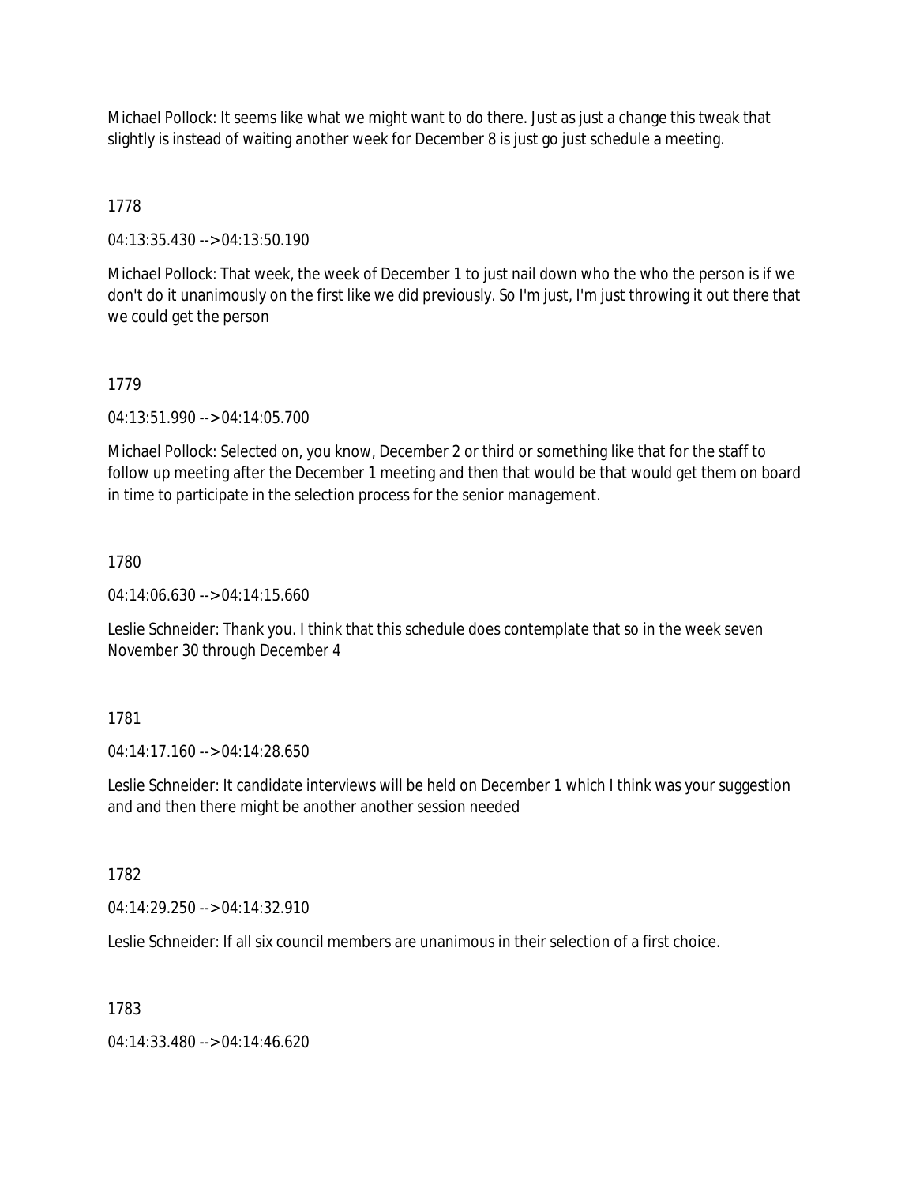Michael Pollock: It seems like what we might want to do there. Just as just a change this tweak that slightly is instead of waiting another week for December 8 is just go just schedule a meeting.

1778

04:13:35.430 --> 04:13:50.190

Michael Pollock: That week, the week of December 1 to just nail down who the who the person is if we don't do it unanimously on the first like we did previously. So I'm just, I'm just throwing it out there that we could get the person

1779

04:13:51.990 --> 04:14:05.700

Michael Pollock: Selected on, you know, December 2 or third or something like that for the staff to follow up meeting after the December 1 meeting and then that would be that would get them on board in time to participate in the selection process for the senior management.

1780

04:14:06.630 --> 04:14:15.660

Leslie Schneider: Thank you. I think that this schedule does contemplate that so in the week seven November 30 through December 4

1781

04:14:17.160 --> 04:14:28.650

Leslie Schneider: It candidate interviews will be held on December 1 which I think was your suggestion and and then there might be another another session needed

1782

04:14:29.250 --> 04:14:32.910

Leslie Schneider: If all six council members are unanimous in their selection of a first choice.

1783

04:14:33.480 --> 04:14:46.620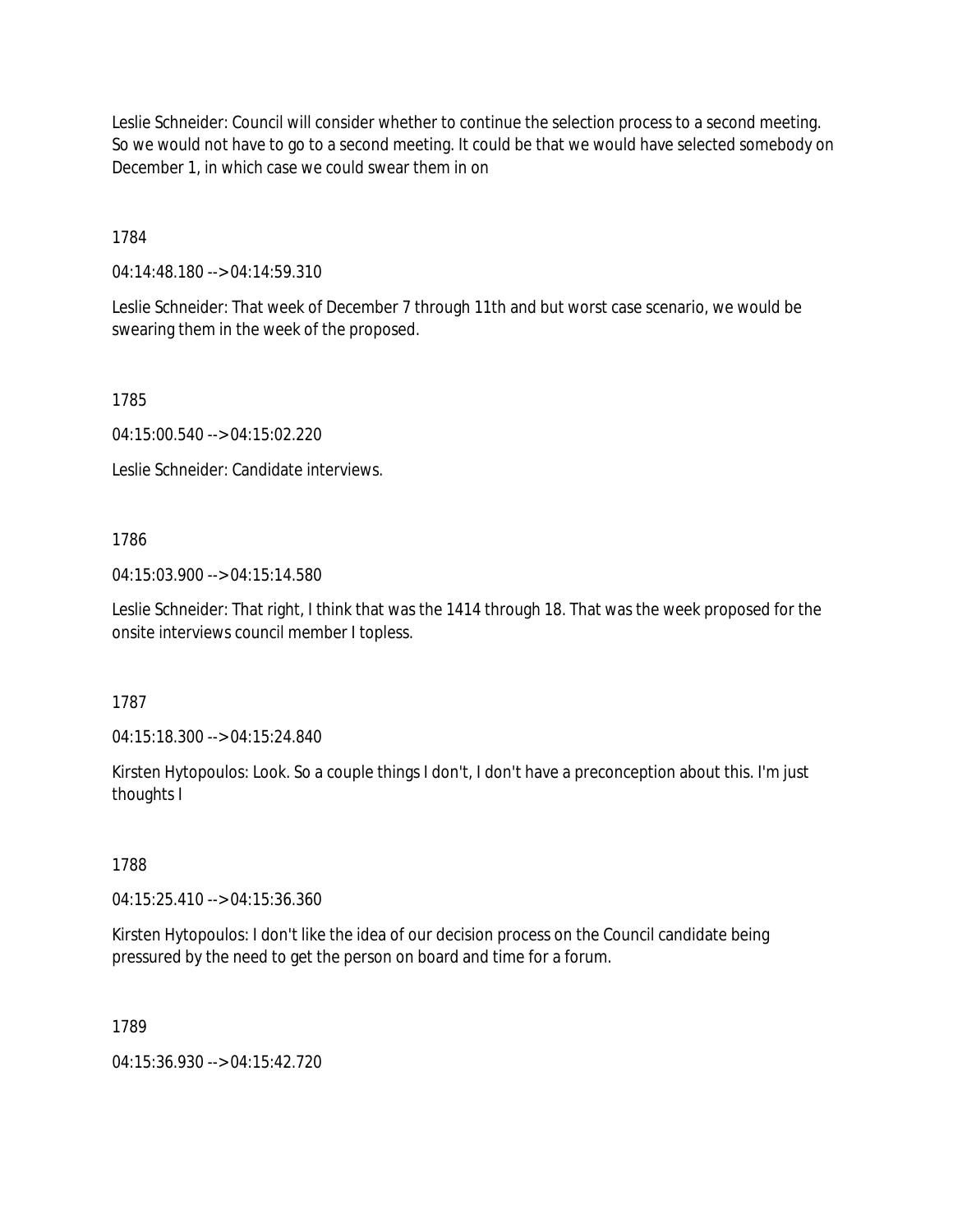Leslie Schneider: Council will consider whether to continue the selection process to a second meeting. So we would not have to go to a second meeting. It could be that we would have selected somebody on December 1, in which case we could swear them in on

1784

04:14:48.180 --> 04:14:59.310

Leslie Schneider: That week of December 7 through 11th and but worst case scenario, we would be swearing them in the week of the proposed.

1785

04:15:00.540 --> 04:15:02.220

Leslie Schneider: Candidate interviews.

1786

04:15:03.900 --> 04:15:14.580

Leslie Schneider: That right, I think that was the 1414 through 18. That was the week proposed for the onsite interviews council member I topless.

1787

04:15:18.300 --> 04:15:24.840

Kirsten Hytopoulos: Look. So a couple things I don't, I don't have a preconception about this. I'm just thoughts I

1788

04:15:25.410 --> 04:15:36.360

Kirsten Hytopoulos: I don't like the idea of our decision process on the Council candidate being pressured by the need to get the person on board and time for a forum.

1789

04:15:36.930 --> 04:15:42.720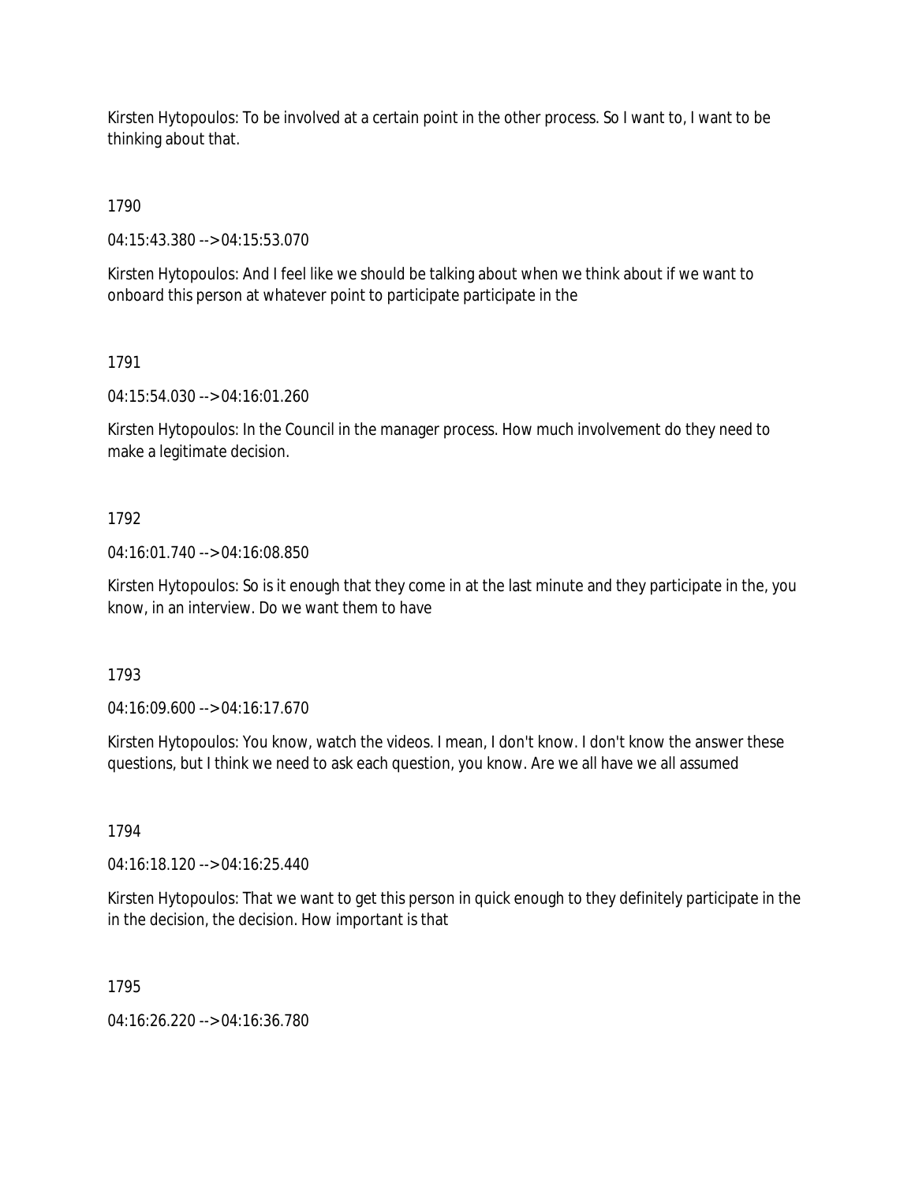Kirsten Hytopoulos: To be involved at a certain point in the other process. So I want to, I want to be thinking about that.

1790

04:15:43.380 --> 04:15:53.070

Kirsten Hytopoulos: And I feel like we should be talking about when we think about if we want to onboard this person at whatever point to participate participate in the

1791

04:15:54.030 --> 04:16:01.260

Kirsten Hytopoulos: In the Council in the manager process. How much involvement do they need to make a legitimate decision.

1792

04:16:01.740 --> 04:16:08.850

Kirsten Hytopoulos: So is it enough that they come in at the last minute and they participate in the, you know, in an interview. Do we want them to have

1793

04:16:09.600 --> 04:16:17.670

Kirsten Hytopoulos: You know, watch the videos. I mean, I don't know. I don't know the answer these questions, but I think we need to ask each question, you know. Are we all have we all assumed

1794

04:16:18.120 --> 04:16:25.440

Kirsten Hytopoulos: That we want to get this person in quick enough to they definitely participate in the in the decision, the decision. How important is that

1795

04:16:26.220 --> 04:16:36.780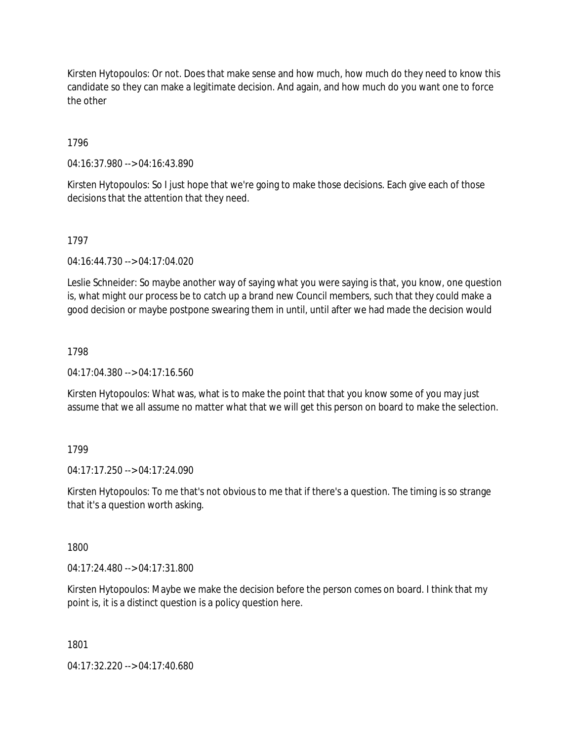Kirsten Hytopoulos: Or not. Does that make sense and how much, how much do they need to know this candidate so they can make a legitimate decision. And again, and how much do you want one to force the other

1796

04:16:37.980 --> 04:16:43.890

Kirsten Hytopoulos: So I just hope that we're going to make those decisions. Each give each of those decisions that the attention that they need.

1797

04:16:44.730 --> 04:17:04.020

Leslie Schneider: So maybe another way of saying what you were saying is that, you know, one question is, what might our process be to catch up a brand new Council members, such that they could make a good decision or maybe postpone swearing them in until, until after we had made the decision would

1798

04:17:04.380 --> 04:17:16.560

Kirsten Hytopoulos: What was, what is to make the point that that you know some of you may just assume that we all assume no matter what that we will get this person on board to make the selection.

1799

04:17:17.250 --> 04:17:24.090

Kirsten Hytopoulos: To me that's not obvious to me that if there's a question. The timing is so strange that it's a question worth asking.

1800

04:17:24.480 --> 04:17:31.800

Kirsten Hytopoulos: Maybe we make the decision before the person comes on board. I think that my point is, it is a distinct question is a policy question here.

1801

04:17:32.220 --> 04:17:40.680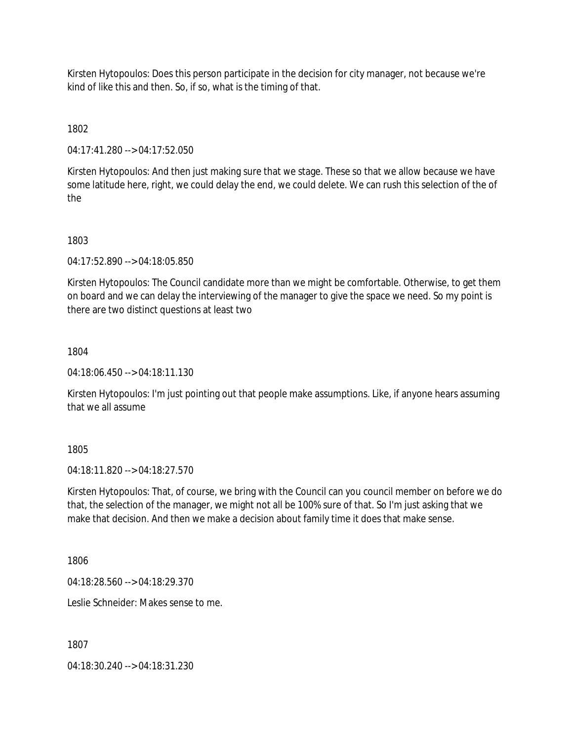Kirsten Hytopoulos: Does this person participate in the decision for city manager, not because we're kind of like this and then. So, if so, what is the timing of that.

1802

04:17:41.280 --> 04:17:52.050

Kirsten Hytopoulos: And then just making sure that we stage. These so that we allow because we have some latitude here, right, we could delay the end, we could delete. We can rush this selection of the of the

1803

04:17:52.890 --> 04:18:05.850

Kirsten Hytopoulos: The Council candidate more than we might be comfortable. Otherwise, to get them on board and we can delay the interviewing of the manager to give the space we need. So my point is there are two distinct questions at least two

1804

04:18:06.450 --> 04:18:11.130

Kirsten Hytopoulos: I'm just pointing out that people make assumptions. Like, if anyone hears assuming that we all assume

1805

04:18:11.820 --> 04:18:27.570

Kirsten Hytopoulos: That, of course, we bring with the Council can you council member on before we do that, the selection of the manager, we might not all be 100% sure of that. So I'm just asking that we make that decision. And then we make a decision about family time it does that make sense.

1806

04:18:28.560 --> 04:18:29.370

Leslie Schneider: Makes sense to me.

1807

04:18:30.240 --> 04:18:31.230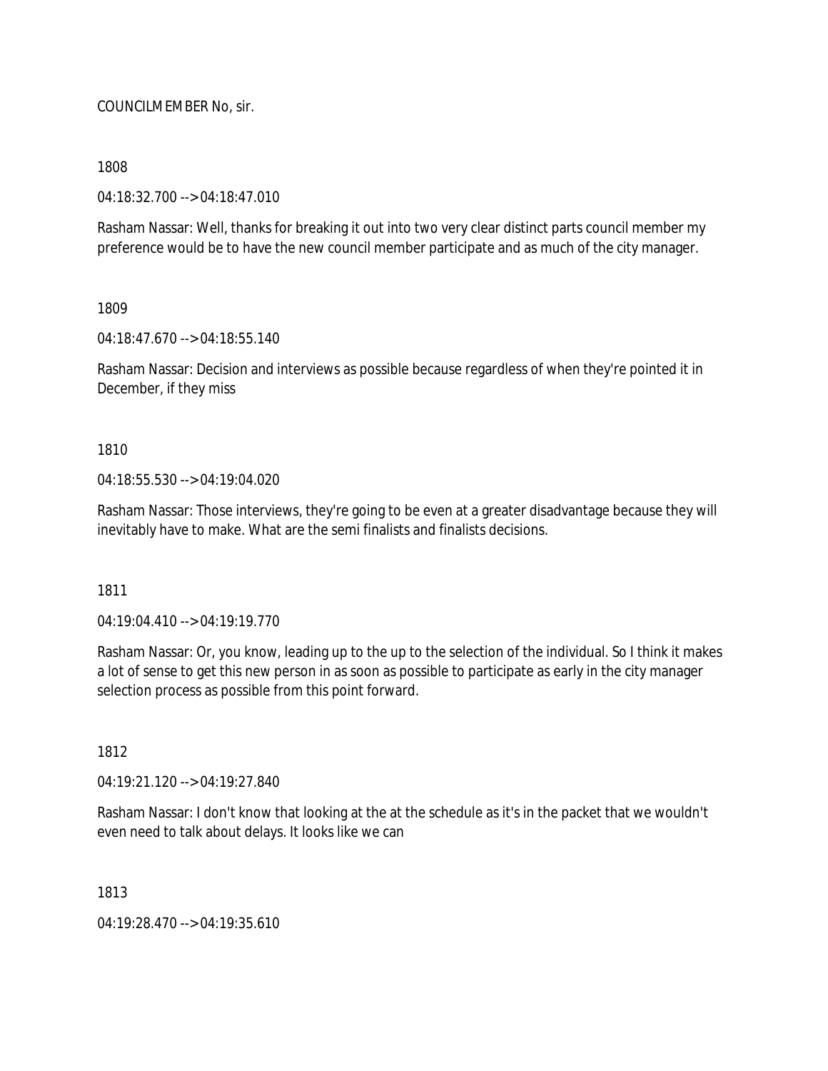COUNCILMEMBER No, sir.

1808

04:18:32.700 --> 04:18:47.010

Rasham Nassar: Well, thanks for breaking it out into two very clear distinct parts council member my preference would be to have the new council member participate and as much of the city manager.

1809

04:18:47.670 --> 04:18:55.140

Rasham Nassar: Decision and interviews as possible because regardless of when they're pointed it in December, if they miss

1810

04:18:55.530 --> 04:19:04.020

Rasham Nassar: Those interviews, they're going to be even at a greater disadvantage because they will inevitably have to make. What are the semi finalists and finalists decisions.

1811

04:19:04.410 --> 04:19:19.770

Rasham Nassar: Or, you know, leading up to the up to the selection of the individual. So I think it makes a lot of sense to get this new person in as soon as possible to participate as early in the city manager selection process as possible from this point forward.

1812

04:19:21.120 --> 04:19:27.840

Rasham Nassar: I don't know that looking at the at the schedule as it's in the packet that we wouldn't even need to talk about delays. It looks like we can

1813

04:19:28.470 --> 04:19:35.610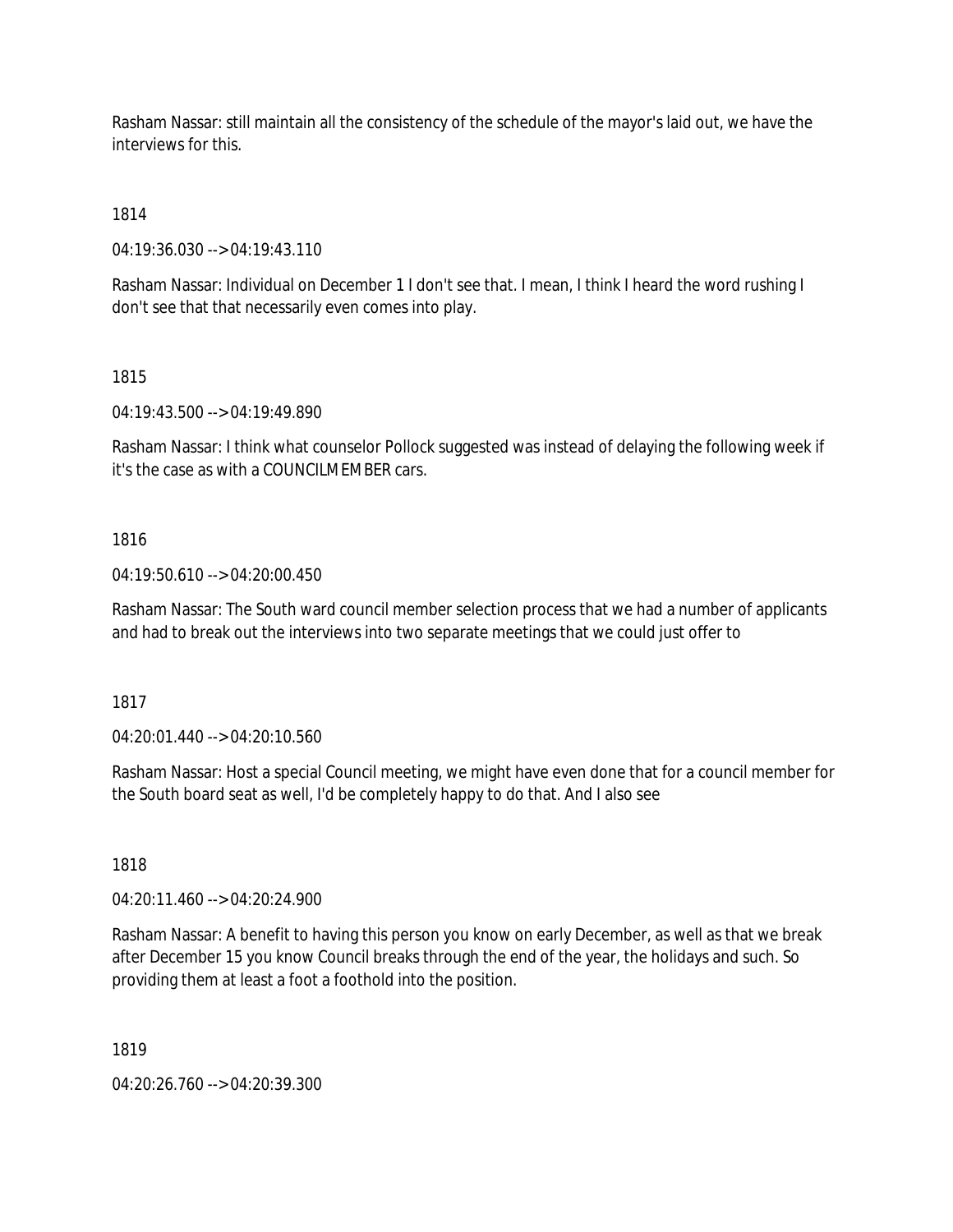Rasham Nassar: still maintain all the consistency of the schedule of the mayor's laid out, we have the interviews for this.

1814

04:19:36.030 --> 04:19:43.110

Rasham Nassar: Individual on December 1 I don't see that. I mean, I think I heard the word rushing I don't see that that necessarily even comes into play.

1815

04:19:43.500 --> 04:19:49.890

Rasham Nassar: I think what counselor Pollock suggested was instead of delaying the following week if it's the case as with a COUNCILMEMBER cars.

1816

04:19:50.610 --> 04:20:00.450

Rasham Nassar: The South ward council member selection process that we had a number of applicants and had to break out the interviews into two separate meetings that we could just offer to

1817

04:20:01.440 --> 04:20:10.560

Rasham Nassar: Host a special Council meeting, we might have even done that for a council member for the South board seat as well, I'd be completely happy to do that. And I also see

1818

04:20:11.460 --> 04:20:24.900

Rasham Nassar: A benefit to having this person you know on early December, as well as that we break after December 15 you know Council breaks through the end of the year, the holidays and such. So providing them at least a foot a foothold into the position.

1819

04:20:26.760 --> 04:20:39.300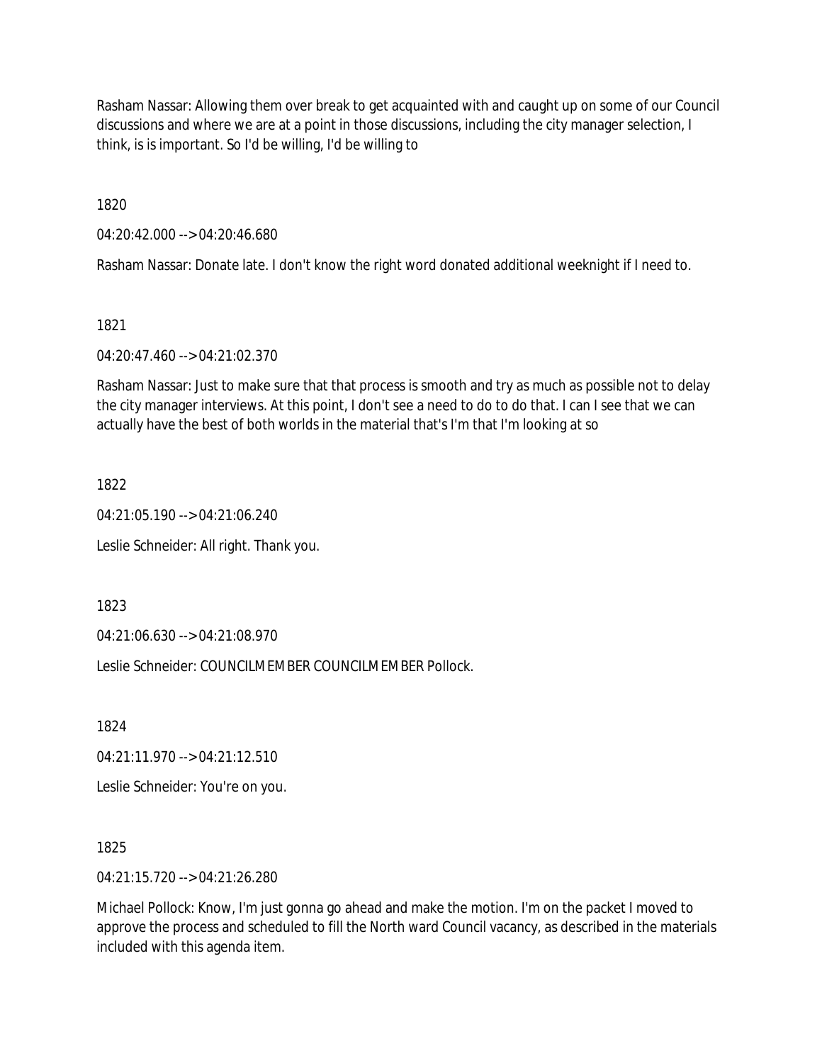Rasham Nassar: Allowing them over break to get acquainted with and caught up on some of our Council discussions and where we are at a point in those discussions, including the city manager selection, I think, is is important. So I'd be willing, I'd be willing to

1820

04:20:42.000 --> 04:20:46.680

Rasham Nassar: Donate late. I don't know the right word donated additional weeknight if I need to.

1821

04:20:47.460 --> 04:21:02.370

Rasham Nassar: Just to make sure that that process is smooth and try as much as possible not to delay the city manager interviews. At this point, I don't see a need to do to do that. I can I see that we can actually have the best of both worlds in the material that's I'm that I'm looking at so

1822

04:21:05.190 --> 04:21:06.240

Leslie Schneider: All right. Thank you.

1823

04:21:06.630 --> 04:21:08.970

Leslie Schneider: COUNCILMEMBER COUNCILMEMBER Pollock.

1824

04:21:11.970 --> 04:21:12.510

Leslie Schneider: You're on you.

1825

04:21:15.720 --> 04:21:26.280

Michael Pollock: Know, I'm just gonna go ahead and make the motion. I'm on the packet I moved to approve the process and scheduled to fill the North ward Council vacancy, as described in the materials included with this agenda item.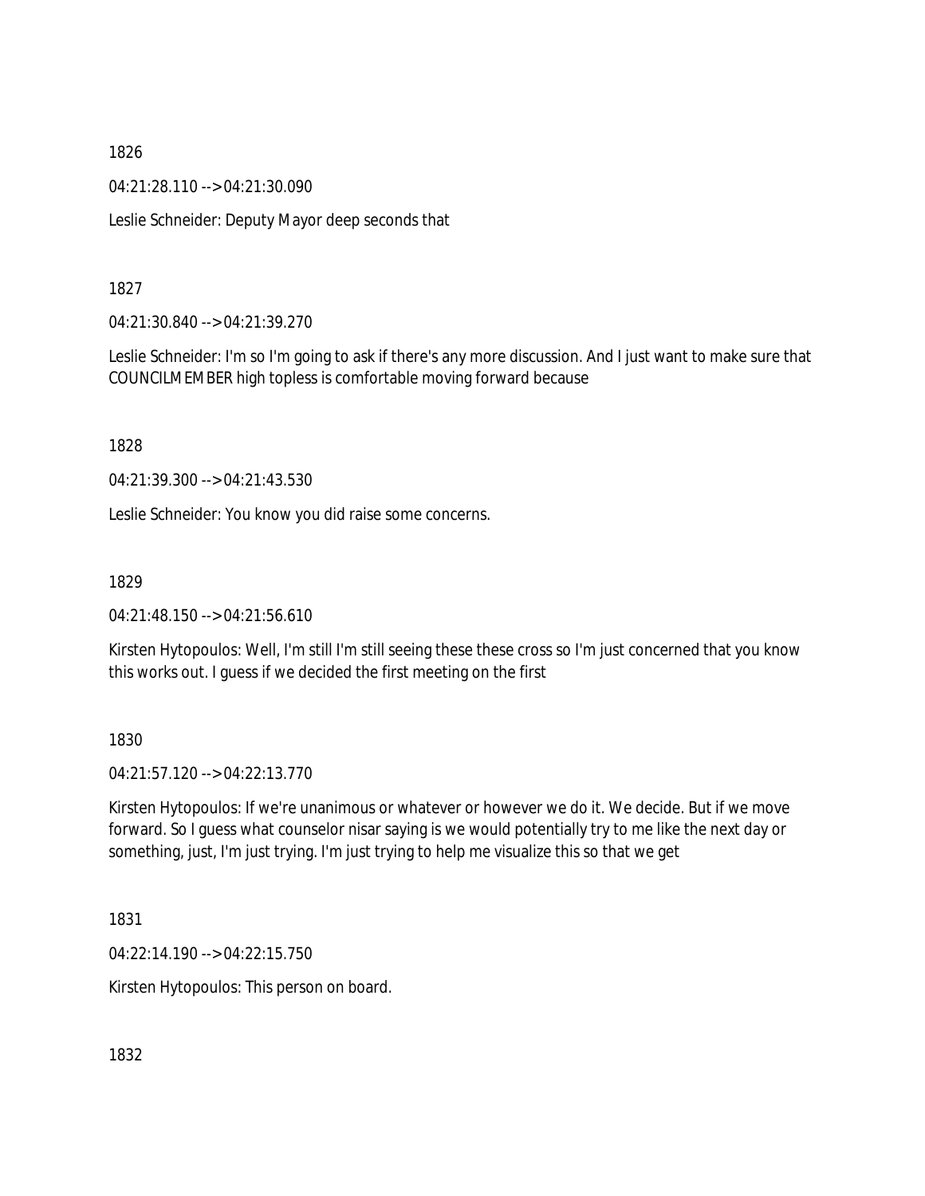1826

04:21:28.110 --> 04:21:30.090

Leslie Schneider: Deputy Mayor deep seconds that

1827

04:21:30.840 --> 04:21:39.270

Leslie Schneider: I'm so I'm going to ask if there's any more discussion. And I just want to make sure that COUNCILMEMBER high topless is comfortable moving forward because

1828

04:21:39.300 --> 04:21:43.530

Leslie Schneider: You know you did raise some concerns.

1829

04:21:48.150 --> 04:21:56.610

Kirsten Hytopoulos: Well, I'm still I'm still seeing these these cross so I'm just concerned that you know this works out. I guess if we decided the first meeting on the first

1830

04:21:57.120 --> 04:22:13.770

Kirsten Hytopoulos: If we're unanimous or whatever or however we do it. We decide. But if we move forward. So I guess what counselor nisar saying is we would potentially try to me like the next day or something, just, I'm just trying. I'm just trying to help me visualize this so that we get

1831

04:22:14.190 --> 04:22:15.750

Kirsten Hytopoulos: This person on board.

1832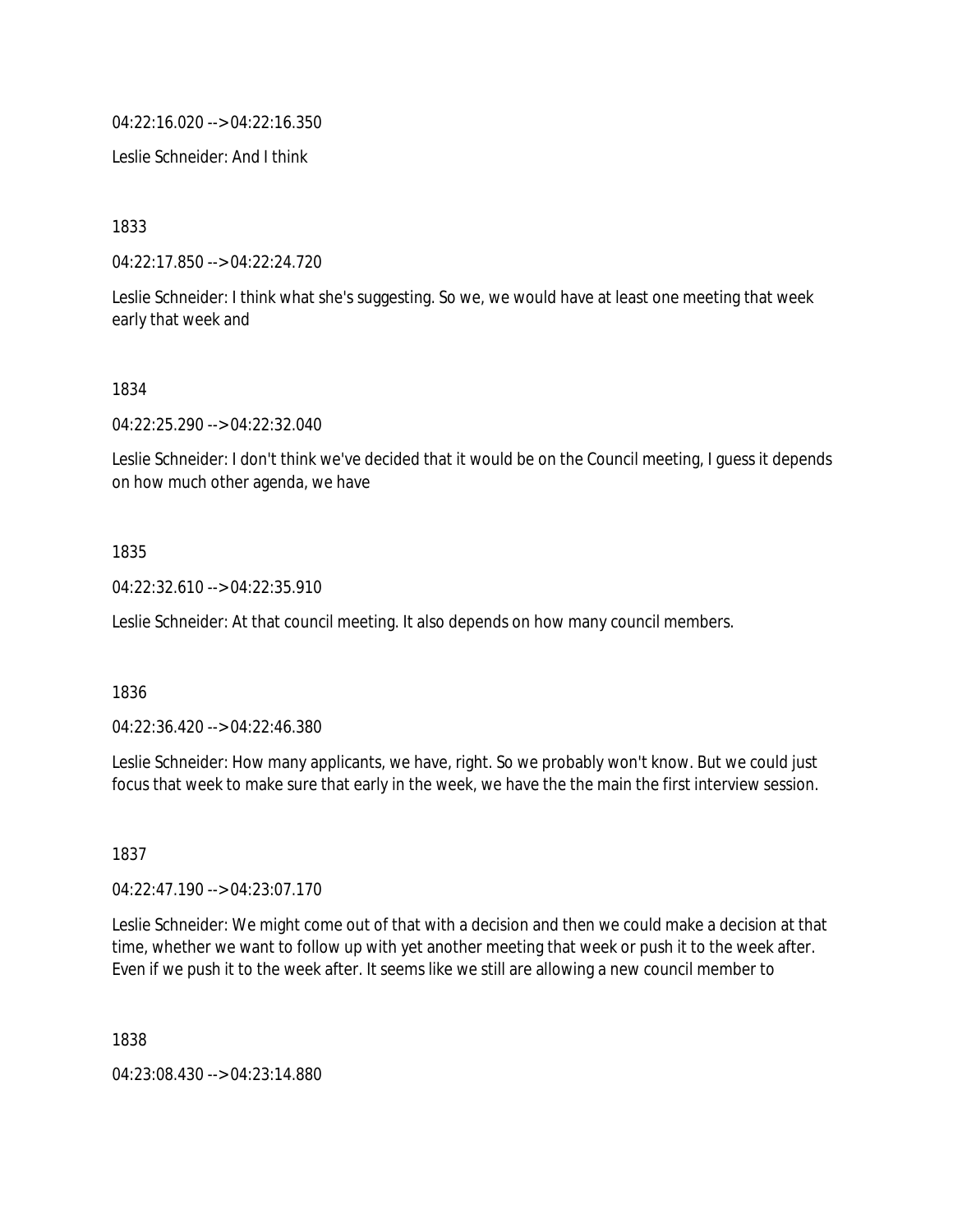04:22:16.020 --> 04:22:16.350

Leslie Schneider: And I think

1833

04:22:17.850 --> 04:22:24.720

Leslie Schneider: I think what she's suggesting. So we, we would have at least one meeting that week early that week and

1834

04:22:25.290 --> 04:22:32.040

Leslie Schneider: I don't think we've decided that it would be on the Council meeting, I guess it depends on how much other agenda, we have

1835

04:22:32.610 --> 04:22:35.910

Leslie Schneider: At that council meeting. It also depends on how many council members.

1836

04:22:36.420 --> 04:22:46.380

Leslie Schneider: How many applicants, we have, right. So we probably won't know. But we could just focus that week to make sure that early in the week, we have the the main the first interview session.

1837

04:22:47.190 --> 04:23:07.170

Leslie Schneider: We might come out of that with a decision and then we could make a decision at that time, whether we want to follow up with yet another meeting that week or push it to the week after. Even if we push it to the week after. It seems like we still are allowing a new council member to

1838

04:23:08.430 --> 04:23:14.880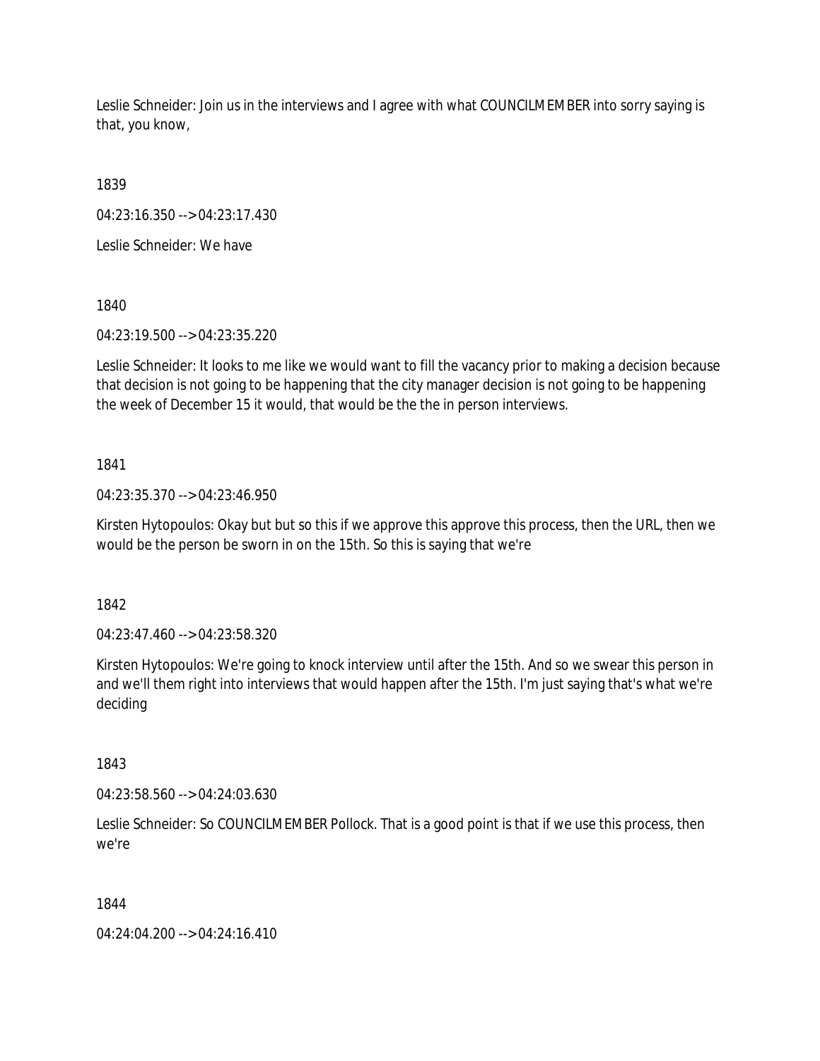Leslie Schneider: Join us in the interviews and I agree with what COUNCILMEMBER into sorry saying is that, you know,

1839

04:23:16.350 --> 04:23:17.430

Leslie Schneider: We have

1840

04:23:19.500 --> 04:23:35.220

Leslie Schneider: It looks to me like we would want to fill the vacancy prior to making a decision because that decision is not going to be happening that the city manager decision is not going to be happening the week of December 15 it would, that would be the the in person interviews.

1841

04:23:35.370 --> 04:23:46.950

Kirsten Hytopoulos: Okay but but so this if we approve this approve this process, then the URL, then we would be the person be sworn in on the 15th. So this is saying that we're

1842

04:23:47.460 --> 04:23:58.320

Kirsten Hytopoulos: We're going to knock interview until after the 15th. And so we swear this person in and we'll them right into interviews that would happen after the 15th. I'm just saying that's what we're deciding

1843

04:23:58.560 --> 04:24:03.630

Leslie Schneider: So COUNCILMEMBER Pollock. That is a good point is that if we use this process, then we're

1844

04:24:04.200 --> 04:24:16.410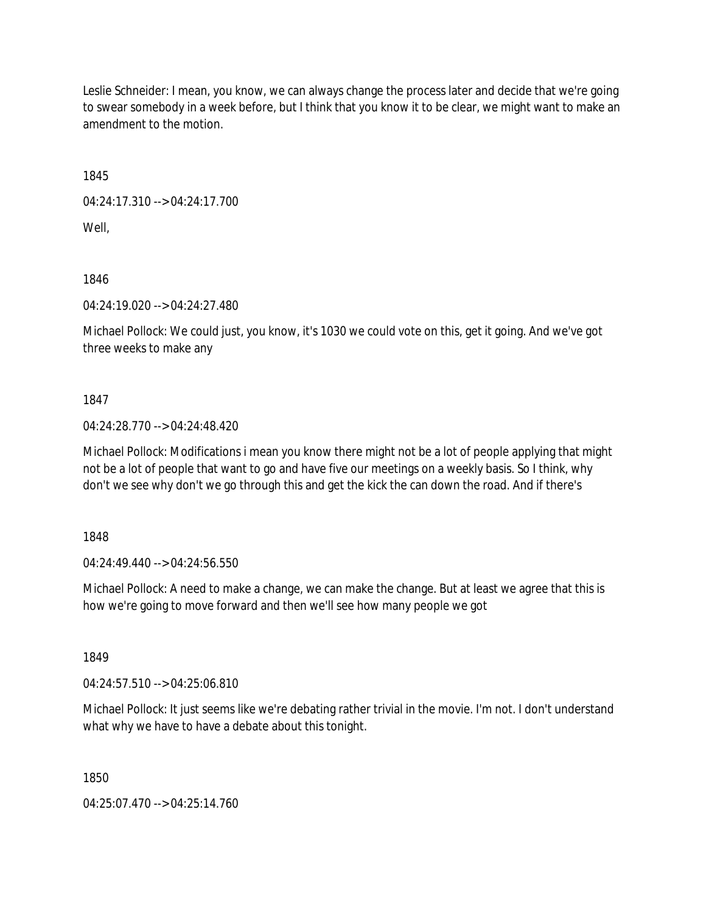Leslie Schneider: I mean, you know, we can always change the process later and decide that we're going to swear somebody in a week before, but I think that you know it to be clear, we might want to make an amendment to the motion.

1845

04:24:17.310 --> 04:24:17.700

Well,

1846

04:24:19.020 --> 04:24:27.480

Michael Pollock: We could just, you know, it's 1030 we could vote on this, get it going. And we've got three weeks to make any

1847

04:24:28.770 --> 04:24:48.420

Michael Pollock: Modifications i mean you know there might not be a lot of people applying that might not be a lot of people that want to go and have five our meetings on a weekly basis. So I think, why don't we see why don't we go through this and get the kick the can down the road. And if there's

1848

04:24:49.440 --> 04:24:56.550

Michael Pollock: A need to make a change, we can make the change. But at least we agree that this is how we're going to move forward and then we'll see how many people we got

1849

04:24:57.510 --> 04:25:06.810

Michael Pollock: It just seems like we're debating rather trivial in the movie. I'm not. I don't understand what why we have to have a debate about this tonight.

1850

04:25:07.470 --> 04:25:14.760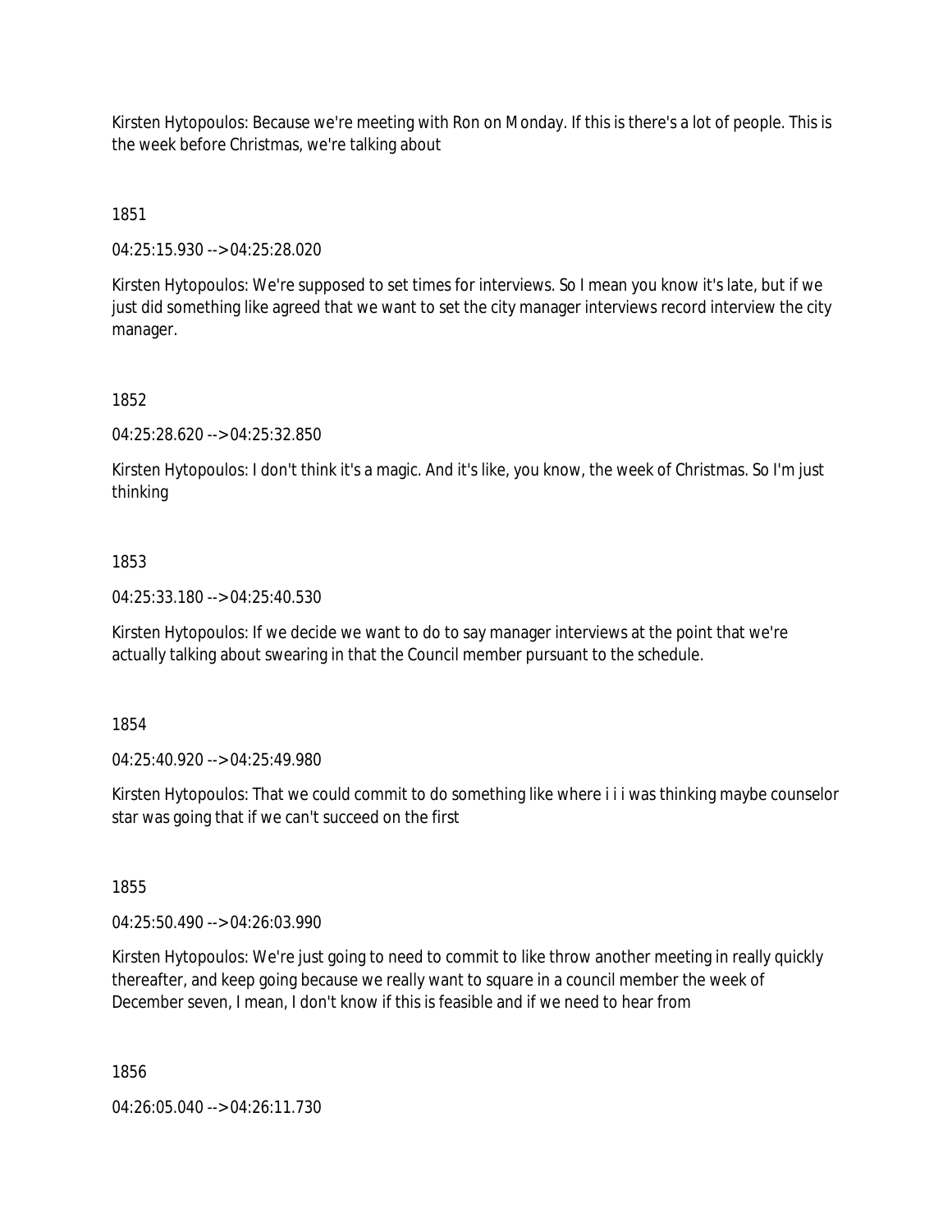Kirsten Hytopoulos: Because we're meeting with Ron on Monday. If this is there's a lot of people. This is the week before Christmas, we're talking about

1851

04:25:15.930 --> 04:25:28.020

Kirsten Hytopoulos: We're supposed to set times for interviews. So I mean you know it's late, but if we just did something like agreed that we want to set the city manager interviews record interview the city manager.

1852

04:25:28.620 --> 04:25:32.850

Kirsten Hytopoulos: I don't think it's a magic. And it's like, you know, the week of Christmas. So I'm just thinking

1853

04:25:33.180 --> 04:25:40.530

Kirsten Hytopoulos: If we decide we want to do to say manager interviews at the point that we're actually talking about swearing in that the Council member pursuant to the schedule.

1854

04:25:40.920 --> 04:25:49.980

Kirsten Hytopoulos: That we could commit to do something like where i i i was thinking maybe counselor star was going that if we can't succeed on the first

1855

04:25:50.490 --> 04:26:03.990

Kirsten Hytopoulos: We're just going to need to commit to like throw another meeting in really quickly thereafter, and keep going because we really want to square in a council member the week of December seven, I mean, I don't know if this is feasible and if we need to hear from

1856

04:26:05.040 --> 04:26:11.730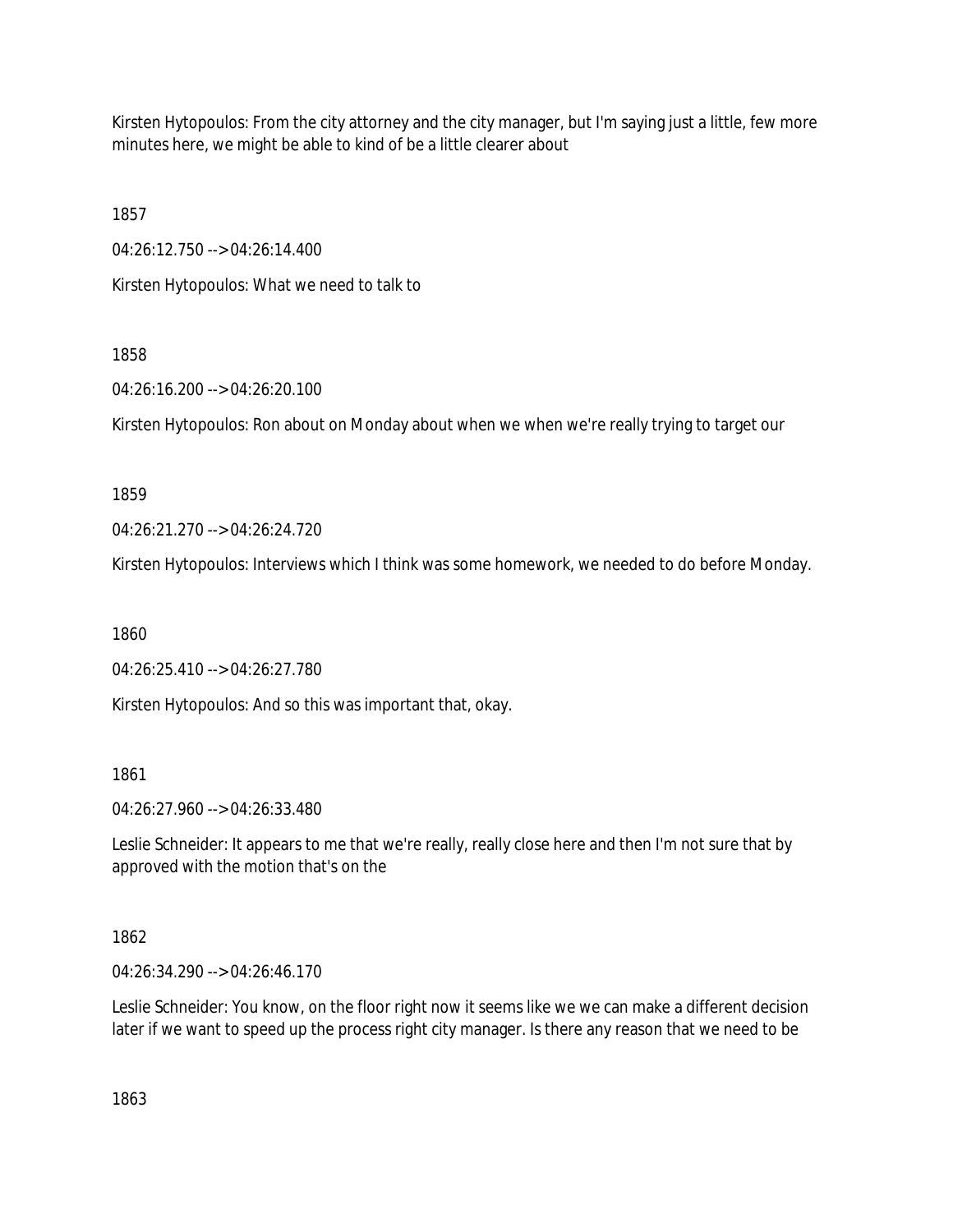Kirsten Hytopoulos: From the city attorney and the city manager, but I'm saying just a little, few more minutes here, we might be able to kind of be a little clearer about

1857

04:26:12.750 --> 04:26:14.400

Kirsten Hytopoulos: What we need to talk to

1858

04:26:16.200 --> 04:26:20.100

Kirsten Hytopoulos: Ron about on Monday about when we when we're really trying to target our

1859

04:26:21.270 --> 04:26:24.720

Kirsten Hytopoulos: Interviews which I think was some homework, we needed to do before Monday.

1860

04:26:25.410 --> 04:26:27.780

Kirsten Hytopoulos: And so this was important that, okay.

1861

04:26:27.960 --> 04:26:33.480

Leslie Schneider: It appears to me that we're really, really close here and then I'm not sure that by approved with the motion that's on the

1862

04:26:34.290 --> 04:26:46.170

Leslie Schneider: You know, on the floor right now it seems like we we can make a different decision later if we want to speed up the process right city manager. Is there any reason that we need to be

1863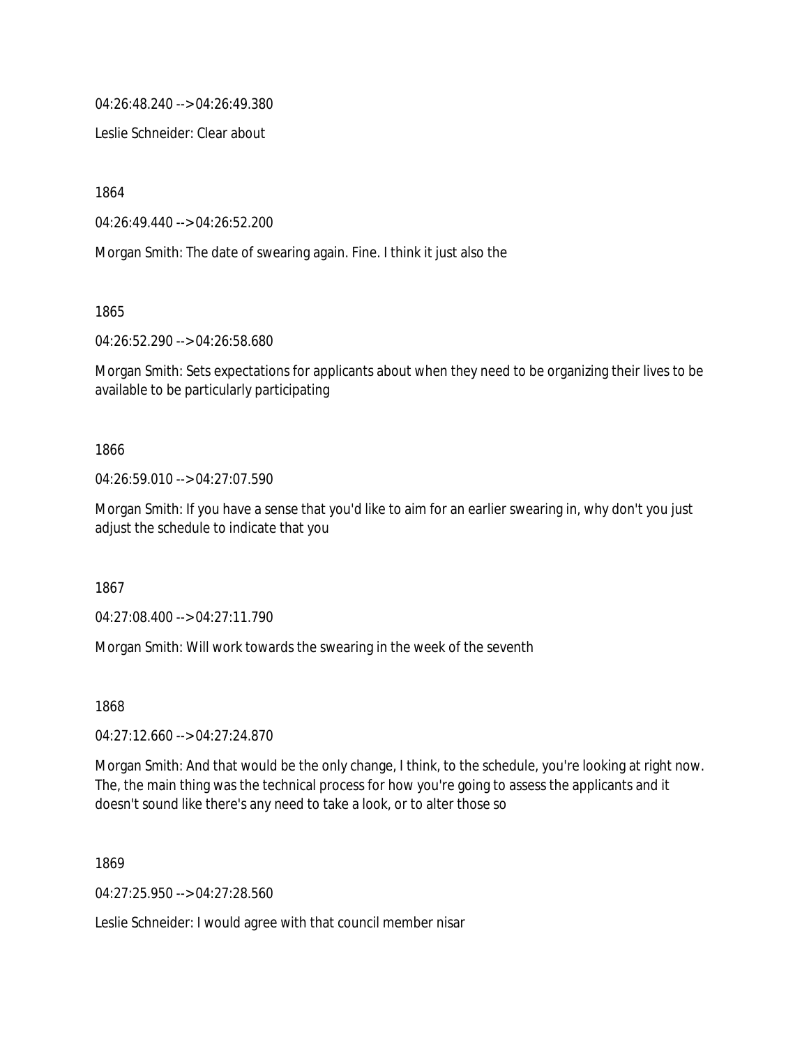04:26:48.240 --> 04:26:49.380

Leslie Schneider: Clear about

1864

04:26:49.440 --> 04:26:52.200

Morgan Smith: The date of swearing again. Fine. I think it just also the

1865

04:26:52.290 --> 04:26:58.680

Morgan Smith: Sets expectations for applicants about when they need to be organizing their lives to be available to be particularly participating

1866

04:26:59.010 --> 04:27:07.590

Morgan Smith: If you have a sense that you'd like to aim for an earlier swearing in, why don't you just adjust the schedule to indicate that you

1867

04:27:08.400 --> 04:27:11.790

Morgan Smith: Will work towards the swearing in the week of the seventh

1868

04:27:12.660 --> 04:27:24.870

Morgan Smith: And that would be the only change, I think, to the schedule, you're looking at right now. The, the main thing was the technical process for how you're going to assess the applicants and it doesn't sound like there's any need to take a look, or to alter those so

1869

04:27:25.950 --> 04:27:28.560

Leslie Schneider: I would agree with that council member nisar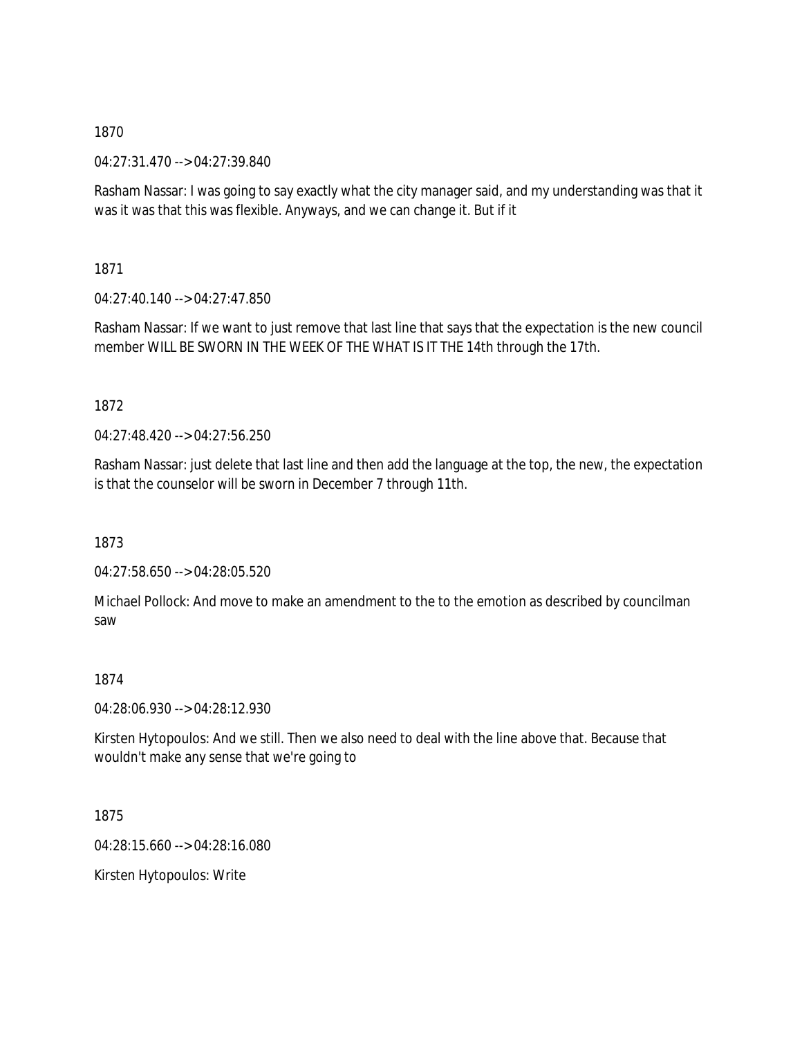1870

04:27:31.470 --> 04:27:39.840

Rasham Nassar: I was going to say exactly what the city manager said, and my understanding was that it was it was that this was flexible. Anyways, and we can change it. But if it

1871

04:27:40.140 --> 04:27:47.850

Rasham Nassar: If we want to just remove that last line that says that the expectation is the new council member WILL BE SWORN IN THE WEEK OF THE WHAT IS IT THE 14th through the 17th.

1872

04:27:48.420 --> 04:27:56.250

Rasham Nassar: just delete that last line and then add the language at the top, the new, the expectation is that the counselor will be sworn in December 7 through 11th.

1873

04:27:58.650 --> 04:28:05.520

Michael Pollock: And move to make an amendment to the to the emotion as described by councilman saw

1874

04:28:06.930 --> 04:28:12.930

Kirsten Hytopoulos: And we still. Then we also need to deal with the line above that. Because that wouldn't make any sense that we're going to

1875

04:28:15.660 --> 04:28:16.080

Kirsten Hytopoulos: Write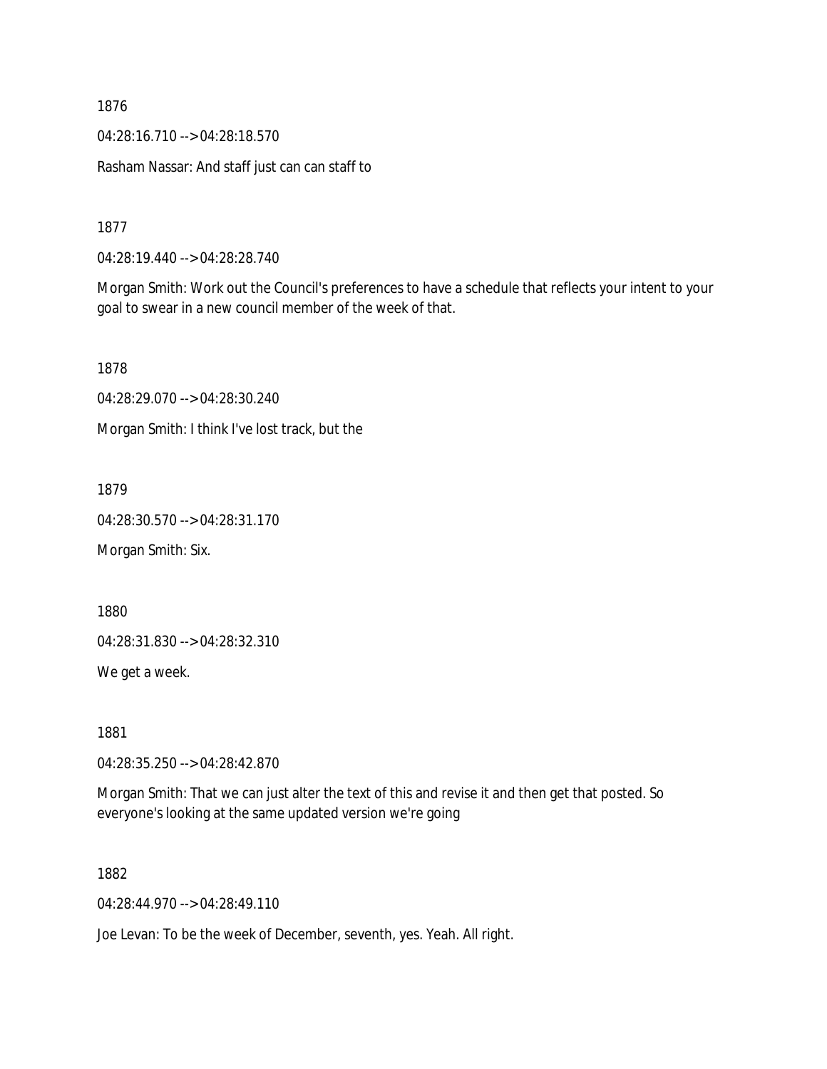1876

04:28:16.710 --> 04:28:18.570

Rasham Nassar: And staff just can can staff to

1877

04:28:19.440 --> 04:28:28.740

Morgan Smith: Work out the Council's preferences to have a schedule that reflects your intent to your goal to swear in a new council member of the week of that.

1878

04:28:29.070 --> 04:28:30.240

Morgan Smith: I think I've lost track, but the

1879

04:28:30.570 --> 04:28:31.170

Morgan Smith: Six.

1880

04:28:31.830 --> 04:28:32.310

We get a week.

1881

04:28:35.250 --> 04:28:42.870

Morgan Smith: That we can just alter the text of this and revise it and then get that posted. So everyone's looking at the same updated version we're going

1882

04:28:44.970 --> 04:28:49.110

Joe Levan: To be the week of December, seventh, yes. Yeah. All right.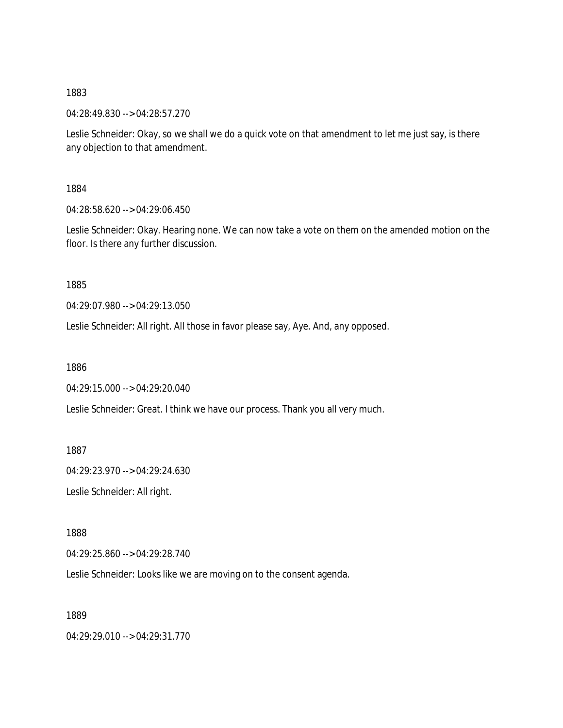1883

04:28:49.830 --> 04:28:57.270

Leslie Schneider: Okay, so we shall we do a quick vote on that amendment to let me just say, is there any objection to that amendment.

1884

04:28:58.620 --> 04:29:06.450

Leslie Schneider: Okay. Hearing none. We can now take a vote on them on the amended motion on the floor. Is there any further discussion.

1885

04:29:07.980 --> 04:29:13.050

Leslie Schneider: All right. All those in favor please say, Aye. And, any opposed.

1886

04:29:15.000 --> 04:29:20.040

Leslie Schneider: Great. I think we have our process. Thank you all very much.

1887

04:29:23.970 --> 04:29:24.630

Leslie Schneider: All right.

1888

04:29:25.860 --> 04:29:28.740

Leslie Schneider: Looks like we are moving on to the consent agenda.

1889

04:29:29.010 --> 04:29:31.770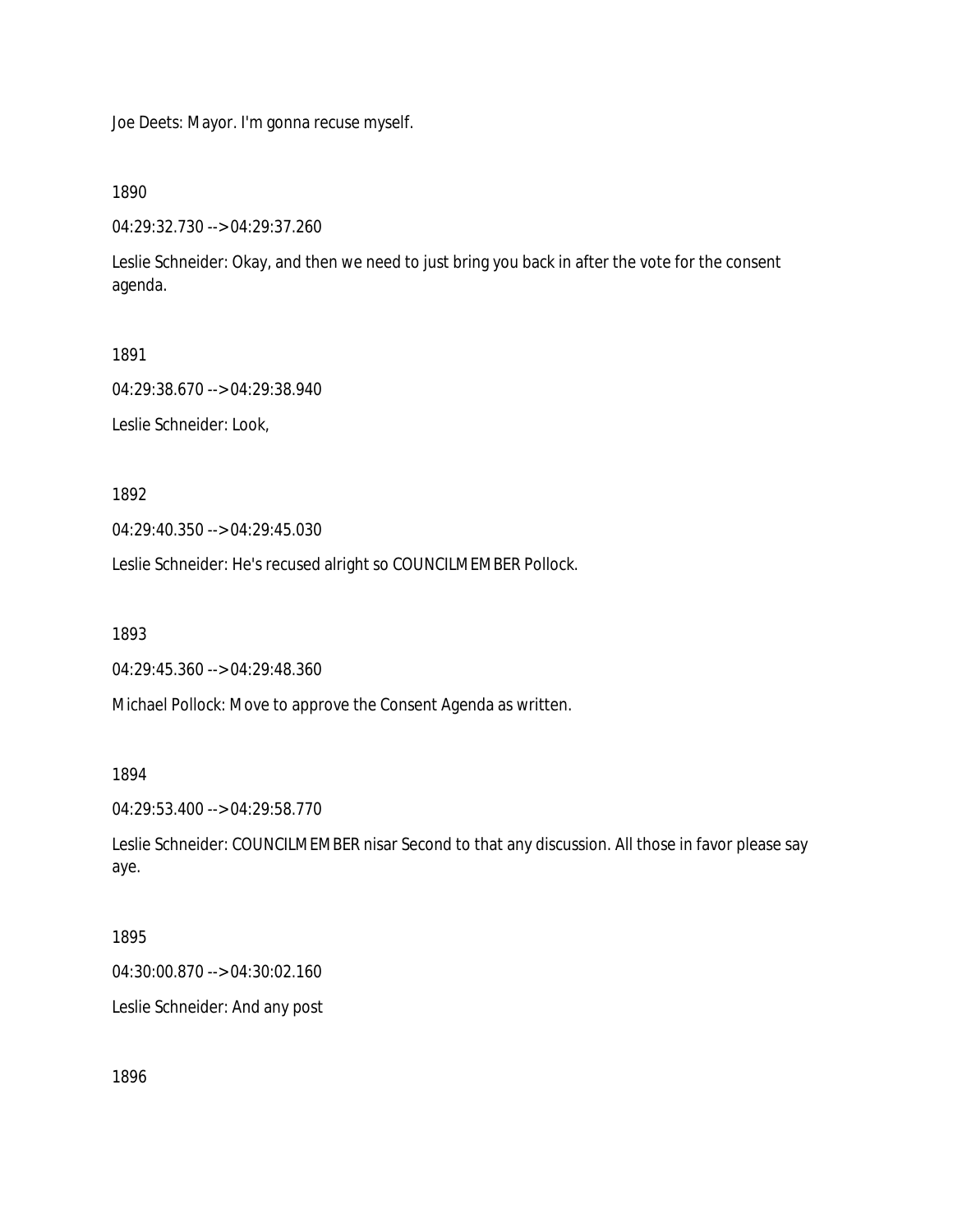Joe Deets: Mayor. I'm gonna recuse myself.

1890

04:29:32.730 --> 04:29:37.260

Leslie Schneider: Okay, and then we need to just bring you back in after the vote for the consent agenda.

1891

04:29:38.670 --> 04:29:38.940

Leslie Schneider: Look,

1892

04:29:40.350 --> 04:29:45.030

Leslie Schneider: He's recused alright so COUNCILMEMBER Pollock.

1893

04:29:45.360 --> 04:29:48.360

Michael Pollock: Move to approve the Consent Agenda as written.

1894

04:29:53.400 --> 04:29:58.770

Leslie Schneider: COUNCILMEMBER nisar Second to that any discussion. All those in favor please say aye.

1895

04:30:00.870 --> 04:30:02.160

Leslie Schneider: And any post

1896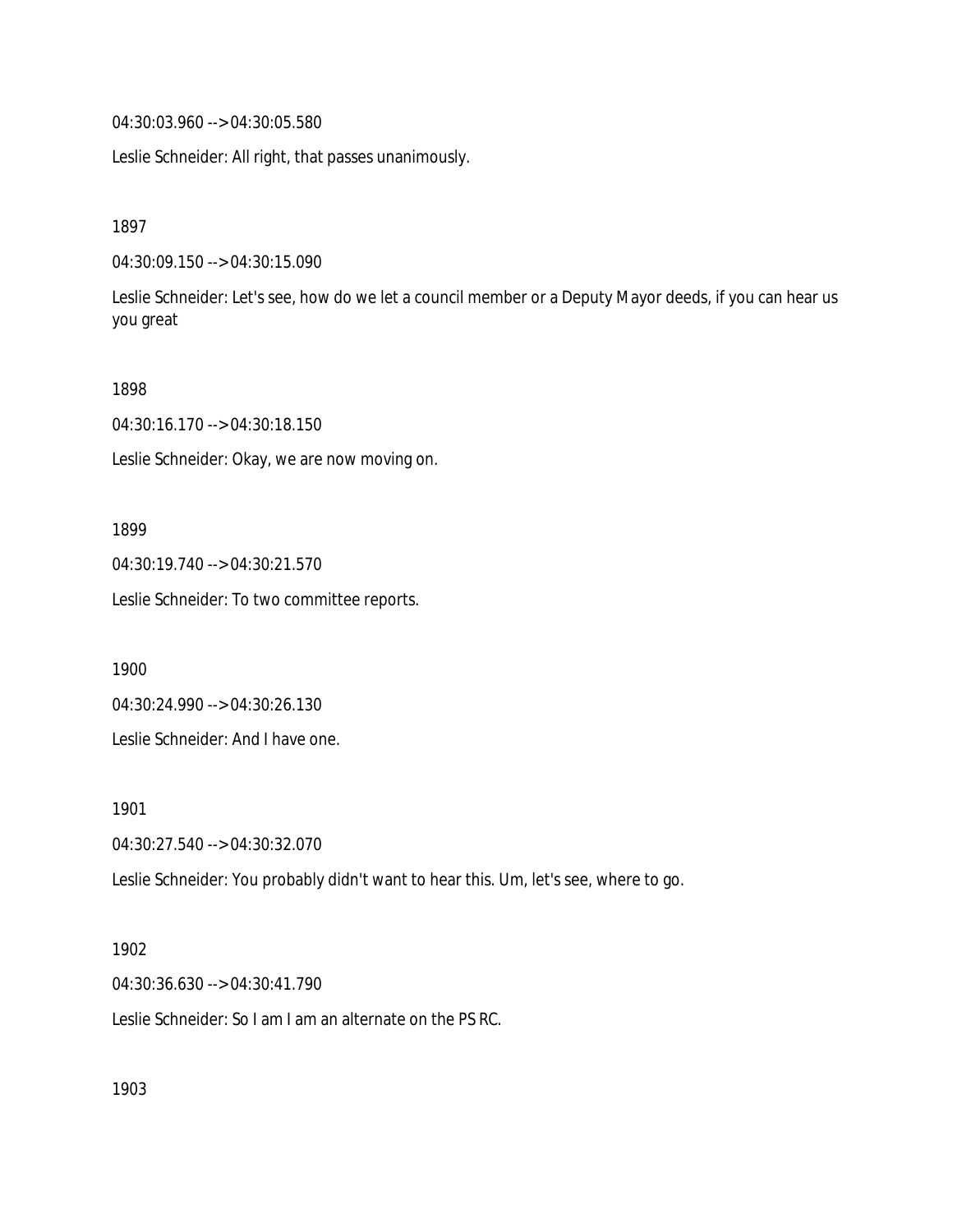04:30:03.960 --> 04:30:05.580

Leslie Schneider: All right, that passes unanimously.

1897

04:30:09.150 --> 04:30:15.090

Leslie Schneider: Let's see, how do we let a council member or a Deputy Mayor deeds, if you can hear us you great

1898

04:30:16.170 --> 04:30:18.150

Leslie Schneider: Okay, we are now moving on.

1899

04:30:19.740 --> 04:30:21.570

Leslie Schneider: To two committee reports.

1900

04:30:24.990 --> 04:30:26.130

Leslie Schneider: And I have one.

1901

04:30:27.540 --> 04:30:32.070

Leslie Schneider: You probably didn't want to hear this. Um, let's see, where to go.

1902

04:30:36.630 --> 04:30:41.790

Leslie Schneider: So I am I am an alternate on the PS RC.

1903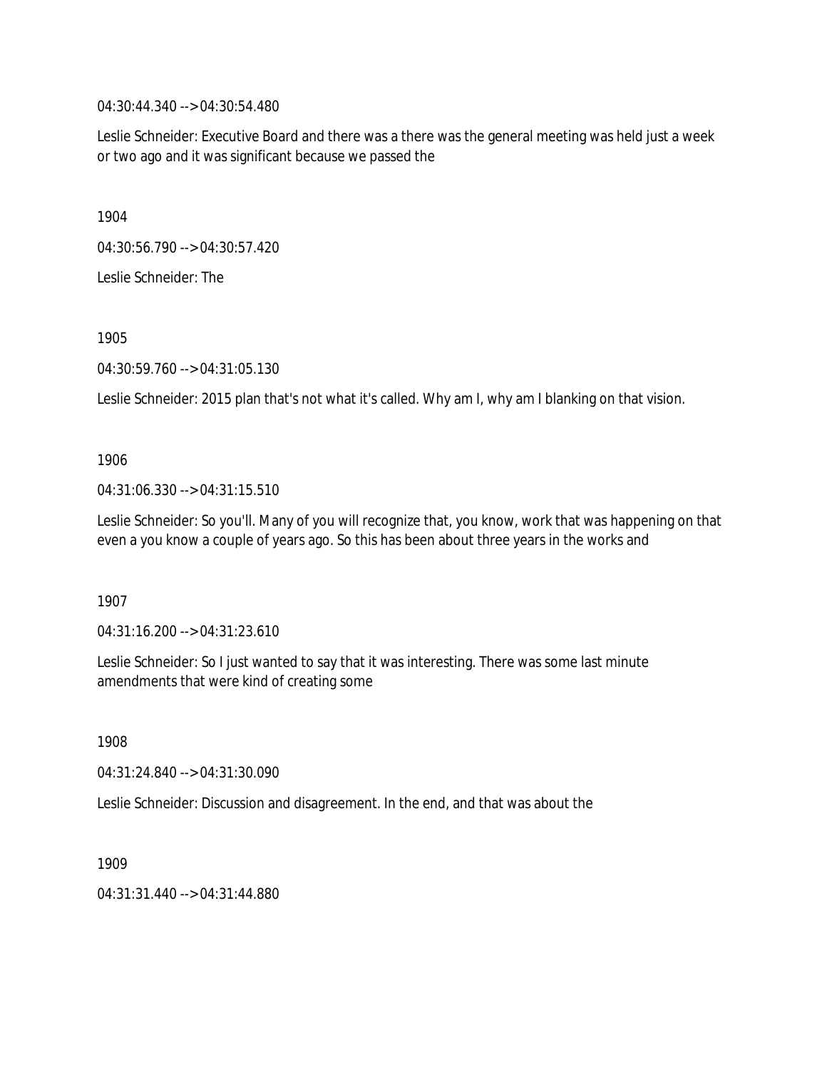04:30:44.340 --> 04:30:54.480

Leslie Schneider: Executive Board and there was a there was the general meeting was held just a week or two ago and it was significant because we passed the

1904

04:30:56.790 --> 04:30:57.420

Leslie Schneider: The

1905

04:30:59.760 --> 04:31:05.130

Leslie Schneider: 2015 plan that's not what it's called. Why am I, why am I blanking on that vision.

1906

04:31:06.330 --> 04:31:15.510

Leslie Schneider: So you'll. Many of you will recognize that, you know, work that was happening on that even a you know a couple of years ago. So this has been about three years in the works and

1907

04:31:16.200 --> 04:31:23.610

Leslie Schneider: So I just wanted to say that it was interesting. There was some last minute amendments that were kind of creating some

1908

04:31:24.840 --> 04:31:30.090

Leslie Schneider: Discussion and disagreement. In the end, and that was about the

1909

04:31:31.440 --> 04:31:44.880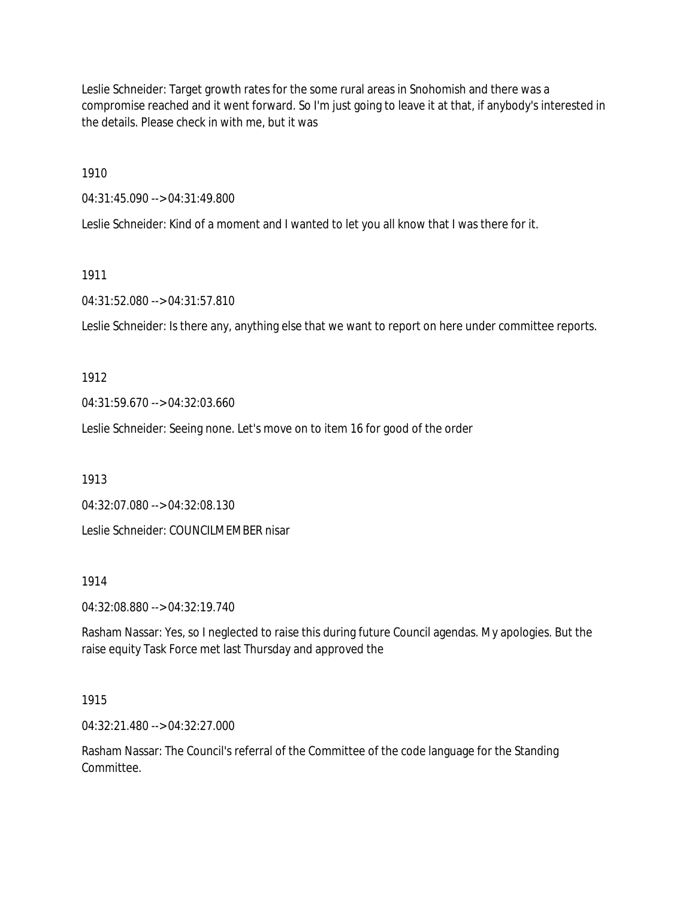Leslie Schneider: Target growth rates for the some rural areas in Snohomish and there was a compromise reached and it went forward. So I'm just going to leave it at that, if anybody's interested in the details. Please check in with me, but it was

1910

04:31:45.090 --> 04:31:49.800

Leslie Schneider: Kind of a moment and I wanted to let you all know that I was there for it.

1911

04:31:52.080 --> 04:31:57.810

Leslie Schneider: Is there any, anything else that we want to report on here under committee reports.

1912

04:31:59.670 --> 04:32:03.660

Leslie Schneider: Seeing none. Let's move on to item 16 for good of the order

1913

04:32:07.080 --> 04:32:08.130

Leslie Schneider: COUNCILMEMBER nisar

1914

04:32:08.880 --> 04:32:19.740

Rasham Nassar: Yes, so I neglected to raise this during future Council agendas. My apologies. But the raise equity Task Force met last Thursday and approved the

1915

04:32:21.480 --> 04:32:27.000

Rasham Nassar: The Council's referral of the Committee of the code language for the Standing Committee.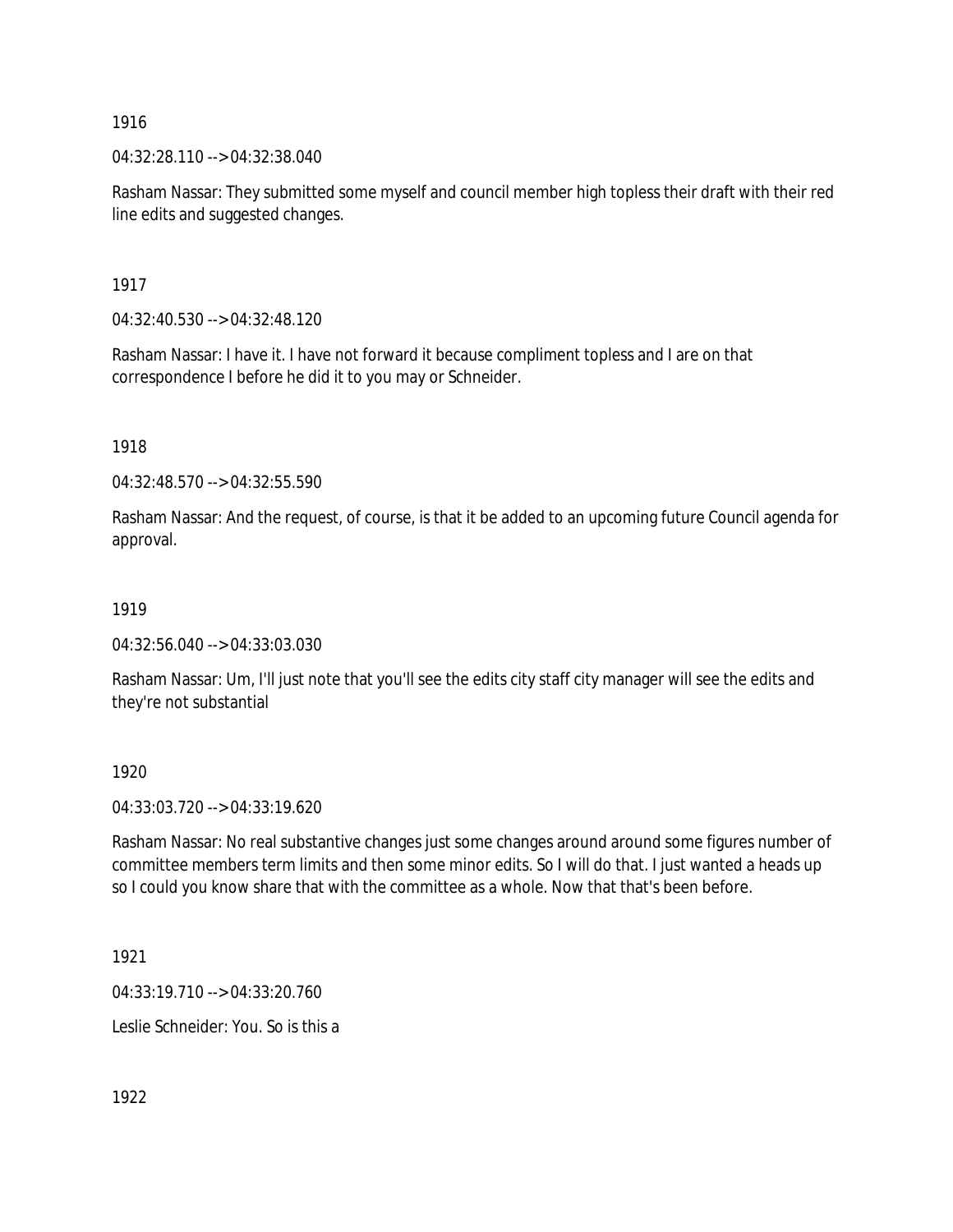1916

04:32:28.110 --> 04:32:38.040

Rasham Nassar: They submitted some myself and council member high topless their draft with their red line edits and suggested changes.

1917

04:32:40.530 --> 04:32:48.120

Rasham Nassar: I have it. I have not forward it because compliment topless and I are on that correspondence I before he did it to you may or Schneider.

1918

04:32:48.570 --> 04:32:55.590

Rasham Nassar: And the request, of course, is that it be added to an upcoming future Council agenda for approval.

1919

04:32:56.040 --> 04:33:03.030

Rasham Nassar: Um, I'll just note that you'll see the edits city staff city manager will see the edits and they're not substantial

1920

04:33:03.720 --> 04:33:19.620

Rasham Nassar: No real substantive changes just some changes around around some figures number of committee members term limits and then some minor edits. So I will do that. I just wanted a heads up so I could you know share that with the committee as a whole. Now that that's been before.

1921

04:33:19.710 --> 04:33:20.760

Leslie Schneider: You. So is this a

1922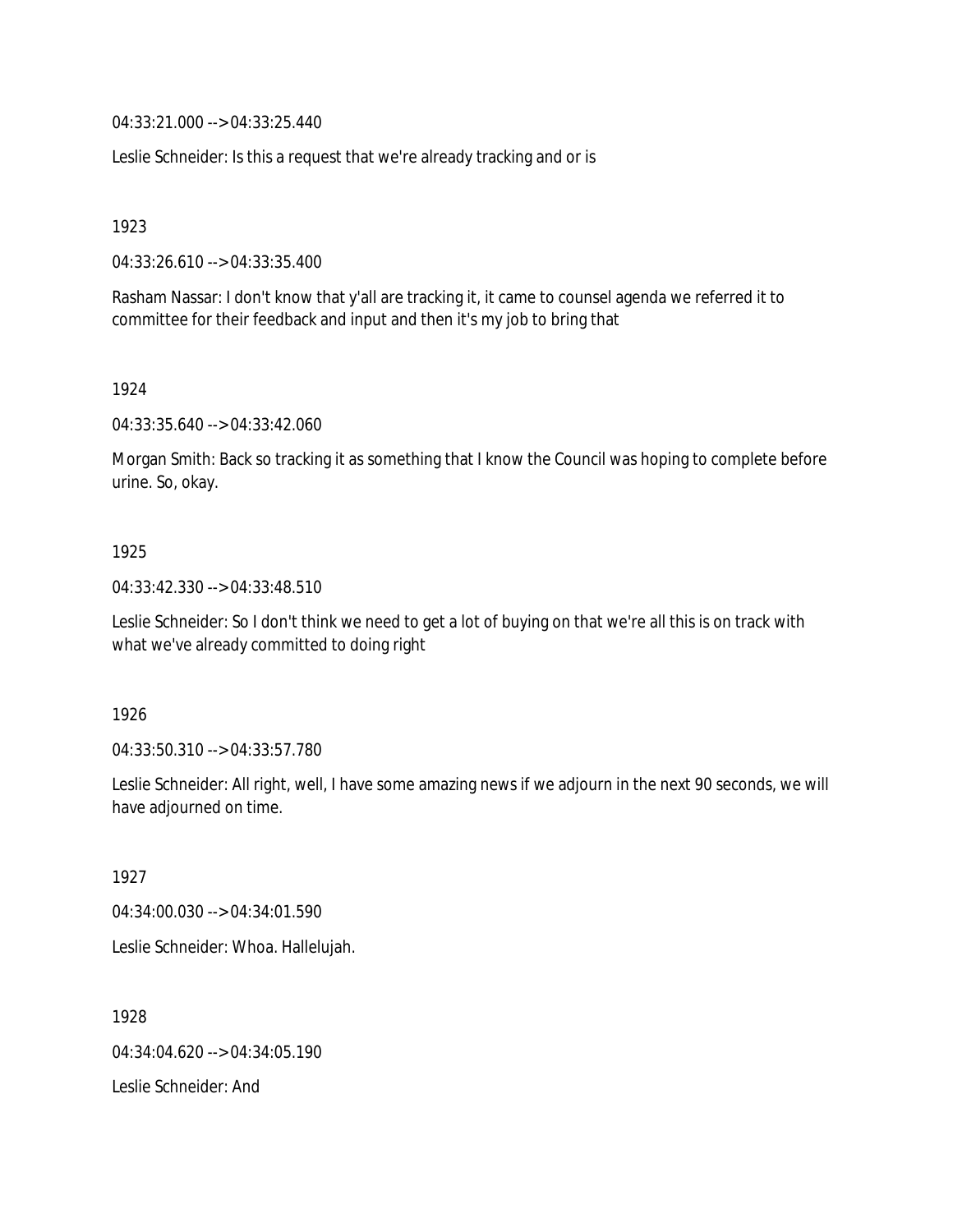04:33:21.000 --> 04:33:25.440

Leslie Schneider: Is this a request that we're already tracking and or is

1923

04:33:26.610 --> 04:33:35.400

Rasham Nassar: I don't know that y'all are tracking it, it came to counsel agenda we referred it to committee for their feedback and input and then it's my job to bring that

1924

04:33:35.640 --> 04:33:42.060

Morgan Smith: Back so tracking it as something that I know the Council was hoping to complete before urine. So, okay.

1925

04:33:42.330 --> 04:33:48.510

Leslie Schneider: So I don't think we need to get a lot of buying on that we're all this is on track with what we've already committed to doing right

1926

04:33:50.310 --> 04:33:57.780

Leslie Schneider: All right, well, I have some amazing news if we adjourn in the next 90 seconds, we will have adjourned on time.

1927

04:34:00.030 --> 04:34:01.590

Leslie Schneider: Whoa. Hallelujah.

1928

04:34:04.620 --> 04:34:05.190

Leslie Schneider: And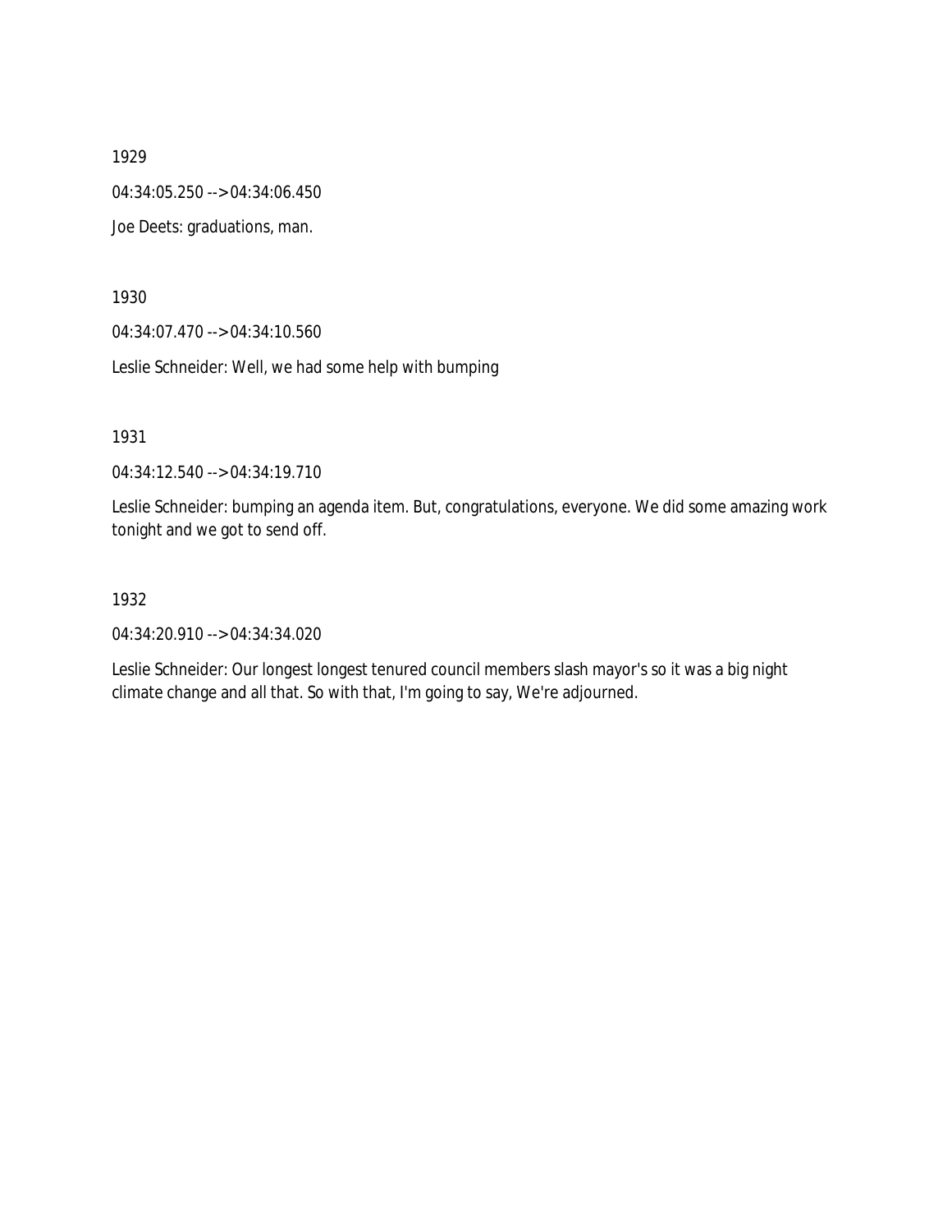1929

04:34:05.250 --> 04:34:06.450

Joe Deets: graduations, man.

1930

04:34:07.470 --> 04:34:10.560

Leslie Schneider: Well, we had some help with bumping

1931

04:34:12.540 --> 04:34:19.710

Leslie Schneider: bumping an agenda item. But, congratulations, everyone. We did some amazing work tonight and we got to send off.

1932

04:34:20.910 --> 04:34:34.020

Leslie Schneider: Our longest longest tenured council members slash mayor's so it was a big night climate change and all that. So with that, I'm going to say, We're adjourned.